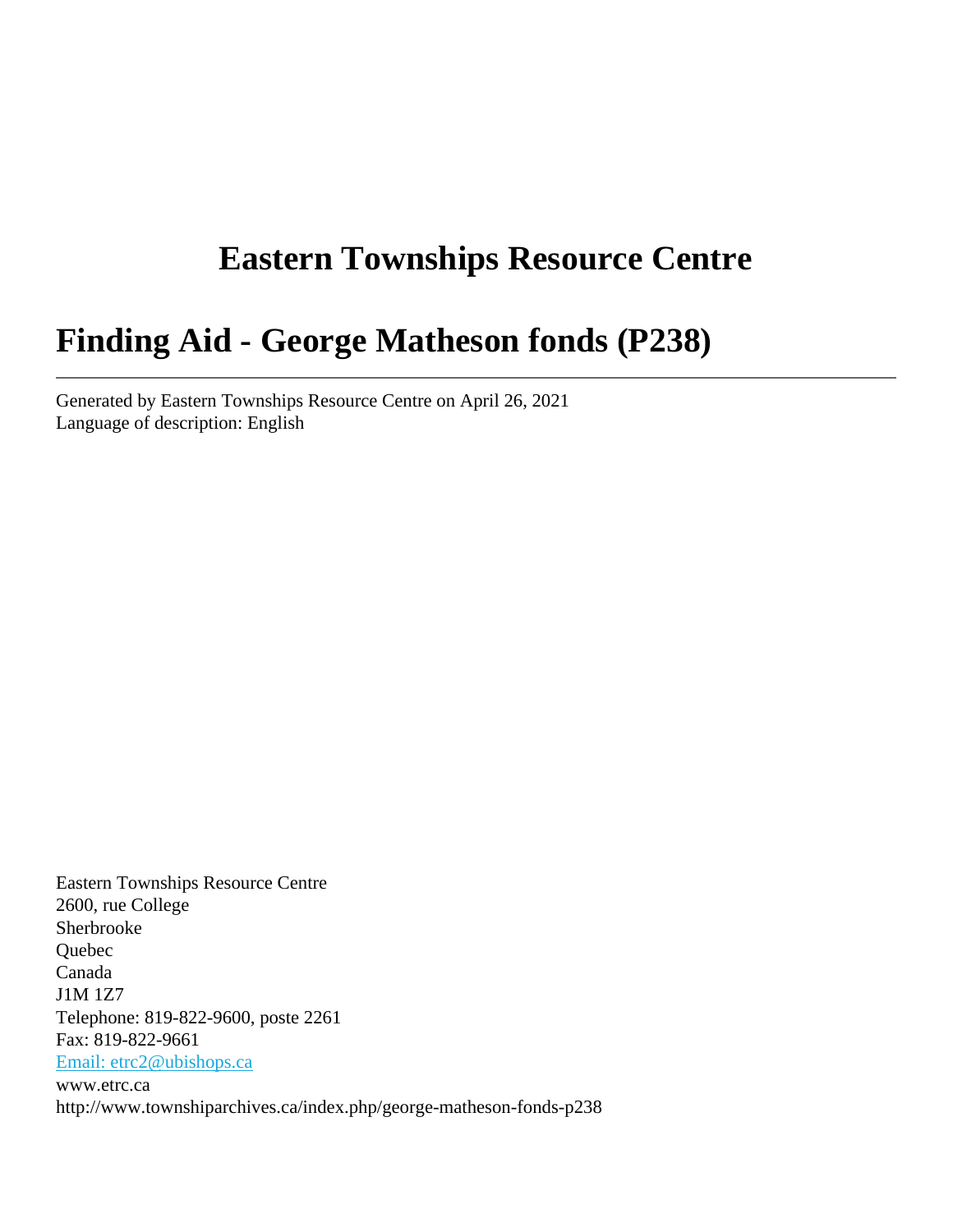# Eastern Townships Resource Centre

# Finding Aid - George Matheson fonds (P238)

---

Generated by Eastern Townships Resource Centre on April 26, 2021
Language of description: English

Eastern Townships Resource Centre
2600, rue College
Sherbrooke
Quebec
Canada
J1M 1Z7
Telephone: 819-822-9600, poste 2261
Fax: 819-822-9661
Email: etrc2@ubishops.ca
www.etrc.ca
http://www.townshiparchives.ca/index.php/george-matheson-fonds-p238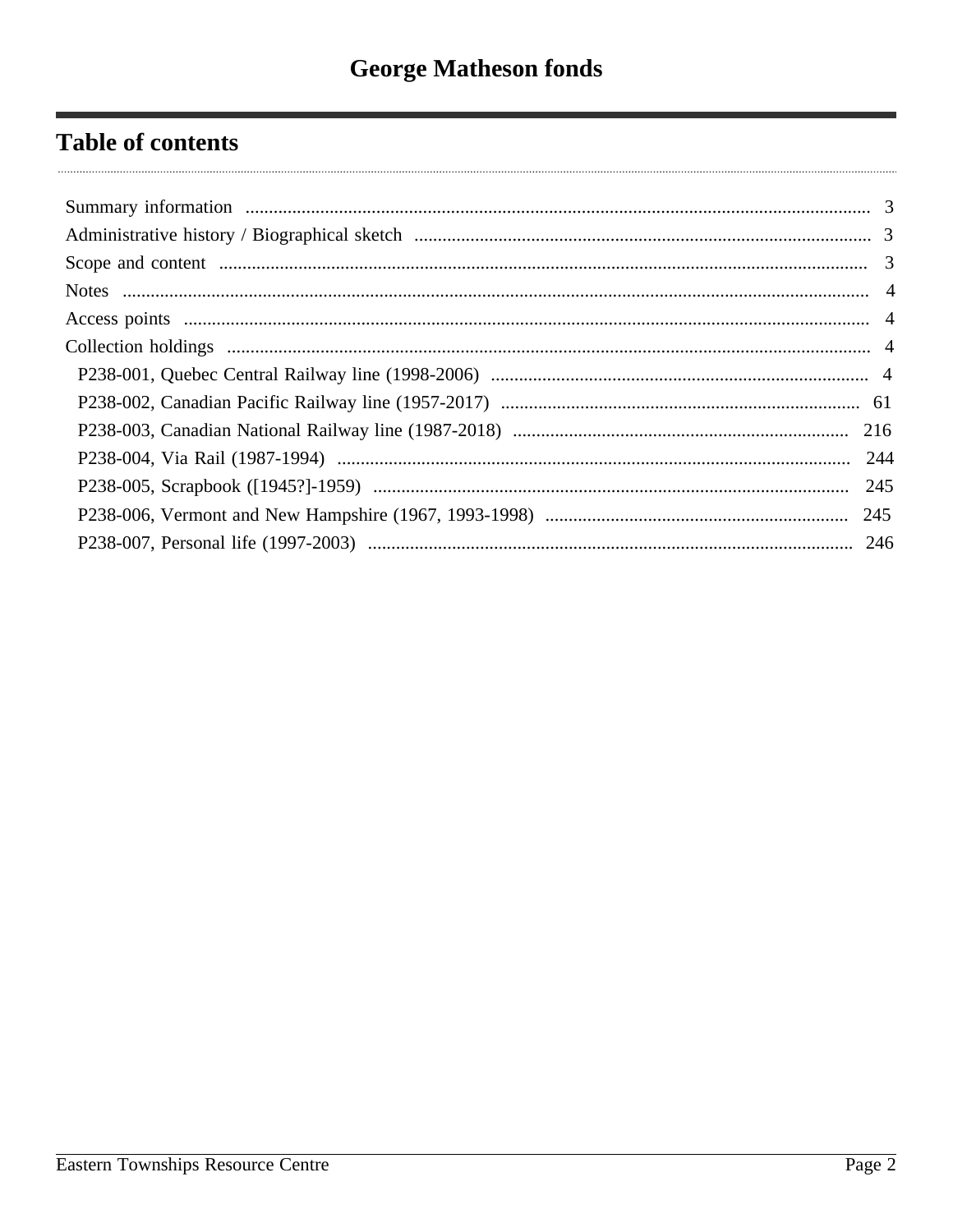# George Matheson fonds

## Table of contents

- Summary information ..... 3
- Administrative history / Biographical sketch ..... 3
- Scope and content ..... 3
- Notes ..... 4
- Access points ..... 4
- Collection holdings ..... 4
  - P238-001, Quebec Central Railway line (1998-2006) ..... 4
  - P238-002, Canadian Pacific Railway line (1957-2017) ..... 61
  - P238-003, Canadian National Railway line (1987-2018) ..... 216
  - P238-004, Via Rail (1987-1994) ..... 244
  - P238-005, Scrapbook ([1945?]-1959) ..... 245
  - P238-006, Vermont and New Hampshire (1967, 1993-1998) ..... 245
  - P238-007, Personal life (1997-2003) ..... 246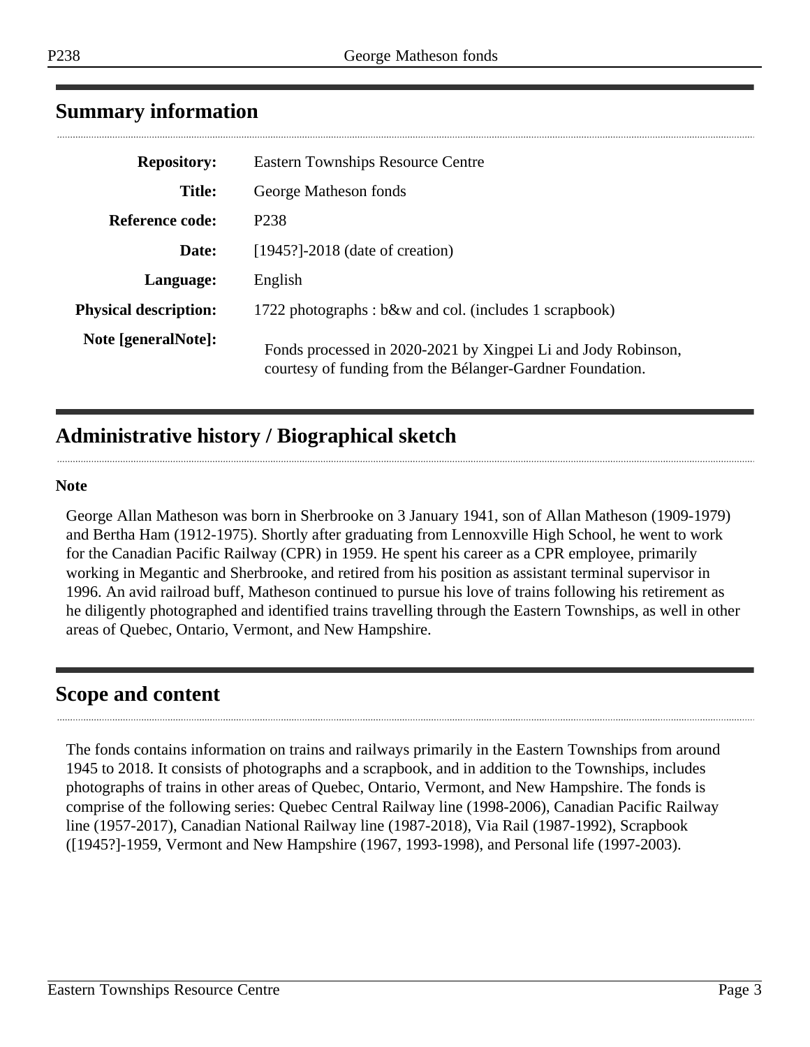## Summary information

| | |
|---|---|
| **Repository:** | Eastern Townships Resource Centre |
| **Title:** | George Matheson fonds |
| **Reference code:** | P238 |
| **Date:** | [1945?]-2018 (date of creation) |
| **Language:** | English |
| **Physical description:** | 1722 photographs : b&w and col. (includes 1 scrapbook) |
| **Note [generalNote]:** | Fonds processed in 2020-2021 by Xingpei Li and Jody Robinson, courtesy of funding from the Bélanger-Gardner Foundation. |

## Administrative history / Biographical sketch

**Note**

George Allan Matheson was born in Sherbrooke on 3 January 1941, son of Allan Matheson (1909-1979) and Bertha Ham (1912-1975). Shortly after graduating from Lennoxville High School, he went to work for the Canadian Pacific Railway (CPR) in 1959. He spent his career as a CPR employee, primarily working in Megantic and Sherbrooke, and retired from his position as assistant terminal supervisor in 1996. An avid railroad buff, Matheson continued to pursue his love of trains following his retirement as he diligently photographed and identified trains travelling through the Eastern Townships, as well in other areas of Quebec, Ontario, Vermont, and New Hampshire.

## Scope and content

The fonds contains information on trains and railways primarily in the Eastern Townships from around 1945 to 2018. It consists of photographs and a scrapbook, and in addition to the Townships, includes photographs of trains in other areas of Quebec, Ontario, Vermont, and New Hampshire. The fonds is comprise of the following series: Quebec Central Railway line (1998-2006), Canadian Pacific Railway line (1957-2017), Canadian National Railway line (1987-2018), Via Rail (1987-1992), Scrapbook ([1945?]-1959, Vermont and New Hampshire (1967, 1993-1998), and Personal life (1997-2003).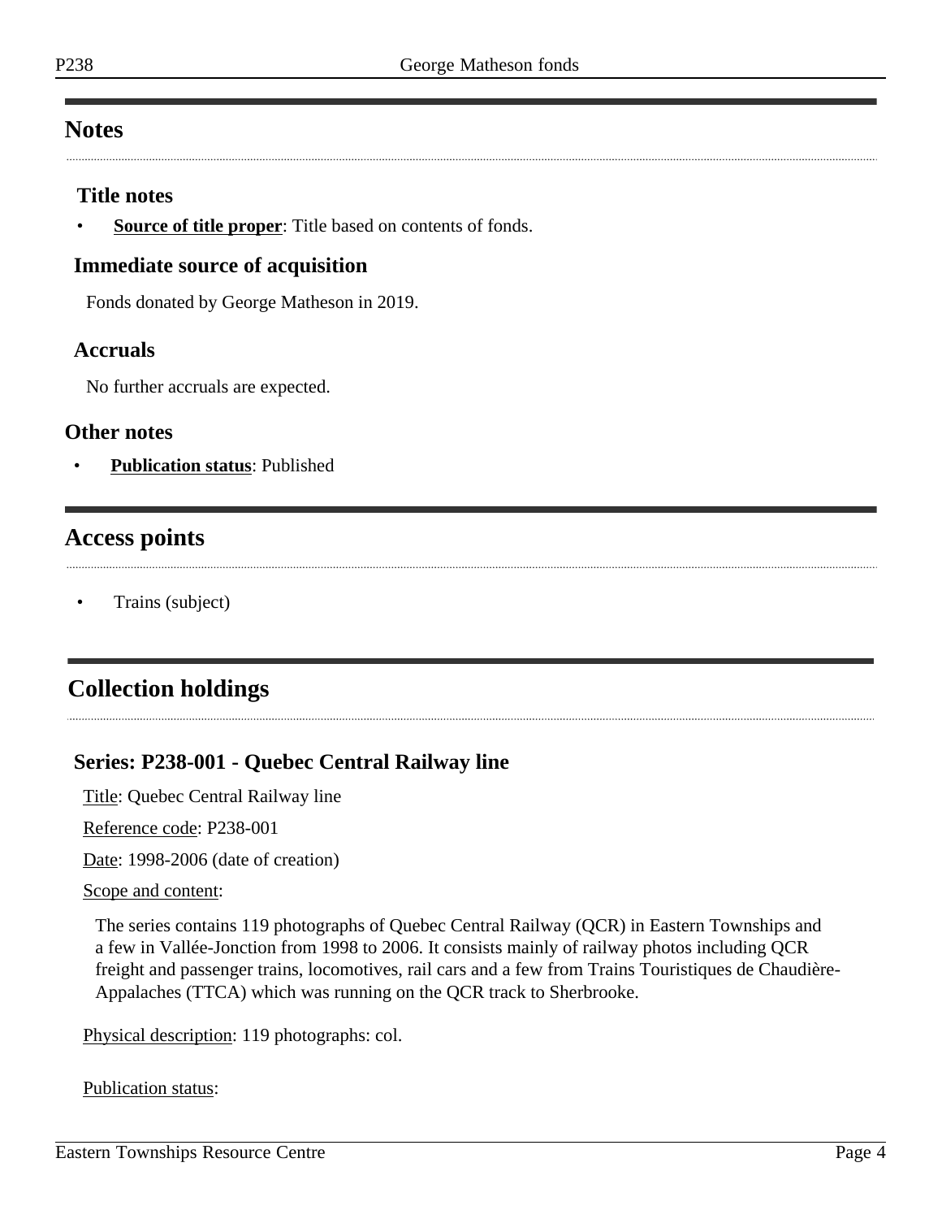## Notes

### Title notes

- **Source of title proper**: Title based on contents of fonds.

### Immediate source of acquisition

Fonds donated by George Matheson in 2019.

### Accruals

No further accruals are expected.

### Other notes

- **Publication status**: Published

## Access points

- Trains (subject)

## Collection holdings

### Series: P238-001 - Quebec Central Railway line

Title: Quebec Central Railway line

Reference code: P238-001

Date: 1998-2006 (date of creation)

Scope and content:

The series contains 119 photographs of Quebec Central Railway (QCR) in Eastern Townships and a few in Vallée-Jonction from 1998 to 2006. It consists mainly of railway photos including QCR freight and passenger trains, locomotives, rail cars and a few from Trains Touristiques de Chaudière-Appalaches (TTCA) which was running on the QCR track to Sherbrooke.

Physical description: 119 photographs: col.

Publication status: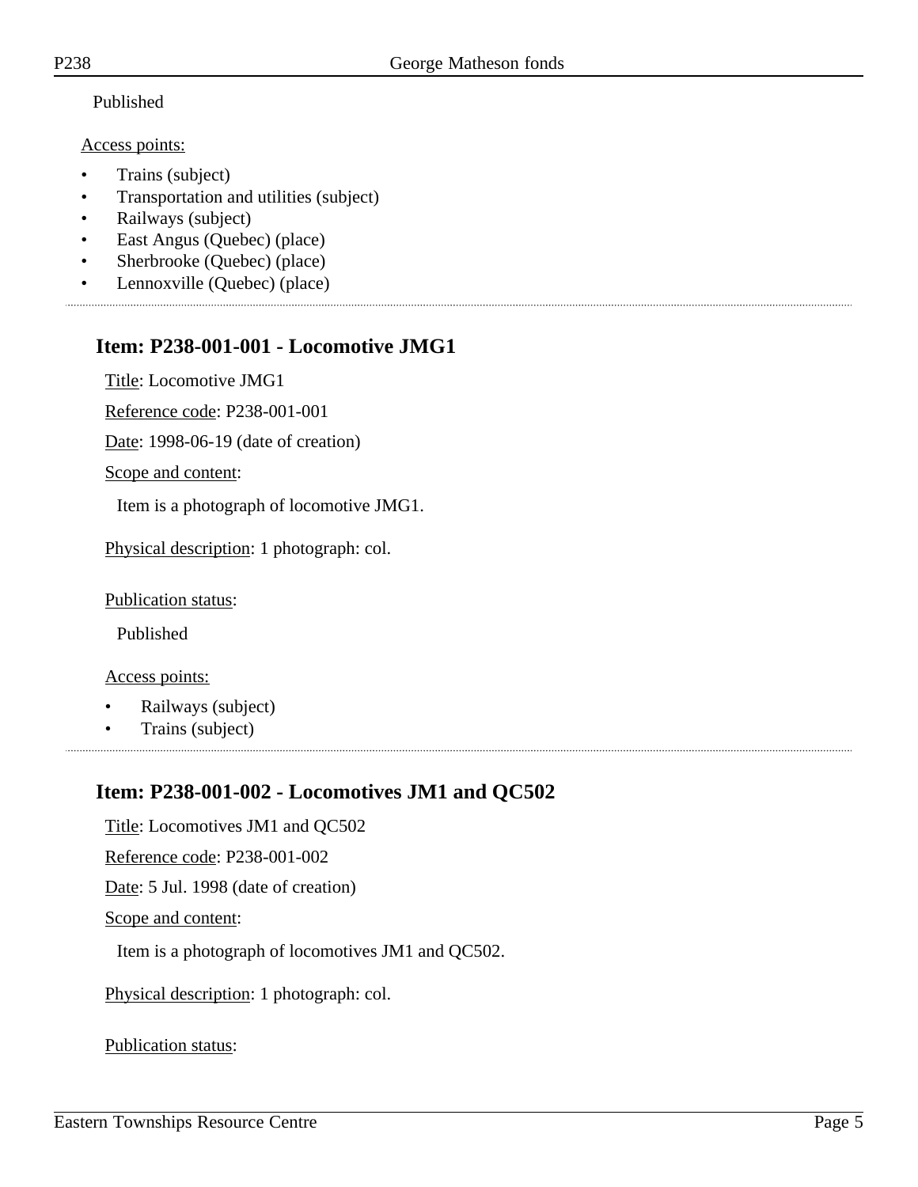Published

Access points:

- Trains (subject)
- Transportation and utilities (subject)
- Railways (subject)
- East Angus (Quebec) (place)
- Sherbrooke (Quebec) (place)
- Lennoxville (Quebec) (place)

## Item: P238-001-001 - Locomotive JMG1

Title: Locomotive JMG1

Reference code: P238-001-001

Date: 1998-06-19 (date of creation)

Scope and content:

Item is a photograph of locomotive JMG1.

Physical description: 1 photograph: col.

Publication status:

Published

Access points:

- Railways (subject)
- Trains (subject)

## Item: P238-001-002 - Locomotives JM1 and QC502

Title: Locomotives JM1 and QC502

Reference code: P238-001-002

Date: 5 Jul. 1998 (date of creation)

Scope and content:

Item is a photograph of locomotives JM1 and QC502.

Physical description: 1 photograph: col.

Publication status: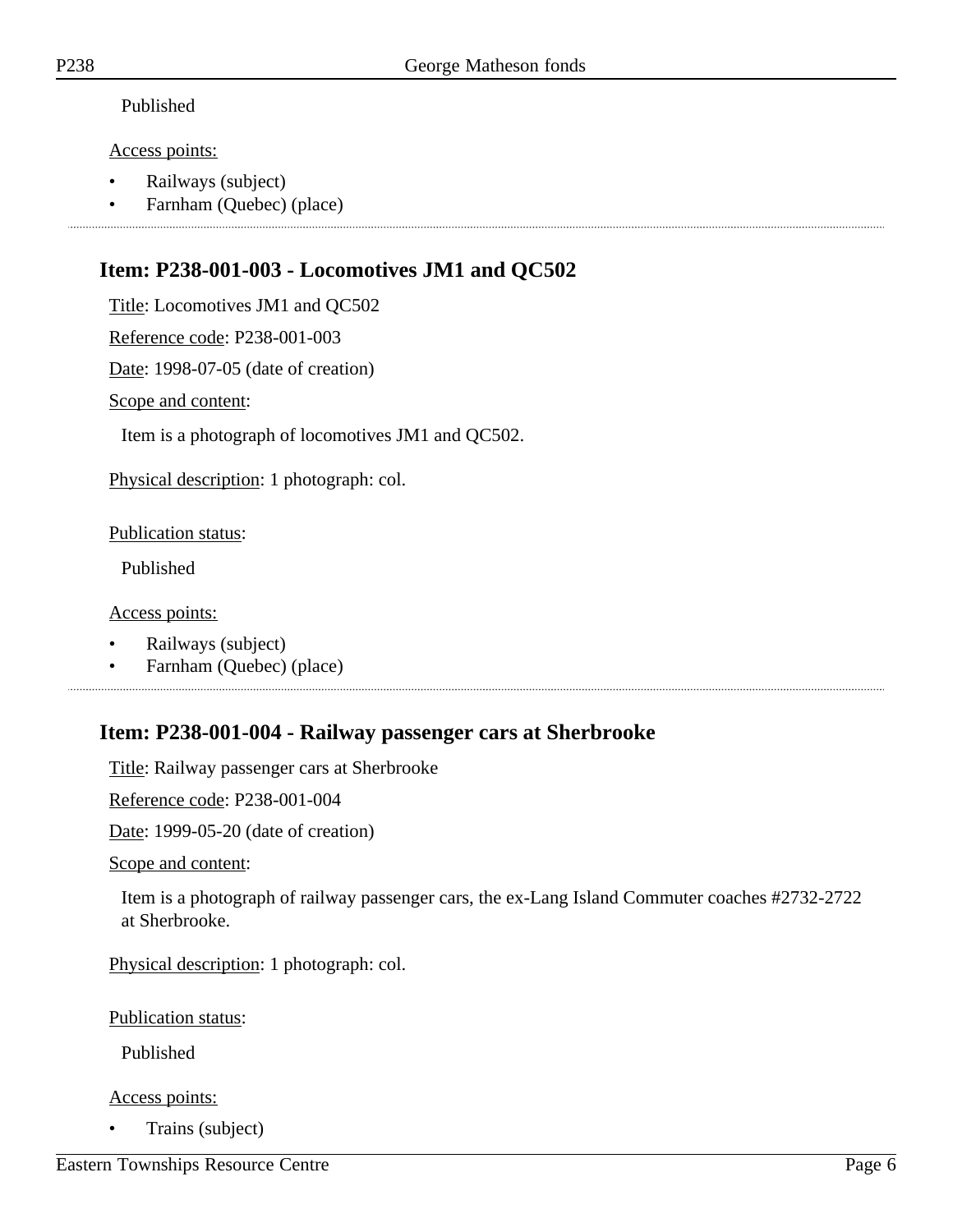Published

Access points:

- Railways (subject)
- Farnham (Quebec) (place)

## Item: P238-001-003 - Locomotives JM1 and QC502

Title: Locomotives JM1 and QC502

Reference code: P238-001-003

Date: 1998-07-05 (date of creation)

Scope and content:

Item is a photograph of locomotives JM1 and QC502.

Physical description: 1 photograph: col.

Publication status:

Published

Access points:

- Railways (subject)
- Farnham (Quebec) (place)

## Item: P238-001-004 - Railway passenger cars at Sherbrooke

Title: Railway passenger cars at Sherbrooke

Reference code: P238-001-004

Date: 1999-05-20 (date of creation)

Scope and content:

Item is a photograph of railway passenger cars, the ex-Lang Island Commuter coaches #2732-2722 at Sherbrooke.

Physical description: 1 photograph: col.

Publication status:

Published

Access points:

- Trains (subject)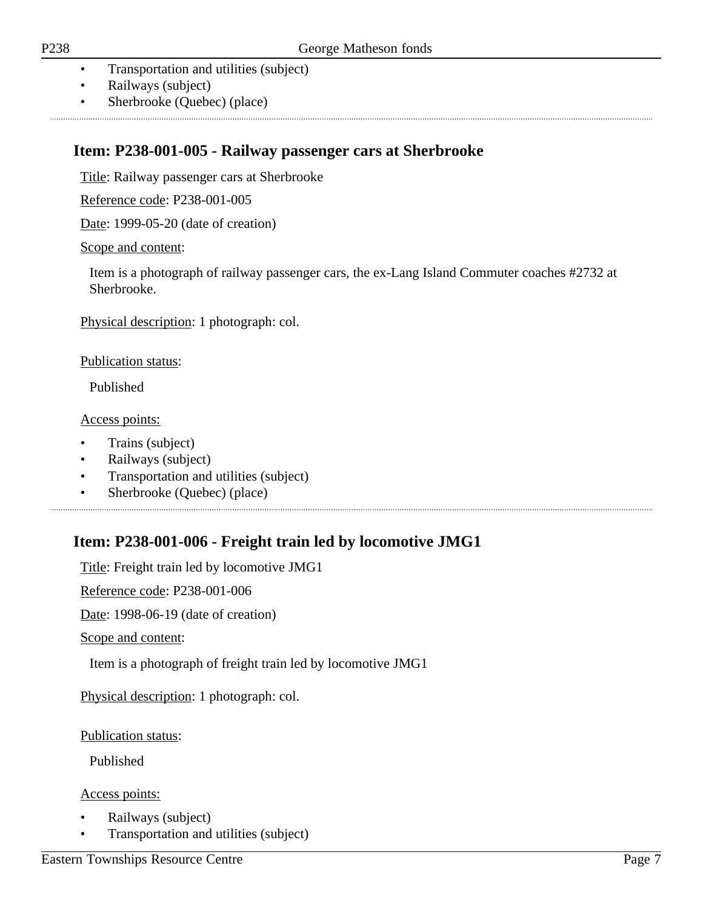- Transportation and utilities (subject)
- Railways (subject)
- Sherbrooke (Quebec) (place)

## Item: P238-001-005 - Railway passenger cars at Sherbrooke

Title: Railway passenger cars at Sherbrooke

Reference code: P238-001-005

Date: 1999-05-20 (date of creation)

Scope and content:

Item is a photograph of railway passenger cars, the ex-Lang Island Commuter coaches #2732 at Sherbrooke.

Physical description: 1 photograph: col.

Publication status:

Published

Access points:

- Trains (subject)
- Railways (subject)
- Transportation and utilities (subject)
- Sherbrooke (Quebec) (place)

## Item: P238-001-006 - Freight train led by locomotive JMG1

Title: Freight train led by locomotive JMG1

Reference code: P238-001-006

Date: 1998-06-19 (date of creation)

Scope and content:

Item is a photograph of freight train led by locomotive JMG1

Physical description: 1 photograph: col.

Publication status:

Published

Access points:

- Railways (subject)
- Transportation and utilities (subject)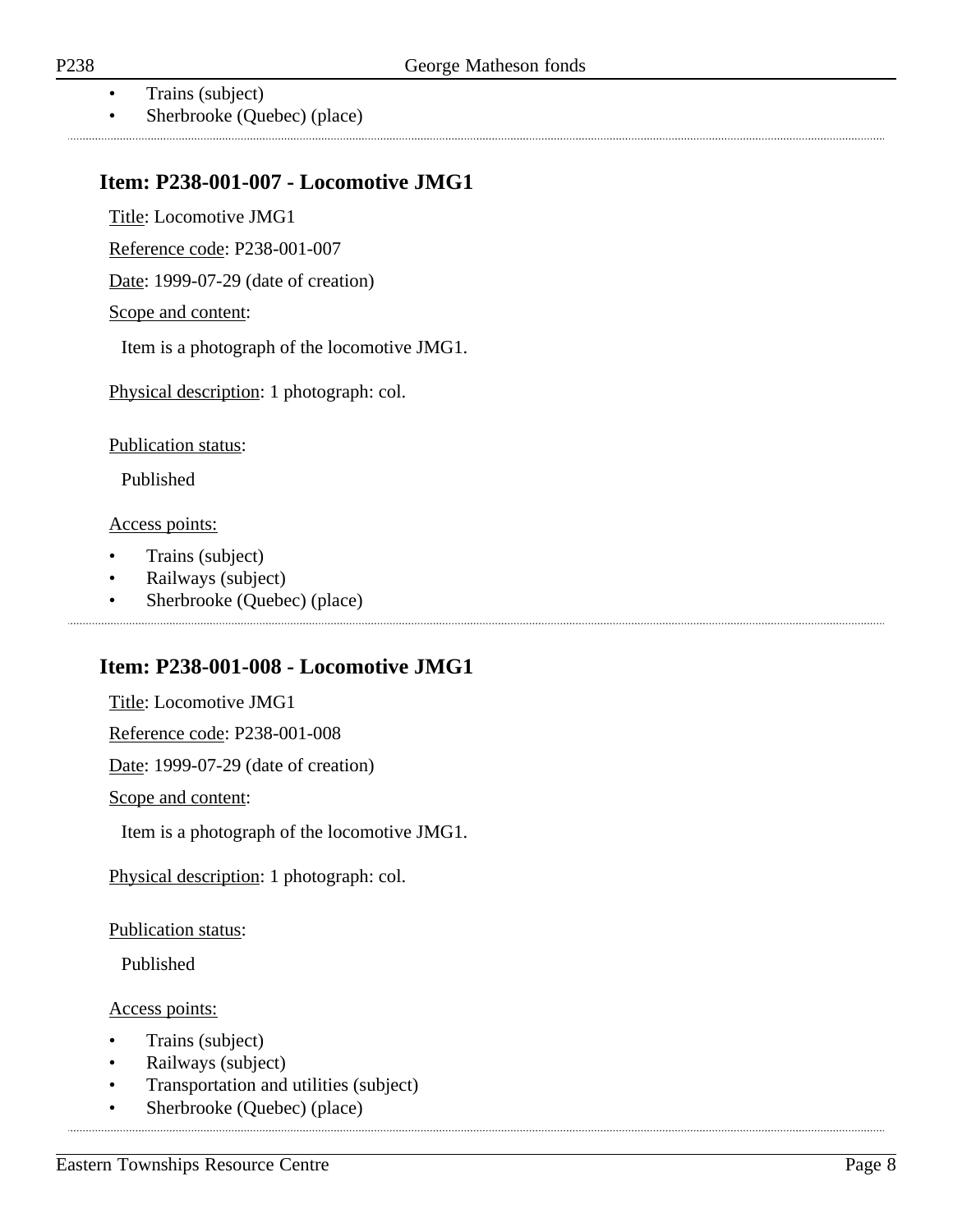- Trains (subject)
- Sherbrooke (Quebec) (place)

## Item: P238-001-007 - Locomotive JMG1

Title: Locomotive JMG1

Reference code: P238-001-007

Date: 1999-07-29 (date of creation)

Scope and content:

Item is a photograph of the locomotive JMG1.

Physical description: 1 photograph: col.

Publication status:

Published

Access points:

- Trains (subject)
- Railways (subject)
- Sherbrooke (Quebec) (place)

## Item: P238-001-008 - Locomotive JMG1

Title: Locomotive JMG1

Reference code: P238-001-008

Date: 1999-07-29 (date of creation)

Scope and content:

Item is a photograph of the locomotive JMG1.

Physical description: 1 photograph: col.

Publication status:

Published

Access points:

- Trains (subject)
- Railways (subject)
- Transportation and utilities (subject)
- Sherbrooke (Quebec) (place)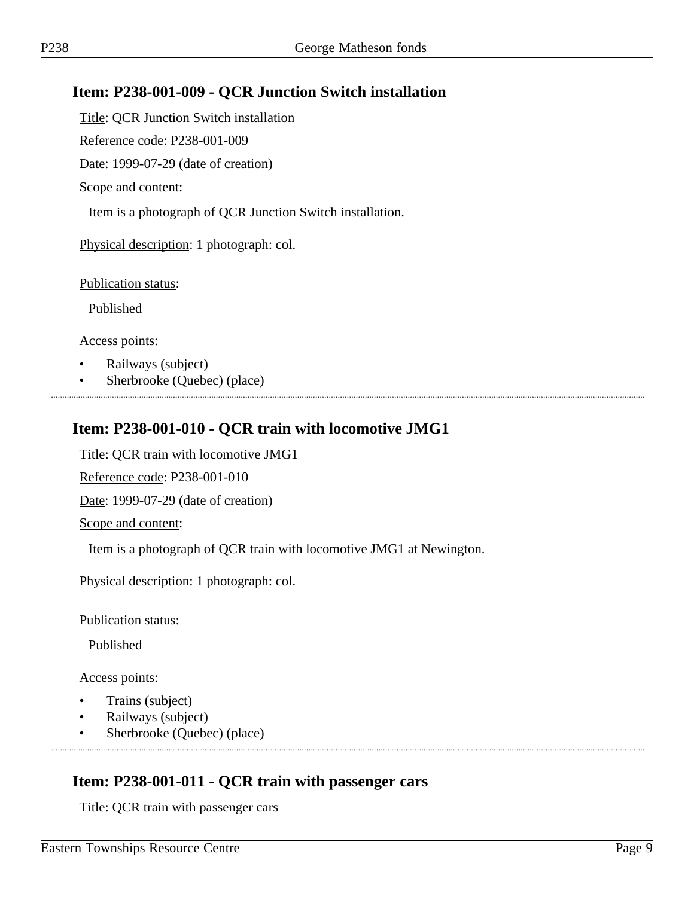## Item: P238-001-009 - QCR Junction Switch installation

Title: QCR Junction Switch installation

Reference code: P238-001-009

Date: 1999-07-29 (date of creation)

Scope and content:

Item is a photograph of QCR Junction Switch installation.

Physical description: 1 photograph: col.

Publication status:

Published

Access points:

- Railways (subject)
- Sherbrooke (Quebec) (place)

## Item: P238-001-010 - QCR train with locomotive JMG1

Title: QCR train with locomotive JMG1

Reference code: P238-001-010

Date: 1999-07-29 (date of creation)

Scope and content:

Item is a photograph of QCR train with locomotive JMG1 at Newington.

Physical description: 1 photograph: col.

Publication status:

Published

Access points:

- Trains (subject)
- Railways (subject)
- Sherbrooke (Quebec) (place)

## Item: P238-001-011 - QCR train with passenger cars

Title: QCR train with passenger cars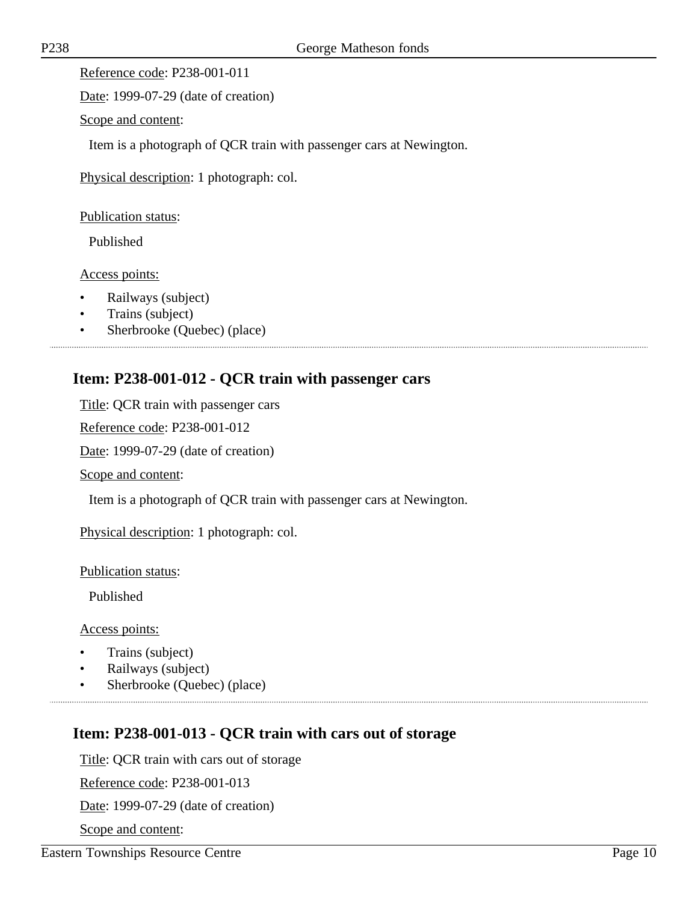Reference code: P238-001-011

Date: 1999-07-29 (date of creation)

Scope and content:

Item is a photograph of QCR train with passenger cars at Newington.

Physical description: 1 photograph: col.

Publication status:

Published

Access points:

- Railways (subject)
- Trains (subject)
- Sherbrooke (Quebec) (place)

---

## Item: P238-001-012 - QCR train with passenger cars

Title: QCR train with passenger cars

Reference code: P238-001-012

Date: 1999-07-29 (date of creation)

Scope and content:

Item is a photograph of QCR train with passenger cars at Newington.

Physical description: 1 photograph: col.

Publication status:

Published

Access points:

- Trains (subject)
- Railways (subject)
- Sherbrooke (Quebec) (place)

---

## Item: P238-001-013 - QCR train with cars out of storage

Title: QCR train with cars out of storage

Reference code: P238-001-013

Date: 1999-07-29 (date of creation)

Scope and content: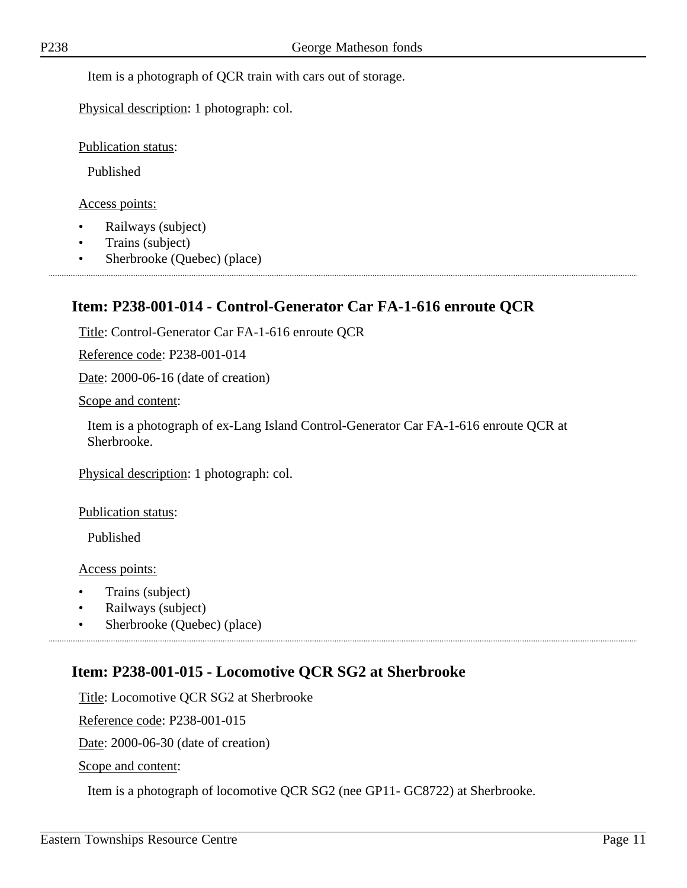Item is a photograph of QCR train with cars out of storage.

Physical description: 1 photograph: col.

Publication status:

Published

Access points:

- Railways (subject)
- Trains (subject)
- Sherbrooke (Quebec) (place)

## Item: P238-001-014 - Control-Generator Car FA-1-616 enroute QCR

Title: Control-Generator Car FA-1-616 enroute QCR

Reference code: P238-001-014

Date: 2000-06-16 (date of creation)

Scope and content:

Item is a photograph of ex-Lang Island Control-Generator Car FA-1-616 enroute QCR at Sherbrooke.

Physical description: 1 photograph: col.

Publication status:

Published

Access points:

- Trains (subject)
- Railways (subject)
- Sherbrooke (Quebec) (place)

## Item: P238-001-015 - Locomotive QCR SG2 at Sherbrooke

Title: Locomotive QCR SG2 at Sherbrooke

Reference code: P238-001-015

Date: 2000-06-30 (date of creation)

Scope and content:

Item is a photograph of locomotive QCR SG2 (nee GP11- GC8722) at Sherbrooke.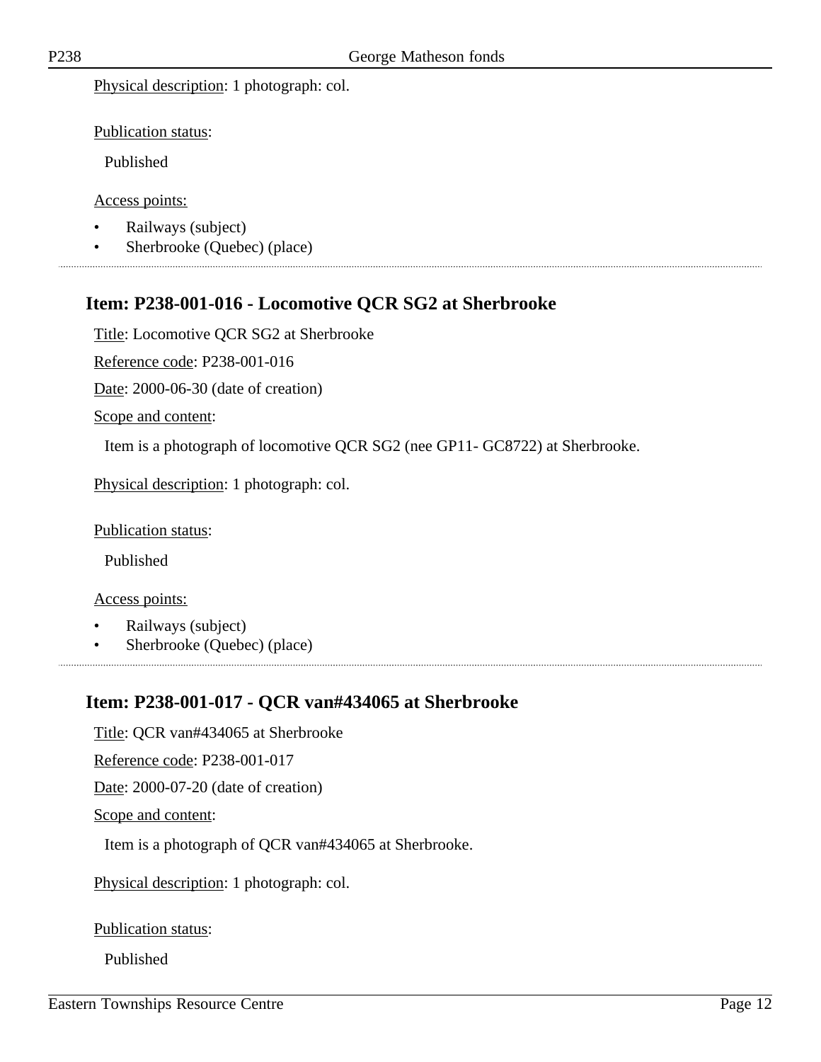Physical description: 1 photograph: col.

Publication status:

Published

Access points:

- Railways (subject)
- Sherbrooke (Quebec) (place)

## Item: P238-001-016 - Locomotive QCR SG2 at Sherbrooke

Title: Locomotive QCR SG2 at Sherbrooke

Reference code: P238-001-016

Date: 2000-06-30 (date of creation)

Scope and content:

Item is a photograph of locomotive QCR SG2 (nee GP11- GC8722) at Sherbrooke.

Physical description: 1 photograph: col.

Publication status:

Published

Access points:

- Railways (subject)
- Sherbrooke (Quebec) (place)

## Item: P238-001-017 - QCR van#434065 at Sherbrooke

Title: QCR van#434065 at Sherbrooke

Reference code: P238-001-017

Date: 2000-07-20 (date of creation)

Scope and content:

Item is a photograph of QCR van#434065 at Sherbrooke.

Physical description: 1 photograph: col.

Publication status:

Published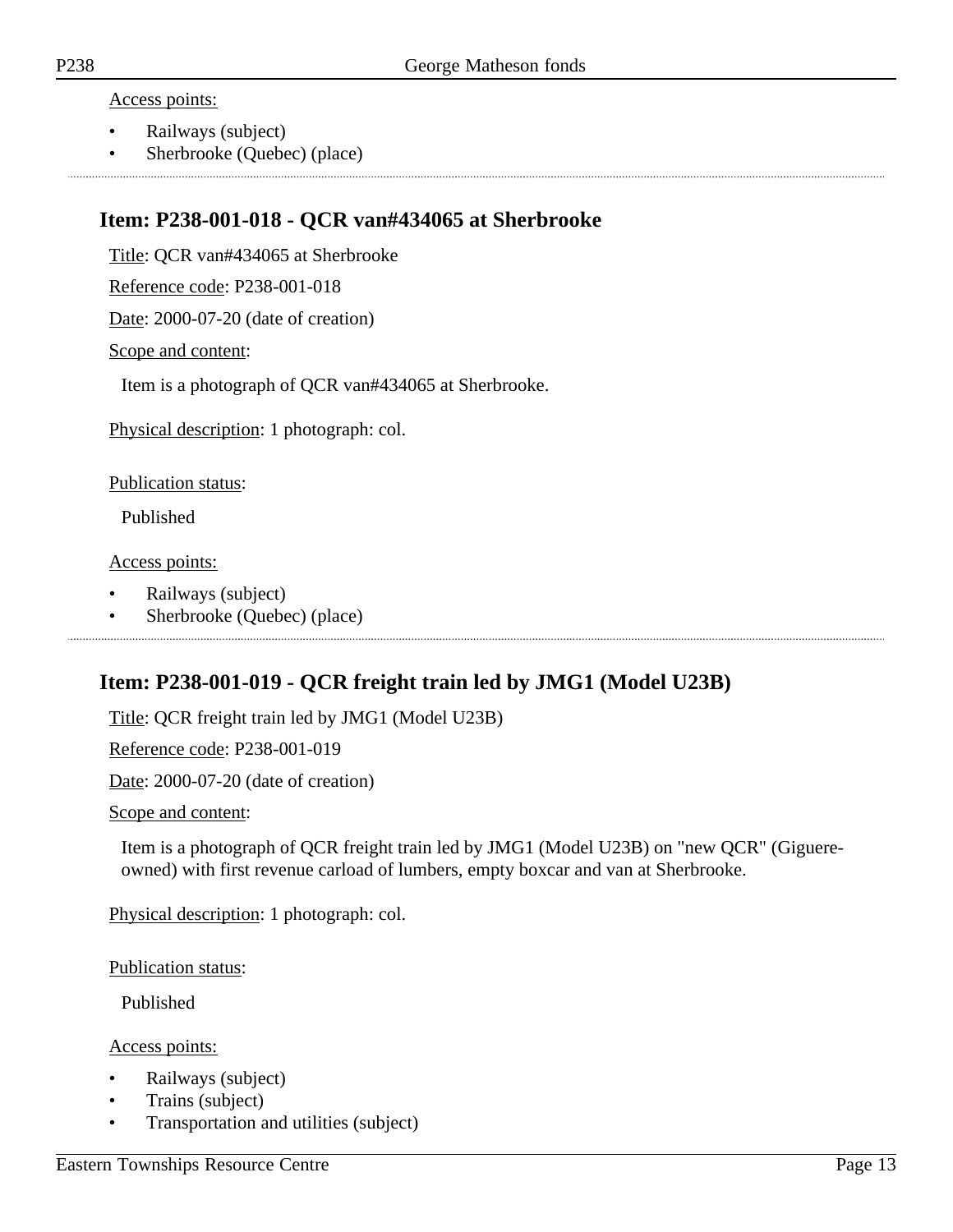Access points:

- Railways (subject)
- Sherbrooke (Quebec) (place)

---

## Item: P238-001-018 - QCR van#434065 at Sherbrooke

Title: QCR van#434065 at Sherbrooke

Reference code: P238-001-018

Date: 2000-07-20 (date of creation)

Scope and content:

Item is a photograph of QCR van#434065 at Sherbrooke.

Physical description: 1 photograph: col.

Publication status:

Published

Access points:

- Railways (subject)
- Sherbrooke (Quebec) (place)

---

## Item: P238-001-019 - QCR freight train led by JMG1 (Model U23B)

Title: QCR freight train led by JMG1 (Model U23B)

Reference code: P238-001-019

Date: 2000-07-20 (date of creation)

Scope and content:

Item is a photograph of QCR freight train led by JMG1 (Model U23B) on "new QCR" (Giguere-owned) with first revenue carload of lumbers, empty boxcar and van at Sherbrooke.

Physical description: 1 photograph: col.

Publication status:

Published

Access points:

- Railways (subject)
- Trains (subject)
- Transportation and utilities (subject)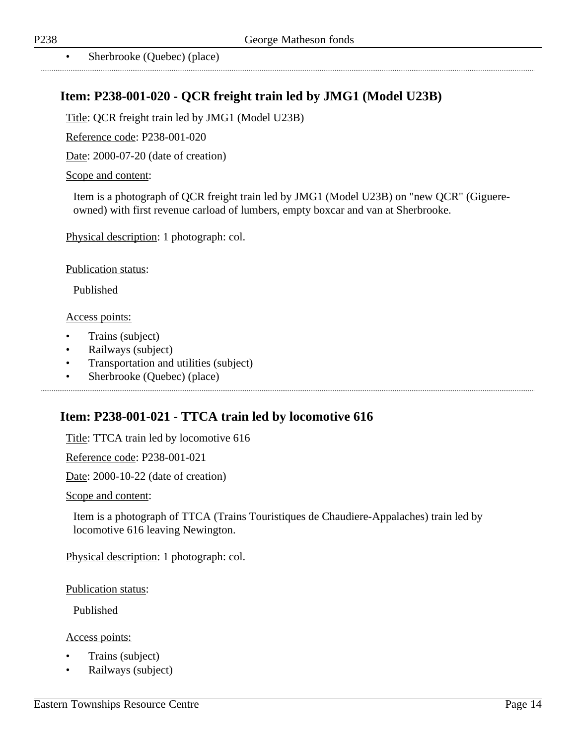- Sherbrooke (Quebec) (place)

## Item: P238-001-020 - QCR freight train led by JMG1 (Model U23B)

Title: QCR freight train led by JMG1 (Model U23B)

Reference code: P238-001-020

Date: 2000-07-20 (date of creation)

Scope and content:

Item is a photograph of QCR freight train led by JMG1 (Model U23B) on "new QCR" (Giguere-owned) with first revenue carload of lumbers, empty boxcar and van at Sherbrooke.

Physical description: 1 photograph: col.

Publication status:

Published

Access points:

- Trains (subject)
- Railways (subject)
- Transportation and utilities (subject)
- Sherbrooke (Quebec) (place)

## Item: P238-001-021 - TTCA train led by locomotive 616

Title: TTCA train led by locomotive 616

Reference code: P238-001-021

Date: 2000-10-22 (date of creation)

Scope and content:

Item is a photograph of TTCA (Trains Touristiques de Chaudiere-Appalaches) train led by locomotive 616 leaving Newington.

Physical description: 1 photograph: col.

Publication status:

Published

Access points:

- Trains (subject)
- Railways (subject)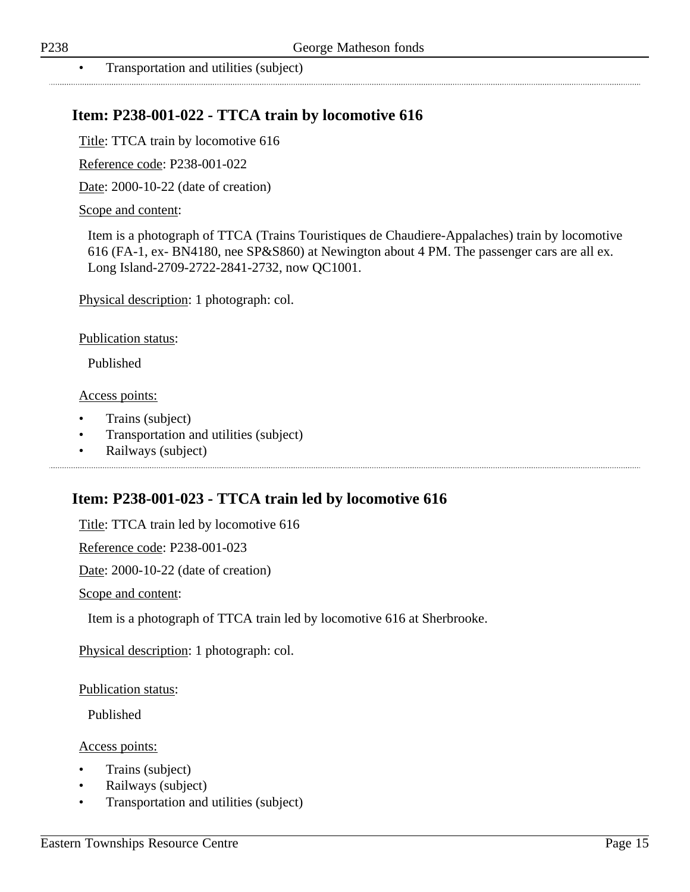- Transportation and utilities (subject)

## Item: P238-001-022 - TTCA train by locomotive 616

Title: TTCA train by locomotive 616

Reference code: P238-001-022

Date: 2000-10-22 (date of creation)

Scope and content:

Item is a photograph of TTCA (Trains Touristiques de Chaudiere-Appalaches) train by locomotive 616 (FA-1, ex- BN4180, nee SP&S860) at Newington about 4 PM. The passenger cars are all ex. Long Island-2709-2722-2841-2732, now QC1001.

Physical description: 1 photograph: col.

Publication status:

Published

Access points:

- Trains (subject)
- Transportation and utilities (subject)
- Railways (subject)

## Item: P238-001-023 - TTCA train led by locomotive 616

Title: TTCA train led by locomotive 616

Reference code: P238-001-023

Date: 2000-10-22 (date of creation)

Scope and content:

Item is a photograph of TTCA train led by locomotive 616 at Sherbrooke.

Physical description: 1 photograph: col.

Publication status:

Published

Access points:

- Trains (subject)
- Railways (subject)
- Transportation and utilities (subject)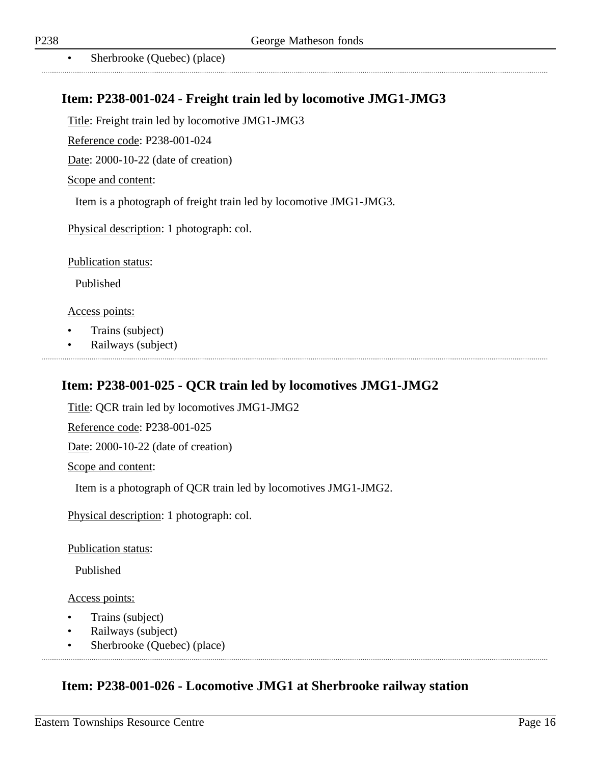- Sherbrooke (Quebec) (place)

## Item: P238-001-024 - Freight train led by locomotive JMG1-JMG3

Title: Freight train led by locomotive JMG1-JMG3

Reference code: P238-001-024

Date: 2000-10-22 (date of creation)

Scope and content:

Item is a photograph of freight train led by locomotive JMG1-JMG3.

Physical description: 1 photograph: col.

Publication status:

Published

Access points:

- Trains (subject)
- Railways (subject)

## Item: P238-001-025 - QCR train led by locomotives JMG1-JMG2

Title: QCR train led by locomotives JMG1-JMG2

Reference code: P238-001-025

Date: 2000-10-22 (date of creation)

Scope and content:

Item is a photograph of QCR train led by locomotives JMG1-JMG2.

Physical description: 1 photograph: col.

Publication status:

Published

Access points:

- Trains (subject)
- Railways (subject)
- Sherbrooke (Quebec) (place)

## Item: P238-001-026 - Locomotive JMG1 at Sherbrooke railway station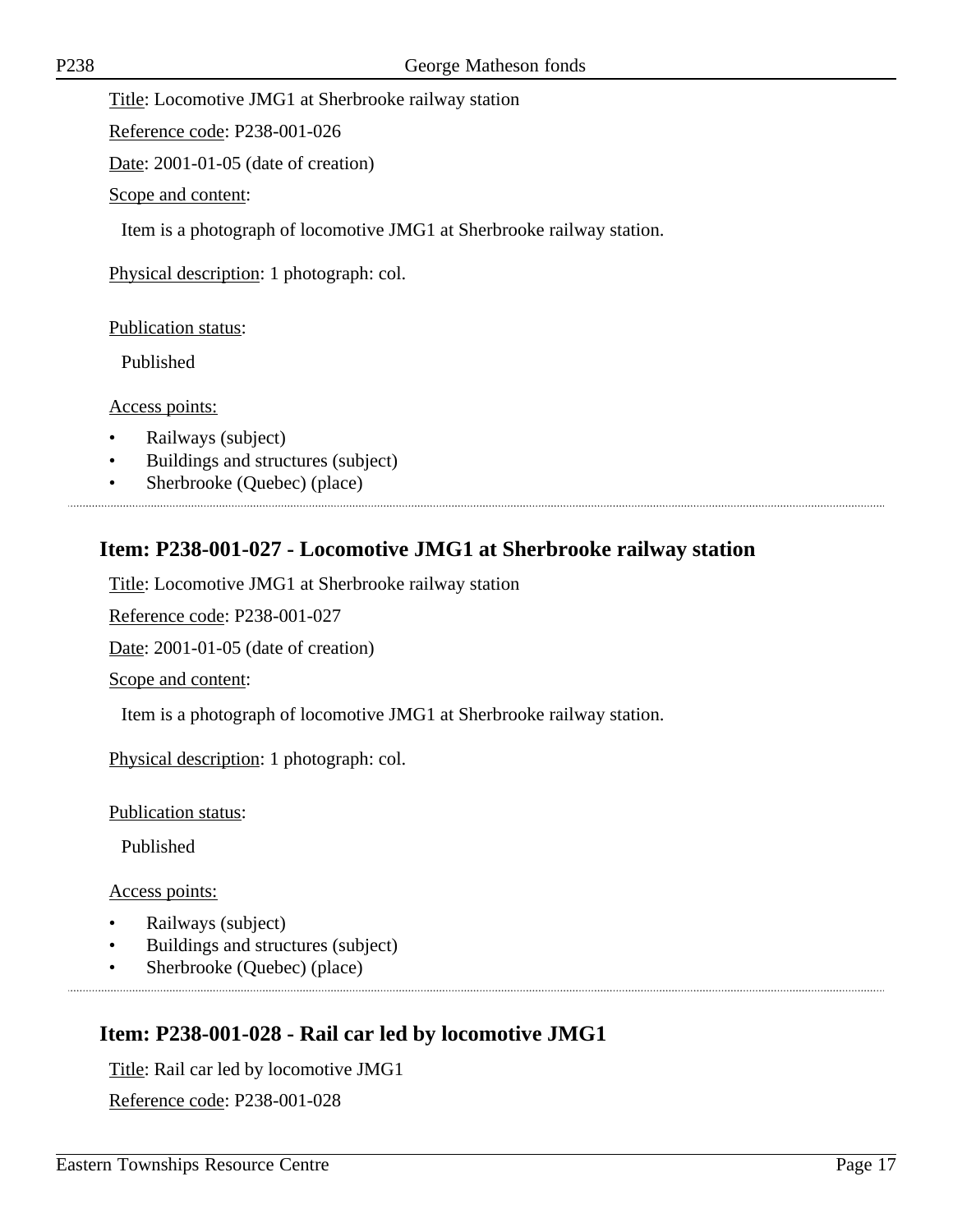Title: Locomotive JMG1 at Sherbrooke railway station

Reference code: P238-001-026

Date: 2001-01-05 (date of creation)

Scope and content:

Item is a photograph of locomotive JMG1 at Sherbrooke railway station.

Physical description: 1 photograph: col.

Publication status:

Published

Access points:

- Railways (subject)
- Buildings and structures (subject)
- Sherbrooke (Quebec) (place)

---

## Item: P238-001-027 - Locomotive JMG1 at Sherbrooke railway station

Title: Locomotive JMG1 at Sherbrooke railway station

Reference code: P238-001-027

Date: 2001-01-05 (date of creation)

Scope and content:

Item is a photograph of locomotive JMG1 at Sherbrooke railway station.

Physical description: 1 photograph: col.

Publication status:

Published

Access points:

- Railways (subject)
- Buildings and structures (subject)
- Sherbrooke (Quebec) (place)

---

## Item: P238-001-028 - Rail car led by locomotive JMG1

Title: Rail car led by locomotive JMG1

Reference code: P238-001-028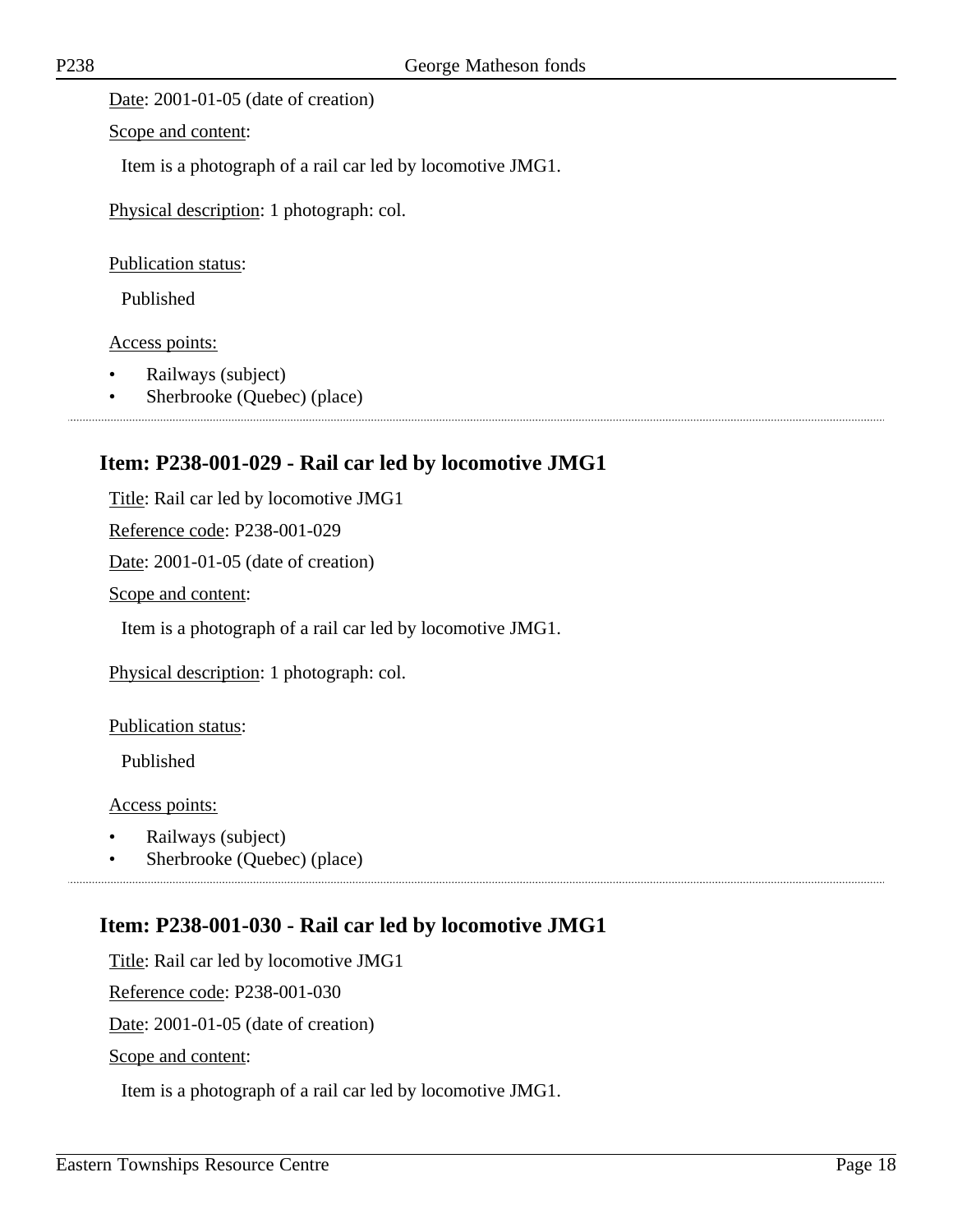Date: 2001-01-05 (date of creation)

Scope and content:

Item is a photograph of a rail car led by locomotive JMG1.

Physical description: 1 photograph: col.

Publication status:

Published

Access points:

- Railways (subject)
- Sherbrooke (Quebec) (place)

---

## Item: P238-001-029 - Rail car led by locomotive JMG1

Title: Rail car led by locomotive JMG1

Reference code: P238-001-029

Date: 2001-01-05 (date of creation)

Scope and content:

Item is a photograph of a rail car led by locomotive JMG1.

Physical description: 1 photograph: col.

Publication status:

Published

Access points:

- Railways (subject)
- Sherbrooke (Quebec) (place)

---

## Item: P238-001-030 - Rail car led by locomotive JMG1

Title: Rail car led by locomotive JMG1

Reference code: P238-001-030

Date: 2001-01-05 (date of creation)

Scope and content:

Item is a photograph of a rail car led by locomotive JMG1.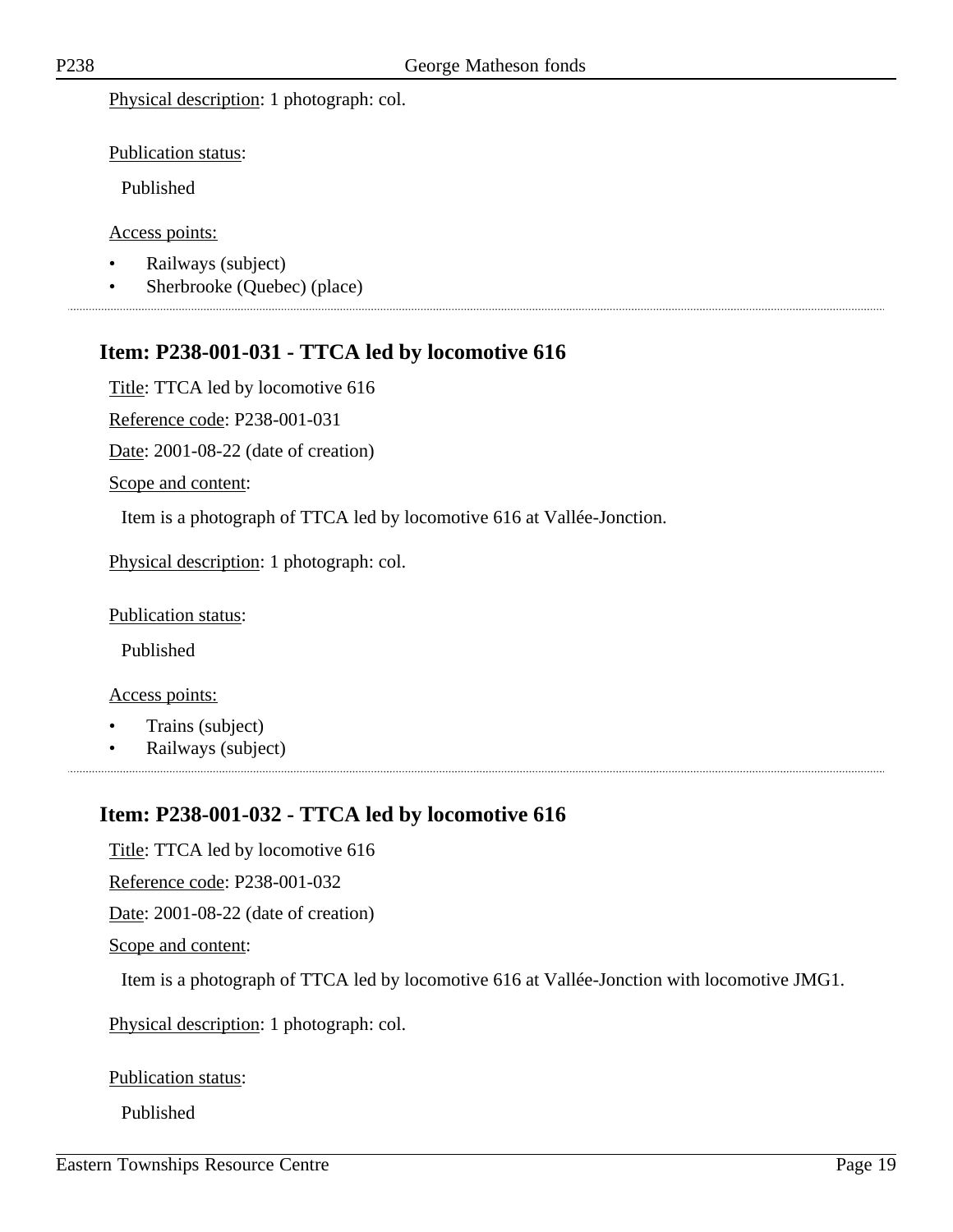Physical description: 1 photograph: col.

Publication status:

Published

Access points:

- Railways (subject)
- Sherbrooke (Quebec) (place)

## Item: P238-001-031 - TTCA led by locomotive 616

Title: TTCA led by locomotive 616

Reference code: P238-001-031

Date: 2001-08-22 (date of creation)

Scope and content:

Item is a photograph of TTCA led by locomotive 616 at Vallée-Jonction.

Physical description: 1 photograph: col.

Publication status:

Published

Access points:

- Trains (subject)
- Railways (subject)

## Item: P238-001-032 - TTCA led by locomotive 616

Title: TTCA led by locomotive 616

Reference code: P238-001-032

Date: 2001-08-22 (date of creation)

Scope and content:

Item is a photograph of TTCA led by locomotive 616 at Vallée-Jonction with locomotive JMG1.

Physical description: 1 photograph: col.

Publication status:

Published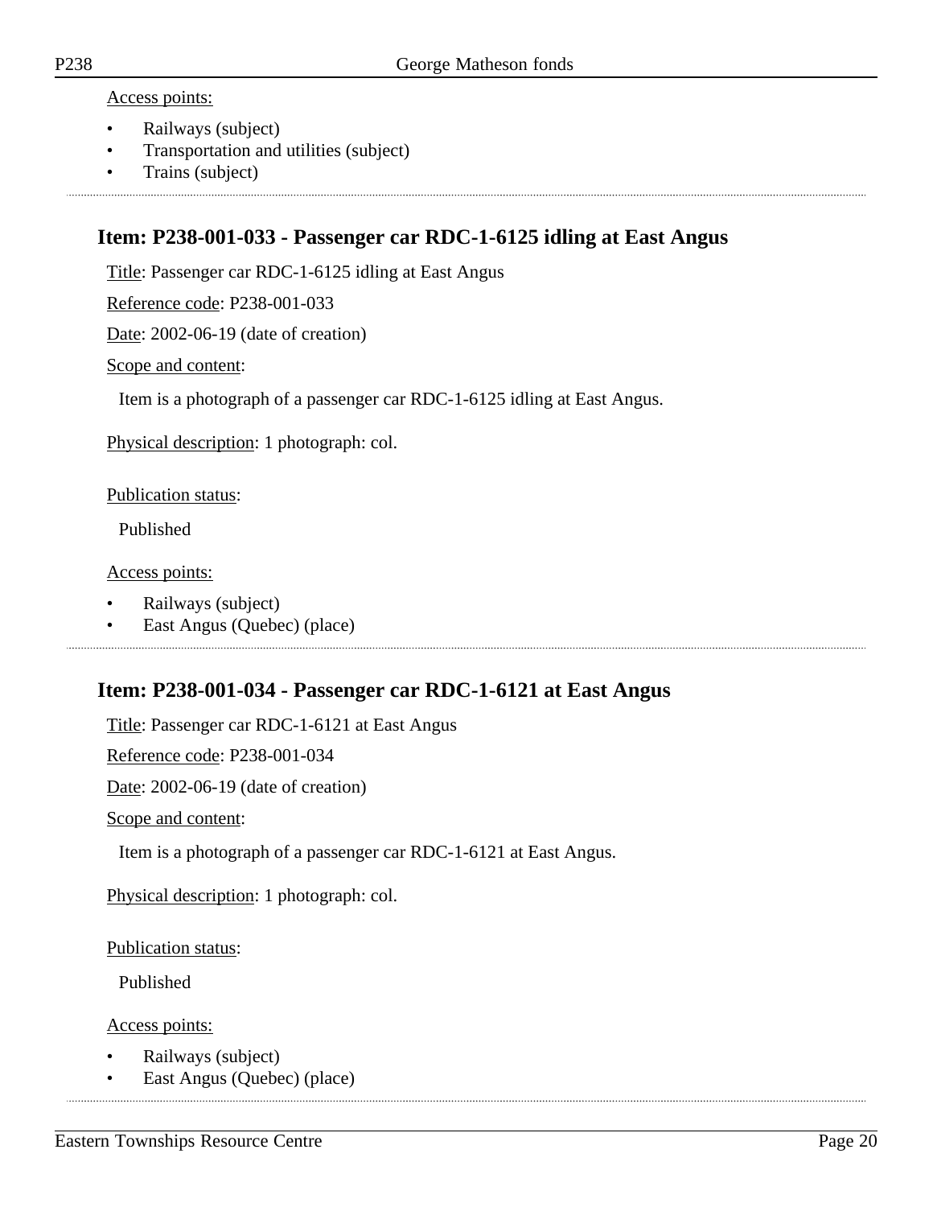Access points:

- Railways (subject)
- Transportation and utilities (subject)
- Trains (subject)

---

## Item: P238-001-033 - Passenger car RDC-1-6125 idling at East Angus

Title: Passenger car RDC-1-6125 idling at East Angus

Reference code: P238-001-033

Date: 2002-06-19 (date of creation)

Scope and content:

Item is a photograph of a passenger car RDC-1-6125 idling at East Angus.

Physical description: 1 photograph: col.

Publication status:

Published

Access points:

- Railways (subject)
- East Angus (Quebec) (place)

---

## Item: P238-001-034 - Passenger car RDC-1-6121 at East Angus

Title: Passenger car RDC-1-6121 at East Angus

Reference code: P238-001-034

Date: 2002-06-19 (date of creation)

Scope and content:

Item is a photograph of a passenger car RDC-1-6121 at East Angus.

Physical description: 1 photograph: col.

Publication status:

Published

Access points:

- Railways (subject)
- East Angus (Quebec) (place)

---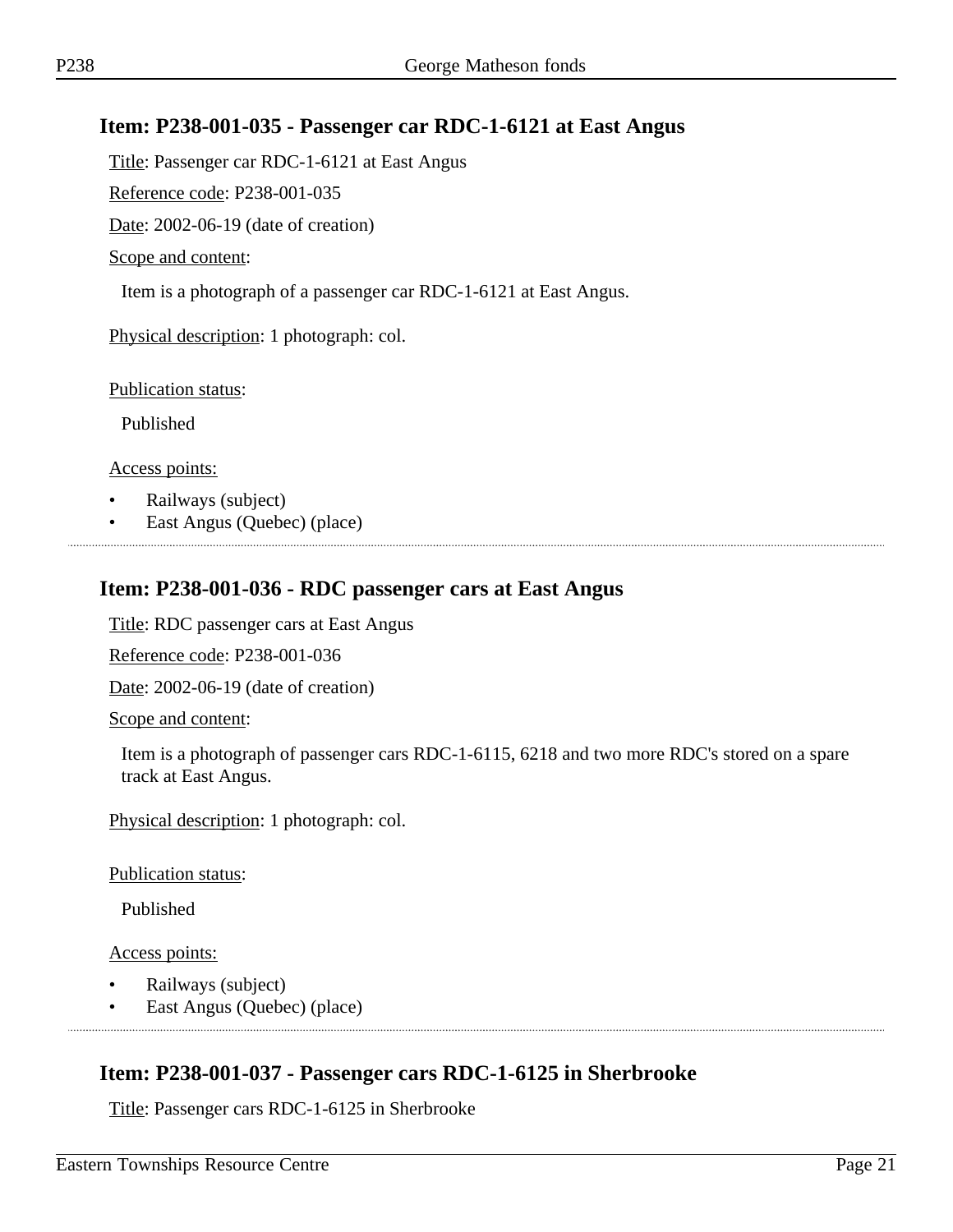## Item: P238-001-035 - Passenger car RDC-1-6121 at East Angus

Title: Passenger car RDC-1-6121 at East Angus

Reference code: P238-001-035

Date: 2002-06-19 (date of creation)

Scope and content:

Item is a photograph of a passenger car RDC-1-6121 at East Angus.

Physical description: 1 photograph: col.

Publication status:

Published

Access points:

- Railways (subject)
- East Angus (Quebec) (place)

---

## Item: P238-001-036 - RDC passenger cars at East Angus

Title: RDC passenger cars at East Angus

Reference code: P238-001-036

Date: 2002-06-19 (date of creation)

Scope and content:

Item is a photograph of passenger cars RDC-1-6115, 6218 and two more RDC's stored on a spare track at East Angus.

Physical description: 1 photograph: col.

Publication status:

Published

Access points:

- Railways (subject)
- East Angus (Quebec) (place)

---

## Item: P238-001-037 - Passenger cars RDC-1-6125 in Sherbrooke

Title: Passenger cars RDC-1-6125 in Sherbrooke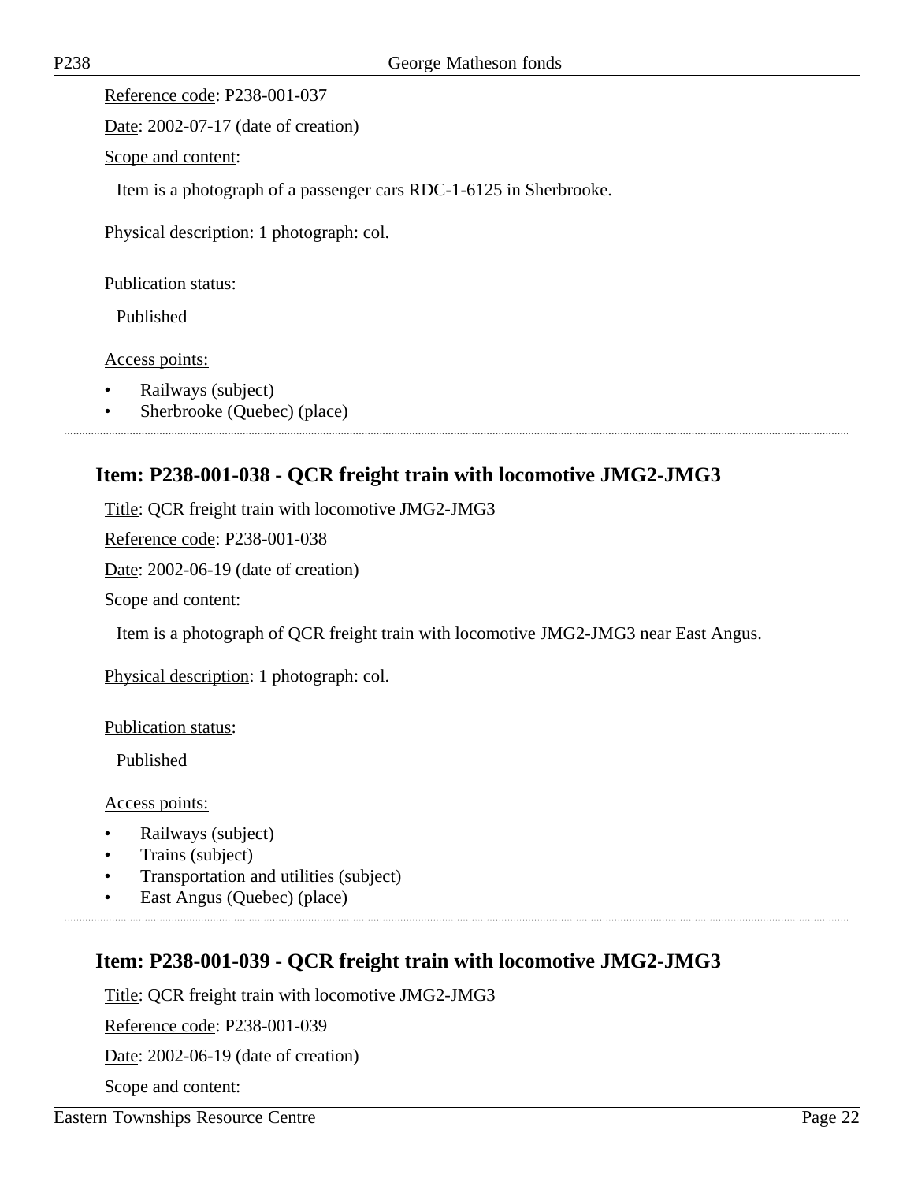Reference code: P238-001-037

Date: 2002-07-17 (date of creation)

Scope and content:

Item is a photograph of a passenger cars RDC-1-6125 in Sherbrooke.

Physical description: 1 photograph: col.

Publication status:

Published

Access points:

- Railways (subject)
- Sherbrooke (Quebec) (place)

## Item: P238-001-038 - QCR freight train with locomotive JMG2-JMG3

Title: QCR freight train with locomotive JMG2-JMG3

Reference code: P238-001-038

Date: 2002-06-19 (date of creation)

Scope and content:

Item is a photograph of QCR freight train with locomotive JMG2-JMG3 near East Angus.

Physical description: 1 photograph: col.

Publication status:

Published

Access points:

- Railways (subject)
- Trains (subject)
- Transportation and utilities (subject)
- East Angus (Quebec) (place)

## Item: P238-001-039 - QCR freight train with locomotive JMG2-JMG3

Title: QCR freight train with locomotive JMG2-JMG3

Reference code: P238-001-039

Date: 2002-06-19 (date of creation)

Scope and content: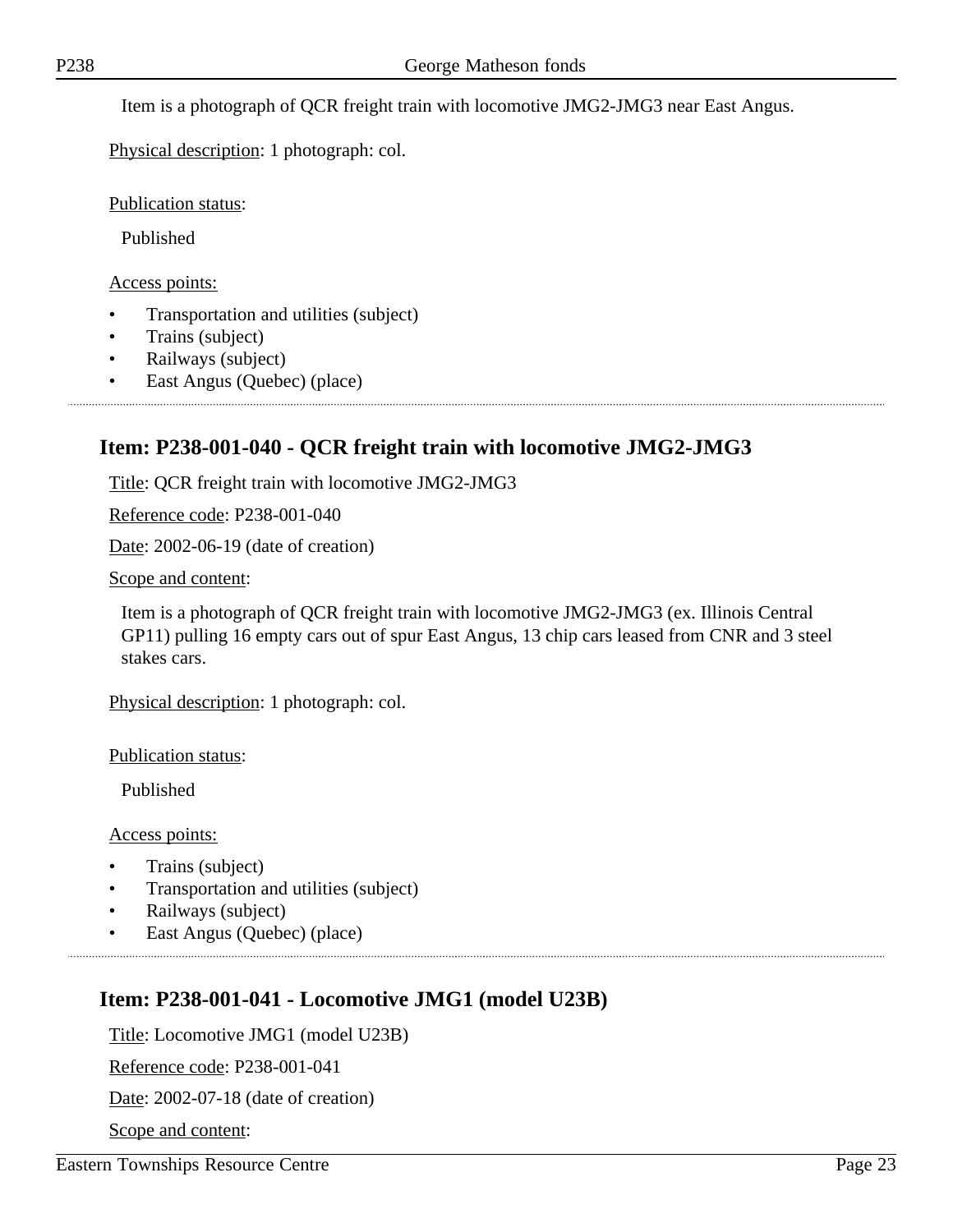Item is a photograph of QCR freight train with locomotive JMG2-JMG3 near East Angus.

Physical description: 1 photograph: col.

Publication status:

Published

Access points:

- Transportation and utilities (subject)
- Trains (subject)
- Railways (subject)
- East Angus (Quebec) (place)

## Item: P238-001-040 - QCR freight train with locomotive JMG2-JMG3

Title: QCR freight train with locomotive JMG2-JMG3

Reference code: P238-001-040

Date: 2002-06-19 (date of creation)

Scope and content:

Item is a photograph of QCR freight train with locomotive JMG2-JMG3 (ex. Illinois Central GP11) pulling 16 empty cars out of spur East Angus, 13 chip cars leased from CNR and 3 steel stakes cars.

Physical description: 1 photograph: col.

Publication status:

Published

Access points:

- Trains (subject)
- Transportation and utilities (subject)
- Railways (subject)
- East Angus (Quebec) (place)

## Item: P238-001-041 - Locomotive JMG1 (model U23B)

Title: Locomotive JMG1 (model U23B)

Reference code: P238-001-041

Date: 2002-07-18 (date of creation)

Scope and content: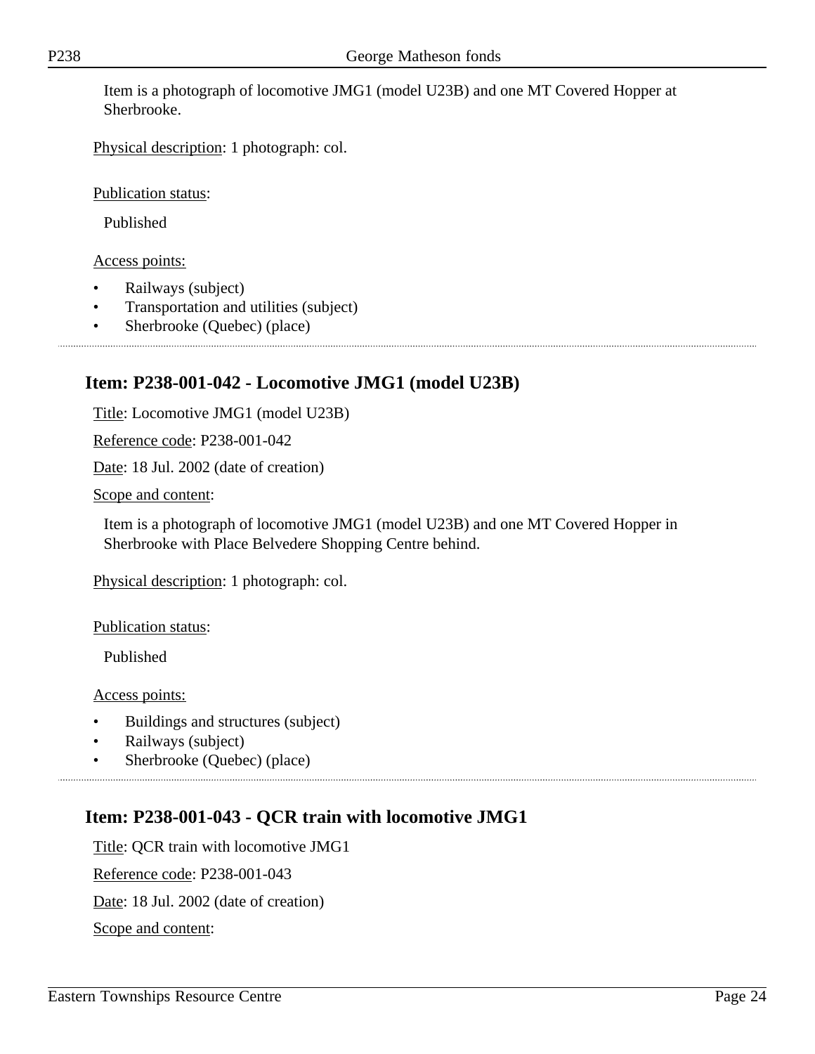Item is a photograph of locomotive JMG1 (model U23B) and one MT Covered Hopper at Sherbrooke.

Physical description: 1 photograph: col.

Publication status:

Published

Access points:

- Railways (subject)
- Transportation and utilities (subject)
- Sherbrooke (Quebec) (place)

---

## Item: P238-001-042 - Locomotive JMG1 (model U23B)

Title: Locomotive JMG1 (model U23B)

Reference code: P238-001-042

Date: 18 Jul. 2002 (date of creation)

Scope and content:

Item is a photograph of locomotive JMG1 (model U23B) and one MT Covered Hopper in Sherbrooke with Place Belvedere Shopping Centre behind.

Physical description: 1 photograph: col.

Publication status:

Published

Access points:

- Buildings and structures (subject)
- Railways (subject)
- Sherbrooke (Quebec) (place)

---

## Item: P238-001-043 - QCR train with locomotive JMG1

Title: QCR train with locomotive JMG1

Reference code: P238-001-043

Date: 18 Jul. 2002 (date of creation)

Scope and content: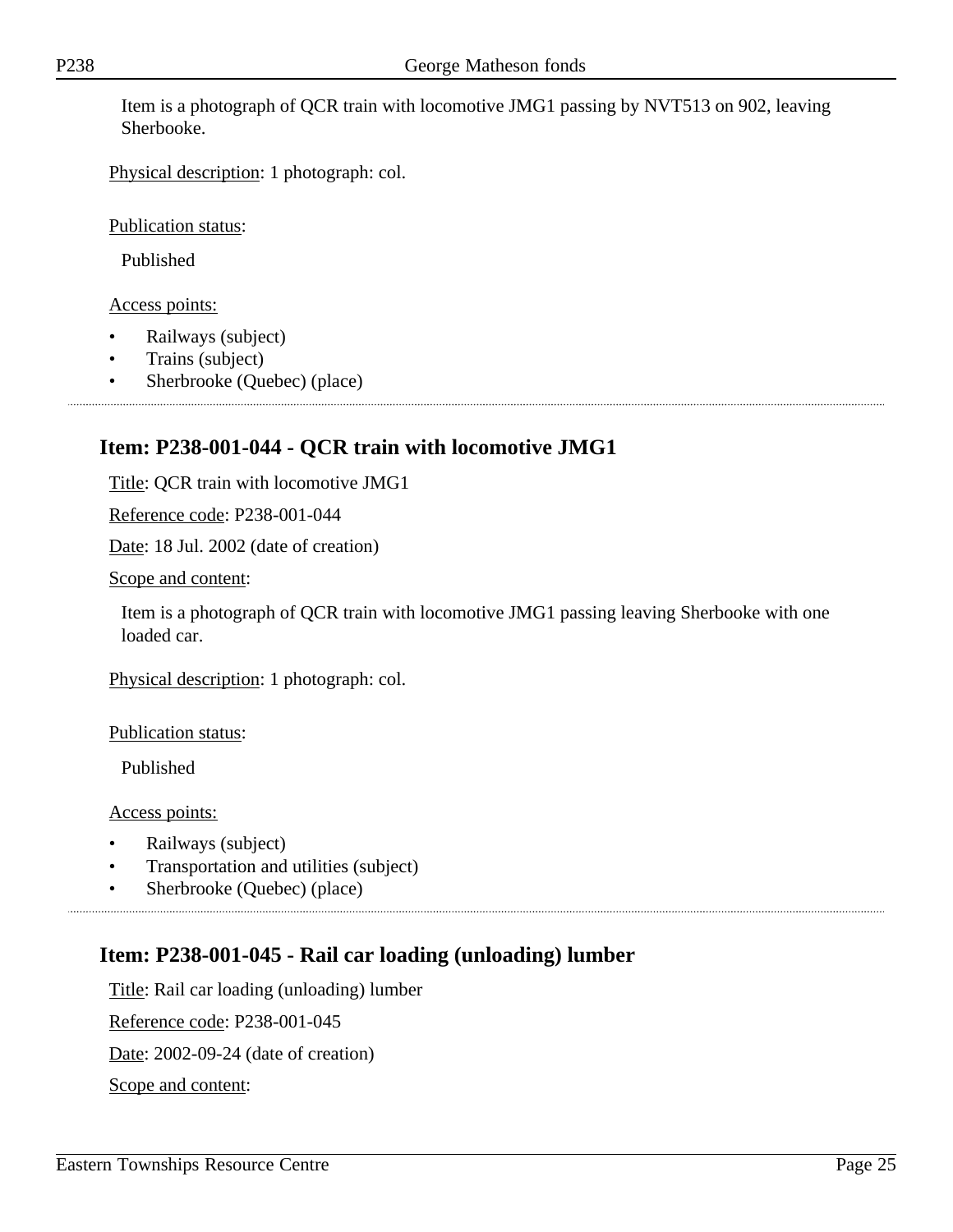Item is a photograph of QCR train with locomotive JMG1 passing by NVT513 on 902, leaving Sherbooke.

Physical description: 1 photograph: col.

Publication status:

Published

Access points:

- Railways (subject)
- Trains (subject)
- Sherbrooke (Quebec) (place)

## Item: P238-001-044 - QCR train with locomotive JMG1

Title: QCR train with locomotive JMG1

Reference code: P238-001-044

Date: 18 Jul. 2002 (date of creation)

Scope and content:

Item is a photograph of QCR train with locomotive JMG1 passing leaving Sherbooke with one loaded car.

Physical description: 1 photograph: col.

Publication status:

Published

Access points:

- Railways (subject)
- Transportation and utilities (subject)
- Sherbrooke (Quebec) (place)

## Item: P238-001-045 - Rail car loading (unloading) lumber

Title: Rail car loading (unloading) lumber

Reference code: P238-001-045

Date: 2002-09-24 (date of creation)

Scope and content: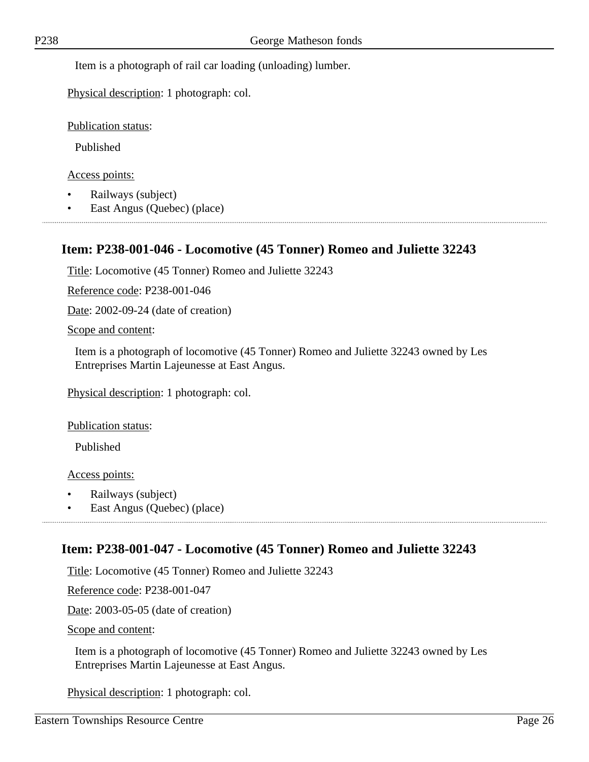Item is a photograph of rail car loading (unloading) lumber.

Physical description: 1 photograph: col.

Publication status:

Published

Access points:

- Railways (subject)
- East Angus (Quebec) (place)

## Item: P238-001-046 - Locomotive (45 Tonner) Romeo and Juliette 32243

Title: Locomotive (45 Tonner) Romeo and Juliette 32243

Reference code: P238-001-046

Date: 2002-09-24 (date of creation)

Scope and content:

Item is a photograph of locomotive (45 Tonner) Romeo and Juliette 32243 owned by Les Entreprises Martin Lajeunesse at East Angus.

Physical description: 1 photograph: col.

Publication status:

Published

Access points:

- Railways (subject)
- East Angus (Quebec) (place)

## Item: P238-001-047 - Locomotive (45 Tonner) Romeo and Juliette 32243

Title: Locomotive (45 Tonner) Romeo and Juliette 32243

Reference code: P238-001-047

Date: 2003-05-05 (date of creation)

Scope and content:

Item is a photograph of locomotive (45 Tonner) Romeo and Juliette 32243 owned by Les Entreprises Martin Lajeunesse at East Angus.

Physical description: 1 photograph: col.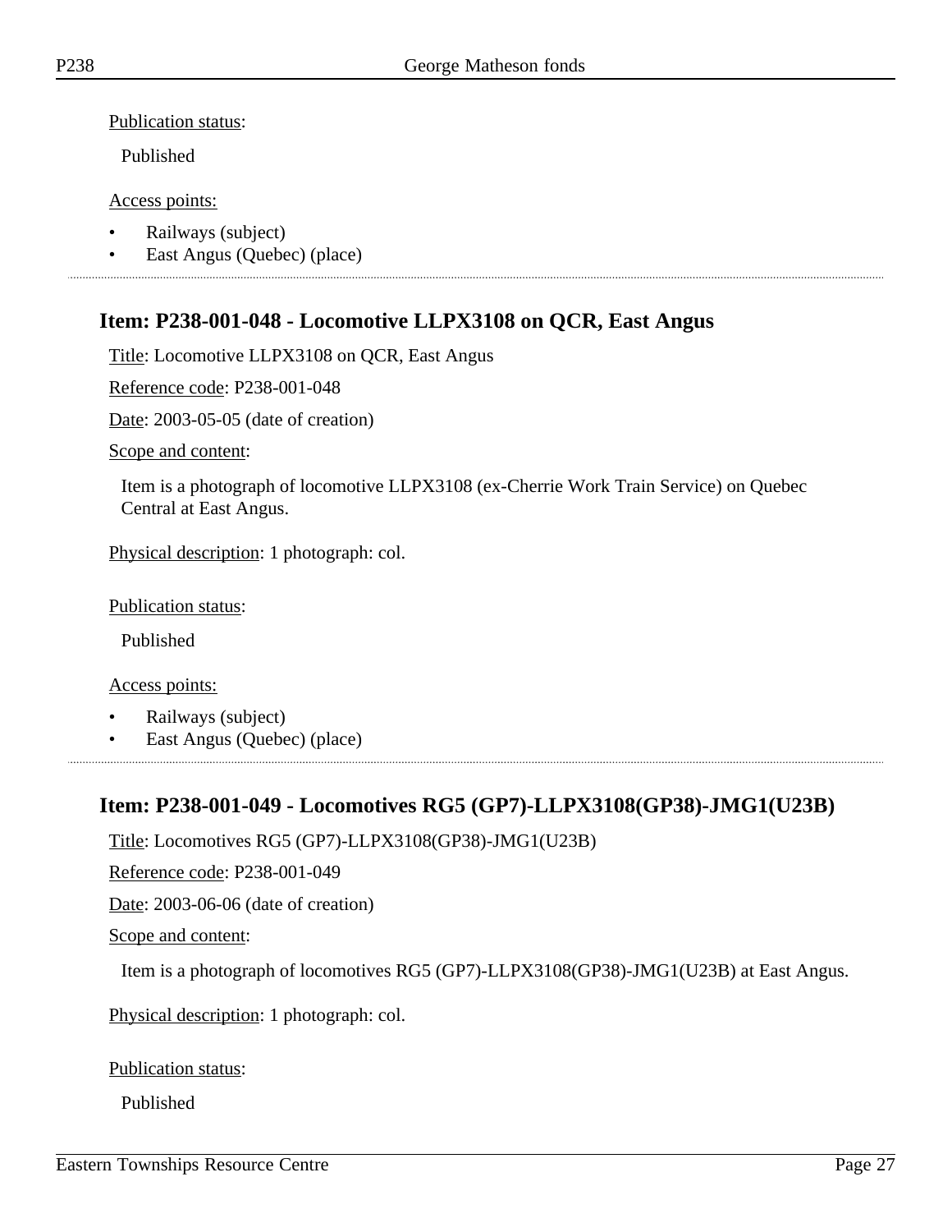Publication status:

Published

Access points:

- Railways (subject)
- East Angus (Quebec) (place)

---

## Item: P238-001-048 - Locomotive LLPX3108 on QCR, East Angus

Title: Locomotive LLPX3108 on QCR, East Angus

Reference code: P238-001-048

Date: 2003-05-05 (date of creation)

Scope and content:

Item is a photograph of locomotive LLPX3108 (ex-Cherrie Work Train Service) on Quebec Central at East Angus.

Physical description: 1 photograph: col.

Publication status:

Published

Access points:

- Railways (subject)
- East Angus (Quebec) (place)

---

## Item: P238-001-049 - Locomotives RG5 (GP7)-LLPX3108(GP38)-JMG1(U23B)

Title: Locomotives RG5 (GP7)-LLPX3108(GP38)-JMG1(U23B)

Reference code: P238-001-049

Date: 2003-06-06 (date of creation)

Scope and content:

Item is a photograph of locomotives RG5 (GP7)-LLPX3108(GP38)-JMG1(U23B) at East Angus.

Physical description: 1 photograph: col.

Publication status:

Published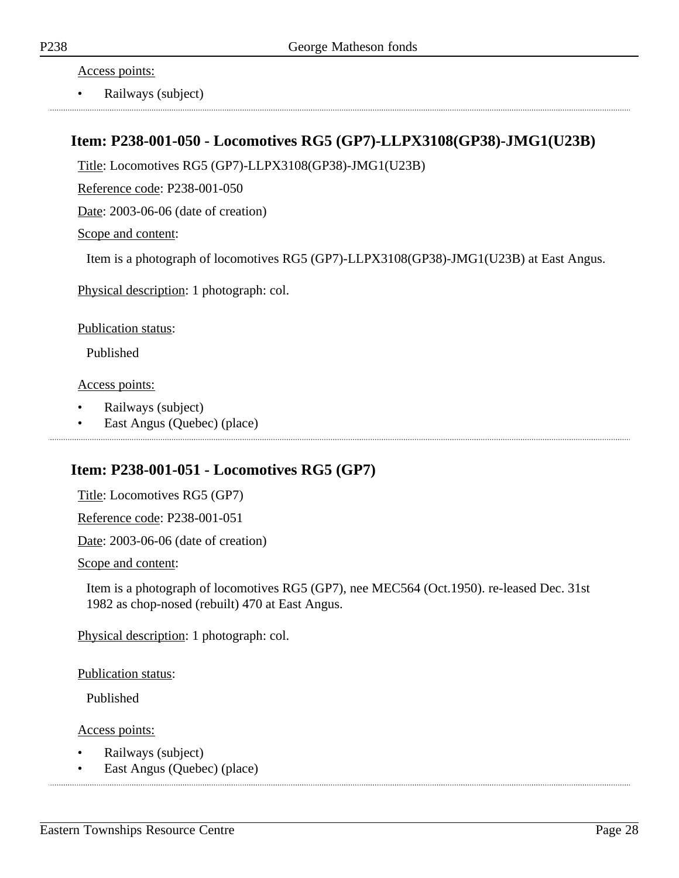Access points:

- Railways (subject)

## Item: P238-001-050 - Locomotives RG5 (GP7)-LLPX3108(GP38)-JMG1(U23B)

Title: Locomotives RG5 (GP7)-LLPX3108(GP38)-JMG1(U23B)

Reference code: P238-001-050

Date: 2003-06-06 (date of creation)

Scope and content:

Item is a photograph of locomotives RG5 (GP7)-LLPX3108(GP38)-JMG1(U23B) at East Angus.

Physical description: 1 photograph: col.

Publication status:

Published

Access points:

- Railways (subject)
- East Angus (Quebec) (place)

## Item: P238-001-051 - Locomotives RG5 (GP7)

Title: Locomotives RG5 (GP7)

Reference code: P238-001-051

Date: 2003-06-06 (date of creation)

Scope and content:

Item is a photograph of locomotives RG5 (GP7), nee MEC564 (Oct.1950). re-leased Dec. 31st 1982 as chop-nosed (rebuilt) 470 at East Angus.

Physical description: 1 photograph: col.

Publication status:

Published

Access points:

- Railways (subject)
- East Angus (Quebec) (place)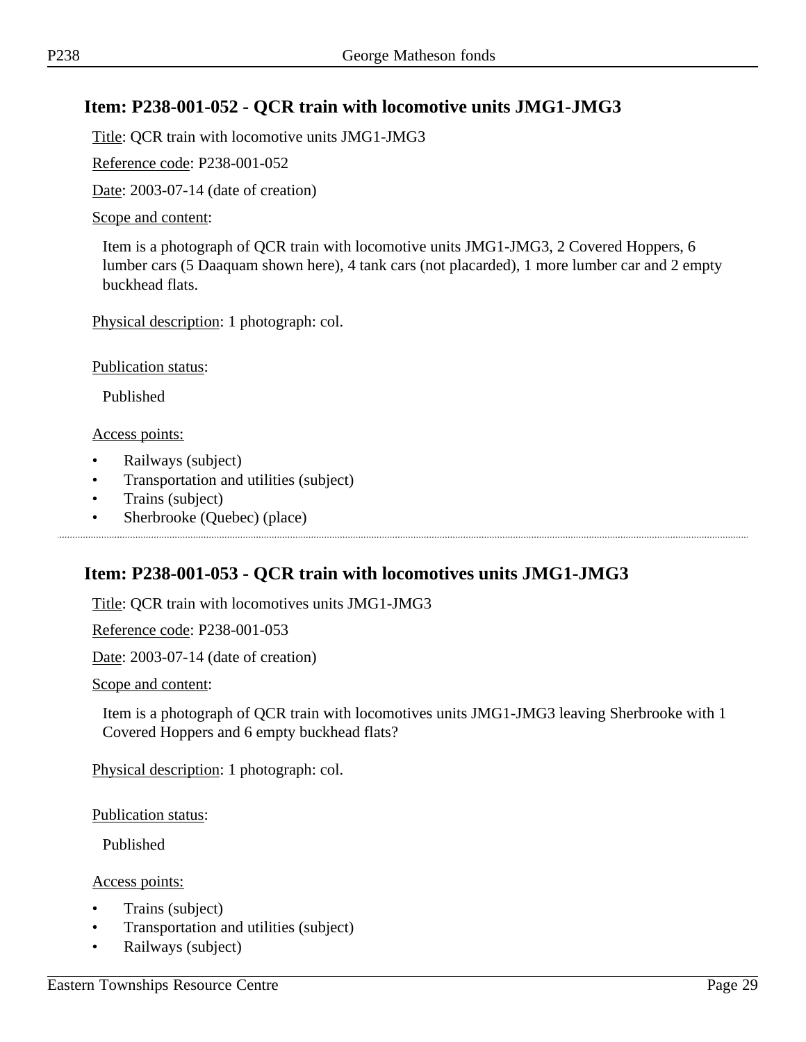## Item: P238-001-052 - QCR train with locomotive units JMG1-JMG3

Title: QCR train with locomotive units JMG1-JMG3

Reference code: P238-001-052

Date: 2003-07-14 (date of creation)

Scope and content:

Item is a photograph of QCR train with locomotive units JMG1-JMG3, 2 Covered Hoppers, 6 lumber cars (5 Daaquam shown here), 4 tank cars (not placarded), 1 more lumber car and 2 empty buckhead flats.

Physical description: 1 photograph: col.

Publication status:

Published

Access points:

- Railways (subject)
- Transportation and utilities (subject)
- Trains (subject)
- Sherbrooke (Quebec) (place)

---

## Item: P238-001-053 - QCR train with locomotives units JMG1-JMG3

Title: QCR train with locomotives units JMG1-JMG3

Reference code: P238-001-053

Date: 2003-07-14 (date of creation)

Scope and content:

Item is a photograph of QCR train with locomotives units JMG1-JMG3 leaving Sherbrooke with 1 Covered Hoppers and 6 empty buckhead flats?

Physical description: 1 photograph: col.

Publication status:

Published

Access points:

- Trains (subject)
- Transportation and utilities (subject)
- Railways (subject)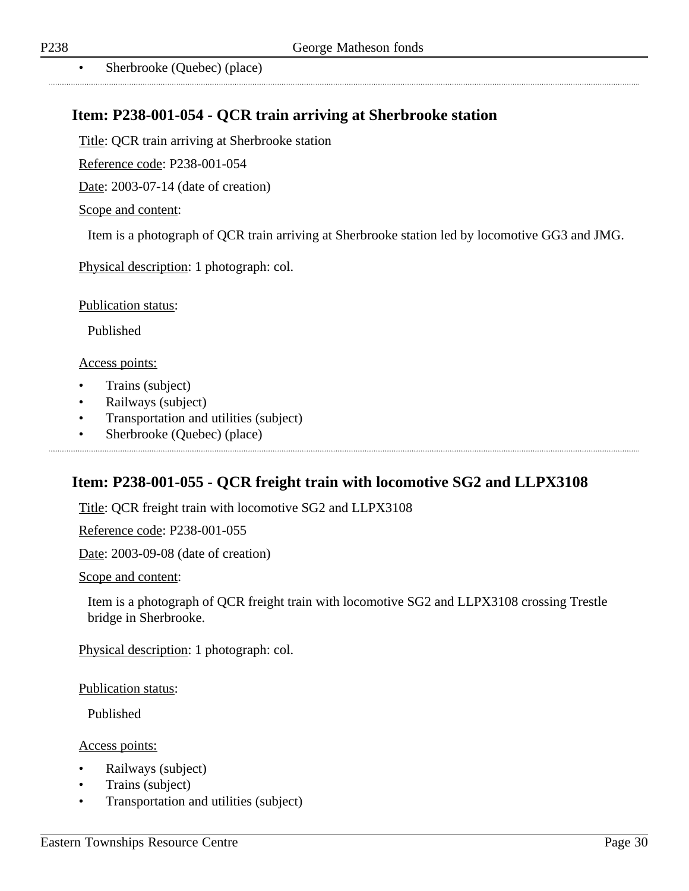- Sherbrooke (Quebec) (place)

## Item: P238-001-054 - QCR train arriving at Sherbrooke station

Title: QCR train arriving at Sherbrooke station

Reference code: P238-001-054

Date: 2003-07-14 (date of creation)

Scope and content:

Item is a photograph of QCR train arriving at Sherbrooke station led by locomotive GG3 and JMG.

Physical description: 1 photograph: col.

Publication status:

Published

Access points:

- Trains (subject)
- Railways (subject)
- Transportation and utilities (subject)
- Sherbrooke (Quebec) (place)

## Item: P238-001-055 - QCR freight train with locomotive SG2 and LLPX3108

Title: QCR freight train with locomotive SG2 and LLPX3108

Reference code: P238-001-055

Date: 2003-09-08 (date of creation)

Scope and content:

Item is a photograph of QCR freight train with locomotive SG2 and LLPX3108 crossing Trestle bridge in Sherbrooke.

Physical description: 1 photograph: col.

Publication status:

Published

Access points:

- Railways (subject)
- Trains (subject)
- Transportation and utilities (subject)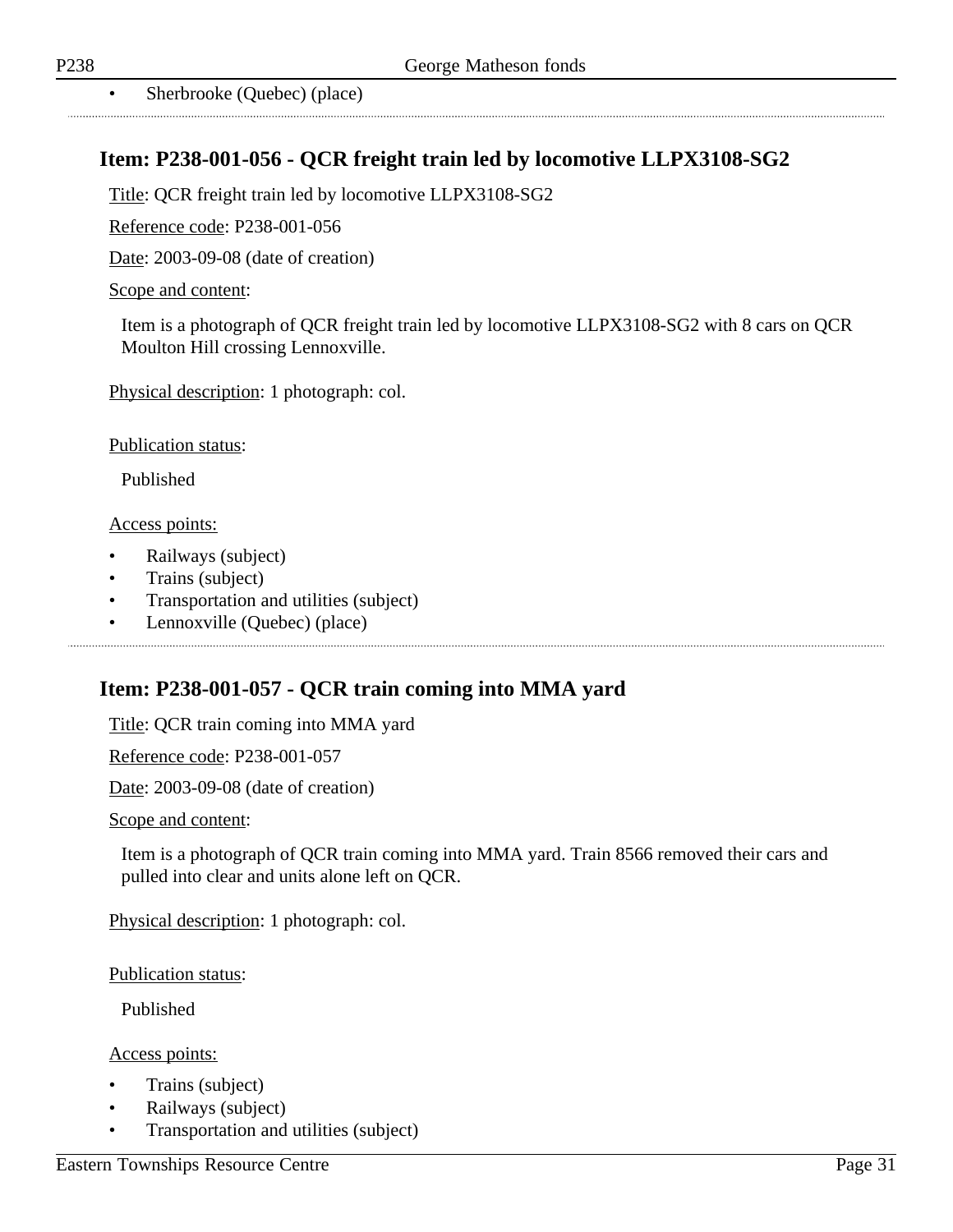- Sherbrooke (Quebec) (place)

## Item: P238-001-056 - QCR freight train led by locomotive LLPX3108-SG2

Title: QCR freight train led by locomotive LLPX3108-SG2

Reference code: P238-001-056

Date: 2003-09-08 (date of creation)

Scope and content:

Item is a photograph of QCR freight train led by locomotive LLPX3108-SG2 with 8 cars on QCR Moulton Hill crossing Lennoxville.

Physical description: 1 photograph: col.

Publication status:

Published

Access points:

- Railways (subject)
- Trains (subject)
- Transportation and utilities (subject)
- Lennoxville (Quebec) (place)

## Item: P238-001-057 - QCR train coming into MMA yard

Title: QCR train coming into MMA yard

Reference code: P238-001-057

Date: 2003-09-08 (date of creation)

Scope and content:

Item is a photograph of QCR train coming into MMA yard. Train 8566 removed their cars and pulled into clear and units alone left on QCR.

Physical description: 1 photograph: col.

Publication status:

Published

Access points:

- Trains (subject)
- Railways (subject)
- Transportation and utilities (subject)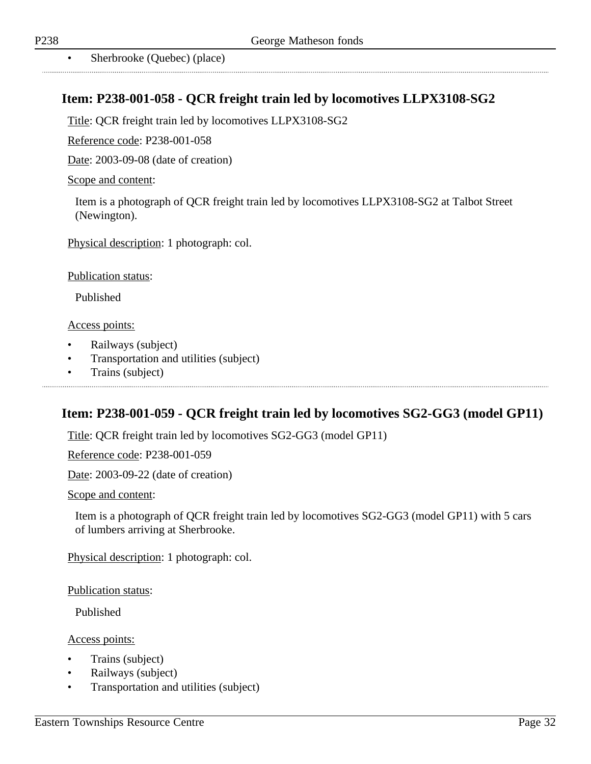- Sherbrooke (Quebec) (place)

## Item: P238-001-058 - QCR freight train led by locomotives LLPX3108-SG2

Title: QCR freight train led by locomotives LLPX3108-SG2

Reference code: P238-001-058

Date: 2003-09-08 (date of creation)

Scope and content:

Item is a photograph of QCR freight train led by locomotives LLPX3108-SG2 at Talbot Street (Newington).

Physical description: 1 photograph: col.

Publication status:

Published

Access points:

- Railways (subject)
- Transportation and utilities (subject)
- Trains (subject)

## Item: P238-001-059 - QCR freight train led by locomotives SG2-GG3 (model GP11)

Title: QCR freight train led by locomotives SG2-GG3 (model GP11)

Reference code: P238-001-059

Date: 2003-09-22 (date of creation)

Scope and content:

Item is a photograph of QCR freight train led by locomotives SG2-GG3 (model GP11) with 5 cars of lumbers arriving at Sherbrooke.

Physical description: 1 photograph: col.

Publication status:

Published

Access points:

- Trains (subject)
- Railways (subject)
- Transportation and utilities (subject)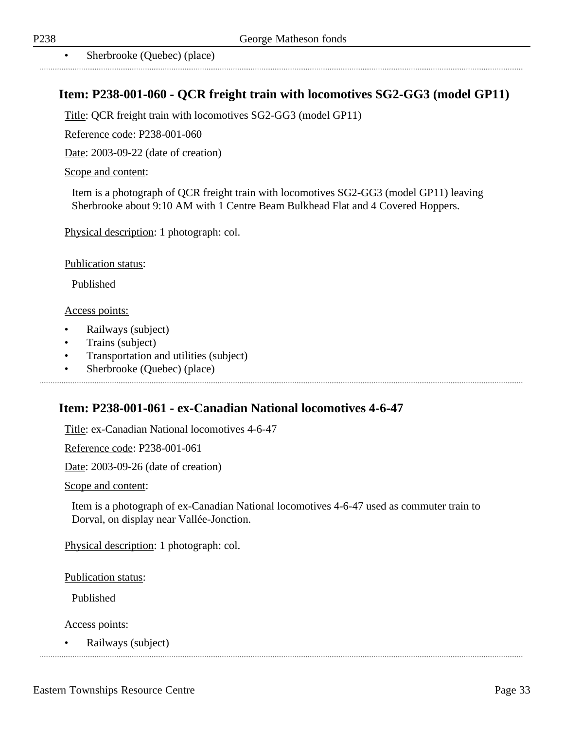- Sherbrooke (Quebec) (place)

## Item: P238-001-060 - QCR freight train with locomotives SG2-GG3 (model GP11)

Title: QCR freight train with locomotives SG2-GG3 (model GP11)

Reference code: P238-001-060

Date: 2003-09-22 (date of creation)

Scope and content:

Item is a photograph of QCR freight train with locomotives SG2-GG3 (model GP11) leaving Sherbrooke about 9:10 AM with 1 Centre Beam Bulkhead Flat and 4 Covered Hoppers.

Physical description: 1 photograph: col.

Publication status:

Published

Access points:

- Railways (subject)
- Trains (subject)
- Transportation and utilities (subject)
- Sherbrooke (Quebec) (place)

## Item: P238-001-061 - ex-Canadian National locomotives 4-6-47

Title: ex-Canadian National locomotives 4-6-47

Reference code: P238-001-061

Date: 2003-09-26 (date of creation)

Scope and content:

Item is a photograph of ex-Canadian National locomotives 4-6-47 used as commuter train to Dorval, on display near Vallée-Jonction.

Physical description: 1 photograph: col.

Publication status:

Published

Access points:

- Railways (subject)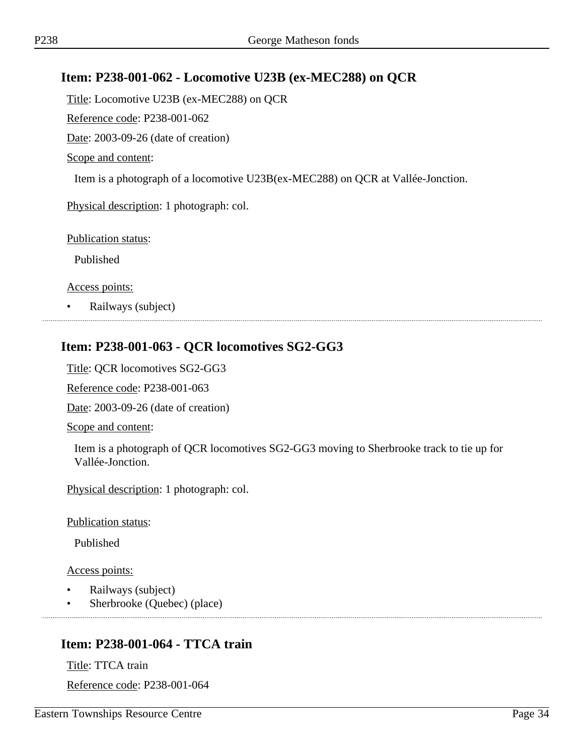## Item: P238-001-062 - Locomotive U23B (ex-MEC288) on QCR

Title: Locomotive U23B (ex-MEC288) on QCR

Reference code: P238-001-062

Date: 2003-09-26 (date of creation)

Scope and content:

Item is a photograph of a locomotive U23B(ex-MEC288) on QCR at Vallée-Jonction.

Physical description: 1 photograph: col.

Publication status:

Published

Access points:

- Railways (subject)

---

## Item: P238-001-063 - QCR locomotives SG2-GG3

Title: QCR locomotives SG2-GG3

Reference code: P238-001-063

Date: 2003-09-26 (date of creation)

Scope and content:

Item is a photograph of QCR locomotives SG2-GG3 moving to Sherbrooke track to tie up for Vallée-Jonction.

Physical description: 1 photograph: col.

Publication status:

Published

Access points:

- Railways (subject)
- Sherbrooke (Quebec) (place)

---

## Item: P238-001-064 - TTCA train

Title: TTCA train

Reference code: P238-001-064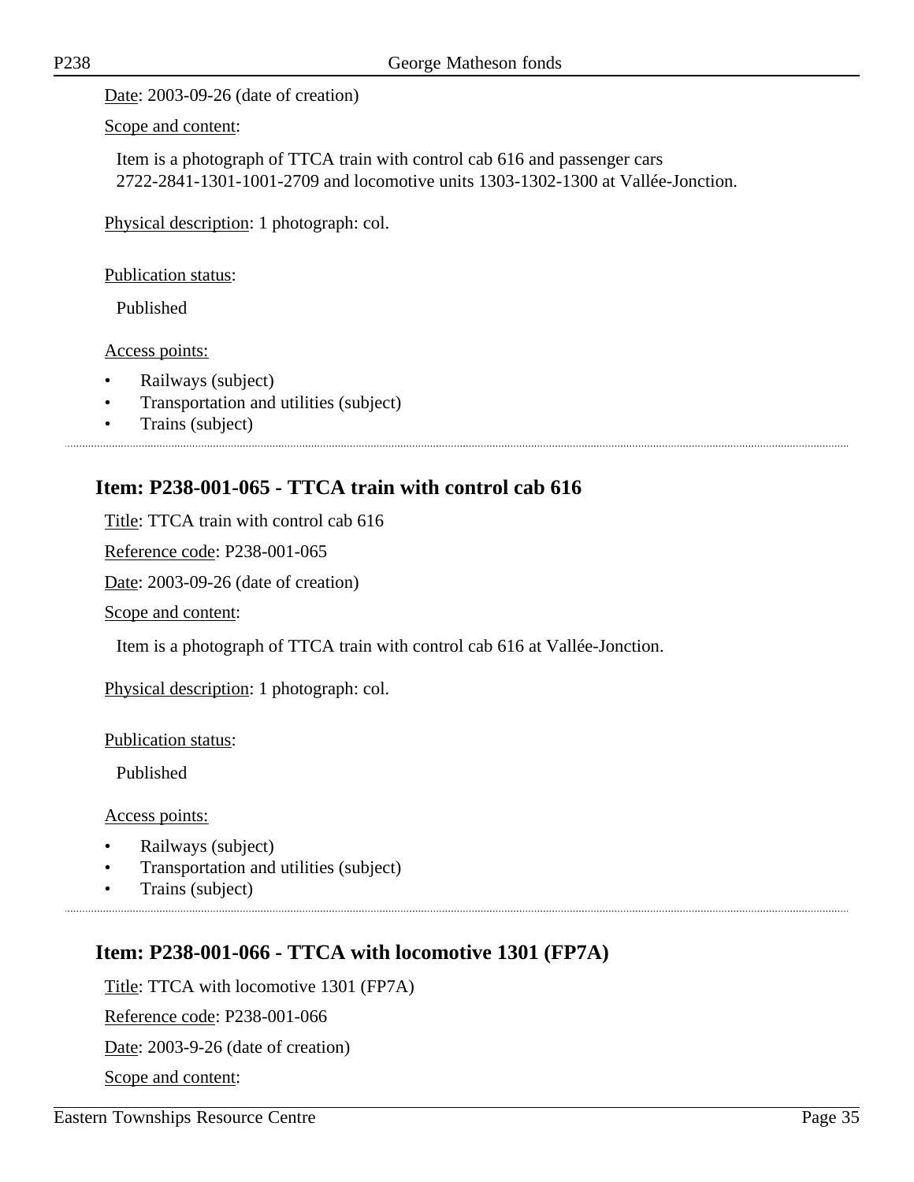Date: 2003-09-26 (date of creation)

Scope and content:

Item is a photograph of TTCA train with control cab 616 and passenger cars 2722-2841-1301-1001-2709 and locomotive units 1303-1302-1300 at Vallée-Jonction.

Physical description: 1 photograph: col.

Publication status:

Published

Access points:

- Railways (subject)
- Transportation and utilities (subject)
- Trains (subject)

---

## Item: P238-001-065 - TTCA train with control cab 616

Title: TTCA train with control cab 616

Reference code: P238-001-065

Date: 2003-09-26 (date of creation)

Scope and content:

Item is a photograph of TTCA train with control cab 616 at Vallée-Jonction.

Physical description: 1 photograph: col.

Publication status:

Published

Access points:

- Railways (subject)
- Transportation and utilities (subject)
- Trains (subject)

---

## Item: P238-001-066 - TTCA with locomotive 1301 (FP7A)

Title: TTCA with locomotive 1301 (FP7A)

Reference code: P238-001-066

Date: 2003-9-26 (date of creation)

Scope and content: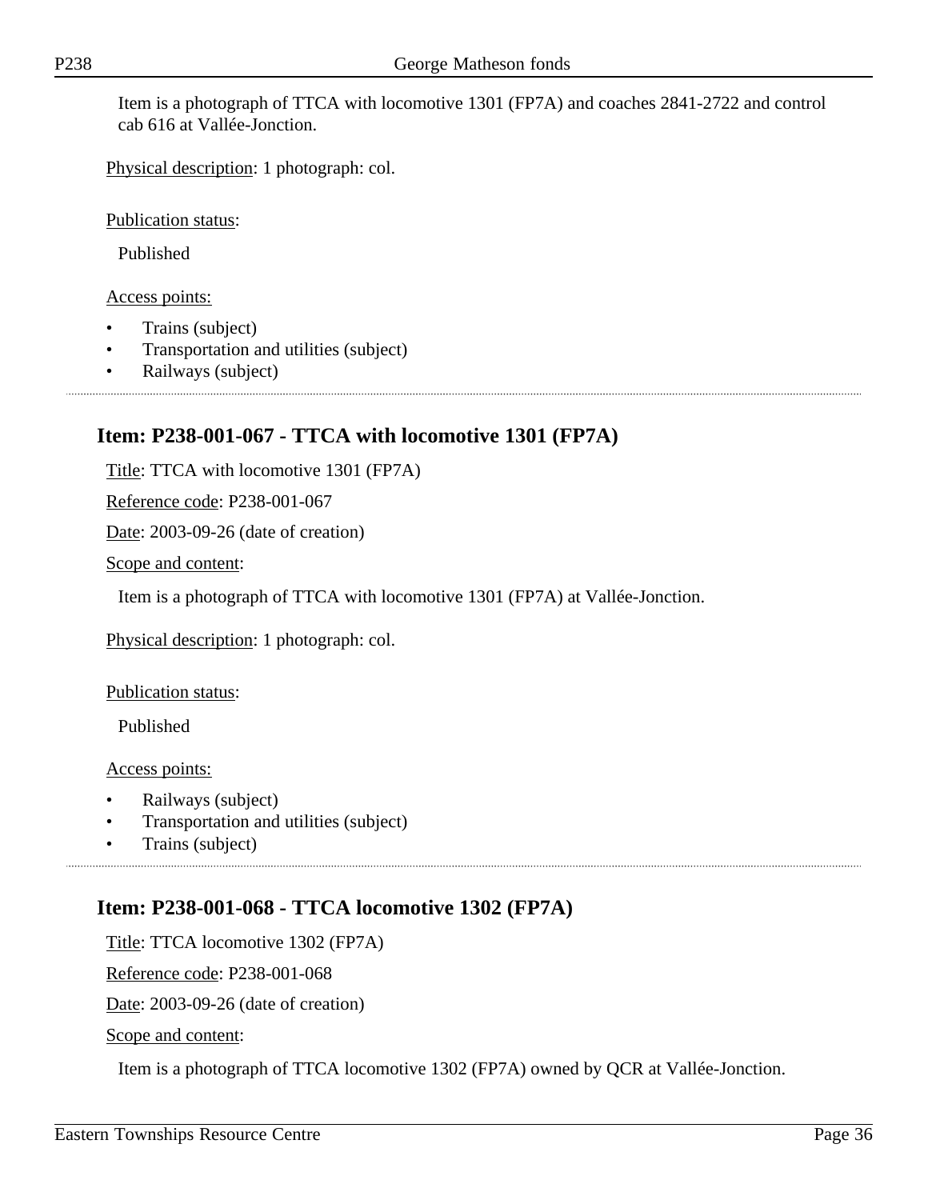Item is a photograph of TTCA with locomotive 1301 (FP7A) and coaches 2841-2722 and control cab 616 at Vallée-Jonction.

Physical description: 1 photograph: col.

Publication status:

Published

Access points:

- Trains (subject)
- Transportation and utilities (subject)
- Railways (subject)

## Item: P238-001-067 - TTCA with locomotive 1301 (FP7A)

Title: TTCA with locomotive 1301 (FP7A)

Reference code: P238-001-067

Date: 2003-09-26 (date of creation)

Scope and content:

Item is a photograph of TTCA with locomotive 1301 (FP7A) at Vallée-Jonction.

Physical description: 1 photograph: col.

Publication status:

Published

Access points:

- Railways (subject)
- Transportation and utilities (subject)
- Trains (subject)

## Item: P238-001-068 - TTCA locomotive 1302 (FP7A)

Title: TTCA locomotive 1302 (FP7A)

Reference code: P238-001-068

Date: 2003-09-26 (date of creation)

Scope and content:

Item is a photograph of TTCA locomotive 1302 (FP7A) owned by QCR at Vallée-Jonction.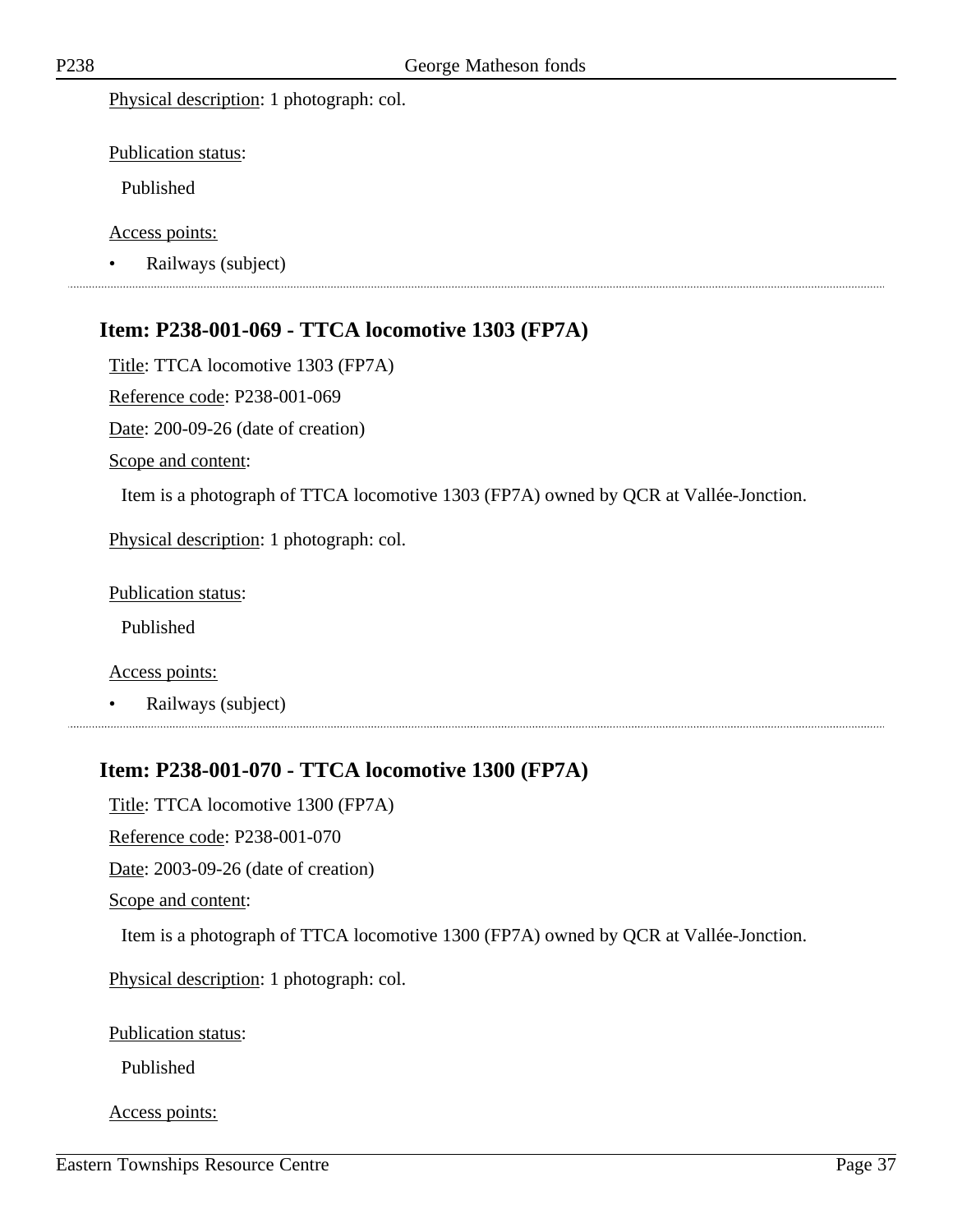Physical description: 1 photograph: col.

Publication status:

Published

Access points:

- Railways (subject)

---

## Item: P238-001-069 - TTCA locomotive 1303 (FP7A)

Title: TTCA locomotive 1303 (FP7A)

Reference code: P238-001-069

Date: 200-09-26 (date of creation)

Scope and content:

Item is a photograph of TTCA locomotive 1303 (FP7A) owned by QCR at Vallée-Jonction.

Physical description: 1 photograph: col.

Publication status:

Published

Access points:

- Railways (subject)

---

## Item: P238-001-070 - TTCA locomotive 1300 (FP7A)

Title: TTCA locomotive 1300 (FP7A)

Reference code: P238-001-070

Date: 2003-09-26 (date of creation)

Scope and content:

Item is a photograph of TTCA locomotive 1300 (FP7A) owned by QCR at Vallée-Jonction.

Physical description: 1 photograph: col.

Publication status:

Published

Access points: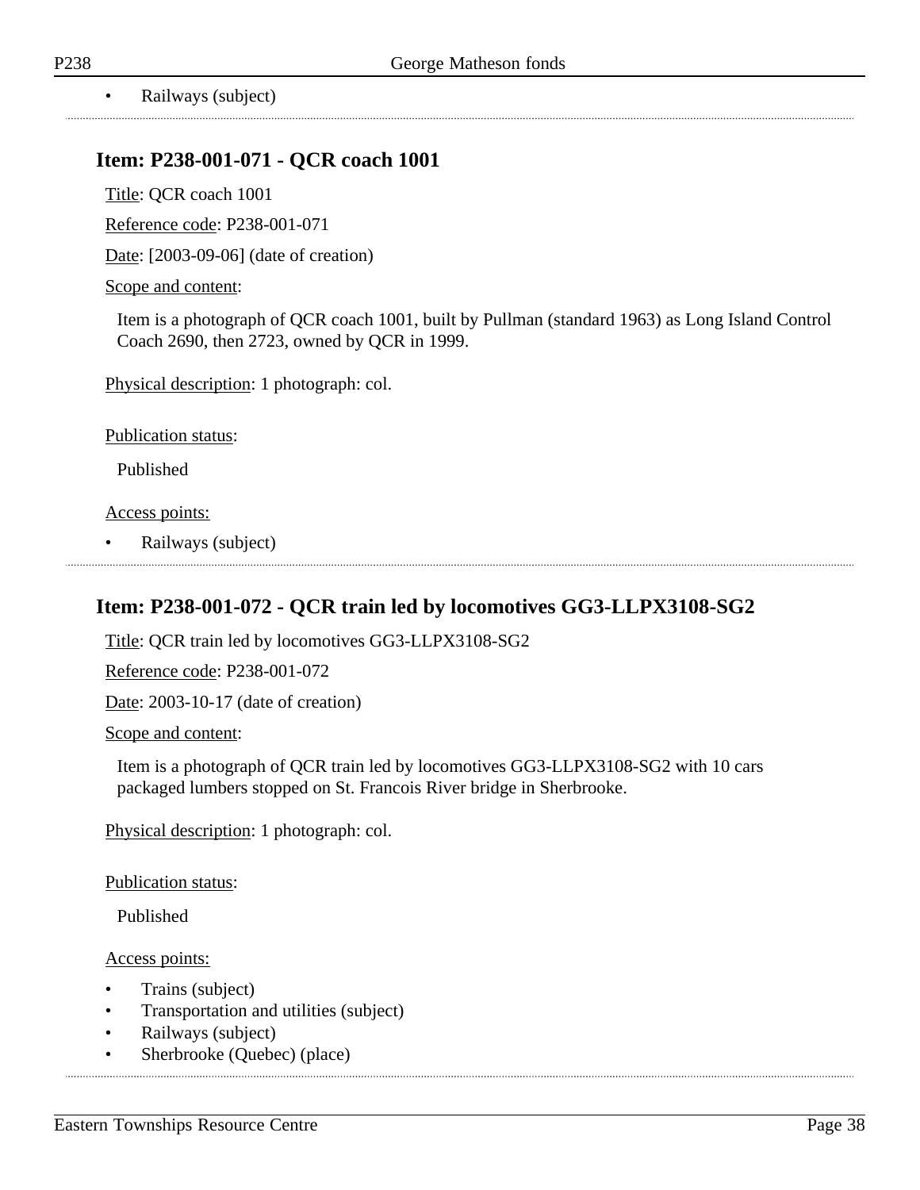- Railways (subject)

## Item: P238-001-071 - QCR coach 1001

Title: QCR coach 1001

Reference code: P238-001-071

Date: [2003-09-06] (date of creation)

Scope and content:

Item is a photograph of QCR coach 1001, built by Pullman (standard 1963) as Long Island Control Coach 2690, then 2723, owned by QCR in 1999.

Physical description: 1 photograph: col.

Publication status:

Published

Access points:

- Railways (subject)

## Item: P238-001-072 - QCR train led by locomotives GG3-LLPX3108-SG2

Title: QCR train led by locomotives GG3-LLPX3108-SG2

Reference code: P238-001-072

Date: 2003-10-17 (date of creation)

Scope and content:

Item is a photograph of QCR train led by locomotives GG3-LLPX3108-SG2 with 10 cars packaged lumbers stopped on St. Francois River bridge in Sherbrooke.

Physical description: 1 photograph: col.

Publication status:

Published

Access points:

- Trains (subject)
- Transportation and utilities (subject)
- Railways (subject)
- Sherbrooke (Quebec) (place)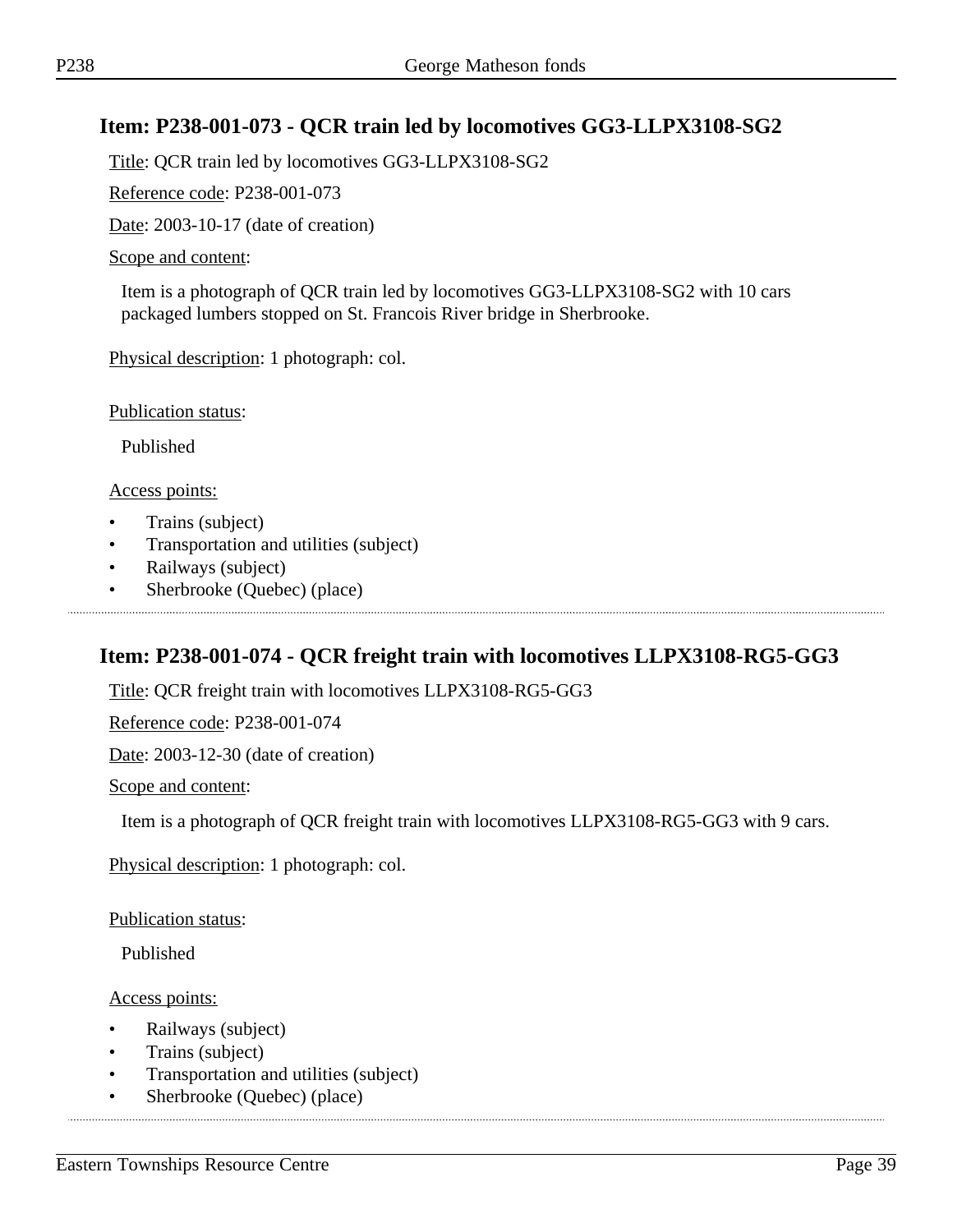## Item: P238-001-073 - QCR train led by locomotives GG3-LLPX3108-SG2

Title: QCR train led by locomotives GG3-LLPX3108-SG2

Reference code: P238-001-073

Date: 2003-10-17 (date of creation)

Scope and content:

Item is a photograph of QCR train led by locomotives GG3-LLPX3108-SG2 with 10 cars packaged lumbers stopped on St. Francois River bridge in Sherbrooke.

Physical description: 1 photograph: col.

Publication status:

Published

Access points:

- Trains (subject)
- Transportation and utilities (subject)
- Railways (subject)
- Sherbrooke (Quebec) (place)

---

## Item: P238-001-074 - QCR freight train with locomotives LLPX3108-RG5-GG3

Title: QCR freight train with locomotives LLPX3108-RG5-GG3

Reference code: P238-001-074

Date: 2003-12-30 (date of creation)

Scope and content:

Item is a photograph of QCR freight train with locomotives LLPX3108-RG5-GG3 with 9 cars.

Physical description: 1 photograph: col.

Publication status:

Published

Access points:

- Railways (subject)
- Trains (subject)
- Transportation and utilities (subject)
- Sherbrooke (Quebec) (place)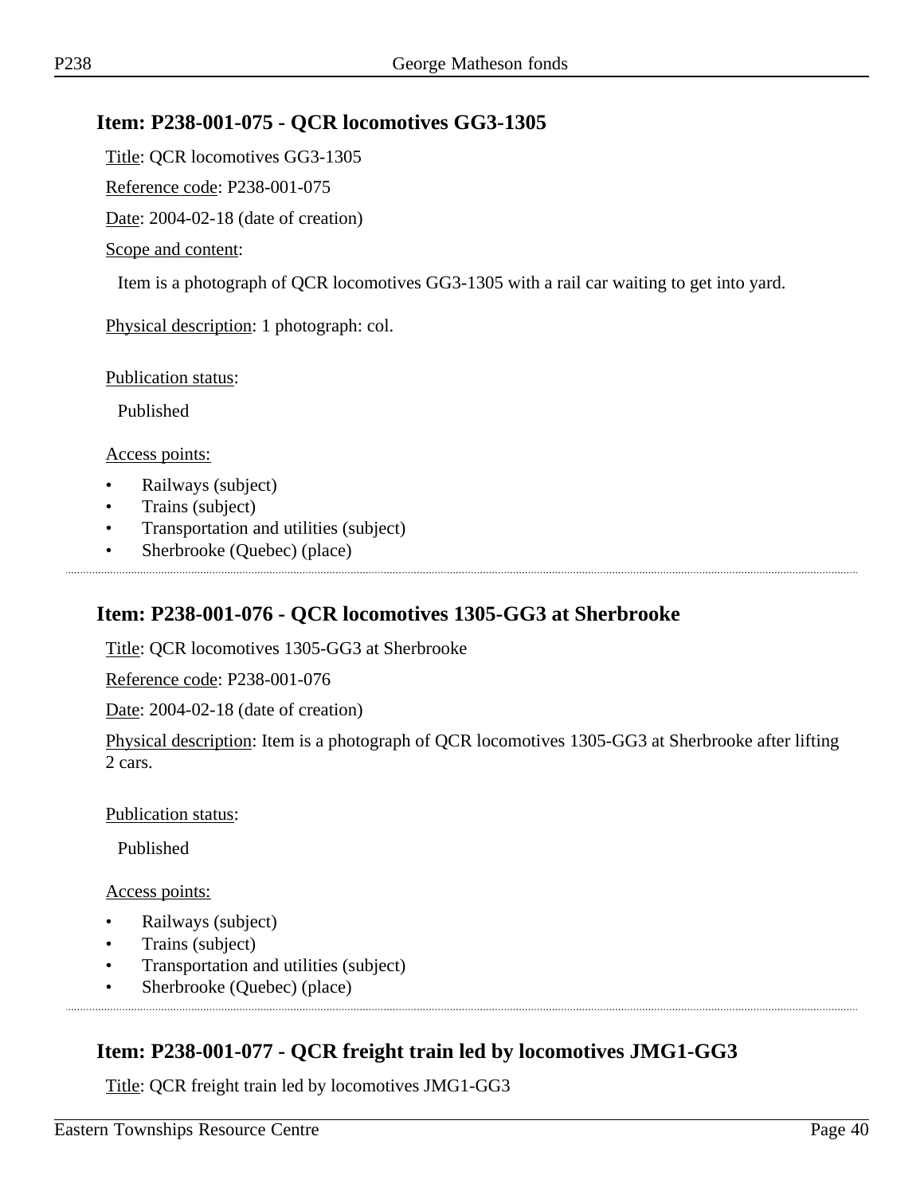## Item: P238-001-075 - QCR locomotives GG3-1305

Title: QCR locomotives GG3-1305

Reference code: P238-001-075

Date: 2004-02-18 (date of creation)

Scope and content:

Item is a photograph of QCR locomotives GG3-1305 with a rail car waiting to get into yard.

Physical description: 1 photograph: col.

Publication status:

Published

Access points:

- Railways (subject)
- Trains (subject)
- Transportation and utilities (subject)
- Sherbrooke (Quebec) (place)

## Item: P238-001-076 - QCR locomotives 1305-GG3 at Sherbrooke

Title: QCR locomotives 1305-GG3 at Sherbrooke

Reference code: P238-001-076

Date: 2004-02-18 (date of creation)

Physical description: Item is a photograph of QCR locomotives 1305-GG3 at Sherbrooke after lifting 2 cars.

Publication status:

Published

Access points:

- Railways (subject)
- Trains (subject)
- Transportation and utilities (subject)
- Sherbrooke (Quebec) (place)

## Item: P238-001-077 - QCR freight train led by locomotives JMG1-GG3

Title: QCR freight train led by locomotives JMG1-GG3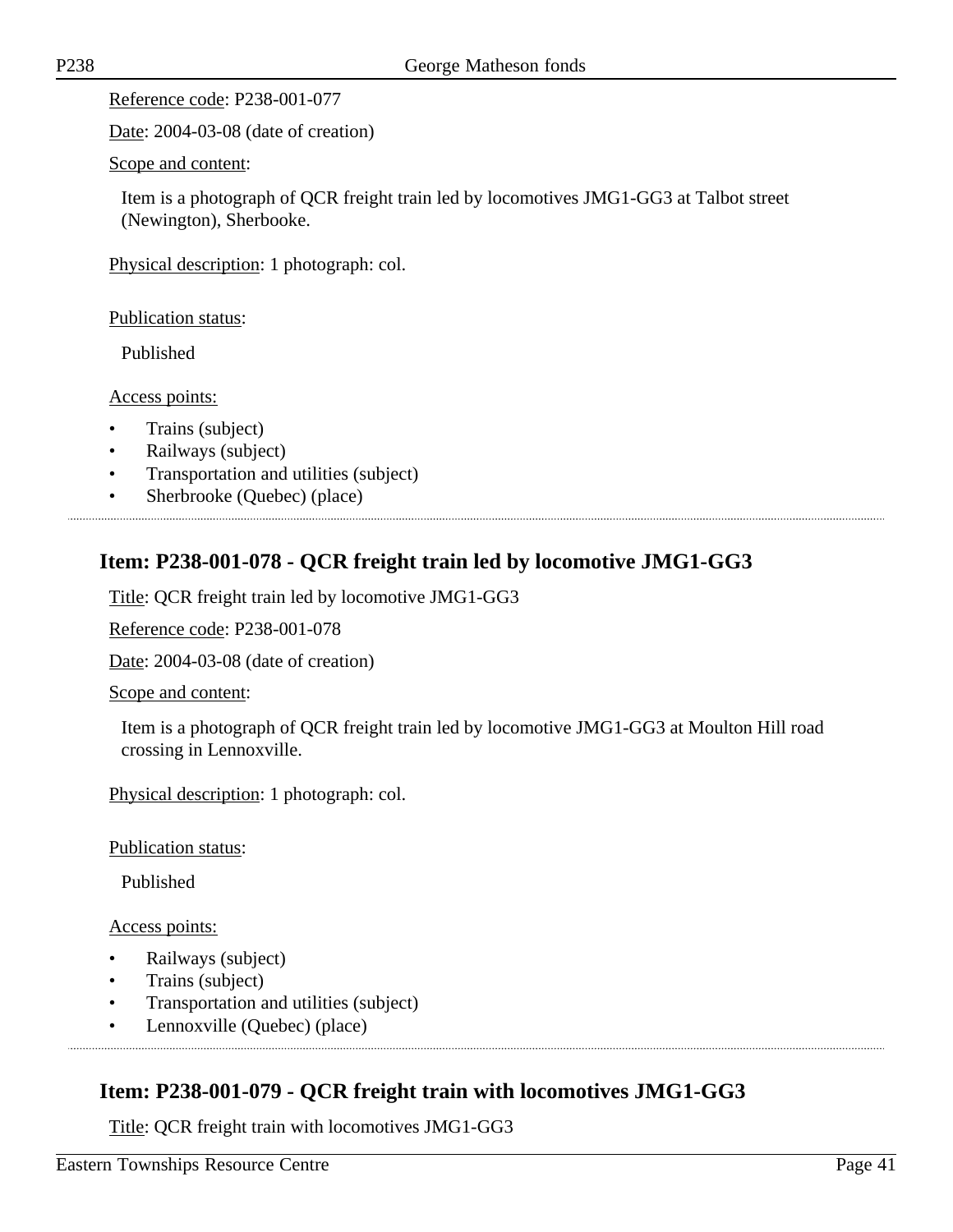Reference code: P238-001-077

Date: 2004-03-08 (date of creation)

Scope and content:

Item is a photograph of QCR freight train led by locomotives JMG1-GG3 at Talbot street (Newington), Sherbooke.

Physical description: 1 photograph: col.

Publication status:

Published

Access points:

- Trains (subject)
- Railways (subject)
- Transportation and utilities (subject)
- Sherbrooke (Quebec) (place)

## Item: P238-001-078 - QCR freight train led by locomotive JMG1-GG3

Title: QCR freight train led by locomotive JMG1-GG3

Reference code: P238-001-078

Date: 2004-03-08 (date of creation)

Scope and content:

Item is a photograph of QCR freight train led by locomotive JMG1-GG3 at Moulton Hill road crossing in Lennoxville.

Physical description: 1 photograph: col.

Publication status:

Published

Access points:

- Railways (subject)
- Trains (subject)
- Transportation and utilities (subject)
- Lennoxville (Quebec) (place)

## Item: P238-001-079 - QCR freight train with locomotives JMG1-GG3

Title: QCR freight train with locomotives JMG1-GG3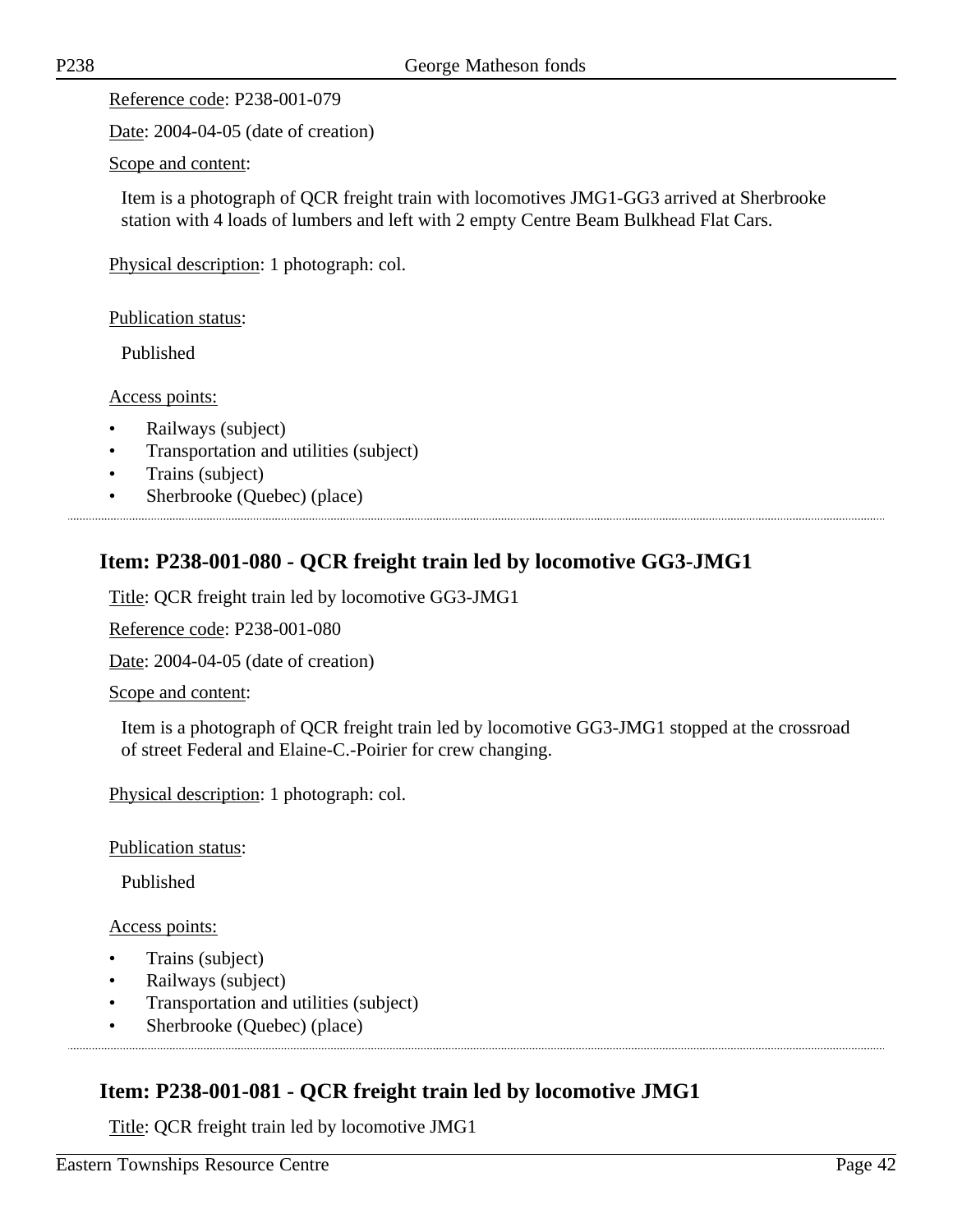Reference code: P238-001-079

Date: 2004-04-05 (date of creation)

Scope and content:

Item is a photograph of QCR freight train with locomotives JMG1-GG3 arrived at Sherbrooke station with 4 loads of lumbers and left with 2 empty Centre Beam Bulkhead Flat Cars.

Physical description: 1 photograph: col.

Publication status:

Published

Access points:

- Railways (subject)
- Transportation and utilities (subject)
- Trains (subject)
- Sherbrooke (Quebec) (place)

## Item: P238-001-080 - QCR freight train led by locomotive GG3-JMG1

Title: QCR freight train led by locomotive GG3-JMG1

Reference code: P238-001-080

Date: 2004-04-05 (date of creation)

Scope and content:

Item is a photograph of QCR freight train led by locomotive GG3-JMG1 stopped at the crossroad of street Federal and Elaine-C.-Poirier for crew changing.

Physical description: 1 photograph: col.

Publication status:

Published

Access points:

- Trains (subject)
- Railways (subject)
- Transportation and utilities (subject)
- Sherbrooke (Quebec) (place)

## Item: P238-001-081 - QCR freight train led by locomotive JMG1

Title: QCR freight train led by locomotive JMG1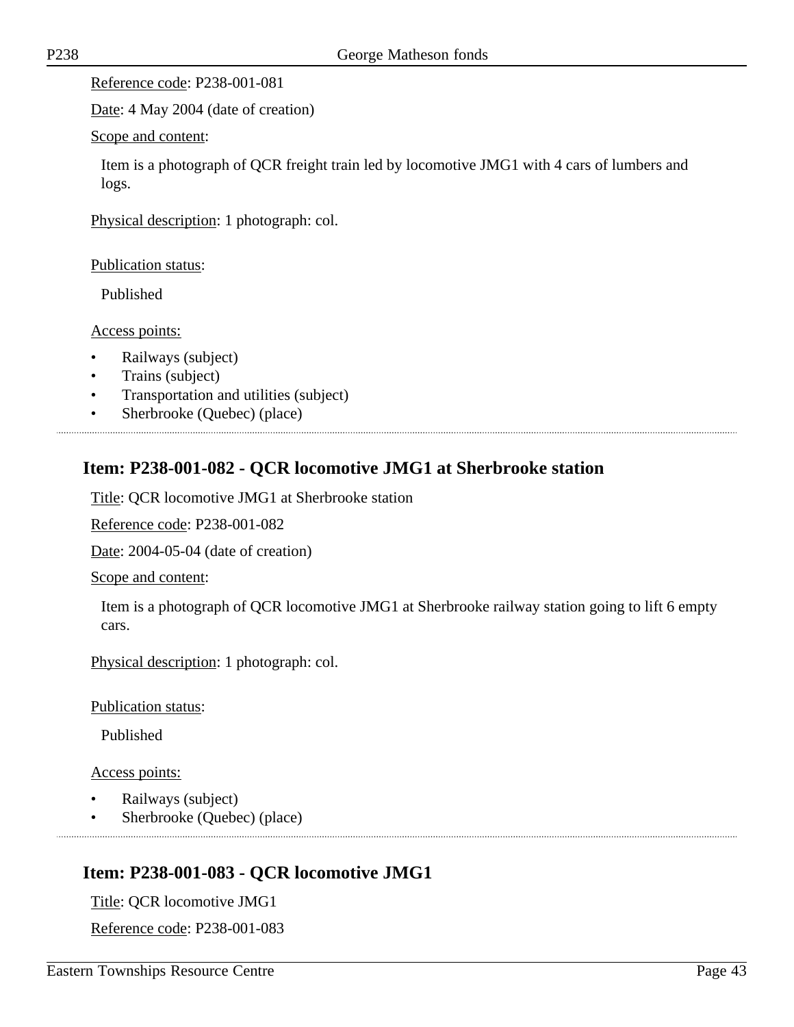Reference code: P238-001-081

Date: 4 May 2004 (date of creation)

Scope and content:

Item is a photograph of QCR freight train led by locomotive JMG1 with 4 cars of lumbers and logs.

Physical description: 1 photograph: col.

Publication status:

Published

Access points:

- Railways (subject)
- Trains (subject)
- Transportation and utilities (subject)
- Sherbrooke (Quebec) (place)

## Item: P238-001-082 - QCR locomotive JMG1 at Sherbrooke station

Title: QCR locomotive JMG1 at Sherbrooke station

Reference code: P238-001-082

Date: 2004-05-04 (date of creation)

Scope and content:

Item is a photograph of QCR locomotive JMG1 at Sherbrooke railway station going to lift 6 empty cars.

Physical description: 1 photograph: col.

Publication status:

Published

Access points:

- Railways (subject)
- Sherbrooke (Quebec) (place)

## Item: P238-001-083 - QCR locomotive JMG1

Title: QCR locomotive JMG1

Reference code: P238-001-083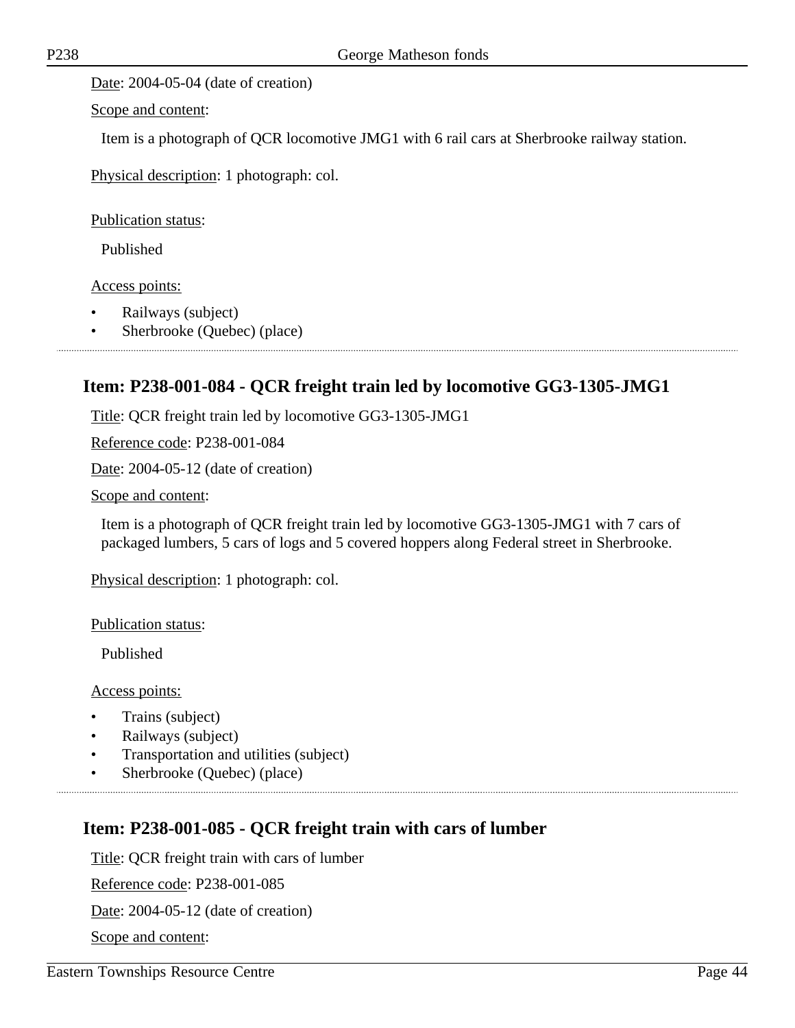Date: 2004-05-04 (date of creation)

Scope and content:

Item is a photograph of QCR locomotive JMG1 with 6 rail cars at Sherbrooke railway station.

Physical description: 1 photograph: col.

Publication status:

Published

Access points:

- Railways (subject)
- Sherbrooke (Quebec) (place)

## Item: P238-001-084 - QCR freight train led by locomotive GG3-1305-JMG1

Title: QCR freight train led by locomotive GG3-1305-JMG1

Reference code: P238-001-084

Date: 2004-05-12 (date of creation)

Scope and content:

Item is a photograph of QCR freight train led by locomotive GG3-1305-JMG1 with 7 cars of packaged lumbers, 5 cars of logs and 5 covered hoppers along Federal street in Sherbrooke.

Physical description: 1 photograph: col.

Publication status:

Published

Access points:

- Trains (subject)
- Railways (subject)
- Transportation and utilities (subject)
- Sherbrooke (Quebec) (place)

## Item: P238-001-085 - QCR freight train with cars of lumber

Title: QCR freight train with cars of lumber

Reference code: P238-001-085

Date: 2004-05-12 (date of creation)

Scope and content: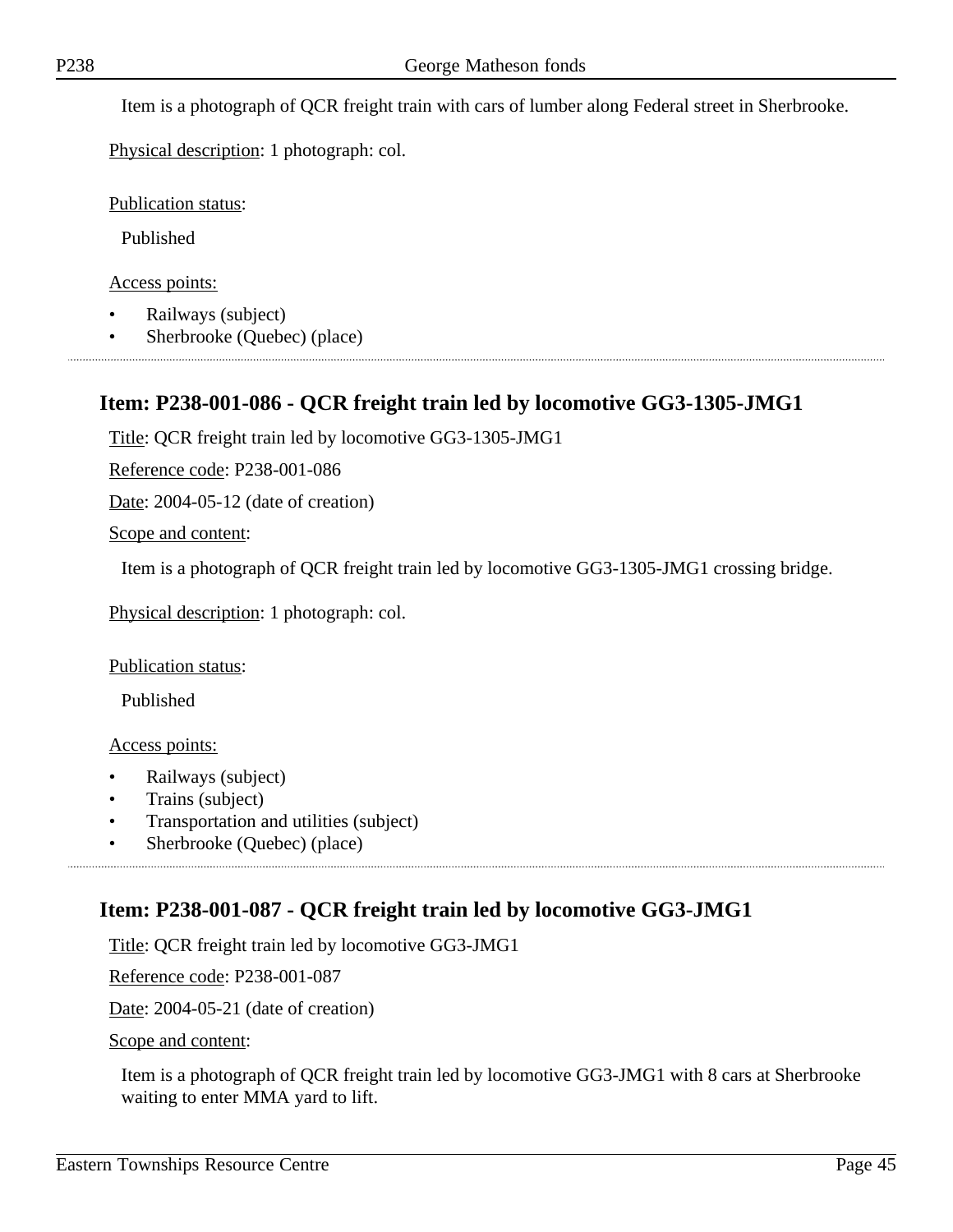Item is a photograph of QCR freight train with cars of lumber along Federal street in Sherbrooke.

Physical description: 1 photograph: col.

Publication status:

Published

Access points:

- Railways (subject)
- Sherbrooke (Quebec) (place)

## Item: P238-001-086 - QCR freight train led by locomotive GG3-1305-JMG1

Title: QCR freight train led by locomotive GG3-1305-JMG1

Reference code: P238-001-086

Date: 2004-05-12 (date of creation)

Scope and content:

Item is a photograph of QCR freight train led by locomotive GG3-1305-JMG1 crossing bridge.

Physical description: 1 photograph: col.

Publication status:

Published

Access points:

- Railways (subject)
- Trains (subject)
- Transportation and utilities (subject)
- Sherbrooke (Quebec) (place)

## Item: P238-001-087 - QCR freight train led by locomotive GG3-JMG1

Title: QCR freight train led by locomotive GG3-JMG1

Reference code: P238-001-087

Date: 2004-05-21 (date of creation)

Scope and content:

Item is a photograph of QCR freight train led by locomotive GG3-JMG1 with 8 cars at Sherbrooke waiting to enter MMA yard to lift.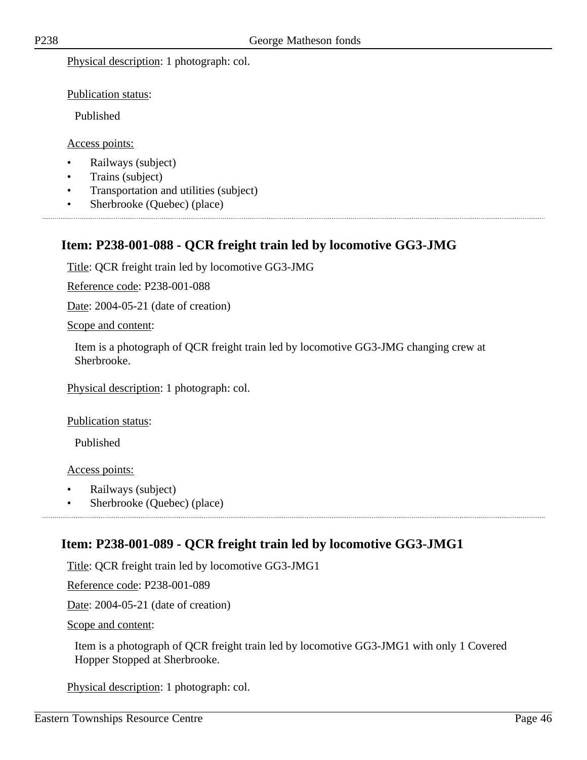Physical description: 1 photograph: col.

Publication status:

Published

Access points:

- Railways (subject)
- Trains (subject)
- Transportation and utilities (subject)
- Sherbrooke (Quebec) (place)

## Item: P238-001-088 - QCR freight train led by locomotive GG3-JMG

Title: QCR freight train led by locomotive GG3-JMG

Reference code: P238-001-088

Date: 2004-05-21 (date of creation)

Scope and content:

Item is a photograph of QCR freight train led by locomotive GG3-JMG changing crew at Sherbrooke.

Physical description: 1 photograph: col.

Publication status:

Published

Access points:

- Railways (subject)
- Sherbrooke (Quebec) (place)

## Item: P238-001-089 - QCR freight train led by locomotive GG3-JMG1

Title: QCR freight train led by locomotive GG3-JMG1

Reference code: P238-001-089

Date: 2004-05-21 (date of creation)

Scope and content:

Item is a photograph of QCR freight train led by locomotive GG3-JMG1 with only 1 Covered Hopper Stopped at Sherbrooke.

Physical description: 1 photograph: col.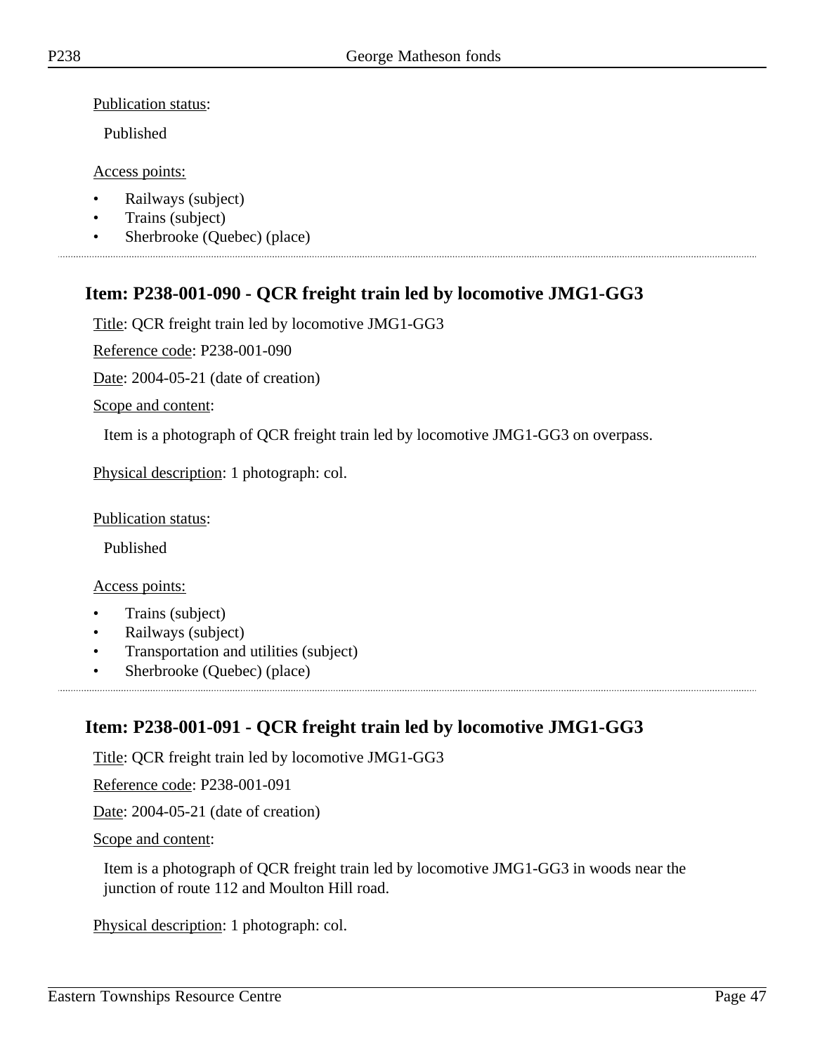Publication status:

Published

Access points:

- Railways (subject)
- Trains (subject)
- Sherbrooke (Quebec) (place)

---

## Item: P238-001-090 - QCR freight train led by locomotive JMG1-GG3

Title: QCR freight train led by locomotive JMG1-GG3

Reference code: P238-001-090

Date: 2004-05-21 (date of creation)

Scope and content:

Item is a photograph of QCR freight train led by locomotive JMG1-GG3 on overpass.

Physical description: 1 photograph: col.

Publication status:

Published

Access points:

- Trains (subject)
- Railways (subject)
- Transportation and utilities (subject)
- Sherbrooke (Quebec) (place)

---

## Item: P238-001-091 - QCR freight train led by locomotive JMG1-GG3

Title: QCR freight train led by locomotive JMG1-GG3

Reference code: P238-001-091

Date: 2004-05-21 (date of creation)

Scope and content:

Item is a photograph of QCR freight train led by locomotive JMG1-GG3 in woods near the junction of route 112 and Moulton Hill road.

Physical description: 1 photograph: col.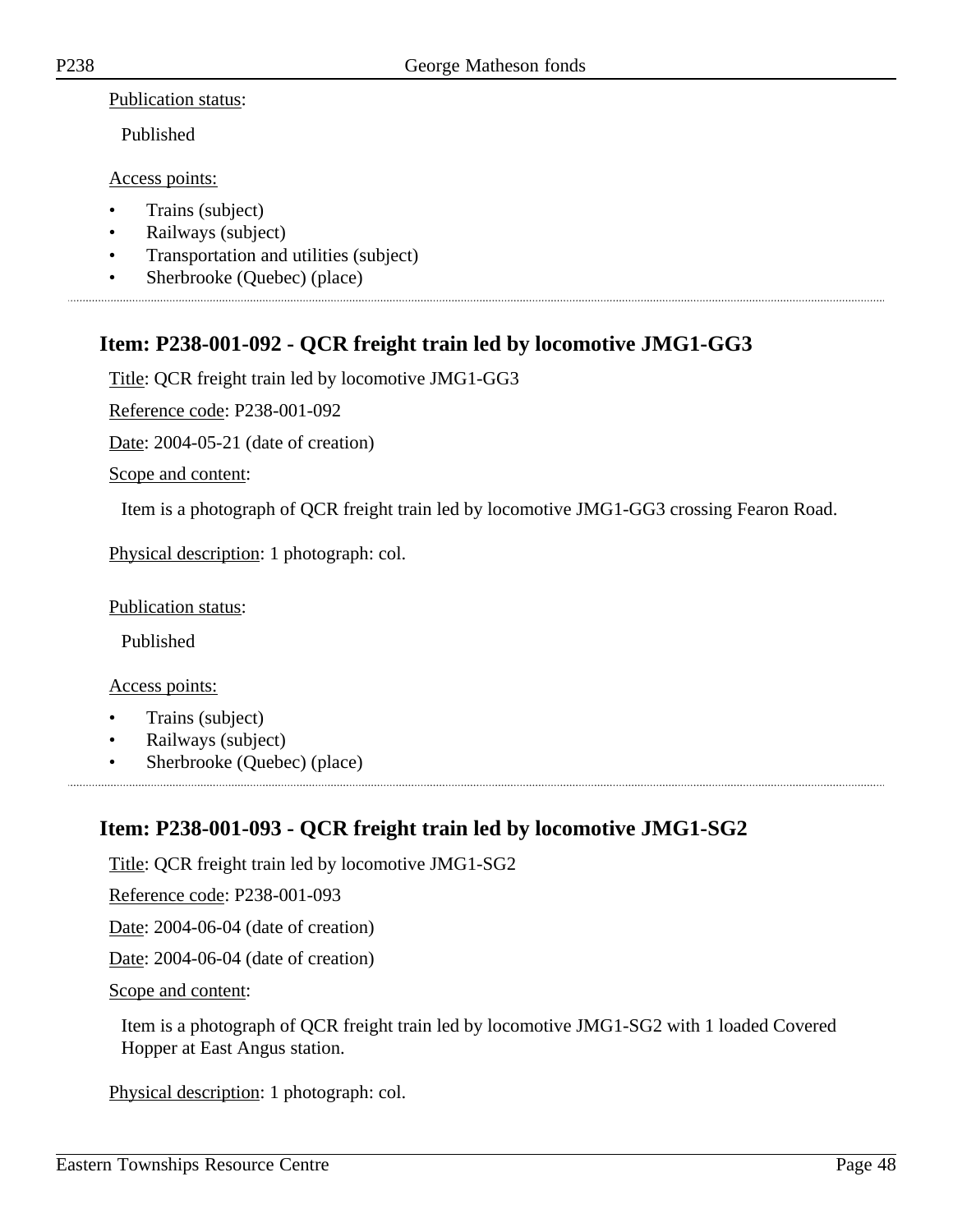Publication status:

Published

Access points:

- Trains (subject)
- Railways (subject)
- Transportation and utilities (subject)
- Sherbrooke (Quebec) (place)

## Item: P238-001-092 - QCR freight train led by locomotive JMG1-GG3

Title: QCR freight train led by locomotive JMG1-GG3

Reference code: P238-001-092

Date: 2004-05-21 (date of creation)

Scope and content:

Item is a photograph of QCR freight train led by locomotive JMG1-GG3 crossing Fearon Road.

Physical description: 1 photograph: col.

Publication status:

Published

Access points:

- Trains (subject)
- Railways (subject)
- Sherbrooke (Quebec) (place)

## Item: P238-001-093 - QCR freight train led by locomotive JMG1-SG2

Title: QCR freight train led by locomotive JMG1-SG2

Reference code: P238-001-093

Date: 2004-06-04 (date of creation)

Date: 2004-06-04 (date of creation)

Scope and content:

Item is a photograph of QCR freight train led by locomotive JMG1-SG2 with 1 loaded Covered Hopper at East Angus station.

Physical description: 1 photograph: col.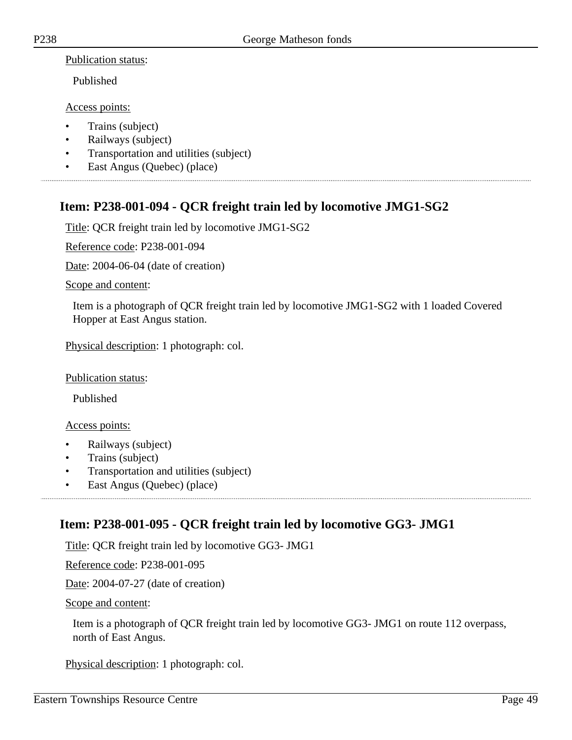Publication status:

Published

Access points:

- Trains (subject)
- Railways (subject)
- Transportation and utilities (subject)
- East Angus (Quebec) (place)

## Item: P238-001-094 - QCR freight train led by locomotive JMG1-SG2

Title: QCR freight train led by locomotive JMG1-SG2

Reference code: P238-001-094

Date: 2004-06-04 (date of creation)

Scope and content:

Item is a photograph of QCR freight train led by locomotive JMG1-SG2 with 1 loaded Covered Hopper at East Angus station.

Physical description: 1 photograph: col.

Publication status:

Published

Access points:

- Railways (subject)
- Trains (subject)
- Transportation and utilities (subject)
- East Angus (Quebec) (place)

## Item: P238-001-095 - QCR freight train led by locomotive GG3- JMG1

Title: QCR freight train led by locomotive GG3- JMG1

Reference code: P238-001-095

Date: 2004-07-27 (date of creation)

Scope and content:

Item is a photograph of QCR freight train led by locomotive GG3- JMG1 on route 112 overpass, north of East Angus.

Physical description: 1 photograph: col.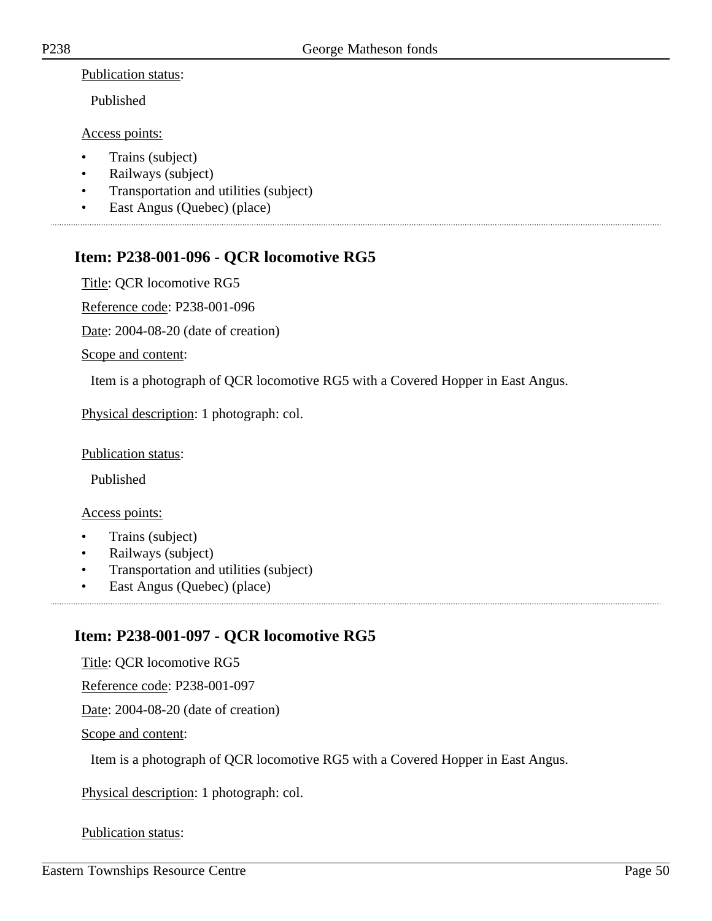Publication status:

Published

Access points:

- Trains (subject)
- Railways (subject)
- Transportation and utilities (subject)
- East Angus (Quebec) (place)

## Item: P238-001-096 - QCR locomotive RG5

Title: QCR locomotive RG5

Reference code: P238-001-096

Date: 2004-08-20 (date of creation)

Scope and content:

Item is a photograph of QCR locomotive RG5 with a Covered Hopper in East Angus.

Physical description: 1 photograph: col.

Publication status:

Published

Access points:

- Trains (subject)
- Railways (subject)
- Transportation and utilities (subject)
- East Angus (Quebec) (place)

## Item: P238-001-097 - QCR locomotive RG5

Title: QCR locomotive RG5

Reference code: P238-001-097

Date: 2004-08-20 (date of creation)

Scope and content:

Item is a photograph of QCR locomotive RG5 with a Covered Hopper in East Angus.

Physical description: 1 photograph: col.

Publication status: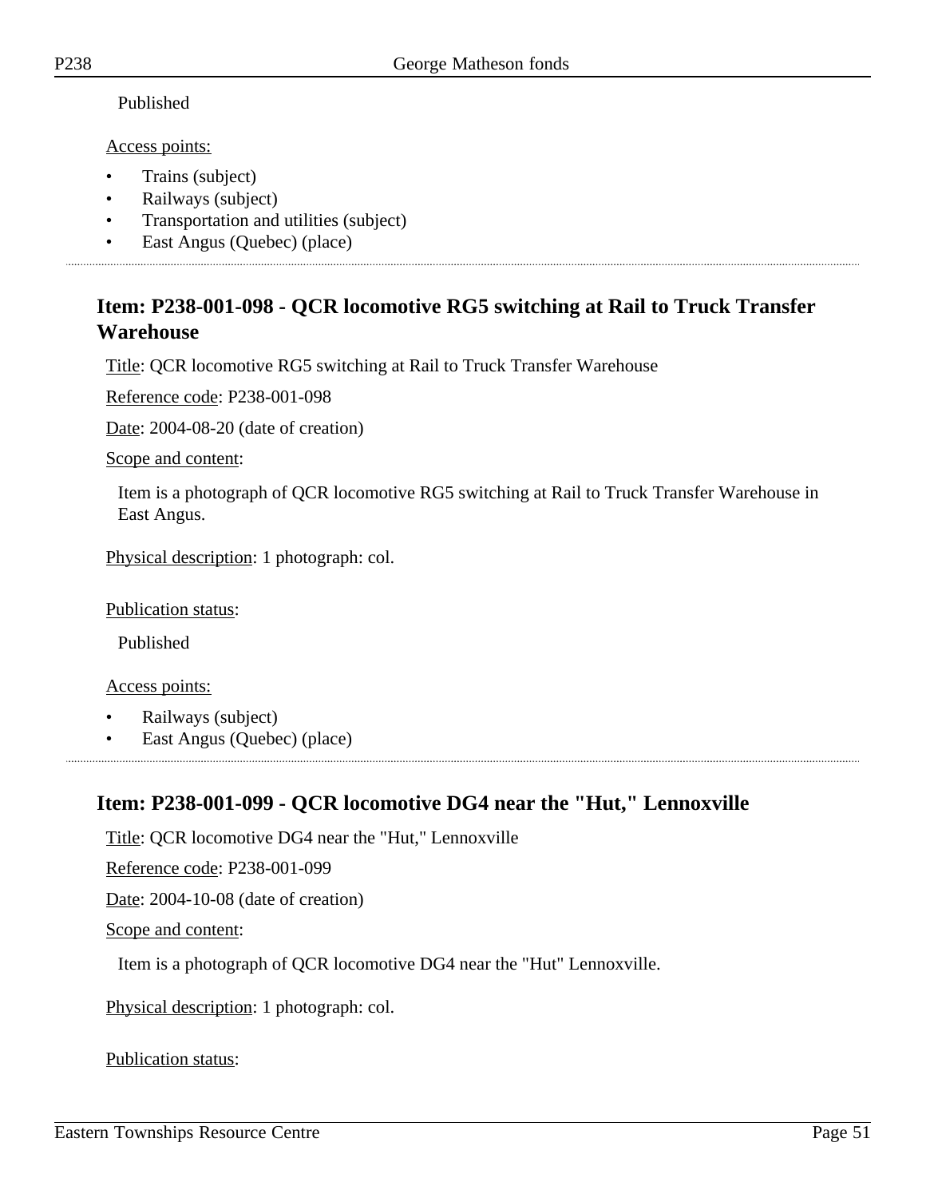Published

Access points:

- Trains (subject)
- Railways (subject)
- Transportation and utilities (subject)
- East Angus (Quebec) (place)

## Item: P238-001-098 - QCR locomotive RG5 switching at Rail to Truck Transfer Warehouse

Title: QCR locomotive RG5 switching at Rail to Truck Transfer Warehouse

Reference code: P238-001-098

Date: 2004-08-20 (date of creation)

Scope and content:

Item is a photograph of QCR locomotive RG5 switching at Rail to Truck Transfer Warehouse in East Angus.

Physical description: 1 photograph: col.

Publication status:

Published

Access points:

- Railways (subject)
- East Angus (Quebec) (place)

## Item: P238-001-099 - QCR locomotive DG4 near the "Hut," Lennoxville

Title: QCR locomotive DG4 near the "Hut," Lennoxville

Reference code: P238-001-099

Date: 2004-10-08 (date of creation)

Scope and content:

Item is a photograph of QCR locomotive DG4 near the "Hut" Lennoxville.

Physical description: 1 photograph: col.

Publication status: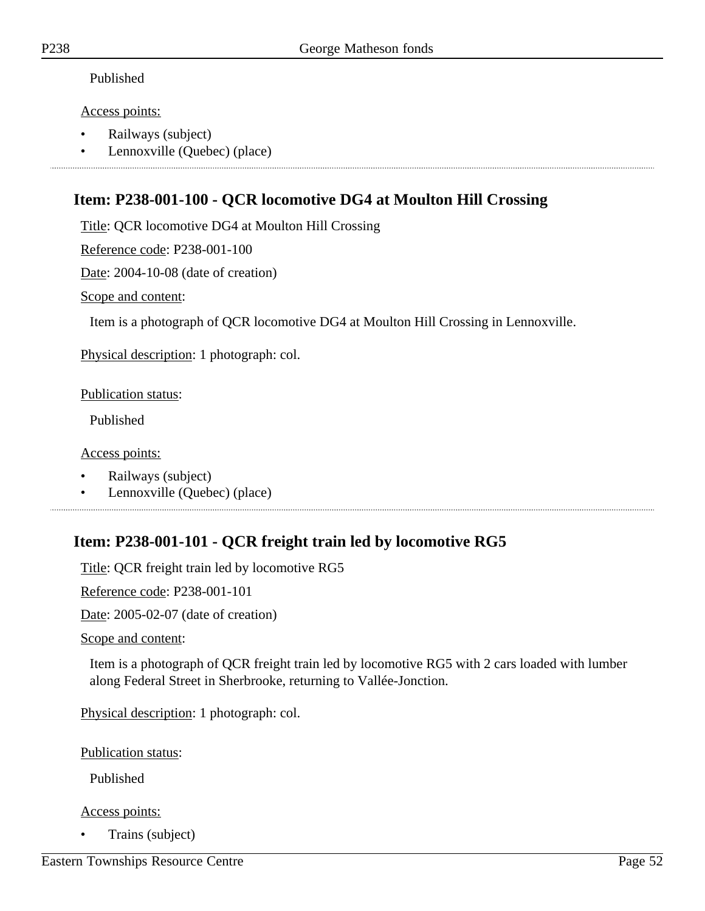Published

Access points:

- Railways (subject)
- Lennoxville (Quebec) (place)

---

## Item: P238-001-100 - QCR locomotive DG4 at Moulton Hill Crossing

Title: QCR locomotive DG4 at Moulton Hill Crossing

Reference code: P238-001-100

Date: 2004-10-08 (date of creation)

Scope and content:

Item is a photograph of QCR locomotive DG4 at Moulton Hill Crossing in Lennoxville.

Physical description: 1 photograph: col.

Publication status:

Published

Access points:

- Railways (subject)
- Lennoxville (Quebec) (place)

---

## Item: P238-001-101 - QCR freight train led by locomotive RG5

Title: QCR freight train led by locomotive RG5

Reference code: P238-001-101

Date: 2005-02-07 (date of creation)

Scope and content:

Item is a photograph of QCR freight train led by locomotive RG5 with 2 cars loaded with lumber along Federal Street in Sherbrooke, returning to Vallée-Jonction.

Physical description: 1 photograph: col.

Publication status:

Published

Access points:

- Trains (subject)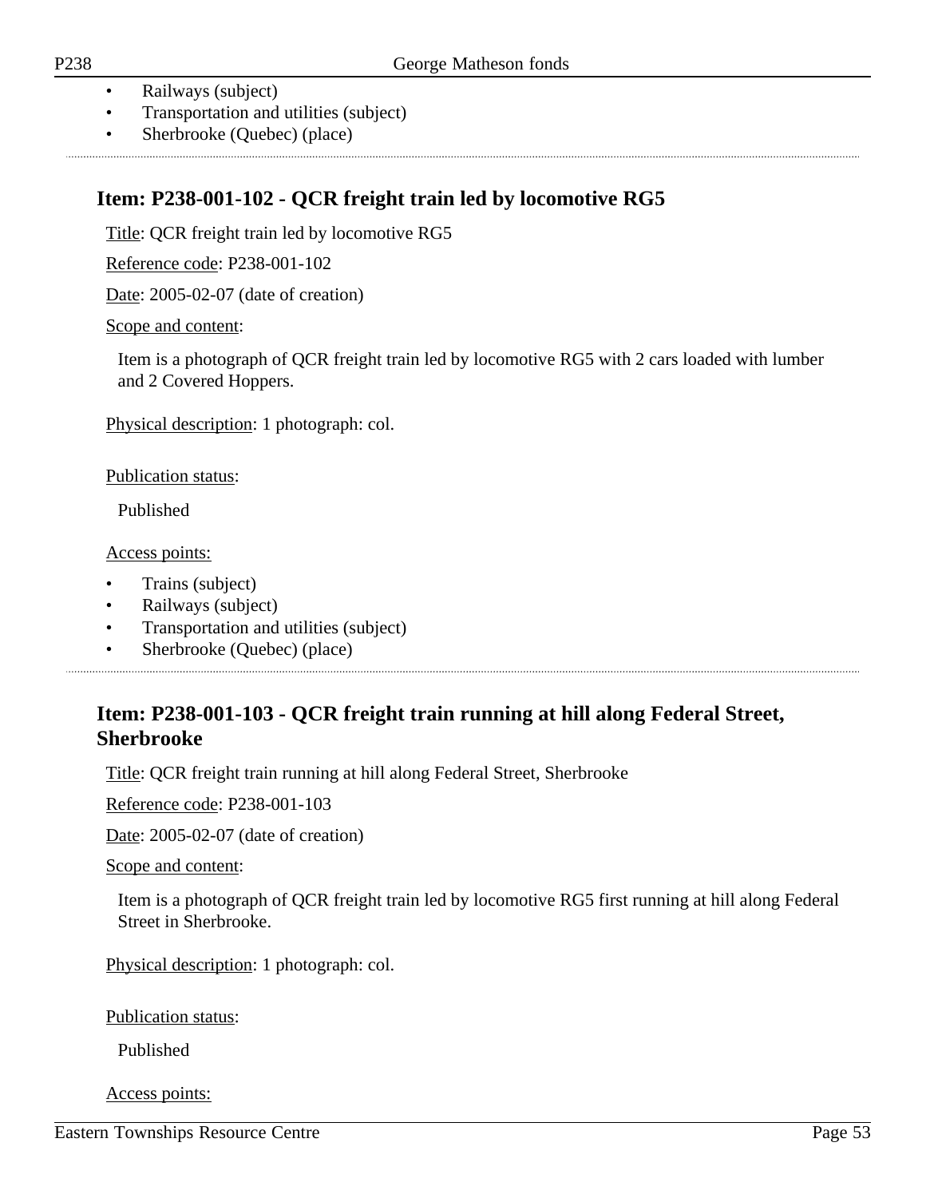- Railways (subject)
- Transportation and utilities (subject)
- Sherbrooke (Quebec) (place)

## Item: P238-001-102 - QCR freight train led by locomotive RG5

Title: QCR freight train led by locomotive RG5

Reference code: P238-001-102

Date: 2005-02-07 (date of creation)

Scope and content:

Item is a photograph of QCR freight train led by locomotive RG5 with 2 cars loaded with lumber and 2 Covered Hoppers.

Physical description: 1 photograph: col.

Publication status:

Published

Access points:

- Trains (subject)
- Railways (subject)
- Transportation and utilities (subject)
- Sherbrooke (Quebec) (place)

## Item: P238-001-103 - QCR freight train running at hill along Federal Street, Sherbrooke

Title: QCR freight train running at hill along Federal Street, Sherbrooke

Reference code: P238-001-103

Date: 2005-02-07 (date of creation)

Scope and content:

Item is a photograph of QCR freight train led by locomotive RG5 first running at hill along Federal Street in Sherbrooke.

Physical description: 1 photograph: col.

Publication status:

Published

Access points: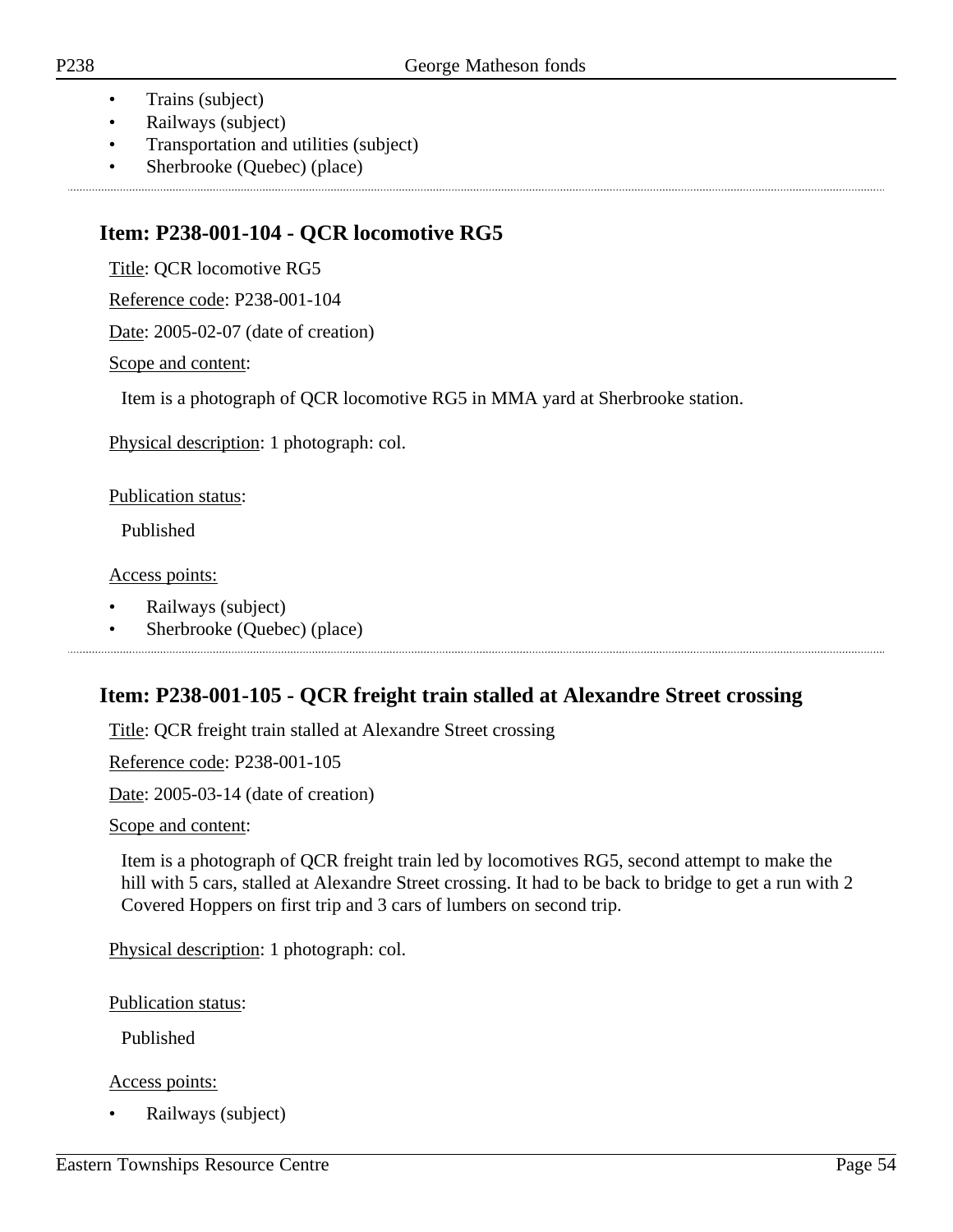- Trains (subject)
- Railways (subject)
- Transportation and utilities (subject)
- Sherbrooke (Quebec) (place)

## Item: P238-001-104 - QCR locomotive RG5

Title: QCR locomotive RG5

Reference code: P238-001-104

Date: 2005-02-07 (date of creation)

Scope and content:

Item is a photograph of QCR locomotive RG5 in MMA yard at Sherbrooke station.

Physical description: 1 photograph: col.

Publication status:

Published

Access points:

- Railways (subject)
- Sherbrooke (Quebec) (place)

## Item: P238-001-105 - QCR freight train stalled at Alexandre Street crossing

Title: QCR freight train stalled at Alexandre Street crossing

Reference code: P238-001-105

Date: 2005-03-14 (date of creation)

Scope and content:

Item is a photograph of QCR freight train led by locomotives RG5, second attempt to make the hill with 5 cars, stalled at Alexandre Street crossing. It had to be back to bridge to get a run with 2 Covered Hoppers on first trip and 3 cars of lumbers on second trip.

Physical description: 1 photograph: col.

Publication status:

Published

Access points:

- Railways (subject)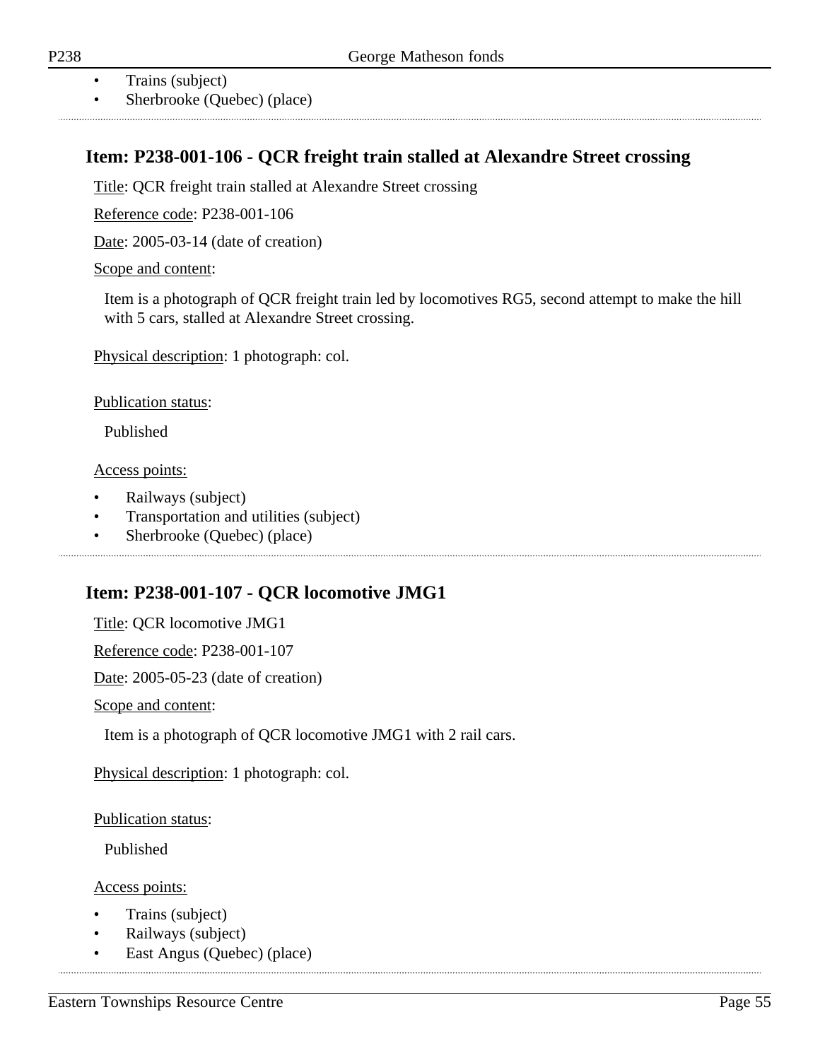- Trains (subject)
- Sherbrooke (Quebec) (place)

## Item: P238-001-106 - QCR freight train stalled at Alexandre Street crossing

Title: QCR freight train stalled at Alexandre Street crossing

Reference code: P238-001-106

Date: 2005-03-14 (date of creation)

Scope and content:

Item is a photograph of QCR freight train led by locomotives RG5, second attempt to make the hill with 5 cars, stalled at Alexandre Street crossing.

Physical description: 1 photograph: col.

Publication status:

Published

Access points:

- Railways (subject)
- Transportation and utilities (subject)
- Sherbrooke (Quebec) (place)

## Item: P238-001-107 - QCR locomotive JMG1

Title: QCR locomotive JMG1

Reference code: P238-001-107

Date: 2005-05-23 (date of creation)

Scope and content:

Item is a photograph of QCR locomotive JMG1 with 2 rail cars.

Physical description: 1 photograph: col.

Publication status:

Published

Access points:

- Trains (subject)
- Railways (subject)
- East Angus (Quebec) (place)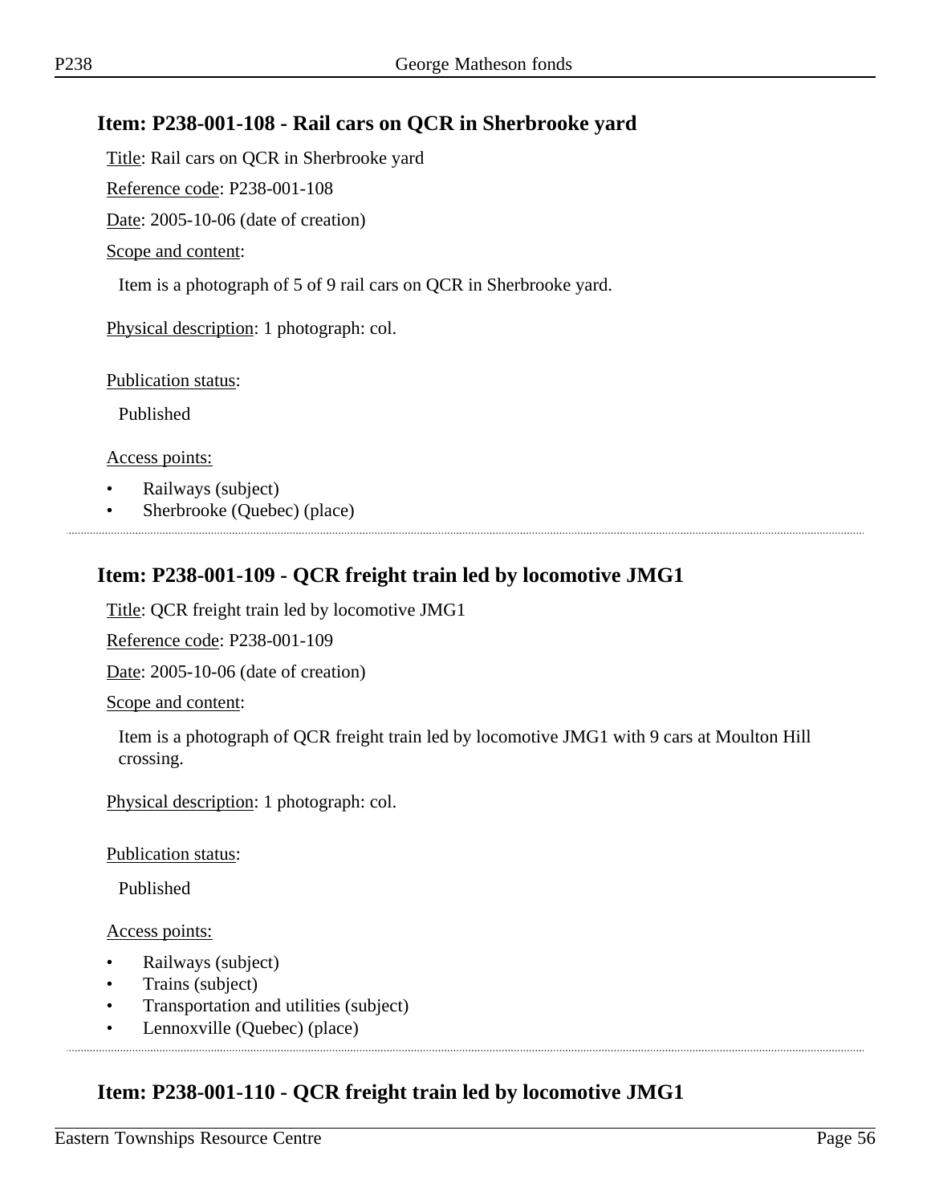## Item: P238-001-108 - Rail cars on QCR in Sherbrooke yard

Title: Rail cars on QCR in Sherbrooke yard

Reference code: P238-001-108

Date: 2005-10-06 (date of creation)

Scope and content:

Item is a photograph of 5 of 9 rail cars on QCR in Sherbrooke yard.

Physical description: 1 photograph: col.

Publication status:

Published

Access points:

- Railways (subject)
- Sherbrooke (Quebec) (place)

---

## Item: P238-001-109 - QCR freight train led by locomotive JMG1

Title: QCR freight train led by locomotive JMG1

Reference code: P238-001-109

Date: 2005-10-06 (date of creation)

Scope and content:

Item is a photograph of QCR freight train led by locomotive JMG1 with 9 cars at Moulton Hill crossing.

Physical description: 1 photograph: col.

Publication status:

Published

Access points:

- Railways (subject)
- Trains (subject)
- Transportation and utilities (subject)
- Lennoxville (Quebec) (place)

---

## Item: P238-001-110 - QCR freight train led by locomotive JMG1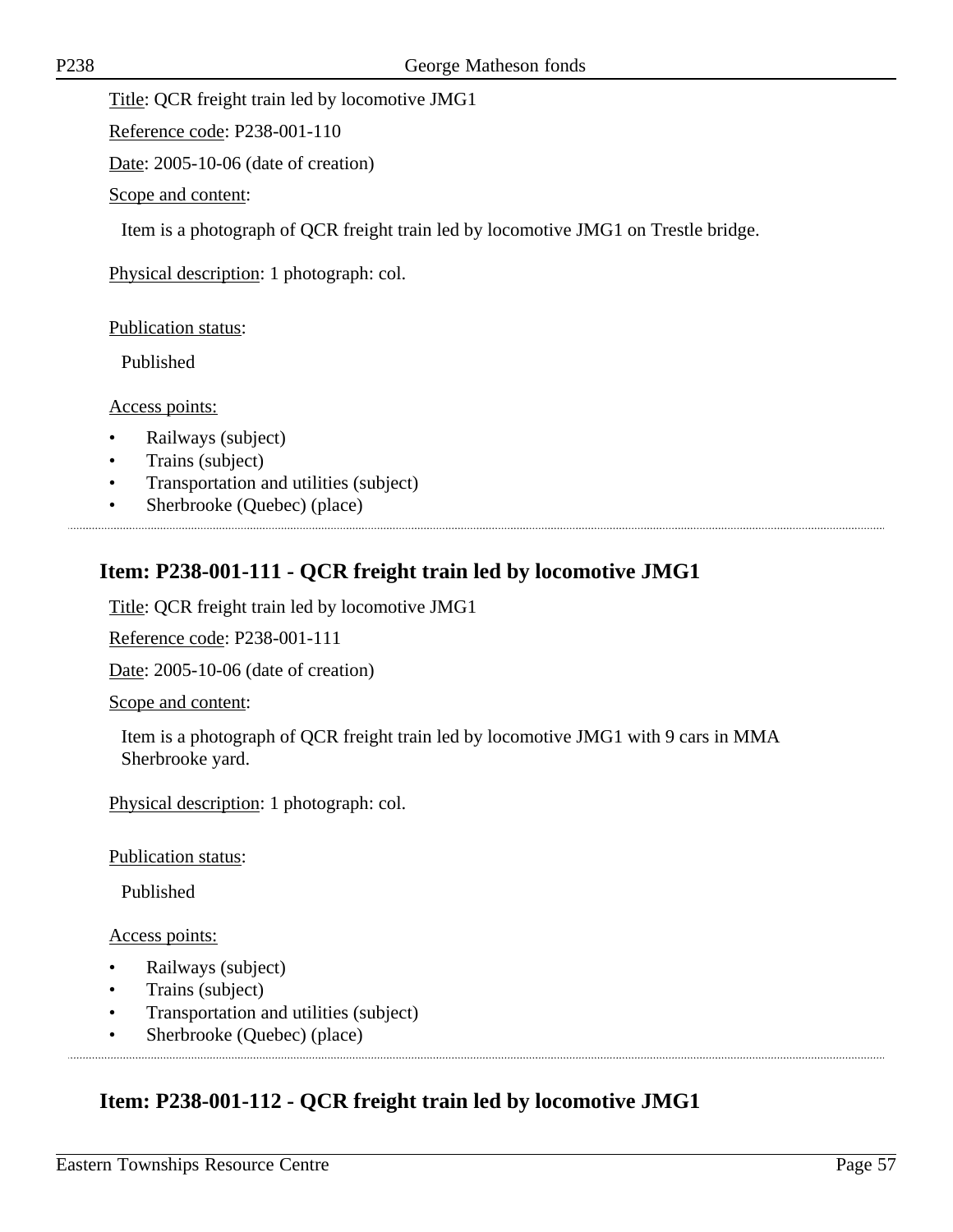Title: QCR freight train led by locomotive JMG1

Reference code: P238-001-110

Date: 2005-10-06 (date of creation)

Scope and content:

Item is a photograph of QCR freight train led by locomotive JMG1 on Trestle bridge.

Physical description: 1 photograph: col.

Publication status:

Published

Access points:

- Railways (subject)
- Trains (subject)
- Transportation and utilities (subject)
- Sherbrooke (Quebec) (place)

## Item: P238-001-111 - QCR freight train led by locomotive JMG1

Title: QCR freight train led by locomotive JMG1

Reference code: P238-001-111

Date: 2005-10-06 (date of creation)

Scope and content:

Item is a photograph of QCR freight train led by locomotive JMG1 with 9 cars in MMA Sherbrooke yard.

Physical description: 1 photograph: col.

Publication status:

Published

Access points:

- Railways (subject)
- Trains (subject)
- Transportation and utilities (subject)
- Sherbrooke (Quebec) (place)

## Item: P238-001-112 - QCR freight train led by locomotive JMG1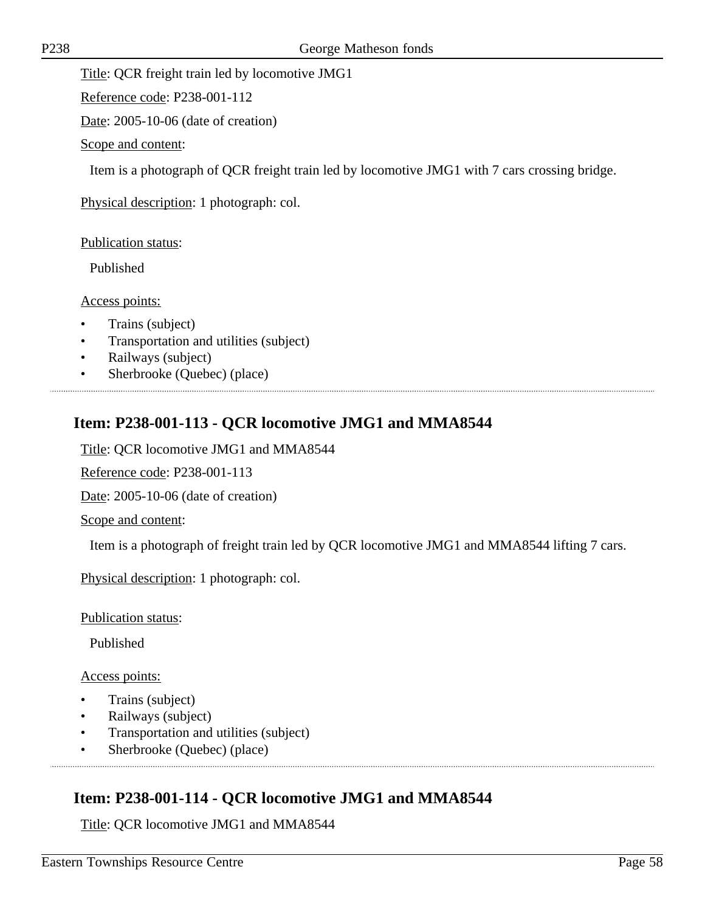Title: QCR freight train led by locomotive JMG1

Reference code: P238-001-112

Date: 2005-10-06 (date of creation)

Scope and content:

Item is a photograph of QCR freight train led by locomotive JMG1 with 7 cars crossing bridge.

Physical description: 1 photograph: col.

Publication status:

Published

Access points:

- Trains (subject)
- Transportation and utilities (subject)
- Railways (subject)
- Sherbrooke (Quebec) (place)

## Item: P238-001-113 - QCR locomotive JMG1 and MMA8544

Title: QCR locomotive JMG1 and MMA8544

Reference code: P238-001-113

Date: 2005-10-06 (date of creation)

Scope and content:

Item is a photograph of freight train led by QCR locomotive JMG1 and MMA8544 lifting 7 cars.

Physical description: 1 photograph: col.

Publication status:

Published

Access points:

- Trains (subject)
- Railways (subject)
- Transportation and utilities (subject)
- Sherbrooke (Quebec) (place)

## Item: P238-001-114 - QCR locomotive JMG1 and MMA8544

Title: QCR locomotive JMG1 and MMA8544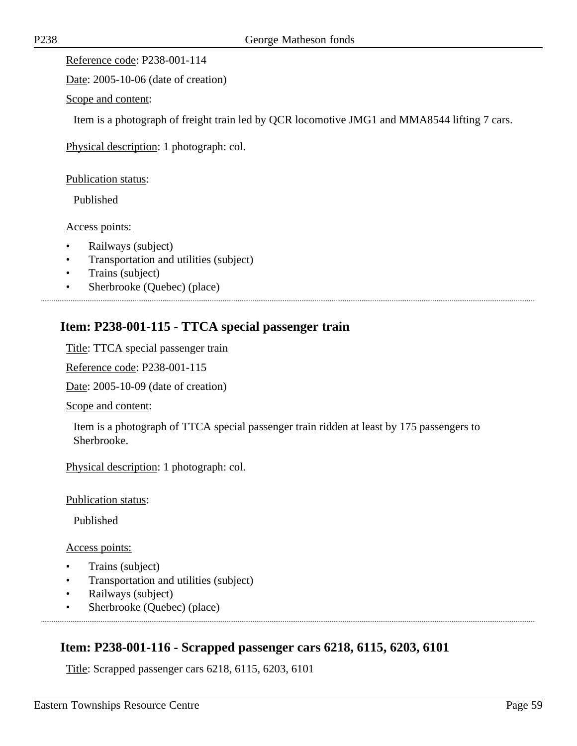Reference code: P238-001-114

Date: 2005-10-06 (date of creation)

Scope and content:

Item is a photograph of freight train led by QCR locomotive JMG1 and MMA8544 lifting 7 cars.

Physical description: 1 photograph: col.

Publication status:

Published

Access points:

- Railways (subject)
- Transportation and utilities (subject)
- Trains (subject)
- Sherbrooke (Quebec) (place)

## Item: P238-001-115 - TTCA special passenger train

Title: TTCA special passenger train

Reference code: P238-001-115

Date: 2005-10-09 (date of creation)

Scope and content:

Item is a photograph of TTCA special passenger train ridden at least by 175 passengers to Sherbrooke.

Physical description: 1 photograph: col.

Publication status:

Published

Access points:

- Trains (subject)
- Transportation and utilities (subject)
- Railways (subject)
- Sherbrooke (Quebec) (place)

## Item: P238-001-116 - Scrapped passenger cars 6218, 6115, 6203, 6101

Title: Scrapped passenger cars 6218, 6115, 6203, 6101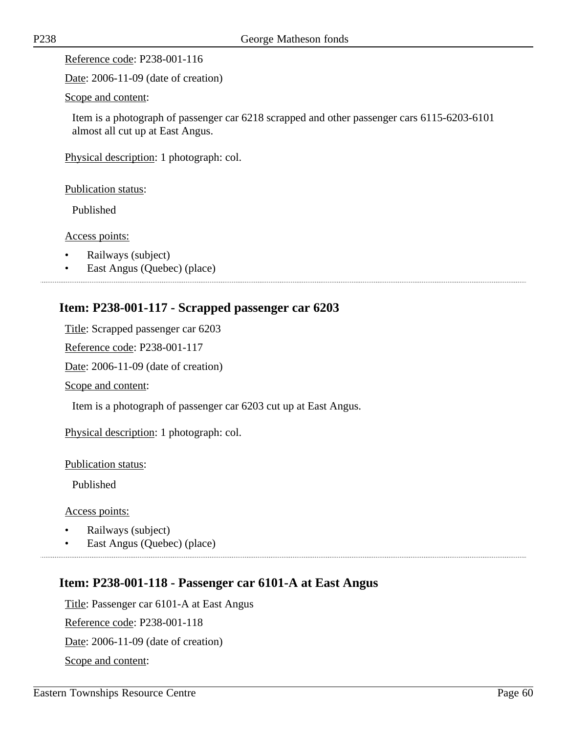Reference code: P238-001-116

Date: 2006-11-09 (date of creation)

Scope and content:

Item is a photograph of passenger car 6218 scrapped and other passenger cars 6115-6203-6101 almost all cut up at East Angus.

Physical description: 1 photograph: col.

Publication status:

Published

Access points:

- Railways (subject)
- East Angus (Quebec) (place)

## Item: P238-001-117 - Scrapped passenger car 6203

Title: Scrapped passenger car 6203

Reference code: P238-001-117

Date: 2006-11-09 (date of creation)

Scope and content:

Item is a photograph of passenger car 6203 cut up at East Angus.

Physical description: 1 photograph: col.

Publication status:

Published

Access points:

- Railways (subject)
- East Angus (Quebec) (place)

## Item: P238-001-118 - Passenger car 6101-A at East Angus

Title: Passenger car 6101-A at East Angus

Reference code: P238-001-118

Date: 2006-11-09 (date of creation)

Scope and content: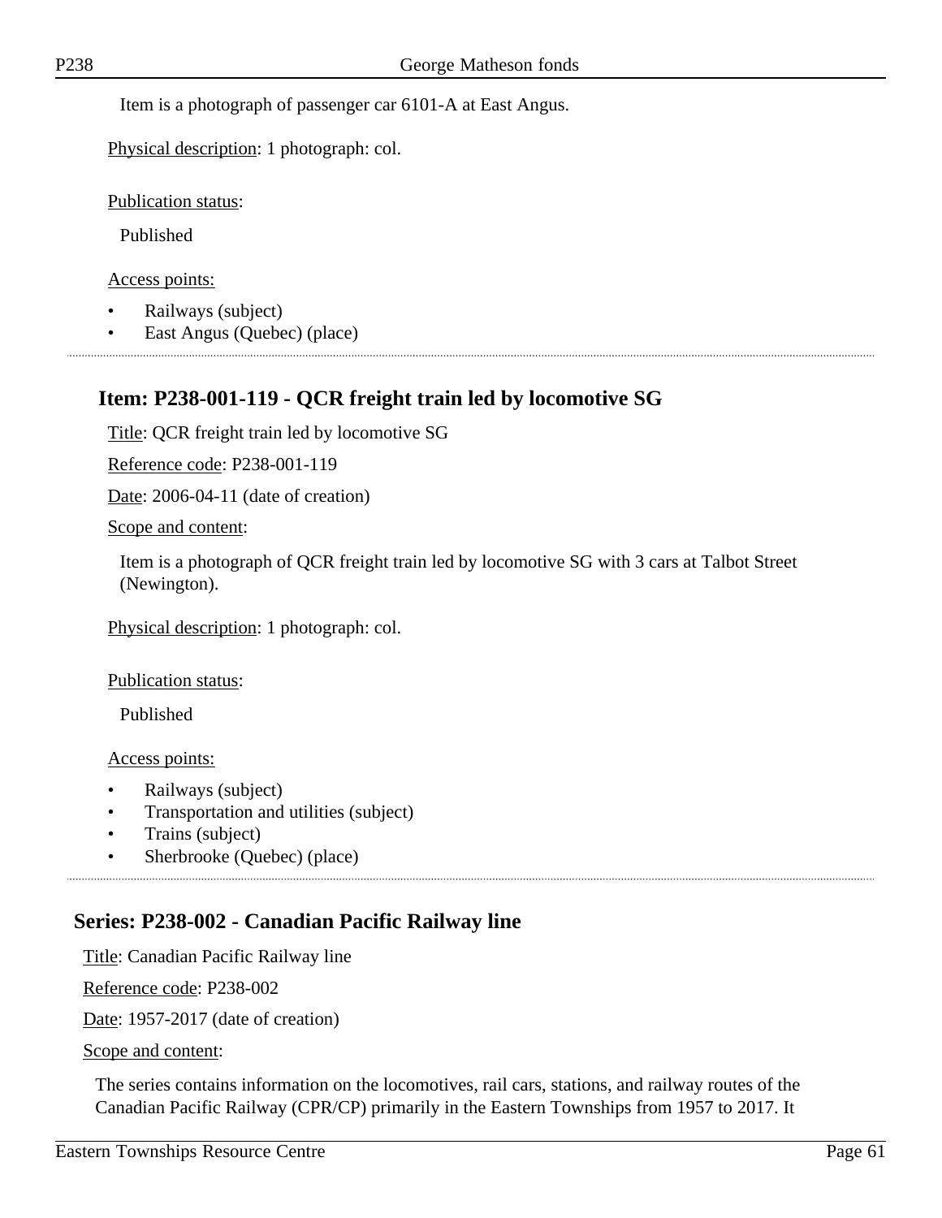Item is a photograph of passenger car 6101-A at East Angus.

Physical description: 1 photograph: col.

Publication status:

Published

Access points:

- Railways (subject)
- East Angus (Quebec) (place)

## Item: P238-001-119 - QCR freight train led by locomotive SG

Title: QCR freight train led by locomotive SG

Reference code: P238-001-119

Date: 2006-04-11 (date of creation)

Scope and content:

Item is a photograph of QCR freight train led by locomotive SG with 3 cars at Talbot Street (Newington).

Physical description: 1 photograph: col.

Publication status:

Published

Access points:

- Railways (subject)
- Transportation and utilities (subject)
- Trains (subject)
- Sherbrooke (Quebec) (place)

## Series: P238-002 - Canadian Pacific Railway line

Title: Canadian Pacific Railway line

Reference code: P238-002

Date: 1957-2017 (date of creation)

Scope and content:

The series contains information on the locomotives, rail cars, stations, and railway routes of the Canadian Pacific Railway (CPR/CP) primarily in the Eastern Townships from 1957 to 2017. It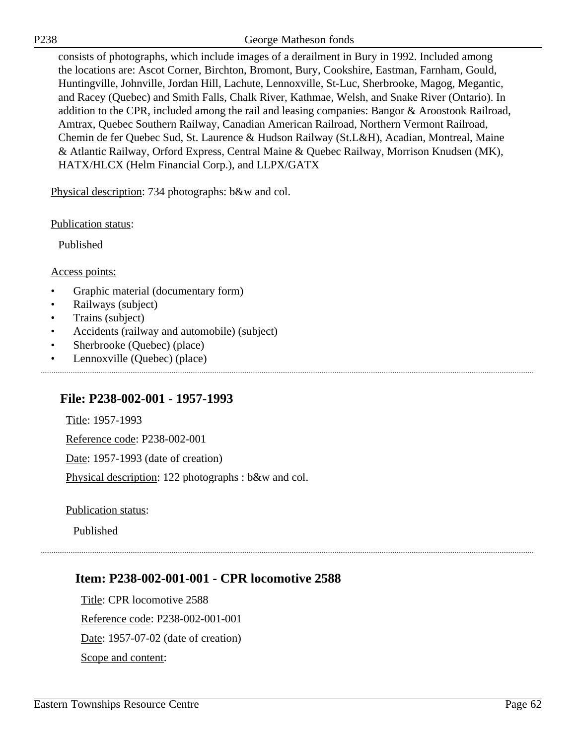consists of photographs, which include images of a derailment in Bury in 1992. Included among the locations are: Ascot Corner, Birchton, Bromont, Bury, Cookshire, Eastman, Farnham, Gould, Huntingville, Johnville, Jordan Hill, Lachute, Lennoxville, St-Luc, Sherbrooke, Magog, Megantic, and Racey (Quebec) and Smith Falls, Chalk River, Kathmae, Welsh, and Snake River (Ontario). In addition to the CPR, included among the rail and leasing companies: Bangor & Aroostook Railroad, Amtrax, Quebec Southern Railway, Canadian American Railroad, Northern Vermont Railroad, Chemin de fer Quebec Sud, St. Laurence & Hudson Railway (St.L&H), Acadian, Montreal, Maine & Atlantic Railway, Orford Express, Central Maine & Quebec Railway, Morrison Knudsen (MK), HATX/HLCX (Helm Financial Corp.), and LLPX/GATX

Physical description: 734 photographs: b&w and col.

Publication status:

Published

Access points:

- Graphic material (documentary form)
- Railways (subject)
- Trains (subject)
- Accidents (railway and automobile) (subject)
- Sherbrooke (Quebec) (place)
- Lennoxville (Quebec) (place)

## File: P238-002-001 - 1957-1993

Title: 1957-1993

Reference code: P238-002-001

Date: 1957-1993 (date of creation)

Physical description: 122 photographs : b&w and col.

Publication status:

Published

### Item: P238-002-001-001 - CPR locomotive 2588

Title: CPR locomotive 2588

Reference code: P238-002-001-001

Date: 1957-07-02 (date of creation)

Scope and content: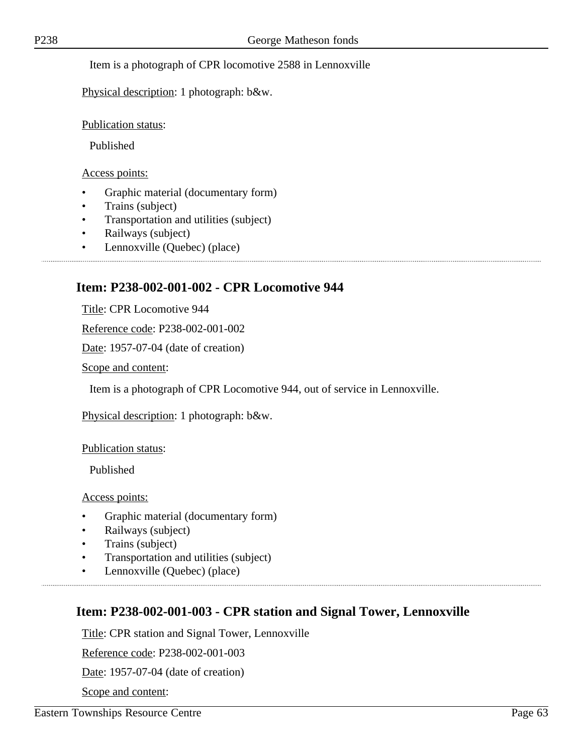Item is a photograph of CPR locomotive 2588 in Lennoxville

Physical description: 1 photograph: b&w.

Publication status:

Published

Access points:

- Graphic material (documentary form)
- Trains (subject)
- Transportation and utilities (subject)
- Railways (subject)
- Lennoxville (Quebec) (place)

## Item: P238-002-001-002 - CPR Locomotive 944

Title: CPR Locomotive 944

Reference code: P238-002-001-002

Date: 1957-07-04 (date of creation)

Scope and content:

Item is a photograph of CPR Locomotive 944, out of service in Lennoxville.

Physical description: 1 photograph: b&w.

Publication status:

Published

Access points:

- Graphic material (documentary form)
- Railways (subject)
- Trains (subject)
- Transportation and utilities (subject)
- Lennoxville (Quebec) (place)

## Item: P238-002-001-003 - CPR station and Signal Tower, Lennoxville

Title: CPR station and Signal Tower, Lennoxville

Reference code: P238-002-001-003

Date: 1957-07-04 (date of creation)

Scope and content: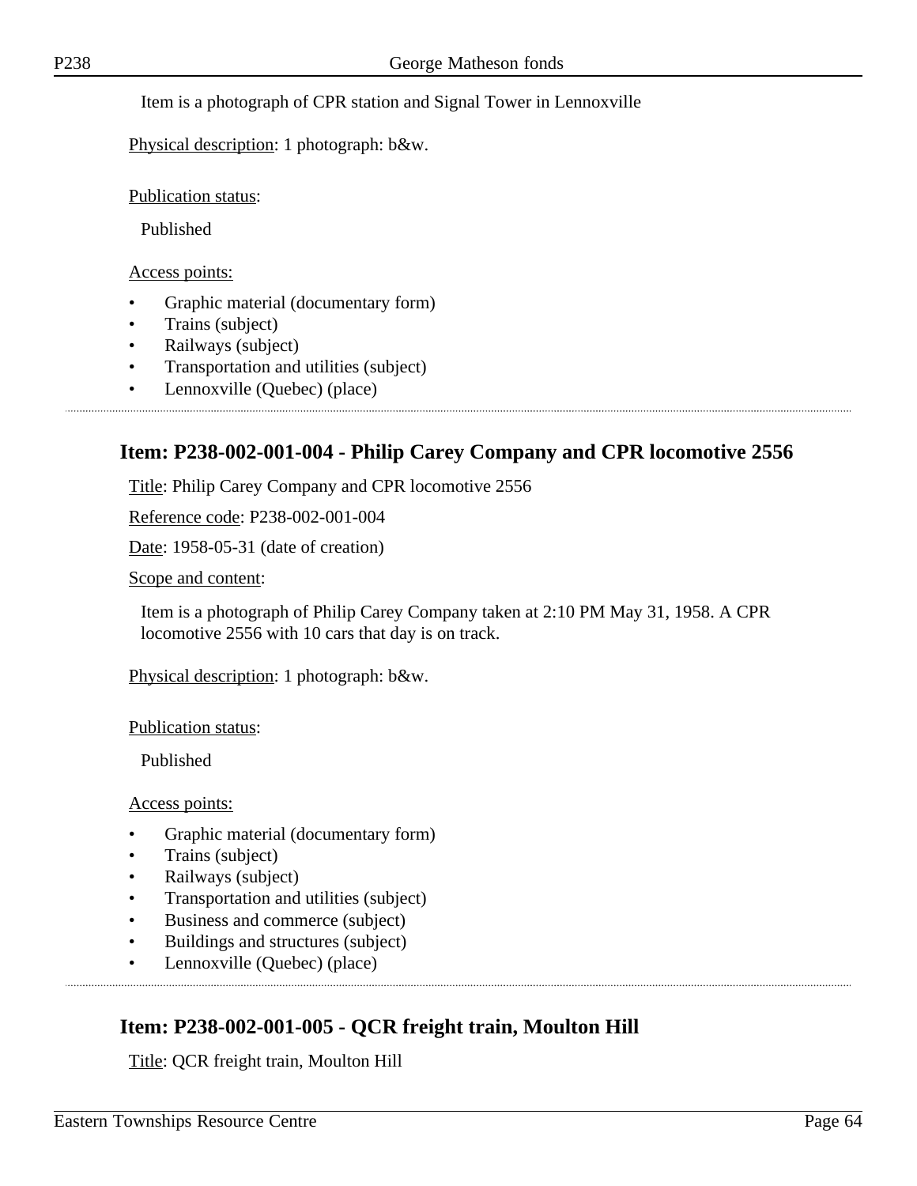Item is a photograph of CPR station and Signal Tower in Lennoxville

Physical description: 1 photograph: b&w.

Publication status:

Published

Access points:

- Graphic material (documentary form)
- Trains (subject)
- Railways (subject)
- Transportation and utilities (subject)
- Lennoxville (Quebec) (place)

---

## Item: P238-002-001-004 - Philip Carey Company and CPR locomotive 2556

Title: Philip Carey Company and CPR locomotive 2556

Reference code: P238-002-001-004

Date: 1958-05-31 (date of creation)

Scope and content:

Item is a photograph of Philip Carey Company taken at 2:10 PM May 31, 1958. A CPR locomotive 2556 with 10 cars that day is on track.

Physical description: 1 photograph: b&w.

Publication status:

Published

Access points:

- Graphic material (documentary form)
- Trains (subject)
- Railways (subject)
- Transportation and utilities (subject)
- Business and commerce (subject)
- Buildings and structures (subject)
- Lennoxville (Quebec) (place)

---

## Item: P238-002-001-005 - QCR freight train, Moulton Hill

Title: QCR freight train, Moulton Hill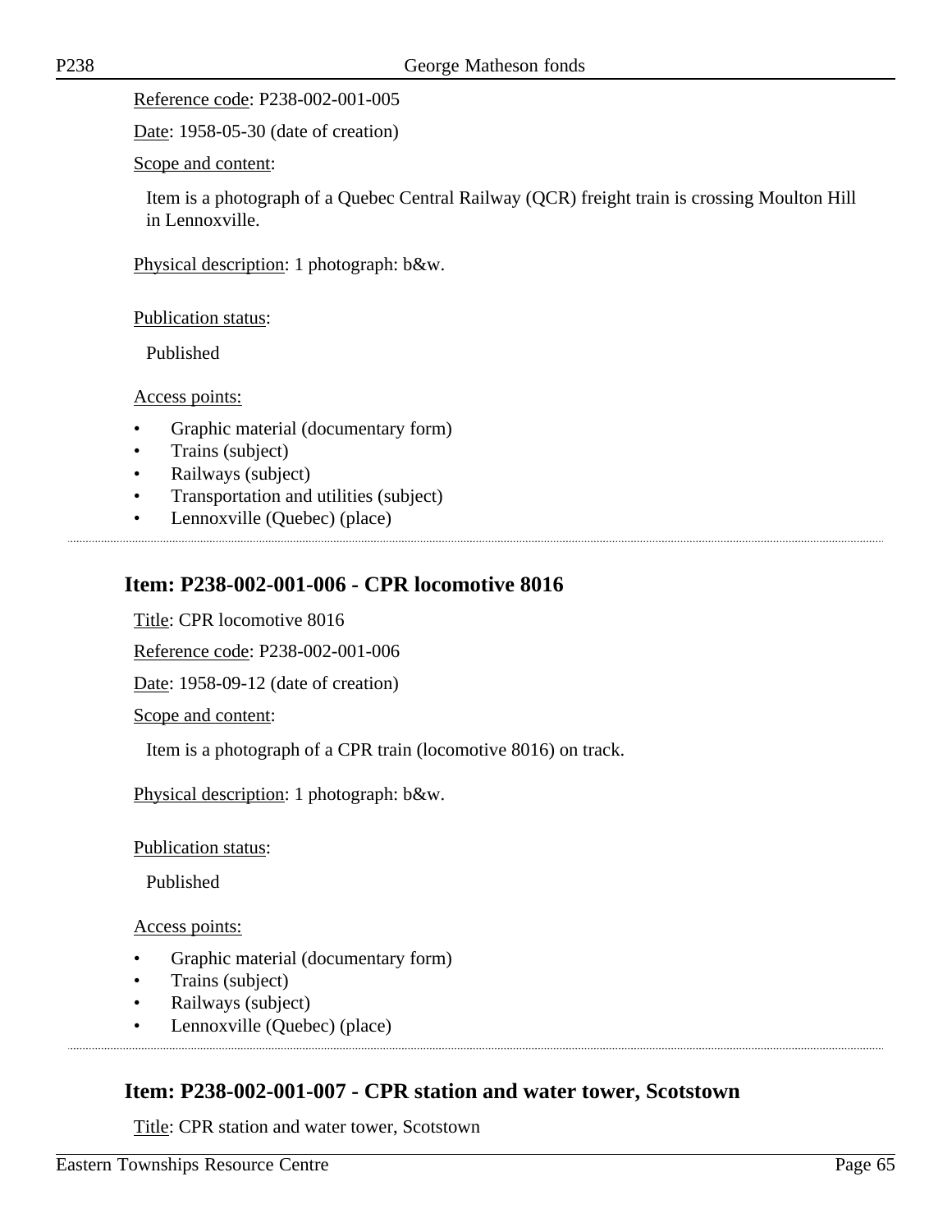Reference code: P238-002-001-005

Date: 1958-05-30 (date of creation)

Scope and content:

Item is a photograph of a Quebec Central Railway (QCR) freight train is crossing Moulton Hill in Lennoxville.

Physical description: 1 photograph: b&w.

Publication status:

Published

Access points:

- Graphic material (documentary form)
- Trains (subject)
- Railways (subject)
- Transportation and utilities (subject)
- Lennoxville (Quebec) (place)

## Item: P238-002-001-006 - CPR locomotive 8016

Title: CPR locomotive 8016

Reference code: P238-002-001-006

Date: 1958-09-12 (date of creation)

Scope and content:

Item is a photograph of a CPR train (locomotive 8016) on track.

Physical description: 1 photograph: b&w.

Publication status:

Published

Access points:

- Graphic material (documentary form)
- Trains (subject)
- Railways (subject)
- Lennoxville (Quebec) (place)

## Item: P238-002-001-007 - CPR station and water tower, Scotstown

Title: CPR station and water tower, Scotstown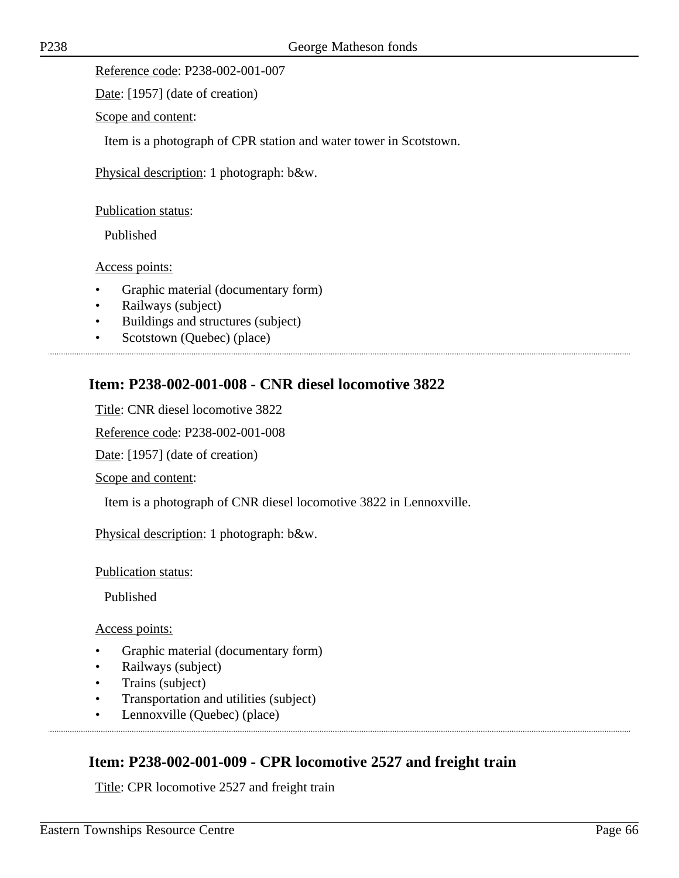Reference code: P238-002-001-007

Date: [1957] (date of creation)

Scope and content:

Item is a photograph of CPR station and water tower in Scotstown.

Physical description: 1 photograph: b&w.

Publication status:

Published

Access points:

- Graphic material (documentary form)
- Railways (subject)
- Buildings and structures (subject)
- Scotstown (Quebec) (place)

## Item: P238-002-001-008 - CNR diesel locomotive 3822

Title: CNR diesel locomotive 3822

Reference code: P238-002-001-008

Date: [1957] (date of creation)

Scope and content:

Item is a photograph of CNR diesel locomotive 3822 in Lennoxville.

Physical description: 1 photograph: b&w.

Publication status:

Published

Access points:

- Graphic material (documentary form)
- Railways (subject)
- Trains (subject)
- Transportation and utilities (subject)
- Lennoxville (Quebec) (place)

## Item: P238-002-001-009 - CPR locomotive 2527 and freight train

Title: CPR locomotive 2527 and freight train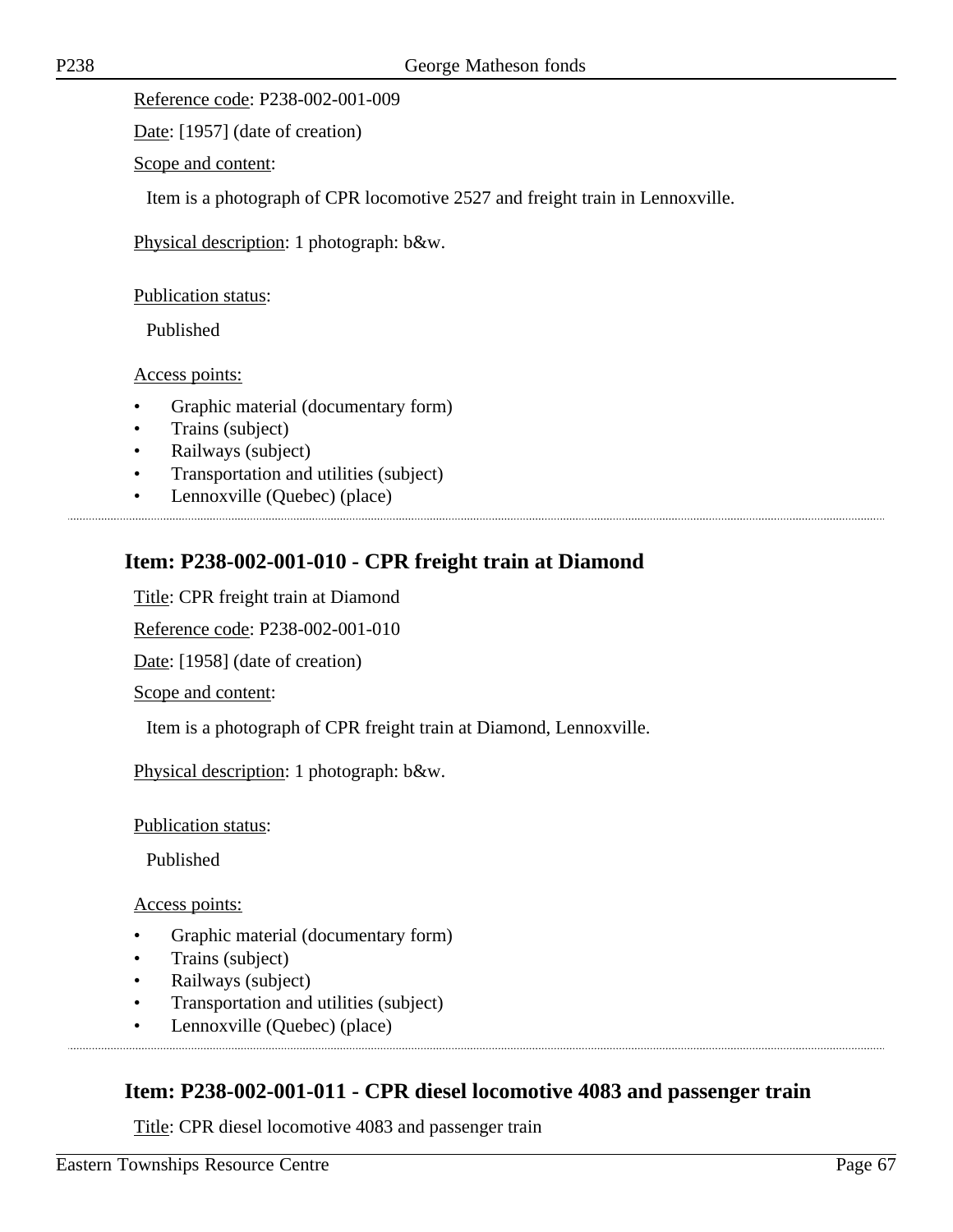Reference code: P238-002-001-009

Date: [1957] (date of creation)

Scope and content:

Item is a photograph of CPR locomotive 2527 and freight train in Lennoxville.

Physical description: 1 photograph: b&w.

Publication status:

Published

Access points:

- Graphic material (documentary form)
- Trains (subject)
- Railways (subject)
- Transportation and utilities (subject)
- Lennoxville (Quebec) (place)

## Item: P238-002-001-010 - CPR freight train at Diamond

Title: CPR freight train at Diamond

Reference code: P238-002-001-010

Date: [1958] (date of creation)

Scope and content:

Item is a photograph of CPR freight train at Diamond, Lennoxville.

Physical description: 1 photograph: b&w.

Publication status:

Published

Access points:

- Graphic material (documentary form)
- Trains (subject)
- Railways (subject)
- Transportation and utilities (subject)
- Lennoxville (Quebec) (place)

## Item: P238-002-001-011 - CPR diesel locomotive 4083 and passenger train

Title: CPR diesel locomotive 4083 and passenger train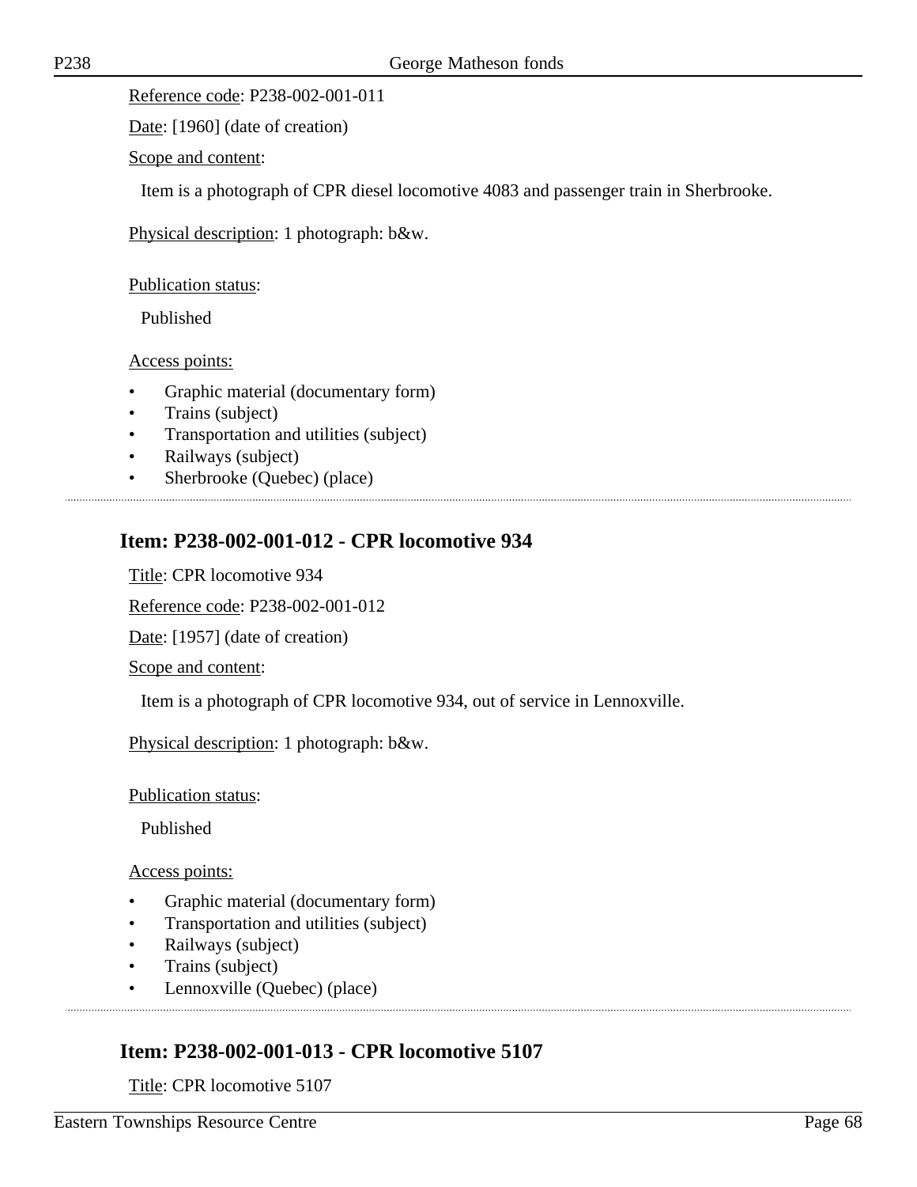Reference code: P238-002-001-011

Date: [1960] (date of creation)

Scope and content:

Item is a photograph of CPR diesel locomotive 4083 and passenger train in Sherbrooke.

Physical description: 1 photograph: b&w.

Publication status:

Published

Access points:

- Graphic material (documentary form)
- Trains (subject)
- Transportation and utilities (subject)
- Railways (subject)
- Sherbrooke (Quebec) (place)

## Item: P238-002-001-012 - CPR locomotive 934

Title: CPR locomotive 934

Reference code: P238-002-001-012

Date: [1957] (date of creation)

Scope and content:

Item is a photograph of CPR locomotive 934, out of service in Lennoxville.

Physical description: 1 photograph: b&w.

Publication status:

Published

Access points:

- Graphic material (documentary form)
- Transportation and utilities (subject)
- Railways (subject)
- Trains (subject)
- Lennoxville (Quebec) (place)

## Item: P238-002-001-013 - CPR locomotive 5107

Title: CPR locomotive 5107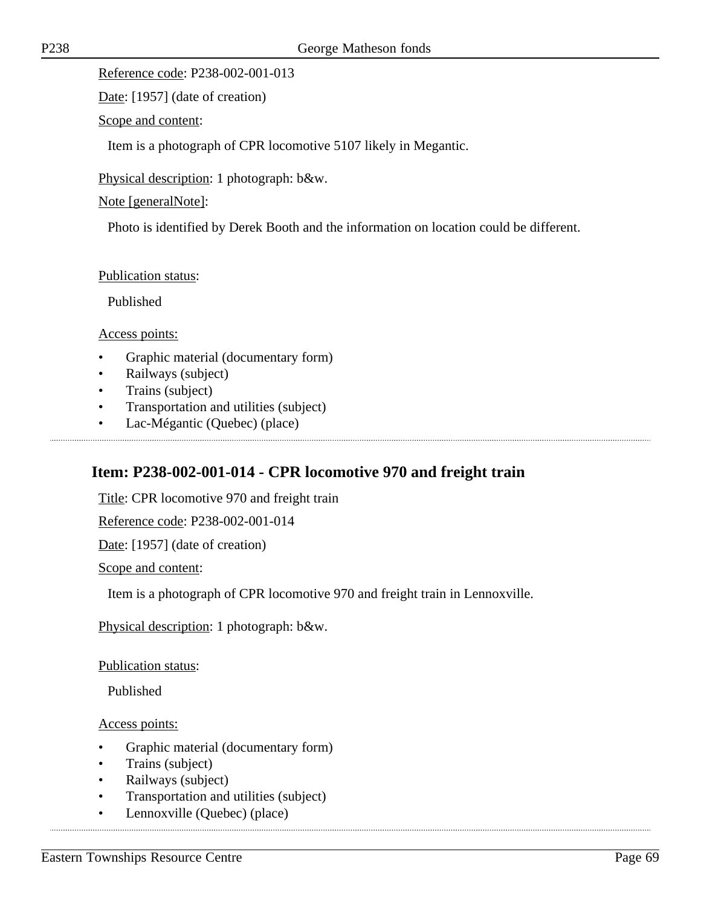Reference code: P238-002-001-013

Date: [1957] (date of creation)

Scope and content:

Item is a photograph of CPR locomotive 5107 likely in Megantic.

Physical description: 1 photograph: b&w.

Note [generalNote]:

Photo is identified by Derek Booth and the information on location could be different.

Publication status:

Published

Access points:

- Graphic material (documentary form)
- Railways (subject)
- Trains (subject)
- Transportation and utilities (subject)
- Lac-Mégantic (Quebec) (place)

## Item: P238-002-001-014 - CPR locomotive 970 and freight train

Title: CPR locomotive 970 and freight train

Reference code: P238-002-001-014

Date: [1957] (date of creation)

Scope and content:

Item is a photograph of CPR locomotive 970 and freight train in Lennoxville.

Physical description: 1 photograph: b&w.

Publication status:

Published

Access points:

- Graphic material (documentary form)
- Trains (subject)
- Railways (subject)
- Transportation and utilities (subject)
- Lennoxville (Quebec) (place)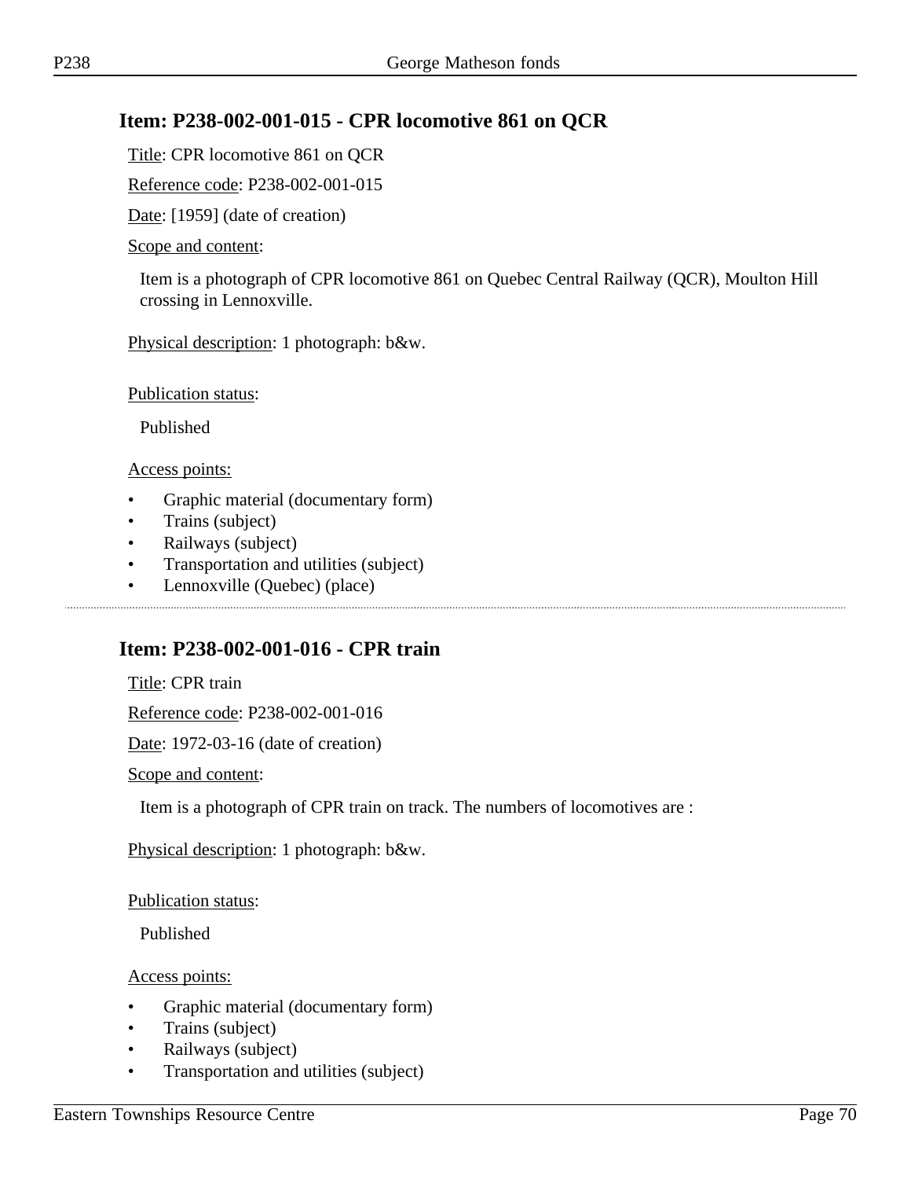## Item: P238-002-001-015 - CPR locomotive 861 on QCR

Title: CPR locomotive 861 on QCR

Reference code: P238-002-001-015

Date: [1959] (date of creation)

Scope and content:

Item is a photograph of CPR locomotive 861 on Quebec Central Railway (QCR), Moulton Hill crossing in Lennoxville.

Physical description: 1 photograph: b&w.

Publication status:

Published

Access points:

- Graphic material (documentary form)
- Trains (subject)
- Railways (subject)
- Transportation and utilities (subject)
- Lennoxville (Quebec) (place)

---

## Item: P238-002-001-016 - CPR train

Title: CPR train

Reference code: P238-002-001-016

Date: 1972-03-16 (date of creation)

Scope and content:

Item is a photograph of CPR train on track. The numbers of locomotives are :

Physical description: 1 photograph: b&w.

Publication status:

Published

Access points:

- Graphic material (documentary form)
- Trains (subject)
- Railways (subject)
- Transportation and utilities (subject)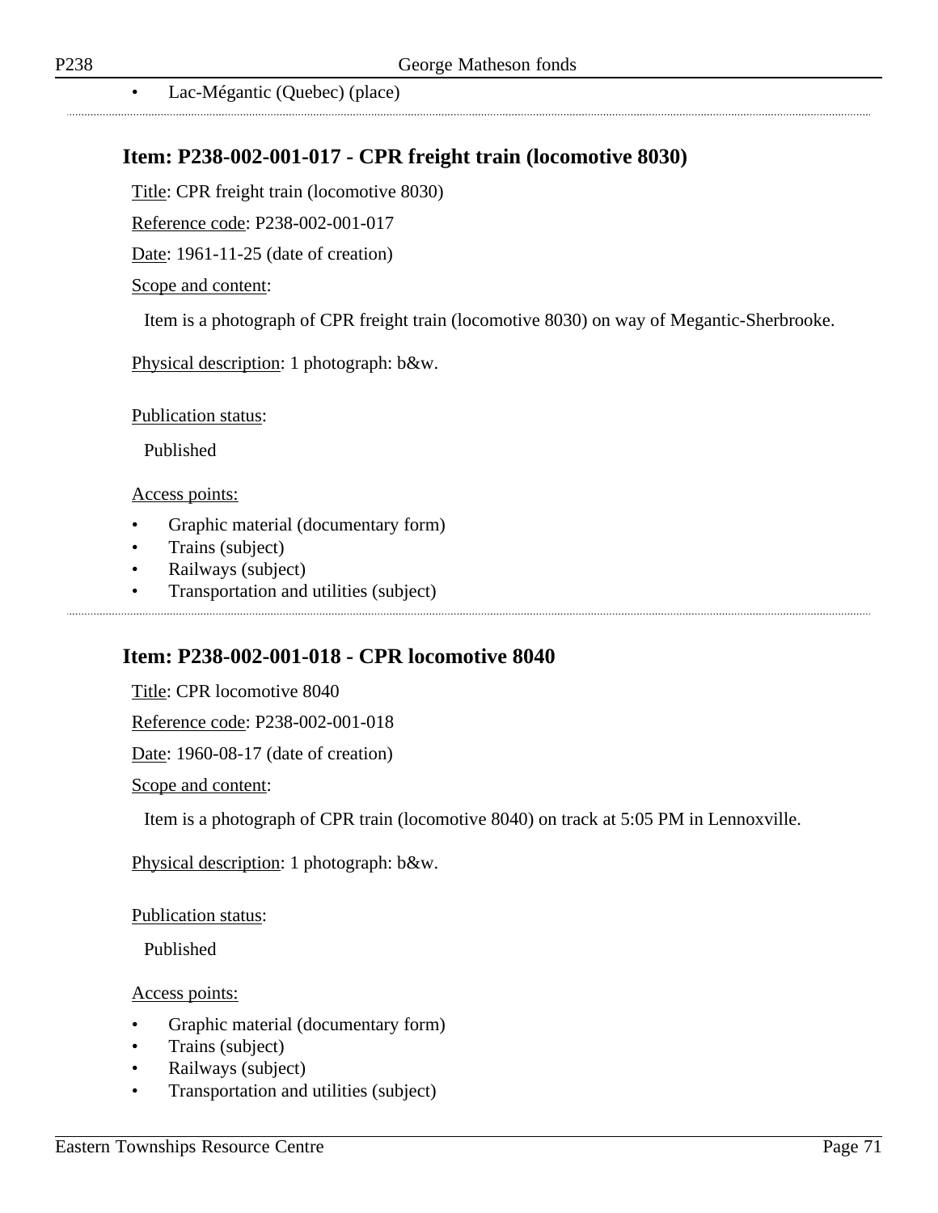- Lac-Mégantic (Quebec) (place)

## Item: P238-002-001-017 - CPR freight train (locomotive 8030)

Title: CPR freight train (locomotive 8030)

Reference code: P238-002-001-017

Date: 1961-11-25 (date of creation)

Scope and content:

Item is a photograph of CPR freight train (locomotive 8030) on way of Megantic-Sherbrooke.

Physical description: 1 photograph: b&w.

Publication status:

Published

Access points:

- Graphic material (documentary form)
- Trains (subject)
- Railways (subject)
- Transportation and utilities (subject)

## Item: P238-002-001-018 - CPR locomotive 8040

Title: CPR locomotive 8040

Reference code: P238-002-001-018

Date: 1960-08-17 (date of creation)

Scope and content:

Item is a photograph of CPR train (locomotive 8040) on track at 5:05 PM in Lennoxville.

Physical description: 1 photograph: b&w.

Publication status:

Published

Access points:

- Graphic material (documentary form)
- Trains (subject)
- Railways (subject)
- Transportation and utilities (subject)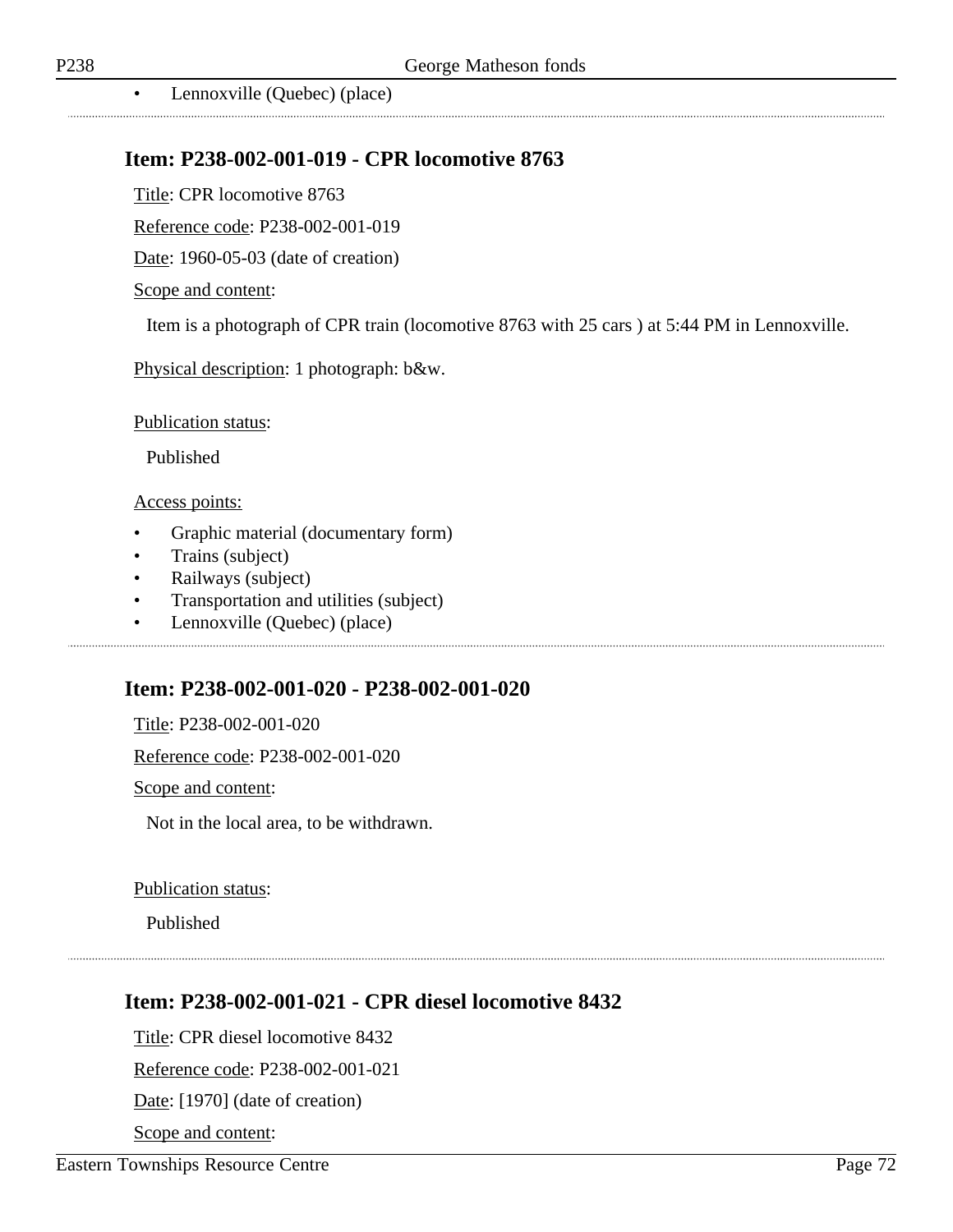- Lennoxville (Quebec) (place)

## Item: P238-002-001-019 - CPR locomotive 8763

Title: CPR locomotive 8763

Reference code: P238-002-001-019

Date: 1960-05-03 (date of creation)

Scope and content:

Item is a photograph of CPR train (locomotive 8763 with 25 cars ) at 5:44 PM in Lennoxville.

Physical description: 1 photograph: b&w.

Publication status:

Published

Access points:

- Graphic material (documentary form)
- Trains (subject)
- Railways (subject)
- Transportation and utilities (subject)
- Lennoxville (Quebec) (place)

## Item: P238-002-001-020 - P238-002-001-020

Title: P238-002-001-020

Reference code: P238-002-001-020

Scope and content:

Not in the local area, to be withdrawn.

Publication status:

Published

## Item: P238-002-001-021 - CPR diesel locomotive 8432

Title: CPR diesel locomotive 8432

Reference code: P238-002-001-021

Date: [1970] (date of creation)

Scope and content: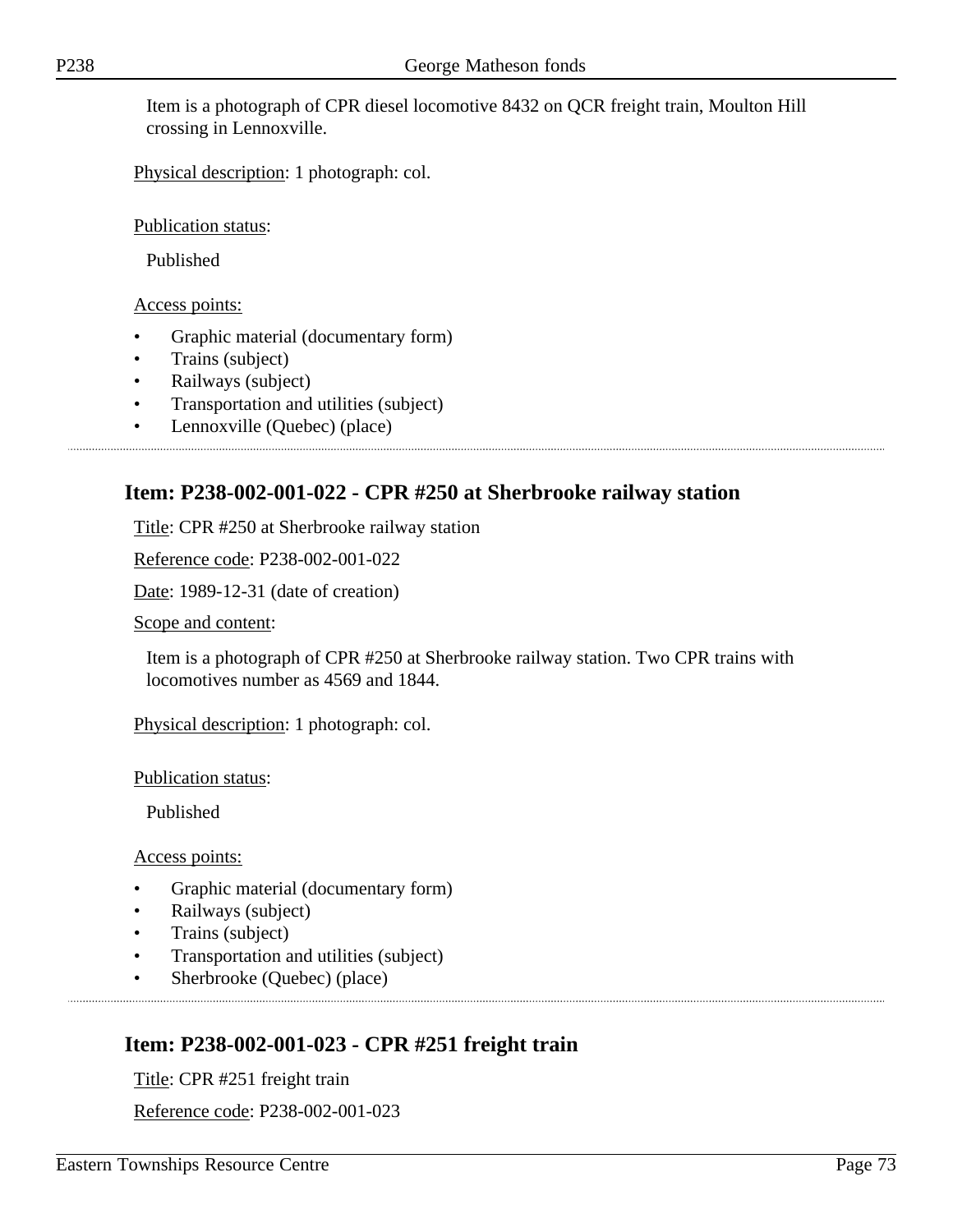Item is a photograph of CPR diesel locomotive 8432 on QCR freight train, Moulton Hill crossing in Lennoxville.

Physical description: 1 photograph: col.

Publication status:

Published

Access points:

- Graphic material (documentary form)
- Trains (subject)
- Railways (subject)
- Transportation and utilities (subject)
- Lennoxville (Quebec) (place)

---

## Item: P238-002-001-022 - CPR #250 at Sherbrooke railway station

Title: CPR #250 at Sherbrooke railway station

Reference code: P238-002-001-022

Date: 1989-12-31 (date of creation)

Scope and content:

Item is a photograph of CPR #250 at Sherbrooke railway station. Two CPR trains with locomotives number as 4569 and 1844.

Physical description: 1 photograph: col.

Publication status:

Published

Access points:

- Graphic material (documentary form)
- Railways (subject)
- Trains (subject)
- Transportation and utilities (subject)
- Sherbrooke (Quebec) (place)

---

## Item: P238-002-001-023 - CPR #251 freight train

Title: CPR #251 freight train

Reference code: P238-002-001-023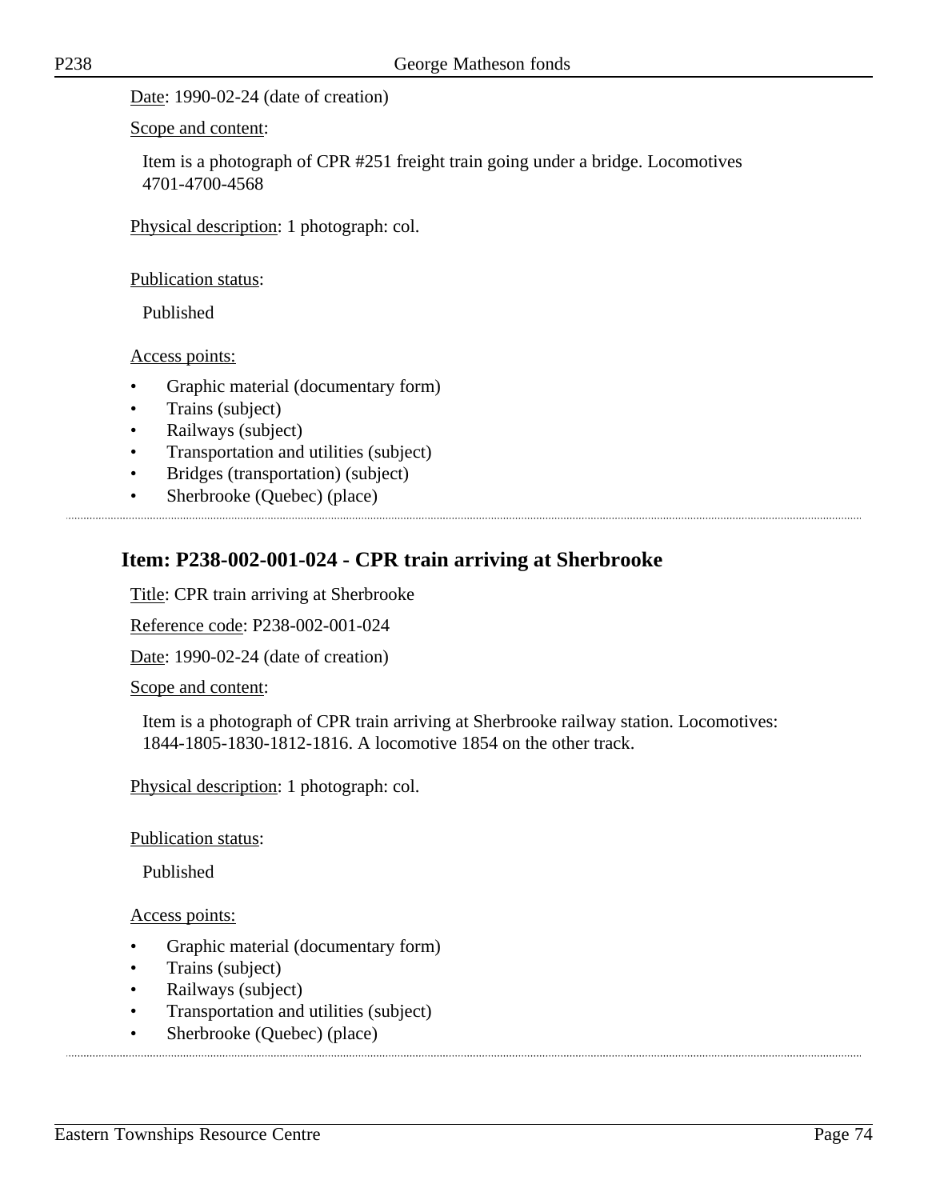Date: 1990-02-24 (date of creation)

Scope and content:

Item is a photograph of CPR #251 freight train going under a bridge. Locomotives 4701-4700-4568

Physical description: 1 photograph: col.

Publication status:

Published

Access points:

- Graphic material (documentary form)
- Trains (subject)
- Railways (subject)
- Transportation and utilities (subject)
- Bridges (transportation) (subject)
- Sherbrooke (Quebec) (place)

## Item: P238-002-001-024 - CPR train arriving at Sherbrooke

Title: CPR train arriving at Sherbrooke

Reference code: P238-002-001-024

Date: 1990-02-24 (date of creation)

Scope and content:

Item is a photograph of CPR train arriving at Sherbrooke railway station. Locomotives: 1844-1805-1830-1812-1816. A locomotive 1854 on the other track.

Physical description: 1 photograph: col.

Publication status:

Published

Access points:

- Graphic material (documentary form)
- Trains (subject)
- Railways (subject)
- Transportation and utilities (subject)
- Sherbrooke (Quebec) (place)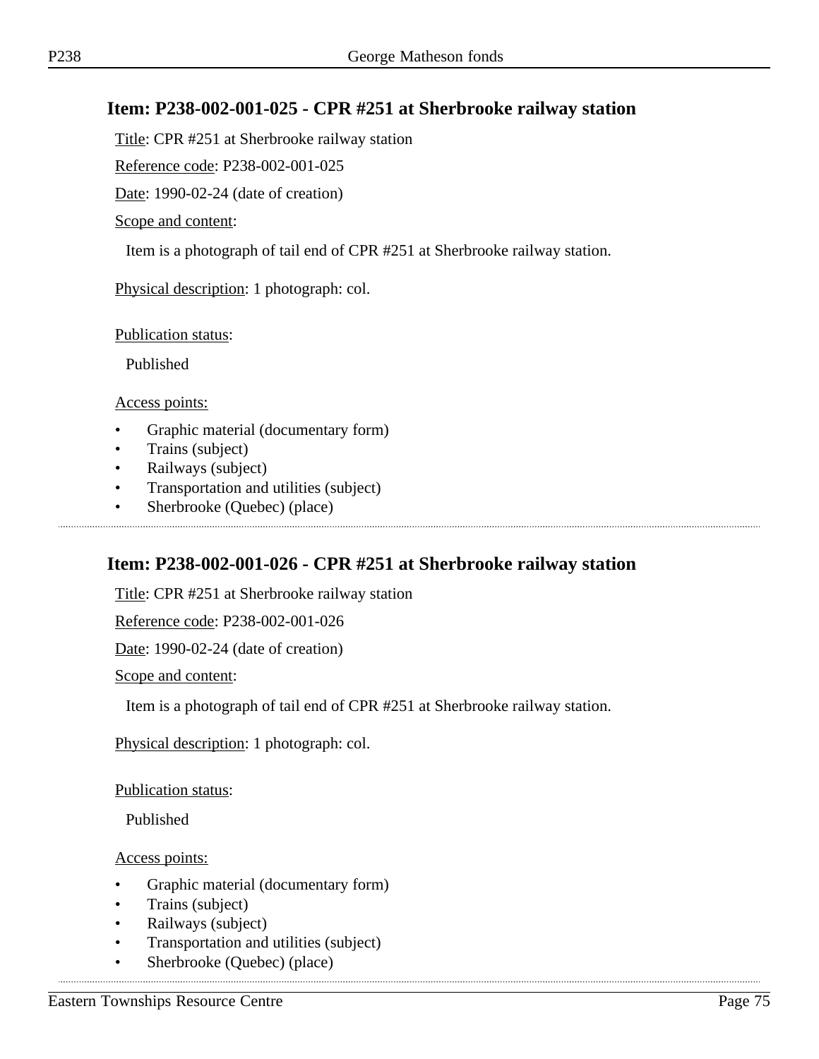## Item: P238-002-001-025 - CPR #251 at Sherbrooke railway station

Title: CPR #251 at Sherbrooke railway station

Reference code: P238-002-001-025

Date: 1990-02-24 (date of creation)

Scope and content:

Item is a photograph of tail end of CPR #251 at Sherbrooke railway station.

Physical description: 1 photograph: col.

Publication status:

Published

Access points:

- Graphic material (documentary form)
- Trains (subject)
- Railways (subject)
- Transportation and utilities (subject)
- Sherbrooke (Quebec) (place)

---

## Item: P238-002-001-026 - CPR #251 at Sherbrooke railway station

Title: CPR #251 at Sherbrooke railway station

Reference code: P238-002-001-026

Date: 1990-02-24 (date of creation)

Scope and content:

Item is a photograph of tail end of CPR #251 at Sherbrooke railway station.

Physical description: 1 photograph: col.

Publication status:

Published

Access points:

- Graphic material (documentary form)
- Trains (subject)
- Railways (subject)
- Transportation and utilities (subject)
- Sherbrooke (Quebec) (place)

---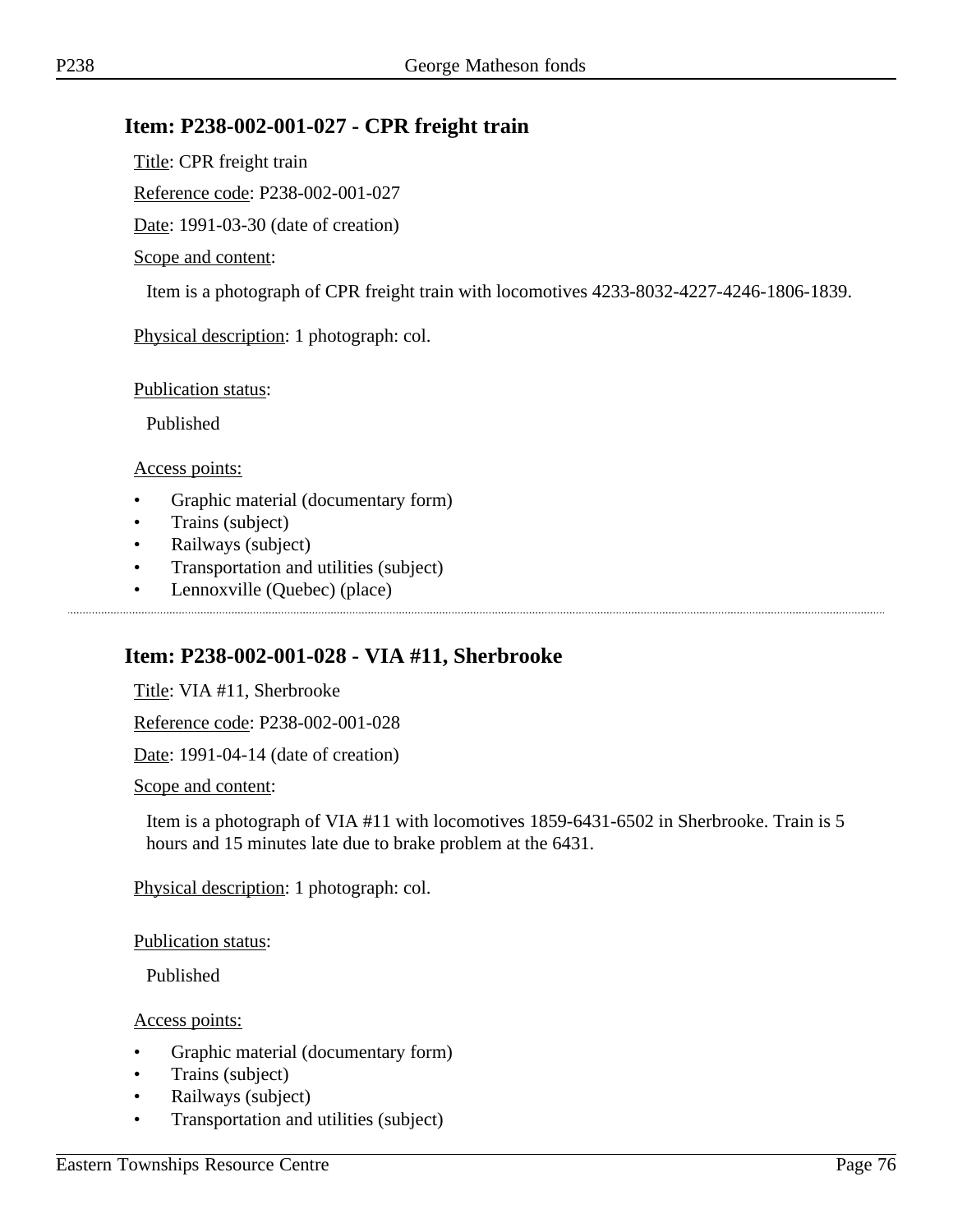## Item: P238-002-001-027 - CPR freight train

Title: CPR freight train

Reference code: P238-002-001-027

Date: 1991-03-30 (date of creation)

Scope and content:

Item is a photograph of CPR freight train with locomotives 4233-8032-4227-4246-1806-1839.

Physical description: 1 photograph: col.

Publication status:

Published

Access points:

- Graphic material (documentary form)
- Trains (subject)
- Railways (subject)
- Transportation and utilities (subject)
- Lennoxville (Quebec) (place)

## Item: P238-002-001-028 - VIA #11, Sherbrooke

Title: VIA #11, Sherbrooke

Reference code: P238-002-001-028

Date: 1991-04-14 (date of creation)

Scope and content:

Item is a photograph of VIA #11 with locomotives 1859-6431-6502 in Sherbrooke. Train is 5 hours and 15 minutes late due to brake problem at the 6431.

Physical description: 1 photograph: col.

Publication status:

Published

Access points:

- Graphic material (documentary form)
- Trains (subject)
- Railways (subject)
- Transportation and utilities (subject)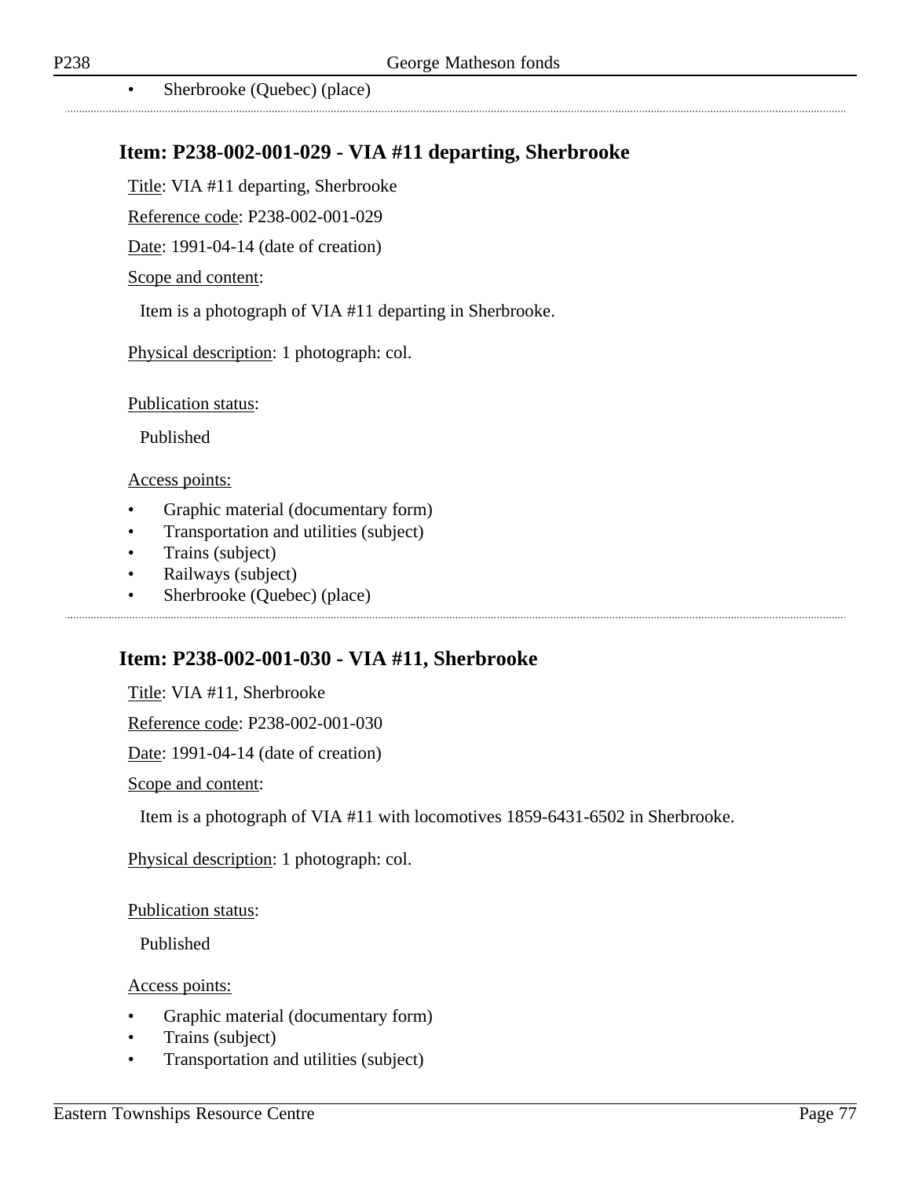- Sherbrooke (Quebec) (place)

## Item: P238-002-001-029 - VIA #11 departing, Sherbrooke

Title: VIA #11 departing, Sherbrooke

Reference code: P238-002-001-029

Date: 1991-04-14 (date of creation)

Scope and content:

Item is a photograph of VIA #11 departing in Sherbrooke.

Physical description: 1 photograph: col.

Publication status:

Published

Access points:

- Graphic material (documentary form)
- Transportation and utilities (subject)
- Trains (subject)
- Railways (subject)
- Sherbrooke (Quebec) (place)

## Item: P238-002-001-030 - VIA #11, Sherbrooke

Title: VIA #11, Sherbrooke

Reference code: P238-002-001-030

Date: 1991-04-14 (date of creation)

Scope and content:

Item is a photograph of VIA #11 with locomotives 1859-6431-6502 in Sherbrooke.

Physical description: 1 photograph: col.

Publication status:

Published

Access points:

- Graphic material (documentary form)
- Trains (subject)
- Transportation and utilities (subject)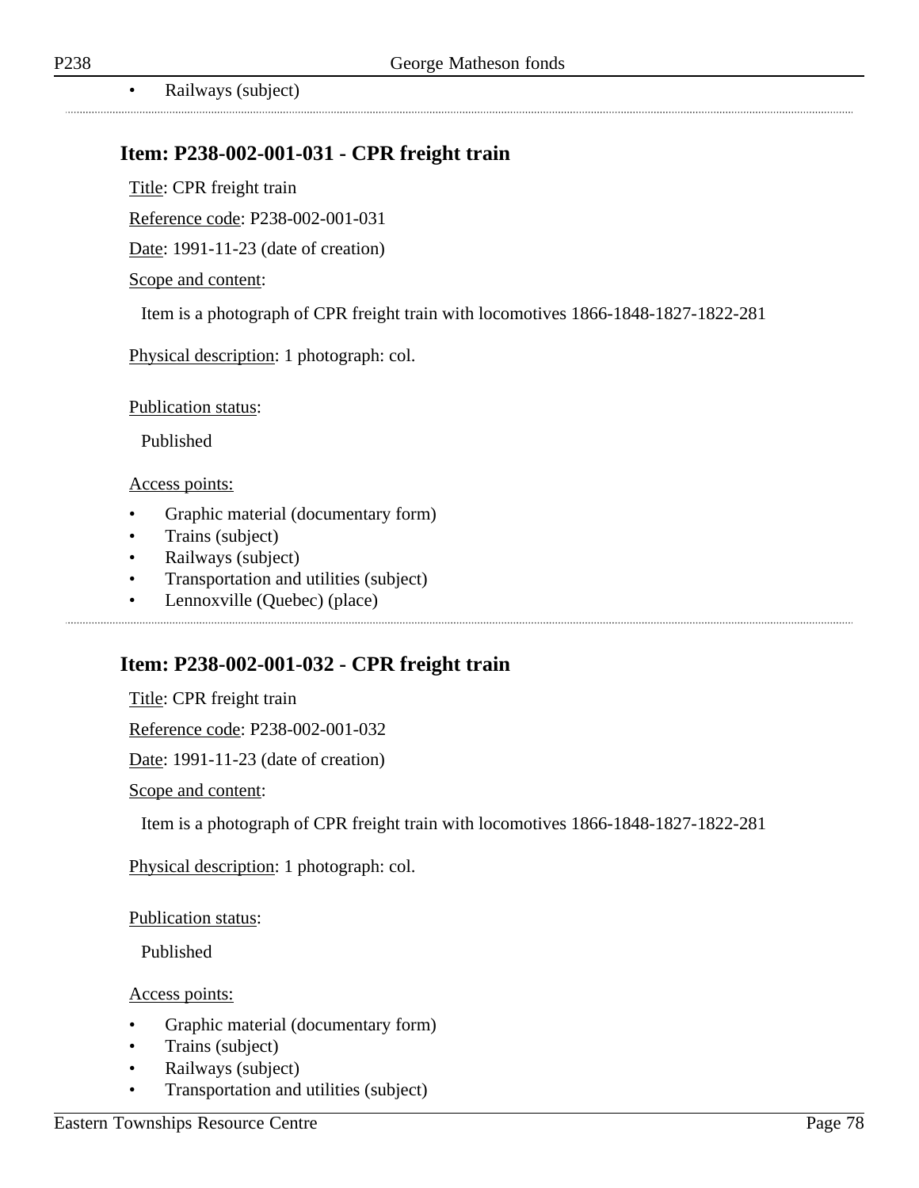- Railways (subject)

---

## Item: P238-002-001-031 - CPR freight train

Title: CPR freight train

Reference code: P238-002-001-031

Date: 1991-11-23 (date of creation)

Scope and content:

Item is a photograph of CPR freight train with locomotives 1866-1848-1827-1822-281

Physical description: 1 photograph: col.

Publication status:

Published

Access points:

- Graphic material (documentary form)
- Trains (subject)
- Railways (subject)
- Transportation and utilities (subject)
- Lennoxville (Quebec) (place)

---

## Item: P238-002-001-032 - CPR freight train

Title: CPR freight train

Reference code: P238-002-001-032

Date: 1991-11-23 (date of creation)

Scope and content:

Item is a photograph of CPR freight train with locomotives 1866-1848-1827-1822-281

Physical description: 1 photograph: col.

Publication status:

Published

Access points:

- Graphic material (documentary form)
- Trains (subject)
- Railways (subject)
- Transportation and utilities (subject)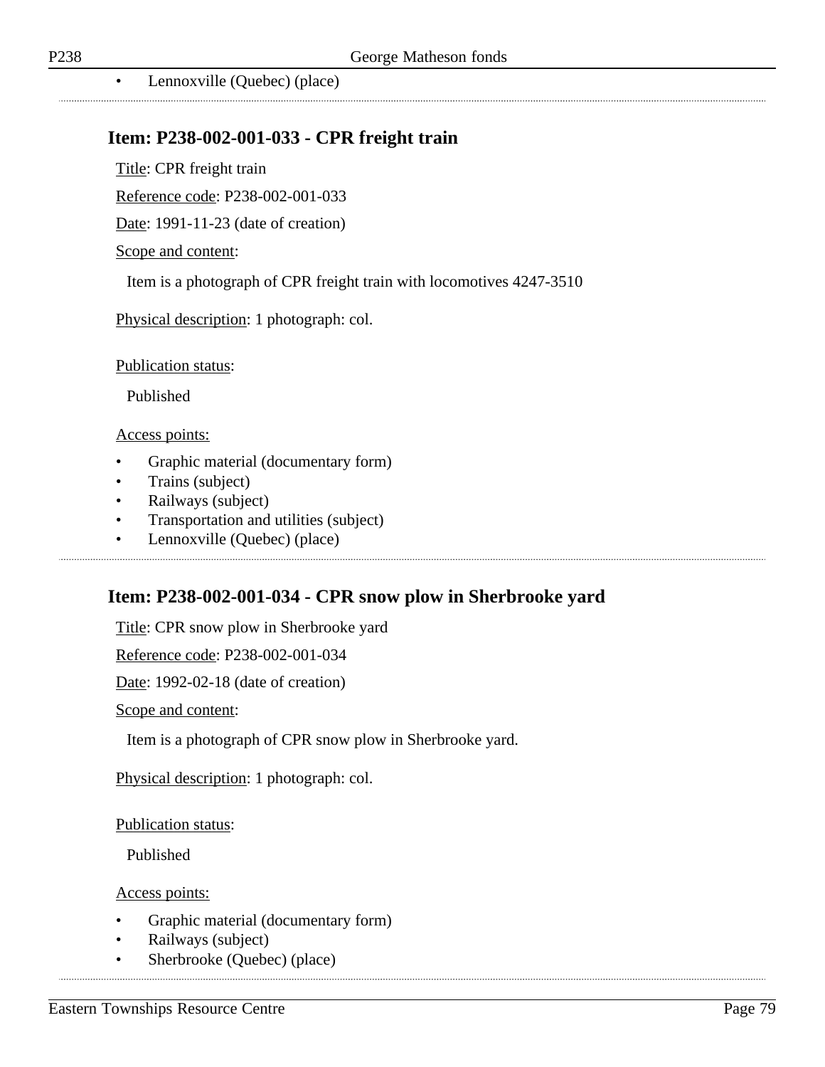- Lennoxville (Quebec) (place)

## Item: P238-002-001-033 - CPR freight train

Title: CPR freight train

Reference code: P238-002-001-033

Date: 1991-11-23 (date of creation)

Scope and content:

Item is a photograph of CPR freight train with locomotives 4247-3510

Physical description: 1 photograph: col.

Publication status:

Published

Access points:

- Graphic material (documentary form)
- Trains (subject)
- Railways (subject)
- Transportation and utilities (subject)
- Lennoxville (Quebec) (place)

## Item: P238-002-001-034 - CPR snow plow in Sherbrooke yard

Title: CPR snow plow in Sherbrooke yard

Reference code: P238-002-001-034

Date: 1992-02-18 (date of creation)

Scope and content:

Item is a photograph of CPR snow plow in Sherbrooke yard.

Physical description: 1 photograph: col.

Publication status:

Published

Access points:

- Graphic material (documentary form)
- Railways (subject)
- Sherbrooke (Quebec) (place)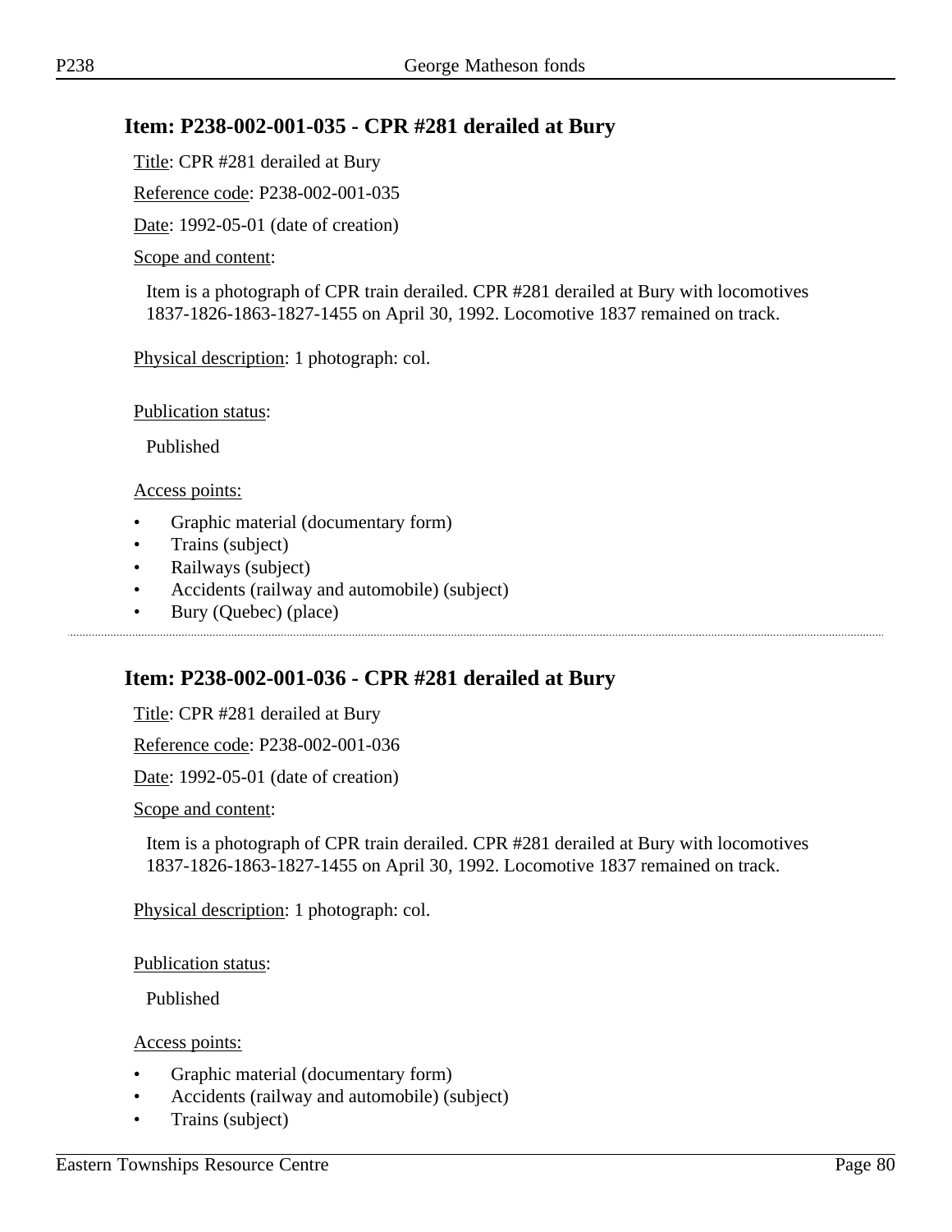## Item: P238-002-001-035 - CPR #281 derailed at Bury

Title: CPR #281 derailed at Bury

Reference code: P238-002-001-035

Date: 1992-05-01 (date of creation)

Scope and content:

Item is a photograph of CPR train derailed. CPR #281 derailed at Bury with locomotives 1837-1826-1863-1827-1455 on April 30, 1992. Locomotive 1837 remained on track.

Physical description: 1 photograph: col.

Publication status:

Published

Access points:

- Graphic material (documentary form)
- Trains (subject)
- Railways (subject)
- Accidents (railway and automobile) (subject)
- Bury (Quebec) (place)

---

## Item: P238-002-001-036 - CPR #281 derailed at Bury

Title: CPR #281 derailed at Bury

Reference code: P238-002-001-036

Date: 1992-05-01 (date of creation)

Scope and content:

Item is a photograph of CPR train derailed. CPR #281 derailed at Bury with locomotives 1837-1826-1863-1827-1455 on April 30, 1992. Locomotive 1837 remained on track.

Physical description: 1 photograph: col.

Publication status:

Published

Access points:

- Graphic material (documentary form)
- Accidents (railway and automobile) (subject)
- Trains (subject)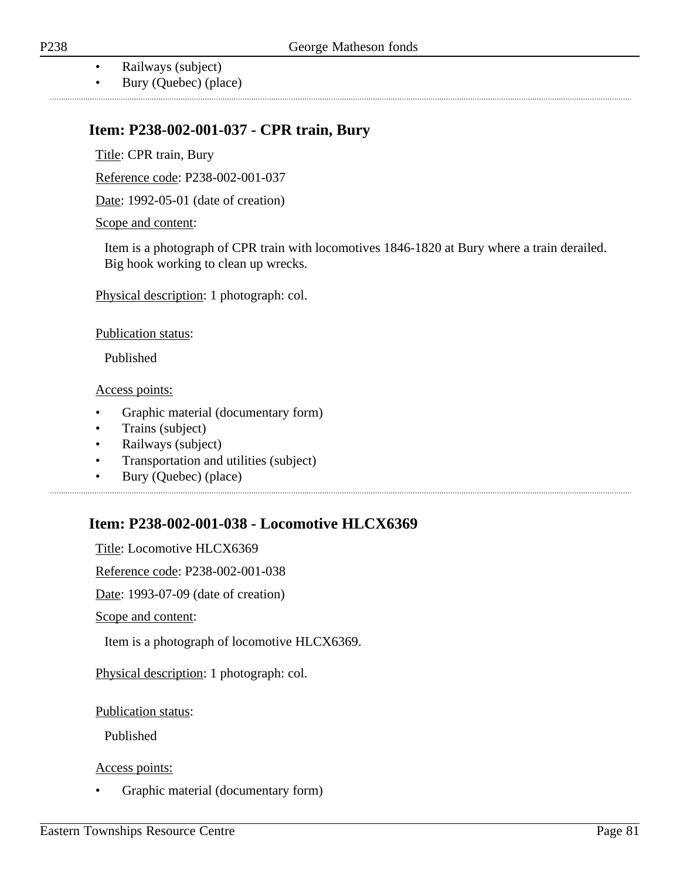- Railways (subject)
- Bury (Quebec) (place)

---

## Item: P238-002-001-037 - CPR train, Bury

Title: CPR train, Bury

Reference code: P238-002-001-037

Date: 1992-05-01 (date of creation)

Scope and content:

Item is a photograph of CPR train with locomotives 1846-1820 at Bury where a train derailed. Big hook working to clean up wrecks.

Physical description: 1 photograph: col.

Publication status:

Published

Access points:

- Graphic material (documentary form)
- Trains (subject)
- Railways (subject)
- Transportation and utilities (subject)
- Bury (Quebec) (place)

---

## Item: P238-002-001-038 - Locomotive HLCX6369

Title: Locomotive HLCX6369

Reference code: P238-002-001-038

Date: 1993-07-09 (date of creation)

Scope and content:

Item is a photograph of locomotive HLCX6369.

Physical description: 1 photograph: col.

Publication status:

Published

Access points:

- Graphic material (documentary form)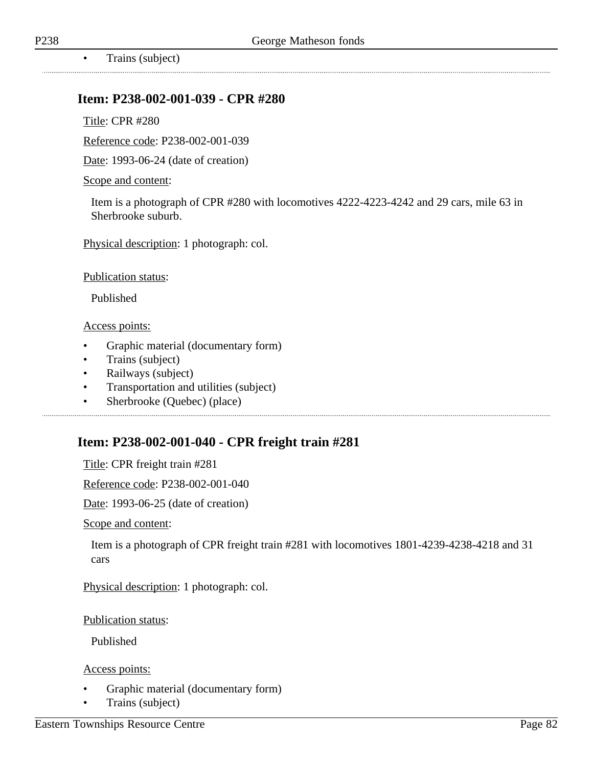- Trains (subject)

## Item: P238-002-001-039 - CPR #280

Title: CPR #280

Reference code: P238-002-001-039

Date: 1993-06-24 (date of creation)

Scope and content:

Item is a photograph of CPR #280 with locomotives 4222-4223-4242 and 29 cars, mile 63 in Sherbrooke suburb.

Physical description: 1 photograph: col.

Publication status:

Published

Access points:

- Graphic material (documentary form)
- Trains (subject)
- Railways (subject)
- Transportation and utilities (subject)
- Sherbrooke (Quebec) (place)

## Item: P238-002-001-040 - CPR freight train #281

Title: CPR freight train #281

Reference code: P238-002-001-040

Date: 1993-06-25 (date of creation)

Scope and content:

Item is a photograph of CPR freight train #281 with locomotives 1801-4239-4238-4218 and 31 cars

Physical description: 1 photograph: col.

Publication status:

Published

Access points:

- Graphic material (documentary form)
- Trains (subject)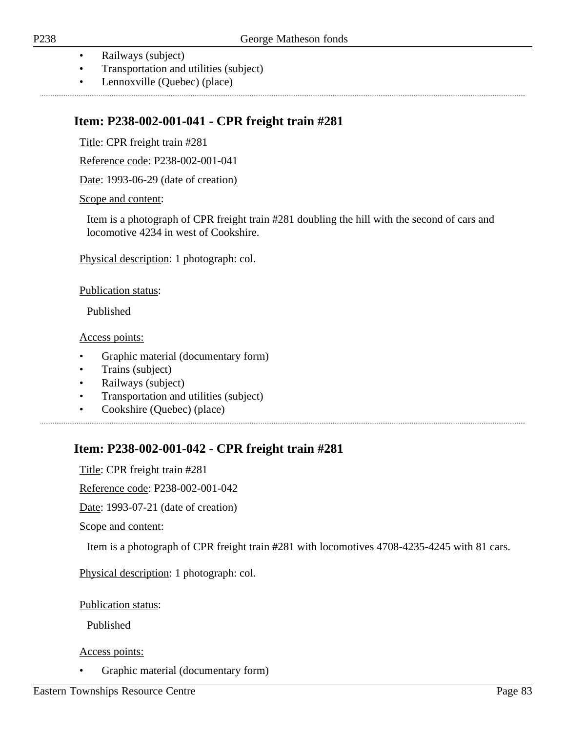- Railways (subject)
- Transportation and utilities (subject)
- Lennoxville (Quebec) (place)

---

## Item: P238-002-001-041 - CPR freight train #281

Title: CPR freight train #281

Reference code: P238-002-001-041

Date: 1993-06-29 (date of creation)

Scope and content:

Item is a photograph of CPR freight train #281 doubling the hill with the second of cars and locomotive 4234 in west of Cookshire.

Physical description: 1 photograph: col.

Publication status:

Published

Access points:

- Graphic material (documentary form)
- Trains (subject)
- Railways (subject)
- Transportation and utilities (subject)
- Cookshire (Quebec) (place)

---

## Item: P238-002-001-042 - CPR freight train #281

Title: CPR freight train #281

Reference code: P238-002-001-042

Date: 1993-07-21 (date of creation)

Scope and content:

Item is a photograph of CPR freight train #281 with locomotives 4708-4235-4245 with 81 cars.

Physical description: 1 photograph: col.

Publication status:

Published

Access points:

- Graphic material (documentary form)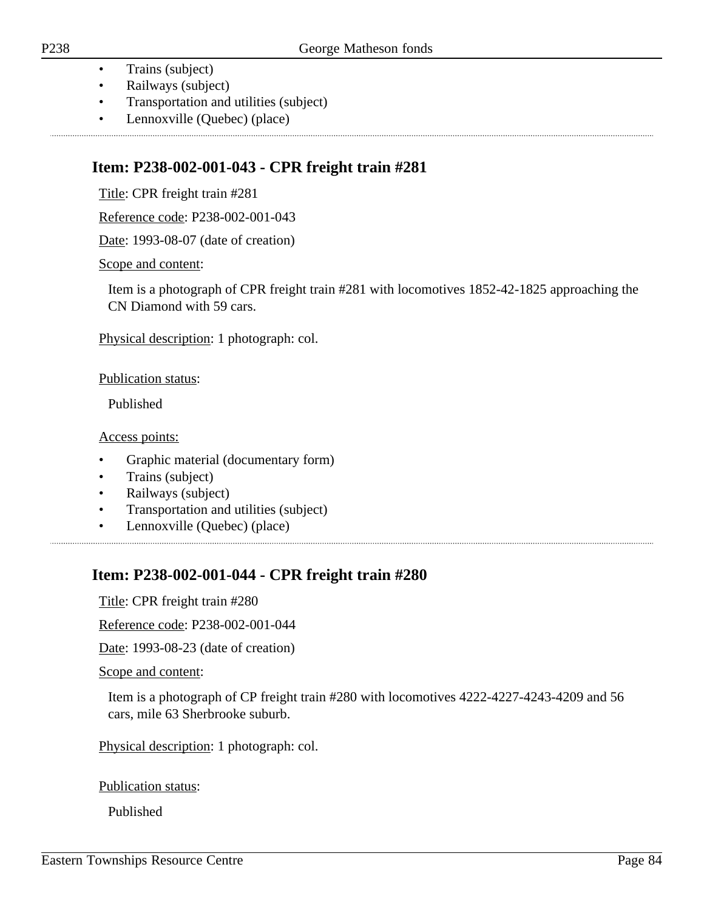- Trains (subject)
- Railways (subject)
- Transportation and utilities (subject)
- Lennoxville (Quebec) (place)

---

## Item: P238-002-001-043 - CPR freight train #281

Title: CPR freight train #281

Reference code: P238-002-001-043

Date: 1993-08-07 (date of creation)

Scope and content:

Item is a photograph of CPR freight train #281 with locomotives 1852-42-1825 approaching the CN Diamond with 59 cars.

Physical description: 1 photograph: col.

Publication status:

Published

Access points:

- Graphic material (documentary form)
- Trains (subject)
- Railways (subject)
- Transportation and utilities (subject)
- Lennoxville (Quebec) (place)

---

## Item: P238-002-001-044 - CPR freight train #280

Title: CPR freight train #280

Reference code: P238-002-001-044

Date: 1993-08-23 (date of creation)

Scope and content:

Item is a photograph of CP freight train #280 with locomotives 4222-4227-4243-4209 and 56 cars, mile 63 Sherbrooke suburb.

Physical description: 1 photograph: col.

Publication status:

Published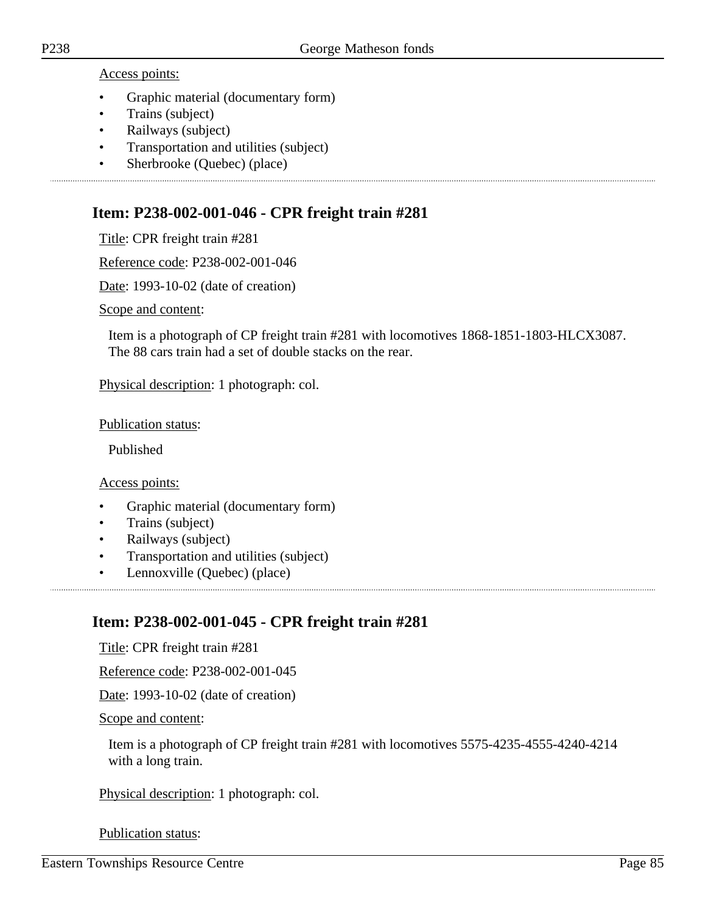Access points:

- Graphic material (documentary form)
- Trains (subject)
- Railways (subject)
- Transportation and utilities (subject)
- Sherbrooke (Quebec) (place)

---

## Item: P238-002-001-046 - CPR freight train #281

Title: CPR freight train #281

Reference code: P238-002-001-046

Date: 1993-10-02 (date of creation)

Scope and content:

Item is a photograph of CP freight train #281 with locomotives 1868-1851-1803-HLCX3087. The 88 cars train had a set of double stacks on the rear.

Physical description: 1 photograph: col.

Publication status:

Published

Access points:

- Graphic material (documentary form)
- Trains (subject)
- Railways (subject)
- Transportation and utilities (subject)
- Lennoxville (Quebec) (place)

---

## Item: P238-002-001-045 - CPR freight train #281

Title: CPR freight train #281

Reference code: P238-002-001-045

Date: 1993-10-02 (date of creation)

Scope and content:

Item is a photograph of CP freight train #281 with locomotives 5575-4235-4555-4240-4214 with a long train.

Physical description: 1 photograph: col.

Publication status: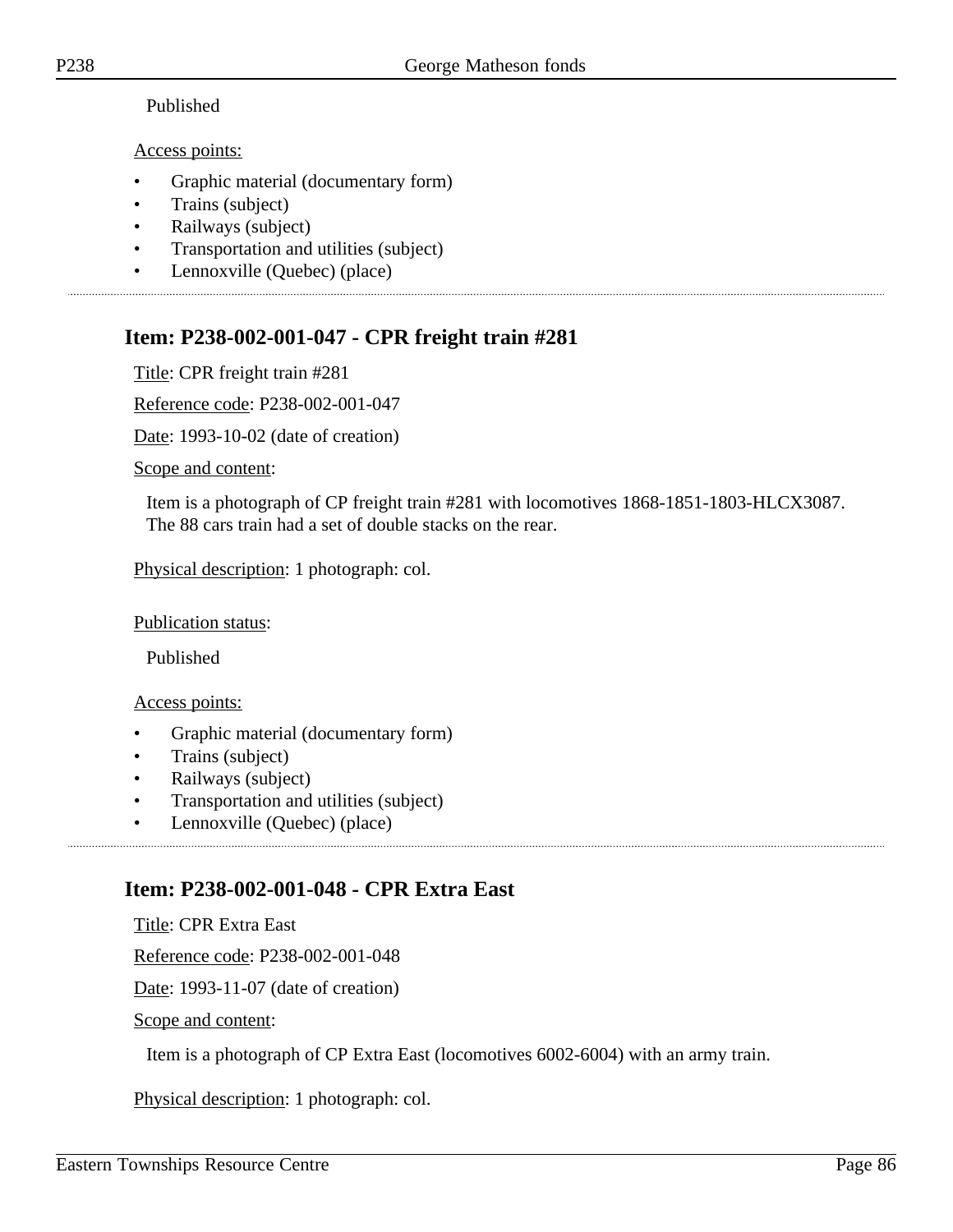Published

Access points:

- Graphic material (documentary form)
- Trains (subject)
- Railways (subject)
- Transportation and utilities (subject)
- Lennoxville (Quebec) (place)

## Item: P238-002-001-047 - CPR freight train #281

Title: CPR freight train #281

Reference code: P238-002-001-047

Date: 1993-10-02 (date of creation)

Scope and content:

Item is a photograph of CP freight train #281 with locomotives 1868-1851-1803-HLCX3087. The 88 cars train had a set of double stacks on the rear.

Physical description: 1 photograph: col.

Publication status:

Published

Access points:

- Graphic material (documentary form)
- Trains (subject)
- Railways (subject)
- Transportation and utilities (subject)
- Lennoxville (Quebec) (place)

## Item: P238-002-001-048 - CPR Extra East

Title: CPR Extra East

Reference code: P238-002-001-048

Date: 1993-11-07 (date of creation)

Scope and content:

Item is a photograph of CP Extra East (locomotives 6002-6004) with an army train.

Physical description: 1 photograph: col.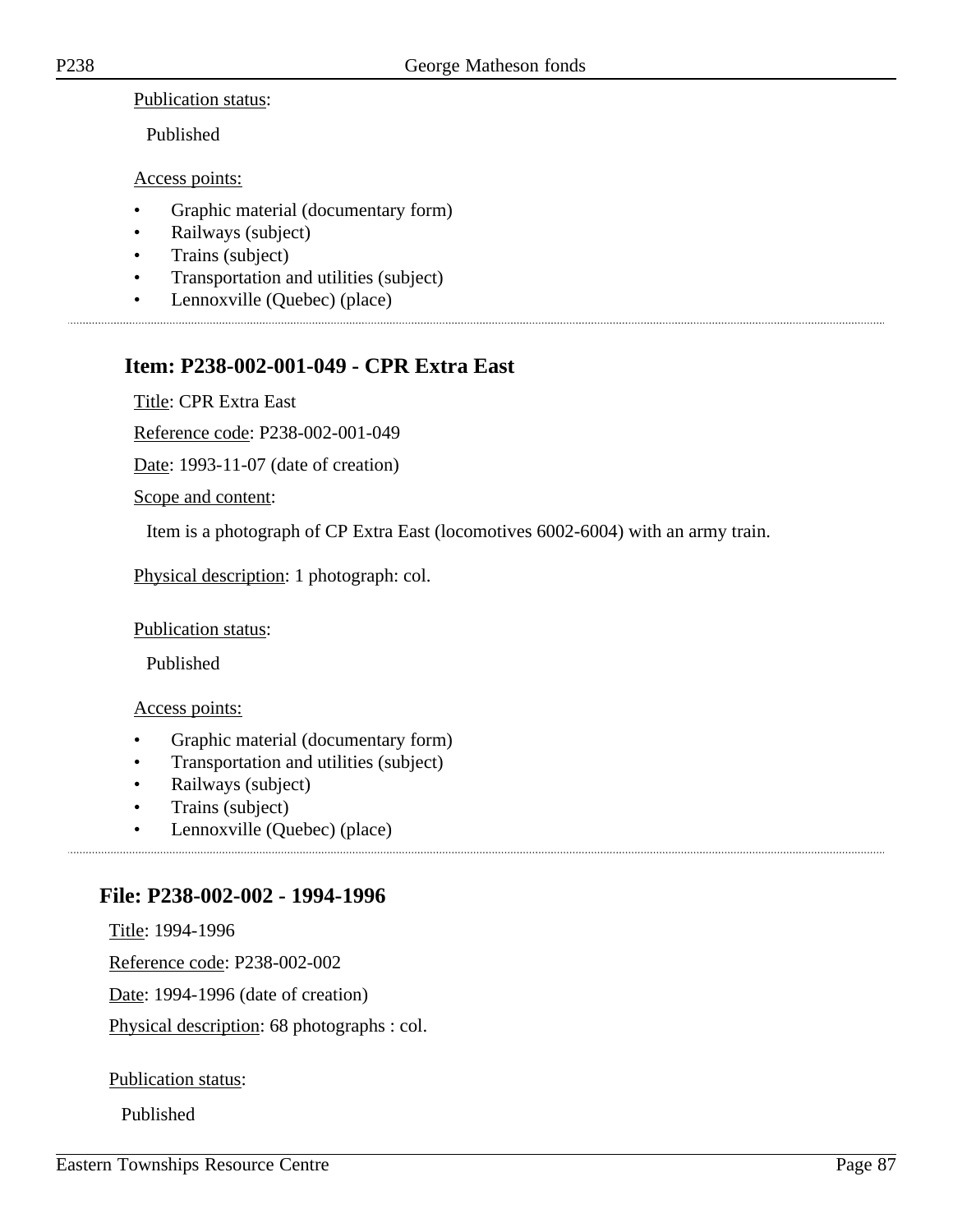Publication status:

Published

Access points:

- Graphic material (documentary form)
- Railways (subject)
- Trains (subject)
- Transportation and utilities (subject)
- Lennoxville (Quebec) (place)

### Item: P238-002-001-049 - CPR Extra East

Title: CPR Extra East

Reference code: P238-002-001-049

Date: 1993-11-07 (date of creation)

Scope and content:

Item is a photograph of CP Extra East (locomotives 6002-6004) with an army train.

Physical description: 1 photograph: col.

Publication status:

Published

Access points:

- Graphic material (documentary form)
- Transportation and utilities (subject)
- Railways (subject)
- Trains (subject)
- Lennoxville (Quebec) (place)

## File: P238-002-002 - 1994-1996

Title: 1994-1996

Reference code: P238-002-002

Date: 1994-1996 (date of creation)

Physical description: 68 photographs : col.

Publication status:

Published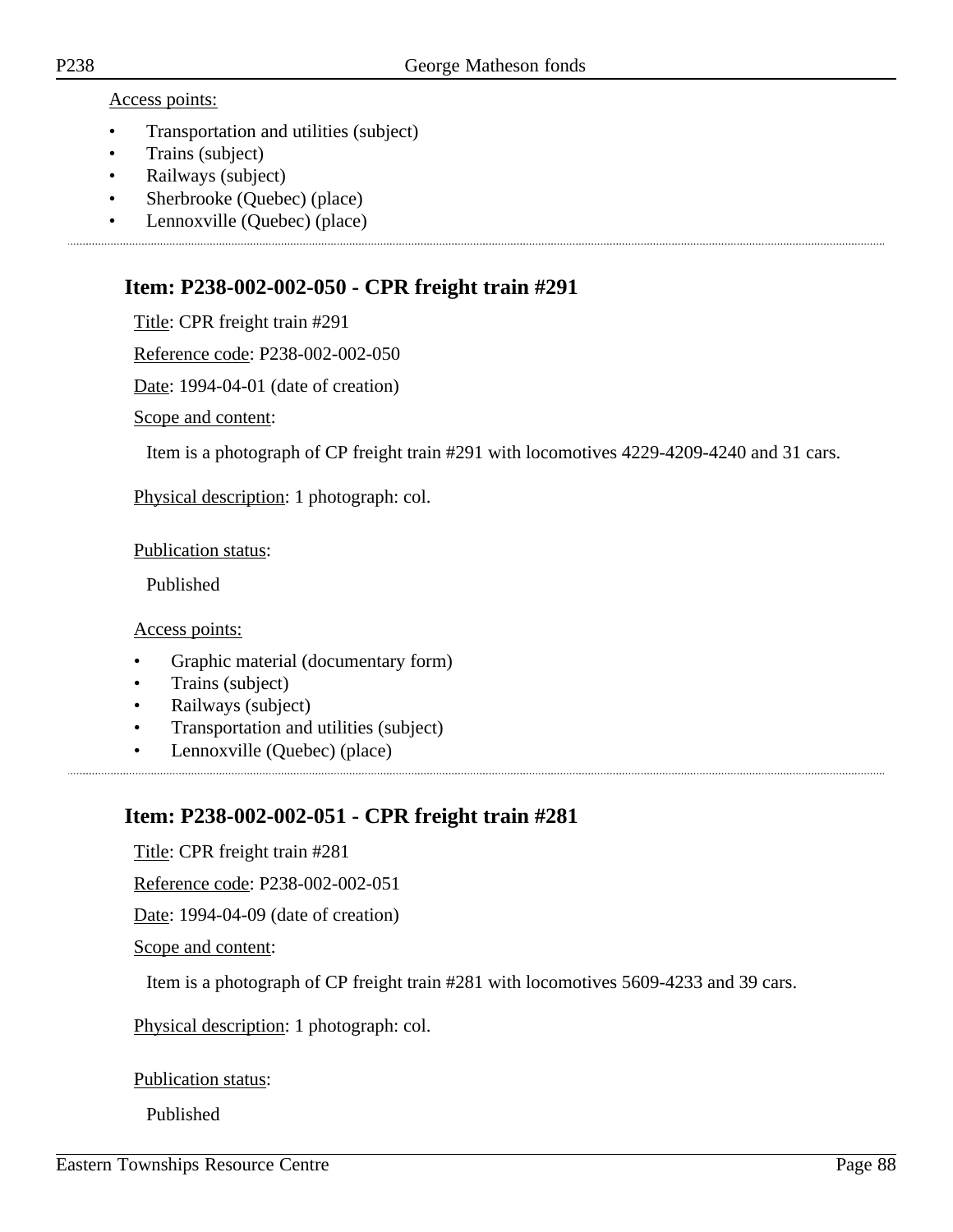Access points:

- Transportation and utilities (subject)
- Trains (subject)
- Railways (subject)
- Sherbrooke (Quebec) (place)
- Lennoxville (Quebec) (place)

## Item: P238-002-002-050 - CPR freight train #291

Title: CPR freight train #291

Reference code: P238-002-002-050

Date: 1994-04-01 (date of creation)

Scope and content:

Item is a photograph of CP freight train #291 with locomotives 4229-4209-4240 and 31 cars.

Physical description: 1 photograph: col.

Publication status:

Published

Access points:

- Graphic material (documentary form)
- Trains (subject)
- Railways (subject)
- Transportation and utilities (subject)
- Lennoxville (Quebec) (place)

## Item: P238-002-002-051 - CPR freight train #281

Title: CPR freight train #281

Reference code: P238-002-002-051

Date: 1994-04-09 (date of creation)

Scope and content:

Item is a photograph of CP freight train #281 with locomotives 5609-4233 and 39 cars.

Physical description: 1 photograph: col.

Publication status:

Published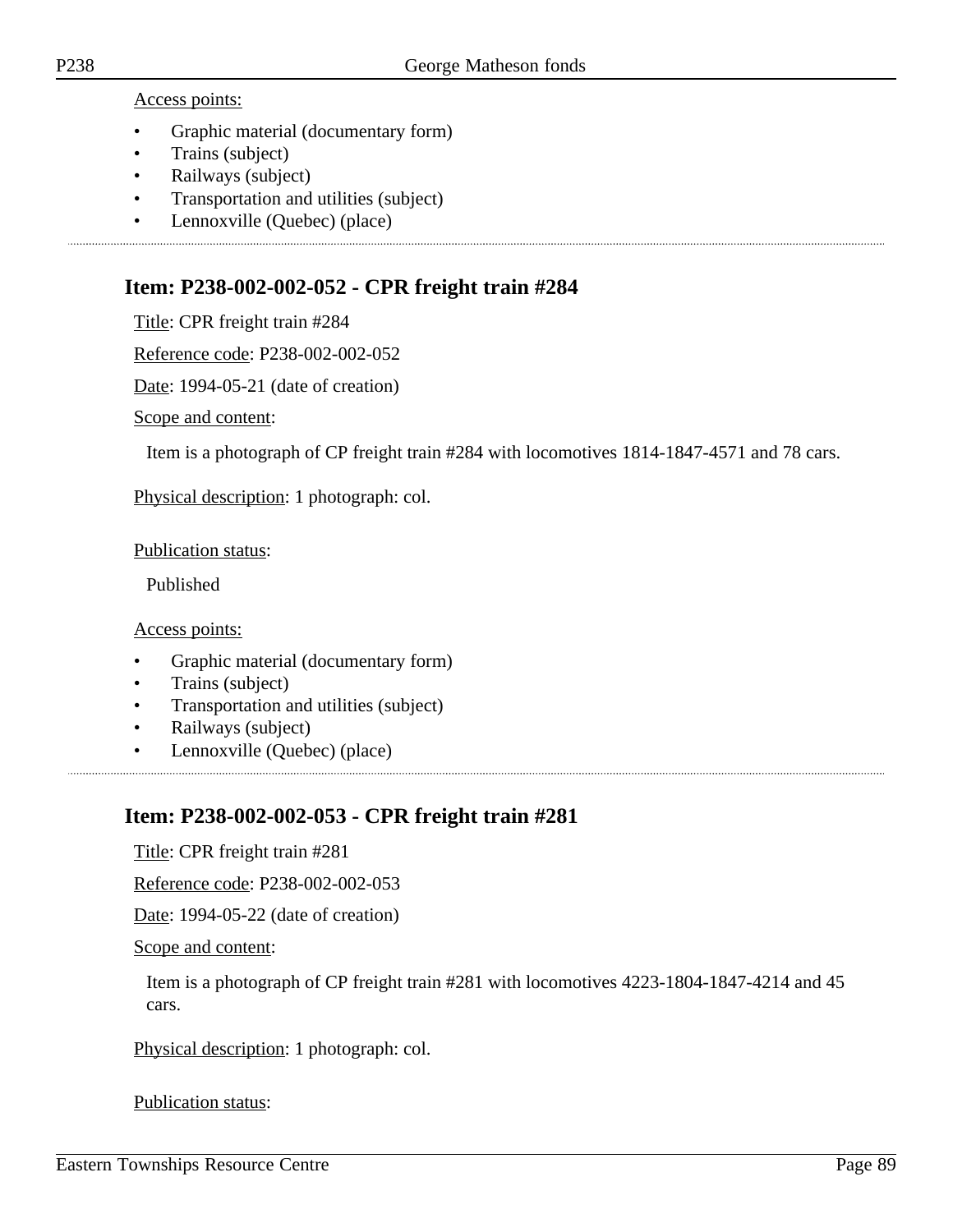Access points:

- Graphic material (documentary form)
- Trains (subject)
- Railways (subject)
- Transportation and utilities (subject)
- Lennoxville (Quebec) (place)

---

## Item: P238-002-002-052 - CPR freight train #284

Title: CPR freight train #284

Reference code: P238-002-002-052

Date: 1994-05-21 (date of creation)

Scope and content:

Item is a photograph of CP freight train #284 with locomotives 1814-1847-4571 and 78 cars.

Physical description: 1 photograph: col.

Publication status:

Published

Access points:

- Graphic material (documentary form)
- Trains (subject)
- Transportation and utilities (subject)
- Railways (subject)
- Lennoxville (Quebec) (place)

---

## Item: P238-002-002-053 - CPR freight train #281

Title: CPR freight train #281

Reference code: P238-002-002-053

Date: 1994-05-22 (date of creation)

Scope and content:

Item is a photograph of CP freight train #281 with locomotives 4223-1804-1847-4214 and 45 cars.

Physical description: 1 photograph: col.

Publication status: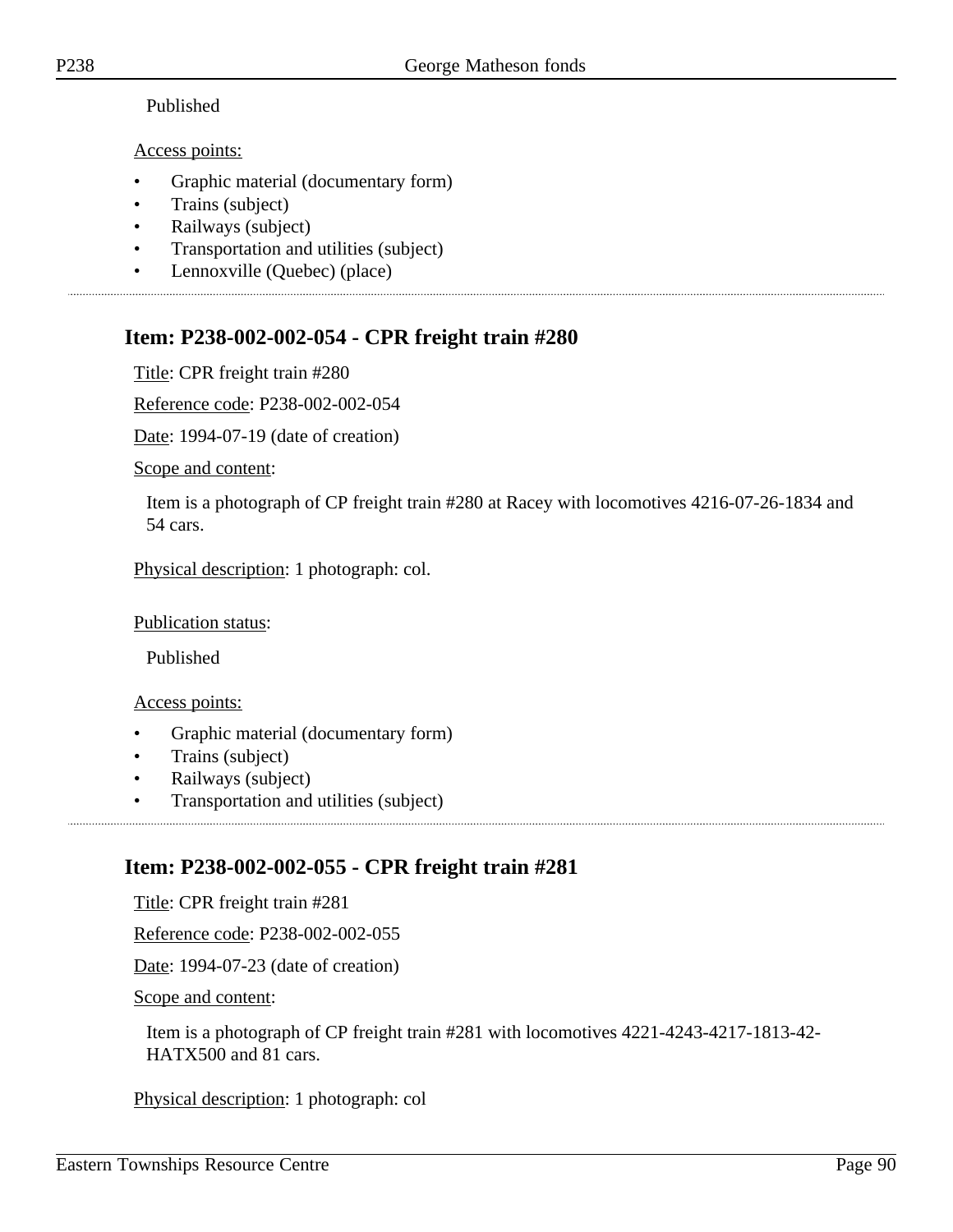Published

Access points:

- Graphic material (documentary form)
- Trains (subject)
- Railways (subject)
- Transportation and utilities (subject)
- Lennoxville (Quebec) (place)

## Item: P238-002-002-054 - CPR freight train #280

Title: CPR freight train #280

Reference code: P238-002-002-054

Date: 1994-07-19 (date of creation)

Scope and content:

Item is a photograph of CP freight train #280 at Racey with locomotives 4216-07-26-1834 and 54 cars.

Physical description: 1 photograph: col.

Publication status:

Published

Access points:

- Graphic material (documentary form)
- Trains (subject)
- Railways (subject)
- Transportation and utilities (subject)

## Item: P238-002-002-055 - CPR freight train #281

Title: CPR freight train #281

Reference code: P238-002-002-055

Date: 1994-07-23 (date of creation)

Scope and content:

Item is a photograph of CP freight train #281 with locomotives 4221-4243-4217-1813-42-HATX500 and 81 cars.

Physical description: 1 photograph: col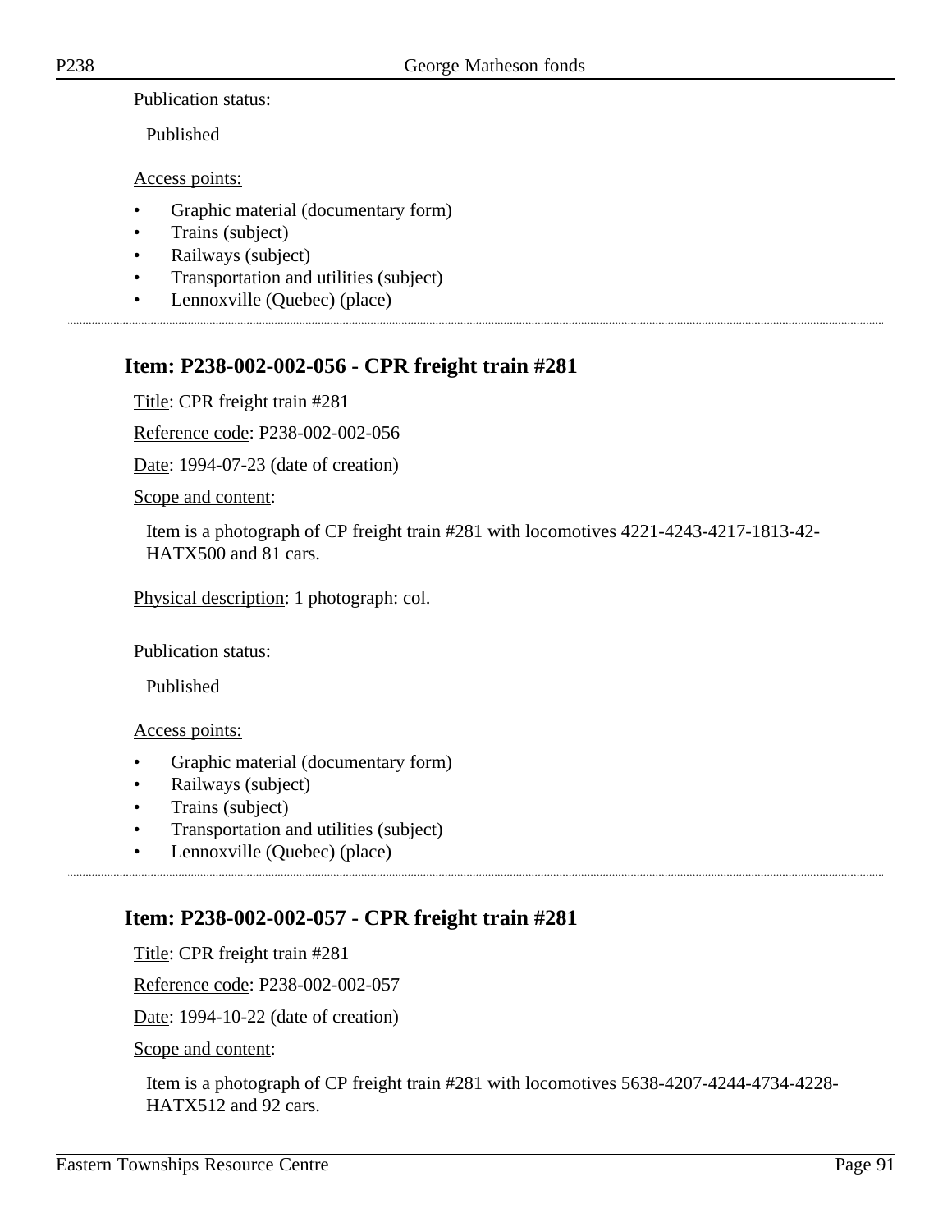Publication status:

Published

Access points:

- Graphic material (documentary form)
- Trains (subject)
- Railways (subject)
- Transportation and utilities (subject)
- Lennoxville (Quebec) (place)

## Item: P238-002-002-056 - CPR freight train #281

Title: CPR freight train #281

Reference code: P238-002-002-056

Date: 1994-07-23 (date of creation)

Scope and content:

Item is a photograph of CP freight train #281 with locomotives 4221-4243-4217-1813-42-HATX500 and 81 cars.

Physical description: 1 photograph: col.

Publication status:

Published

Access points:

- Graphic material (documentary form)
- Railways (subject)
- Trains (subject)
- Transportation and utilities (subject)
- Lennoxville (Quebec) (place)

## Item: P238-002-002-057 - CPR freight train #281

Title: CPR freight train #281

Reference code: P238-002-002-057

Date: 1994-10-22 (date of creation)

Scope and content:

Item is a photograph of CP freight train #281 with locomotives 5638-4207-4244-4734-4228-HATX512 and 92 cars.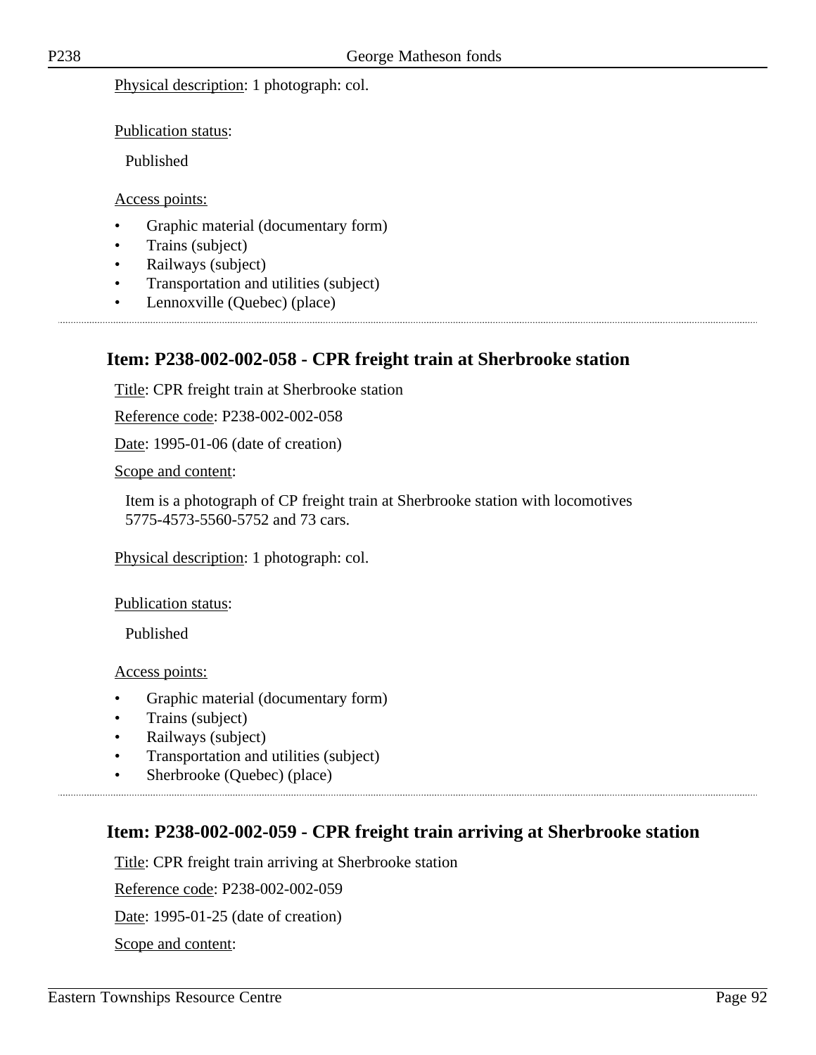Physical description: 1 photograph: col.

Publication status:

Published

Access points:

- Graphic material (documentary form)
- Trains (subject)
- Railways (subject)
- Transportation and utilities (subject)
- Lennoxville (Quebec) (place)

## Item: P238-002-002-058 - CPR freight train at Sherbrooke station

Title: CPR freight train at Sherbrooke station

Reference code: P238-002-002-058

Date: 1995-01-06 (date of creation)

Scope and content:

Item is a photograph of CP freight train at Sherbrooke station with locomotives 5775-4573-5560-5752 and 73 cars.

Physical description: 1 photograph: col.

Publication status:

Published

Access points:

- Graphic material (documentary form)
- Trains (subject)
- Railways (subject)
- Transportation and utilities (subject)
- Sherbrooke (Quebec) (place)

## Item: P238-002-002-059 - CPR freight train arriving at Sherbrooke station

Title: CPR freight train arriving at Sherbrooke station

Reference code: P238-002-002-059

Date: 1995-01-25 (date of creation)

Scope and content: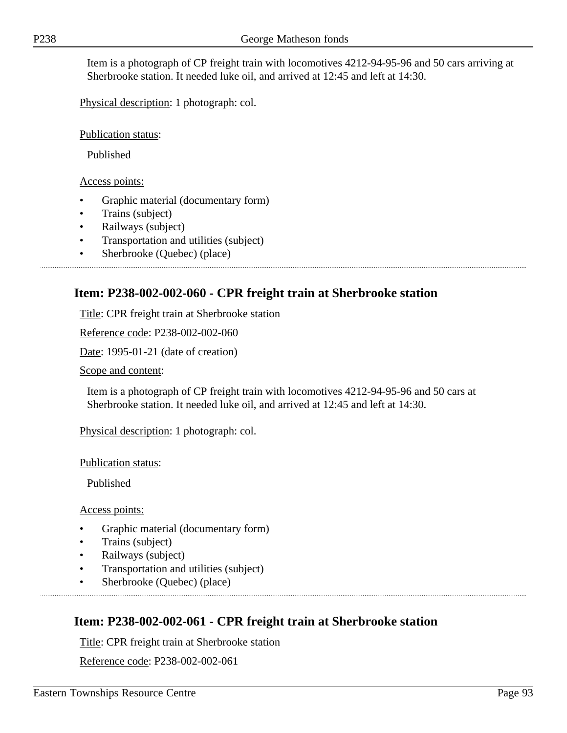Item is a photograph of CP freight train with locomotives 4212-94-95-96 and 50 cars arriving at Sherbrooke station. It needed luke oil, and arrived at 12:45 and left at 14:30.

Physical description: 1 photograph: col.

Publication status:

Published

Access points:

- Graphic material (documentary form)
- Trains (subject)
- Railways (subject)
- Transportation and utilities (subject)
- Sherbrooke (Quebec) (place)

---

## Item: P238-002-002-060 - CPR freight train at Sherbrooke station

Title: CPR freight train at Sherbrooke station

Reference code: P238-002-002-060

Date: 1995-01-21 (date of creation)

Scope and content:

Item is a photograph of CP freight train with locomotives 4212-94-95-96 and 50 cars at Sherbrooke station. It needed luke oil, and arrived at 12:45 and left at 14:30.

Physical description: 1 photograph: col.

Publication status:

Published

Access points:

- Graphic material (documentary form)
- Trains (subject)
- Railways (subject)
- Transportation and utilities (subject)
- Sherbrooke (Quebec) (place)

---

## Item: P238-002-002-061 - CPR freight train at Sherbrooke station

Title: CPR freight train at Sherbrooke station

Reference code: P238-002-002-061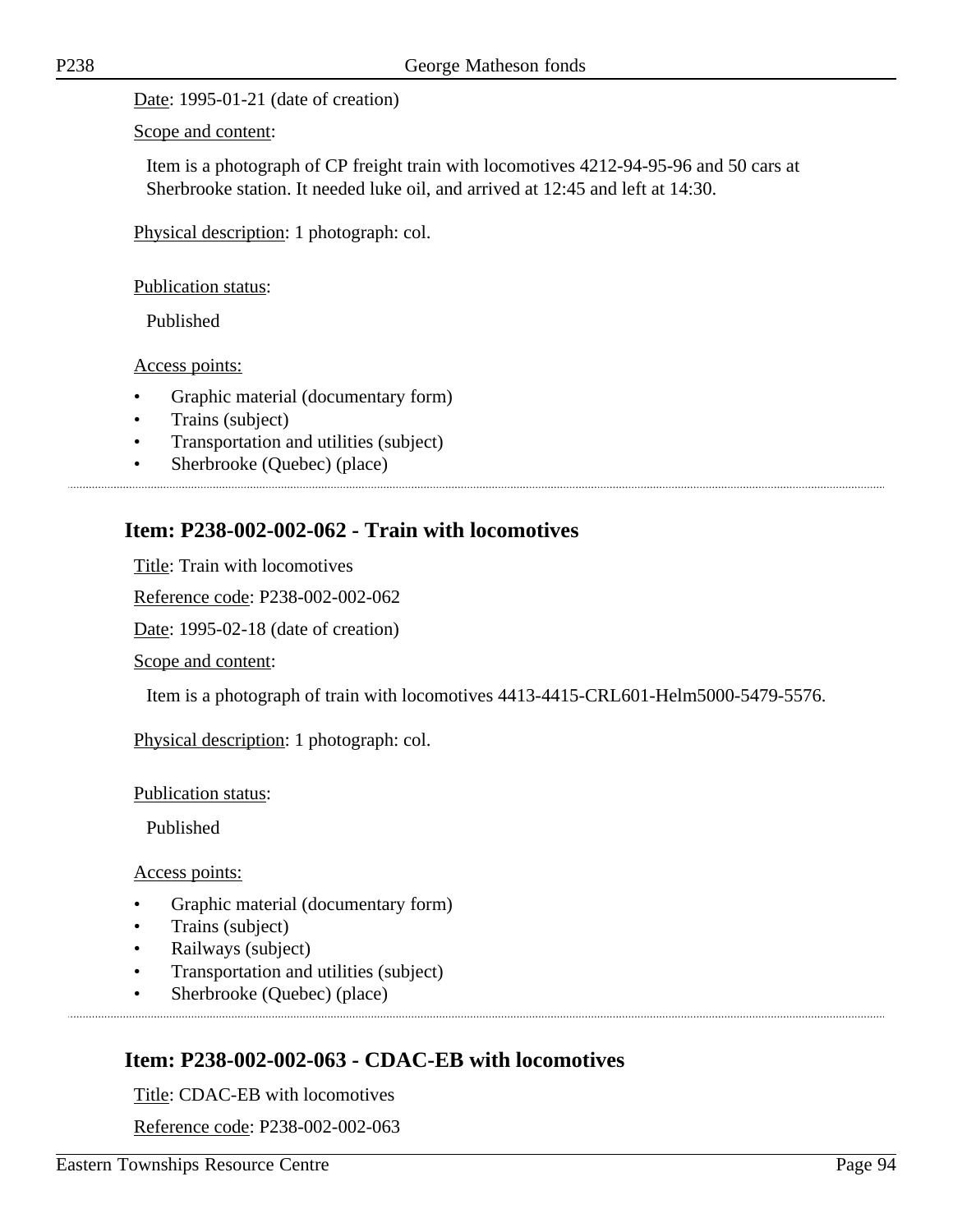Date: 1995-01-21 (date of creation)

Scope and content:

Item is a photograph of CP freight train with locomotives 4212-94-95-96 and 50 cars at Sherbrooke station. It needed luke oil, and arrived at 12:45 and left at 14:30.

Physical description: 1 photograph: col.

Publication status:

Published

Access points:

- Graphic material (documentary form)
- Trains (subject)
- Transportation and utilities (subject)
- Sherbrooke (Quebec) (place)

## Item: P238-002-002-062 - Train with locomotives

Title: Train with locomotives

Reference code: P238-002-002-062

Date: 1995-02-18 (date of creation)

Scope and content:

Item is a photograph of train with locomotives 4413-4415-CRL601-Helm5000-5479-5576.

Physical description: 1 photograph: col.

Publication status:

Published

Access points:

- Graphic material (documentary form)
- Trains (subject)
- Railways (subject)
- Transportation and utilities (subject)
- Sherbrooke (Quebec) (place)

## Item: P238-002-002-063 - CDAC-EB with locomotives

Title: CDAC-EB with locomotives

Reference code: P238-002-002-063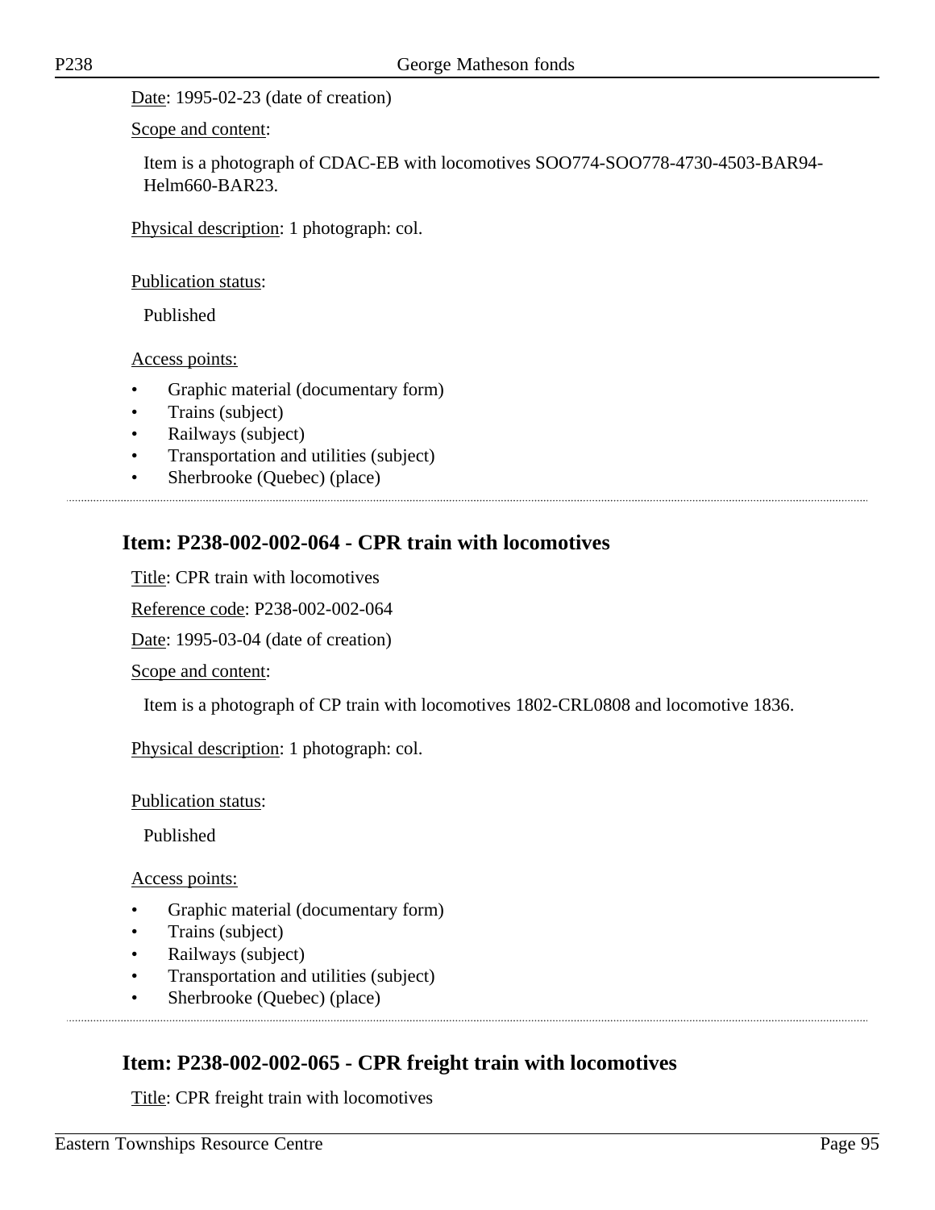Date: 1995-02-23 (date of creation)

Scope and content:

Item is a photograph of CDAC-EB with locomotives SOO774-SOO778-4730-4503-BAR94-Helm660-BAR23.

Physical description: 1 photograph: col.

Publication status:

Published

Access points:

- Graphic material (documentary form)
- Trains (subject)
- Railways (subject)
- Transportation and utilities (subject)
- Sherbrooke (Quebec) (place)

## Item: P238-002-002-064 - CPR train with locomotives

Title: CPR train with locomotives

Reference code: P238-002-002-064

Date: 1995-03-04 (date of creation)

Scope and content:

Item is a photograph of CP train with locomotives 1802-CRL0808 and locomotive 1836.

Physical description: 1 photograph: col.

Publication status:

Published

Access points:

- Graphic material (documentary form)
- Trains (subject)
- Railways (subject)
- Transportation and utilities (subject)
- Sherbrooke (Quebec) (place)

## Item: P238-002-002-065 - CPR freight train with locomotives

Title: CPR freight train with locomotives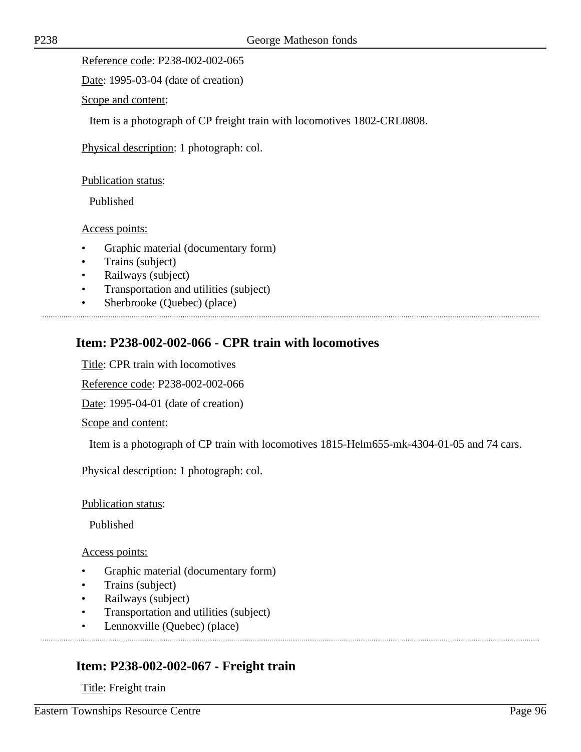Reference code: P238-002-002-065

Date: 1995-03-04 (date of creation)

Scope and content:

Item is a photograph of CP freight train with locomotives 1802-CRL0808.

Physical description: 1 photograph: col.

Publication status:

Published

Access points:

- Graphic material (documentary form)
- Trains (subject)
- Railways (subject)
- Transportation and utilities (subject)
- Sherbrooke (Quebec) (place)

---

## Item: P238-002-002-066 - CPR train with locomotives

Title: CPR train with locomotives

Reference code: P238-002-002-066

Date: 1995-04-01 (date of creation)

Scope and content:

Item is a photograph of CP train with locomotives 1815-Helm655-mk-4304-01-05 and 74 cars.

Physical description: 1 photograph: col.

Publication status:

Published

Access points:

- Graphic material (documentary form)
- Trains (subject)
- Railways (subject)
- Transportation and utilities (subject)
- Lennoxville (Quebec) (place)

---

## Item: P238-002-002-067 - Freight train

Title: Freight train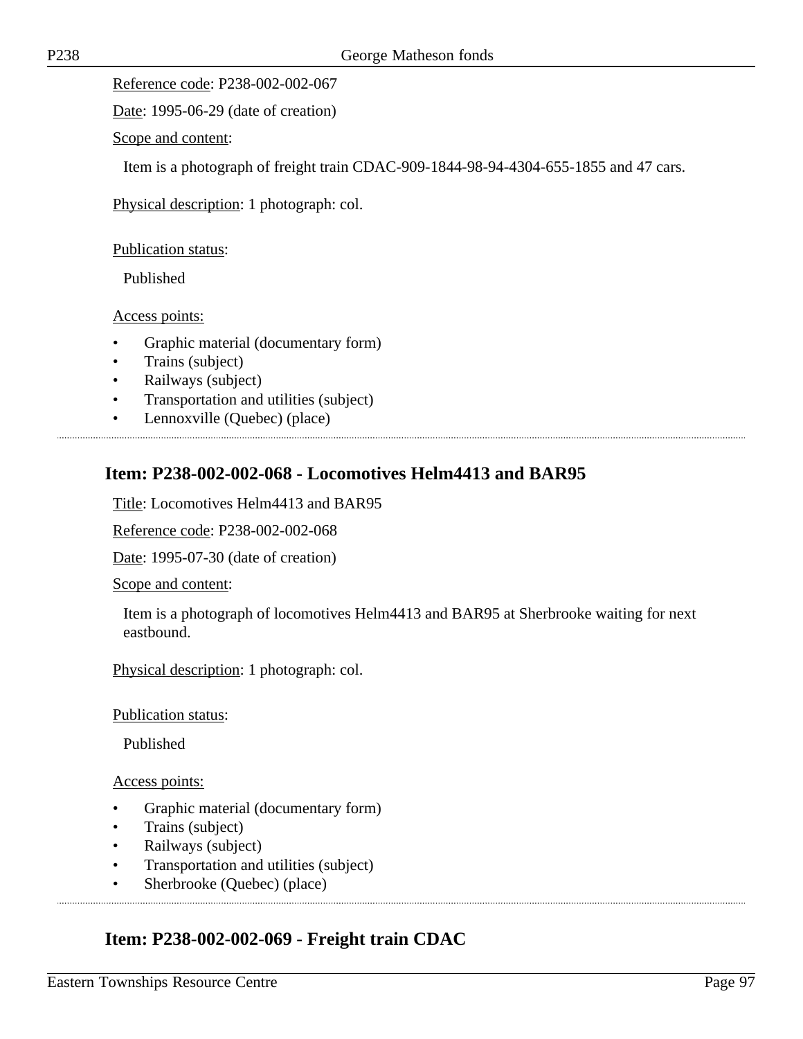Reference code: P238-002-002-067

Date: 1995-06-29 (date of creation)

Scope and content:

Item is a photograph of freight train CDAC-909-1844-98-94-4304-655-1855 and 47 cars.

Physical description: 1 photograph: col.

Publication status:

Published

Access points:

- Graphic material (documentary form)
- Trains (subject)
- Railways (subject)
- Transportation and utilities (subject)
- Lennoxville (Quebec) (place)

## Item: P238-002-002-068 - Locomotives Helm4413 and BAR95

Title: Locomotives Helm4413 and BAR95

Reference code: P238-002-002-068

Date: 1995-07-30 (date of creation)

Scope and content:

Item is a photograph of locomotives Helm4413 and BAR95 at Sherbrooke waiting for next eastbound.

Physical description: 1 photograph: col.

Publication status:

Published

Access points:

- Graphic material (documentary form)
- Trains (subject)
- Railways (subject)
- Transportation and utilities (subject)
- Sherbrooke (Quebec) (place)

## Item: P238-002-002-069 - Freight train CDAC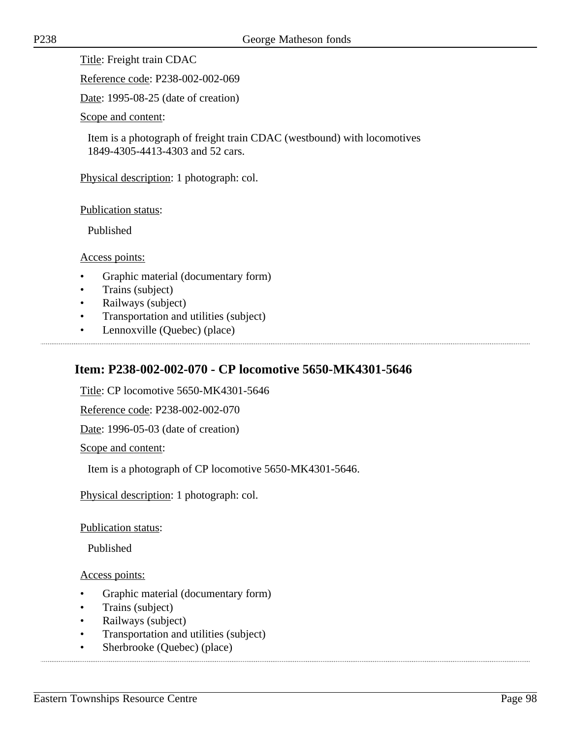Title: Freight train CDAC

Reference code: P238-002-002-069

Date: 1995-08-25 (date of creation)

Scope and content:

Item is a photograph of freight train CDAC (westbound) with locomotives 1849-4305-4413-4303 and 52 cars.

Physical description: 1 photograph: col.

Publication status:

Published

Access points:

- Graphic material (documentary form)
- Trains (subject)
- Railways (subject)
- Transportation and utilities (subject)
- Lennoxville (Quebec) (place)

---

## Item: P238-002-002-070 - CP locomotive 5650-MK4301-5646

Title: CP locomotive 5650-MK4301-5646

Reference code: P238-002-002-070

Date: 1996-05-03 (date of creation)

Scope and content:

Item is a photograph of CP locomotive 5650-MK4301-5646.

Physical description: 1 photograph: col.

Publication status:

Published

Access points:

- Graphic material (documentary form)
- Trains (subject)
- Railways (subject)
- Transportation and utilities (subject)
- Sherbrooke (Quebec) (place)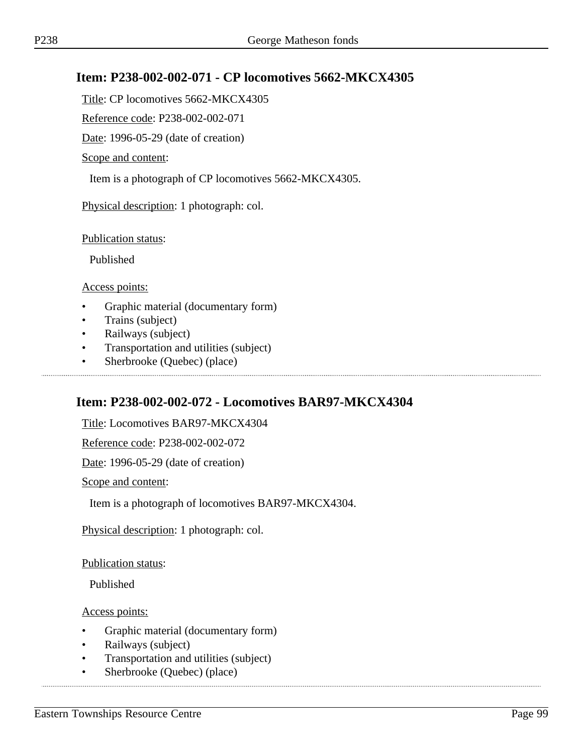## Item: P238-002-002-071 - CP locomotives 5662-MKCX4305

Title: CP locomotives 5662-MKCX4305

Reference code: P238-002-002-071

Date: 1996-05-29 (date of creation)

Scope and content:

Item is a photograph of CP locomotives 5662-MKCX4305.

Physical description: 1 photograph: col.

Publication status:

Published

Access points:

- Graphic material (documentary form)
- Trains (subject)
- Railways (subject)
- Transportation and utilities (subject)
- Sherbrooke (Quebec) (place)

## Item: P238-002-002-072 - Locomotives BAR97-MKCX4304

Title: Locomotives BAR97-MKCX4304

Reference code: P238-002-002-072

Date: 1996-05-29 (date of creation)

Scope and content:

Item is a photograph of locomotives BAR97-MKCX4304.

Physical description: 1 photograph: col.

Publication status:

Published

Access points:

- Graphic material (documentary form)
- Railways (subject)
- Transportation and utilities (subject)
- Sherbrooke (Quebec) (place)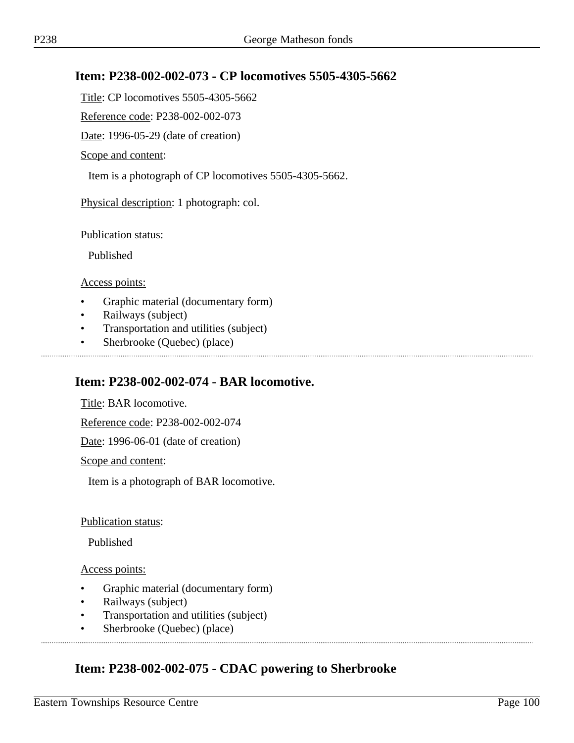## Item: P238-002-002-073 - CP locomotives 5505-4305-5662

Title: CP locomotives 5505-4305-5662

Reference code: P238-002-002-073

Date: 1996-05-29 (date of creation)

Scope and content:

Item is a photograph of CP locomotives 5505-4305-5662.

Physical description: 1 photograph: col.

Publication status:

Published

Access points:

- Graphic material (documentary form)
- Railways (subject)
- Transportation and utilities (subject)
- Sherbrooke (Quebec) (place)

## Item: P238-002-002-074 - BAR locomotive.

Title: BAR locomotive.

Reference code: P238-002-002-074

Date: 1996-06-01 (date of creation)

Scope and content:

Item is a photograph of BAR locomotive.

Publication status:

Published

Access points:

- Graphic material (documentary form)
- Railways (subject)
- Transportation and utilities (subject)
- Sherbrooke (Quebec) (place)

## Item: P238-002-002-075 - CDAC powering to Sherbrooke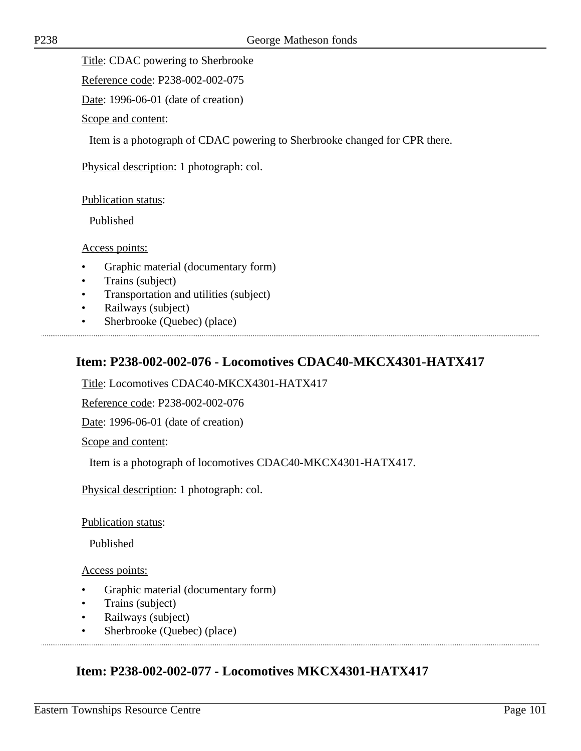Title: CDAC powering to Sherbrooke

Reference code: P238-002-002-075

Date: 1996-06-01 (date of creation)

Scope and content:

Item is a photograph of CDAC powering to Sherbrooke changed for CPR there.

Physical description: 1 photograph: col.

Publication status:

Published

Access points:

- Graphic material (documentary form)
- Trains (subject)
- Transportation and utilities (subject)
- Railways (subject)
- Sherbrooke (Quebec) (place)

## Item: P238-002-002-076 - Locomotives CDAC40-MKCX4301-HATX417

Title: Locomotives CDAC40-MKCX4301-HATX417

Reference code: P238-002-002-076

Date: 1996-06-01 (date of creation)

Scope and content:

Item is a photograph of locomotives CDAC40-MKCX4301-HATX417.

Physical description: 1 photograph: col.

Publication status:

Published

Access points:

- Graphic material (documentary form)
- Trains (subject)
- Railways (subject)
- Sherbrooke (Quebec) (place)

## Item: P238-002-002-077 - Locomotives MKCX4301-HATX417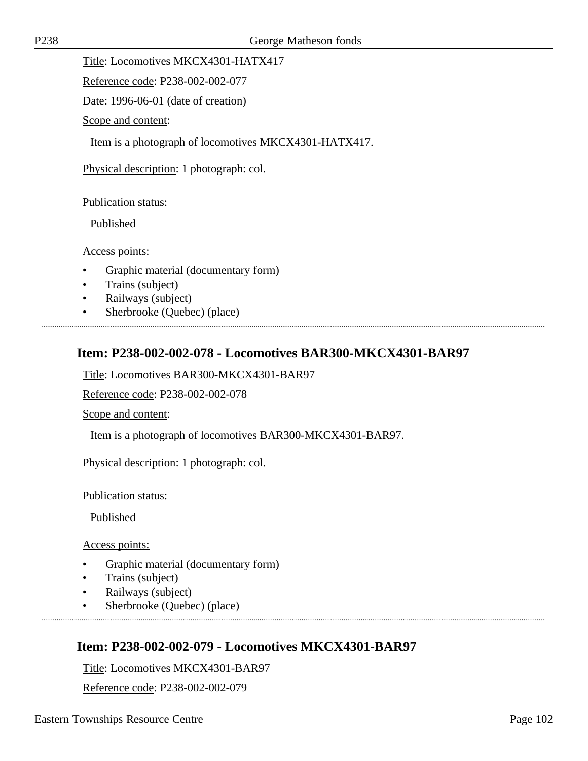Title: Locomotives MKCX4301-HATX417

Reference code: P238-002-002-077

Date: 1996-06-01 (date of creation)

Scope and content:

Item is a photograph of locomotives MKCX4301-HATX417.

Physical description: 1 photograph: col.

Publication status:

Published

Access points:

- Graphic material (documentary form)
- Trains (subject)
- Railways (subject)
- Sherbrooke (Quebec) (place)

## Item: P238-002-002-078 - Locomotives BAR300-MKCX4301-BAR97

Title: Locomotives BAR300-MKCX4301-BAR97

Reference code: P238-002-002-078

Scope and content:

Item is a photograph of locomotives BAR300-MKCX4301-BAR97.

Physical description: 1 photograph: col.

Publication status:

Published

Access points:

- Graphic material (documentary form)
- Trains (subject)
- Railways (subject)
- Sherbrooke (Quebec) (place)

## Item: P238-002-002-079 - Locomotives MKCX4301-BAR97

Title: Locomotives MKCX4301-BAR97

Reference code: P238-002-002-079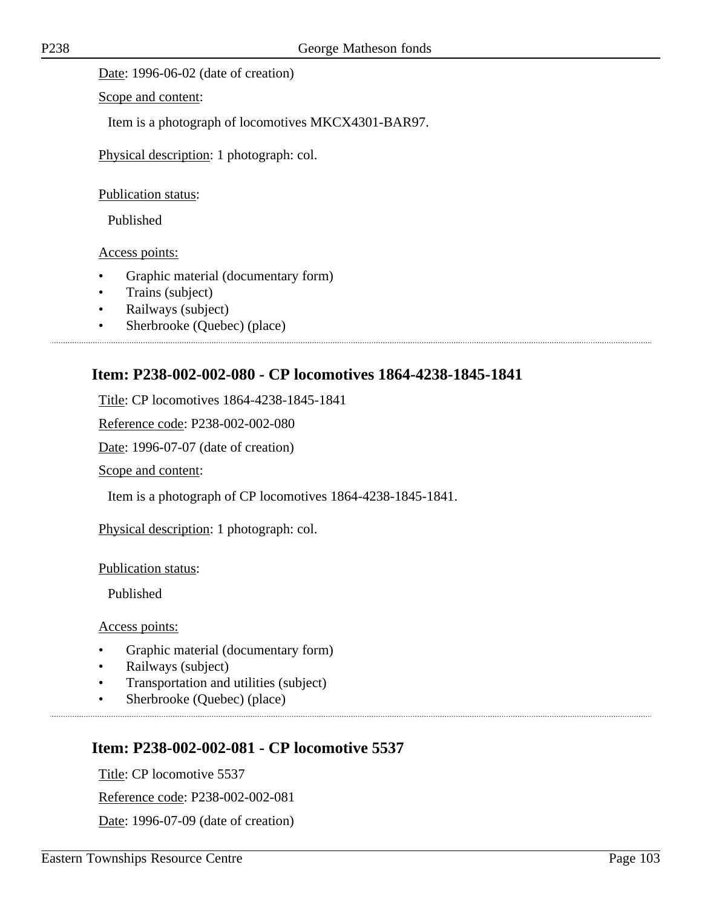Date: 1996-06-02 (date of creation)

Scope and content:

Item is a photograph of locomotives MKCX4301-BAR97.

Physical description: 1 photograph: col.

Publication status:

Published

Access points:

- Graphic material (documentary form)
- Trains (subject)
- Railways (subject)
- Sherbrooke (Quebec) (place)

## Item: P238-002-002-080 - CP locomotives 1864-4238-1845-1841

Title: CP locomotives 1864-4238-1845-1841

Reference code: P238-002-002-080

Date: 1996-07-07 (date of creation)

Scope and content:

Item is a photograph of CP locomotives 1864-4238-1845-1841.

Physical description: 1 photograph: col.

Publication status:

Published

Access points:

- Graphic material (documentary form)
- Railways (subject)
- Transportation and utilities (subject)
- Sherbrooke (Quebec) (place)

## Item: P238-002-002-081 - CP locomotive 5537

Title: CP locomotive 5537

Reference code: P238-002-002-081

Date: 1996-07-09 (date of creation)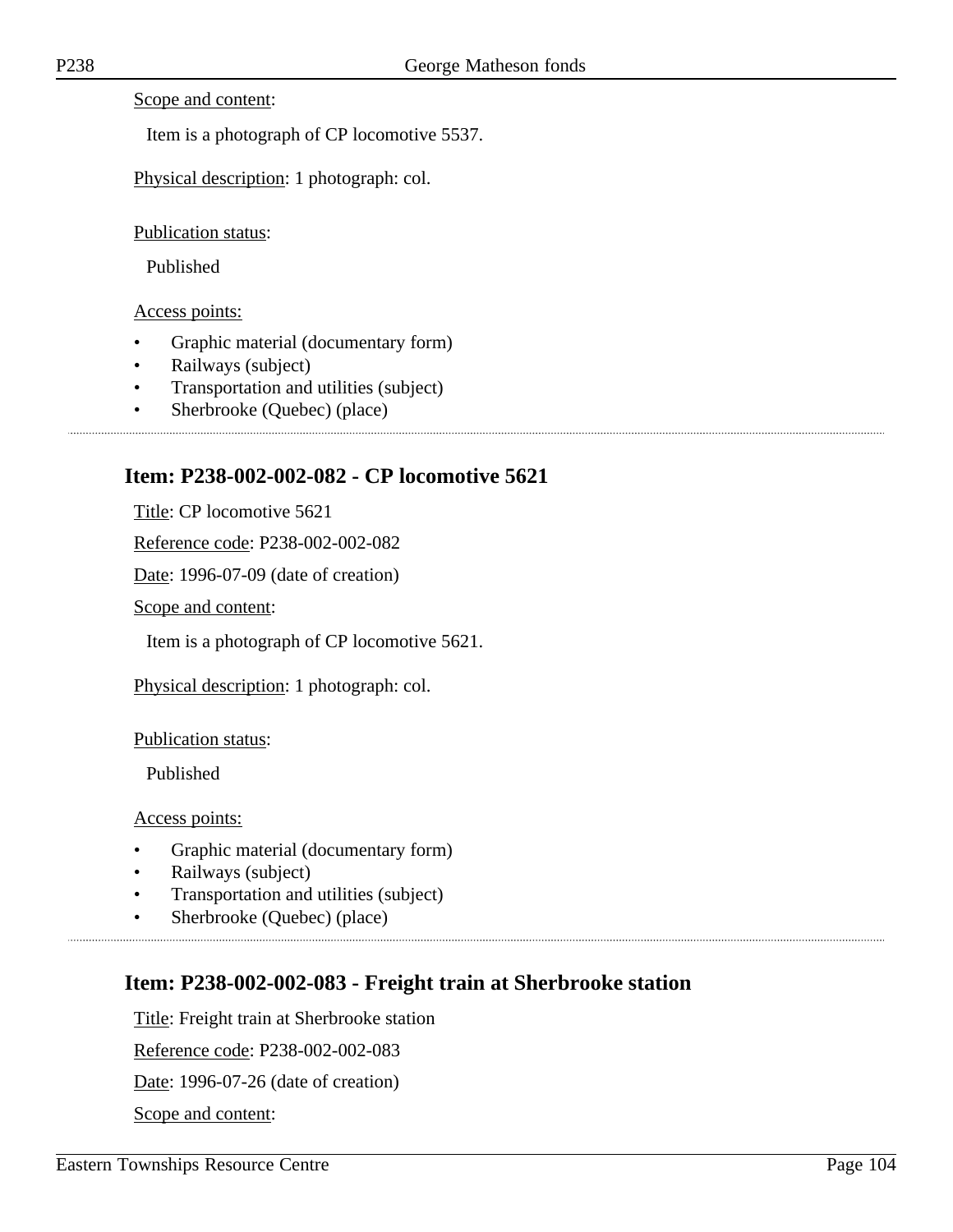Scope and content:

Item is a photograph of CP locomotive 5537.

Physical description: 1 photograph: col.

Publication status:

Published

Access points:

- Graphic material (documentary form)
- Railways (subject)
- Transportation and utilities (subject)
- Sherbrooke (Quebec) (place)

## Item: P238-002-002-082 - CP locomotive 5621

Title: CP locomotive 5621

Reference code: P238-002-002-082

Date: 1996-07-09 (date of creation)

Scope and content:

Item is a photograph of CP locomotive 5621.

Physical description: 1 photograph: col.

Publication status:

Published

Access points:

- Graphic material (documentary form)
- Railways (subject)
- Transportation and utilities (subject)
- Sherbrooke (Quebec) (place)

## Item: P238-002-002-083 - Freight train at Sherbrooke station

Title: Freight train at Sherbrooke station

Reference code: P238-002-002-083

Date: 1996-07-26 (date of creation)

Scope and content: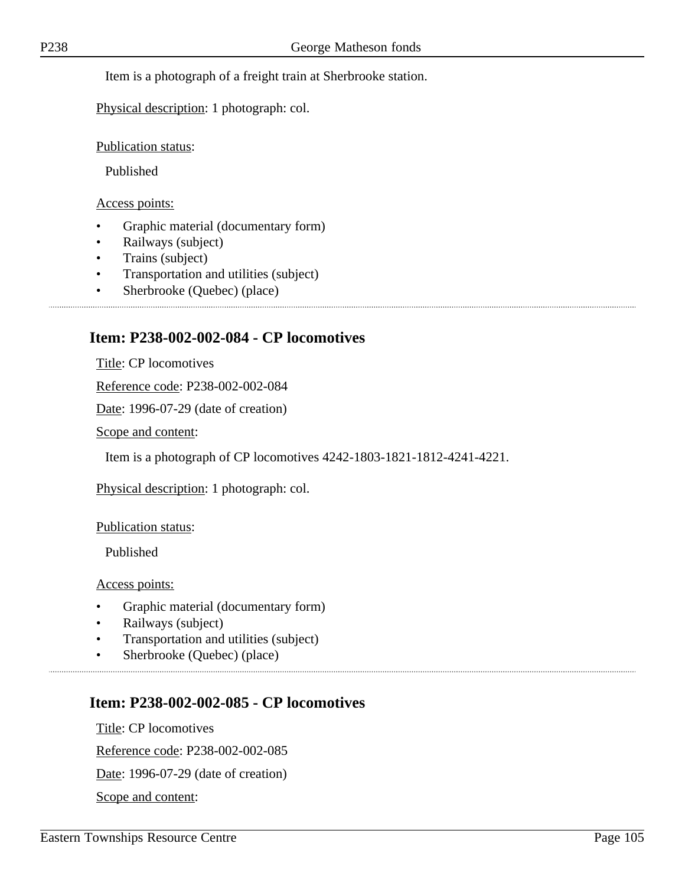Item is a photograph of a freight train at Sherbrooke station.

Physical description: 1 photograph: col.

Publication status:

Published

Access points:

- Graphic material (documentary form)
- Railways (subject)
- Trains (subject)
- Transportation and utilities (subject)
- Sherbrooke (Quebec) (place)

## Item: P238-002-002-084 - CP locomotives

Title: CP locomotives

Reference code: P238-002-002-084

Date: 1996-07-29 (date of creation)

Scope and content:

Item is a photograph of CP locomotives 4242-1803-1821-1812-4241-4221.

Physical description: 1 photograph: col.

Publication status:

Published

Access points:

- Graphic material (documentary form)
- Railways (subject)
- Transportation and utilities (subject)
- Sherbrooke (Quebec) (place)

## Item: P238-002-002-085 - CP locomotives

Title: CP locomotives

Reference code: P238-002-002-085

Date: 1996-07-29 (date of creation)

Scope and content: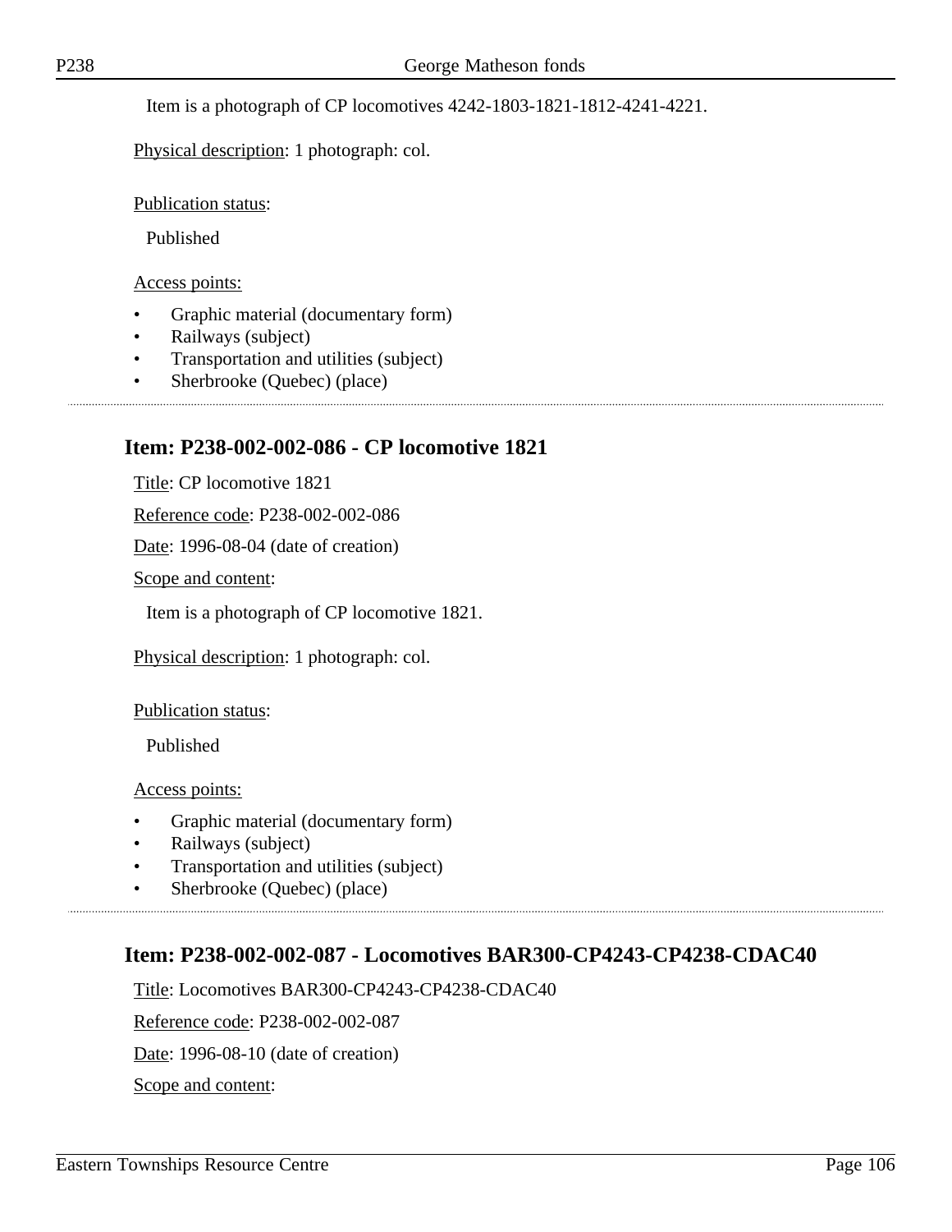Item is a photograph of CP locomotives 4242-1803-1821-1812-4241-4221.

Physical description: 1 photograph: col.

Publication status:

Published

Access points:

- Graphic material (documentary form)
- Railways (subject)
- Transportation and utilities (subject)
- Sherbrooke (Quebec) (place)

## Item: P238-002-002-086 - CP locomotive 1821

Title: CP locomotive 1821

Reference code: P238-002-002-086

Date: 1996-08-04 (date of creation)

Scope and content:

Item is a photograph of CP locomotive 1821.

Physical description: 1 photograph: col.

Publication status:

Published

Access points:

- Graphic material (documentary form)
- Railways (subject)
- Transportation and utilities (subject)
- Sherbrooke (Quebec) (place)

## Item: P238-002-002-087 - Locomotives BAR300-CP4243-CP4238-CDAC40

Title: Locomotives BAR300-CP4243-CP4238-CDAC40

Reference code: P238-002-002-087

Date: 1996-08-10 (date of creation)

Scope and content: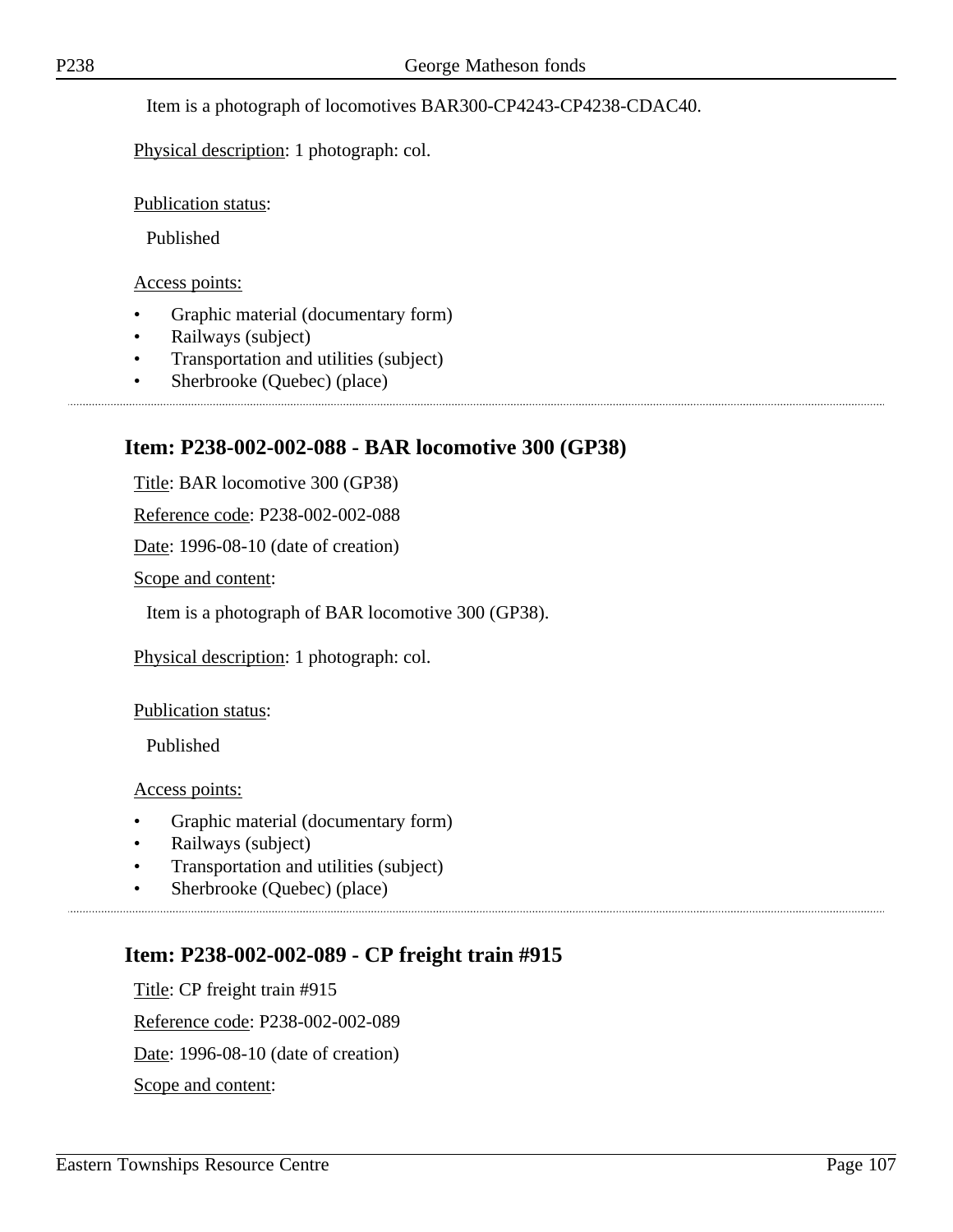Item is a photograph of locomotives BAR300-CP4243-CP4238-CDAC40.

Physical description: 1 photograph: col.

Publication status:

Published

Access points:

- Graphic material (documentary form)
- Railways (subject)
- Transportation and utilities (subject)
- Sherbrooke (Quebec) (place)

## Item: P238-002-002-088 - BAR locomotive 300 (GP38)

Title: BAR locomotive 300 (GP38)

Reference code: P238-002-002-088

Date: 1996-08-10 (date of creation)

Scope and content:

Item is a photograph of BAR locomotive 300 (GP38).

Physical description: 1 photograph: col.

Publication status:

Published

Access points:

- Graphic material (documentary form)
- Railways (subject)
- Transportation and utilities (subject)
- Sherbrooke (Quebec) (place)

## Item: P238-002-002-089 - CP freight train #915

Title: CP freight train #915

Reference code: P238-002-002-089

Date: 1996-08-10 (date of creation)

Scope and content: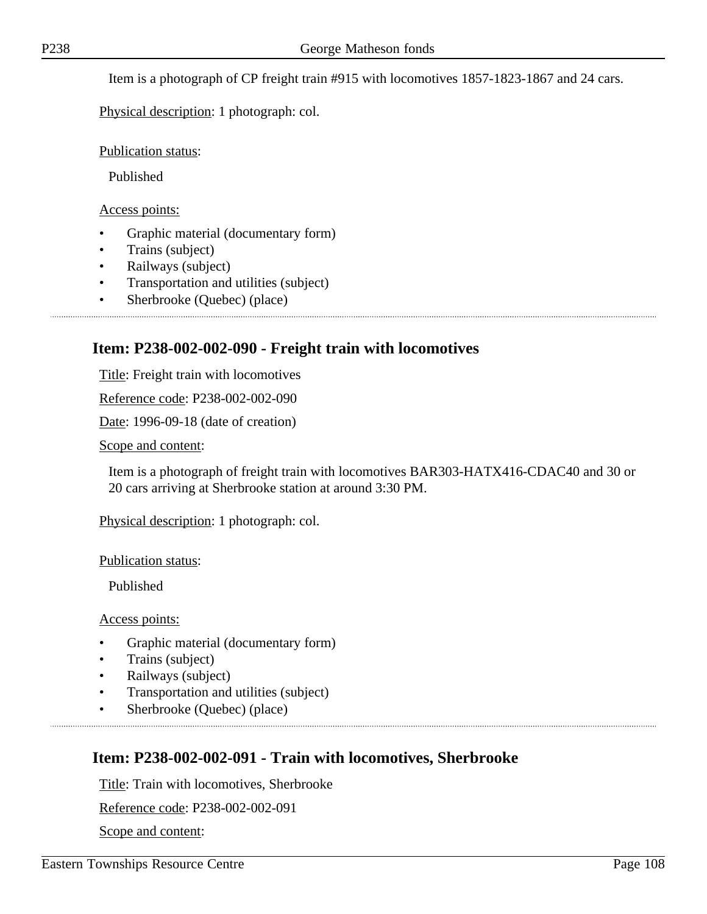Item is a photograph of CP freight train #915 with locomotives 1857-1823-1867 and 24 cars.

Physical description: 1 photograph: col.

Publication status:

Published

Access points:

- Graphic material (documentary form)
- Trains (subject)
- Railways (subject)
- Transportation and utilities (subject)
- Sherbrooke (Quebec) (place)

---

## Item: P238-002-002-090 - Freight train with locomotives

Title: Freight train with locomotives

Reference code: P238-002-002-090

Date: 1996-09-18 (date of creation)

Scope and content:

Item is a photograph of freight train with locomotives BAR303-HATX416-CDAC40 and 30 or 20 cars arriving at Sherbrooke station at around 3:30 PM.

Physical description: 1 photograph: col.

Publication status:

Published

Access points:

- Graphic material (documentary form)
- Trains (subject)
- Railways (subject)
- Transportation and utilities (subject)
- Sherbrooke (Quebec) (place)

---

## Item: P238-002-002-091 - Train with locomotives, Sherbrooke

Title: Train with locomotives, Sherbrooke

Reference code: P238-002-002-091

Scope and content: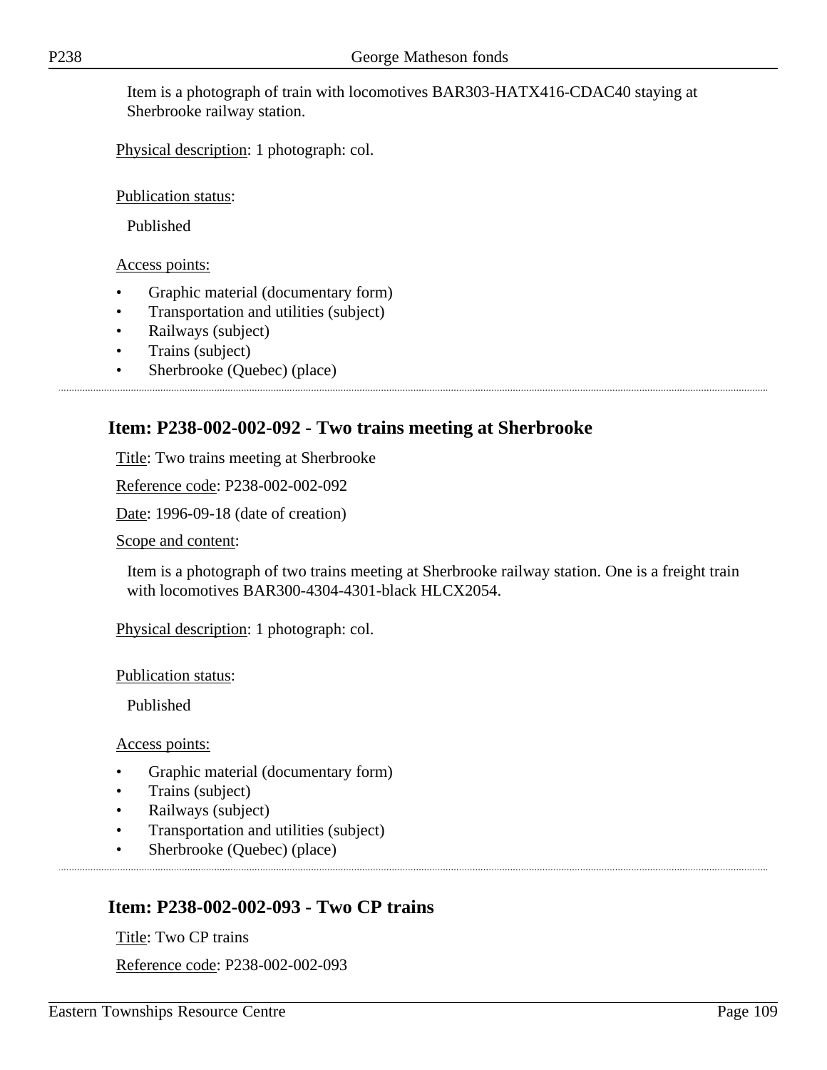Item is a photograph of train with locomotives BAR303-HATX416-CDAC40 staying at Sherbrooke railway station.

Physical description: 1 photograph: col.

Publication status:

Published

Access points:

- Graphic material (documentary form)
- Transportation and utilities (subject)
- Railways (subject)
- Trains (subject)
- Sherbrooke (Quebec) (place)

## Item: P238-002-002-092 - Two trains meeting at Sherbrooke

Title: Two trains meeting at Sherbrooke

Reference code: P238-002-002-092

Date: 1996-09-18 (date of creation)

Scope and content:

Item is a photograph of two trains meeting at Sherbrooke railway station. One is a freight train with locomotives BAR300-4304-4301-black HLCX2054.

Physical description: 1 photograph: col.

Publication status:

Published

Access points:

- Graphic material (documentary form)
- Trains (subject)
- Railways (subject)
- Transportation and utilities (subject)
- Sherbrooke (Quebec) (place)

## Item: P238-002-002-093 - Two CP trains

Title: Two CP trains

Reference code: P238-002-002-093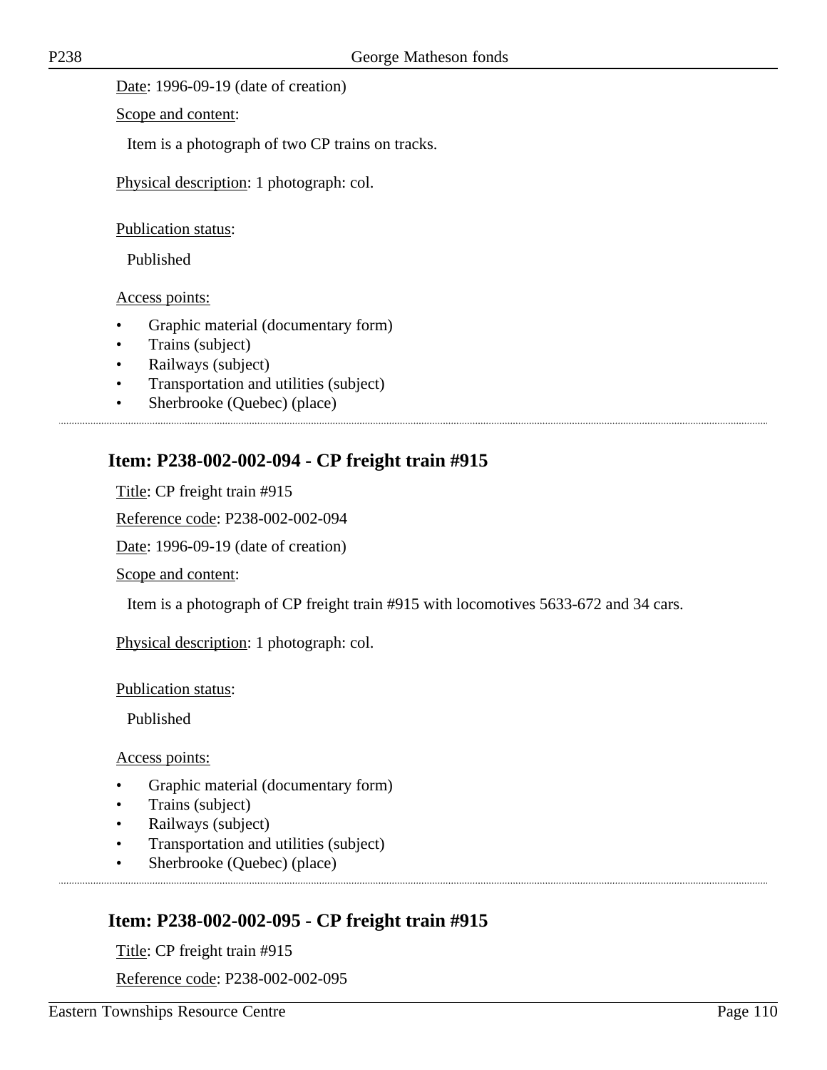Date: 1996-09-19 (date of creation)

Scope and content:

Item is a photograph of two CP trains on tracks.

Physical description: 1 photograph: col.

Publication status:

Published

Access points:

- Graphic material (documentary form)
- Trains (subject)
- Railways (subject)
- Transportation and utilities (subject)
- Sherbrooke (Quebec) (place)

---

## Item: P238-002-002-094 - CP freight train #915

Title: CP freight train #915

Reference code: P238-002-002-094

Date: 1996-09-19 (date of creation)

Scope and content:

Item is a photograph of CP freight train #915 with locomotives 5633-672 and 34 cars.

Physical description: 1 photograph: col.

Publication status:

Published

Access points:

- Graphic material (documentary form)
- Trains (subject)
- Railways (subject)
- Transportation and utilities (subject)
- Sherbrooke (Quebec) (place)

---

## Item: P238-002-002-095 - CP freight train #915

Title: CP freight train #915

Reference code: P238-002-002-095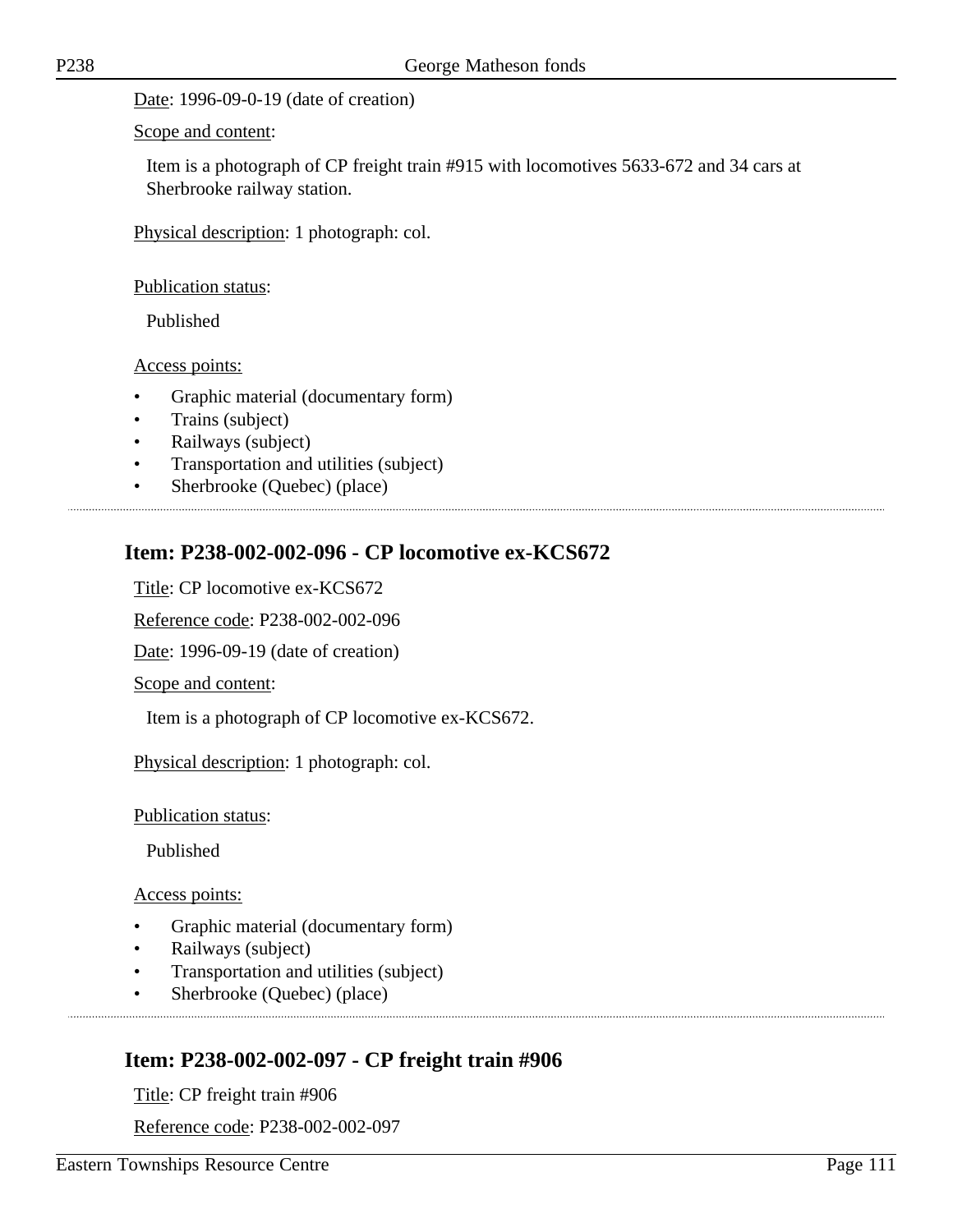Date: 1996-09-0-19 (date of creation)

Scope and content:

Item is a photograph of CP freight train #915 with locomotives 5633-672 and 34 cars at Sherbrooke railway station.

Physical description: 1 photograph: col.

Publication status:

Published

Access points:

- Graphic material (documentary form)
- Trains (subject)
- Railways (subject)
- Transportation and utilities (subject)
- Sherbrooke (Quebec) (place)

## Item: P238-002-002-096 - CP locomotive ex-KCS672

Title: CP locomotive ex-KCS672

Reference code: P238-002-002-096

Date: 1996-09-19 (date of creation)

Scope and content:

Item is a photograph of CP locomotive ex-KCS672.

Physical description: 1 photograph: col.

Publication status:

Published

Access points:

- Graphic material (documentary form)
- Railways (subject)
- Transportation and utilities (subject)
- Sherbrooke (Quebec) (place)

## Item: P238-002-002-097 - CP freight train #906

Title: CP freight train #906

Reference code: P238-002-002-097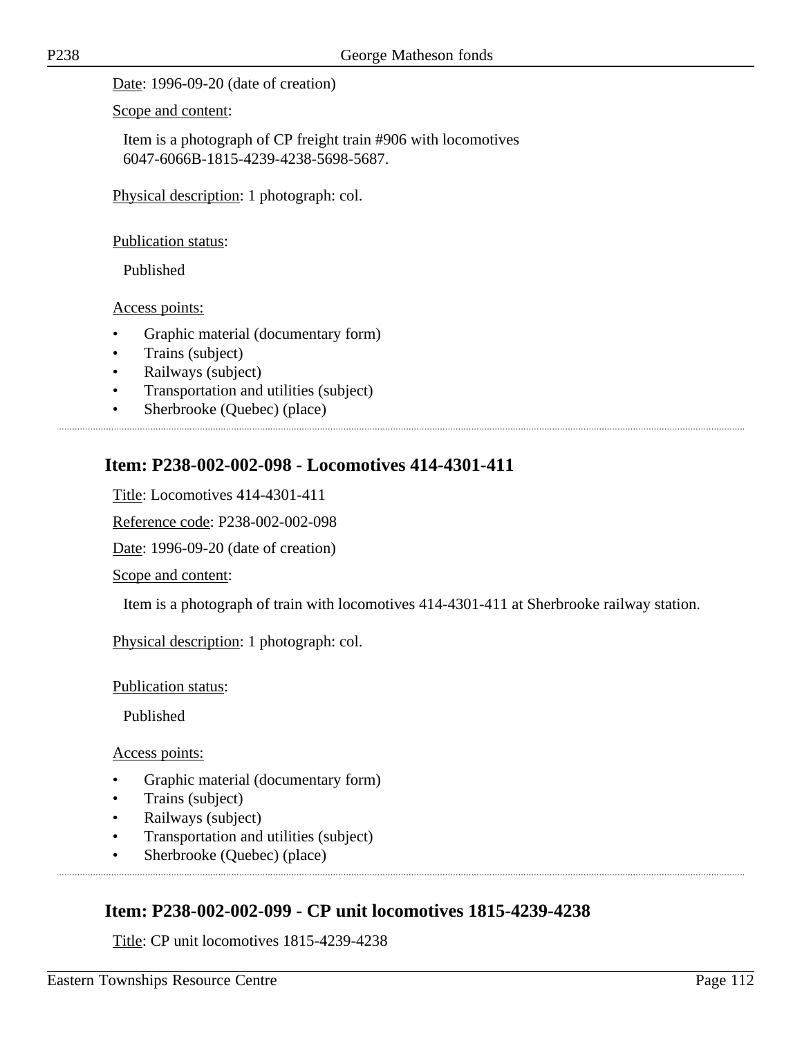Date: 1996-09-20 (date of creation)

Scope and content:

Item is a photograph of CP freight train #906 with locomotives 6047-6066B-1815-4239-4238-5698-5687.

Physical description: 1 photograph: col.

Publication status:

Published

Access points:

- Graphic material (documentary form)
- Trains (subject)
- Railways (subject)
- Transportation and utilities (subject)
- Sherbrooke (Quebec) (place)

## Item: P238-002-002-098 - Locomotives 414-4301-411

Title: Locomotives 414-4301-411

Reference code: P238-002-002-098

Date: 1996-09-20 (date of creation)

Scope and content:

Item is a photograph of train with locomotives 414-4301-411 at Sherbrooke railway station.

Physical description: 1 photograph: col.

Publication status:

Published

Access points:

- Graphic material (documentary form)
- Trains (subject)
- Railways (subject)
- Transportation and utilities (subject)
- Sherbrooke (Quebec) (place)

## Item: P238-002-002-099 - CP unit locomotives 1815-4239-4238

Title: CP unit locomotives 1815-4239-4238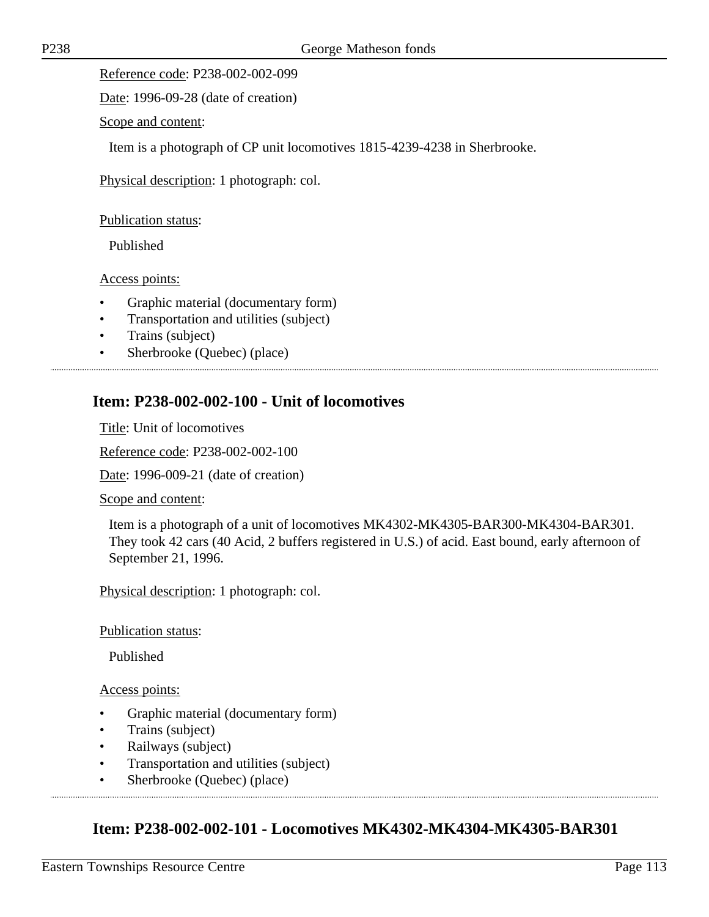Reference code: P238-002-002-099

Date: 1996-09-28 (date of creation)

Scope and content:

Item is a photograph of CP unit locomotives 1815-4239-4238 in Sherbrooke.

Physical description: 1 photograph: col.

Publication status:

Published

Access points:

- Graphic material (documentary form)
- Transportation and utilities (subject)
- Trains (subject)
- Sherbrooke (Quebec) (place)

## Item: P238-002-002-100 - Unit of locomotives

Title: Unit of locomotives

Reference code: P238-002-002-100

Date: 1996-009-21 (date of creation)

Scope and content:

Item is a photograph of a unit of locomotives MK4302-MK4305-BAR300-MK4304-BAR301. They took 42 cars (40 Acid, 2 buffers registered in U.S.) of acid. East bound, early afternoon of September 21, 1996.

Physical description: 1 photograph: col.

Publication status:

Published

Access points:

- Graphic material (documentary form)
- Trains (subject)
- Railways (subject)
- Transportation and utilities (subject)
- Sherbrooke (Quebec) (place)

## Item: P238-002-002-101 - Locomotives MK4302-MK4304-MK4305-BAR301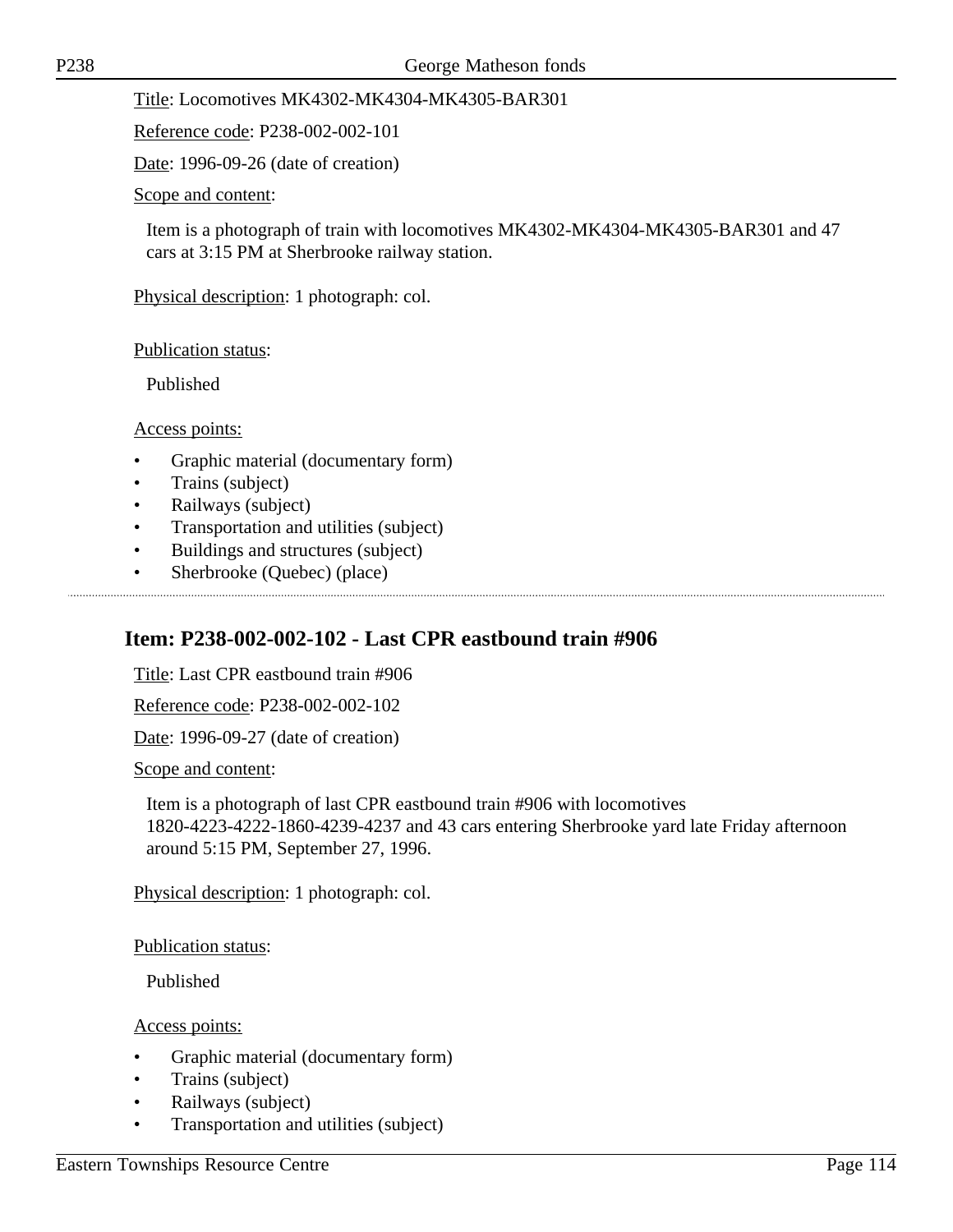Title: Locomotives MK4302-MK4304-MK4305-BAR301

Reference code: P238-002-002-101

Date: 1996-09-26 (date of creation)

Scope and content:

Item is a photograph of train with locomotives MK4302-MK4304-MK4305-BAR301 and 47 cars at 3:15 PM at Sherbrooke railway station.

Physical description: 1 photograph: col.

Publication status:

Published

Access points:

- Graphic material (documentary form)
- Trains (subject)
- Railways (subject)
- Transportation and utilities (subject)
- Buildings and structures (subject)
- Sherbrooke (Quebec) (place)

---

## Item: P238-002-002-102 - Last CPR eastbound train #906

Title: Last CPR eastbound train #906

Reference code: P238-002-002-102

Date: 1996-09-27 (date of creation)

Scope and content:

Item is a photograph of last CPR eastbound train #906 with locomotives 1820-4223-4222-1860-4239-4237 and 43 cars entering Sherbrooke yard late Friday afternoon around 5:15 PM, September 27, 1996.

Physical description: 1 photograph: col.

Publication status:

Published

Access points:

- Graphic material (documentary form)
- Trains (subject)
- Railways (subject)
- Transportation and utilities (subject)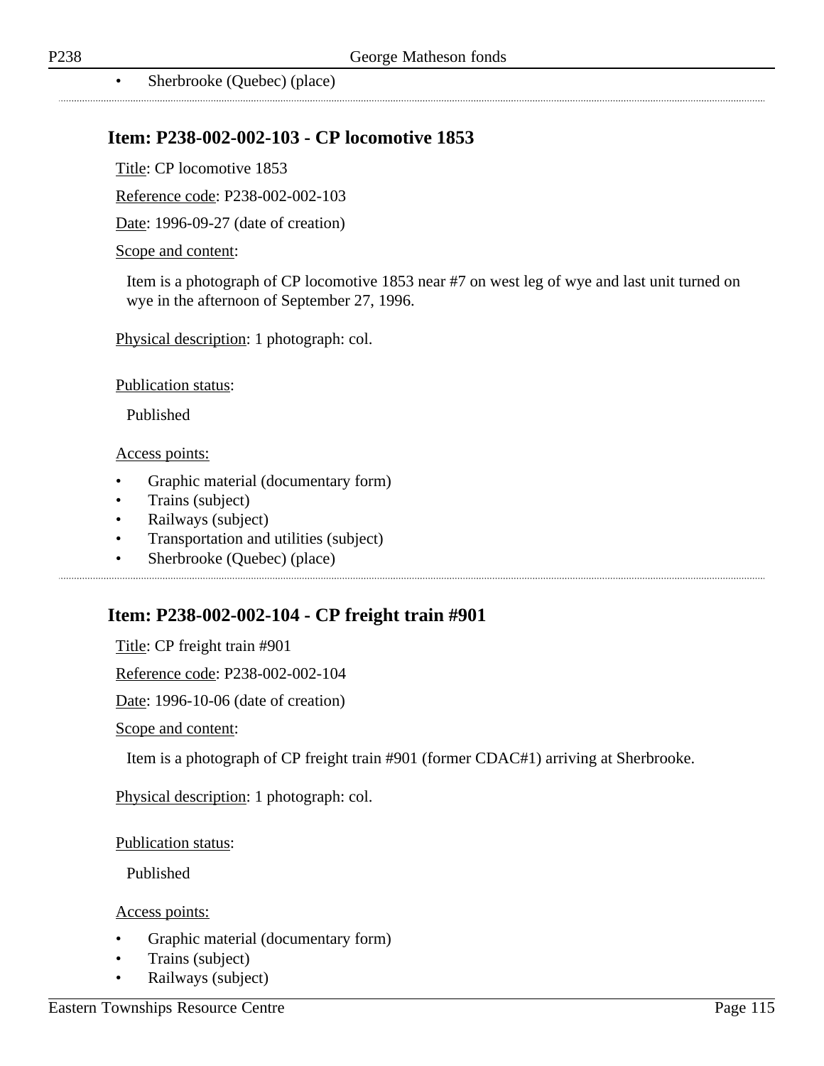- Sherbrooke (Quebec) (place)

## Item: P238-002-002-103 - CP locomotive 1853

Title: CP locomotive 1853

Reference code: P238-002-002-103

Date: 1996-09-27 (date of creation)

Scope and content:

Item is a photograph of CP locomotive 1853 near #7 on west leg of wye and last unit turned on wye in the afternoon of September 27, 1996.

Physical description: 1 photograph: col.

Publication status:

Published

Access points:

- Graphic material (documentary form)
- Trains (subject)
- Railways (subject)
- Transportation and utilities (subject)
- Sherbrooke (Quebec) (place)

## Item: P238-002-002-104 - CP freight train #901

Title: CP freight train #901

Reference code: P238-002-002-104

Date: 1996-10-06 (date of creation)

Scope and content:

Item is a photograph of CP freight train #901 (former CDAC#1) arriving at Sherbrooke.

Physical description: 1 photograph: col.

Publication status:

Published

Access points:

- Graphic material (documentary form)
- Trains (subject)
- Railways (subject)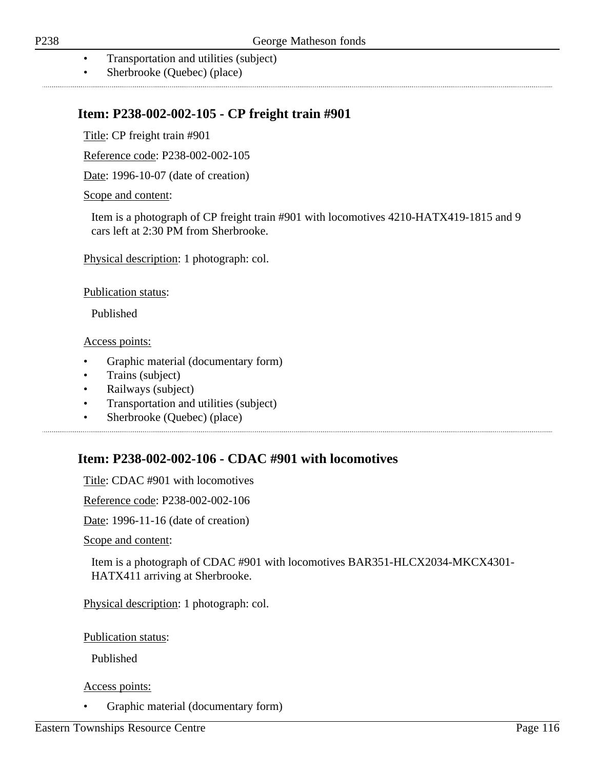- Transportation and utilities (subject)
- Sherbrooke (Quebec) (place)

## Item: P238-002-002-105 - CP freight train #901

Title: CP freight train #901

Reference code: P238-002-002-105

Date: 1996-10-07 (date of creation)

Scope and content:

Item is a photograph of CP freight train #901 with locomotives 4210-HATX419-1815 and 9 cars left at 2:30 PM from Sherbrooke.

Physical description: 1 photograph: col.

Publication status:

Published

Access points:

- Graphic material (documentary form)
- Trains (subject)
- Railways (subject)
- Transportation and utilities (subject)
- Sherbrooke (Quebec) (place)

## Item: P238-002-002-106 - CDAC #901 with locomotives

Title: CDAC #901 with locomotives

Reference code: P238-002-002-106

Date: 1996-11-16 (date of creation)

Scope and content:

Item is a photograph of CDAC #901 with locomotives BAR351-HLCX2034-MKCX4301-HATX411 arriving at Sherbrooke.

Physical description: 1 photograph: col.

Publication status:

Published

Access points:

- Graphic material (documentary form)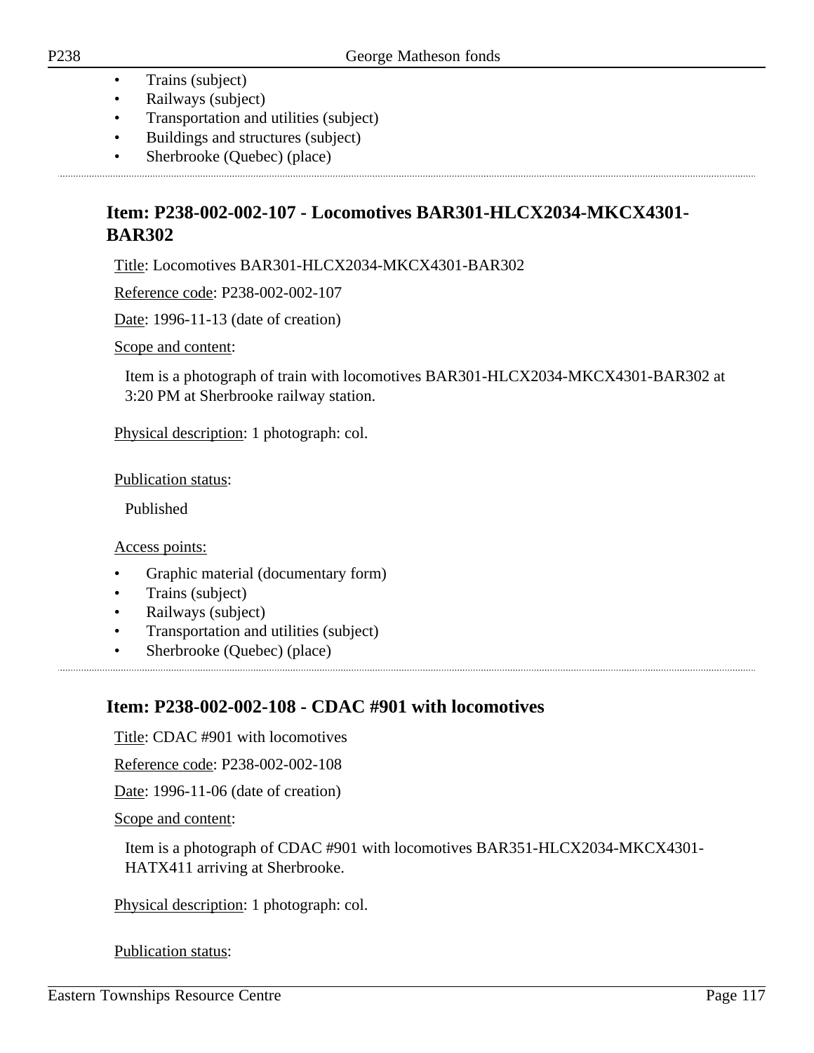- Trains (subject)
- Railways (subject)
- Transportation and utilities (subject)
- Buildings and structures (subject)
- Sherbrooke (Quebec) (place)

## Item: P238-002-002-107 - Locomotives BAR301-HLCX2034-MKCX4301-BAR302

Title: Locomotives BAR301-HLCX2034-MKCX4301-BAR302

Reference code: P238-002-002-107

Date: 1996-11-13 (date of creation)

Scope and content:

Item is a photograph of train with locomotives BAR301-HLCX2034-MKCX4301-BAR302 at 3:20 PM at Sherbrooke railway station.

Physical description: 1 photograph: col.

Publication status:

Published

Access points:

- Graphic material (documentary form)
- Trains (subject)
- Railways (subject)
- Transportation and utilities (subject)
- Sherbrooke (Quebec) (place)

## Item: P238-002-002-108 - CDAC #901 with locomotives

Title: CDAC #901 with locomotives

Reference code: P238-002-002-108

Date: 1996-11-06 (date of creation)

Scope and content:

Item is a photograph of CDAC #901 with locomotives BAR351-HLCX2034-MKCX4301-HATX411 arriving at Sherbrooke.

Physical description: 1 photograph: col.

Publication status: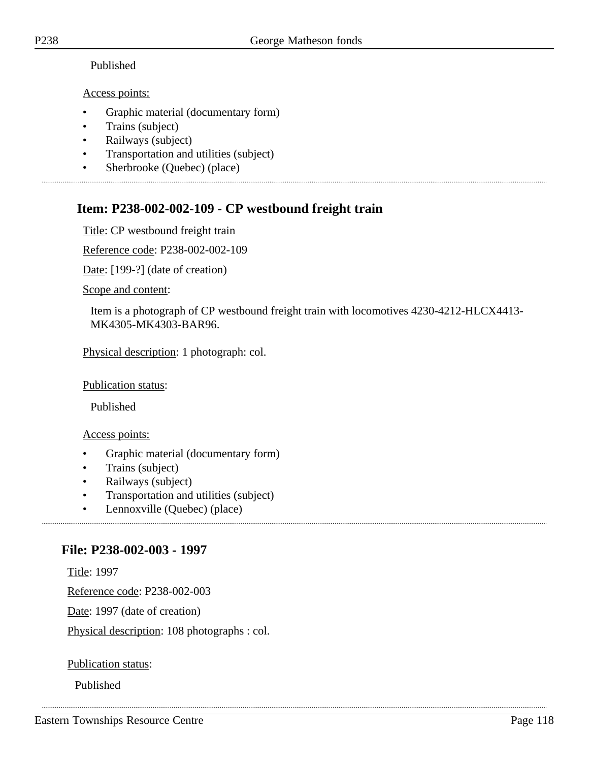Published

Access points:

- Graphic material (documentary form)
- Trains (subject)
- Railways (subject)
- Transportation and utilities (subject)
- Sherbrooke (Quebec) (place)

## Item: P238-002-002-109 - CP westbound freight train

Title: CP westbound freight train

Reference code: P238-002-002-109

Date: [199-?] (date of creation)

Scope and content:

Item is a photograph of CP westbound freight train with locomotives 4230-4212-HLCX4413-MK4305-MK4303-BAR96.

Physical description: 1 photograph: col.

Publication status:

Published

Access points:

- Graphic material (documentary form)
- Trains (subject)
- Railways (subject)
- Transportation and utilities (subject)
- Lennoxville (Quebec) (place)

## File: P238-002-003 - 1997

Title: 1997

Reference code: P238-002-003

Date: 1997 (date of creation)

Physical description: 108 photographs : col.

Publication status:

Published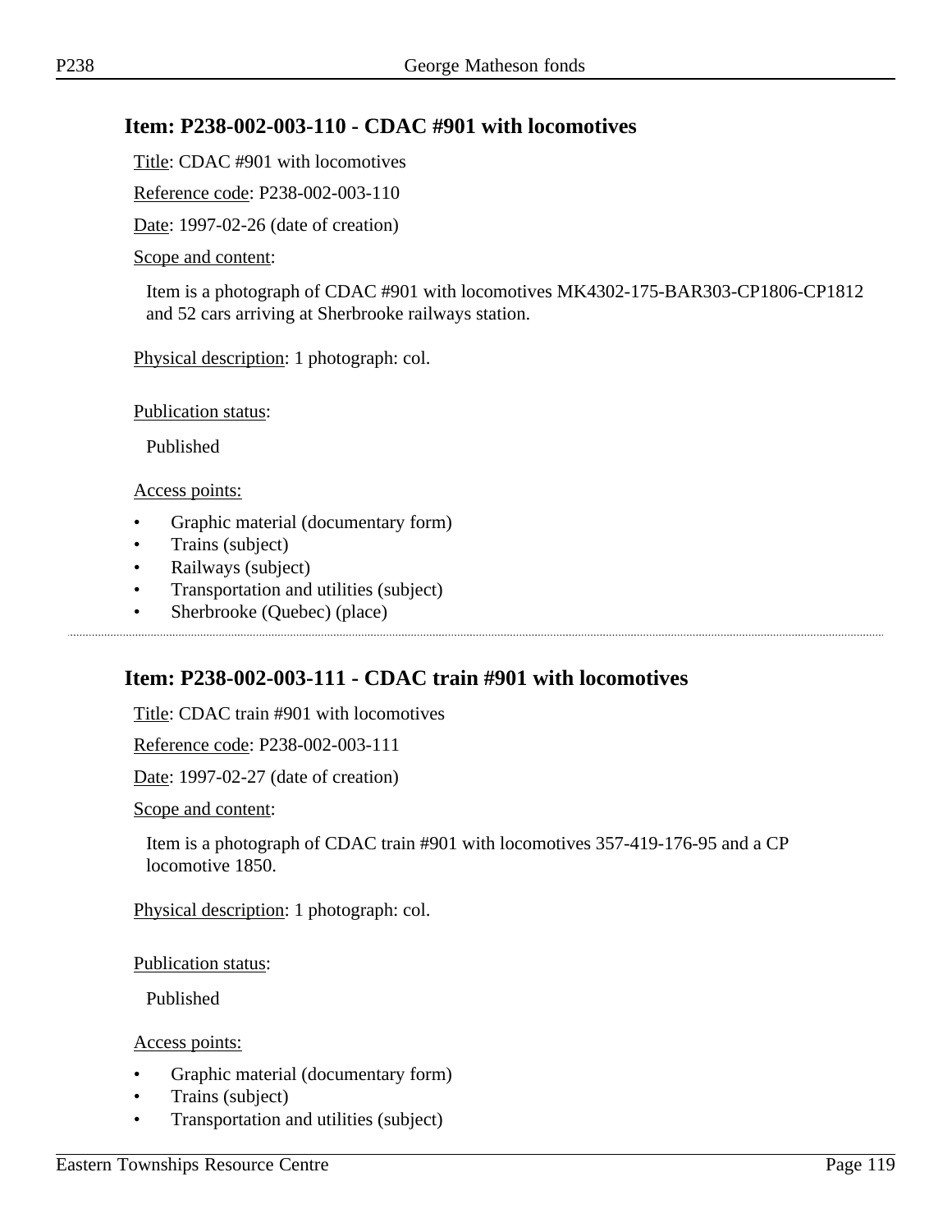## Item: P238-002-003-110 - CDAC #901 with locomotives

Title: CDAC #901 with locomotives

Reference code: P238-002-003-110

Date: 1997-02-26 (date of creation)

Scope and content:

Item is a photograph of CDAC #901 with locomotives MK4302-175-BAR303-CP1806-CP1812 and 52 cars arriving at Sherbrooke railways station.

Physical description: 1 photograph: col.

Publication status:

Published

Access points:

- Graphic material (documentary form)
- Trains (subject)
- Railways (subject)
- Transportation and utilities (subject)
- Sherbrooke (Quebec) (place)

---

## Item: P238-002-003-111 - CDAC train #901 with locomotives

Title: CDAC train #901 with locomotives

Reference code: P238-002-003-111

Date: 1997-02-27 (date of creation)

Scope and content:

Item is a photograph of CDAC train #901 with locomotives 357-419-176-95 and a CP locomotive 1850.

Physical description: 1 photograph: col.

Publication status:

Published

Access points:

- Graphic material (documentary form)
- Trains (subject)
- Transportation and utilities (subject)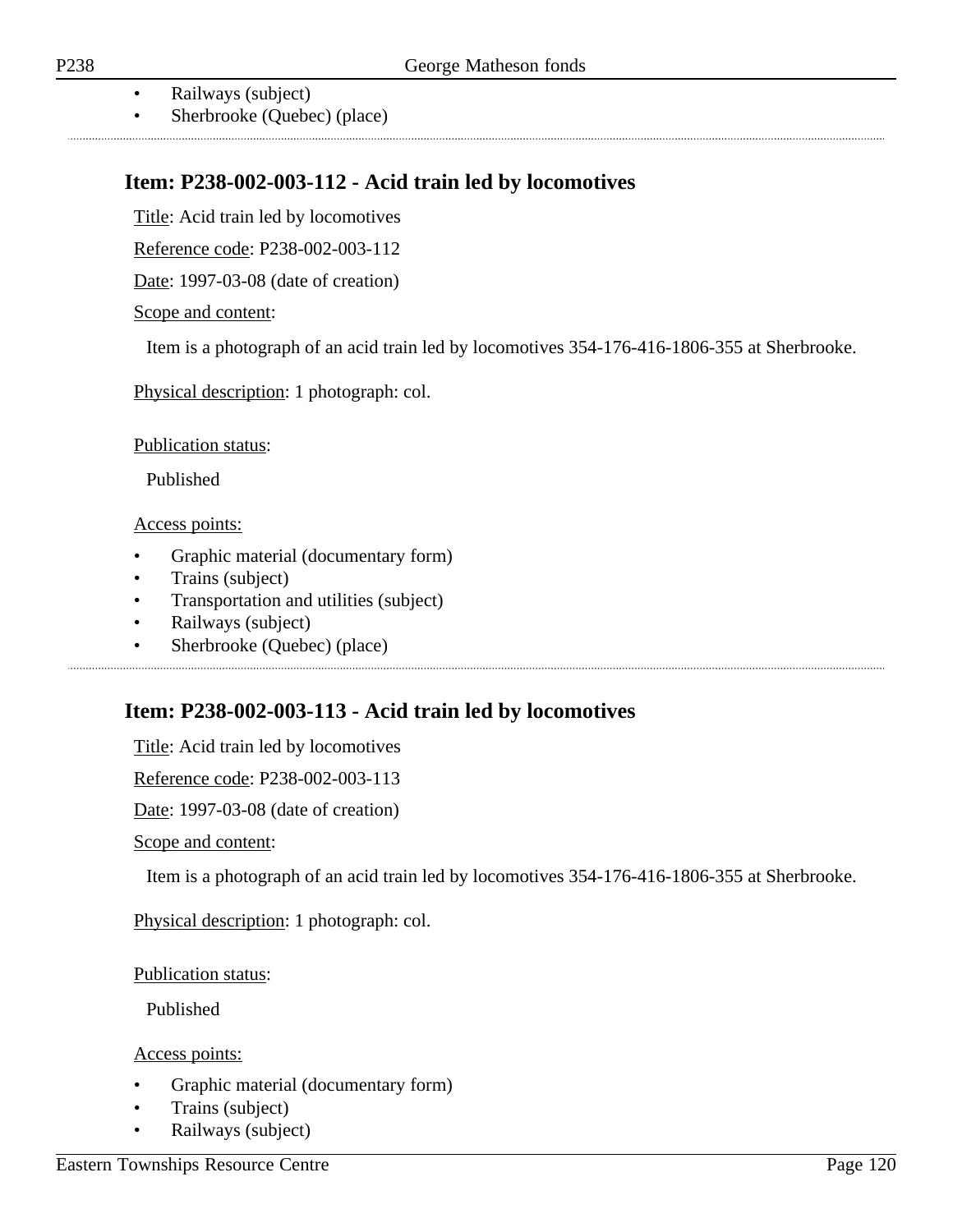- Railways (subject)
- Sherbrooke (Quebec) (place)

## Item: P238-002-003-112 - Acid train led by locomotives

Title: Acid train led by locomotives

Reference code: P238-002-003-112

Date: 1997-03-08 (date of creation)

Scope and content:

Item is a photograph of an acid train led by locomotives 354-176-416-1806-355 at Sherbrooke.

Physical description: 1 photograph: col.

Publication status:

Published

Access points:

- Graphic material (documentary form)
- Trains (subject)
- Transportation and utilities (subject)
- Railways (subject)
- Sherbrooke (Quebec) (place)

## Item: P238-002-003-113 - Acid train led by locomotives

Title: Acid train led by locomotives

Reference code: P238-002-003-113

Date: 1997-03-08 (date of creation)

Scope and content:

Item is a photograph of an acid train led by locomotives 354-176-416-1806-355 at Sherbrooke.

Physical description: 1 photograph: col.

Publication status:

Published

Access points:

- Graphic material (documentary form)
- Trains (subject)
- Railways (subject)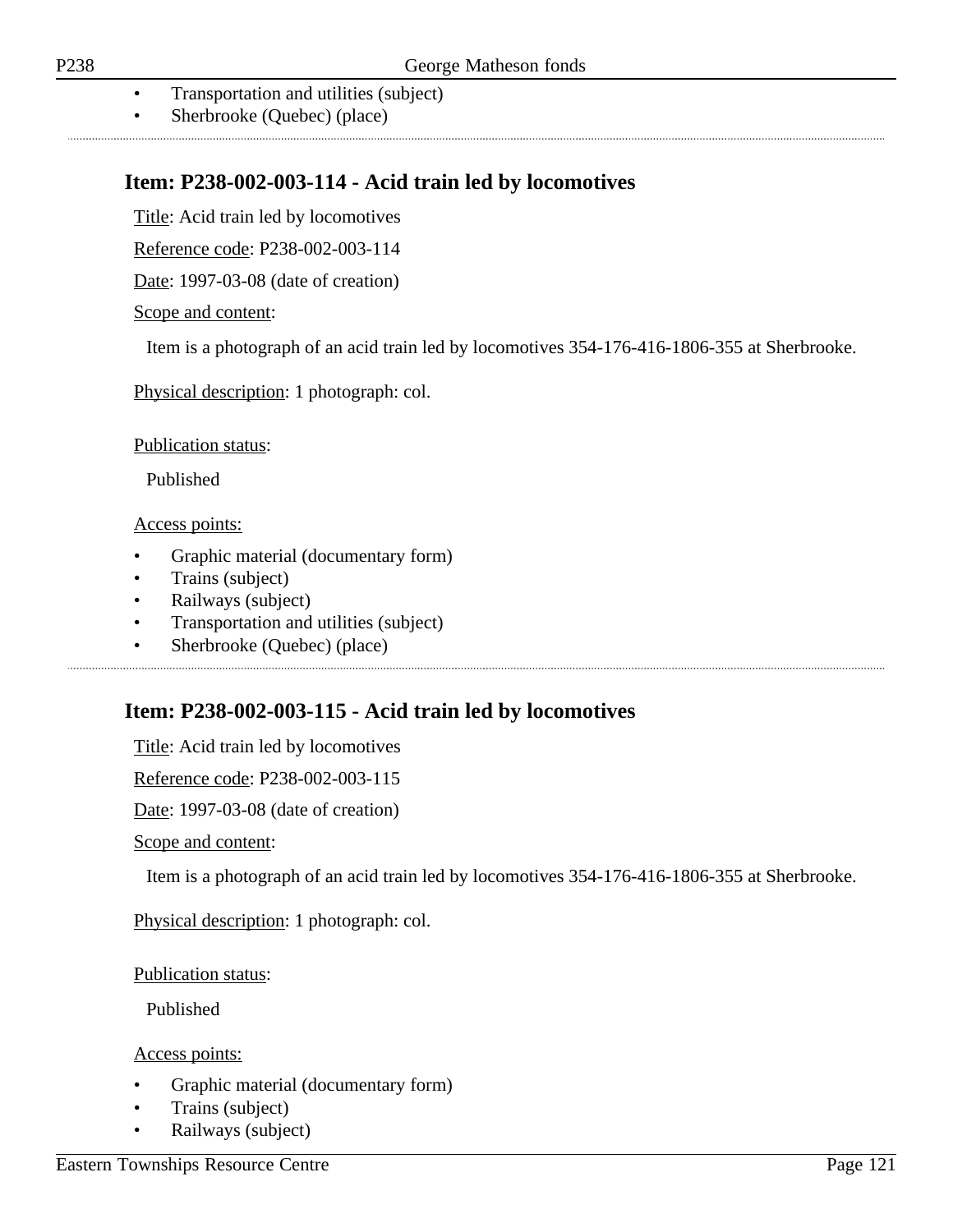- Transportation and utilities (subject)
- Sherbrooke (Quebec) (place)

## Item: P238-002-003-114 - Acid train led by locomotives

Title: Acid train led by locomotives

Reference code: P238-002-003-114

Date: 1997-03-08 (date of creation)

Scope and content:

Item is a photograph of an acid train led by locomotives 354-176-416-1806-355 at Sherbrooke.

Physical description: 1 photograph: col.

Publication status:

Published

Access points:

- Graphic material (documentary form)
- Trains (subject)
- Railways (subject)
- Transportation and utilities (subject)
- Sherbrooke (Quebec) (place)

## Item: P238-002-003-115 - Acid train led by locomotives

Title: Acid train led by locomotives

Reference code: P238-002-003-115

Date: 1997-03-08 (date of creation)

Scope and content:

Item is a photograph of an acid train led by locomotives 354-176-416-1806-355 at Sherbrooke.

Physical description: 1 photograph: col.

Publication status:

Published

Access points:

- Graphic material (documentary form)
- Trains (subject)
- Railways (subject)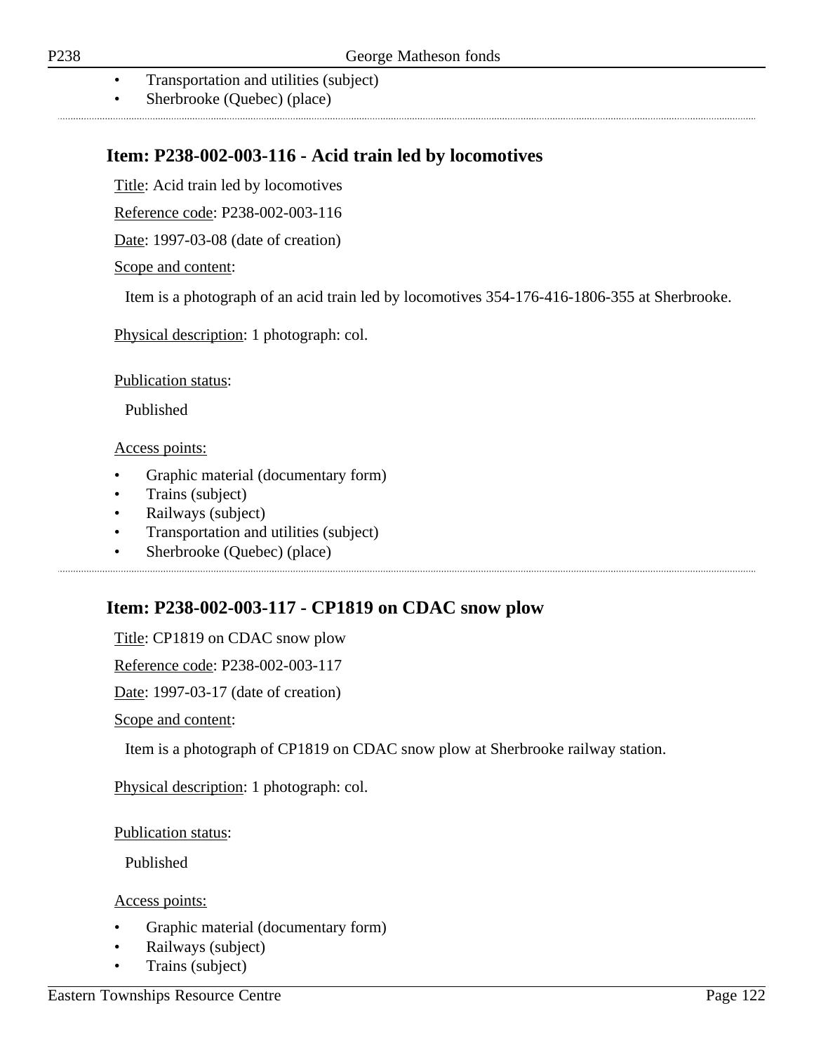- Transportation and utilities (subject)
- Sherbrooke (Quebec) (place)

## Item: P238-002-003-116 - Acid train led by locomotives

Title: Acid train led by locomotives

Reference code: P238-002-003-116

Date: 1997-03-08 (date of creation)

Scope and content:

Item is a photograph of an acid train led by locomotives 354-176-416-1806-355 at Sherbrooke.

Physical description: 1 photograph: col.

Publication status:

Published

Access points:

- Graphic material (documentary form)
- Trains (subject)
- Railways (subject)
- Transportation and utilities (subject)
- Sherbrooke (Quebec) (place)

## Item: P238-002-003-117 - CP1819 on CDAC snow plow

Title: CP1819 on CDAC snow plow

Reference code: P238-002-003-117

Date: 1997-03-17 (date of creation)

Scope and content:

Item is a photograph of CP1819 on CDAC snow plow at Sherbrooke railway station.

Physical description: 1 photograph: col.

Publication status:

Published

Access points:

- Graphic material (documentary form)
- Railways (subject)
- Trains (subject)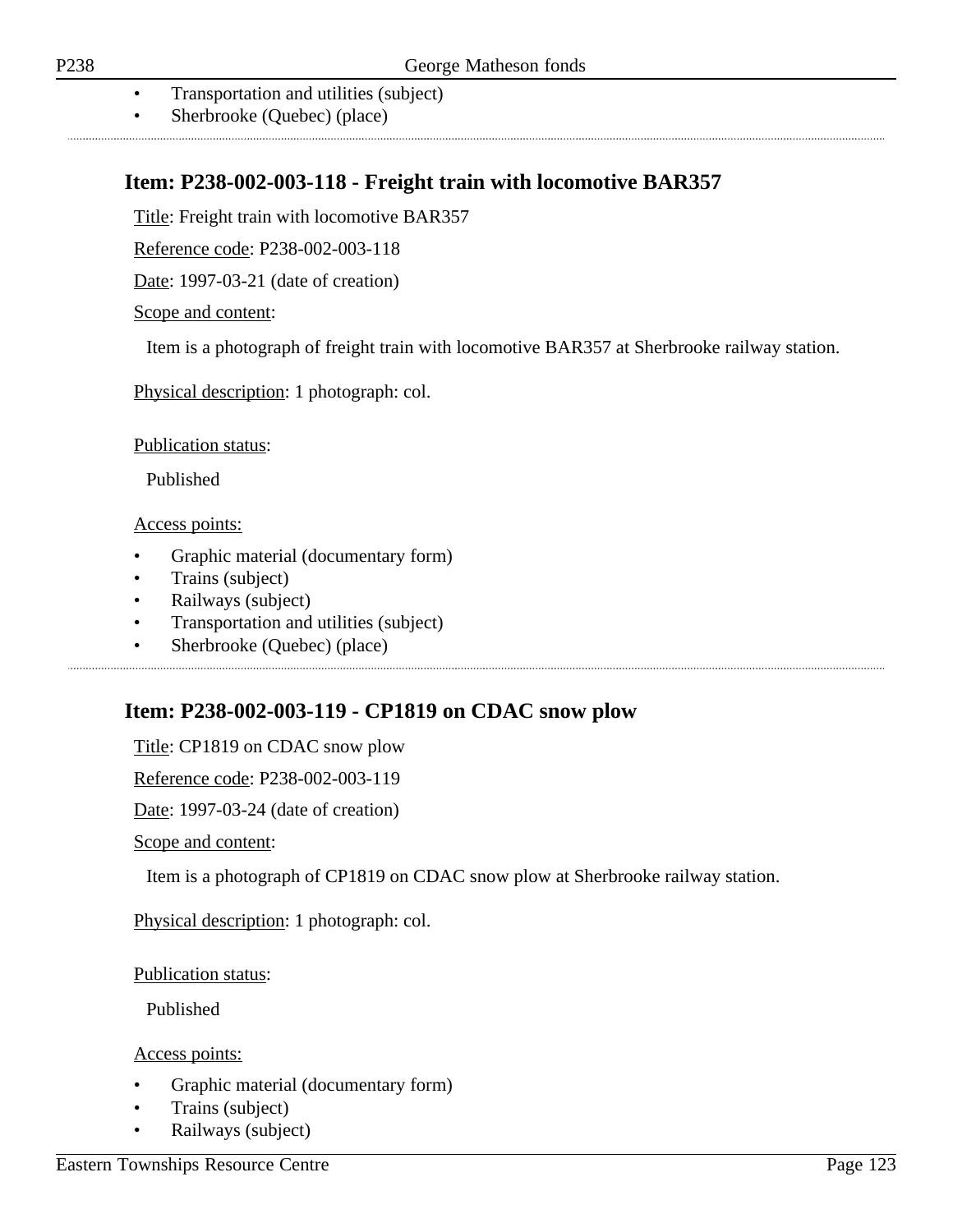- Transportation and utilities (subject)
- Sherbrooke (Quebec) (place)

## Item: P238-002-003-118 - Freight train with locomotive BAR357

Title: Freight train with locomotive BAR357

Reference code: P238-002-003-118

Date: 1997-03-21 (date of creation)

Scope and content:

Item is a photograph of freight train with locomotive BAR357 at Sherbrooke railway station.

Physical description: 1 photograph: col.

Publication status:

Published

Access points:

- Graphic material (documentary form)
- Trains (subject)
- Railways (subject)
- Transportation and utilities (subject)
- Sherbrooke (Quebec) (place)

## Item: P238-002-003-119 - CP1819 on CDAC snow plow

Title: CP1819 on CDAC snow plow

Reference code: P238-002-003-119

Date: 1997-03-24 (date of creation)

Scope and content:

Item is a photograph of CP1819 on CDAC snow plow at Sherbrooke railway station.

Physical description: 1 photograph: col.

Publication status:

Published

Access points:

- Graphic material (documentary form)
- Trains (subject)
- Railways (subject)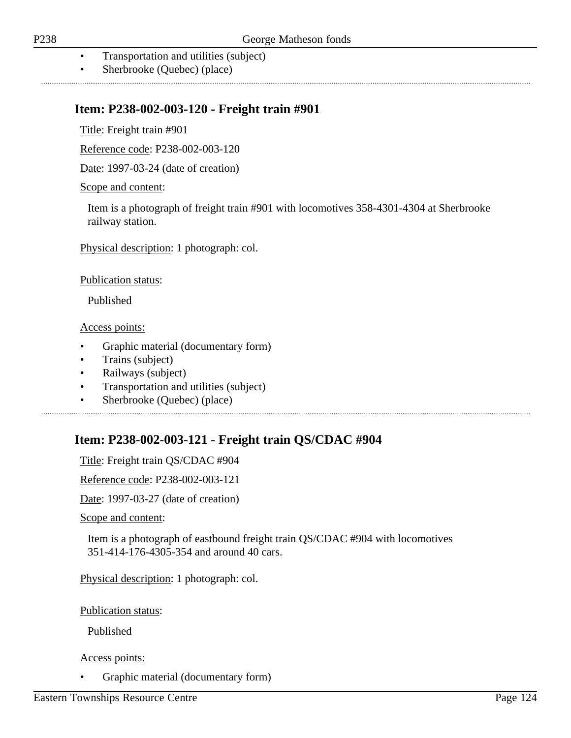- Transportation and utilities (subject)
- Sherbrooke (Quebec) (place)

## Item: P238-002-003-120 - Freight train #901

Title: Freight train #901

Reference code: P238-002-003-120

Date: 1997-03-24 (date of creation)

Scope and content:

Item is a photograph of freight train #901 with locomotives 358-4301-4304 at Sherbrooke railway station.

Physical description: 1 photograph: col.

Publication status:

Published

Access points:

- Graphic material (documentary form)
- Trains (subject)
- Railways (subject)
- Transportation and utilities (subject)
- Sherbrooke (Quebec) (place)

## Item: P238-002-003-121 - Freight train QS/CDAC #904

Title: Freight train QS/CDAC #904

Reference code: P238-002-003-121

Date: 1997-03-27 (date of creation)

Scope and content:

Item is a photograph of eastbound freight train QS/CDAC #904 with locomotives 351-414-176-4305-354 and around 40 cars.

Physical description: 1 photograph: col.

Publication status:

Published

Access points:

- Graphic material (documentary form)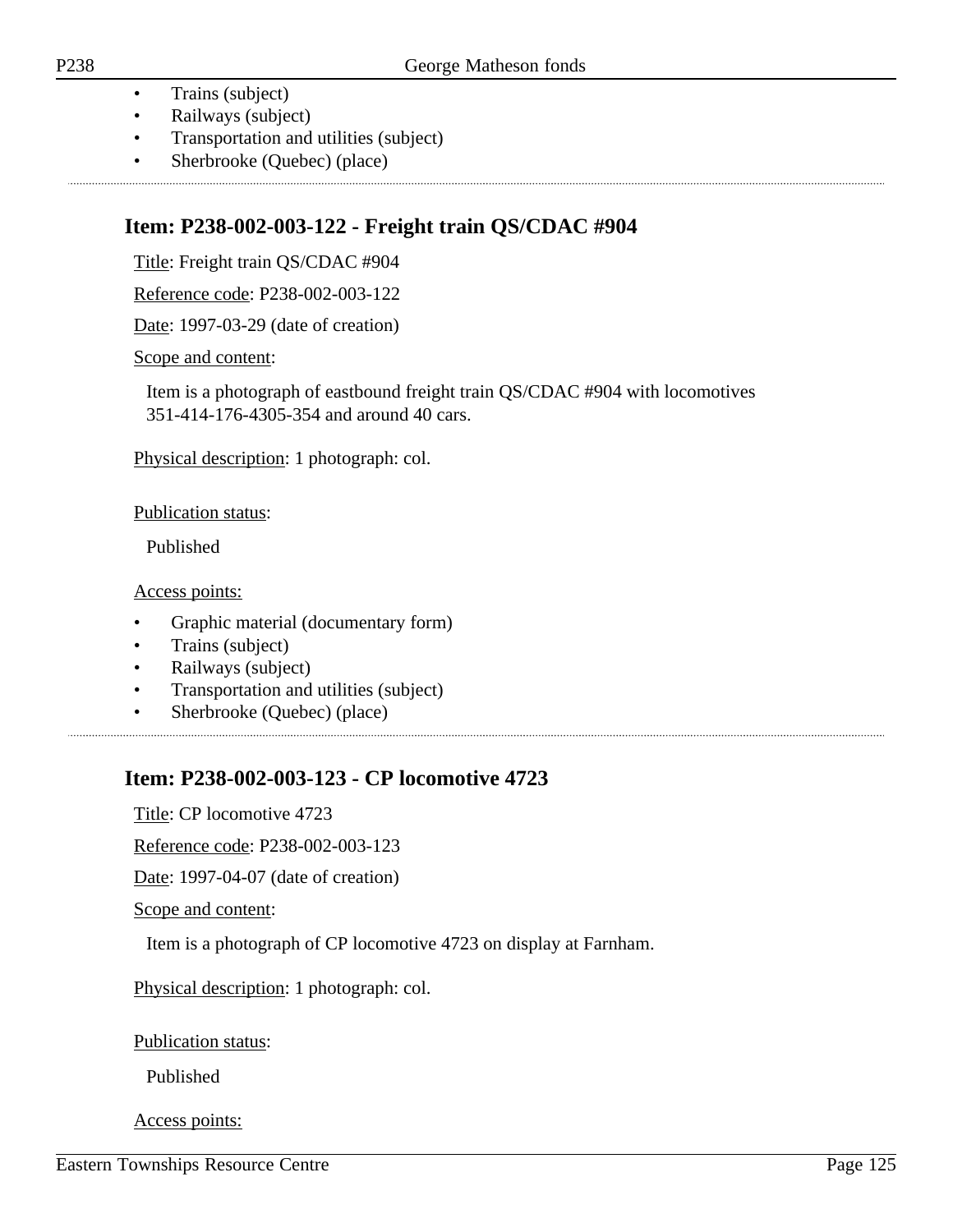- Trains (subject)
- Railways (subject)
- Transportation and utilities (subject)
- Sherbrooke (Quebec) (place)

## Item: P238-002-003-122 - Freight train QS/CDAC #904

Title: Freight train QS/CDAC #904

Reference code: P238-002-003-122

Date: 1997-03-29 (date of creation)

Scope and content:

Item is a photograph of eastbound freight train QS/CDAC #904 with locomotives 351-414-176-4305-354 and around 40 cars.

Physical description: 1 photograph: col.

Publication status:

Published

Access points:

- Graphic material (documentary form)
- Trains (subject)
- Railways (subject)
- Transportation and utilities (subject)
- Sherbrooke (Quebec) (place)

## Item: P238-002-003-123 - CP locomotive 4723

Title: CP locomotive 4723

Reference code: P238-002-003-123

Date: 1997-04-07 (date of creation)

Scope and content:

Item is a photograph of CP locomotive 4723 on display at Farnham.

Physical description: 1 photograph: col.

Publication status:

Published

Access points: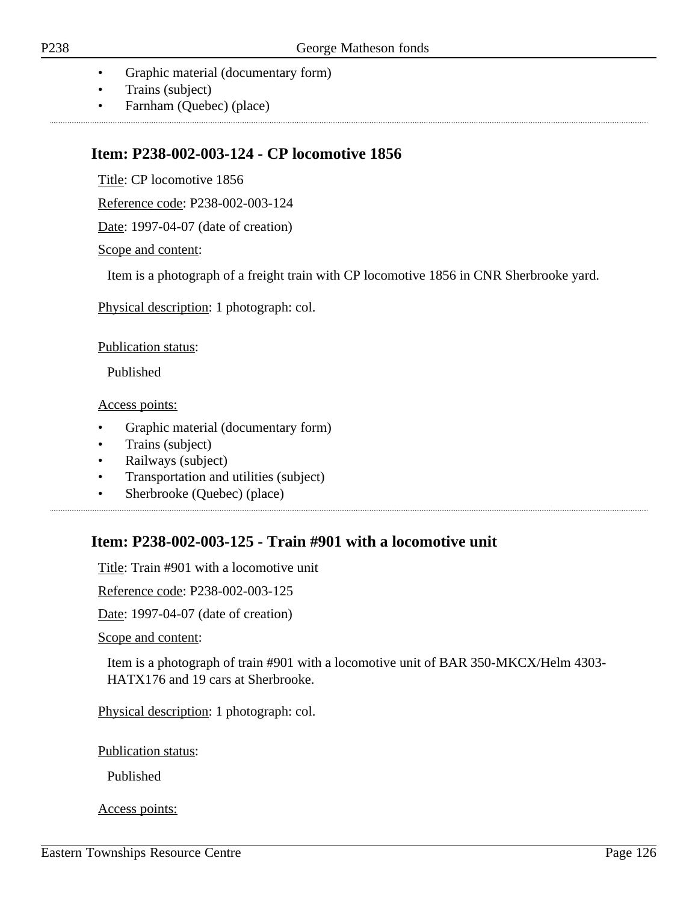- Graphic material (documentary form)
- Trains (subject)
- Farnham (Quebec) (place)

## Item: P238-002-003-124 - CP locomotive 1856

Title: CP locomotive 1856

Reference code: P238-002-003-124

Date: 1997-04-07 (date of creation)

Scope and content:

Item is a photograph of a freight train with CP locomotive 1856 in CNR Sherbrooke yard.

Physical description: 1 photograph: col.

Publication status:

Published

Access points:

- Graphic material (documentary form)
- Trains (subject)
- Railways (subject)
- Transportation and utilities (subject)
- Sherbrooke (Quebec) (place)

## Item: P238-002-003-125 - Train #901 with a locomotive unit

Title: Train #901 with a locomotive unit

Reference code: P238-002-003-125

Date: 1997-04-07 (date of creation)

Scope and content:

Item is a photograph of train #901 with a locomotive unit of BAR 350-MKCX/Helm 4303-HATX176 and 19 cars at Sherbrooke.

Physical description: 1 photograph: col.

Publication status:

Published

Access points: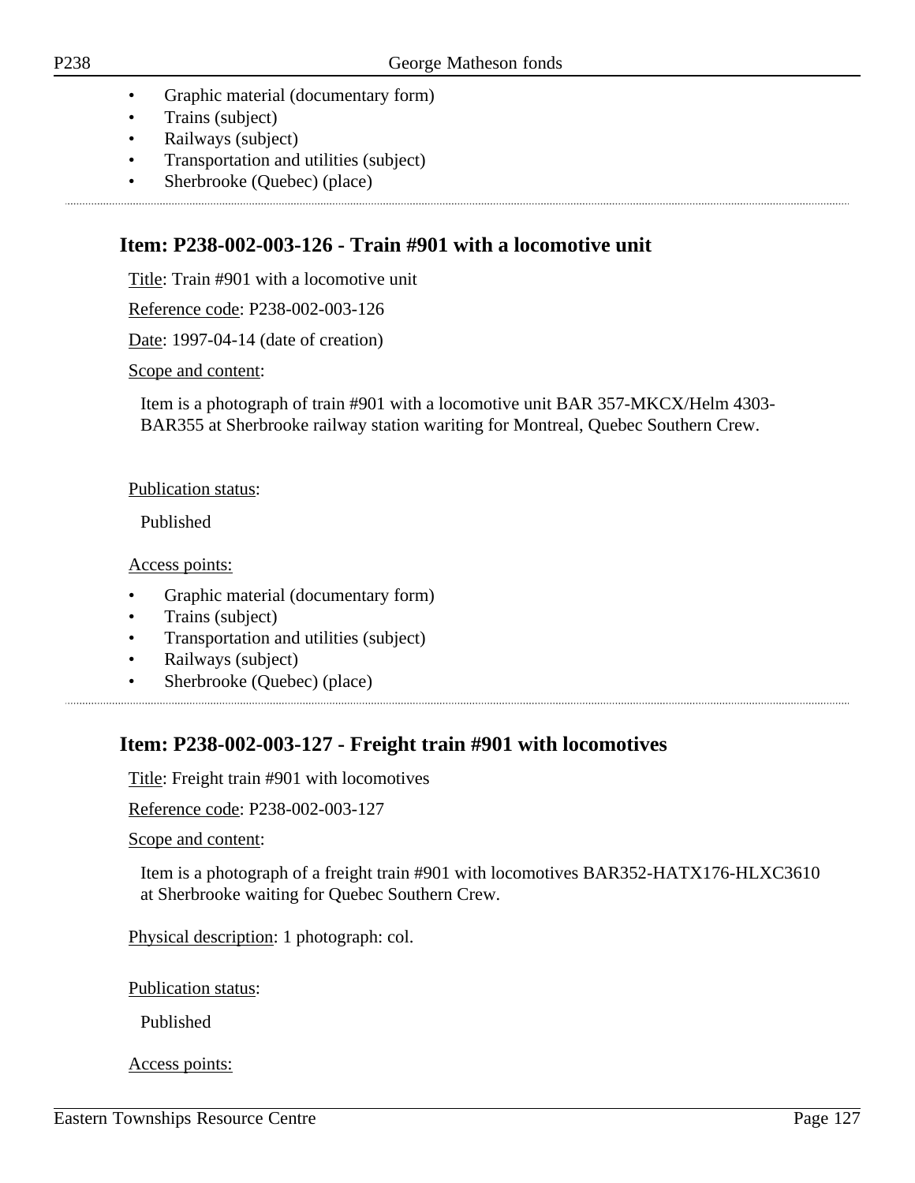- Graphic material (documentary form)
- Trains (subject)
- Railways (subject)
- Transportation and utilities (subject)
- Sherbrooke (Quebec) (place)

---

## Item: P238-002-003-126 - Train #901 with a locomotive unit

Title: Train #901 with a locomotive unit

Reference code: P238-002-003-126

Date: 1997-04-14 (date of creation)

Scope and content:

Item is a photograph of train #901 with a locomotive unit BAR 357-MKCX/Helm 4303-BAR355 at Sherbrooke railway station wariting for Montreal, Quebec Southern Crew.

Publication status:

Published

Access points:

- Graphic material (documentary form)
- Trains (subject)
- Transportation and utilities (subject)
- Railways (subject)
- Sherbrooke (Quebec) (place)

---

## Item: P238-002-003-127 - Freight train #901 with locomotives

Title: Freight train #901 with locomotives

Reference code: P238-002-003-127

Scope and content:

Item is a photograph of a freight train #901 with locomotives BAR352-HATX176-HLXC3610 at Sherbrooke waiting for Quebec Southern Crew.

Physical description: 1 photograph: col.

Publication status:

Published

Access points: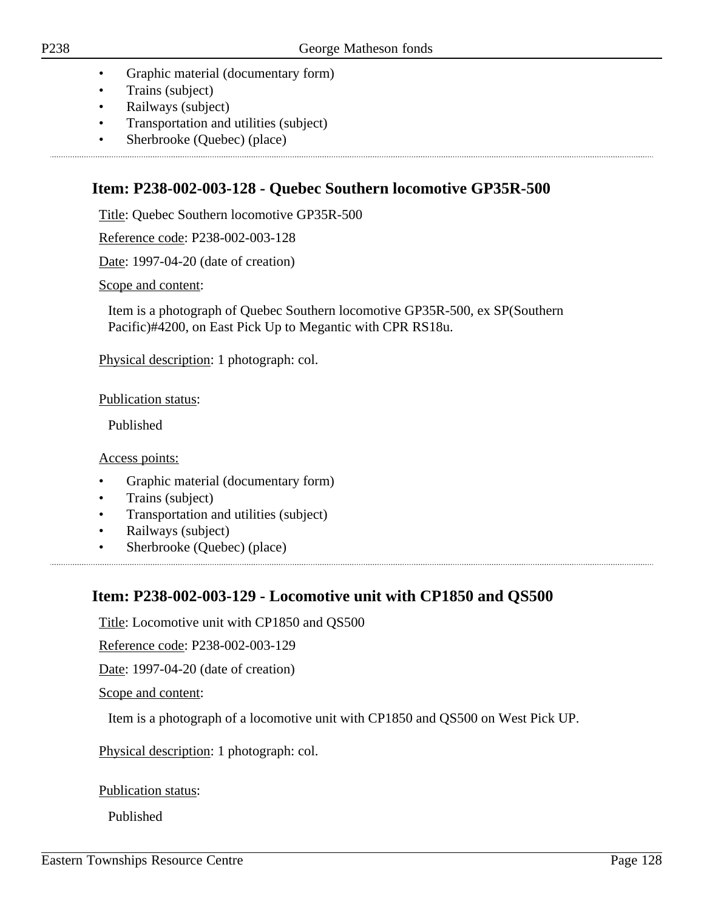- Graphic material (documentary form)
- Trains (subject)
- Railways (subject)
- Transportation and utilities (subject)
- Sherbrooke (Quebec) (place)

---

## Item: P238-002-003-128 - Quebec Southern locomotive GP35R-500

Title: Quebec Southern locomotive GP35R-500

Reference code: P238-002-003-128

Date: 1997-04-20 (date of creation)

Scope and content:

Item is a photograph of Quebec Southern locomotive GP35R-500, ex SP(Southern Pacific)#4200, on East Pick Up to Megantic with CPR RS18u.

Physical description: 1 photograph: col.

Publication status:

Published

Access points:

- Graphic material (documentary form)
- Trains (subject)
- Transportation and utilities (subject)
- Railways (subject)
- Sherbrooke (Quebec) (place)

---

## Item: P238-002-003-129 - Locomotive unit with CP1850 and QS500

Title: Locomotive unit with CP1850 and QS500

Reference code: P238-002-003-129

Date: 1997-04-20 (date of creation)

Scope and content:

Item is a photograph of a locomotive unit with CP1850 and QS500 on West Pick UP.

Physical description: 1 photograph: col.

Publication status:

Published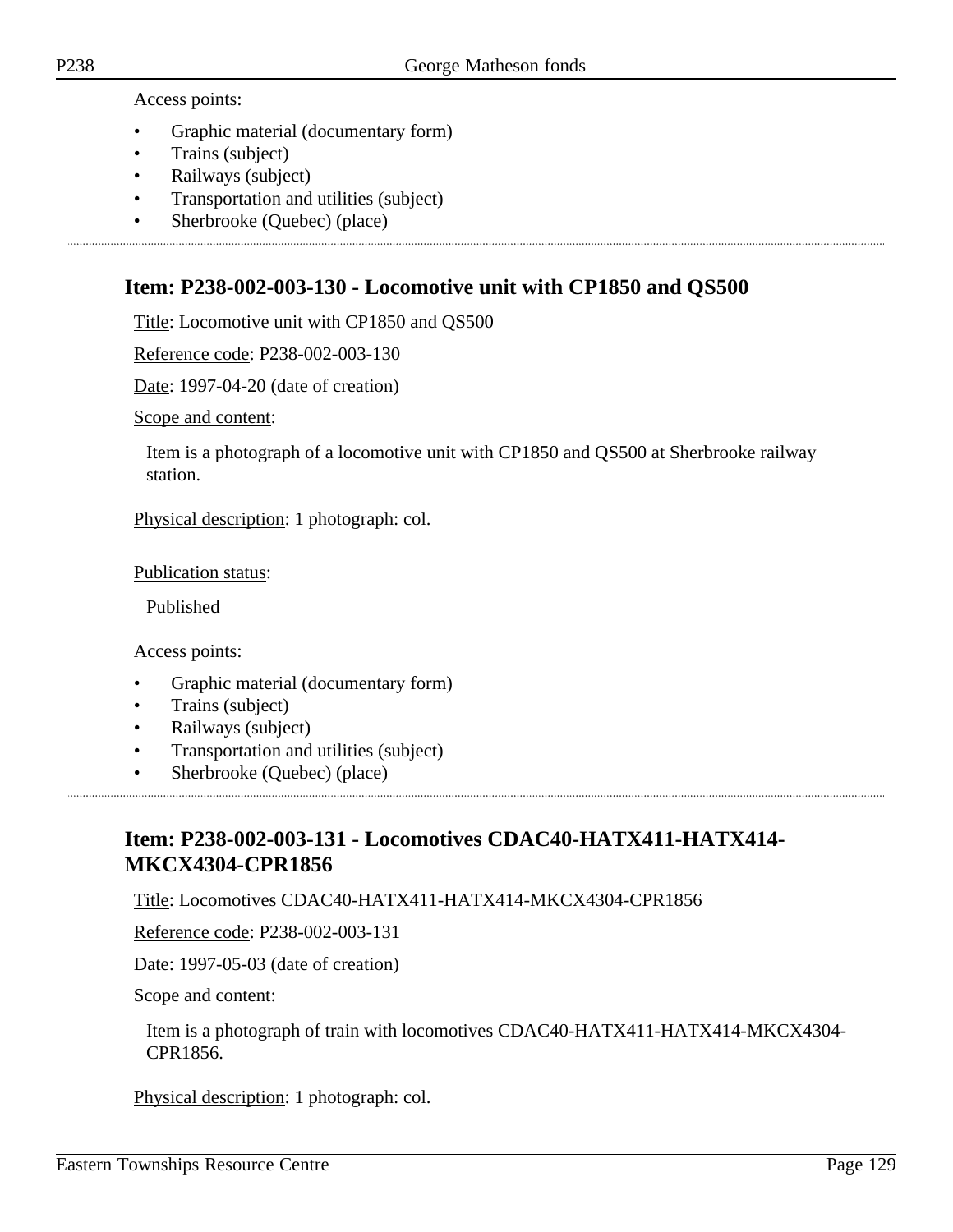Access points:

- Graphic material (documentary form)
- Trains (subject)
- Railways (subject)
- Transportation and utilities (subject)
- Sherbrooke (Quebec) (place)

---

## Item: P238-002-003-130 - Locomotive unit with CP1850 and QS500

Title: Locomotive unit with CP1850 and QS500

Reference code: P238-002-003-130

Date: 1997-04-20 (date of creation)

Scope and content:

Item is a photograph of a locomotive unit with CP1850 and QS500 at Sherbrooke railway station.

Physical description: 1 photograph: col.

Publication status:

Published

Access points:

- Graphic material (documentary form)
- Trains (subject)
- Railways (subject)
- Transportation and utilities (subject)
- Sherbrooke (Quebec) (place)

---

## Item: P238-002-003-131 - Locomotives CDAC40-HATX411-HATX414-MKCX4304-CPR1856

Title: Locomotives CDAC40-HATX411-HATX414-MKCX4304-CPR1856

Reference code: P238-002-003-131

Date: 1997-05-03 (date of creation)

Scope and content:

Item is a photograph of train with locomotives CDAC40-HATX411-HATX414-MKCX4304-CPR1856.

Physical description: 1 photograph: col.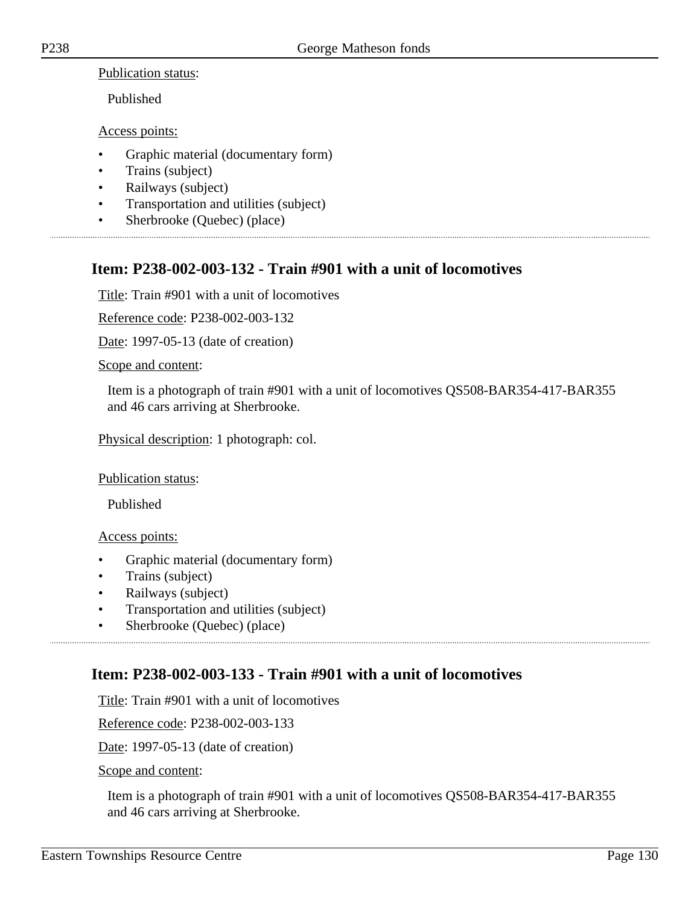Publication status:

Published

Access points:

- Graphic material (documentary form)
- Trains (subject)
- Railways (subject)
- Transportation and utilities (subject)
- Sherbrooke (Quebec) (place)

## Item: P238-002-003-132 - Train #901 with a unit of locomotives

Title: Train #901 with a unit of locomotives

Reference code: P238-002-003-132

Date: 1997-05-13 (date of creation)

Scope and content:

Item is a photograph of train #901 with a unit of locomotives QS508-BAR354-417-BAR355 and 46 cars arriving at Sherbrooke.

Physical description: 1 photograph: col.

Publication status:

Published

Access points:

- Graphic material (documentary form)
- Trains (subject)
- Railways (subject)
- Transportation and utilities (subject)
- Sherbrooke (Quebec) (place)

## Item: P238-002-003-133 - Train #901 with a unit of locomotives

Title: Train #901 with a unit of locomotives

Reference code: P238-002-003-133

Date: 1997-05-13 (date of creation)

Scope and content:

Item is a photograph of train #901 with a unit of locomotives QS508-BAR354-417-BAR355 and 46 cars arriving at Sherbrooke.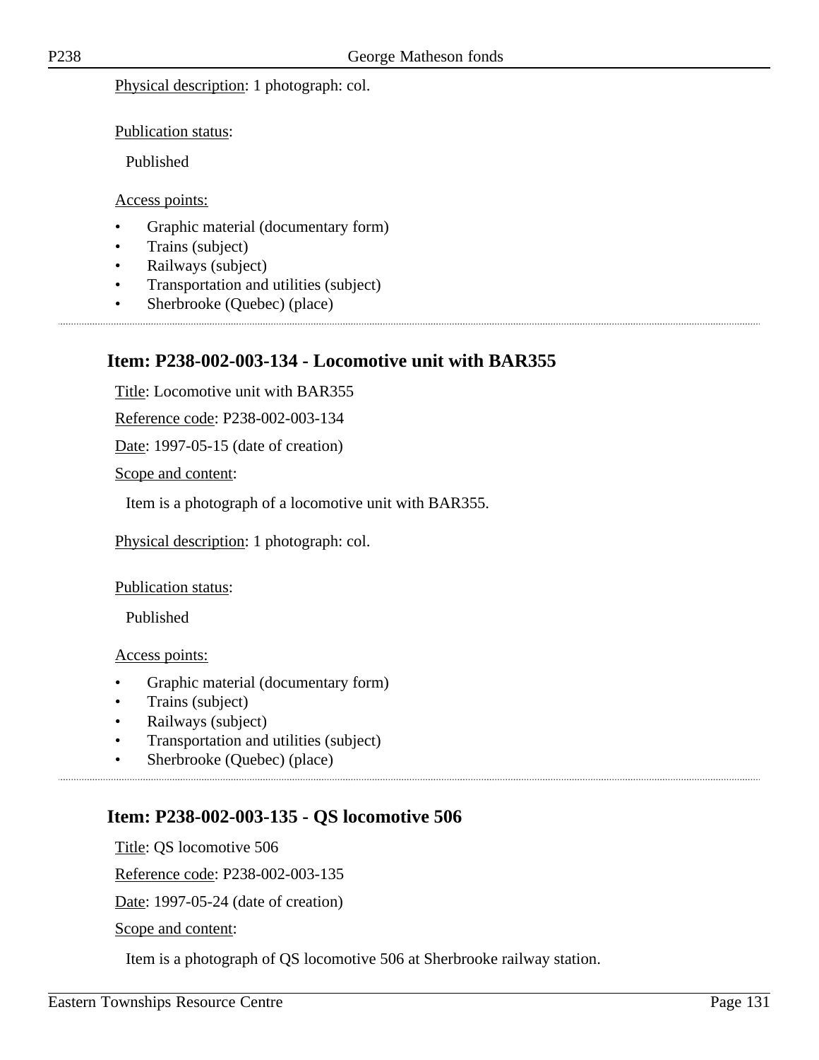Physical description: 1 photograph: col.

Publication status:

Published

Access points:

- Graphic material (documentary form)
- Trains (subject)
- Railways (subject)
- Transportation and utilities (subject)
- Sherbrooke (Quebec) (place)

---

## Item: P238-002-003-134 - Locomotive unit with BAR355

Title: Locomotive unit with BAR355

Reference code: P238-002-003-134

Date: 1997-05-15 (date of creation)

Scope and content:

Item is a photograph of a locomotive unit with BAR355.

Physical description: 1 photograph: col.

Publication status:

Published

Access points:

- Graphic material (documentary form)
- Trains (subject)
- Railways (subject)
- Transportation and utilities (subject)
- Sherbrooke (Quebec) (place)

---

## Item: P238-002-003-135 - QS locomotive 506

Title: QS locomotive 506

Reference code: P238-002-003-135

Date: 1997-05-24 (date of creation)

Scope and content:

Item is a photograph of QS locomotive 506 at Sherbrooke railway station.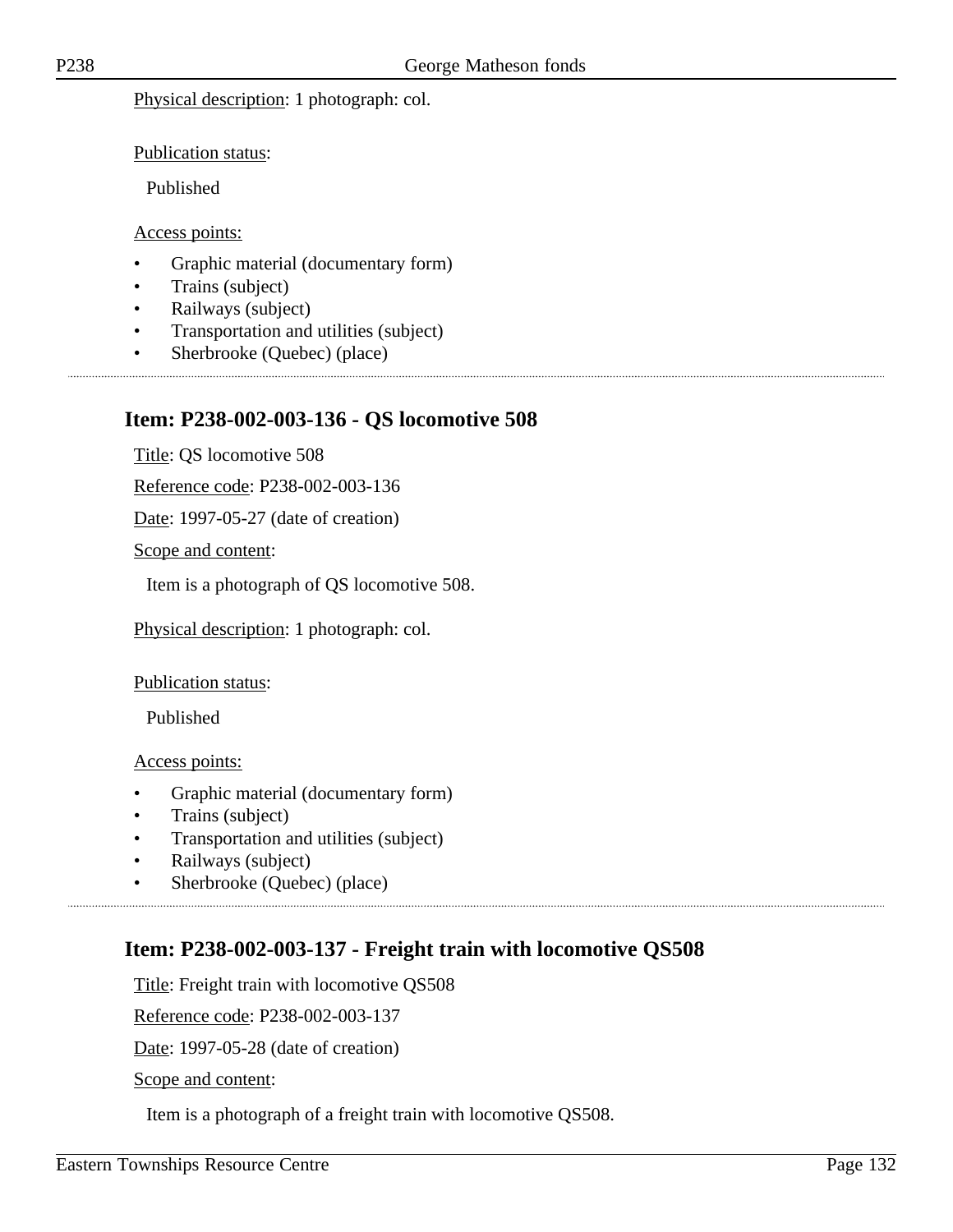Physical description: 1 photograph: col.

Publication status:

Published

Access points:

- Graphic material (documentary form)
- Trains (subject)
- Railways (subject)
- Transportation and utilities (subject)
- Sherbrooke (Quebec) (place)

---

## Item: P238-002-003-136 - QS locomotive 508

Title: QS locomotive 508

Reference code: P238-002-003-136

Date: 1997-05-27 (date of creation)

Scope and content:

Item is a photograph of QS locomotive 508.

Physical description: 1 photograph: col.

Publication status:

Published

Access points:

- Graphic material (documentary form)
- Trains (subject)
- Transportation and utilities (subject)
- Railways (subject)
- Sherbrooke (Quebec) (place)

---

## Item: P238-002-003-137 - Freight train with locomotive QS508

Title: Freight train with locomotive QS508

Reference code: P238-002-003-137

Date: 1997-05-28 (date of creation)

Scope and content:

Item is a photograph of a freight train with locomotive QS508.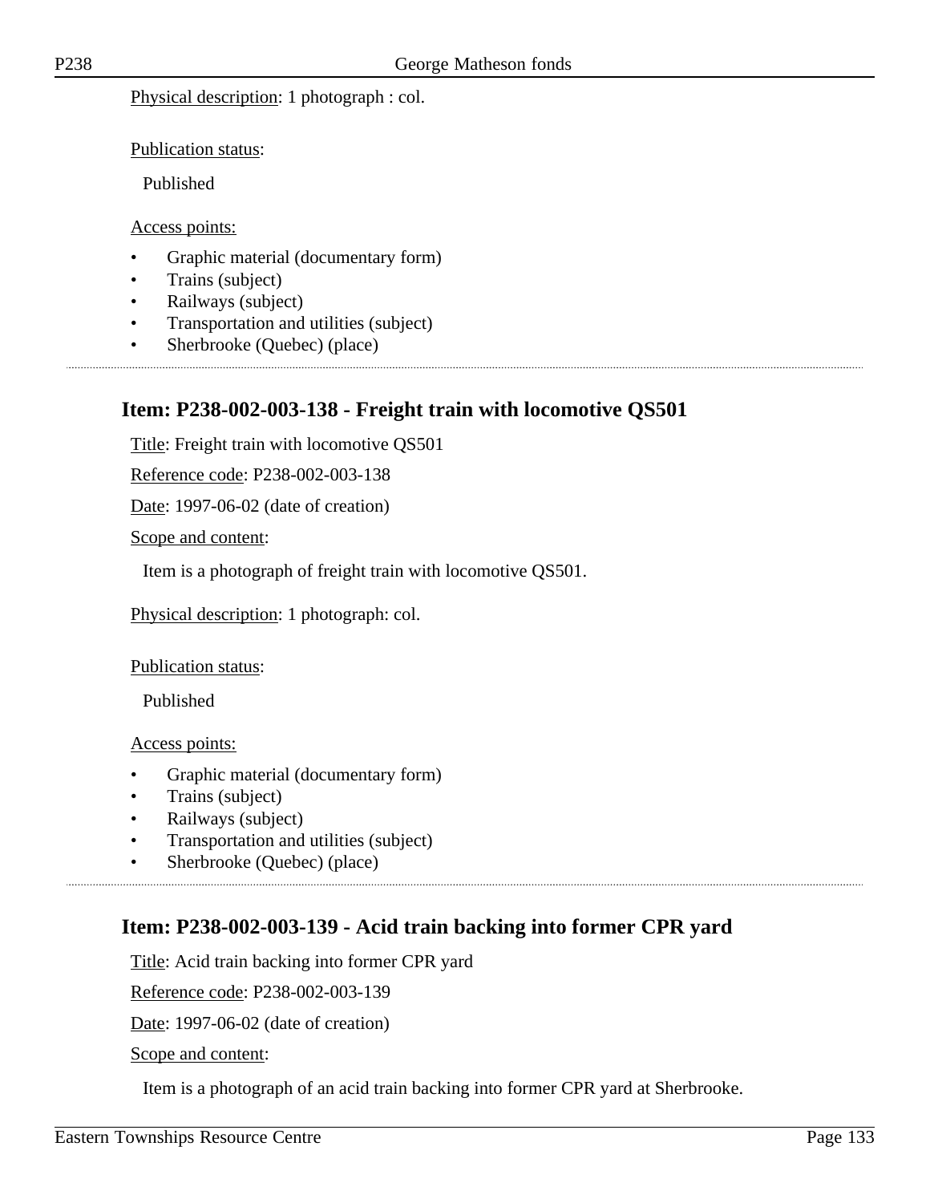Physical description: 1 photograph : col.

Publication status:

Published

Access points:

- Graphic material (documentary form)
- Trains (subject)
- Railways (subject)
- Transportation and utilities (subject)
- Sherbrooke (Quebec) (place)

## Item: P238-002-003-138 - Freight train with locomotive QS501

Title: Freight train with locomotive QS501

Reference code: P238-002-003-138

Date: 1997-06-02 (date of creation)

Scope and content:

Item is a photograph of freight train with locomotive QS501.

Physical description: 1 photograph: col.

Publication status:

Published

Access points:

- Graphic material (documentary form)
- Trains (subject)
- Railways (subject)
- Transportation and utilities (subject)
- Sherbrooke (Quebec) (place)

## Item: P238-002-003-139 - Acid train backing into former CPR yard

Title: Acid train backing into former CPR yard

Reference code: P238-002-003-139

Date: 1997-06-02 (date of creation)

Scope and content:

Item is a photograph of an acid train backing into former CPR yard at Sherbrooke.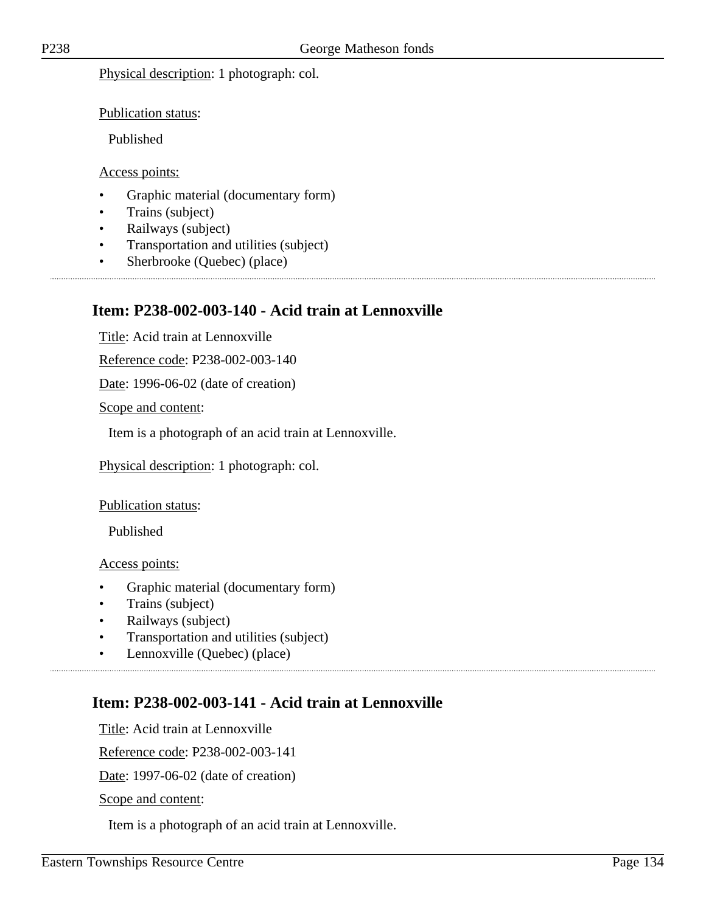Physical description: 1 photograph: col.

Publication status:

Published

Access points:

- Graphic material (documentary form)
- Trains (subject)
- Railways (subject)
- Transportation and utilities (subject)
- Sherbrooke (Quebec) (place)

---

## Item: P238-002-003-140 - Acid train at Lennoxville

Title: Acid train at Lennoxville

Reference code: P238-002-003-140

Date: 1996-06-02 (date of creation)

Scope and content:

Item is a photograph of an acid train at Lennoxville.

Physical description: 1 photograph: col.

Publication status:

Published

Access points:

- Graphic material (documentary form)
- Trains (subject)
- Railways (subject)
- Transportation and utilities (subject)
- Lennoxville (Quebec) (place)

---

## Item: P238-002-003-141 - Acid train at Lennoxville

Title: Acid train at Lennoxville

Reference code: P238-002-003-141

Date: 1997-06-02 (date of creation)

Scope and content:

Item is a photograph of an acid train at Lennoxville.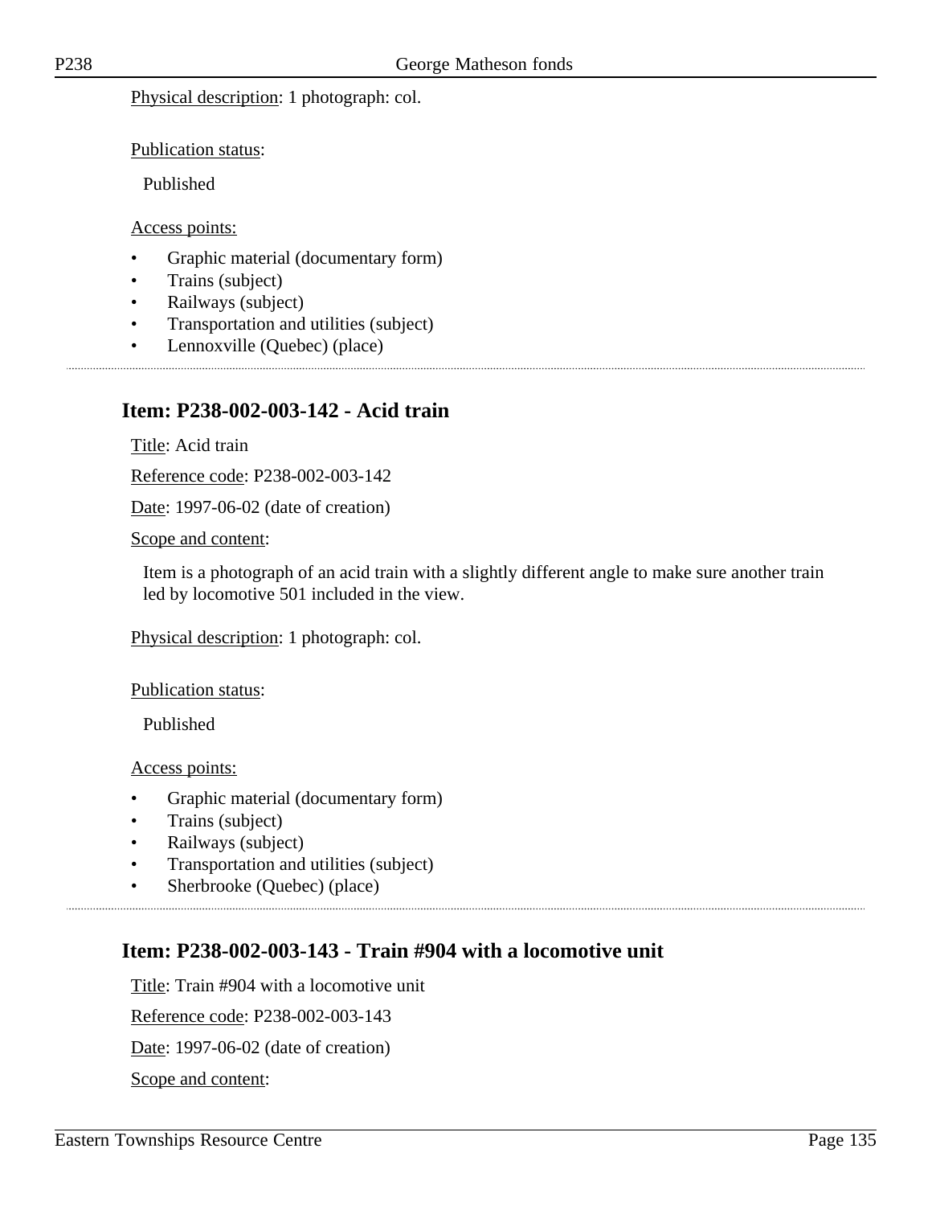Physical description: 1 photograph: col.

Publication status:

Published

Access points:

- Graphic material (documentary form)
- Trains (subject)
- Railways (subject)
- Transportation and utilities (subject)
- Lennoxville (Quebec) (place)

---

## Item: P238-002-003-142 - Acid train

Title: Acid train

Reference code: P238-002-003-142

Date: 1997-06-02 (date of creation)

Scope and content:

Item is a photograph of an acid train with a slightly different angle to make sure another train led by locomotive 501 included in the view.

Physical description: 1 photograph: col.

Publication status:

Published

Access points:

- Graphic material (documentary form)
- Trains (subject)
- Railways (subject)
- Transportation and utilities (subject)
- Sherbrooke (Quebec) (place)

---

## Item: P238-002-003-143 - Train #904 with a locomotive unit

Title: Train #904 with a locomotive unit

Reference code: P238-002-003-143

Date: 1997-06-02 (date of creation)

Scope and content: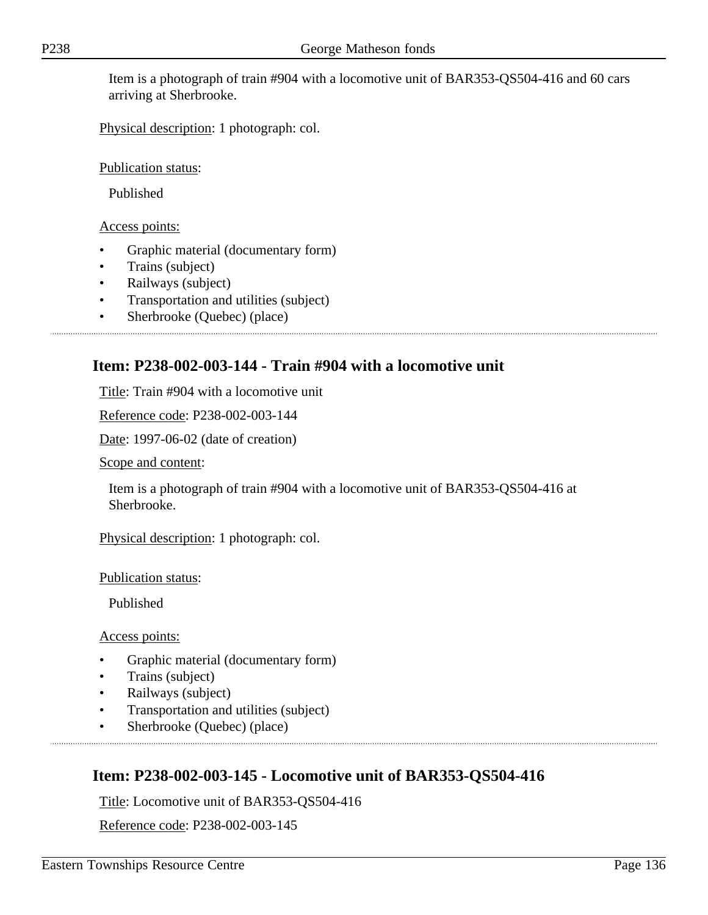Item is a photograph of train #904 with a locomotive unit of BAR353-QS504-416 and 60 cars arriving at Sherbrooke.

Physical description: 1 photograph: col.

Publication status:

Published

Access points:

- Graphic material (documentary form)
- Trains (subject)
- Railways (subject)
- Transportation and utilities (subject)
- Sherbrooke (Quebec) (place)

## Item: P238-002-003-144 - Train #904 with a locomotive unit

Title: Train #904 with a locomotive unit

Reference code: P238-002-003-144

Date: 1997-06-02 (date of creation)

Scope and content:

Item is a photograph of train #904 with a locomotive unit of BAR353-QS504-416 at Sherbrooke.

Physical description: 1 photograph: col.

Publication status:

Published

Access points:

- Graphic material (documentary form)
- Trains (subject)
- Railways (subject)
- Transportation and utilities (subject)
- Sherbrooke (Quebec) (place)

## Item: P238-002-003-145 - Locomotive unit of BAR353-QS504-416

Title: Locomotive unit of BAR353-QS504-416

Reference code: P238-002-003-145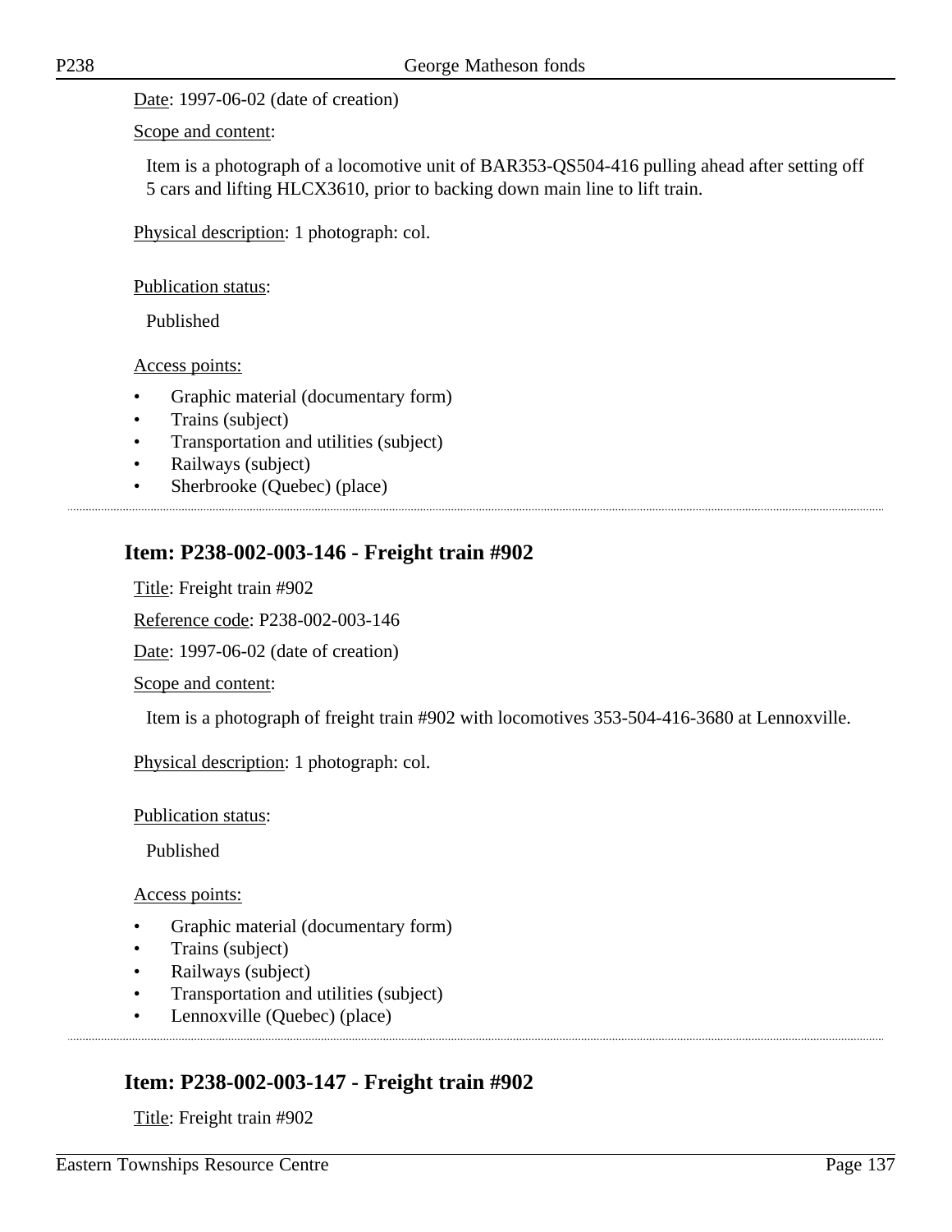Date: 1997-06-02 (date of creation)

Scope and content:

Item is a photograph of a locomotive unit of BAR353-QS504-416 pulling ahead after setting off 5 cars and lifting HLCX3610, prior to backing down main line to lift train.

Physical description: 1 photograph: col.

Publication status:

Published

Access points:

- Graphic material (documentary form)
- Trains (subject)
- Transportation and utilities (subject)
- Railways (subject)
- Sherbrooke (Quebec) (place)

## Item: P238-002-003-146 - Freight train #902

Title: Freight train #902

Reference code: P238-002-003-146

Date: 1997-06-02 (date of creation)

Scope and content:

Item is a photograph of freight train #902 with locomotives 353-504-416-3680 at Lennoxville.

Physical description: 1 photograph: col.

Publication status:

Published

Access points:

- Graphic material (documentary form)
- Trains (subject)
- Railways (subject)
- Transportation and utilities (subject)
- Lennoxville (Quebec) (place)

## Item: P238-002-003-147 - Freight train #902

Title: Freight train #902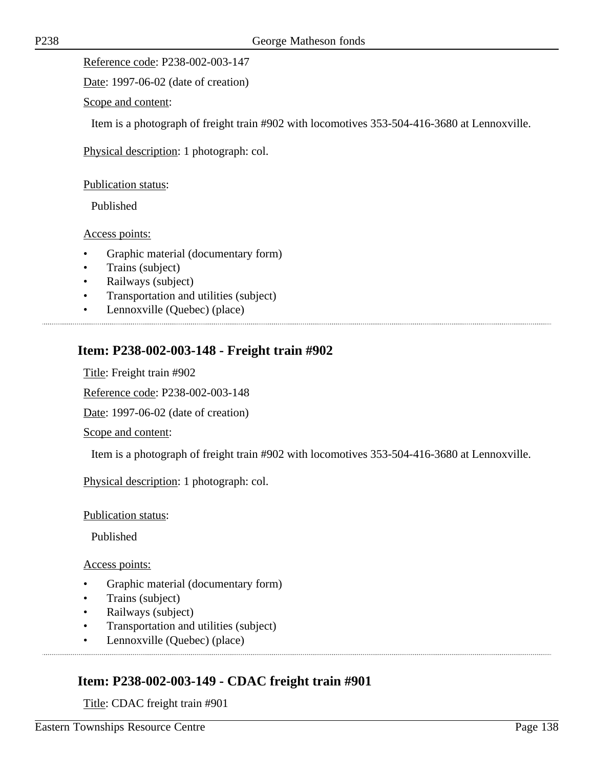Reference code: P238-002-003-147

Date: 1997-06-02 (date of creation)

Scope and content:

Item is a photograph of freight train #902 with locomotives 353-504-416-3680 at Lennoxville.

Physical description: 1 photograph: col.

Publication status:

Published

Access points:

- Graphic material (documentary form)
- Trains (subject)
- Railways (subject)
- Transportation and utilities (subject)
- Lennoxville (Quebec) (place)

## Item: P238-002-003-148 - Freight train #902

Title: Freight train #902

Reference code: P238-002-003-148

Date: 1997-06-02 (date of creation)

Scope and content:

Item is a photograph of freight train #902 with locomotives 353-504-416-3680 at Lennoxville.

Physical description: 1 photograph: col.

Publication status:

Published

Access points:

- Graphic material (documentary form)
- Trains (subject)
- Railways (subject)
- Transportation and utilities (subject)
- Lennoxville (Quebec) (place)

## Item: P238-002-003-149 - CDAC freight train #901

Title: CDAC freight train #901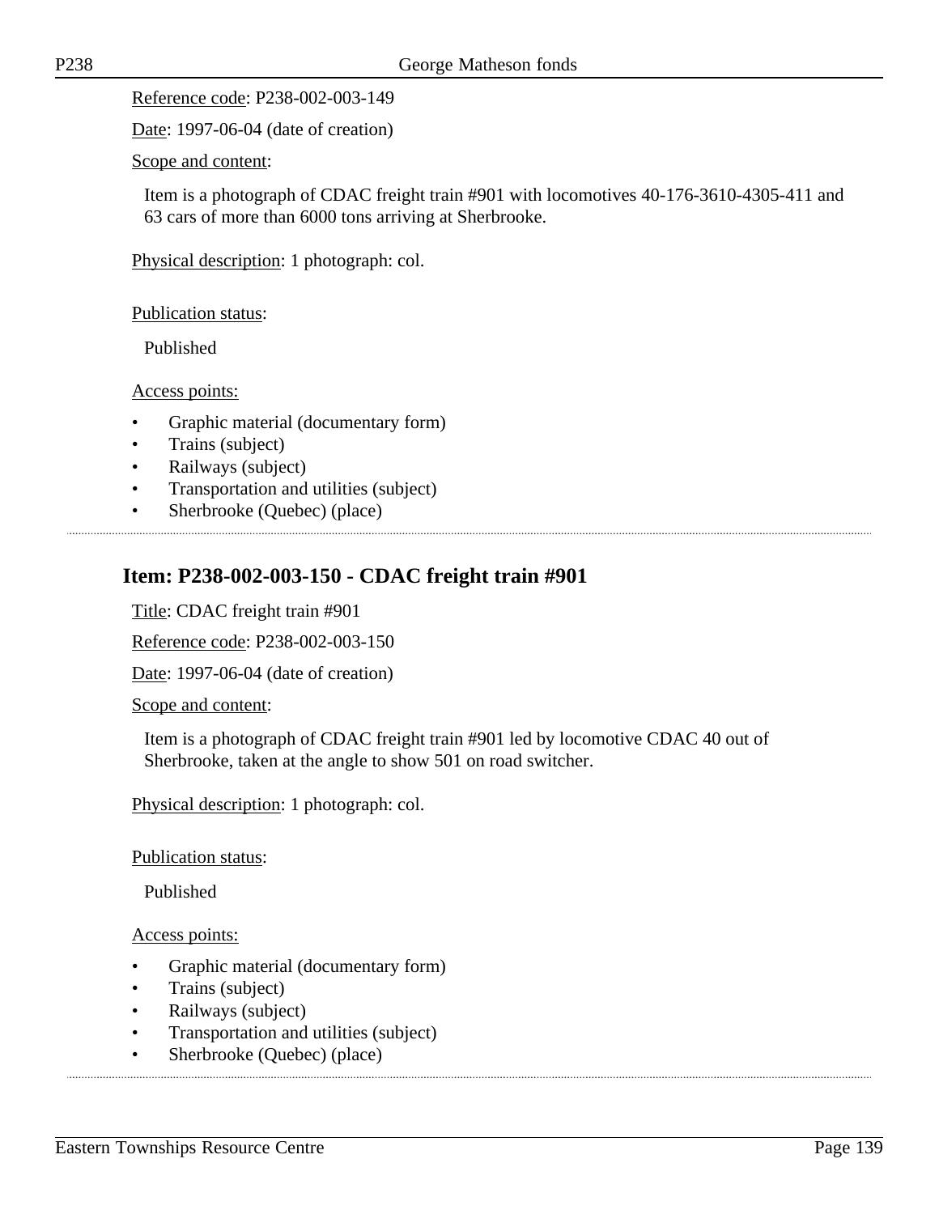Reference code: P238-002-003-149

Date: 1997-06-04 (date of creation)

Scope and content:

Item is a photograph of CDAC freight train #901 with locomotives 40-176-3610-4305-411 and 63 cars of more than 6000 tons arriving at Sherbrooke.

Physical description: 1 photograph: col.

Publication status:

Published

Access points:

- Graphic material (documentary form)
- Trains (subject)
- Railways (subject)
- Transportation and utilities (subject)
- Sherbrooke (Quebec) (place)

## Item: P238-002-003-150 - CDAC freight train #901

Title: CDAC freight train #901

Reference code: P238-002-003-150

Date: 1997-06-04 (date of creation)

Scope and content:

Item is a photograph of CDAC freight train #901 led by locomotive CDAC 40 out of Sherbrooke, taken at the angle to show 501 on road switcher.

Physical description: 1 photograph: col.

Publication status:

Published

Access points:

- Graphic material (documentary form)
- Trains (subject)
- Railways (subject)
- Transportation and utilities (subject)
- Sherbrooke (Quebec) (place)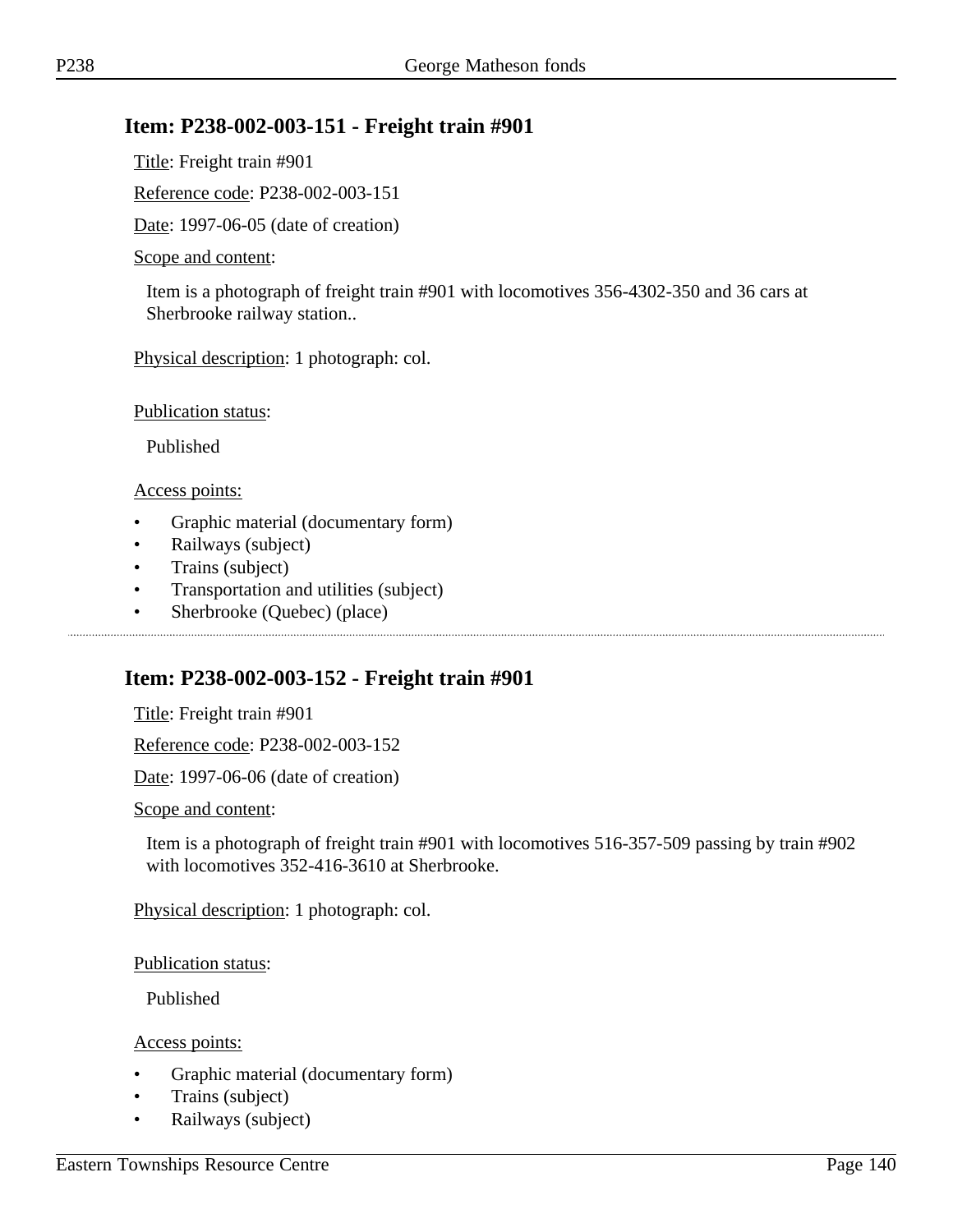## Item: P238-002-003-151 - Freight train #901

Title: Freight train #901

Reference code: P238-002-003-151

Date: 1997-06-05 (date of creation)

Scope and content:

Item is a photograph of freight train #901 with locomotives 356-4302-350 and 36 cars at Sherbrooke railway station..

Physical description: 1 photograph: col.

Publication status:

Published

Access points:

- Graphic material (documentary form)
- Railways (subject)
- Trains (subject)
- Transportation and utilities (subject)
- Sherbrooke (Quebec) (place)

---

## Item: P238-002-003-152 - Freight train #901

Title: Freight train #901

Reference code: P238-002-003-152

Date: 1997-06-06 (date of creation)

Scope and content:

Item is a photograph of freight train #901 with locomotives 516-357-509 passing by train #902 with locomotives 352-416-3610 at Sherbrooke.

Physical description: 1 photograph: col.

Publication status:

Published

Access points:

- Graphic material (documentary form)
- Trains (subject)
- Railways (subject)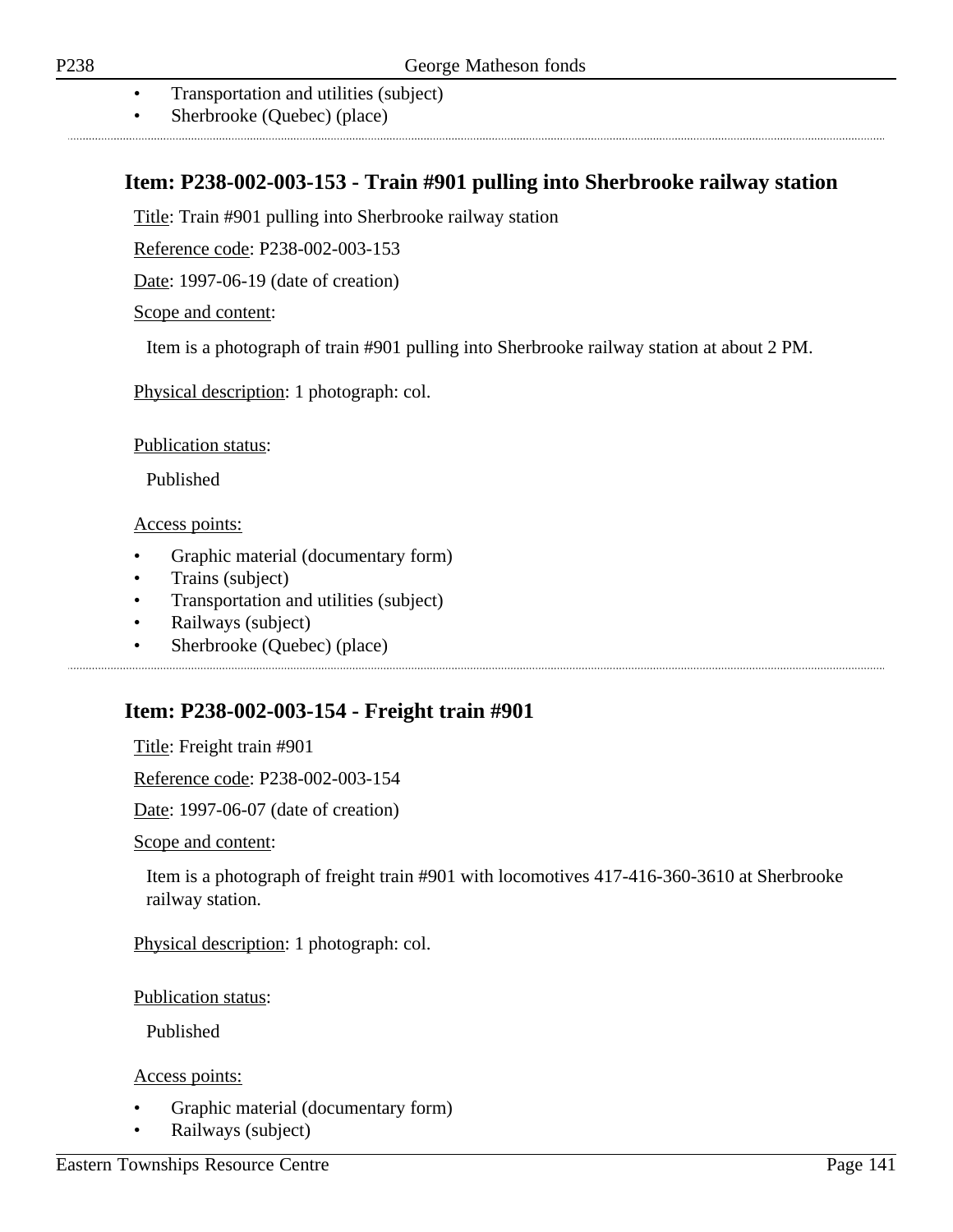- Transportation and utilities (subject)
- Sherbrooke (Quebec) (place)

## Item: P238-002-003-153 - Train #901 pulling into Sherbrooke railway station

Title: Train #901 pulling into Sherbrooke railway station

Reference code: P238-002-003-153

Date: 1997-06-19 (date of creation)

Scope and content:

Item is a photograph of train #901 pulling into Sherbrooke railway station at about 2 PM.

Physical description: 1 photograph: col.

Publication status:

Published

Access points:

- Graphic material (documentary form)
- Trains (subject)
- Transportation and utilities (subject)
- Railways (subject)
- Sherbrooke (Quebec) (place)

## Item: P238-002-003-154 - Freight train #901

Title: Freight train #901

Reference code: P238-002-003-154

Date: 1997-06-07 (date of creation)

Scope and content:

Item is a photograph of freight train #901 with locomotives 417-416-360-3610 at Sherbrooke railway station.

Physical description: 1 photograph: col.

Publication status:

Published

Access points:

- Graphic material (documentary form)
- Railways (subject)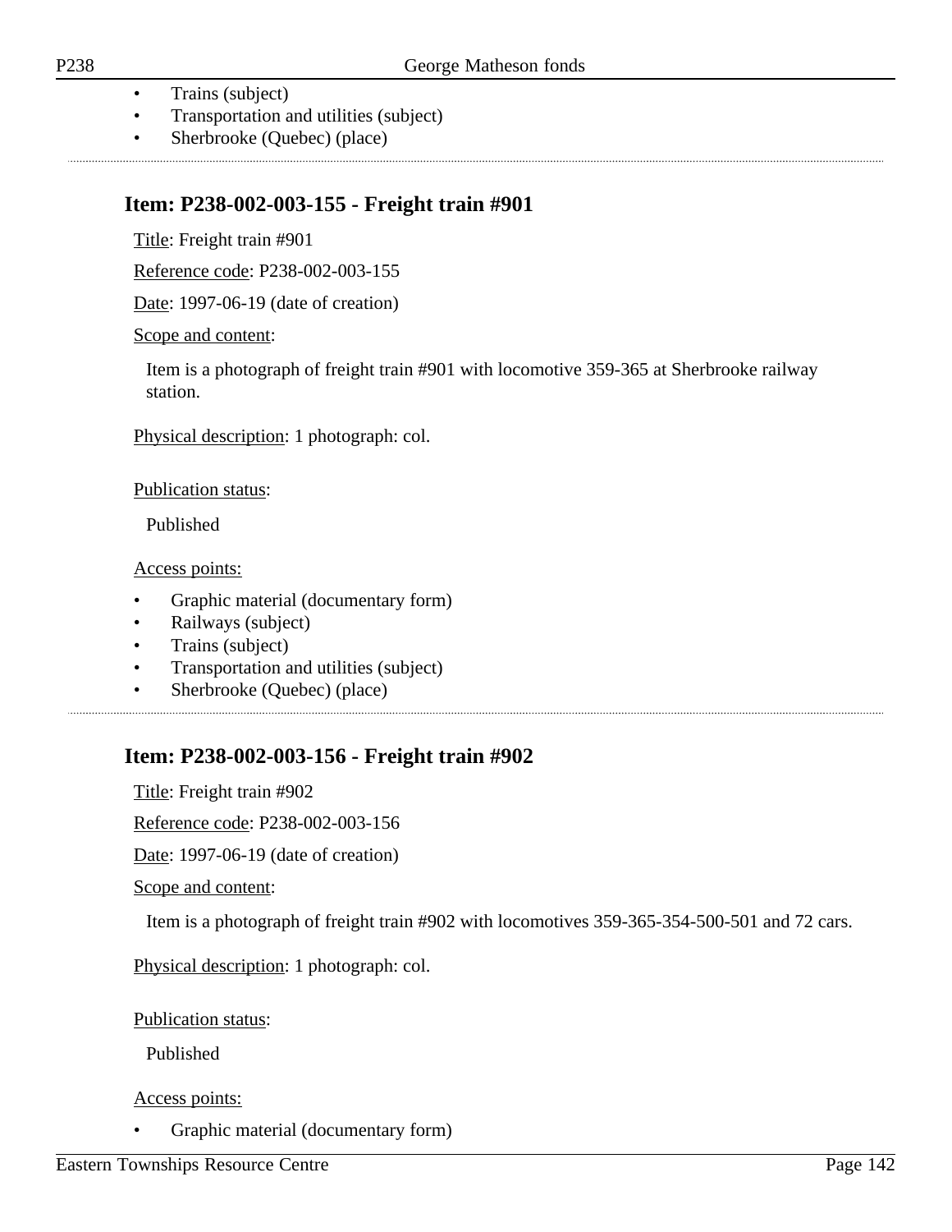- Trains (subject)
- Transportation and utilities (subject)
- Sherbrooke (Quebec) (place)

## Item: P238-002-003-155 - Freight train #901

Title: Freight train #901

Reference code: P238-002-003-155

Date: 1997-06-19 (date of creation)

Scope and content:

Item is a photograph of freight train #901 with locomotive 359-365 at Sherbrooke railway station.

Physical description: 1 photograph: col.

Publication status:

Published

Access points:

- Graphic material (documentary form)
- Railways (subject)
- Trains (subject)
- Transportation and utilities (subject)
- Sherbrooke (Quebec) (place)

## Item: P238-002-003-156 - Freight train #902

Title: Freight train #902

Reference code: P238-002-003-156

Date: 1997-06-19 (date of creation)

Scope and content:

Item is a photograph of freight train #902 with locomotives 359-365-354-500-501 and 72 cars.

Physical description: 1 photograph: col.

Publication status:

Published

Access points:

- Graphic material (documentary form)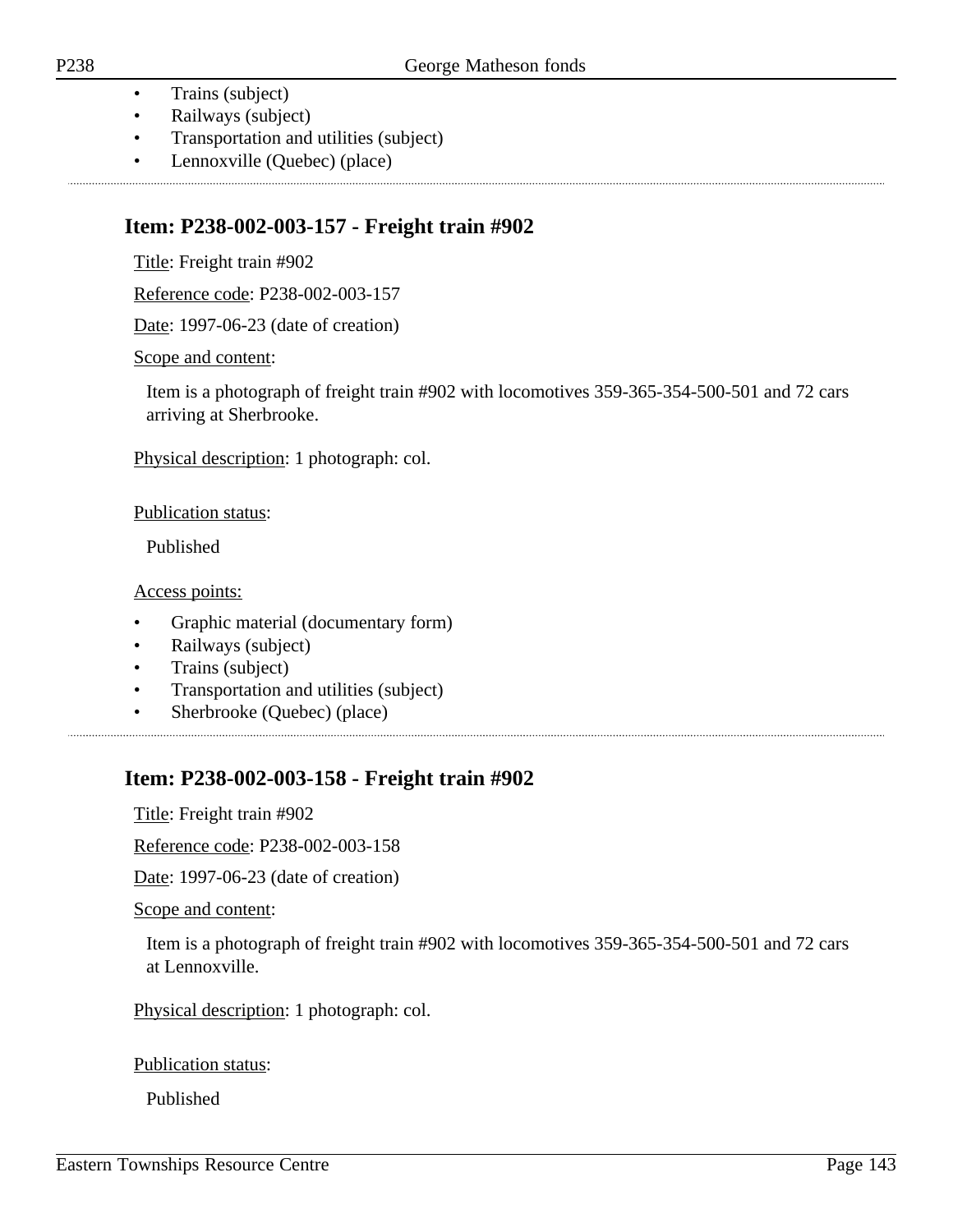- Trains (subject)
- Railways (subject)
- Transportation and utilities (subject)
- Lennoxville (Quebec) (place)

## Item: P238-002-003-157 - Freight train #902

Title: Freight train #902

Reference code: P238-002-003-157

Date: 1997-06-23 (date of creation)

Scope and content:

Item is a photograph of freight train #902 with locomotives 359-365-354-500-501 and 72 cars arriving at Sherbrooke.

Physical description: 1 photograph: col.

Publication status:

Published

Access points:

- Graphic material (documentary form)
- Railways (subject)
- Trains (subject)
- Transportation and utilities (subject)
- Sherbrooke (Quebec) (place)

## Item: P238-002-003-158 - Freight train #902

Title: Freight train #902

Reference code: P238-002-003-158

Date: 1997-06-23 (date of creation)

Scope and content:

Item is a photograph of freight train #902 with locomotives 359-365-354-500-501 and 72 cars at Lennoxville.

Physical description: 1 photograph: col.

Publication status:

Published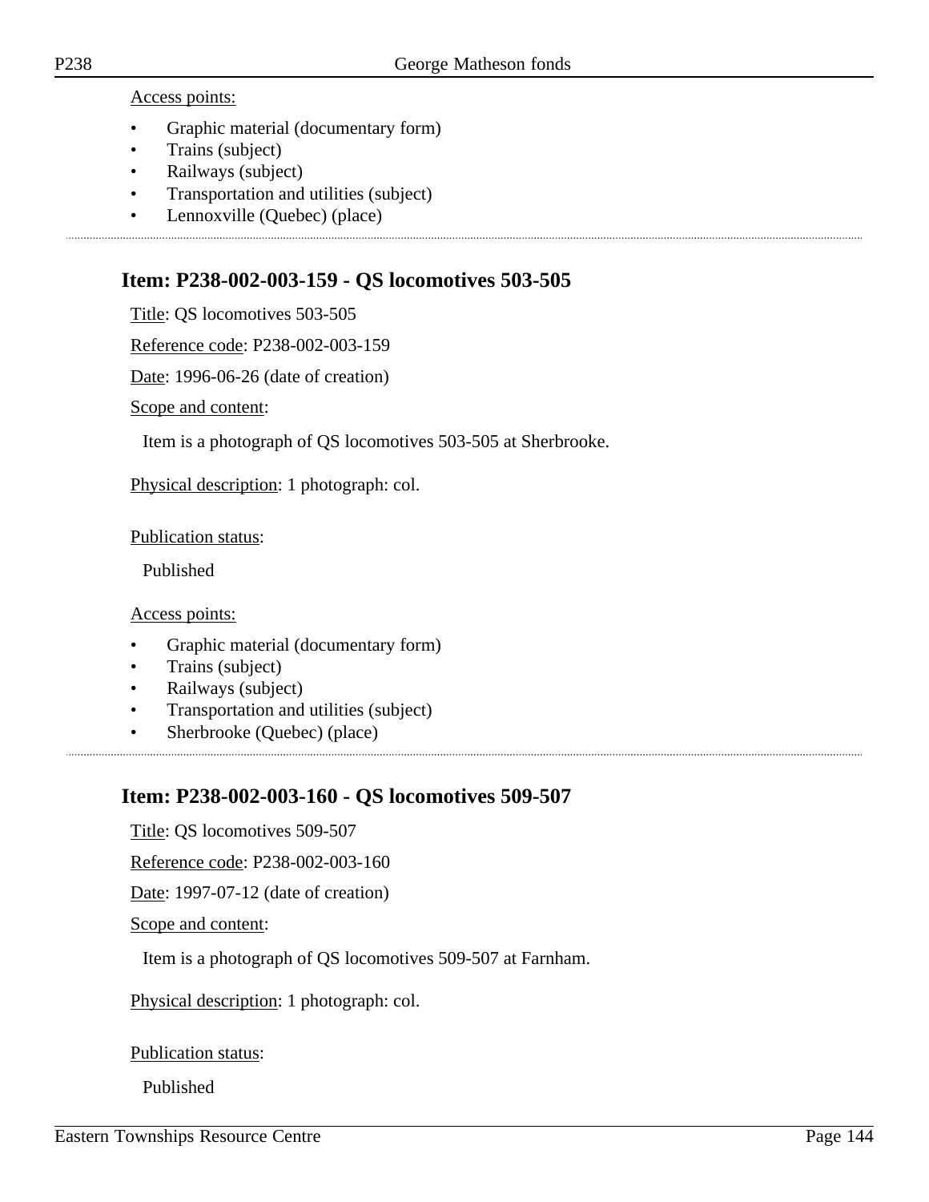Access points:

- Graphic material (documentary form)
- Trains (subject)
- Railways (subject)
- Transportation and utilities (subject)
- Lennoxville (Quebec) (place)

---

## Item: P238-002-003-159 - QS locomotives 503-505

Title: QS locomotives 503-505

Reference code: P238-002-003-159

Date: 1996-06-26 (date of creation)

Scope and content:

Item is a photograph of QS locomotives 503-505 at Sherbrooke.

Physical description: 1 photograph: col.

Publication status:

Published

Access points:

- Graphic material (documentary form)
- Trains (subject)
- Railways (subject)
- Transportation and utilities (subject)
- Sherbrooke (Quebec) (place)

---

## Item: P238-002-003-160 - QS locomotives 509-507

Title: QS locomotives 509-507

Reference code: P238-002-003-160

Date: 1997-07-12 (date of creation)

Scope and content:

Item is a photograph of QS locomotives 509-507 at Farnham.

Physical description: 1 photograph: col.

Publication status:

Published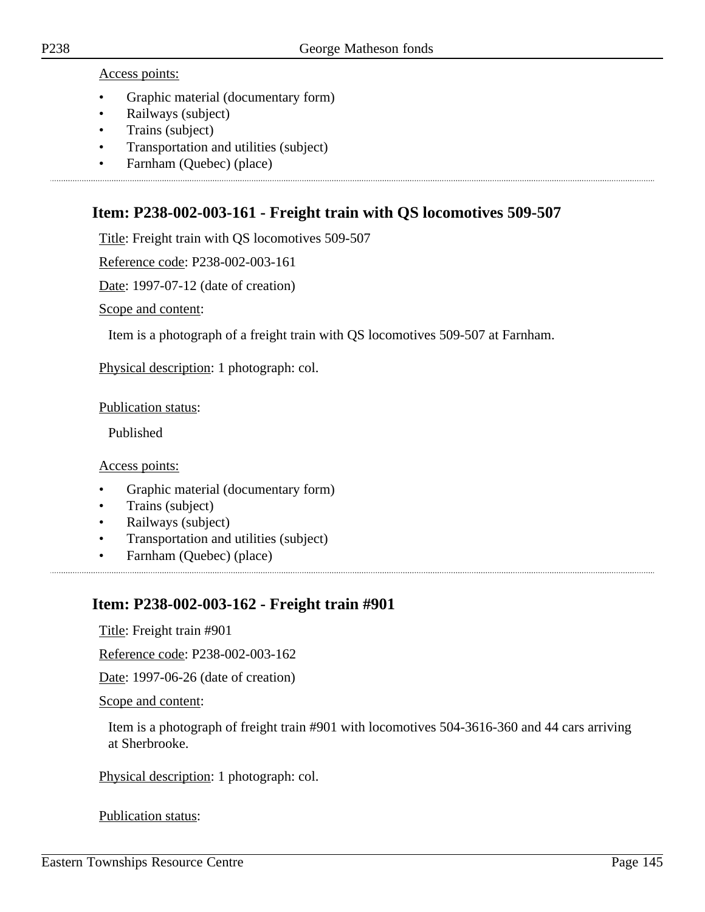Access points:

- Graphic material (documentary form)
- Railways (subject)
- Trains (subject)
- Transportation and utilities (subject)
- Farnham (Quebec) (place)

## Item: P238-002-003-161 - Freight train with QS locomotives 509-507

Title: Freight train with QS locomotives 509-507

Reference code: P238-002-003-161

Date: 1997-07-12 (date of creation)

Scope and content:

Item is a photograph of a freight train with QS locomotives 509-507 at Farnham.

Physical description: 1 photograph: col.

Publication status:

Published

Access points:

- Graphic material (documentary form)
- Trains (subject)
- Railways (subject)
- Transportation and utilities (subject)
- Farnham (Quebec) (place)

## Item: P238-002-003-162 - Freight train #901

Title: Freight train #901

Reference code: P238-002-003-162

Date: 1997-06-26 (date of creation)

Scope and content:

Item is a photograph of freight train #901 with locomotives 504-3616-360 and 44 cars arriving at Sherbrooke.

Physical description: 1 photograph: col.

Publication status: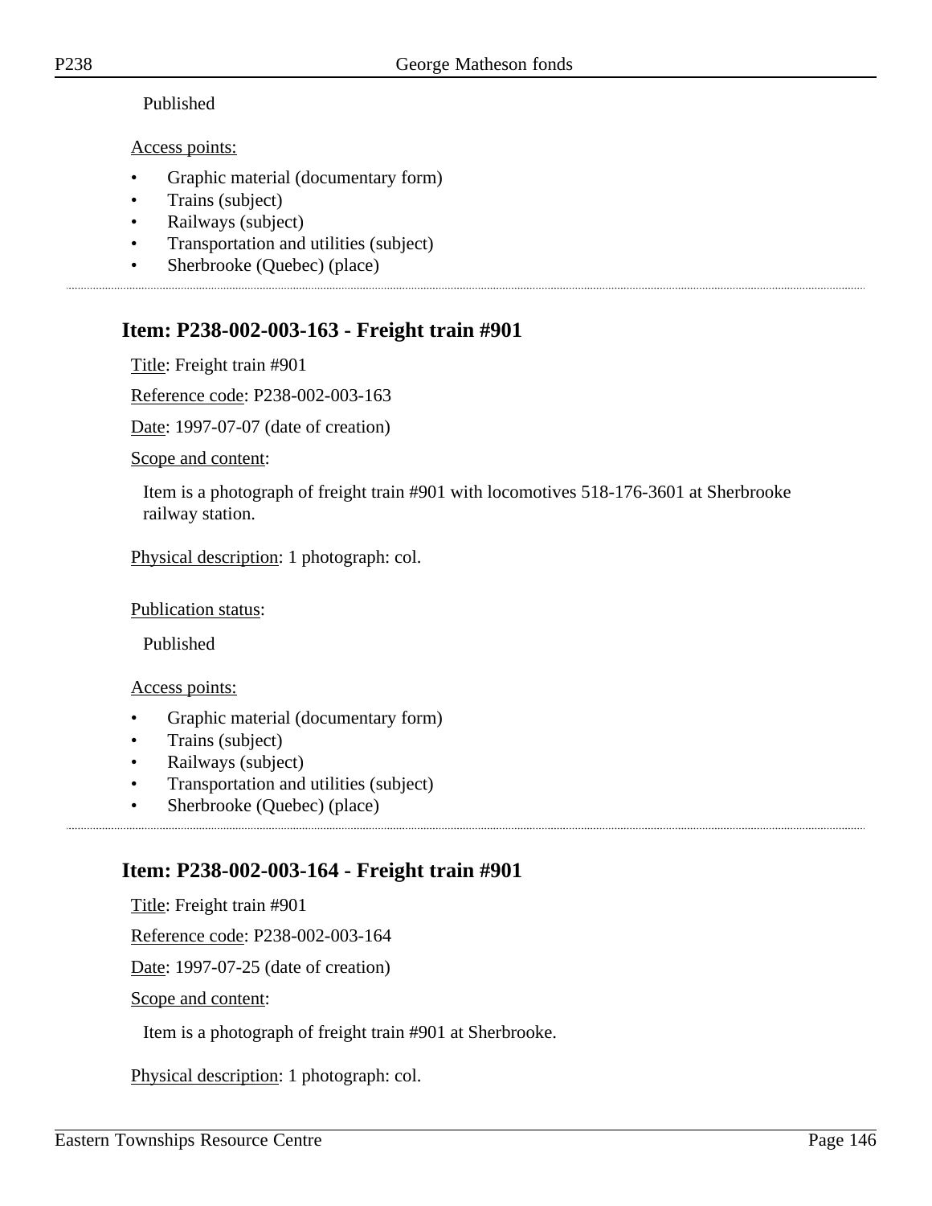Published

Access points:

- Graphic material (documentary form)
- Trains (subject)
- Railways (subject)
- Transportation and utilities (subject)
- Sherbrooke (Quebec) (place)

## Item: P238-002-003-163 - Freight train #901

Title: Freight train #901

Reference code: P238-002-003-163

Date: 1997-07-07 (date of creation)

Scope and content:

Item is a photograph of freight train #901 with locomotives 518-176-3601 at Sherbrooke railway station.

Physical description: 1 photograph: col.

Publication status:

Published

Access points:

- Graphic material (documentary form)
- Trains (subject)
- Railways (subject)
- Transportation and utilities (subject)
- Sherbrooke (Quebec) (place)

## Item: P238-002-003-164 - Freight train #901

Title: Freight train #901

Reference code: P238-002-003-164

Date: 1997-07-25 (date of creation)

Scope and content:

Item is a photograph of freight train #901 at Sherbrooke.

Physical description: 1 photograph: col.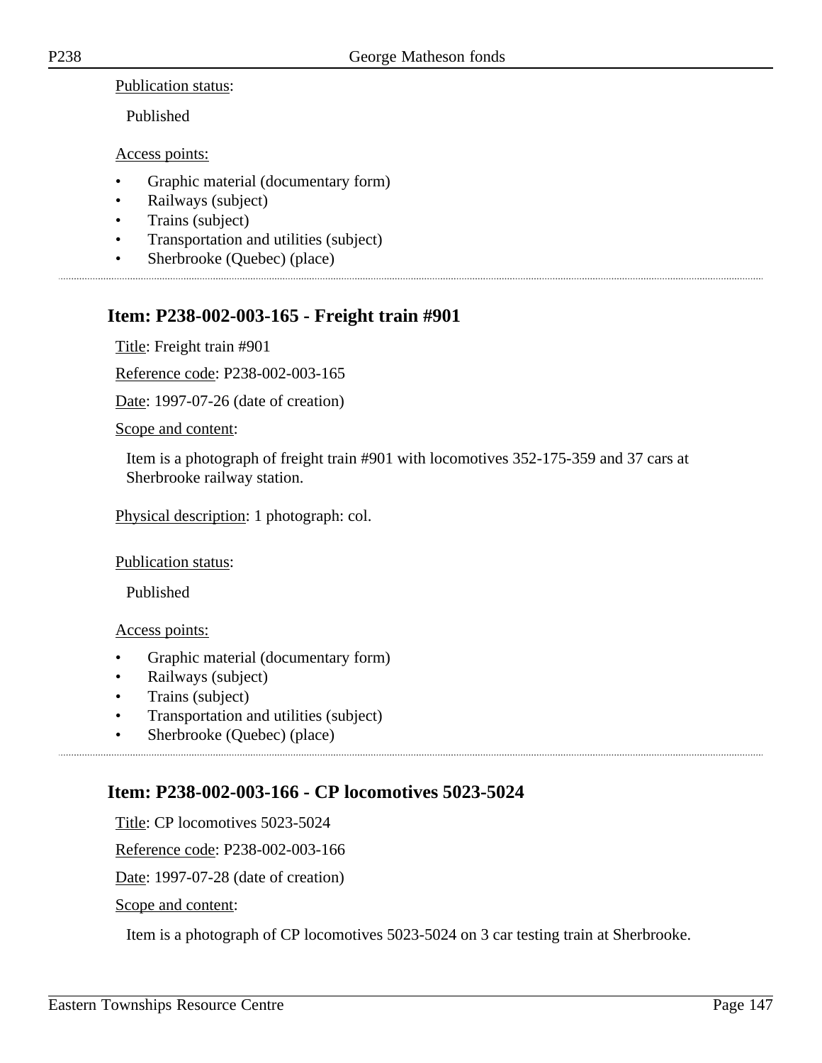Publication status:

Published

Access points:

- Graphic material (documentary form)
- Railways (subject)
- Trains (subject)
- Transportation and utilities (subject)
- Sherbrooke (Quebec) (place)

## Item: P238-002-003-165 - Freight train #901

Title: Freight train #901

Reference code: P238-002-003-165

Date: 1997-07-26 (date of creation)

Scope and content:

Item is a photograph of freight train #901 with locomotives 352-175-359 and 37 cars at Sherbrooke railway station.

Physical description: 1 photograph: col.

Publication status:

Published

Access points:

- Graphic material (documentary form)
- Railways (subject)
- Trains (subject)
- Transportation and utilities (subject)
- Sherbrooke (Quebec) (place)

## Item: P238-002-003-166 - CP locomotives 5023-5024

Title: CP locomotives 5023-5024

Reference code: P238-002-003-166

Date: 1997-07-28 (date of creation)

Scope and content:

Item is a photograph of CP locomotives 5023-5024 on 3 car testing train at Sherbrooke.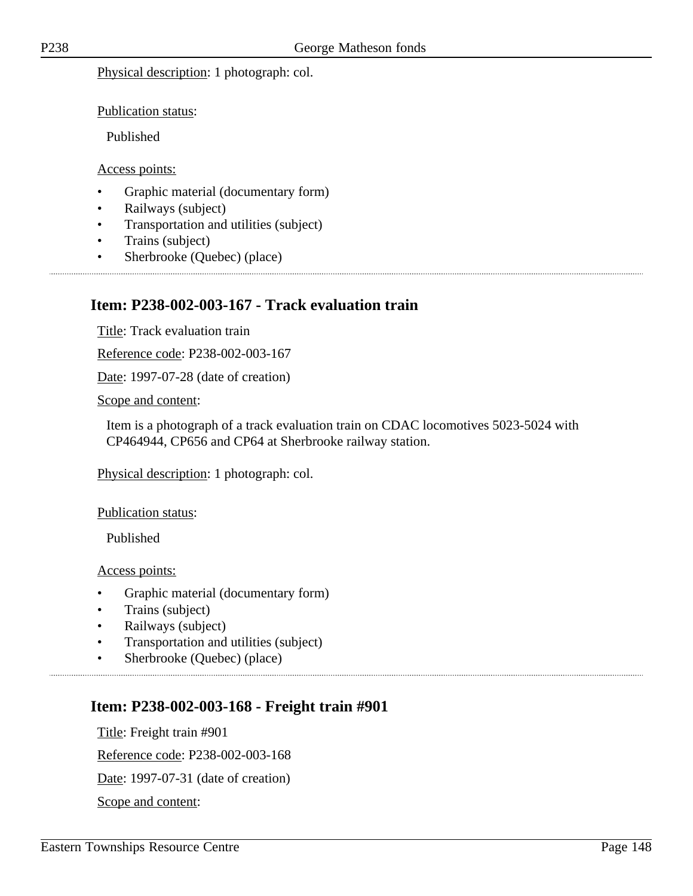Physical description: 1 photograph: col.

Publication status:

Published

Access points:

- Graphic material (documentary form)
- Railways (subject)
- Transportation and utilities (subject)
- Trains (subject)
- Sherbrooke (Quebec) (place)

---

## Item: P238-002-003-167 - Track evaluation train

Title: Track evaluation train

Reference code: P238-002-003-167

Date: 1997-07-28 (date of creation)

Scope and content:

Item is a photograph of a track evaluation train on CDAC locomotives 5023-5024 with CP464944, CP656 and CP64 at Sherbrooke railway station.

Physical description: 1 photograph: col.

Publication status:

Published

Access points:

- Graphic material (documentary form)
- Trains (subject)
- Railways (subject)
- Transportation and utilities (subject)
- Sherbrooke (Quebec) (place)

---

## Item: P238-002-003-168 - Freight train #901

Title: Freight train #901

Reference code: P238-002-003-168

Date: 1997-07-31 (date of creation)

Scope and content: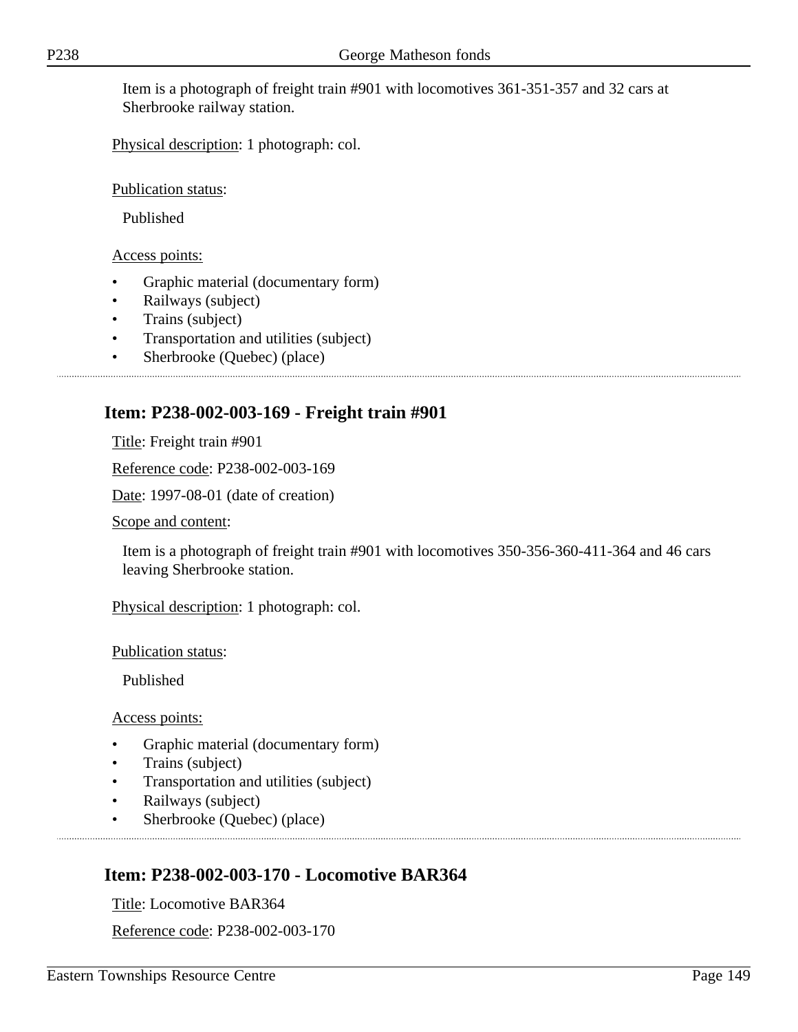Item is a photograph of freight train #901 with locomotives 361-351-357 and 32 cars at Sherbrooke railway station.

Physical description: 1 photograph: col.

Publication status:

Published

Access points:

- Graphic material (documentary form)
- Railways (subject)
- Trains (subject)
- Transportation and utilities (subject)
- Sherbrooke (Quebec) (place)

## Item: P238-002-003-169 - Freight train #901

Title: Freight train #901

Reference code: P238-002-003-169

Date: 1997-08-01 (date of creation)

Scope and content:

Item is a photograph of freight train #901 with locomotives 350-356-360-411-364 and 46 cars leaving Sherbrooke station.

Physical description: 1 photograph: col.

Publication status:

Published

Access points:

- Graphic material (documentary form)
- Trains (subject)
- Transportation and utilities (subject)
- Railways (subject)
- Sherbrooke (Quebec) (place)

## Item: P238-002-003-170 - Locomotive BAR364

Title: Locomotive BAR364

Reference code: P238-002-003-170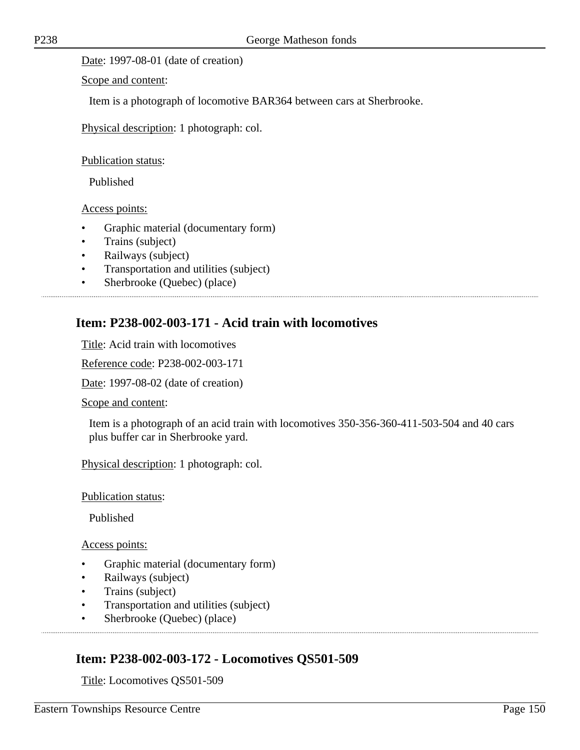Date: 1997-08-01 (date of creation)

Scope and content:

Item is a photograph of locomotive BAR364 between cars at Sherbrooke.

Physical description: 1 photograph: col.

Publication status:

Published

Access points:

- Graphic material (documentary form)
- Trains (subject)
- Railways (subject)
- Transportation and utilities (subject)
- Sherbrooke (Quebec) (place)

---

## Item: P238-002-003-171 - Acid train with locomotives

Title: Acid train with locomotives

Reference code: P238-002-003-171

Date: 1997-08-02 (date of creation)

Scope and content:

Item is a photograph of an acid train with locomotives 350-356-360-411-503-504 and 40 cars plus buffer car in Sherbrooke yard.

Physical description: 1 photograph: col.

Publication status:

Published

Access points:

- Graphic material (documentary form)
- Railways (subject)
- Trains (subject)
- Transportation and utilities (subject)
- Sherbrooke (Quebec) (place)

---

## Item: P238-002-003-172 - Locomotives QS501-509

Title: Locomotives QS501-509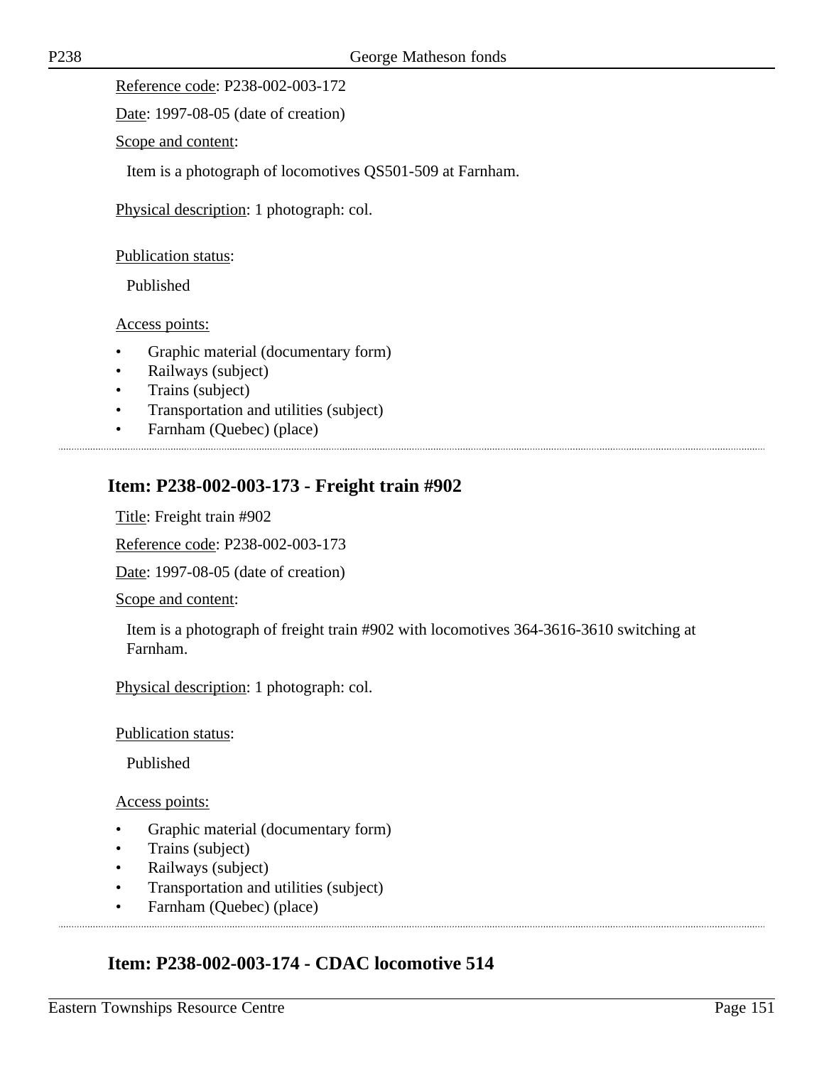Reference code: P238-002-003-172

Date: 1997-08-05 (date of creation)

Scope and content:

Item is a photograph of locomotives QS501-509 at Farnham.

Physical description: 1 photograph: col.

Publication status:

Published

Access points:

- Graphic material (documentary form)
- Railways (subject)
- Trains (subject)
- Transportation and utilities (subject)
- Farnham (Quebec) (place)

## Item: P238-002-003-173 - Freight train #902

Title: Freight train #902

Reference code: P238-002-003-173

Date: 1997-08-05 (date of creation)

Scope and content:

Item is a photograph of freight train #902 with locomotives 364-3616-3610 switching at Farnham.

Physical description: 1 photograph: col.

Publication status:

Published

Access points:

- Graphic material (documentary form)
- Trains (subject)
- Railways (subject)
- Transportation and utilities (subject)
- Farnham (Quebec) (place)

## Item: P238-002-003-174 - CDAC locomotive 514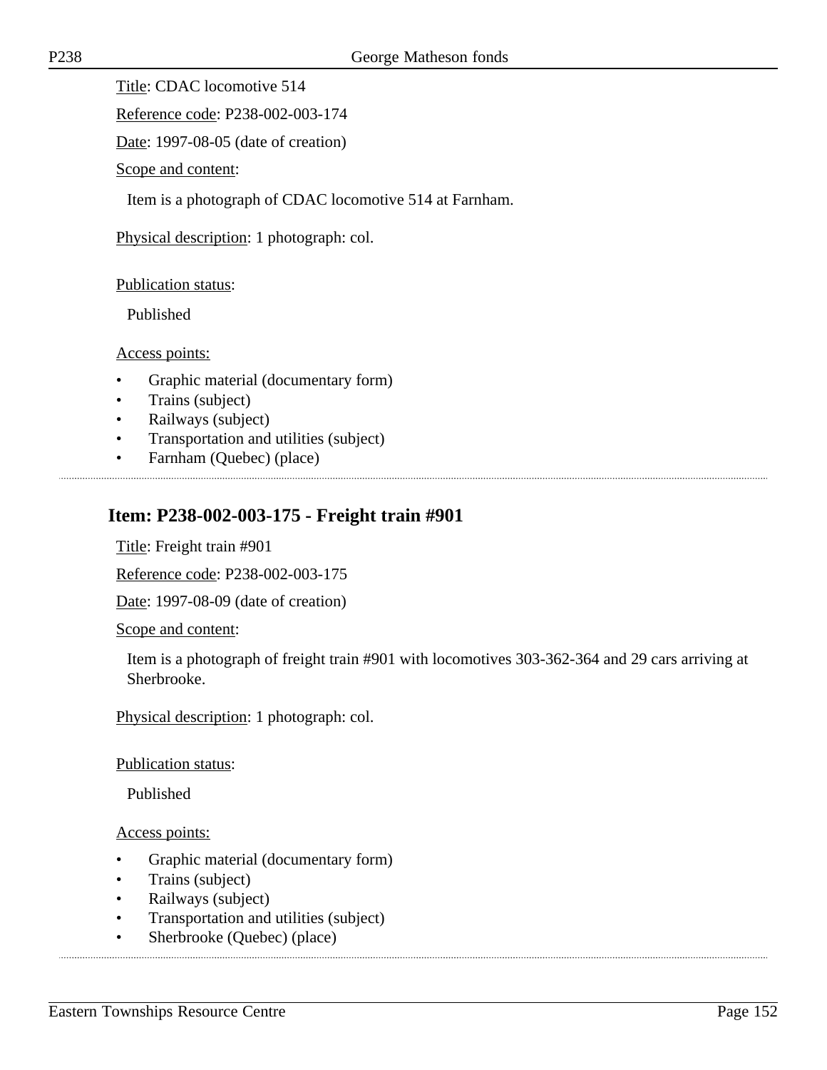Title: CDAC locomotive 514

Reference code: P238-002-003-174

Date: 1997-08-05 (date of creation)

Scope and content:

Item is a photograph of CDAC locomotive 514 at Farnham.

Physical description: 1 photograph: col.

Publication status:

Published

Access points:

- Graphic material (documentary form)
- Trains (subject)
- Railways (subject)
- Transportation and utilities (subject)
- Farnham (Quebec) (place)

## Item: P238-002-003-175 - Freight train #901

Title: Freight train #901

Reference code: P238-002-003-175

Date: 1997-08-09 (date of creation)

Scope and content:

Item is a photograph of freight train #901 with locomotives 303-362-364 and 29 cars arriving at Sherbrooke.

Physical description: 1 photograph: col.

Publication status:

Published

Access points:

- Graphic material (documentary form)
- Trains (subject)
- Railways (subject)
- Transportation and utilities (subject)
- Sherbrooke (Quebec) (place)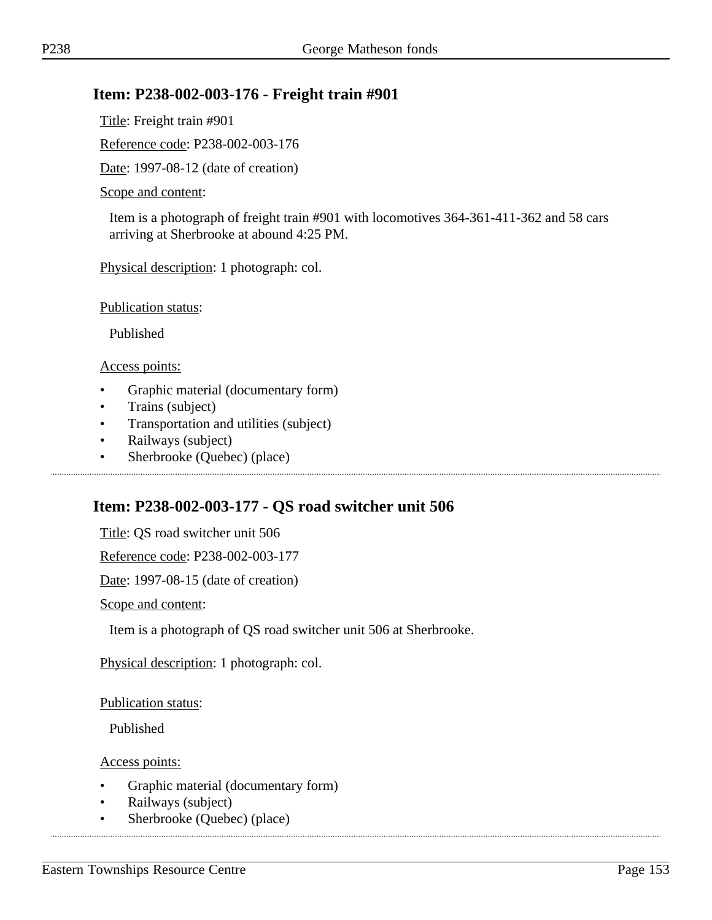## Item: P238-002-003-176 - Freight train #901

Title: Freight train #901

Reference code: P238-002-003-176

Date: 1997-08-12 (date of creation)

Scope and content:

Item is a photograph of freight train #901 with locomotives 364-361-411-362 and 58 cars arriving at Sherbrooke at abound 4:25 PM.

Physical description: 1 photograph: col.

Publication status:

Published

Access points:

- Graphic material (documentary form)
- Trains (subject)
- Transportation and utilities (subject)
- Railways (subject)
- Sherbrooke (Quebec) (place)

---

## Item: P238-002-003-177 - QS road switcher unit 506

Title: QS road switcher unit 506

Reference code: P238-002-003-177

Date: 1997-08-15 (date of creation)

Scope and content:

Item is a photograph of QS road switcher unit 506 at Sherbrooke.

Physical description: 1 photograph: col.

Publication status:

Published

Access points:

- Graphic material (documentary form)
- Railways (subject)
- Sherbrooke (Quebec) (place)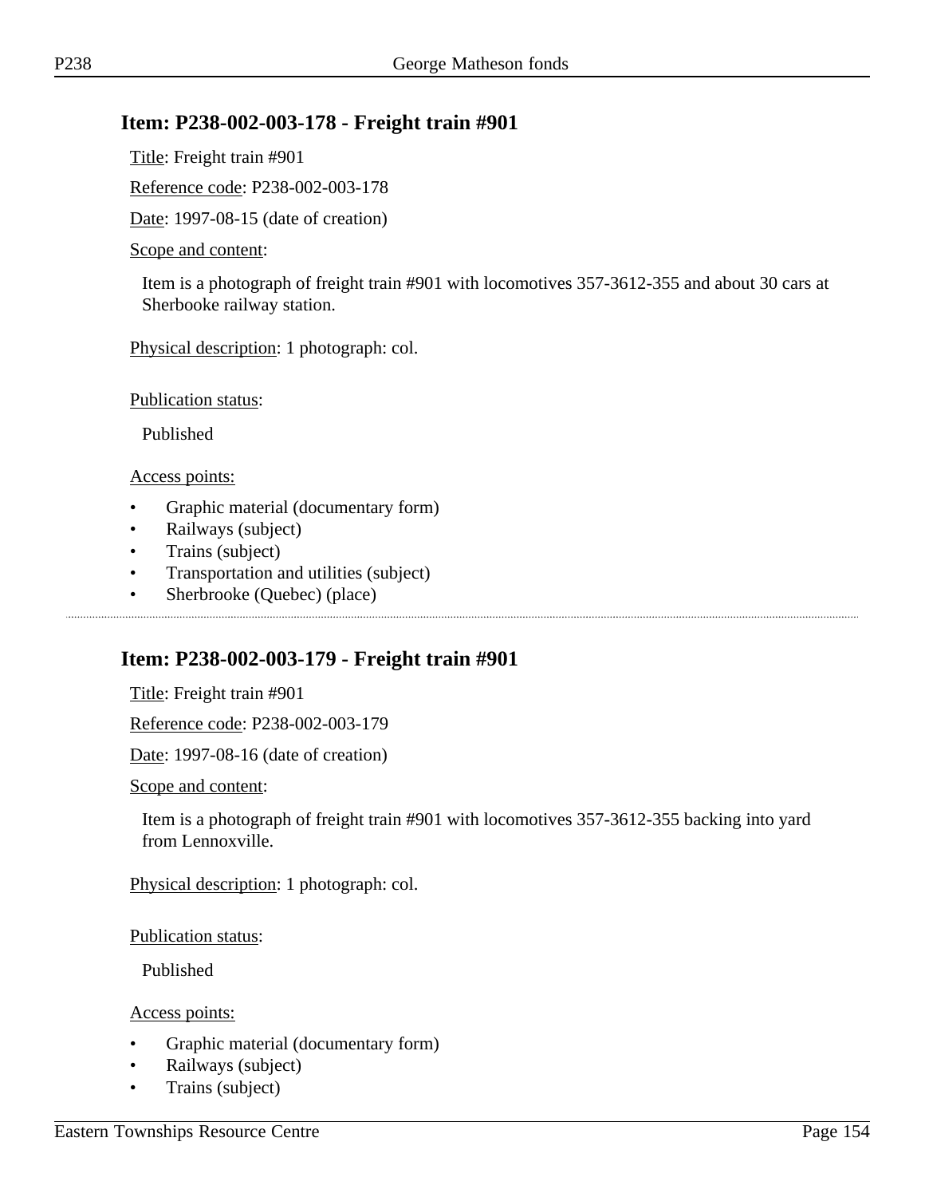## Item: P238-002-003-178 - Freight train #901

Title: Freight train #901

Reference code: P238-002-003-178

Date: 1997-08-15 (date of creation)

Scope and content:

Item is a photograph of freight train #901 with locomotives 357-3612-355 and about 30 cars at Sherbooke railway station.

Physical description: 1 photograph: col.

Publication status:

Published

Access points:

- Graphic material (documentary form)
- Railways (subject)
- Trains (subject)
- Transportation and utilities (subject)
- Sherbrooke (Quebec) (place)

---

## Item: P238-002-003-179 - Freight train #901

Title: Freight train #901

Reference code: P238-002-003-179

Date: 1997-08-16 (date of creation)

Scope and content:

Item is a photograph of freight train #901 with locomotives 357-3612-355 backing into yard from Lennoxville.

Physical description: 1 photograph: col.

Publication status:

Published

Access points:

- Graphic material (documentary form)
- Railways (subject)
- Trains (subject)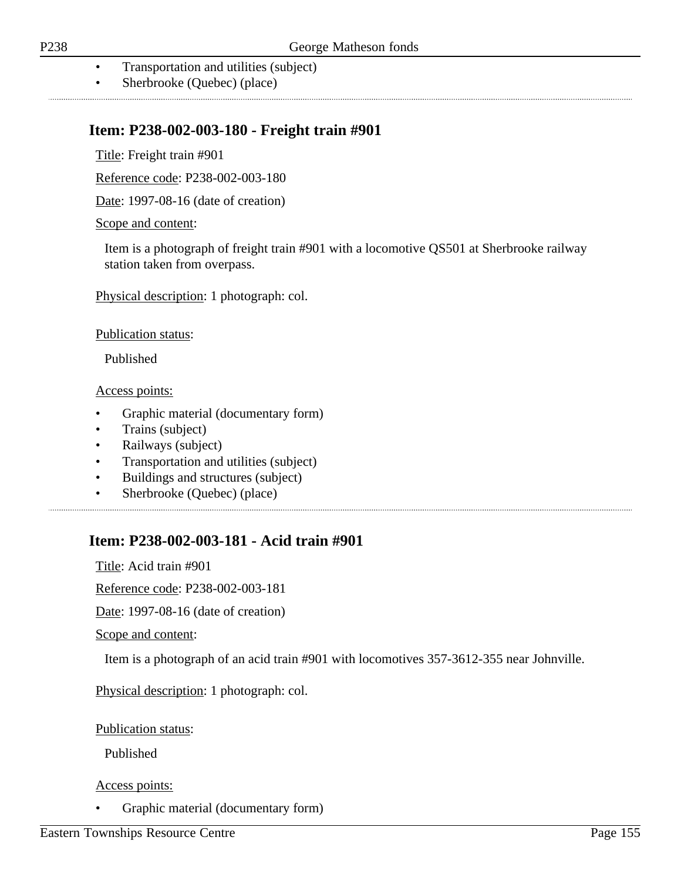- Transportation and utilities (subject)
- Sherbrooke (Quebec) (place)

### Item: P238-002-003-180 - Freight train #901

Title: Freight train #901

Reference code: P238-002-003-180

Date: 1997-08-16 (date of creation)

Scope and content:

Item is a photograph of freight train #901 with a locomotive QS501 at Sherbrooke railway station taken from overpass.

Physical description: 1 photograph: col.

Publication status:

Published

Access points:

- Graphic material (documentary form)
- Trains (subject)
- Railways (subject)
- Transportation and utilities (subject)
- Buildings and structures (subject)
- Sherbrooke (Quebec) (place)

### Item: P238-002-003-181 - Acid train #901

Title: Acid train #901

Reference code: P238-002-003-181

Date: 1997-08-16 (date of creation)

Scope and content:

Item is a photograph of an acid train #901 with locomotives 357-3612-355 near Johnville.

Physical description: 1 photograph: col.

Publication status:

Published

Access points:

- Graphic material (documentary form)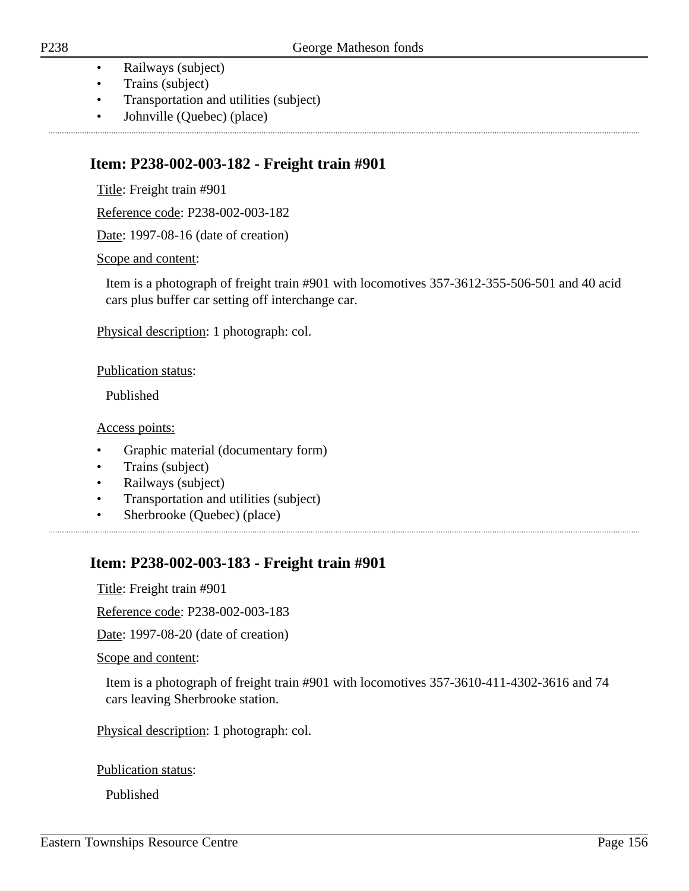- Railways (subject)
- Trains (subject)
- Transportation and utilities (subject)
- Johnville (Quebec) (place)

### Item: P238-002-003-182 - Freight train #901

Title: Freight train #901

Reference code: P238-002-003-182

Date: 1997-08-16 (date of creation)

Scope and content:

Item is a photograph of freight train #901 with locomotives 357-3612-355-506-501 and 40 acid cars plus buffer car setting off interchange car.

Physical description: 1 photograph: col.

Publication status:

Published

Access points:

- Graphic material (documentary form)
- Trains (subject)
- Railways (subject)
- Transportation and utilities (subject)
- Sherbrooke (Quebec) (place)

### Item: P238-002-003-183 - Freight train #901

Title: Freight train #901

Reference code: P238-002-003-183

Date: 1997-08-20 (date of creation)

Scope and content:

Item is a photograph of freight train #901 with locomotives 357-3610-411-4302-3616 and 74 cars leaving Sherbrooke station.

Physical description: 1 photograph: col.

Publication status:

Published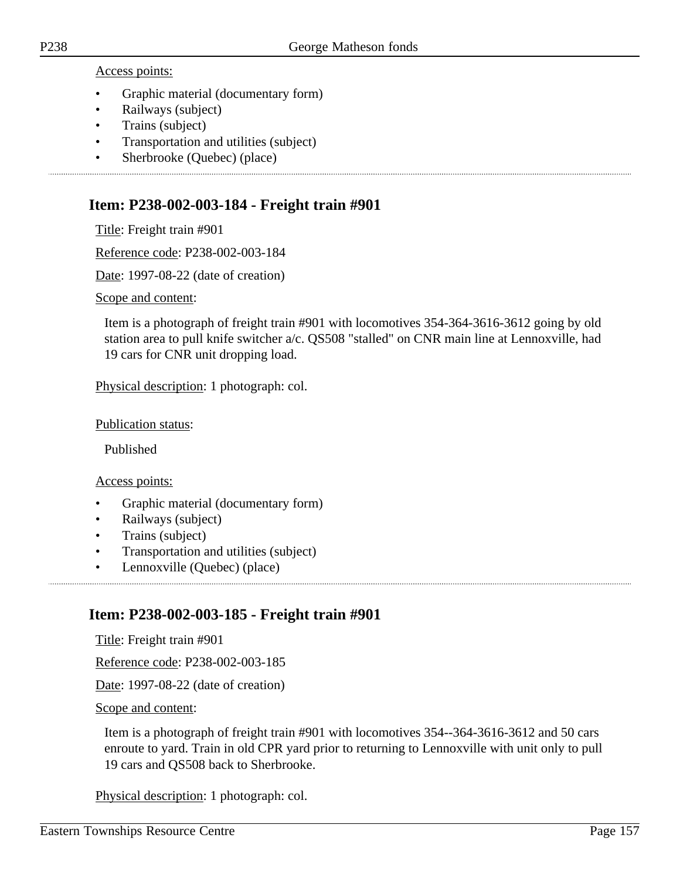Access points:

- Graphic material (documentary form)
- Railways (subject)
- Trains (subject)
- Transportation and utilities (subject)
- Sherbrooke (Quebec) (place)

## Item: P238-002-003-184 - Freight train #901

Title: Freight train #901

Reference code: P238-002-003-184

Date: 1997-08-22 (date of creation)

Scope and content:

Item is a photograph of freight train #901 with locomotives 354-364-3616-3612 going by old station area to pull knife switcher a/c. QS508 "stalled" on CNR main line at Lennoxville, had 19 cars for CNR unit dropping load.

Physical description: 1 photograph: col.

Publication status:

Published

Access points:

- Graphic material (documentary form)
- Railways (subject)
- Trains (subject)
- Transportation and utilities (subject)
- Lennoxville (Quebec) (place)

## Item: P238-002-003-185 - Freight train #901

Title: Freight train #901

Reference code: P238-002-003-185

Date: 1997-08-22 (date of creation)

Scope and content:

Item is a photograph of freight train #901 with locomotives 354--364-3616-3612 and 50 cars enroute to yard. Train in old CPR yard prior to returning to Lennoxville with unit only to pull 19 cars and QS508 back to Sherbrooke.

Physical description: 1 photograph: col.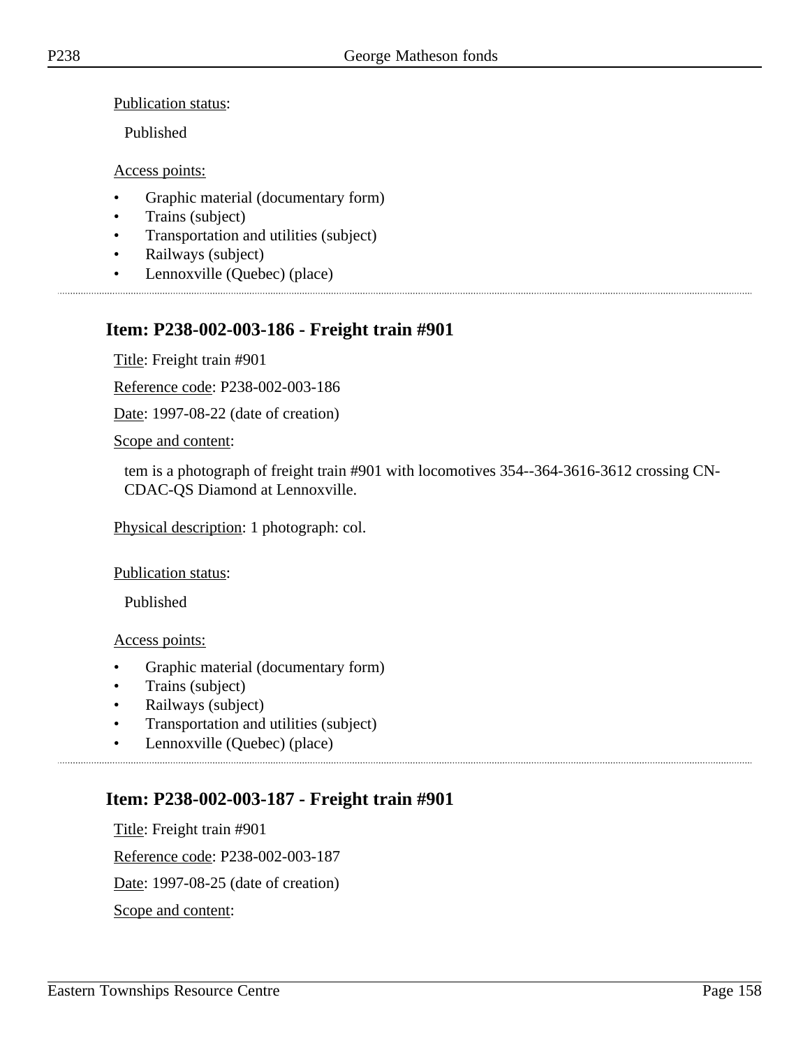Publication status:

Published

Access points:

- Graphic material (documentary form)
- Trains (subject)
- Transportation and utilities (subject)
- Railways (subject)
- Lennoxville (Quebec) (place)

---

## Item: P238-002-003-186 - Freight train #901

Title: Freight train #901

Reference code: P238-002-003-186

Date: 1997-08-22 (date of creation)

Scope and content:

tem is a photograph of freight train #901 with locomotives 354--364-3616-3612 crossing CN-CDAC-QS Diamond at Lennoxville.

Physical description: 1 photograph: col.

Publication status:

Published

Access points:

- Graphic material (documentary form)
- Trains (subject)
- Railways (subject)
- Transportation and utilities (subject)
- Lennoxville (Quebec) (place)

---

## Item: P238-002-003-187 - Freight train #901

Title: Freight train #901

Reference code: P238-002-003-187

Date: 1997-08-25 (date of creation)

Scope and content: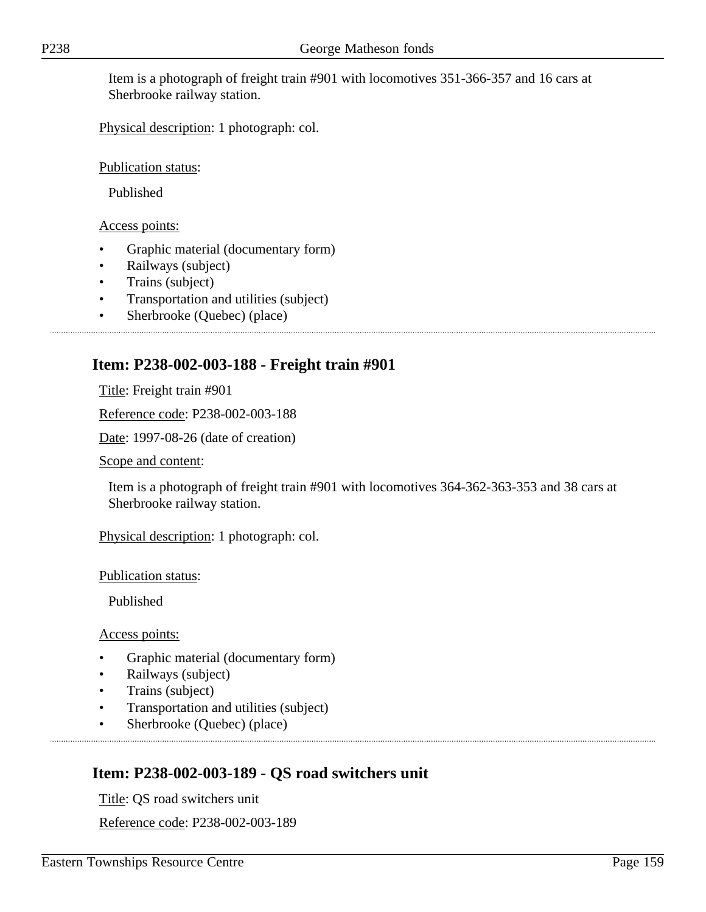Item is a photograph of freight train #901 with locomotives 351-366-357 and 16 cars at Sherbrooke railway station.

Physical description: 1 photograph: col.

Publication status:

Published

Access points:

- Graphic material (documentary form)
- Railways (subject)
- Trains (subject)
- Transportation and utilities (subject)
- Sherbrooke (Quebec) (place)

## Item: P238-002-003-188 - Freight train #901

Title: Freight train #901

Reference code: P238-002-003-188

Date: 1997-08-26 (date of creation)

Scope and content:

Item is a photograph of freight train #901 with locomotives 364-362-363-353 and 38 cars at Sherbrooke railway station.

Physical description: 1 photograph: col.

Publication status:

Published

Access points:

- Graphic material (documentary form)
- Railways (subject)
- Trains (subject)
- Transportation and utilities (subject)
- Sherbrooke (Quebec) (place)

## Item: P238-002-003-189 - QS road switchers unit

Title: QS road switchers unit

Reference code: P238-002-003-189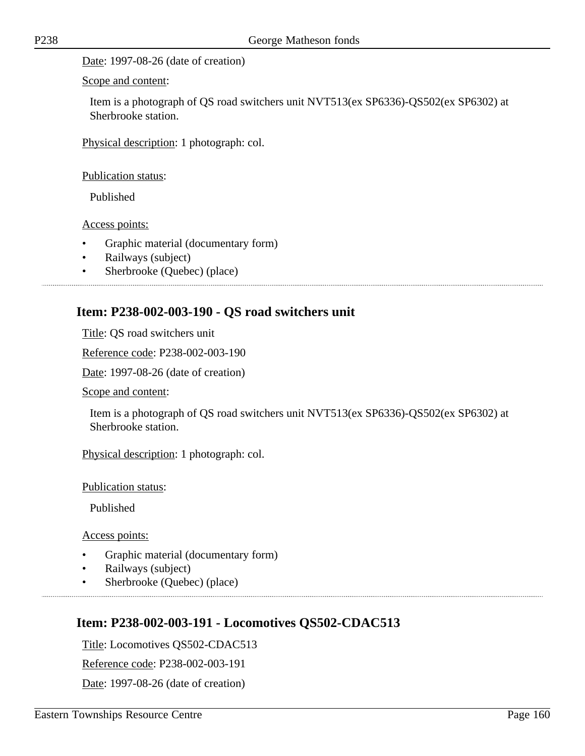Date: 1997-08-26 (date of creation)

Scope and content:

Item is a photograph of QS road switchers unit NVT513(ex SP6336)-QS502(ex SP6302) at Sherbrooke station.

Physical description: 1 photograph: col.

Publication status:

Published

Access points:

- Graphic material (documentary form)
- Railways (subject)
- Sherbrooke (Quebec) (place)

## Item: P238-002-003-190 - QS road switchers unit

Title: QS road switchers unit

Reference code: P238-002-003-190

Date: 1997-08-26 (date of creation)

Scope and content:

Item is a photograph of QS road switchers unit NVT513(ex SP6336)-QS502(ex SP6302) at Sherbrooke station.

Physical description: 1 photograph: col.

Publication status:

Published

Access points:

- Graphic material (documentary form)
- Railways (subject)
- Sherbrooke (Quebec) (place)

## Item: P238-002-003-191 - Locomotives QS502-CDAC513

Title: Locomotives QS502-CDAC513

Reference code: P238-002-003-191

Date: 1997-08-26 (date of creation)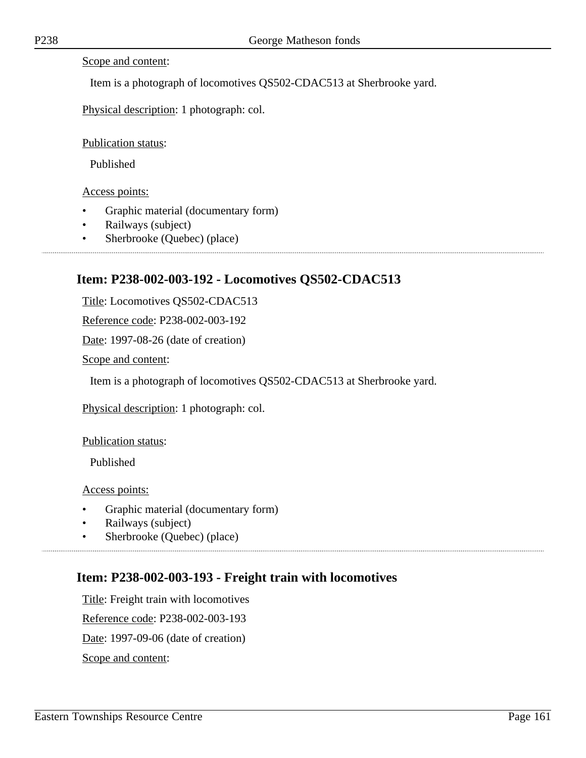Scope and content:

Item is a photograph of locomotives QS502-CDAC513 at Sherbrooke yard.

Physical description: 1 photograph: col.

Publication status:

Published

Access points:

- Graphic material (documentary form)
- Railways (subject)
- Sherbrooke (Quebec) (place)

## Item: P238-002-003-192 - Locomotives QS502-CDAC513

Title: Locomotives QS502-CDAC513

Reference code: P238-002-003-192

Date: 1997-08-26 (date of creation)

Scope and content:

Item is a photograph of locomotives QS502-CDAC513 at Sherbrooke yard.

Physical description: 1 photograph: col.

Publication status:

Published

Access points:

- Graphic material (documentary form)
- Railways (subject)
- Sherbrooke (Quebec) (place)

## Item: P238-002-003-193 - Freight train with locomotives

Title: Freight train with locomotives

Reference code: P238-002-003-193

Date: 1997-09-06 (date of creation)

Scope and content: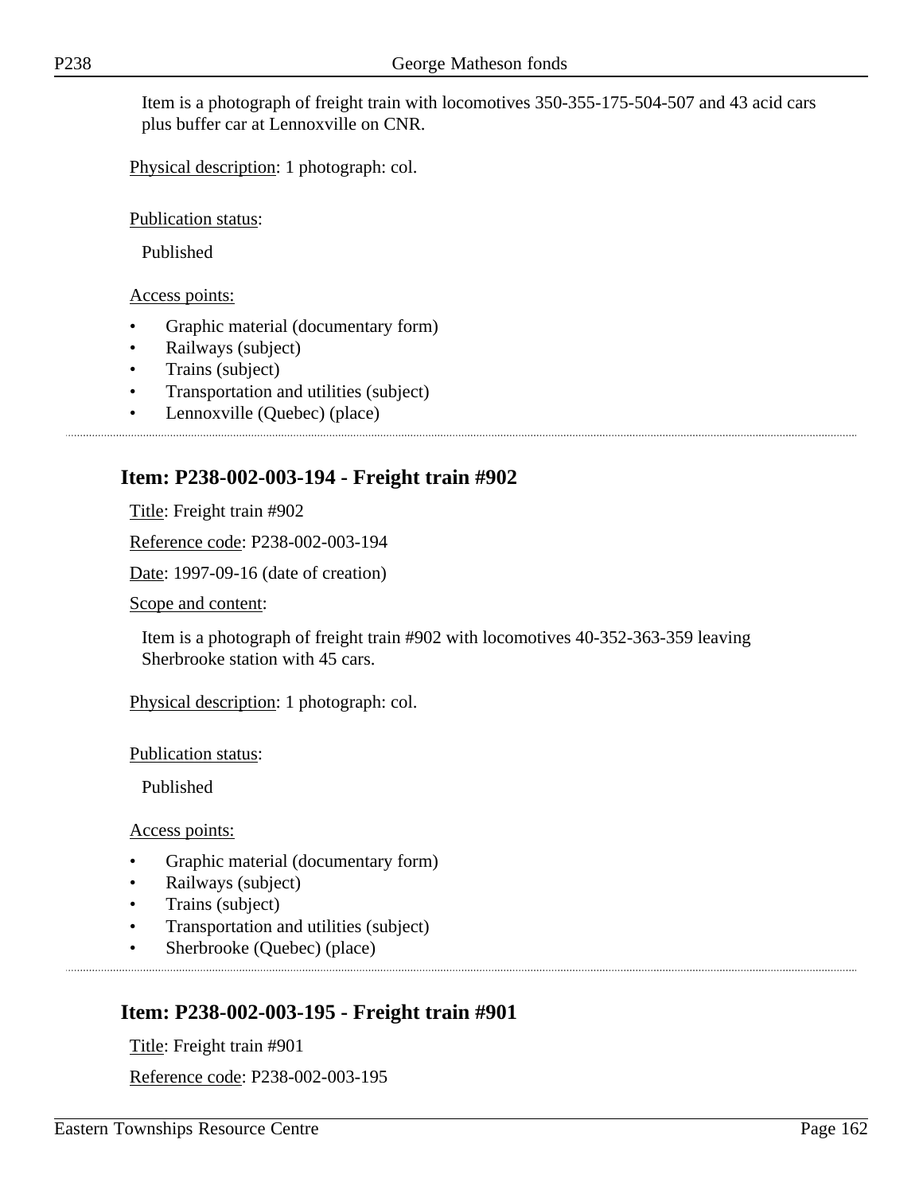Item is a photograph of freight train with locomotives 350-355-175-504-507 and 43 acid cars plus buffer car at Lennoxville on CNR.

Physical description: 1 photograph: col.

Publication status:

Published

Access points:

- Graphic material (documentary form)
- Railways (subject)
- Trains (subject)
- Transportation and utilities (subject)
- Lennoxville (Quebec) (place)

---

## Item: P238-002-003-194 - Freight train #902

Title: Freight train #902

Reference code: P238-002-003-194

Date: 1997-09-16 (date of creation)

Scope and content:

Item is a photograph of freight train #902 with locomotives 40-352-363-359 leaving Sherbrooke station with 45 cars.

Physical description: 1 photograph: col.

Publication status:

Published

Access points:

- Graphic material (documentary form)
- Railways (subject)
- Trains (subject)
- Transportation and utilities (subject)
- Sherbrooke (Quebec) (place)

---

## Item: P238-002-003-195 - Freight train #901

Title: Freight train #901

Reference code: P238-002-003-195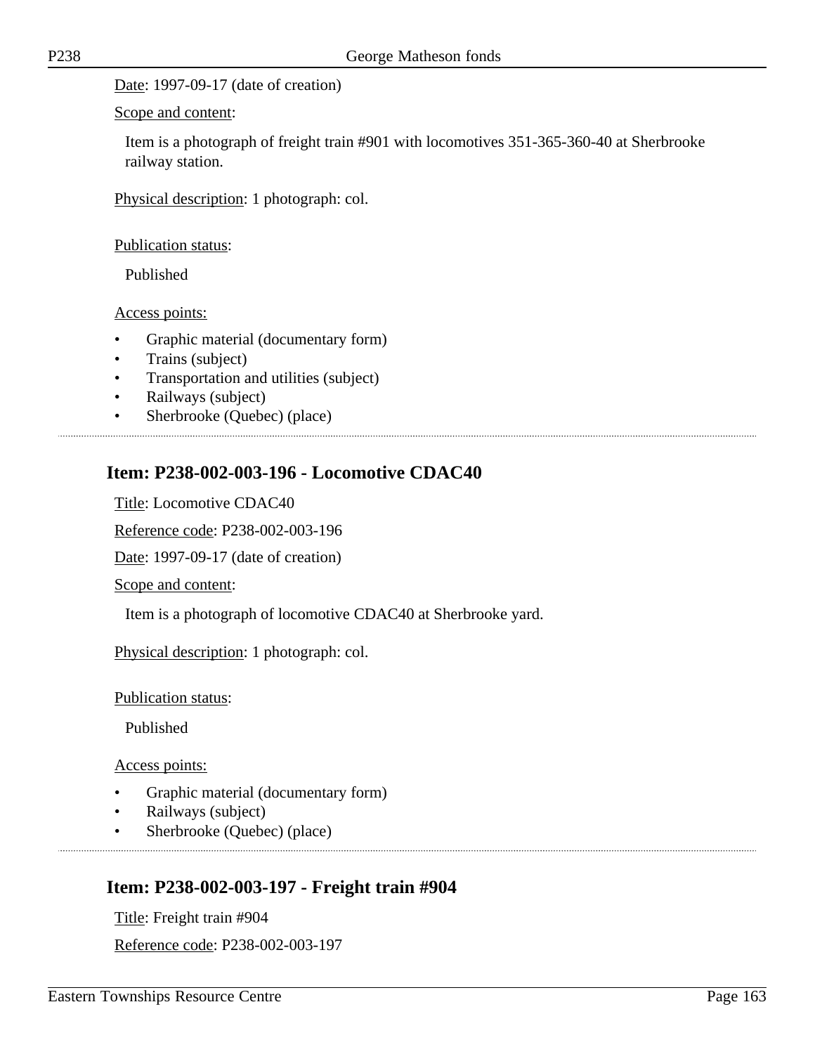Date: 1997-09-17 (date of creation)

Scope and content:

Item is a photograph of freight train #901 with locomotives 351-365-360-40 at Sherbrooke railway station.

Physical description: 1 photograph: col.

Publication status:

Published

Access points:

- Graphic material (documentary form)
- Trains (subject)
- Transportation and utilities (subject)
- Railways (subject)
- Sherbrooke (Quebec) (place)

## Item: P238-002-003-196 - Locomotive CDAC40

Title: Locomotive CDAC40

Reference code: P238-002-003-196

Date: 1997-09-17 (date of creation)

Scope and content:

Item is a photograph of locomotive CDAC40 at Sherbrooke yard.

Physical description: 1 photograph: col.

Publication status:

Published

Access points:

- Graphic material (documentary form)
- Railways (subject)
- Sherbrooke (Quebec) (place)

## Item: P238-002-003-197 - Freight train #904

Title: Freight train #904

Reference code: P238-002-003-197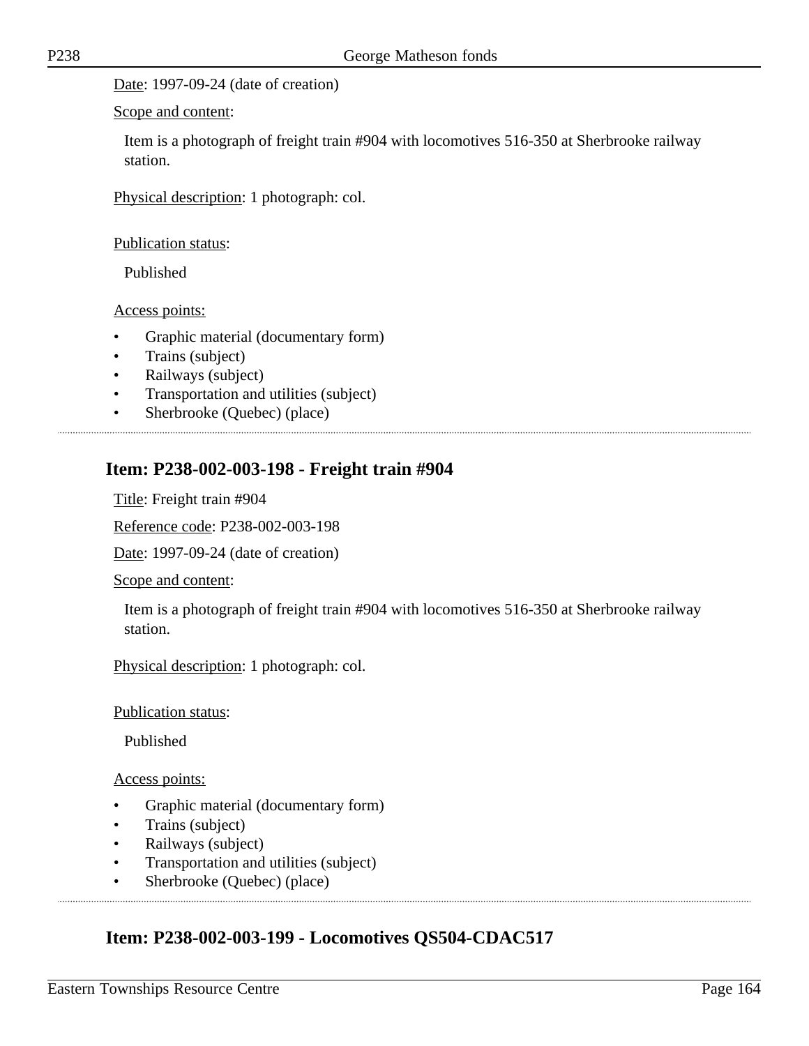Date: 1997-09-24 (date of creation)

Scope and content:

Item is a photograph of freight train #904 with locomotives 516-350 at Sherbrooke railway station.

Physical description: 1 photograph: col.

Publication status:

Published

Access points:

- Graphic material (documentary form)
- Trains (subject)
- Railways (subject)
- Transportation and utilities (subject)
- Sherbrooke (Quebec) (place)

## Item: P238-002-003-198 - Freight train #904

Title: Freight train #904

Reference code: P238-002-003-198

Date: 1997-09-24 (date of creation)

Scope and content:

Item is a photograph of freight train #904 with locomotives 516-350 at Sherbrooke railway station.

Physical description: 1 photograph: col.

Publication status:

Published

Access points:

- Graphic material (documentary form)
- Trains (subject)
- Railways (subject)
- Transportation and utilities (subject)
- Sherbrooke (Quebec) (place)

## Item: P238-002-003-199 - Locomotives QS504-CDAC517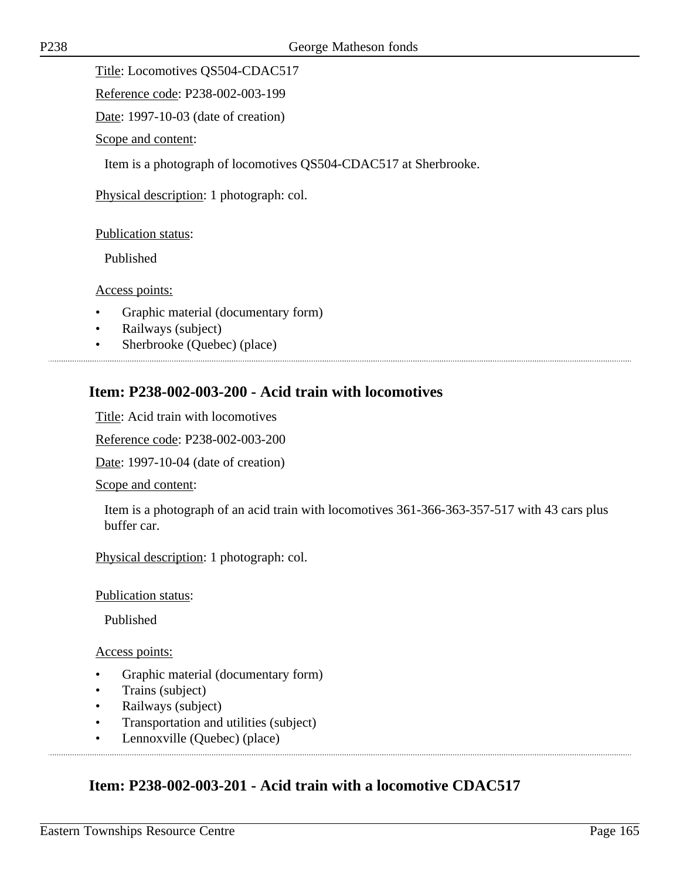Title: Locomotives QS504-CDAC517

Reference code: P238-002-003-199

Date: 1997-10-03 (date of creation)

Scope and content:

Item is a photograph of locomotives QS504-CDAC517 at Sherbrooke.

Physical description: 1 photograph: col.

Publication status:

Published

Access points:

- Graphic material (documentary form)
- Railways (subject)
- Sherbrooke (Quebec) (place)

## Item: P238-002-003-200 - Acid train with locomotives

Title: Acid train with locomotives

Reference code: P238-002-003-200

Date: 1997-10-04 (date of creation)

Scope and content:

Item is a photograph of an acid train with locomotives 361-366-363-357-517 with 43 cars plus buffer car.

Physical description: 1 photograph: col.

Publication status:

Published

Access points:

- Graphic material (documentary form)
- Trains (subject)
- Railways (subject)
- Transportation and utilities (subject)
- Lennoxville (Quebec) (place)

## Item: P238-002-003-201 - Acid train with a locomotive CDAC517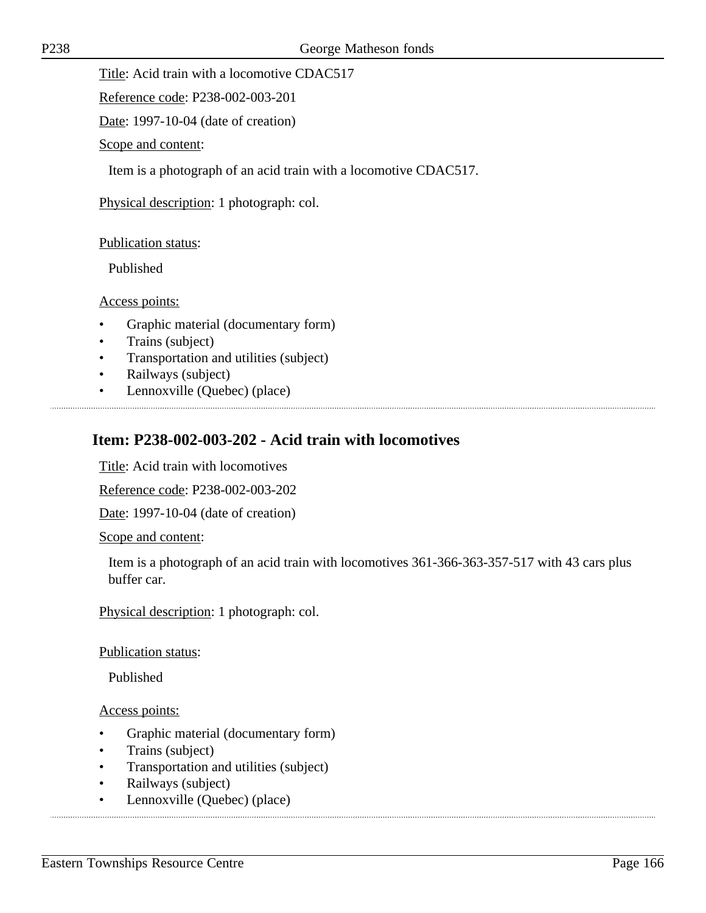Title: Acid train with a locomotive CDAC517

Reference code: P238-002-003-201

Date: 1997-10-04 (date of creation)

Scope and content:

Item is a photograph of an acid train with a locomotive CDAC517.

Physical description: 1 photograph: col.

Publication status:

Published

Access points:

- Graphic material (documentary form)
- Trains (subject)
- Transportation and utilities (subject)
- Railways (subject)
- Lennoxville (Quebec) (place)

## Item: P238-002-003-202 - Acid train with locomotives

Title: Acid train with locomotives

Reference code: P238-002-003-202

Date: 1997-10-04 (date of creation)

Scope and content:

Item is a photograph of an acid train with locomotives 361-366-363-357-517 with 43 cars plus buffer car.

Physical description: 1 photograph: col.

Publication status:

Published

Access points:

- Graphic material (documentary form)
- Trains (subject)
- Transportation and utilities (subject)
- Railways (subject)
- Lennoxville (Quebec) (place)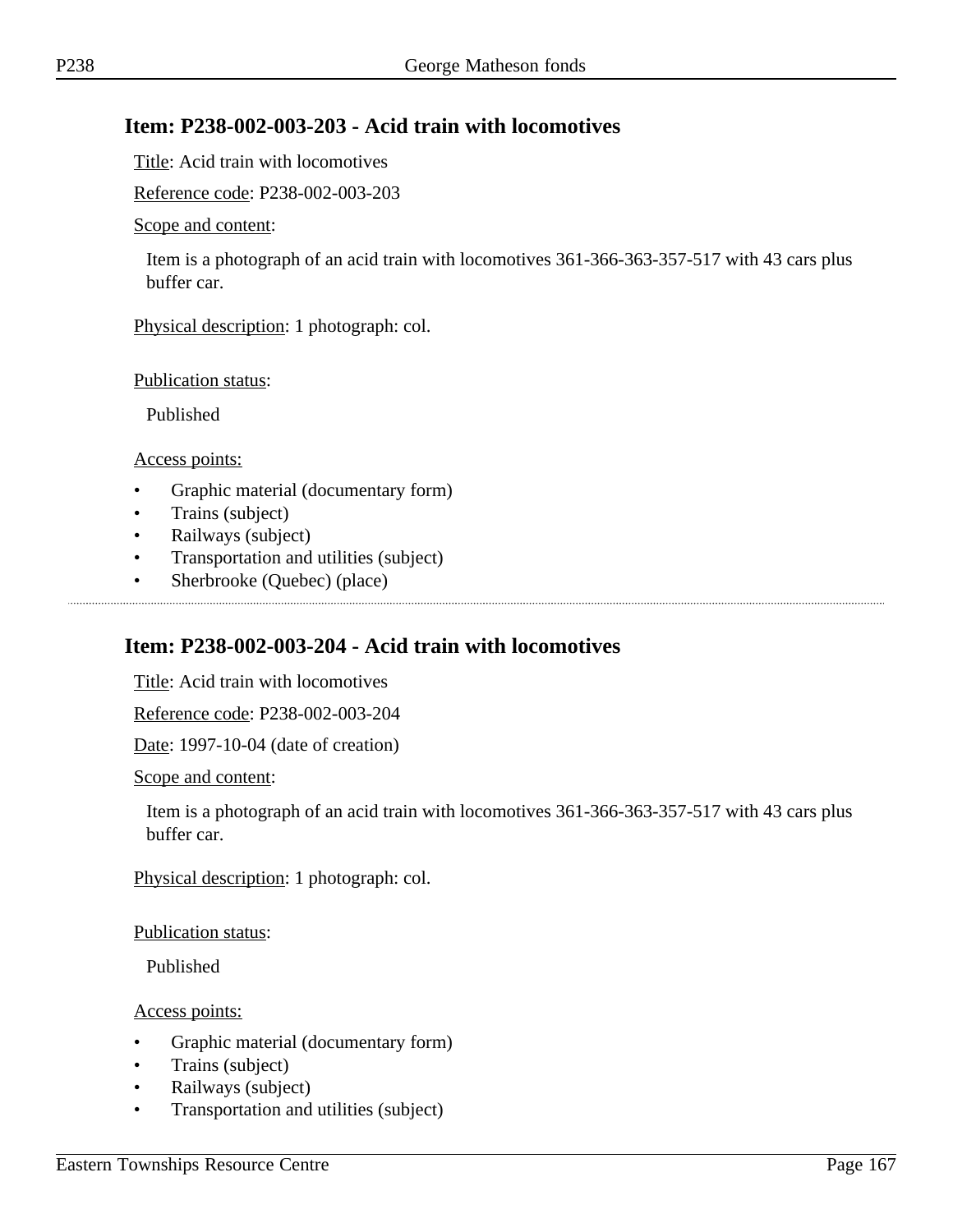## Item: P238-002-003-203 - Acid train with locomotives

Title: Acid train with locomotives

Reference code: P238-002-003-203

Scope and content:

Item is a photograph of an acid train with locomotives 361-366-363-357-517 with 43 cars plus buffer car.

Physical description: 1 photograph: col.

Publication status:

Published

Access points:

- Graphic material (documentary form)
- Trains (subject)
- Railways (subject)
- Transportation and utilities (subject)
- Sherbrooke (Quebec) (place)

---

## Item: P238-002-003-204 - Acid train with locomotives

Title: Acid train with locomotives

Reference code: P238-002-003-204

Date: 1997-10-04 (date of creation)

Scope and content:

Item is a photograph of an acid train with locomotives 361-366-363-357-517 with 43 cars plus buffer car.

Physical description: 1 photograph: col.

Publication status:

Published

Access points:

- Graphic material (documentary form)
- Trains (subject)
- Railways (subject)
- Transportation and utilities (subject)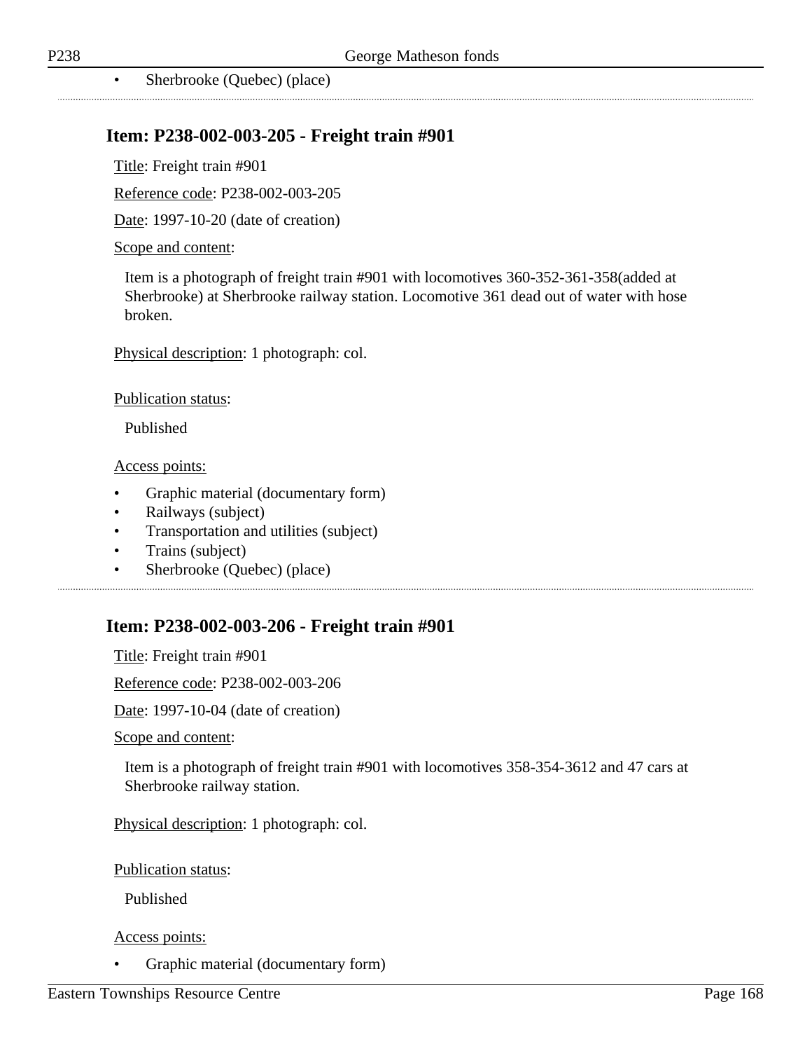- Sherbrooke (Quebec) (place)

## Item: P238-002-003-205 - Freight train #901

Title: Freight train #901

Reference code: P238-002-003-205

Date: 1997-10-20 (date of creation)

Scope and content:

Item is a photograph of freight train #901 with locomotives 360-352-361-358(added at Sherbrooke) at Sherbrooke railway station. Locomotive 361 dead out of water with hose broken.

Physical description: 1 photograph: col.

Publication status:

Published

Access points:

- Graphic material (documentary form)
- Railways (subject)
- Transportation and utilities (subject)
- Trains (subject)
- Sherbrooke (Quebec) (place)

## Item: P238-002-003-206 - Freight train #901

Title: Freight train #901

Reference code: P238-002-003-206

Date: 1997-10-04 (date of creation)

Scope and content:

Item is a photograph of freight train #901 with locomotives 358-354-3612 and 47 cars at Sherbrooke railway station.

Physical description: 1 photograph: col.

Publication status:

Published

Access points:

- Graphic material (documentary form)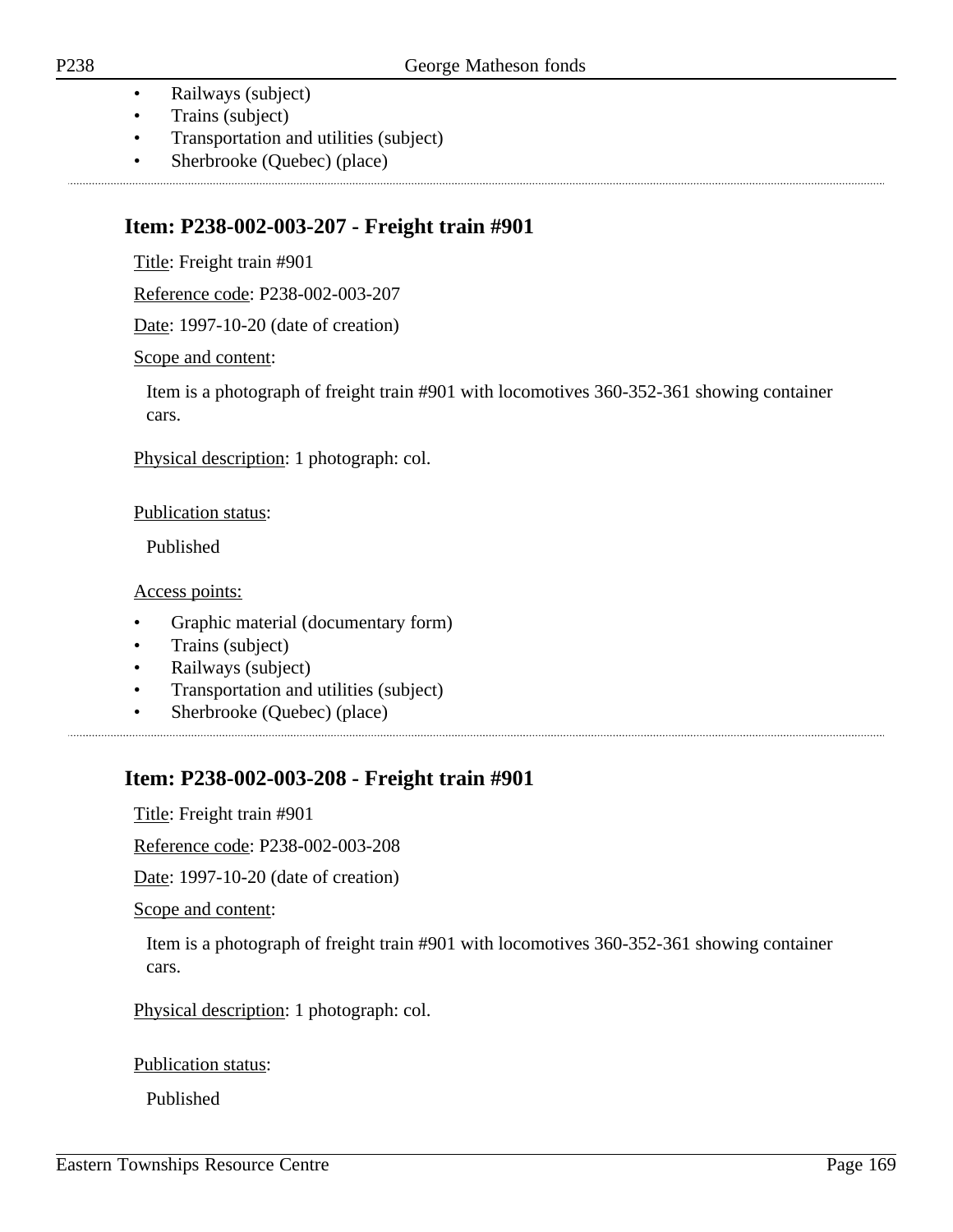- Railways (subject)
- Trains (subject)
- Transportation and utilities (subject)
- Sherbrooke (Quebec) (place)

---

## Item: P238-002-003-207 - Freight train #901

Title: Freight train #901

Reference code: P238-002-003-207

Date: 1997-10-20 (date of creation)

Scope and content:

Item is a photograph of freight train #901 with locomotives 360-352-361 showing container cars.

Physical description: 1 photograph: col.

Publication status:

Published

Access points:

- Graphic material (documentary form)
- Trains (subject)
- Railways (subject)
- Transportation and utilities (subject)
- Sherbrooke (Quebec) (place)

---

## Item: P238-002-003-208 - Freight train #901

Title: Freight train #901

Reference code: P238-002-003-208

Date: 1997-10-20 (date of creation)

Scope and content:

Item is a photograph of freight train #901 with locomotives 360-352-361 showing container cars.

Physical description: 1 photograph: col.

Publication status:

Published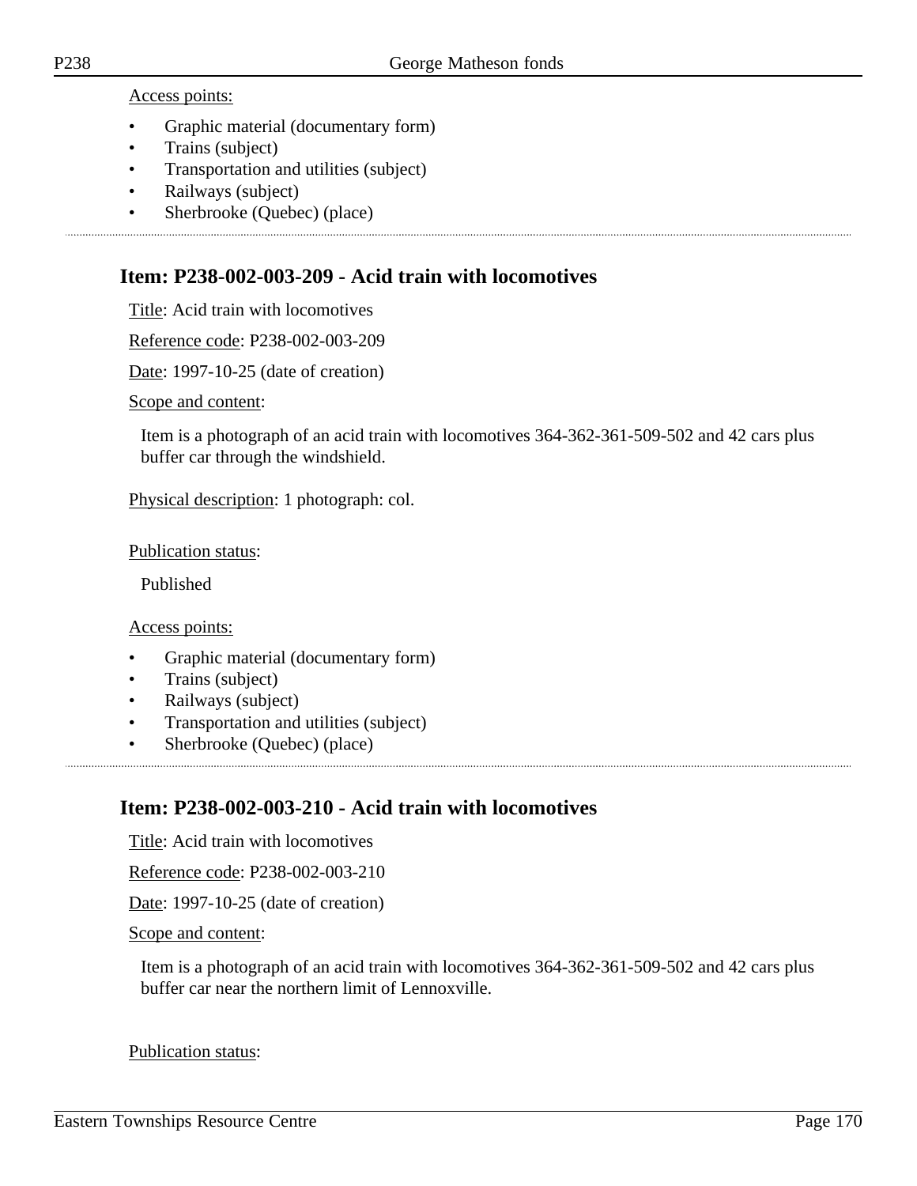Access points:

- Graphic material (documentary form)
- Trains (subject)
- Transportation and utilities (subject)
- Railways (subject)
- Sherbrooke (Quebec) (place)

## Item: P238-002-003-209 - Acid train with locomotives

Title: Acid train with locomotives

Reference code: P238-002-003-209

Date: 1997-10-25 (date of creation)

Scope and content:

Item is a photograph of an acid train with locomotives 364-362-361-509-502 and 42 cars plus buffer car through the windshield.

Physical description: 1 photograph: col.

Publication status:

Published

Access points:

- Graphic material (documentary form)
- Trains (subject)
- Railways (subject)
- Transportation and utilities (subject)
- Sherbrooke (Quebec) (place)

## Item: P238-002-003-210 - Acid train with locomotives

Title: Acid train with locomotives

Reference code: P238-002-003-210

Date: 1997-10-25 (date of creation)

Scope and content:

Item is a photograph of an acid train with locomotives 364-362-361-509-502 and 42 cars plus buffer car near the northern limit of Lennoxville.

Publication status: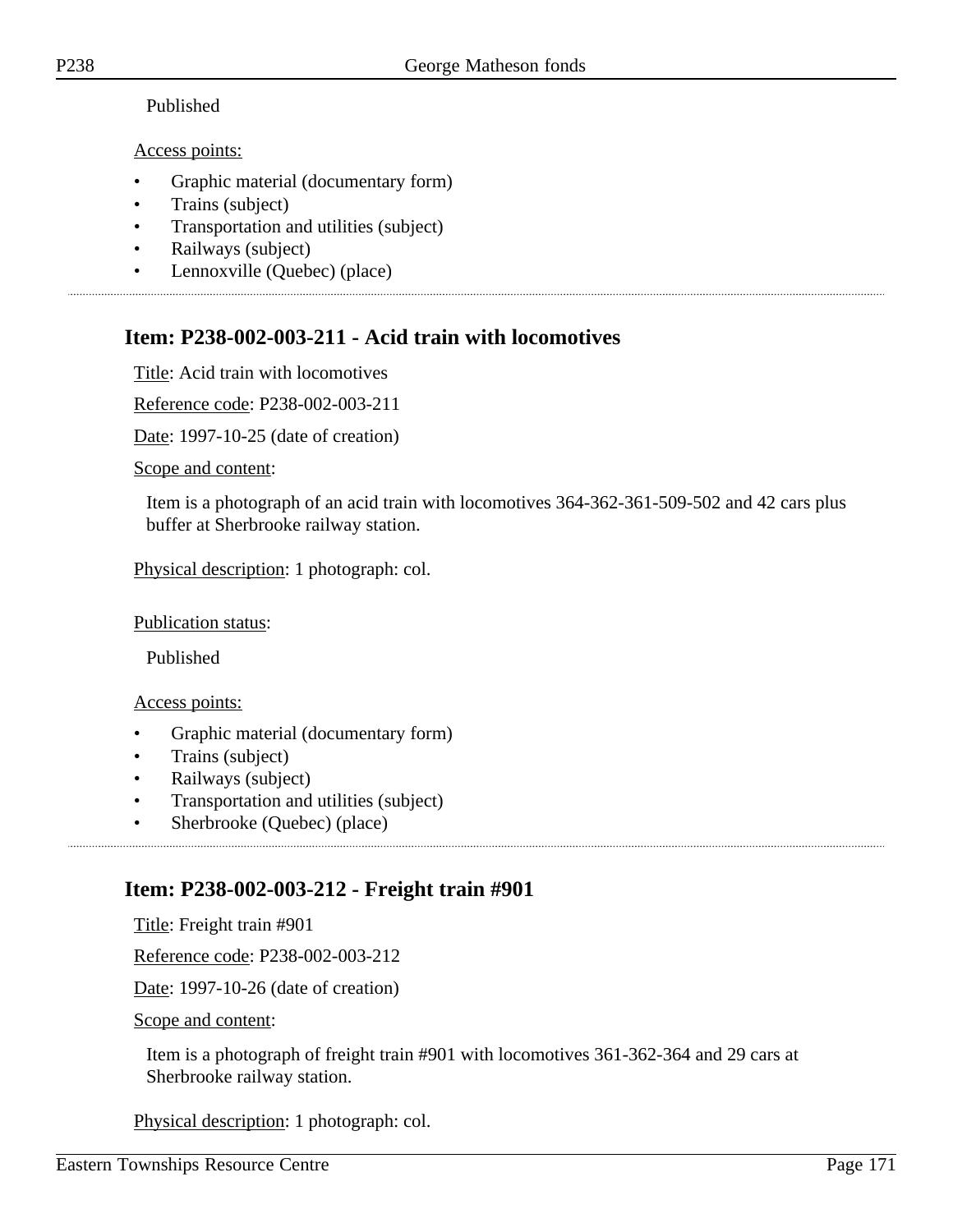Published

Access points:

- Graphic material (documentary form)
- Trains (subject)
- Transportation and utilities (subject)
- Railways (subject)
- Lennoxville (Quebec) (place)

## Item: P238-002-003-211 - Acid train with locomotives

Title: Acid train with locomotives

Reference code: P238-002-003-211

Date: 1997-10-25 (date of creation)

Scope and content:

Item is a photograph of an acid train with locomotives 364-362-361-509-502 and 42 cars plus buffer at Sherbrooke railway station.

Physical description: 1 photograph: col.

Publication status:

Published

Access points:

- Graphic material (documentary form)
- Trains (subject)
- Railways (subject)
- Transportation and utilities (subject)
- Sherbrooke (Quebec) (place)

## Item: P238-002-003-212 - Freight train #901

Title: Freight train #901

Reference code: P238-002-003-212

Date: 1997-10-26 (date of creation)

Scope and content:

Item is a photograph of freight train #901 with locomotives 361-362-364 and 29 cars at Sherbrooke railway station.

Physical description: 1 photograph: col.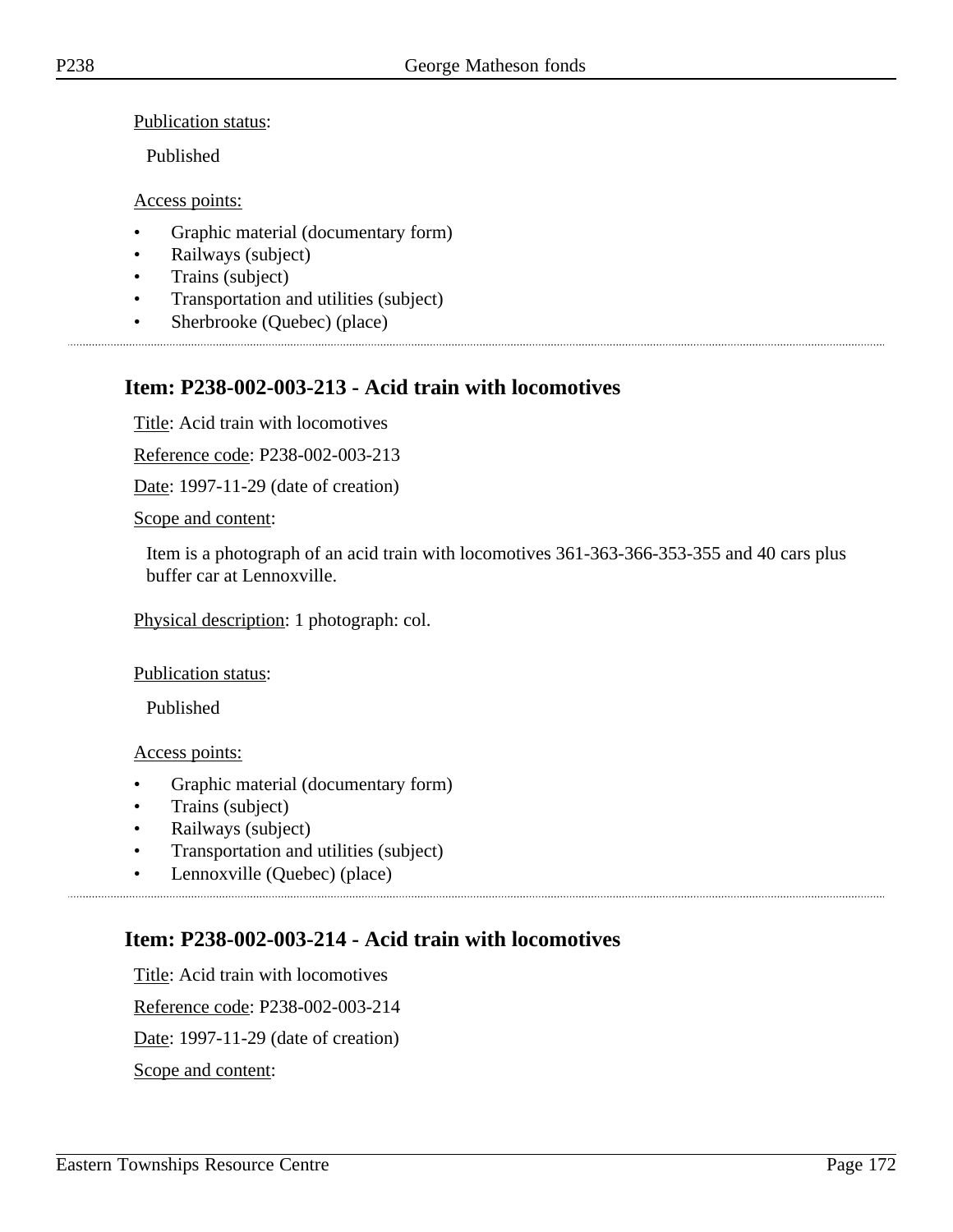Publication status:

Published

Access points:

- Graphic material (documentary form)
- Railways (subject)
- Trains (subject)
- Transportation and utilities (subject)
- Sherbrooke (Quebec) (place)

---

## Item: P238-002-003-213 - Acid train with locomotives

Title: Acid train with locomotives

Reference code: P238-002-003-213

Date: 1997-11-29 (date of creation)

Scope and content:

Item is a photograph of an acid train with locomotives 361-363-366-353-355 and 40 cars plus buffer car at Lennoxville.

Physical description: 1 photograph: col.

Publication status:

Published

Access points:

- Graphic material (documentary form)
- Trains (subject)
- Railways (subject)
- Transportation and utilities (subject)
- Lennoxville (Quebec) (place)

---

## Item: P238-002-003-214 - Acid train with locomotives

Title: Acid train with locomotives

Reference code: P238-002-003-214

Date: 1997-11-29 (date of creation)

Scope and content: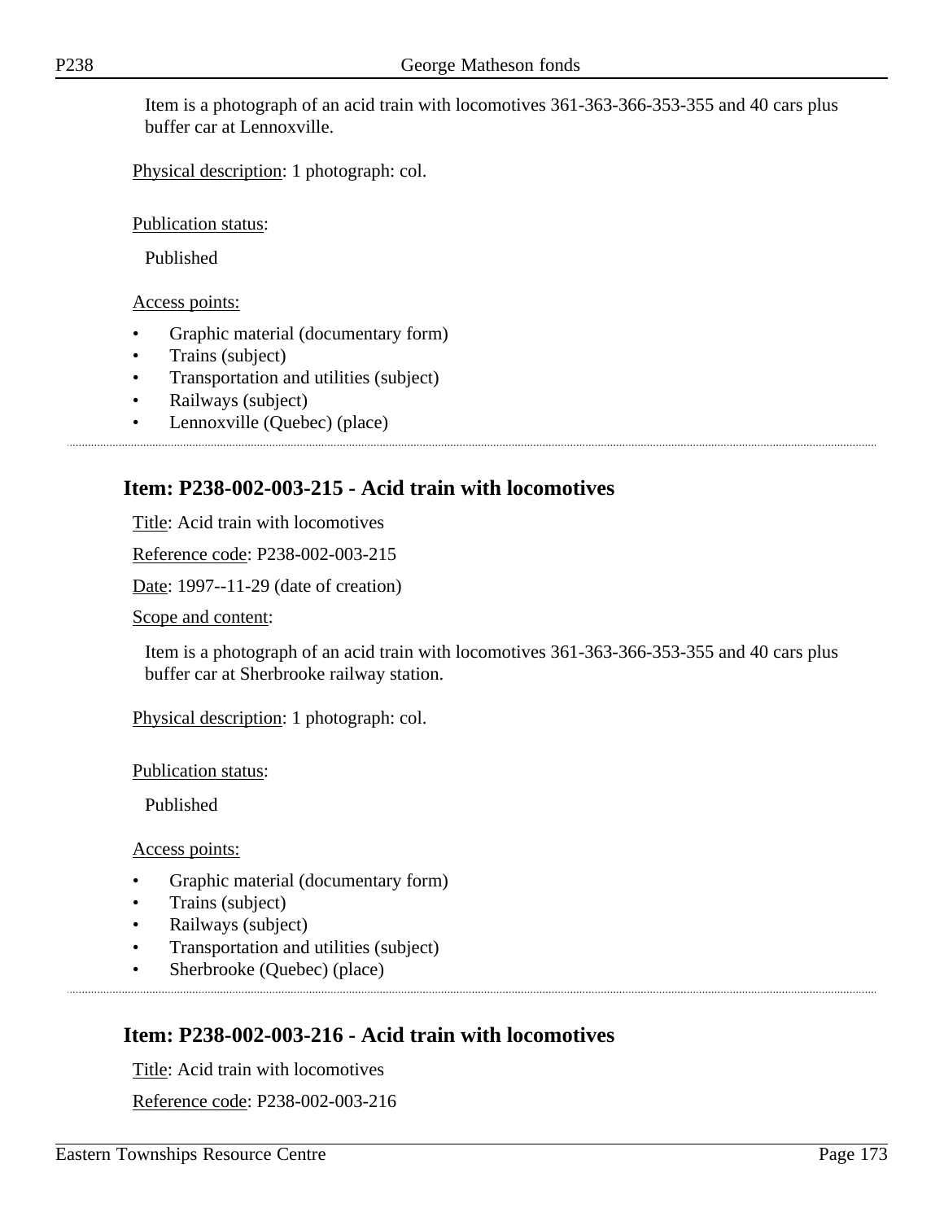Item is a photograph of an acid train with locomotives 361-363-366-353-355 and 40 cars plus buffer car at Lennoxville.

Physical description: 1 photograph: col.

Publication status:

Published

Access points:

- Graphic material (documentary form)
- Trains (subject)
- Transportation and utilities (subject)
- Railways (subject)
- Lennoxville (Quebec) (place)

## Item: P238-002-003-215 - Acid train with locomotives

Title: Acid train with locomotives

Reference code: P238-002-003-215

Date: 1997--11-29 (date of creation)

Scope and content:

Item is a photograph of an acid train with locomotives 361-363-366-353-355 and 40 cars plus buffer car at Sherbrooke railway station.

Physical description: 1 photograph: col.

Publication status:

Published

Access points:

- Graphic material (documentary form)
- Trains (subject)
- Railways (subject)
- Transportation and utilities (subject)
- Sherbrooke (Quebec) (place)

## Item: P238-002-003-216 - Acid train with locomotives

Title: Acid train with locomotives

Reference code: P238-002-003-216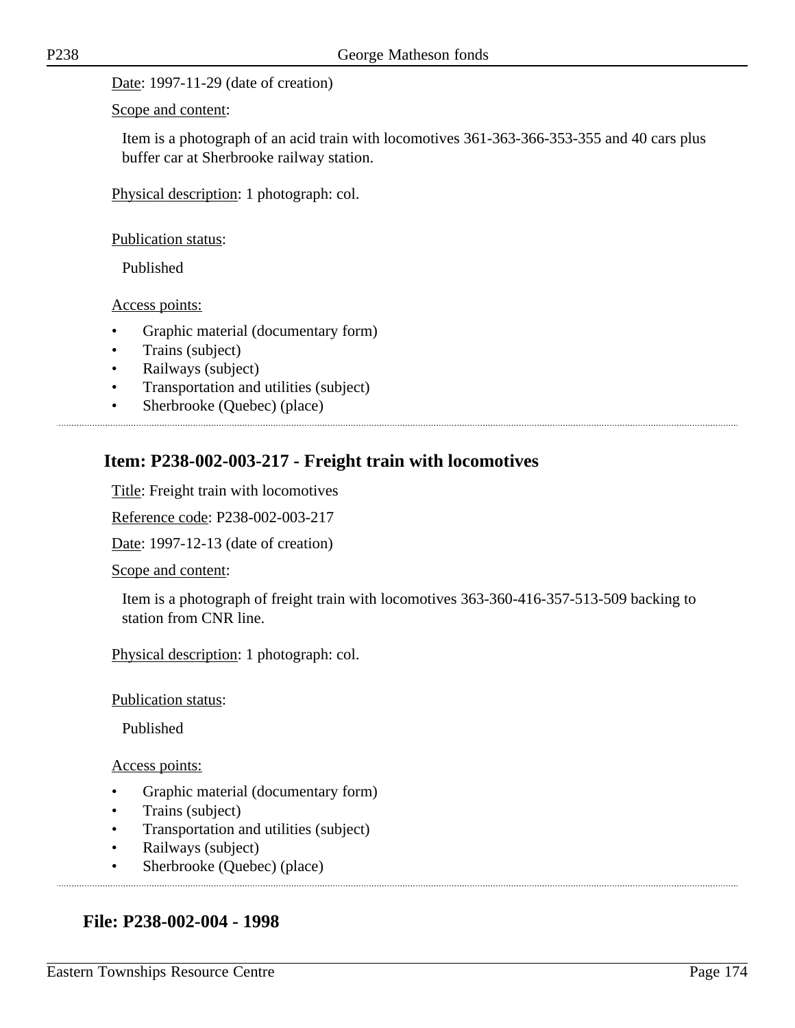Date: 1997-11-29 (date of creation)

Scope and content:

Item is a photograph of an acid train with locomotives 361-363-366-353-355 and 40 cars plus buffer car at Sherbrooke railway station.

Physical description: 1 photograph: col.

Publication status:

Published

Access points:

- Graphic material (documentary form)
- Trains (subject)
- Railways (subject)
- Transportation and utilities (subject)
- Sherbrooke (Quebec) (place)

## Item: P238-002-003-217 - Freight train with locomotives

Title: Freight train with locomotives

Reference code: P238-002-003-217

Date: 1997-12-13 (date of creation)

Scope and content:

Item is a photograph of freight train with locomotives 363-360-416-357-513-509 backing to station from CNR line.

Physical description: 1 photograph: col.

Publication status:

Published

Access points:

- Graphic material (documentary form)
- Trains (subject)
- Transportation and utilities (subject)
- Railways (subject)
- Sherbrooke (Quebec) (place)

# File: P238-002-004 - 1998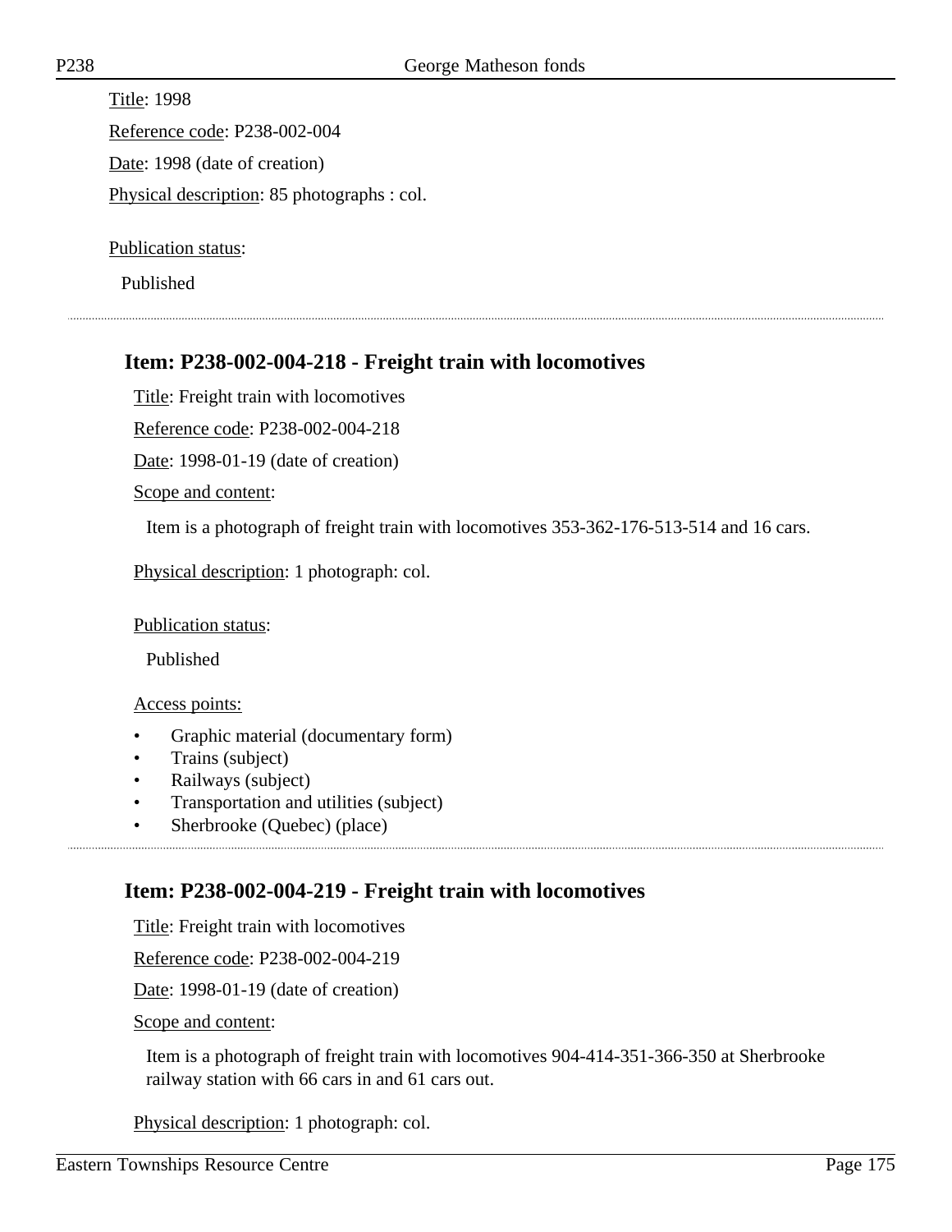Title: 1998

Reference code: P238-002-004

Date: 1998 (date of creation)

Physical description: 85 photographs : col.

Publication status:

Published

---

## Item: P238-002-004-218 - Freight train with locomotives

Title: Freight train with locomotives

Reference code: P238-002-004-218

Date: 1998-01-19 (date of creation)

Scope and content:

Item is a photograph of freight train with locomotives 353-362-176-513-514 and 16 cars.

Physical description: 1 photograph: col.

Publication status:

Published

Access points:

- Graphic material (documentary form)
- Trains (subject)
- Railways (subject)
- Transportation and utilities (subject)
- Sherbrooke (Quebec) (place)

---

## Item: P238-002-004-219 - Freight train with locomotives

Title: Freight train with locomotives

Reference code: P238-002-004-219

Date: 1998-01-19 (date of creation)

Scope and content:

Item is a photograph of freight train with locomotives 904-414-351-366-350 at Sherbrooke railway station with 66 cars in and 61 cars out.

Physical description: 1 photograph: col.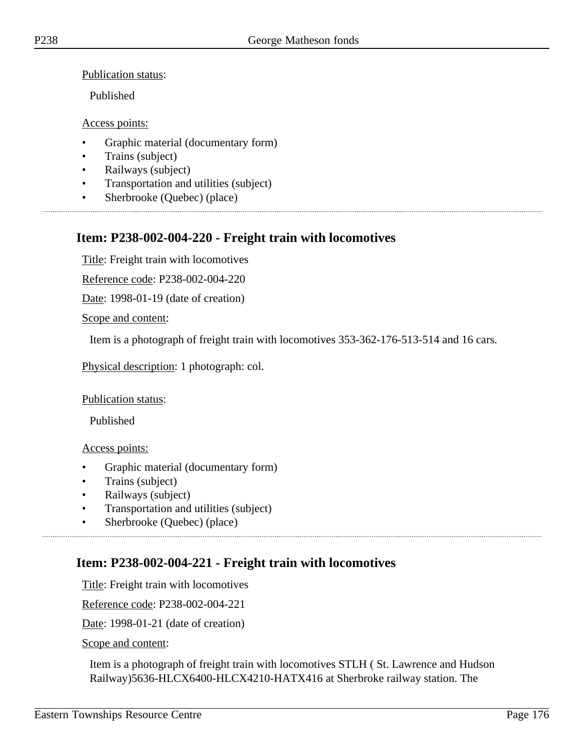Publication status:

Published

Access points:

- Graphic material (documentary form)
- Trains (subject)
- Railways (subject)
- Transportation and utilities (subject)
- Sherbrooke (Quebec) (place)

## Item: P238-002-004-220 - Freight train with locomotives

Title: Freight train with locomotives

Reference code: P238-002-004-220

Date: 1998-01-19 (date of creation)

Scope and content:

Item is a photograph of freight train with locomotives 353-362-176-513-514 and 16 cars.

Physical description: 1 photograph: col.

Publication status:

Published

Access points:

- Graphic material (documentary form)
- Trains (subject)
- Railways (subject)
- Transportation and utilities (subject)
- Sherbrooke (Quebec) (place)

## Item: P238-002-004-221 - Freight train with locomotives

Title: Freight train with locomotives

Reference code: P238-002-004-221

Date: 1998-01-21 (date of creation)

Scope and content:

Item is a photograph of freight train with locomotives STLH ( St. Lawrence and Hudson Railway)5636-HLCX6400-HLCX4210-HATX416 at Sherbroke railway station. The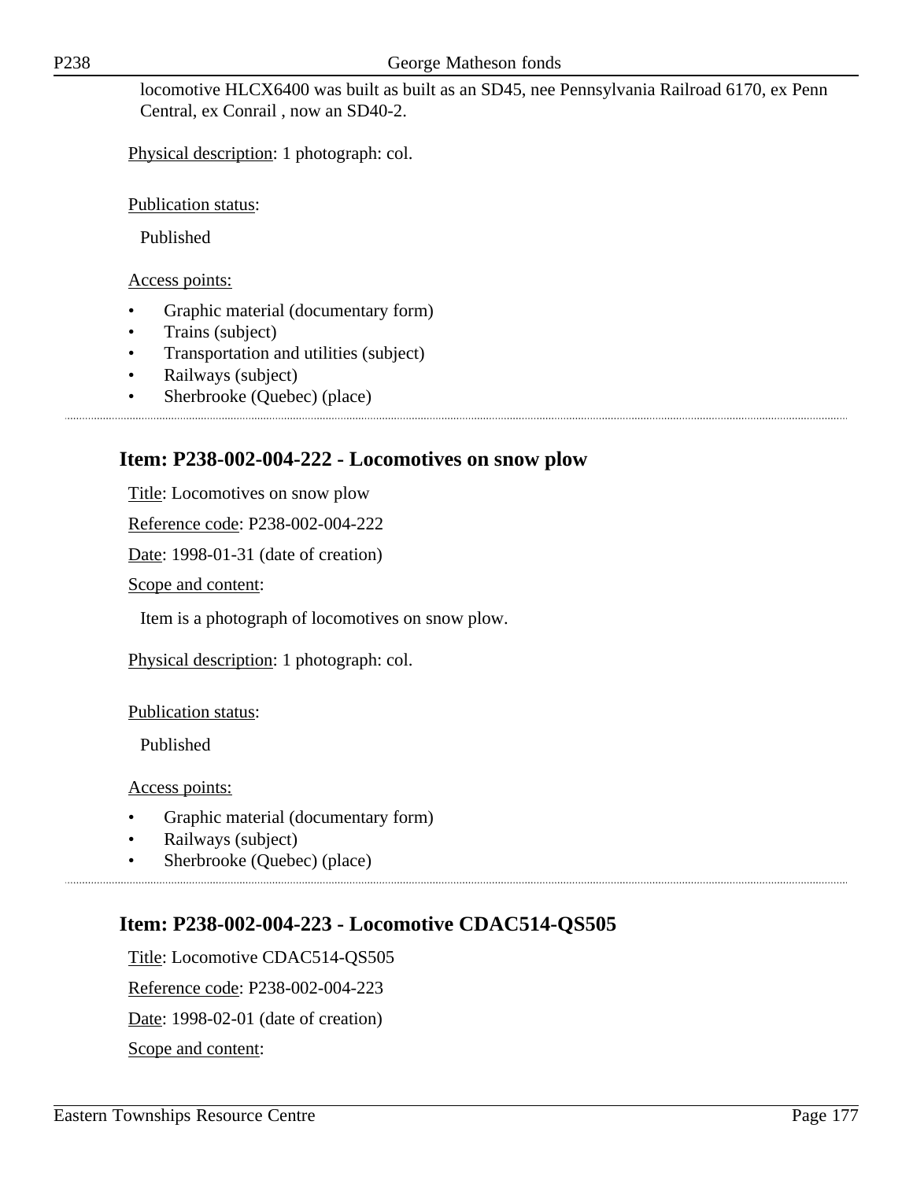locomotive HLCX6400 was built as built as an SD45, nee Pennsylvania Railroad 6170, ex Penn Central, ex Conrail , now an SD40-2.

Physical description: 1 photograph: col.

Publication status:

Published

Access points:

- Graphic material (documentary form)
- Trains (subject)
- Transportation and utilities (subject)
- Railways (subject)
- Sherbrooke (Quebec) (place)

## Item: P238-002-004-222 - Locomotives on snow plow

Title: Locomotives on snow plow

Reference code: P238-002-004-222

Date: 1998-01-31 (date of creation)

Scope and content:

Item is a photograph of locomotives on snow plow.

Physical description: 1 photograph: col.

Publication status:

Published

Access points:

- Graphic material (documentary form)
- Railways (subject)
- Sherbrooke (Quebec) (place)

## Item: P238-002-004-223 - Locomotive CDAC514-QS505

Title: Locomotive CDAC514-QS505

Reference code: P238-002-004-223

Date: 1998-02-01 (date of creation)

Scope and content: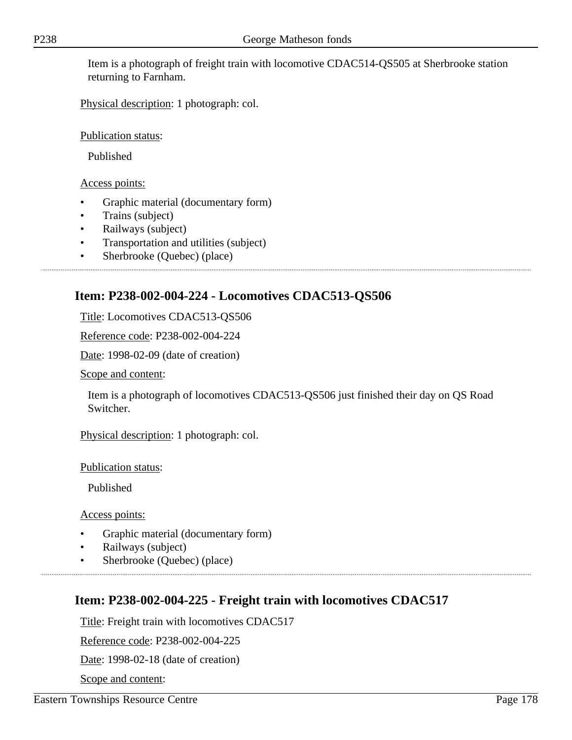Item is a photograph of freight train with locomotive CDAC514-QS505 at Sherbrooke station returning to Farnham.

Physical description: 1 photograph: col.

Publication status:

Published

Access points:

- Graphic material (documentary form)
- Trains (subject)
- Railways (subject)
- Transportation and utilities (subject)
- Sherbrooke (Quebec) (place)

## Item: P238-002-004-224 - Locomotives CDAC513-QS506

Title: Locomotives CDAC513-QS506

Reference code: P238-002-004-224

Date: 1998-02-09 (date of creation)

Scope and content:

Item is a photograph of locomotives CDAC513-QS506 just finished their day on QS Road Switcher.

Physical description: 1 photograph: col.

Publication status:

Published

Access points:

- Graphic material (documentary form)
- Railways (subject)
- Sherbrooke (Quebec) (place)

## Item: P238-002-004-225 - Freight train with locomotives CDAC517

Title: Freight train with locomotives CDAC517

Reference code: P238-002-004-225

Date: 1998-02-18 (date of creation)

Scope and content: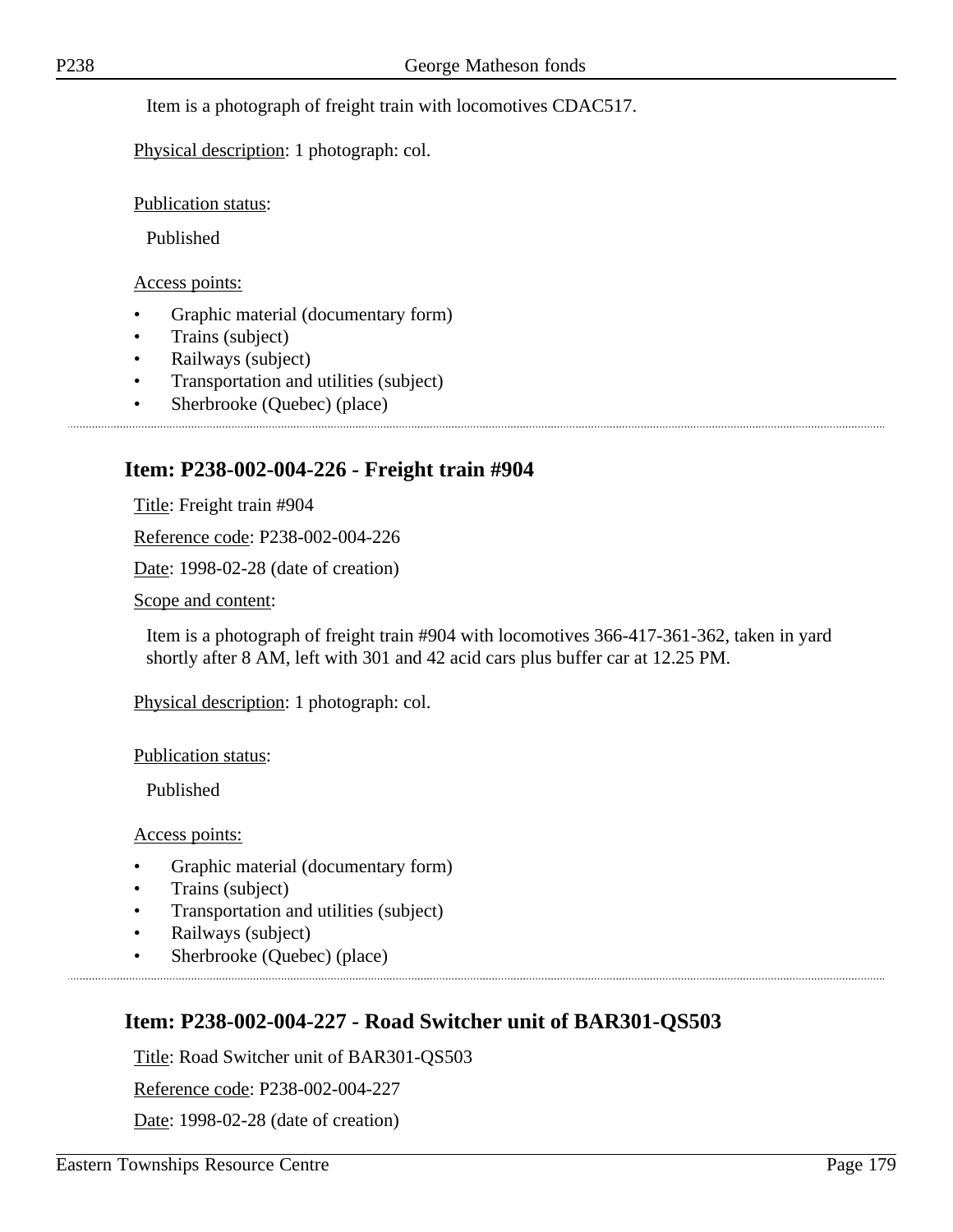Item is a photograph of freight train with locomotives CDAC517.

Physical description: 1 photograph: col.

Publication status:

Published

Access points:

- Graphic material (documentary form)
- Trains (subject)
- Railways (subject)
- Transportation and utilities (subject)
- Sherbrooke (Quebec) (place)

## Item: P238-002-004-226 - Freight train #904

Title: Freight train #904

Reference code: P238-002-004-226

Date: 1998-02-28 (date of creation)

Scope and content:

Item is a photograph of freight train #904 with locomotives 366-417-361-362, taken in yard shortly after 8 AM, left with 301 and 42 acid cars plus buffer car at 12.25 PM.

Physical description: 1 photograph: col.

Publication status:

Published

Access points:

- Graphic material (documentary form)
- Trains (subject)
- Transportation and utilities (subject)
- Railways (subject)
- Sherbrooke (Quebec) (place)

## Item: P238-002-004-227 - Road Switcher unit of BAR301-QS503

Title: Road Switcher unit of BAR301-QS503

Reference code: P238-002-004-227

Date: 1998-02-28 (date of creation)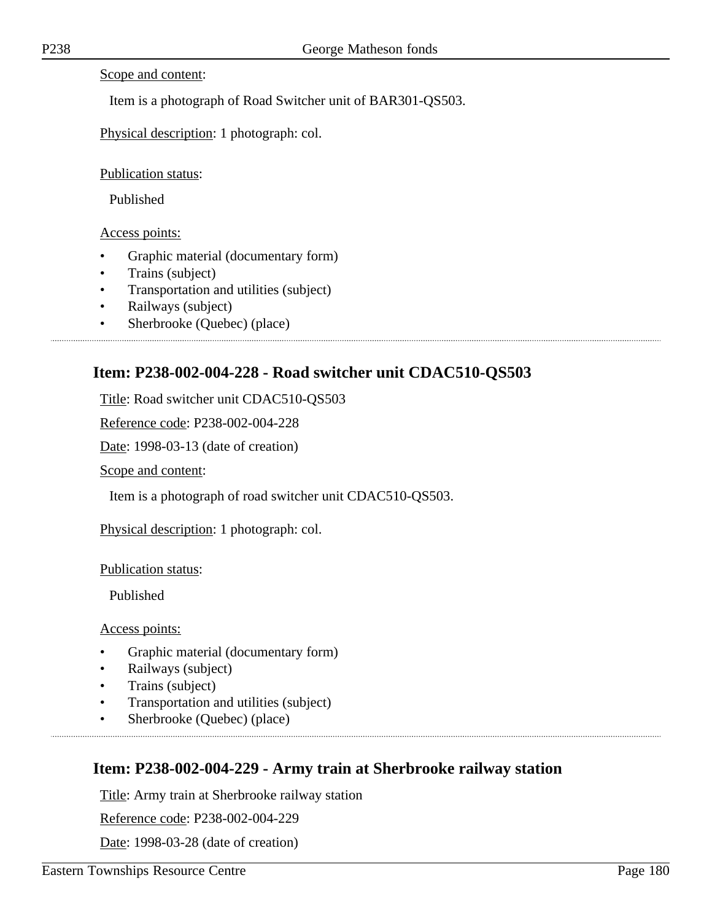Scope and content:

Item is a photograph of Road Switcher unit of BAR301-QS503.

Physical description: 1 photograph: col.

Publication status:

Published

Access points:

- Graphic material (documentary form)
- Trains (subject)
- Transportation and utilities (subject)
- Railways (subject)
- Sherbrooke (Quebec) (place)

## Item: P238-002-004-228 - Road switcher unit CDAC510-QS503

Title: Road switcher unit CDAC510-QS503

Reference code: P238-002-004-228

Date: 1998-03-13 (date of creation)

Scope and content:

Item is a photograph of road switcher unit CDAC510-QS503.

Physical description: 1 photograph: col.

Publication status:

Published

Access points:

- Graphic material (documentary form)
- Railways (subject)
- Trains (subject)
- Transportation and utilities (subject)
- Sherbrooke (Quebec) (place)

## Item: P238-002-004-229 - Army train at Sherbrooke railway station

Title: Army train at Sherbrooke railway station

Reference code: P238-002-004-229

Date: 1998-03-28 (date of creation)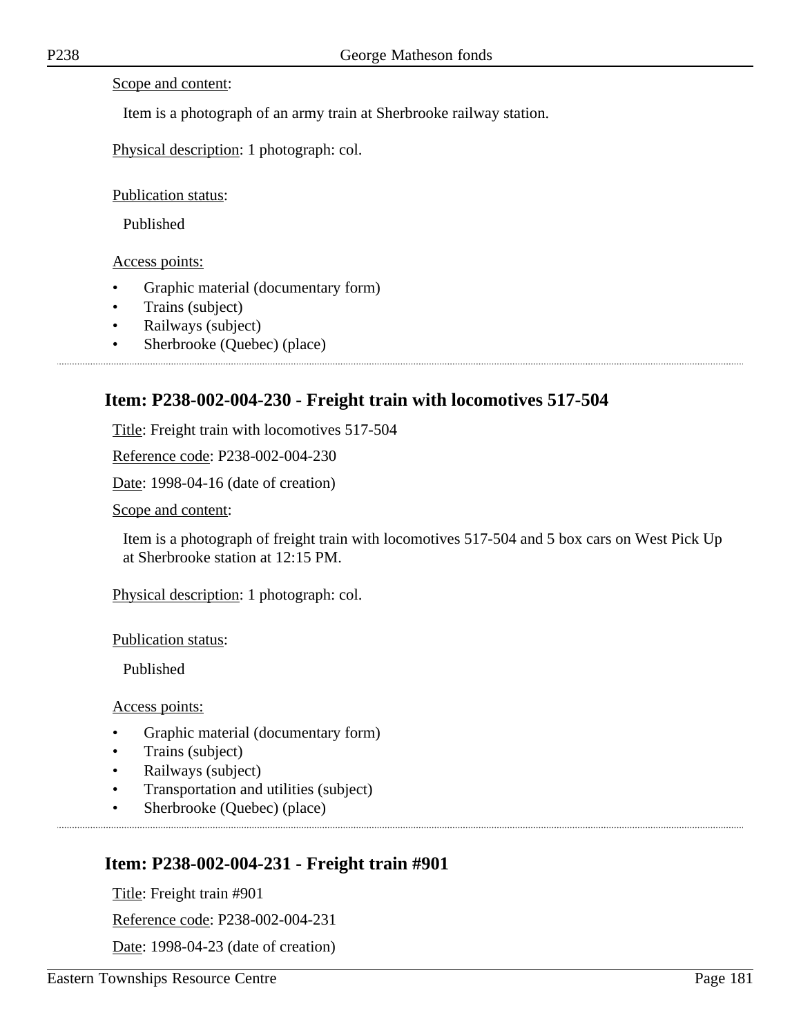Scope and content:

Item is a photograph of an army train at Sherbrooke railway station.

Physical description: 1 photograph: col.

Publication status:

Published

Access points:

- Graphic material (documentary form)
- Trains (subject)
- Railways (subject)
- Sherbrooke (Quebec) (place)

---

## Item: P238-002-004-230 - Freight train with locomotives 517-504

Title: Freight train with locomotives 517-504

Reference code: P238-002-004-230

Date: 1998-04-16 (date of creation)

Scope and content:

Item is a photograph of freight train with locomotives 517-504 and 5 box cars on West Pick Up at Sherbrooke station at 12:15 PM.

Physical description: 1 photograph: col.

Publication status:

Published

Access points:

- Graphic material (documentary form)
- Trains (subject)
- Railways (subject)
- Transportation and utilities (subject)
- Sherbrooke (Quebec) (place)

---

## Item: P238-002-004-231 - Freight train #901

Title: Freight train #901

Reference code: P238-002-004-231

Date: 1998-04-23 (date of creation)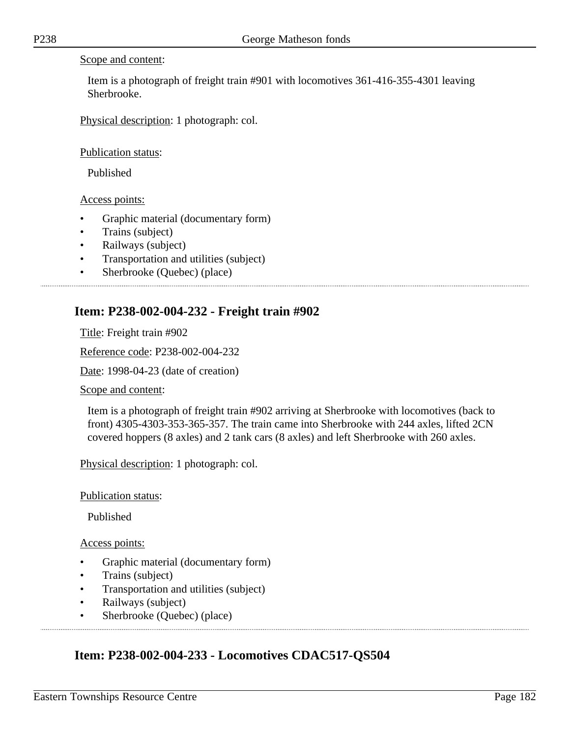Scope and content:

Item is a photograph of freight train #901 with locomotives 361-416-355-4301 leaving Sherbrooke.

Physical description: 1 photograph: col.

Publication status:

Published

Access points:

- Graphic material (documentary form)
- Trains (subject)
- Railways (subject)
- Transportation and utilities (subject)
- Sherbrooke (Quebec) (place)

## Item: P238-002-004-232 - Freight train #902

Title: Freight train #902

Reference code: P238-002-004-232

Date: 1998-04-23 (date of creation)

Scope and content:

Item is a photograph of freight train #902 arriving at Sherbrooke with locomotives (back to front) 4305-4303-353-365-357. The train came into Sherbrooke with 244 axles, lifted 2CN covered hoppers (8 axles) and 2 tank cars (8 axles) and left Sherbrooke with 260 axles.

Physical description: 1 photograph: col.

Publication status:

Published

Access points:

- Graphic material (documentary form)
- Trains (subject)
- Transportation and utilities (subject)
- Railways (subject)
- Sherbrooke (Quebec) (place)

## Item: P238-002-004-233 - Locomotives CDAC517-QS504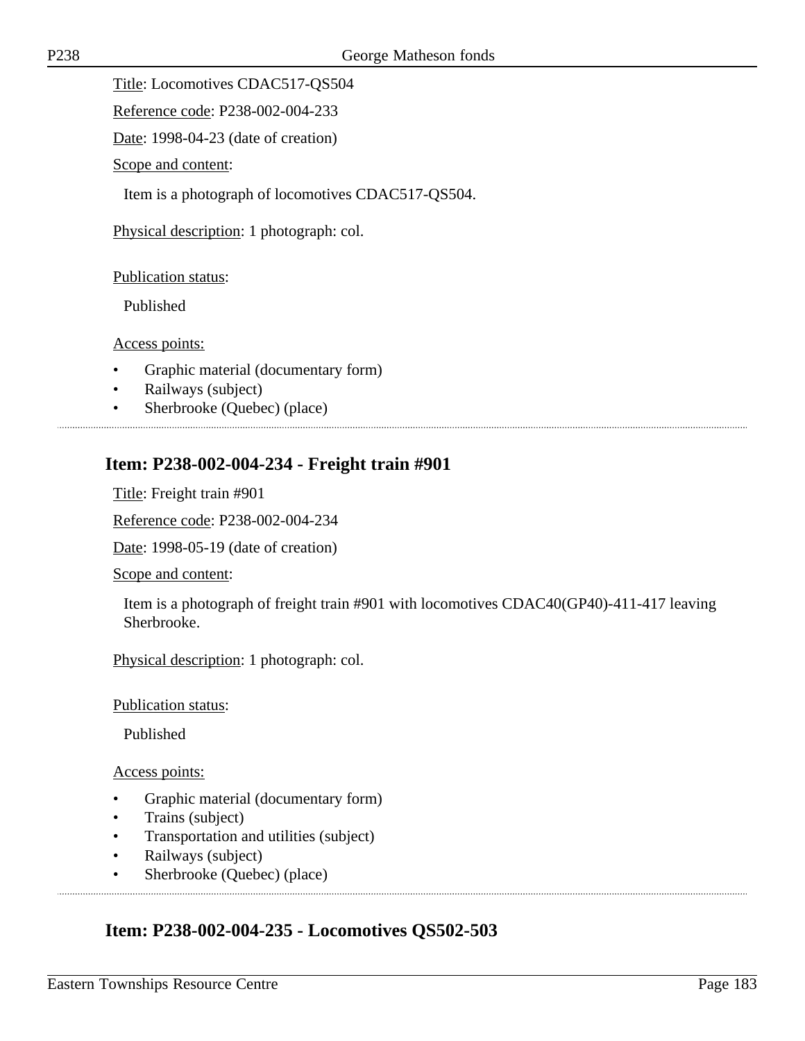Title: Locomotives CDAC517-QS504

Reference code: P238-002-004-233

Date: 1998-04-23 (date of creation)

Scope and content:

Item is a photograph of locomotives CDAC517-QS504.

Physical description: 1 photograph: col.

Publication status:

Published

Access points:

- Graphic material (documentary form)
- Railways (subject)
- Sherbrooke (Quebec) (place)

## Item: P238-002-004-234 - Freight train #901

Title: Freight train #901

Reference code: P238-002-004-234

Date: 1998-05-19 (date of creation)

Scope and content:

Item is a photograph of freight train #901 with locomotives CDAC40(GP40)-411-417 leaving Sherbrooke.

Physical description: 1 photograph: col.

Publication status:

Published

Access points:

- Graphic material (documentary form)
- Trains (subject)
- Transportation and utilities (subject)
- Railways (subject)
- Sherbrooke (Quebec) (place)

## Item: P238-002-004-235 - Locomotives QS502-503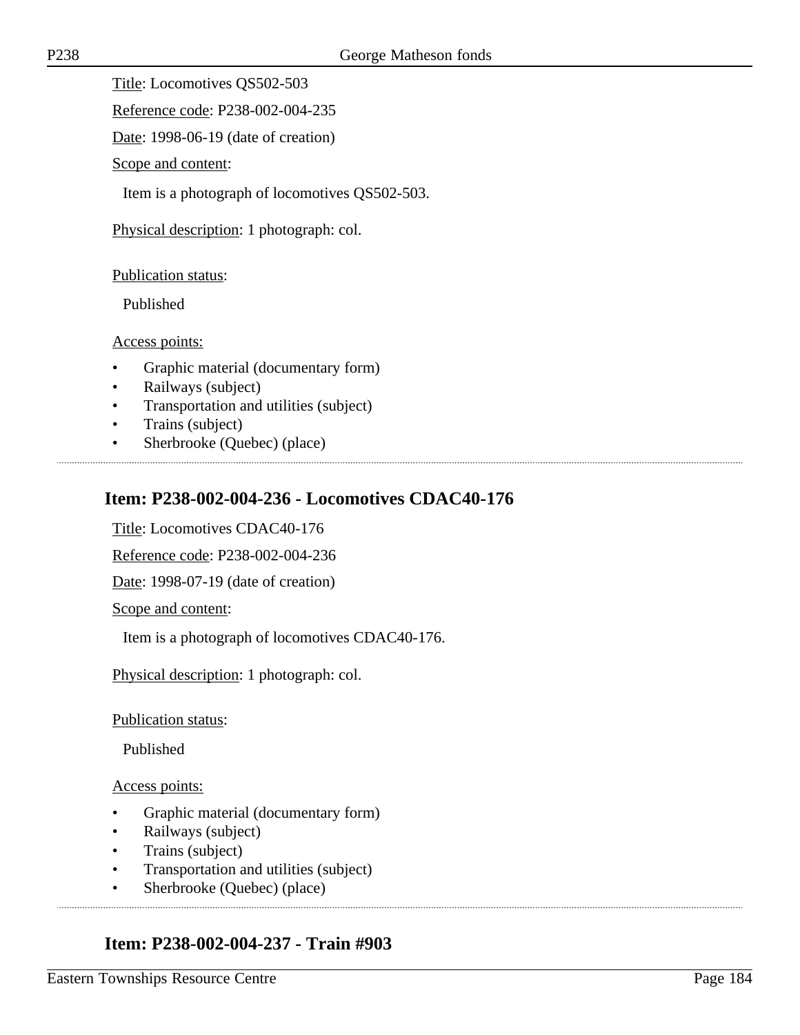Title: Locomotives QS502-503

Reference code: P238-002-004-235

Date: 1998-06-19 (date of creation)

Scope and content:

Item is a photograph of locomotives QS502-503.

Physical description: 1 photograph: col.

Publication status:

Published

Access points:

- Graphic material (documentary form)
- Railways (subject)
- Transportation and utilities (subject)
- Trains (subject)
- Sherbrooke (Quebec) (place)

## Item: P238-002-004-236 - Locomotives CDAC40-176

Title: Locomotives CDAC40-176

Reference code: P238-002-004-236

Date: 1998-07-19 (date of creation)

Scope and content:

Item is a photograph of locomotives CDAC40-176.

Physical description: 1 photograph: col.

Publication status:

Published

Access points:

- Graphic material (documentary form)
- Railways (subject)
- Trains (subject)
- Transportation and utilities (subject)
- Sherbrooke (Quebec) (place)

## Item: P238-002-004-237 - Train #903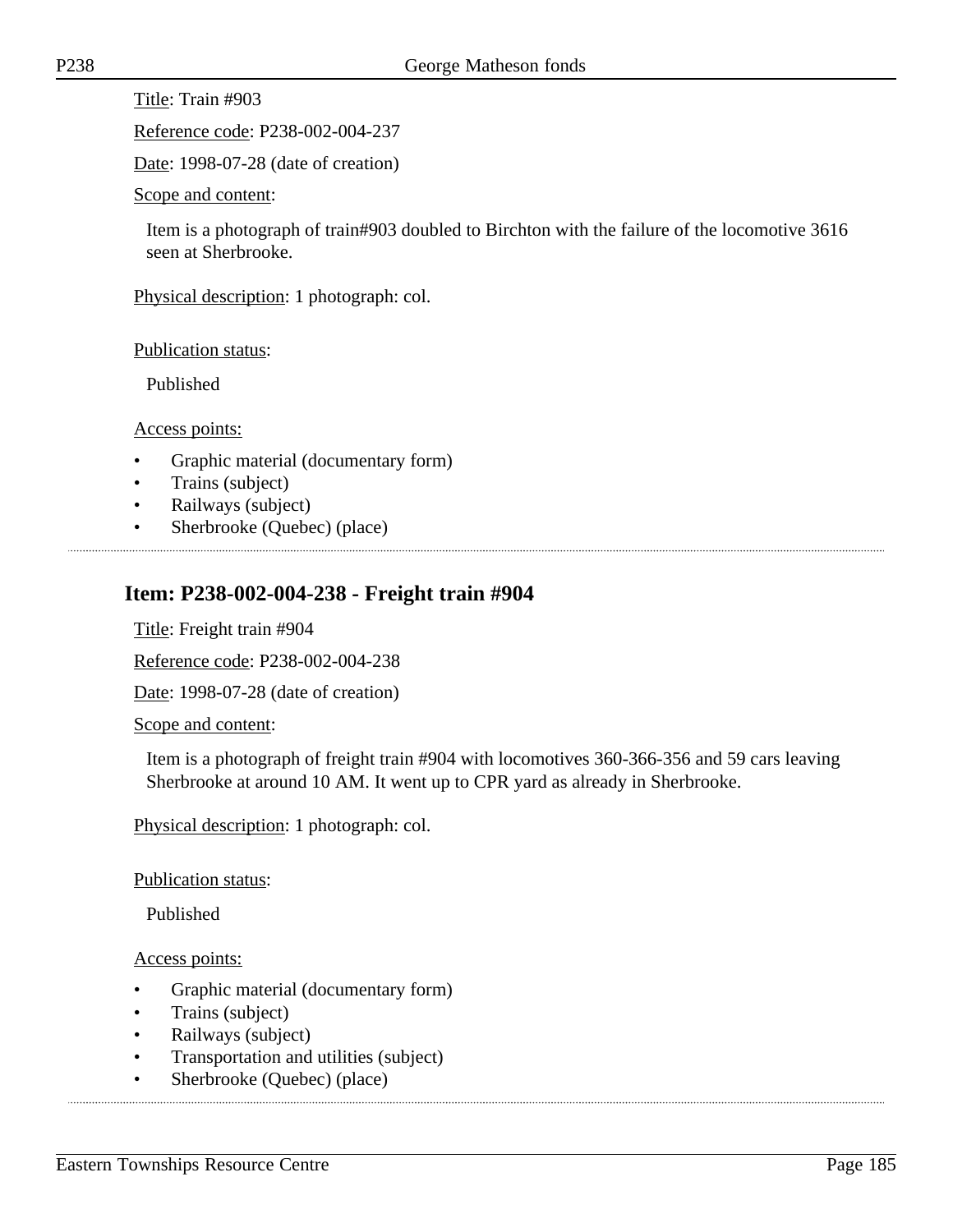Title: Train #903

Reference code: P238-002-004-237

Date: 1998-07-28 (date of creation)

Scope and content:

Item is a photograph of train#903 doubled to Birchton with the failure of the locomotive 3616 seen at Sherbrooke.

Physical description: 1 photograph: col.

Publication status:

Published

Access points:

- Graphic material (documentary form)
- Trains (subject)
- Railways (subject)
- Sherbrooke (Quebec) (place)

## Item: P238-002-004-238 - Freight train #904

Title: Freight train #904

Reference code: P238-002-004-238

Date: 1998-07-28 (date of creation)

Scope and content:

Item is a photograph of freight train #904 with locomotives 360-366-356 and 59 cars leaving Sherbrooke at around 10 AM. It went up to CPR yard as already in Sherbrooke.

Physical description: 1 photograph: col.

Publication status:

Published

Access points:

- Graphic material (documentary form)
- Trains (subject)
- Railways (subject)
- Transportation and utilities (subject)
- Sherbrooke (Quebec) (place)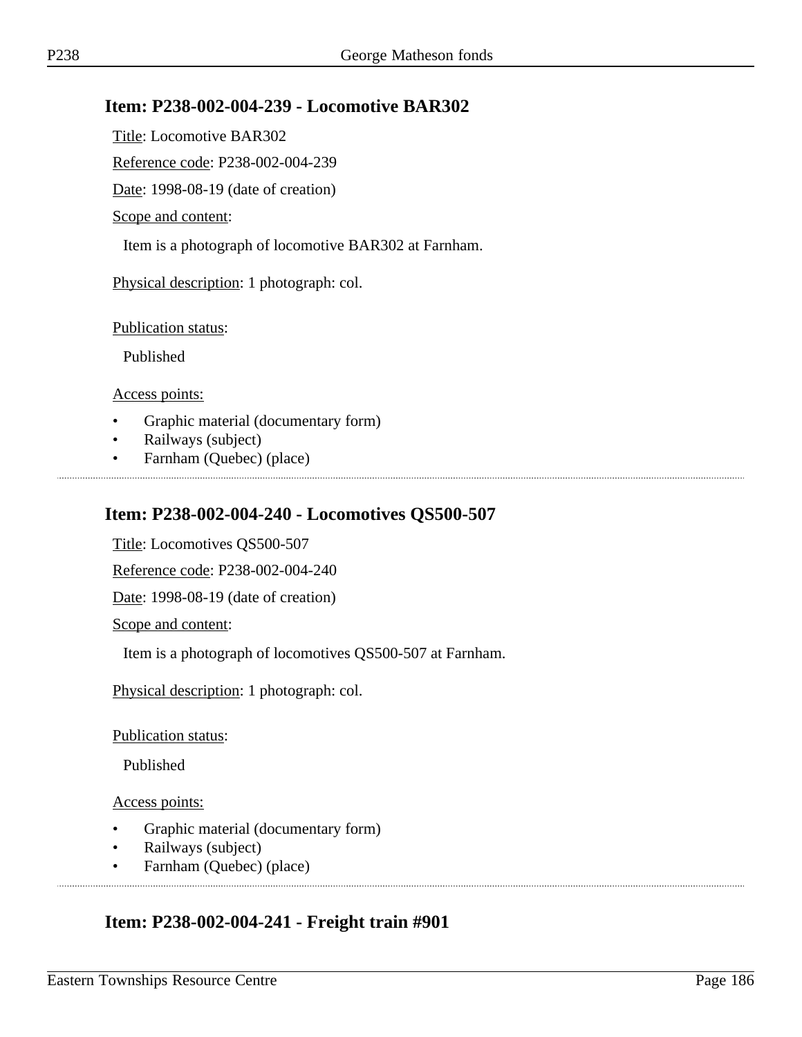## Item: P238-002-004-239 - Locomotive BAR302

Title: Locomotive BAR302

Reference code: P238-002-004-239

Date: 1998-08-19 (date of creation)

Scope and content:

Item is a photograph of locomotive BAR302 at Farnham.

Physical description: 1 photograph: col.

Publication status:

Published

Access points:

- Graphic material (documentary form)
- Railways (subject)
- Farnham (Quebec) (place)

## Item: P238-002-004-240 - Locomotives QS500-507

Title: Locomotives QS500-507

Reference code: P238-002-004-240

Date: 1998-08-19 (date of creation)

Scope and content:

Item is a photograph of locomotives QS500-507 at Farnham.

Physical description: 1 photograph: col.

Publication status:

Published

Access points:

- Graphic material (documentary form)
- Railways (subject)
- Farnham (Quebec) (place)

## Item: P238-002-004-241 - Freight train #901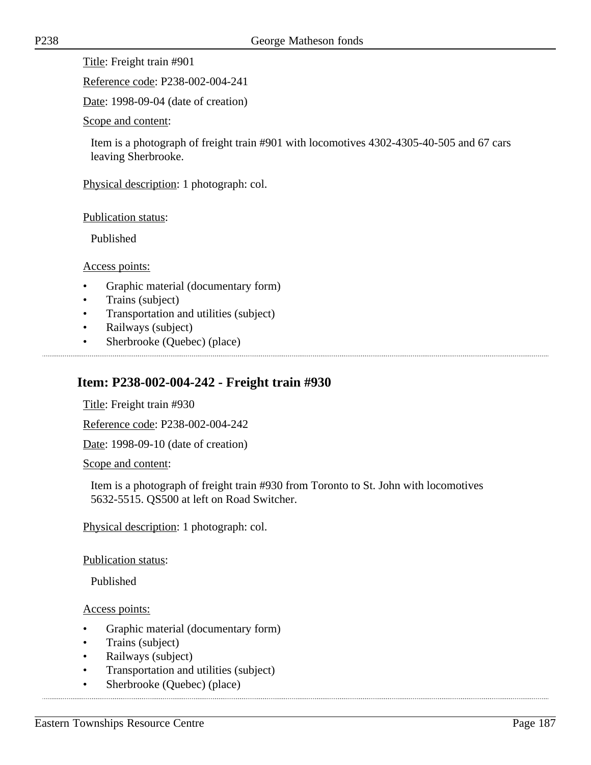Title: Freight train #901

Reference code: P238-002-004-241

Date: 1998-09-04 (date of creation)

Scope and content:

Item is a photograph of freight train #901 with locomotives 4302-4305-40-505 and 67 cars leaving Sherbrooke.

Physical description: 1 photograph: col.

Publication status:

Published

Access points:

- Graphic material (documentary form)
- Trains (subject)
- Transportation and utilities (subject)
- Railways (subject)
- Sherbrooke (Quebec) (place)

## Item: P238-002-004-242 - Freight train #930

Title: Freight train #930

Reference code: P238-002-004-242

Date: 1998-09-10 (date of creation)

Scope and content:

Item is a photograph of freight train #930 from Toronto to St. John with locomotives 5632-5515. QS500 at left on Road Switcher.

Physical description: 1 photograph: col.

Publication status:

Published

Access points:

- Graphic material (documentary form)
- Trains (subject)
- Railways (subject)
- Transportation and utilities (subject)
- Sherbrooke (Quebec) (place)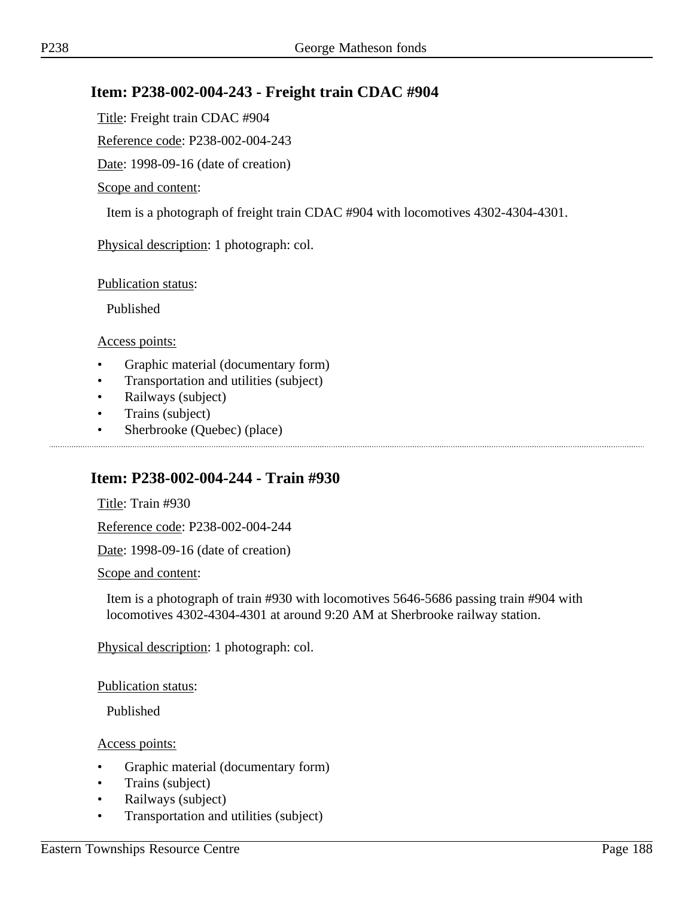## Item: P238-002-004-243 - Freight train CDAC #904

Title: Freight train CDAC #904

Reference code: P238-002-004-243

Date: 1998-09-16 (date of creation)

Scope and content:

Item is a photograph of freight train CDAC #904 with locomotives 4302-4304-4301.

Physical description: 1 photograph: col.

Publication status:

Published

Access points:

- Graphic material (documentary form)
- Transportation and utilities (subject)
- Railways (subject)
- Trains (subject)
- Sherbrooke (Quebec) (place)

---

## Item: P238-002-004-244 - Train #930

Title: Train #930

Reference code: P238-002-004-244

Date: 1998-09-16 (date of creation)

Scope and content:

Item is a photograph of train #930 with locomotives 5646-5686 passing train #904 with locomotives 4302-4304-4301 at around 9:20 AM at Sherbrooke railway station.

Physical description: 1 photograph: col.

Publication status:

Published

Access points:

- Graphic material (documentary form)
- Trains (subject)
- Railways (subject)
- Transportation and utilities (subject)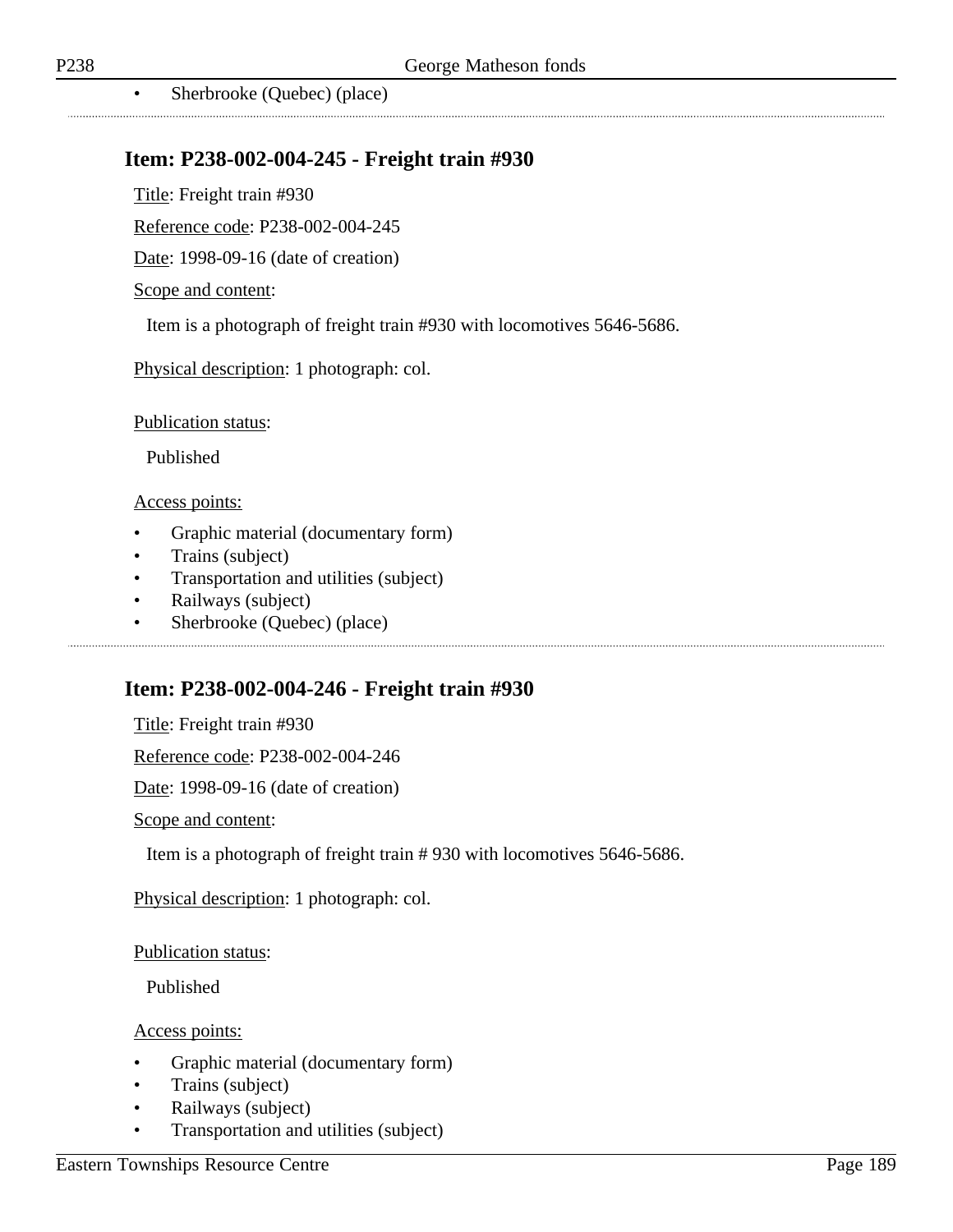- Sherbrooke (Quebec) (place)

## Item: P238-002-004-245 - Freight train #930

Title: Freight train #930

Reference code: P238-002-004-245

Date: 1998-09-16 (date of creation)

Scope and content:

Item is a photograph of freight train #930 with locomotives 5646-5686.

Physical description: 1 photograph: col.

Publication status:

Published

Access points:

- Graphic material (documentary form)
- Trains (subject)
- Transportation and utilities (subject)
- Railways (subject)
- Sherbrooke (Quebec) (place)

## Item: P238-002-004-246 - Freight train #930

Title: Freight train #930

Reference code: P238-002-004-246

Date: 1998-09-16 (date of creation)

Scope and content:

Item is a photograph of freight train # 930 with locomotives 5646-5686.

Physical description: 1 photograph: col.

Publication status:

Published

Access points:

- Graphic material (documentary form)
- Trains (subject)
- Railways (subject)
- Transportation and utilities (subject)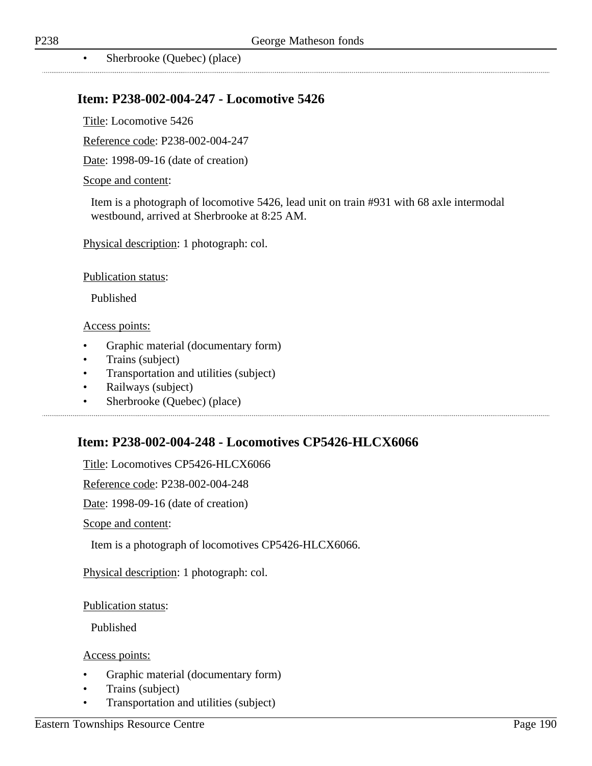- Sherbrooke (Quebec) (place)

## Item: P238-002-004-247 - Locomotive 5426

Title: Locomotive 5426

Reference code: P238-002-004-247

Date: 1998-09-16 (date of creation)

Scope and content:

Item is a photograph of locomotive 5426, lead unit on train #931 with 68 axle intermodal westbound, arrived at Sherbrooke at 8:25 AM.

Physical description: 1 photograph: col.

Publication status:

Published

Access points:

- Graphic material (documentary form)
- Trains (subject)
- Transportation and utilities (subject)
- Railways (subject)
- Sherbrooke (Quebec) (place)

## Item: P238-002-004-248 - Locomotives CP5426-HLCX6066

Title: Locomotives CP5426-HLCX6066

Reference code: P238-002-004-248

Date: 1998-09-16 (date of creation)

Scope and content:

Item is a photograph of locomotives CP5426-HLCX6066.

Physical description: 1 photograph: col.

Publication status:

Published

Access points:

- Graphic material (documentary form)
- Trains (subject)
- Transportation and utilities (subject)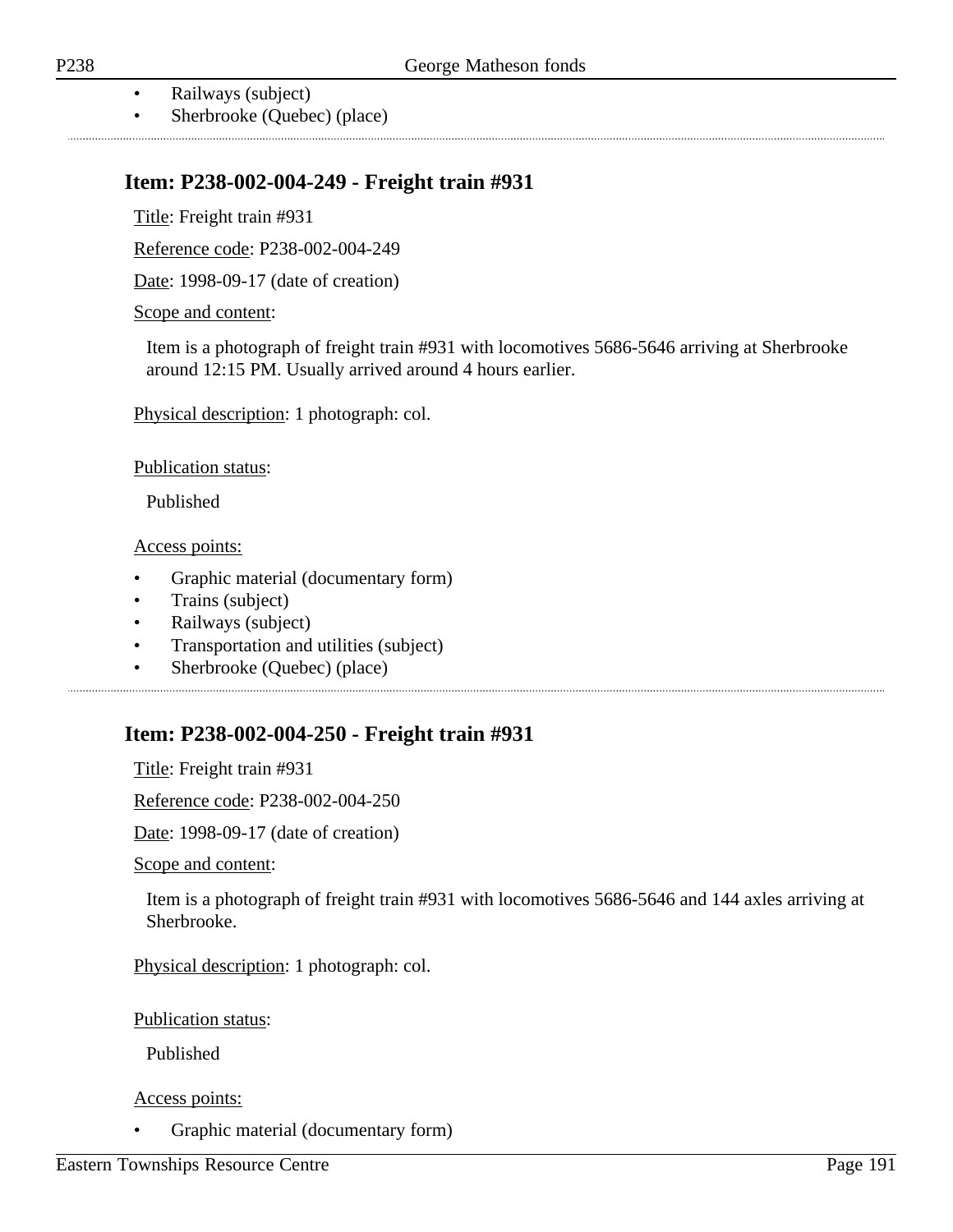- Railways (subject)
- Sherbrooke (Quebec) (place)

## Item: P238-002-004-249 - Freight train #931

Title: Freight train #931

Reference code: P238-002-004-249

Date: 1998-09-17 (date of creation)

Scope and content:

Item is a photograph of freight train #931 with locomotives 5686-5646 arriving at Sherbrooke around 12:15 PM. Usually arrived around 4 hours earlier.

Physical description: 1 photograph: col.

Publication status:

Published

Access points:

- Graphic material (documentary form)
- Trains (subject)
- Railways (subject)
- Transportation and utilities (subject)
- Sherbrooke (Quebec) (place)

## Item: P238-002-004-250 - Freight train #931

Title: Freight train #931

Reference code: P238-002-004-250

Date: 1998-09-17 (date of creation)

Scope and content:

Item is a photograph of freight train #931 with locomotives 5686-5646 and 144 axles arriving at Sherbrooke.

Physical description: 1 photograph: col.

Publication status:

Published

Access points:

- Graphic material (documentary form)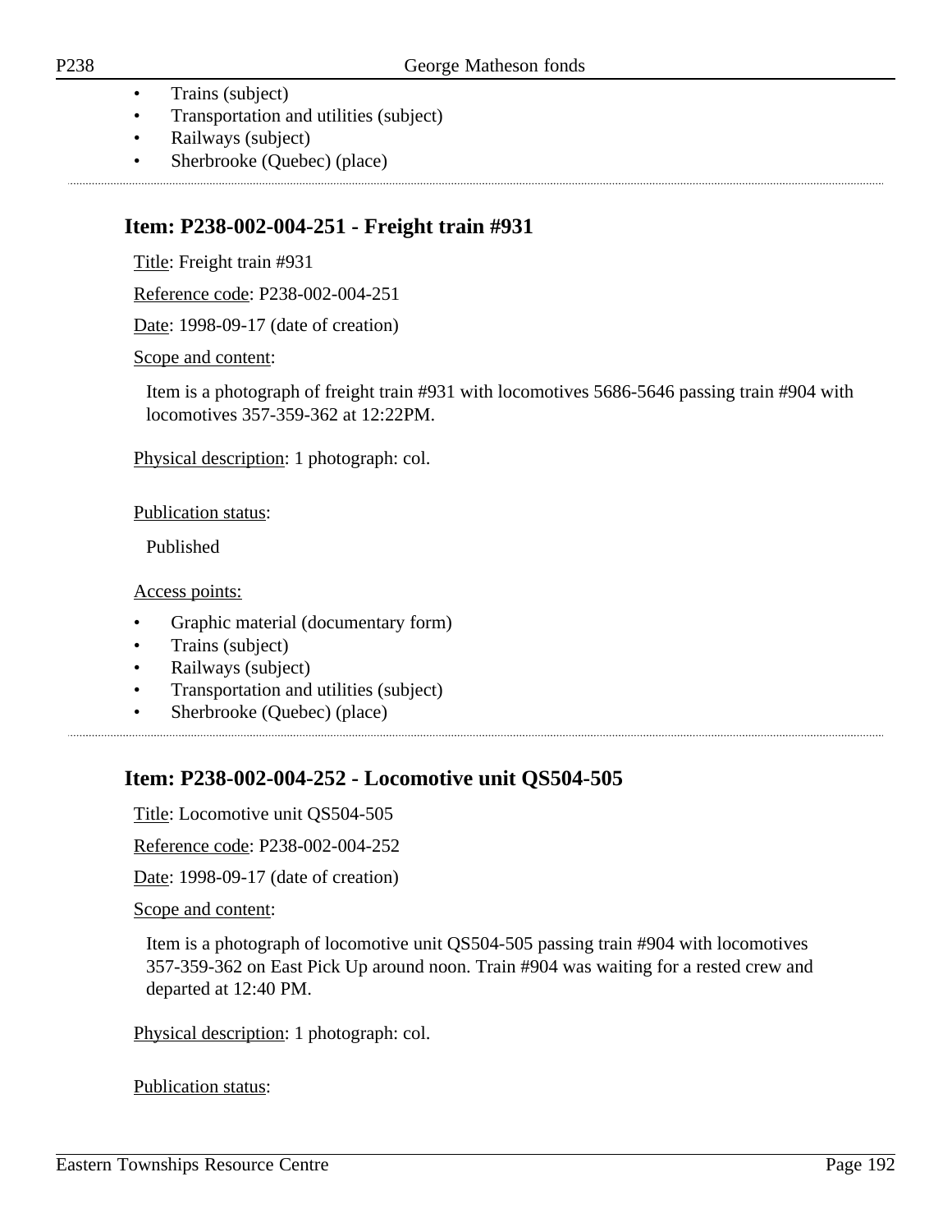- Trains (subject)
- Transportation and utilities (subject)
- Railways (subject)
- Sherbrooke (Quebec) (place)

---

## Item: P238-002-004-251 - Freight train #931

Title: Freight train #931

Reference code: P238-002-004-251

Date: 1998-09-17 (date of creation)

Scope and content:

Item is a photograph of freight train #931 with locomotives 5686-5646 passing train #904 with locomotives 357-359-362 at 12:22PM.

Physical description: 1 photograph: col.

Publication status:

Published

Access points:

- Graphic material (documentary form)
- Trains (subject)
- Railways (subject)
- Transportation and utilities (subject)
- Sherbrooke (Quebec) (place)

---

## Item: P238-002-004-252 - Locomotive unit QS504-505

Title: Locomotive unit QS504-505

Reference code: P238-002-004-252

Date: 1998-09-17 (date of creation)

Scope and content:

Item is a photograph of locomotive unit QS504-505 passing train #904 with locomotives 357-359-362 on East Pick Up around noon. Train #904 was waiting for a rested crew and departed at 12:40 PM.

Physical description: 1 photograph: col.

Publication status: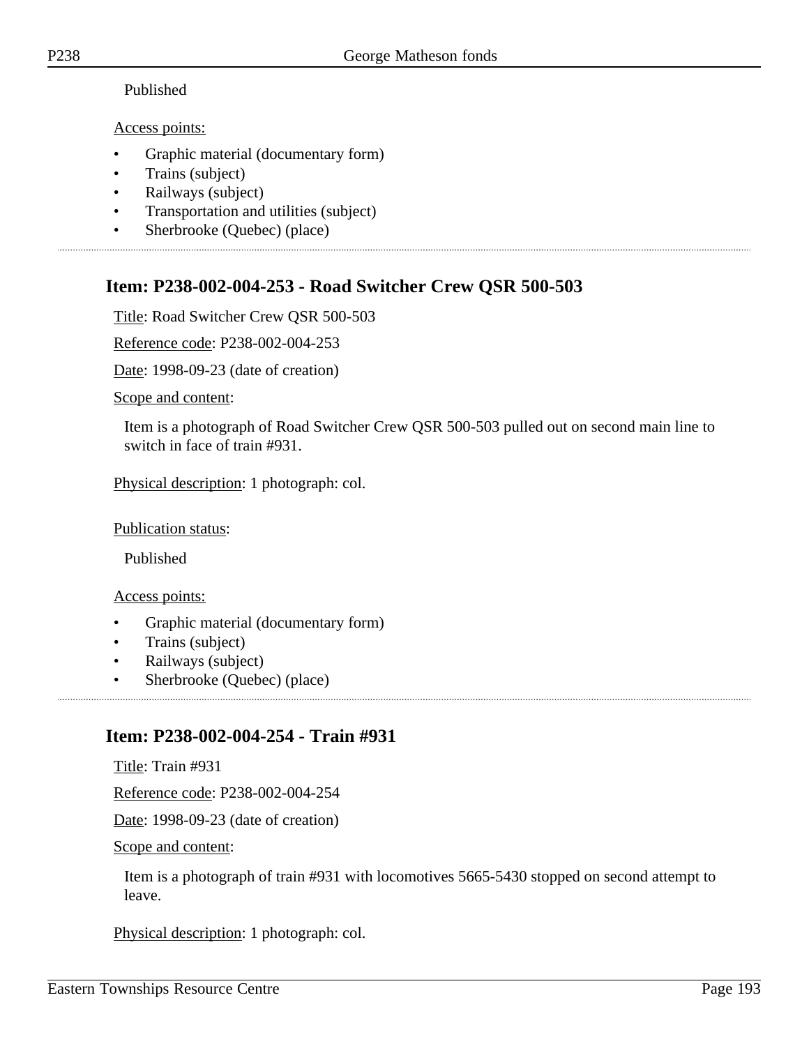Published

Access points:

- Graphic material (documentary form)
- Trains (subject)
- Railways (subject)
- Transportation and utilities (subject)
- Sherbrooke (Quebec) (place)

---

## Item: P238-002-004-253 - Road Switcher Crew QSR 500-503

Title: Road Switcher Crew QSR 500-503

Reference code: P238-002-004-253

Date: 1998-09-23 (date of creation)

Scope and content:

Item is a photograph of Road Switcher Crew QSR 500-503 pulled out on second main line to switch in face of train #931.

Physical description: 1 photograph: col.

Publication status:

Published

Access points:

- Graphic material (documentary form)
- Trains (subject)
- Railways (subject)
- Sherbrooke (Quebec) (place)

---

## Item: P238-002-004-254 - Train #931

Title: Train #931

Reference code: P238-002-004-254

Date: 1998-09-23 (date of creation)

Scope and content:

Item is a photograph of train #931 with locomotives 5665-5430 stopped on second attempt to leave.

Physical description: 1 photograph: col.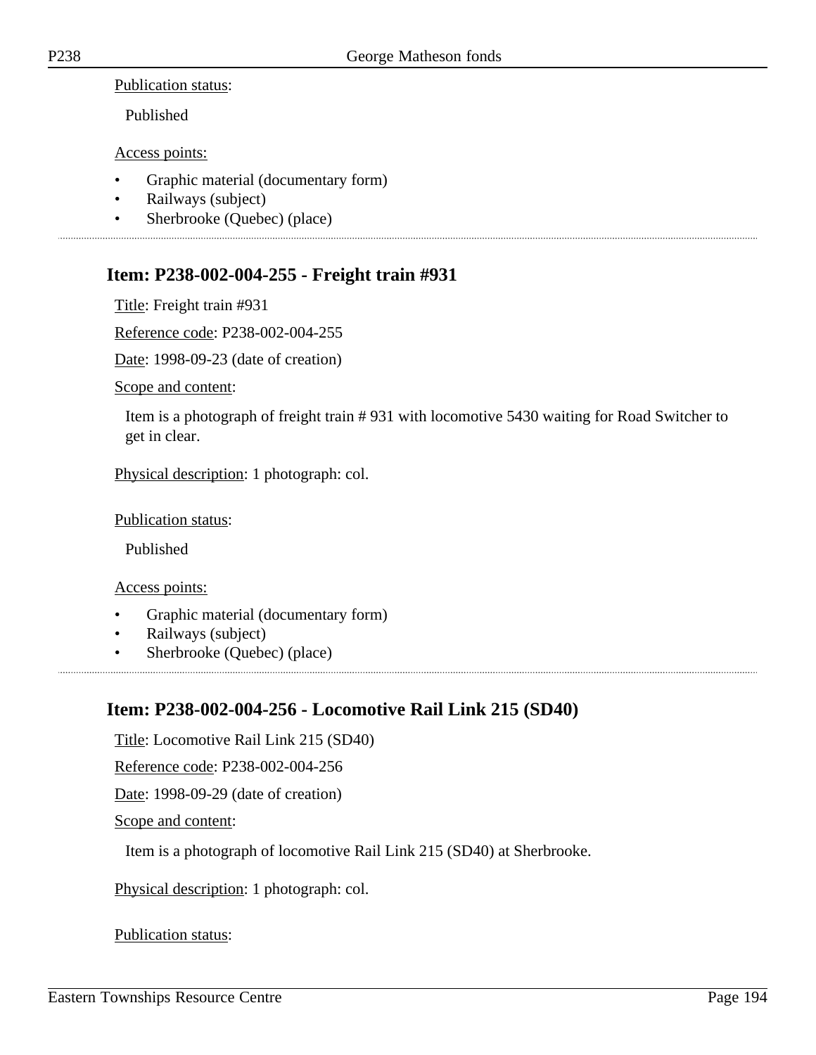Publication status:

Published

Access points:

- Graphic material (documentary form)
- Railways (subject)
- Sherbrooke (Quebec) (place)

## Item: P238-002-004-255 - Freight train #931

Title: Freight train #931

Reference code: P238-002-004-255

Date: 1998-09-23 (date of creation)

Scope and content:

Item is a photograph of freight train # 931 with locomotive 5430 waiting for Road Switcher to get in clear.

Physical description: 1 photograph: col.

Publication status:

Published

Access points:

- Graphic material (documentary form)
- Railways (subject)
- Sherbrooke (Quebec) (place)

## Item: P238-002-004-256 - Locomotive Rail Link 215 (SD40)

Title: Locomotive Rail Link 215 (SD40)

Reference code: P238-002-004-256

Date: 1998-09-29 (date of creation)

Scope and content:

Item is a photograph of locomotive Rail Link 215 (SD40) at Sherbrooke.

Physical description: 1 photograph: col.

Publication status: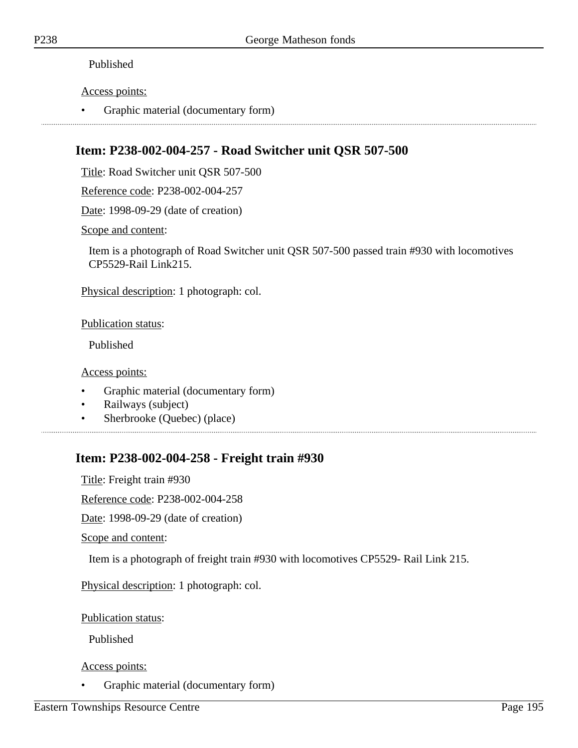Published

Access points:

- Graphic material (documentary form)

## Item: P238-002-004-257 - Road Switcher unit QSR 507-500

Title: Road Switcher unit QSR 507-500

Reference code: P238-002-004-257

Date: 1998-09-29 (date of creation)

Scope and content:

Item is a photograph of Road Switcher unit QSR 507-500 passed train #930 with locomotives CP5529-Rail Link215.

Physical description: 1 photograph: col.

Publication status:

Published

Access points:

- Graphic material (documentary form)
- Railways (subject)
- Sherbrooke (Quebec) (place)

## Item: P238-002-004-258 - Freight train #930

Title: Freight train #930

Reference code: P238-002-004-258

Date: 1998-09-29 (date of creation)

Scope and content:

Item is a photograph of freight train #930 with locomotives CP5529- Rail Link 215.

Physical description: 1 photograph: col.

Publication status:

Published

Access points:

- Graphic material (documentary form)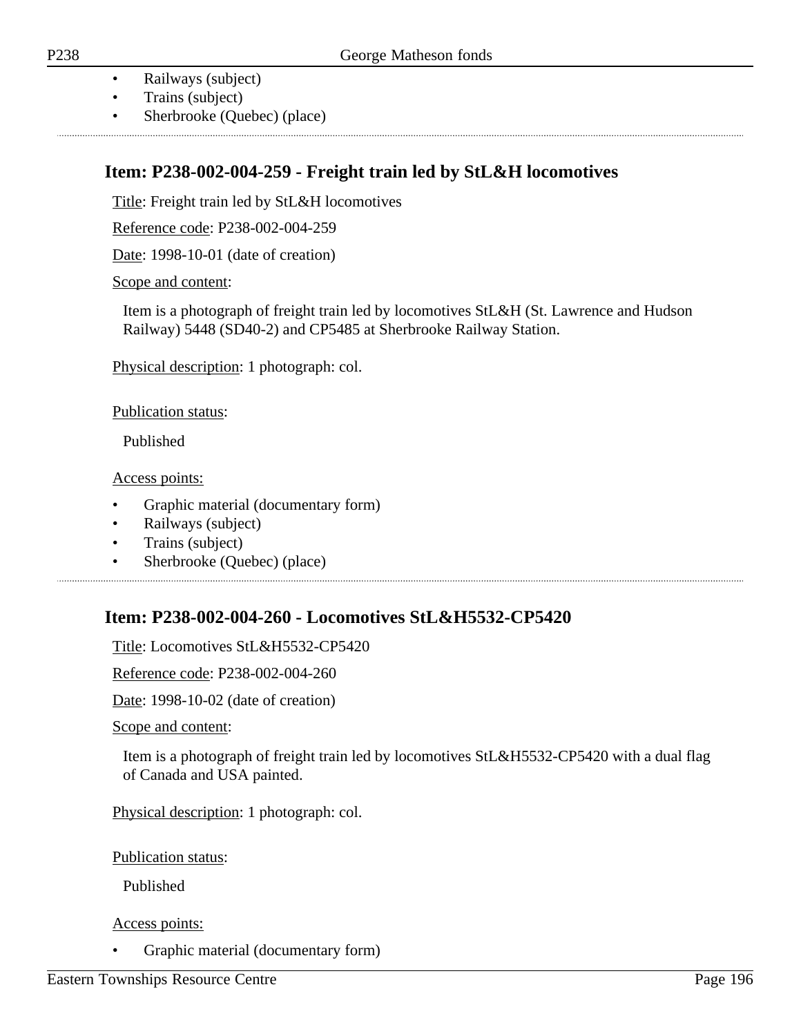- Railways (subject)
- Trains (subject)
- Sherbrooke (Quebec) (place)

## Item: P238-002-004-259 - Freight train led by StL&H locomotives

Title: Freight train led by StL&H locomotives

Reference code: P238-002-004-259

Date: 1998-10-01 (date of creation)

Scope and content:

Item is a photograph of freight train led by locomotives StL&H (St. Lawrence and Hudson Railway) 5448 (SD40-2) and CP5485 at Sherbrooke Railway Station.

Physical description: 1 photograph: col.

Publication status:

Published

Access points:

- Graphic material (documentary form)
- Railways (subject)
- Trains (subject)
- Sherbrooke (Quebec) (place)

## Item: P238-002-004-260 - Locomotives StL&H5532-CP5420

Title: Locomotives StL&H5532-CP5420

Reference code: P238-002-004-260

Date: 1998-10-02 (date of creation)

Scope and content:

Item is a photograph of freight train led by locomotives StL&H5532-CP5420 with a dual flag of Canada and USA painted.

Physical description: 1 photograph: col.

Publication status:

Published

Access points:

- Graphic material (documentary form)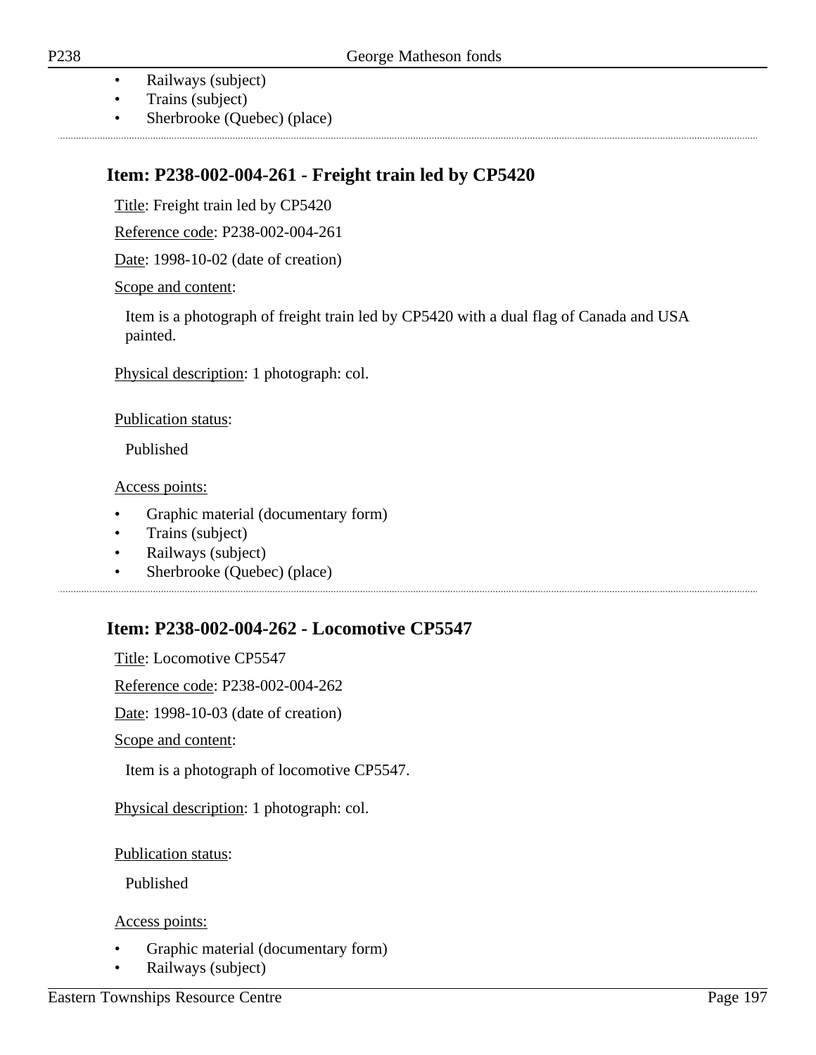- Railways (subject)
- Trains (subject)
- Sherbrooke (Quebec) (place)

## Item: P238-002-004-261 - Freight train led by CP5420

Title: Freight train led by CP5420

Reference code: P238-002-004-261

Date: 1998-10-02 (date of creation)

Scope and content:

Item is a photograph of freight train led by CP5420 with a dual flag of Canada and USA painted.

Physical description: 1 photograph: col.

Publication status:

Published

Access points:

- Graphic material (documentary form)
- Trains (subject)
- Railways (subject)
- Sherbrooke (Quebec) (place)

## Item: P238-002-004-262 - Locomotive CP5547

Title: Locomotive CP5547

Reference code: P238-002-004-262

Date: 1998-10-03 (date of creation)

Scope and content:

Item is a photograph of locomotive CP5547.

Physical description: 1 photograph: col.

Publication status:

Published

Access points:

- Graphic material (documentary form)
- Railways (subject)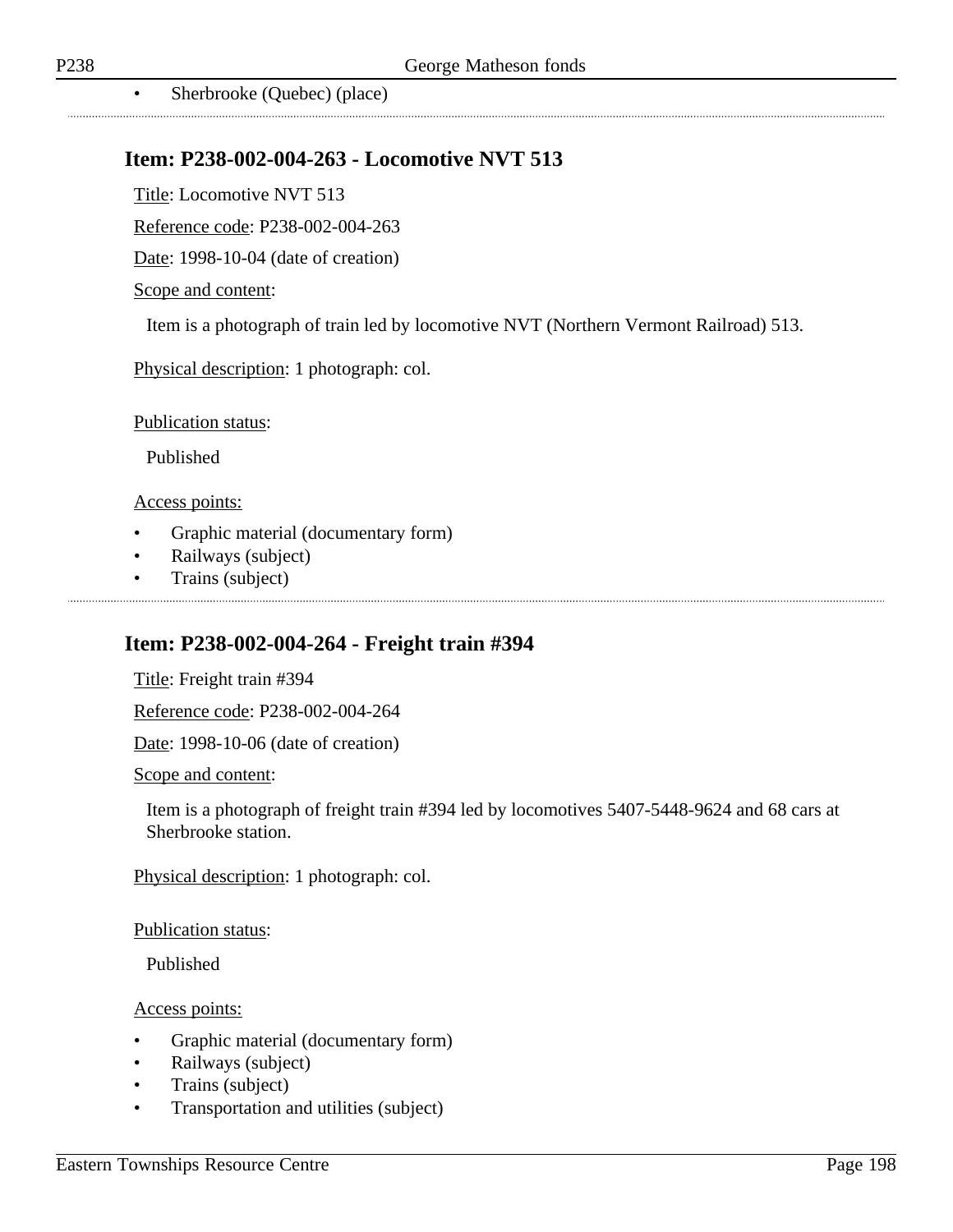- Sherbrooke (Quebec) (place)

---

### Item: P238-002-004-263 - Locomotive NVT 513

Title: Locomotive NVT 513

Reference code: P238-002-004-263

Date: 1998-10-04 (date of creation)

Scope and content:

Item is a photograph of train led by locomotive NVT (Northern Vermont Railroad) 513.

Physical description: 1 photograph: col.

Publication status:

Published

Access points:

- Graphic material (documentary form)
- Railways (subject)
- Trains (subject)

---

### Item: P238-002-004-264 - Freight train #394

Title: Freight train #394

Reference code: P238-002-004-264

Date: 1998-10-06 (date of creation)

Scope and content:

Item is a photograph of freight train #394 led by locomotives 5407-5448-9624 and 68 cars at Sherbrooke station.

Physical description: 1 photograph: col.

Publication status:

Published

Access points:

- Graphic material (documentary form)
- Railways (subject)
- Trains (subject)
- Transportation and utilities (subject)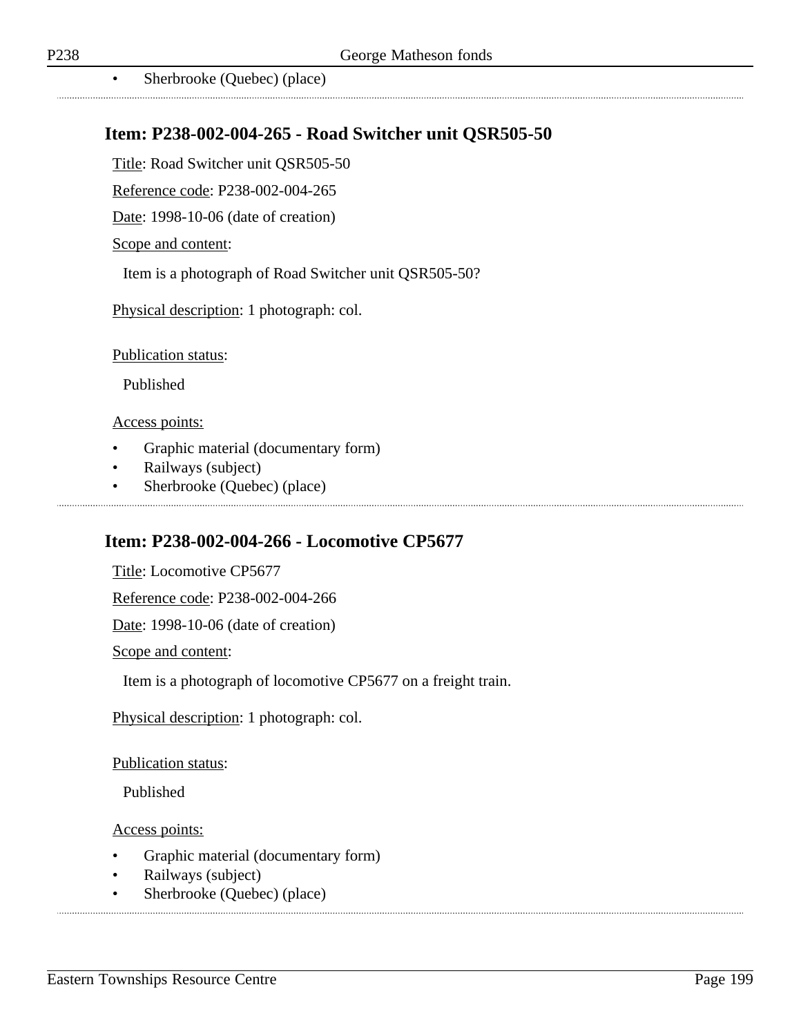- Sherbrooke (Quebec) (place)

## Item: P238-002-004-265 - Road Switcher unit QSR505-50

Title: Road Switcher unit QSR505-50

Reference code: P238-002-004-265

Date: 1998-10-06 (date of creation)

Scope and content:

Item is a photograph of Road Switcher unit QSR505-50?

Physical description: 1 photograph: col.

Publication status:

Published

Access points:

- Graphic material (documentary form)
- Railways (subject)
- Sherbrooke (Quebec) (place)

## Item: P238-002-004-266 - Locomotive CP5677

Title: Locomotive CP5677

Reference code: P238-002-004-266

Date: 1998-10-06 (date of creation)

Scope and content:

Item is a photograph of locomotive CP5677 on a freight train.

Physical description: 1 photograph: col.

Publication status:

Published

Access points:

- Graphic material (documentary form)
- Railways (subject)
- Sherbrooke (Quebec) (place)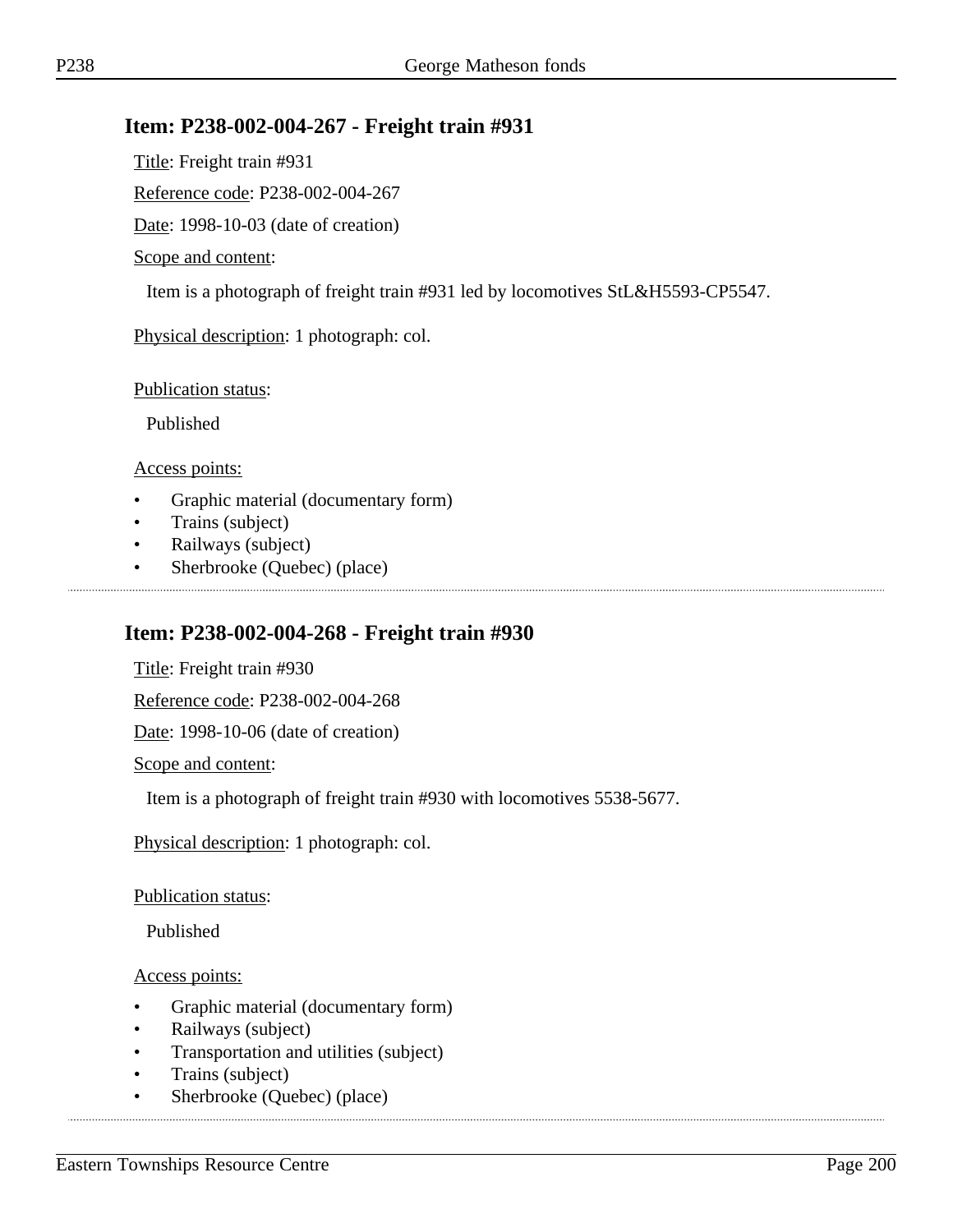## Item: P238-002-004-267 - Freight train #931

Title: Freight train #931

Reference code: P238-002-004-267

Date: 1998-10-03 (date of creation)

Scope and content:

Item is a photograph of freight train #931 led by locomotives StL&H5593-CP5547.

Physical description: 1 photograph: col.

Publication status:

Published

Access points:

- Graphic material (documentary form)
- Trains (subject)
- Railways (subject)
- Sherbrooke (Quebec) (place)

## Item: P238-002-004-268 - Freight train #930

Title: Freight train #930

Reference code: P238-002-004-268

Date: 1998-10-06 (date of creation)

Scope and content:

Item is a photograph of freight train #930 with locomotives 5538-5677.

Physical description: 1 photograph: col.

Publication status:

Published

Access points:

- Graphic material (documentary form)
- Railways (subject)
- Transportation and utilities (subject)
- Trains (subject)
- Sherbrooke (Quebec) (place)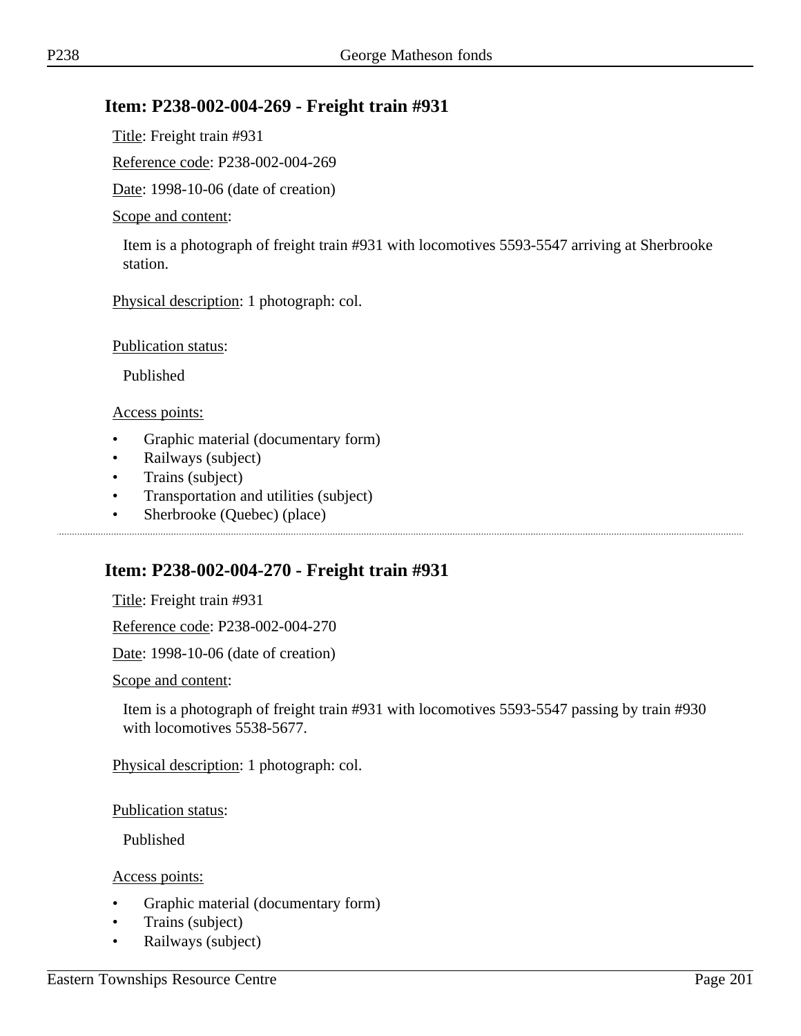## Item: P238-002-004-269 - Freight train #931

Title: Freight train #931

Reference code: P238-002-004-269

Date: 1998-10-06 (date of creation)

Scope and content:

Item is a photograph of freight train #931 with locomotives 5593-5547 arriving at Sherbrooke station.

Physical description: 1 photograph: col.

Publication status:

Published

Access points:

- Graphic material (documentary form)
- Railways (subject)
- Trains (subject)
- Transportation and utilities (subject)
- Sherbrooke (Quebec) (place)

## Item: P238-002-004-270 - Freight train #931

Title: Freight train #931

Reference code: P238-002-004-270

Date: 1998-10-06 (date of creation)

Scope and content:

Item is a photograph of freight train #931 with locomotives 5593-5547 passing by train #930 with locomotives 5538-5677.

Physical description: 1 photograph: col.

Publication status:

Published

Access points:

- Graphic material (documentary form)
- Trains (subject)
- Railways (subject)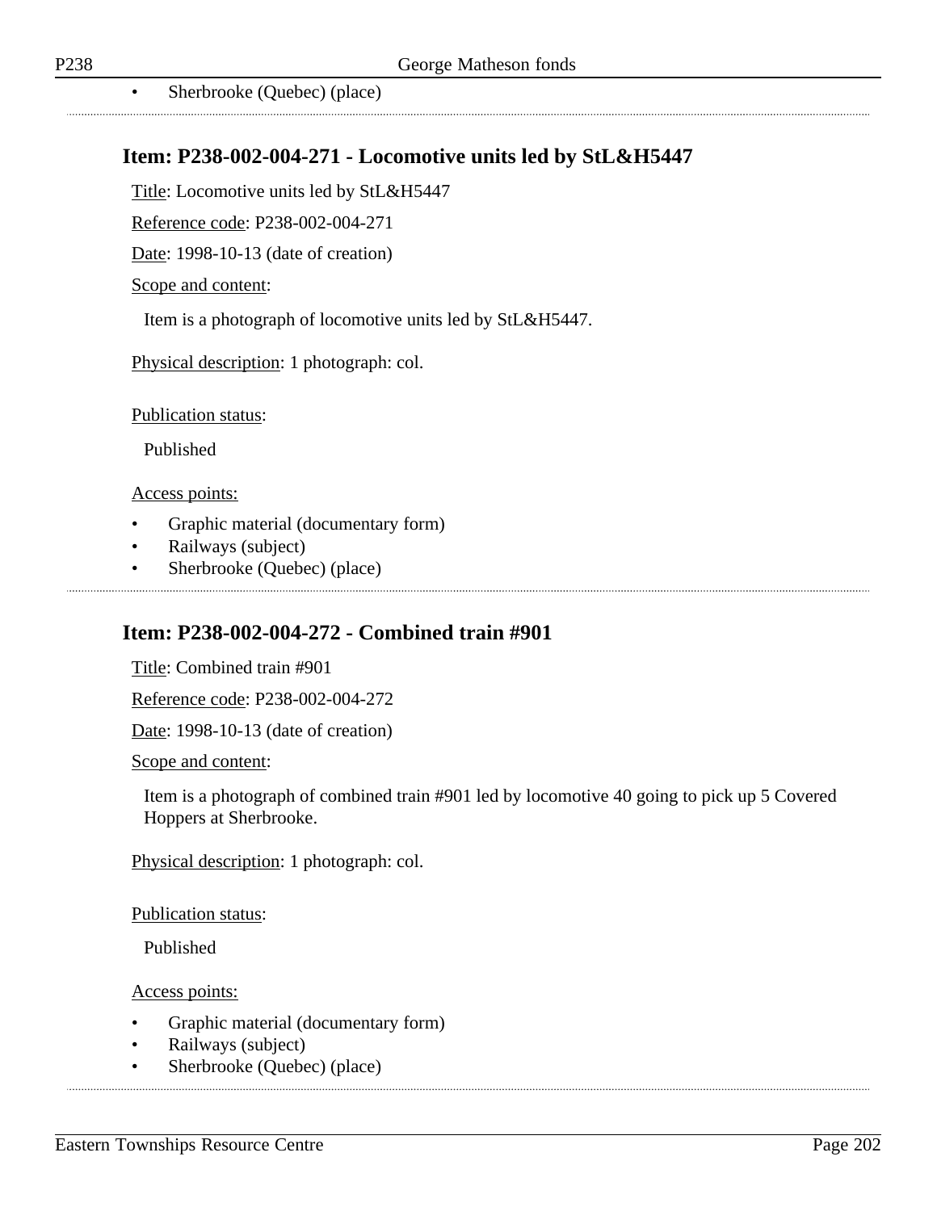- Sherbrooke (Quebec) (place)

## Item: P238-002-004-271 - Locomotive units led by StL&H5447

Title: Locomotive units led by StL&H5447

Reference code: P238-002-004-271

Date: 1998-10-13 (date of creation)

Scope and content:

Item is a photograph of locomotive units led by StL&H5447.

Physical description: 1 photograph: col.

Publication status:

Published

Access points:

- Graphic material (documentary form)
- Railways (subject)
- Sherbrooke (Quebec) (place)

## Item: P238-002-004-272 - Combined train #901

Title: Combined train #901

Reference code: P238-002-004-272

Date: 1998-10-13 (date of creation)

Scope and content:

Item is a photograph of combined train #901 led by locomotive 40 going to pick up 5 Covered Hoppers at Sherbrooke.

Physical description: 1 photograph: col.

Publication status:

Published

Access points:

- Graphic material (documentary form)
- Railways (subject)
- Sherbrooke (Quebec) (place)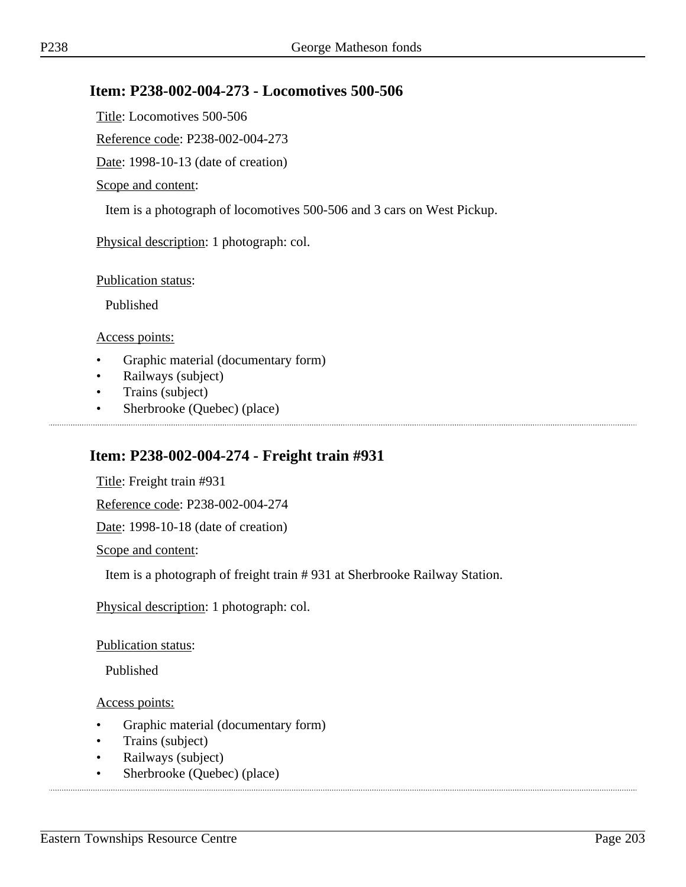## Item: P238-002-004-273 - Locomotives 500-506

Title: Locomotives 500-506

Reference code: P238-002-004-273

Date: 1998-10-13 (date of creation)

Scope and content:

Item is a photograph of locomotives 500-506 and 3 cars on West Pickup.

Physical description: 1 photograph: col.

Publication status:

Published

Access points:

- Graphic material (documentary form)
- Railways (subject)
- Trains (subject)
- Sherbrooke (Quebec) (place)

---

## Item: P238-002-004-274 - Freight train #931

Title: Freight train #931

Reference code: P238-002-004-274

Date: 1998-10-18 (date of creation)

Scope and content:

Item is a photograph of freight train # 931 at Sherbrooke Railway Station.

Physical description: 1 photograph: col.

Publication status:

Published

Access points:

- Graphic material (documentary form)
- Trains (subject)
- Railways (subject)
- Sherbrooke (Quebec) (place)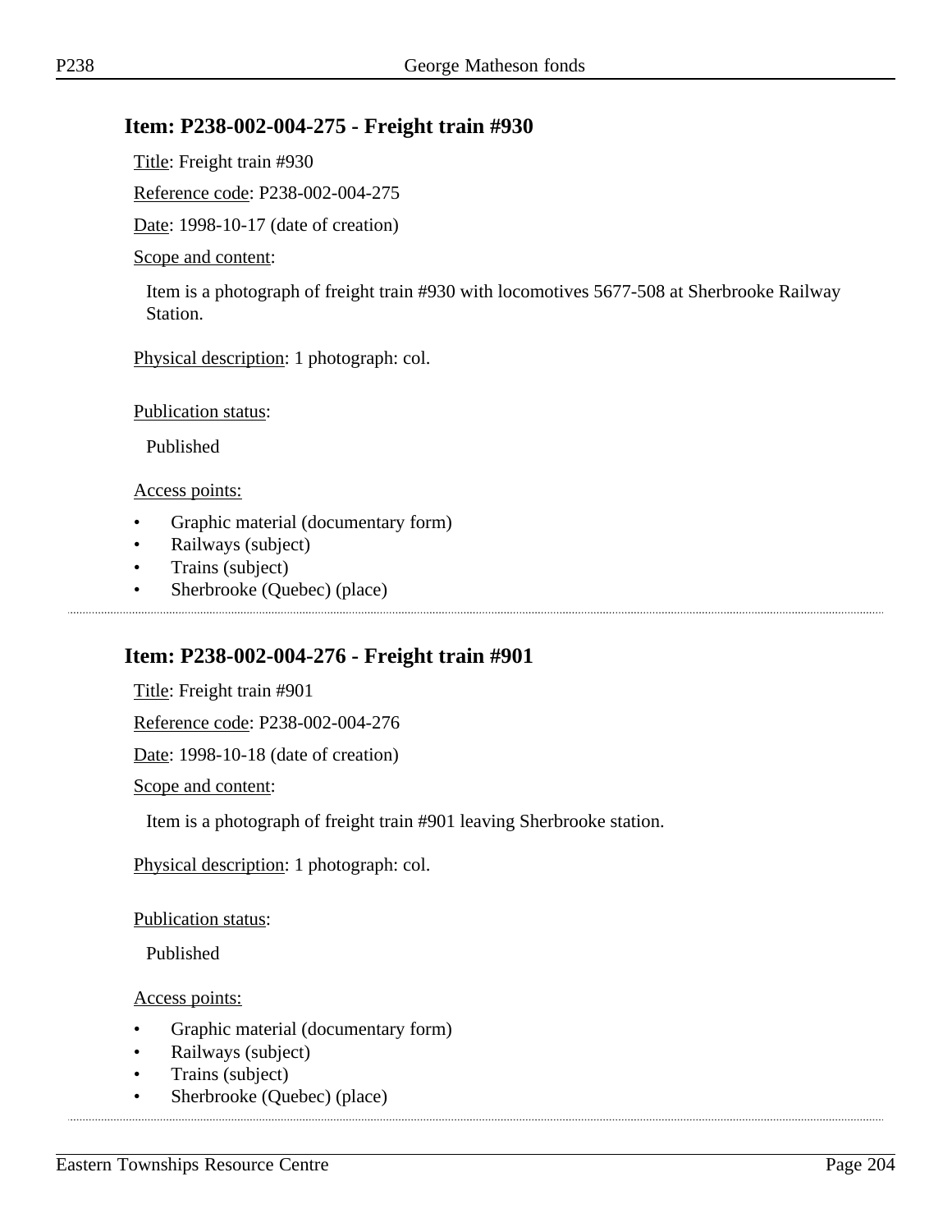## Item: P238-002-004-275 - Freight train #930

Title: Freight train #930

Reference code: P238-002-004-275

Date: 1998-10-17 (date of creation)

Scope and content:

Item is a photograph of freight train #930 with locomotives 5677-508 at Sherbrooke Railway Station.

Physical description: 1 photograph: col.

Publication status:

Published

Access points:

- Graphic material (documentary form)
- Railways (subject)
- Trains (subject)
- Sherbrooke (Quebec) (place)

## Item: P238-002-004-276 - Freight train #901

Title: Freight train #901

Reference code: P238-002-004-276

Date: 1998-10-18 (date of creation)

Scope and content:

Item is a photograph of freight train #901 leaving Sherbrooke station.

Physical description: 1 photograph: col.

Publication status:

Published

Access points:

- Graphic material (documentary form)
- Railways (subject)
- Trains (subject)
- Sherbrooke (Quebec) (place)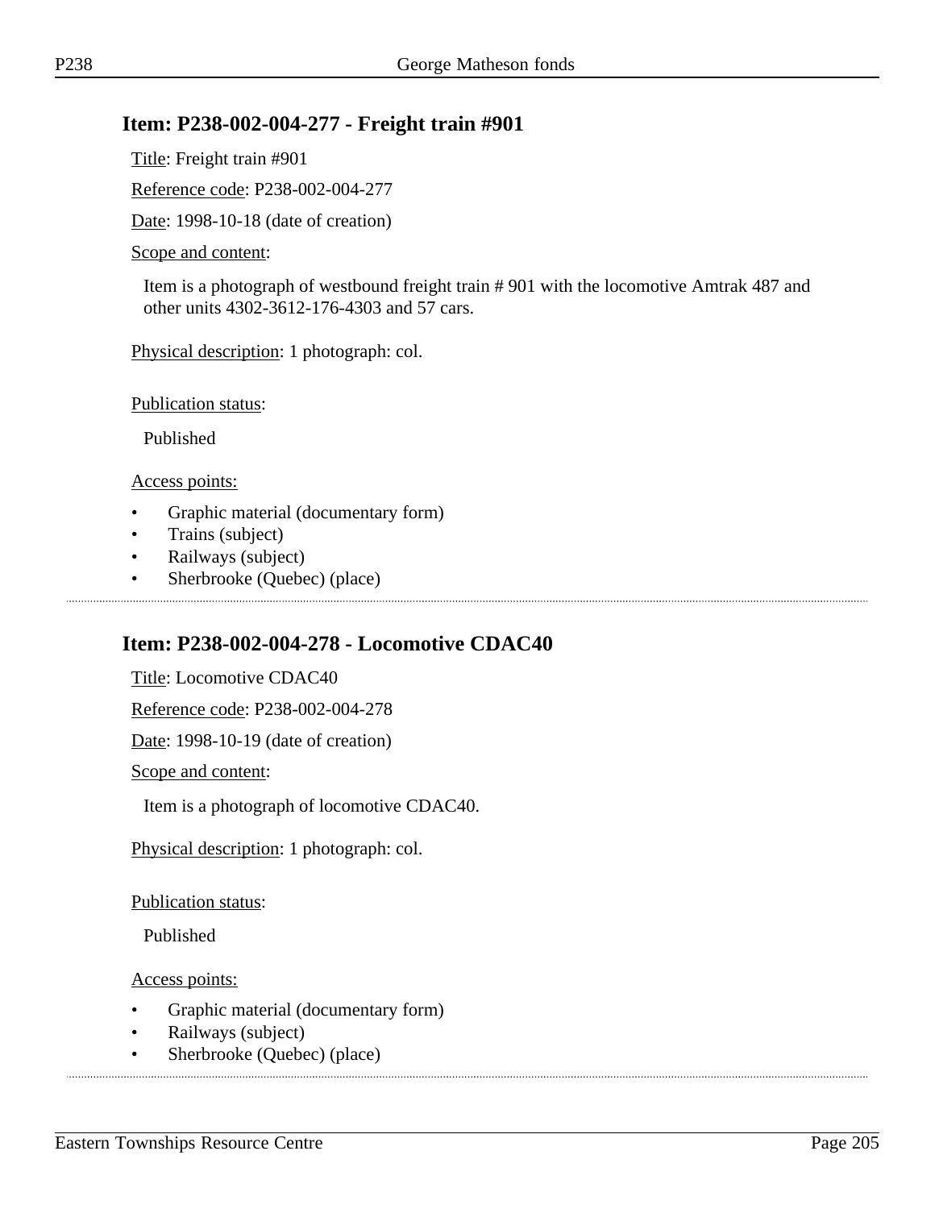## Item: P238-002-004-277 - Freight train #901

Title: Freight train #901

Reference code: P238-002-004-277

Date: 1998-10-18 (date of creation)

Scope and content:

Item is a photograph of westbound freight train # 901 with the locomotive Amtrak 487 and other units 4302-3612-176-4303 and 57 cars.

Physical description: 1 photograph: col.

Publication status:

Published

Access points:

- Graphic material (documentary form)
- Trains (subject)
- Railways (subject)
- Sherbrooke (Quebec) (place)

---

## Item: P238-002-004-278 - Locomotive CDAC40

Title: Locomotive CDAC40

Reference code: P238-002-004-278

Date: 1998-10-19 (date of creation)

Scope and content:

Item is a photograph of locomotive CDAC40.

Physical description: 1 photograph: col.

Publication status:

Published

Access points:

- Graphic material (documentary form)
- Railways (subject)
- Sherbrooke (Quebec) (place)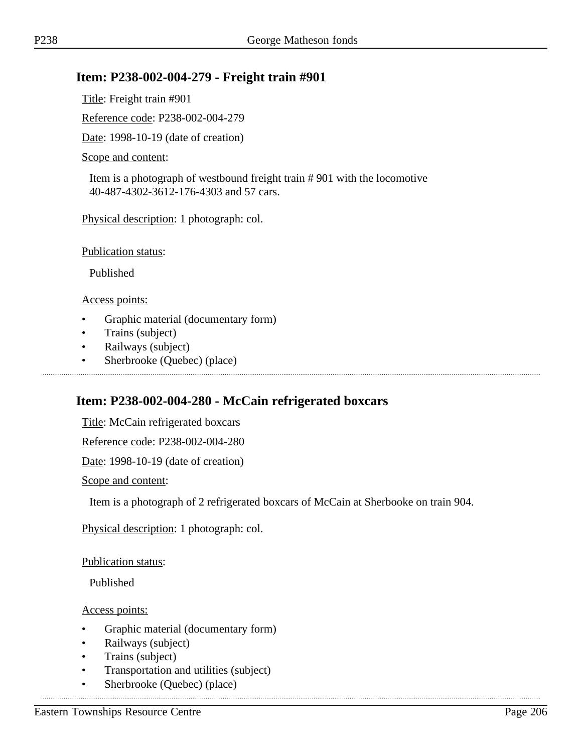## Item: P238-002-004-279 - Freight train #901

Title: Freight train #901

Reference code: P238-002-004-279

Date: 1998-10-19 (date of creation)

Scope and content:

Item is a photograph of westbound freight train # 901 with the locomotive 40-487-4302-3612-176-4303 and 57 cars.

Physical description: 1 photograph: col.

Publication status:

Published

Access points:

- Graphic material (documentary form)
- Trains (subject)
- Railways (subject)
- Sherbrooke (Quebec) (place)

## Item: P238-002-004-280 - McCain refrigerated boxcars

Title: McCain refrigerated boxcars

Reference code: P238-002-004-280

Date: 1998-10-19 (date of creation)

Scope and content:

Item is a photograph of 2 refrigerated boxcars of McCain at Sherbooke on train 904.

Physical description: 1 photograph: col.

Publication status:

Published

Access points:

- Graphic material (documentary form)
- Railways (subject)
- Trains (subject)
- Transportation and utilities (subject)
- Sherbrooke (Quebec) (place)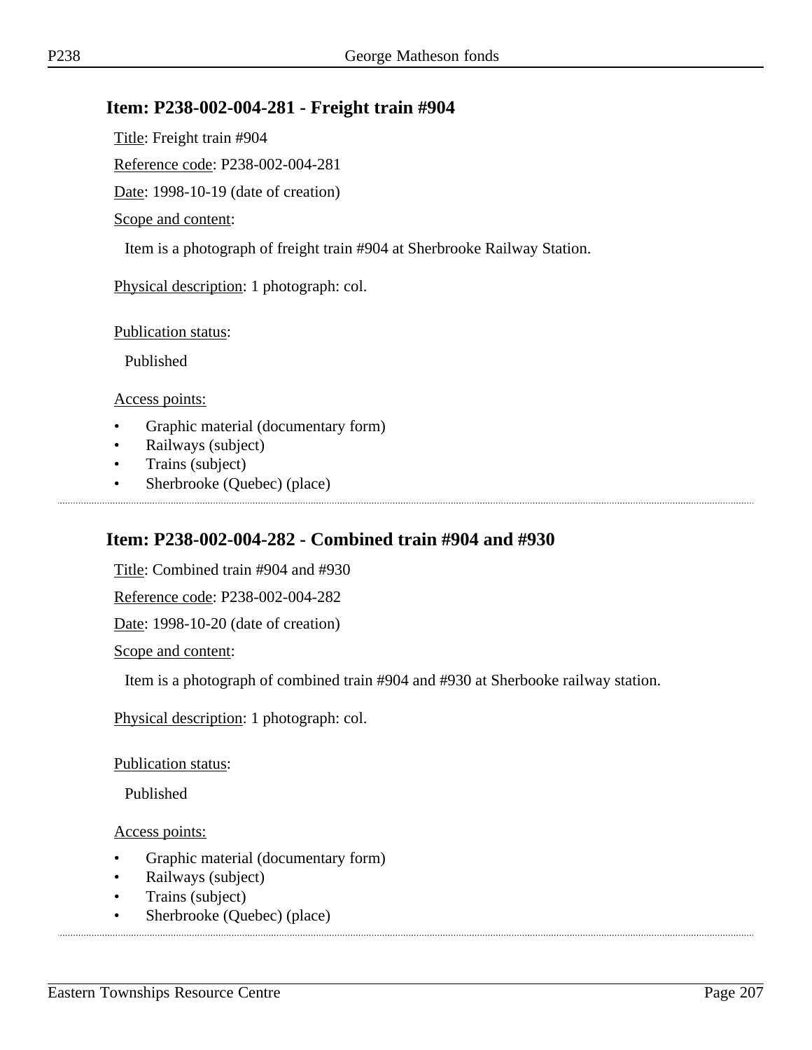## Item: P238-002-004-281 - Freight train #904

Title: Freight train #904

Reference code: P238-002-004-281

Date: 1998-10-19 (date of creation)

Scope and content:

Item is a photograph of freight train #904 at Sherbrooke Railway Station.

Physical description: 1 photograph: col.

Publication status:

Published

Access points:

- Graphic material (documentary form)
- Railways (subject)
- Trains (subject)
- Sherbrooke (Quebec) (place)

---

## Item: P238-002-004-282 - Combined train #904 and #930

Title: Combined train #904 and #930

Reference code: P238-002-004-282

Date: 1998-10-20 (date of creation)

Scope and content:

Item is a photograph of combined train #904 and #930 at Sherbooke railway station.

Physical description: 1 photograph: col.

Publication status:

Published

Access points:

- Graphic material (documentary form)
- Railways (subject)
- Trains (subject)
- Sherbrooke (Quebec) (place)

---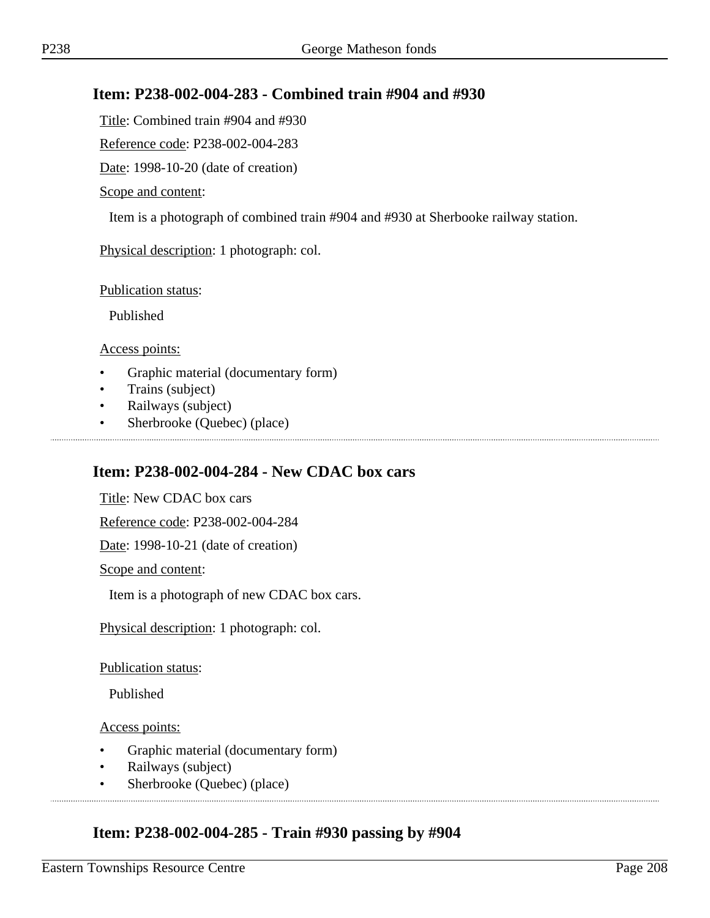## Item: P238-002-004-283 - Combined train #904 and #930

Title: Combined train #904 and #930

Reference code: P238-002-004-283

Date: 1998-10-20 (date of creation)

Scope and content:

Item is a photograph of combined train #904 and #930 at Sherbooke railway station.

Physical description: 1 photograph: col.

Publication status:

Published

Access points:

- Graphic material (documentary form)
- Trains (subject)
- Railways (subject)
- Sherbrooke (Quebec) (place)

## Item: P238-002-004-284 - New CDAC box cars

Title: New CDAC box cars

Reference code: P238-002-004-284

Date: 1998-10-21 (date of creation)

Scope and content:

Item is a photograph of new CDAC box cars.

Physical description: 1 photograph: col.

Publication status:

Published

Access points:

- Graphic material (documentary form)
- Railways (subject)
- Sherbrooke (Quebec) (place)

## Item: P238-002-004-285 - Train #930 passing by #904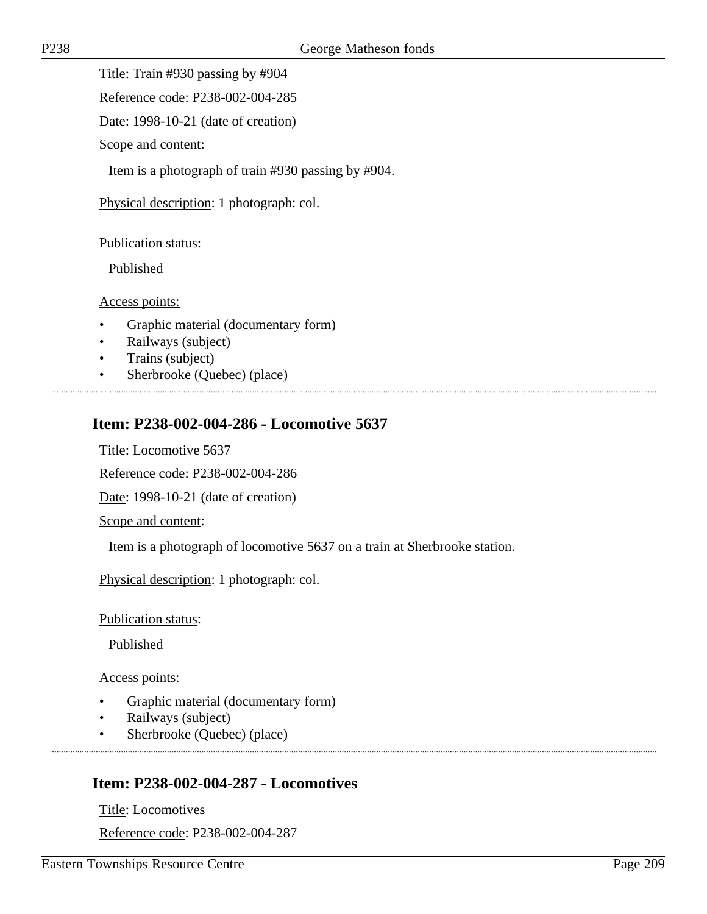Title: Train #930 passing by #904

Reference code: P238-002-004-285

Date: 1998-10-21 (date of creation)

Scope and content:

Item is a photograph of train #930 passing by #904.

Physical description: 1 photograph: col.

Publication status:

Published

Access points:

- Graphic material (documentary form)
- Railways (subject)
- Trains (subject)
- Sherbrooke (Quebec) (place)

## Item: P238-002-004-286 - Locomotive 5637

Title: Locomotive 5637

Reference code: P238-002-004-286

Date: 1998-10-21 (date of creation)

Scope and content:

Item is a photograph of locomotive 5637 on a train at Sherbrooke station.

Physical description: 1 photograph: col.

Publication status:

Published

Access points:

- Graphic material (documentary form)
- Railways (subject)
- Sherbrooke (Quebec) (place)

## Item: P238-002-004-287 - Locomotives

Title: Locomotives

Reference code: P238-002-004-287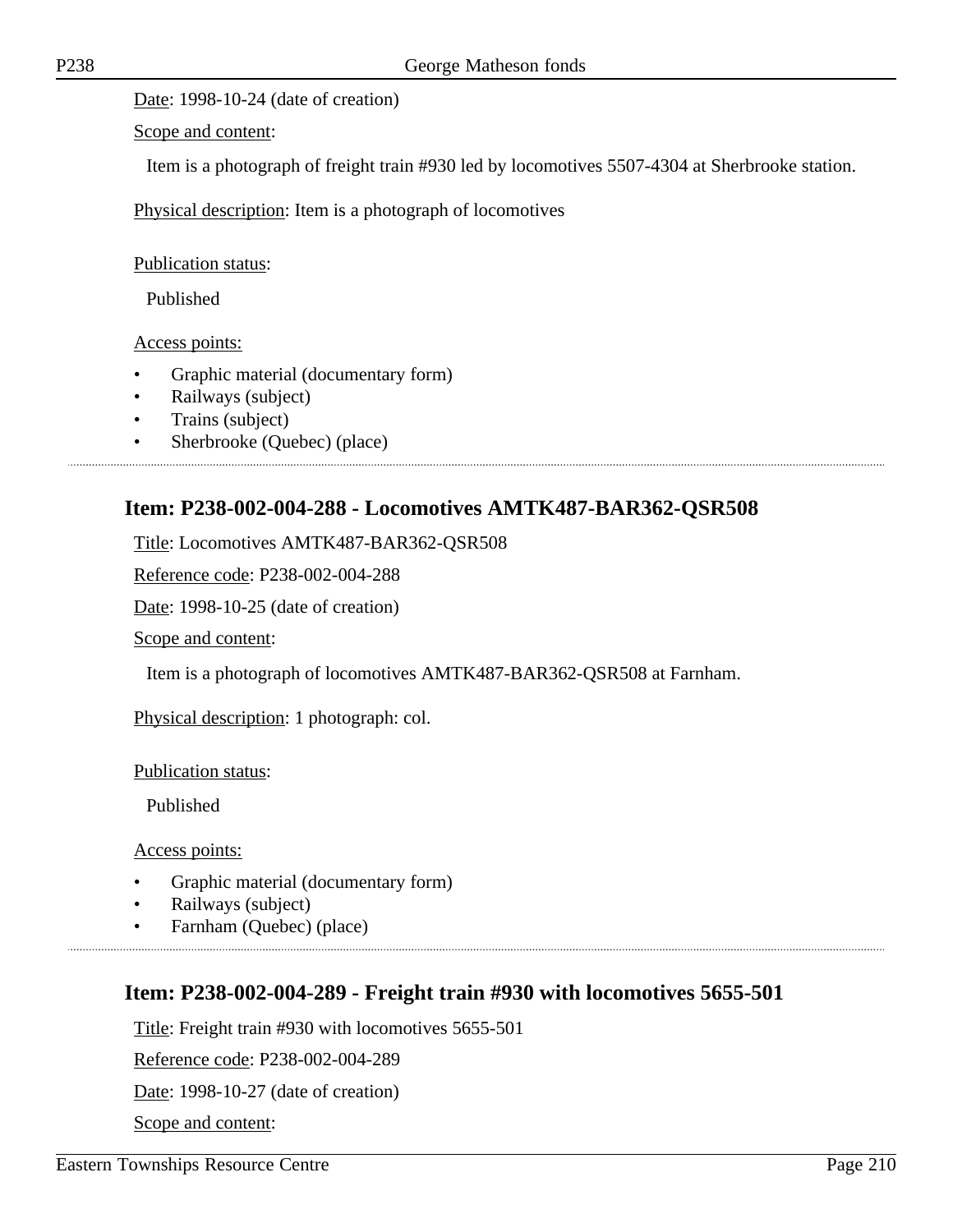Date: 1998-10-24 (date of creation)

Scope and content:

Item is a photograph of freight train #930 led by locomotives 5507-4304 at Sherbrooke station.

Physical description: Item is a photograph of locomotives

Publication status:

Published

Access points:

- Graphic material (documentary form)
- Railways (subject)
- Trains (subject)
- Sherbrooke (Quebec) (place)

## Item: P238-002-004-288 - Locomotives AMTK487-BAR362-QSR508

Title: Locomotives AMTK487-BAR362-QSR508

Reference code: P238-002-004-288

Date: 1998-10-25 (date of creation)

Scope and content:

Item is a photograph of locomotives AMTK487-BAR362-QSR508 at Farnham.

Physical description: 1 photograph: col.

Publication status:

Published

Access points:

- Graphic material (documentary form)
- Railways (subject)
- Farnham (Quebec) (place)

## Item: P238-002-004-289 - Freight train #930 with locomotives 5655-501

Title: Freight train #930 with locomotives 5655-501

Reference code: P238-002-004-289

Date: 1998-10-27 (date of creation)

Scope and content: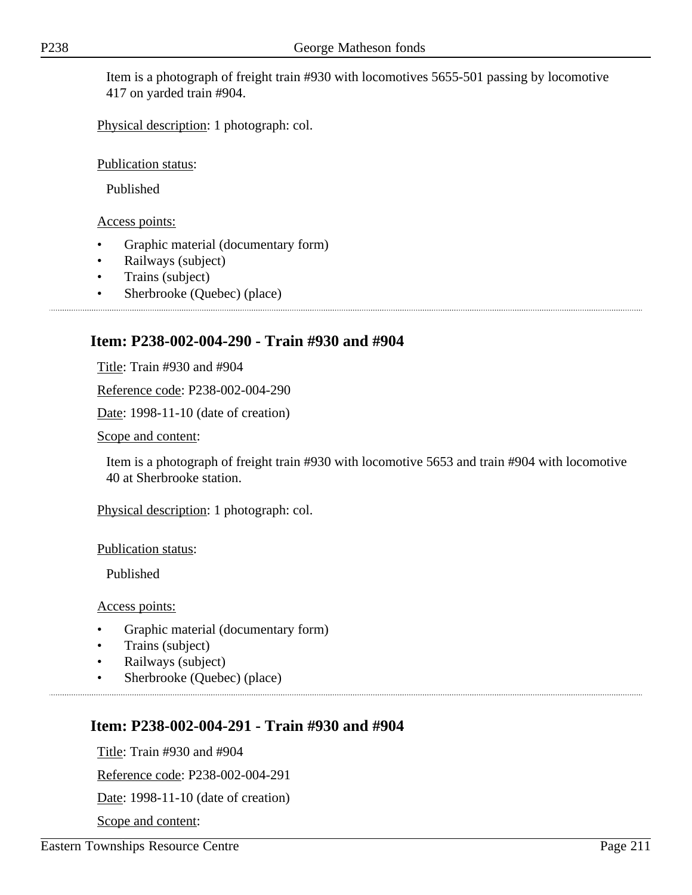Item is a photograph of freight train #930 with locomotives 5655-501 passing by locomotive 417 on yarded train #904.

Physical description: 1 photograph: col.

Publication status:

Published

Access points:

- Graphic material (documentary form)
- Railways (subject)
- Trains (subject)
- Sherbrooke (Quebec) (place)

## Item: P238-002-004-290 - Train #930 and #904

Title: Train #930 and #904

Reference code: P238-002-004-290

Date: 1998-11-10 (date of creation)

Scope and content:

Item is a photograph of freight train #930 with locomotive 5653 and train #904 with locomotive 40 at Sherbrooke station.

Physical description: 1 photograph: col.

Publication status:

Published

Access points:

- Graphic material (documentary form)
- Trains (subject)
- Railways (subject)
- Sherbrooke (Quebec) (place)

## Item: P238-002-004-291 - Train #930 and #904

Title: Train #930 and #904

Reference code: P238-002-004-291

Date: 1998-11-10 (date of creation)

Scope and content: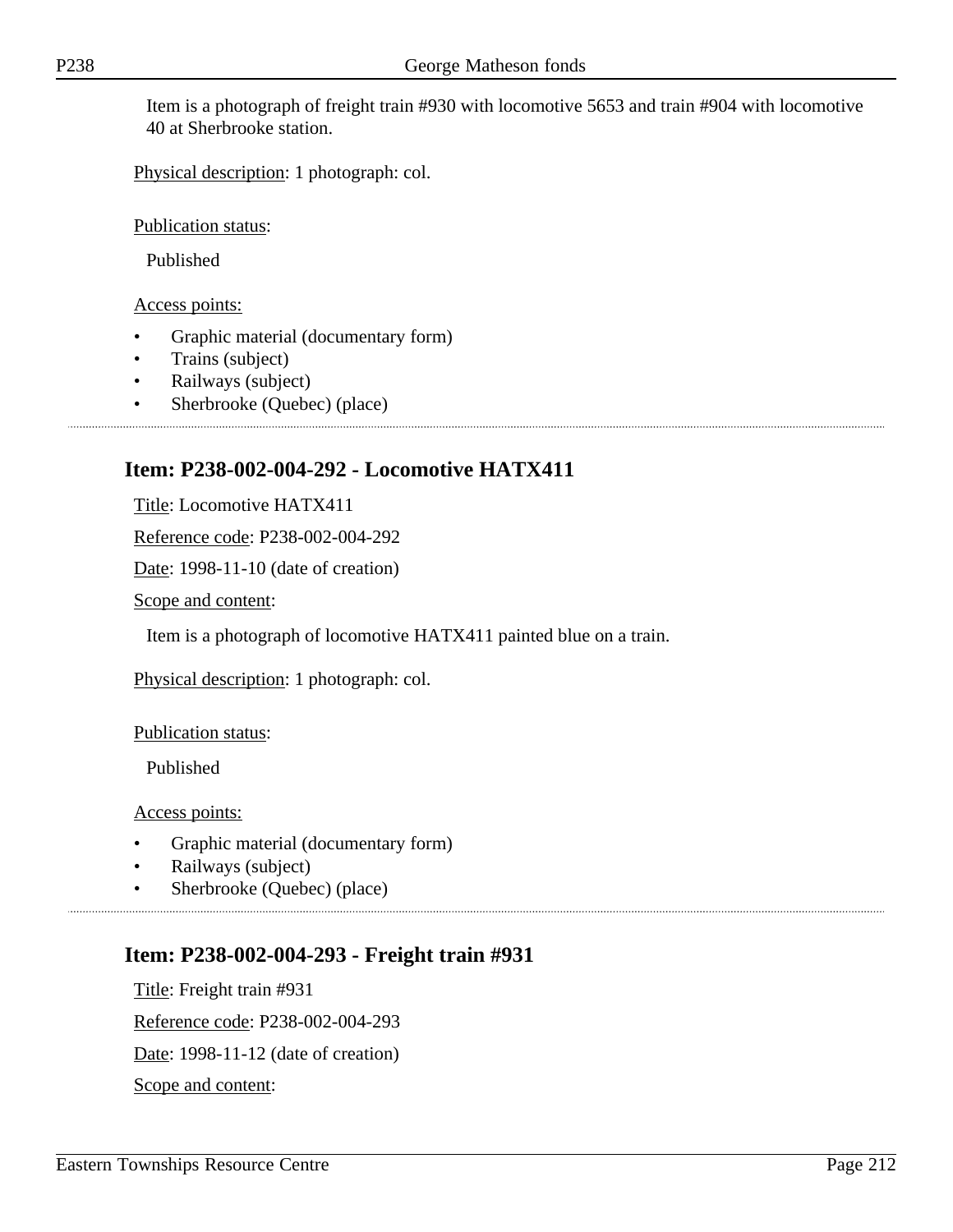Item is a photograph of freight train #930 with locomotive 5653 and train #904 with locomotive 40 at Sherbrooke station.

Physical description: 1 photograph: col.

Publication status:

Published

Access points:

- Graphic material (documentary form)
- Trains (subject)
- Railways (subject)
- Sherbrooke (Quebec) (place)

## Item: P238-002-004-292 - Locomotive HATX411

Title: Locomotive HATX411

Reference code: P238-002-004-292

Date: 1998-11-10 (date of creation)

Scope and content:

Item is a photograph of locomotive HATX411 painted blue on a train.

Physical description: 1 photograph: col.

Publication status:

Published

Access points:

- Graphic material (documentary form)
- Railways (subject)
- Sherbrooke (Quebec) (place)

## Item: P238-002-004-293 - Freight train #931

Title: Freight train #931

Reference code: P238-002-004-293

Date: 1998-11-12 (date of creation)

Scope and content: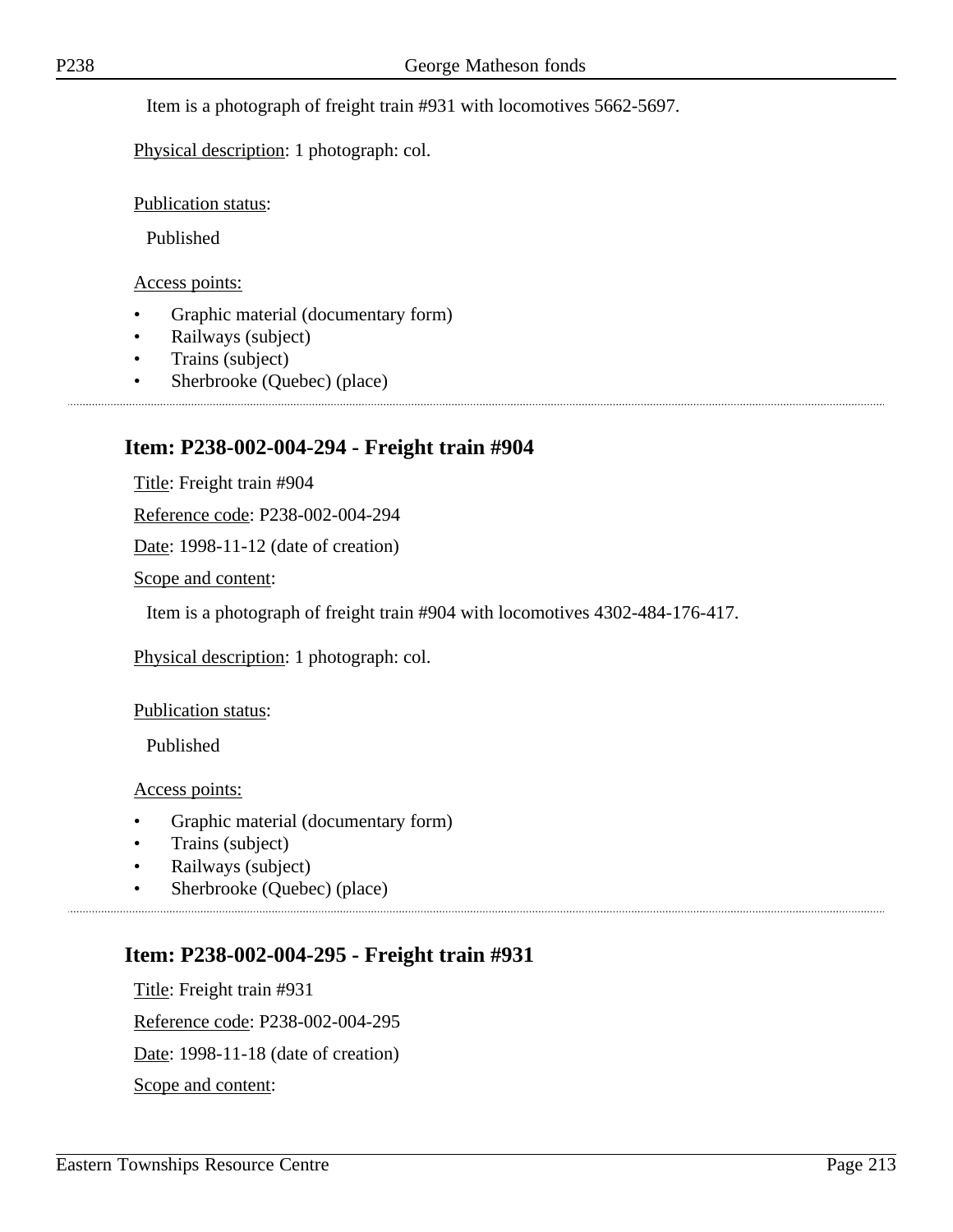Item is a photograph of freight train #931 with locomotives 5662-5697.

Physical description: 1 photograph: col.

Publication status:

Published

Access points:

- Graphic material (documentary form)
- Railways (subject)
- Trains (subject)
- Sherbrooke (Quebec) (place)

## Item: P238-002-004-294 - Freight train #904

Title: Freight train #904

Reference code: P238-002-004-294

Date: 1998-11-12 (date of creation)

Scope and content:

Item is a photograph of freight train #904 with locomotives 4302-484-176-417.

Physical description: 1 photograph: col.

Publication status:

Published

Access points:

- Graphic material (documentary form)
- Trains (subject)
- Railways (subject)
- Sherbrooke (Quebec) (place)

## Item: P238-002-004-295 - Freight train #931

Title: Freight train #931

Reference code: P238-002-004-295

Date: 1998-11-18 (date of creation)

Scope and content: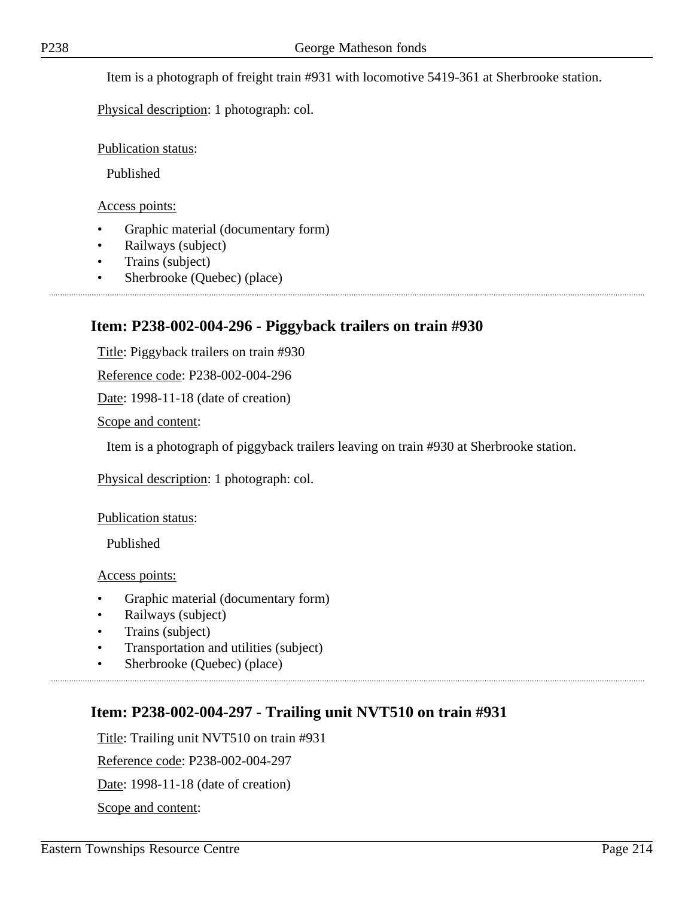Item is a photograph of freight train #931 with locomotive 5419-361 at Sherbrooke station.

Physical description: 1 photograph: col.

Publication status:

Published

Access points:

- Graphic material (documentary form)
- Railways (subject)
- Trains (subject)
- Sherbrooke (Quebec) (place)

## Item: P238-002-004-296 - Piggyback trailers on train #930

Title: Piggyback trailers on train #930

Reference code: P238-002-004-296

Date: 1998-11-18 (date of creation)

Scope and content:

Item is a photograph of piggyback trailers leaving on train #930 at Sherbrooke station.

Physical description: 1 photograph: col.

Publication status:

Published

Access points:

- Graphic material (documentary form)
- Railways (subject)
- Trains (subject)
- Transportation and utilities (subject)
- Sherbrooke (Quebec) (place)

## Item: P238-002-004-297 - Trailing unit NVT510 on train #931

Title: Trailing unit NVT510 on train #931

Reference code: P238-002-004-297

Date: 1998-11-18 (date of creation)

Scope and content: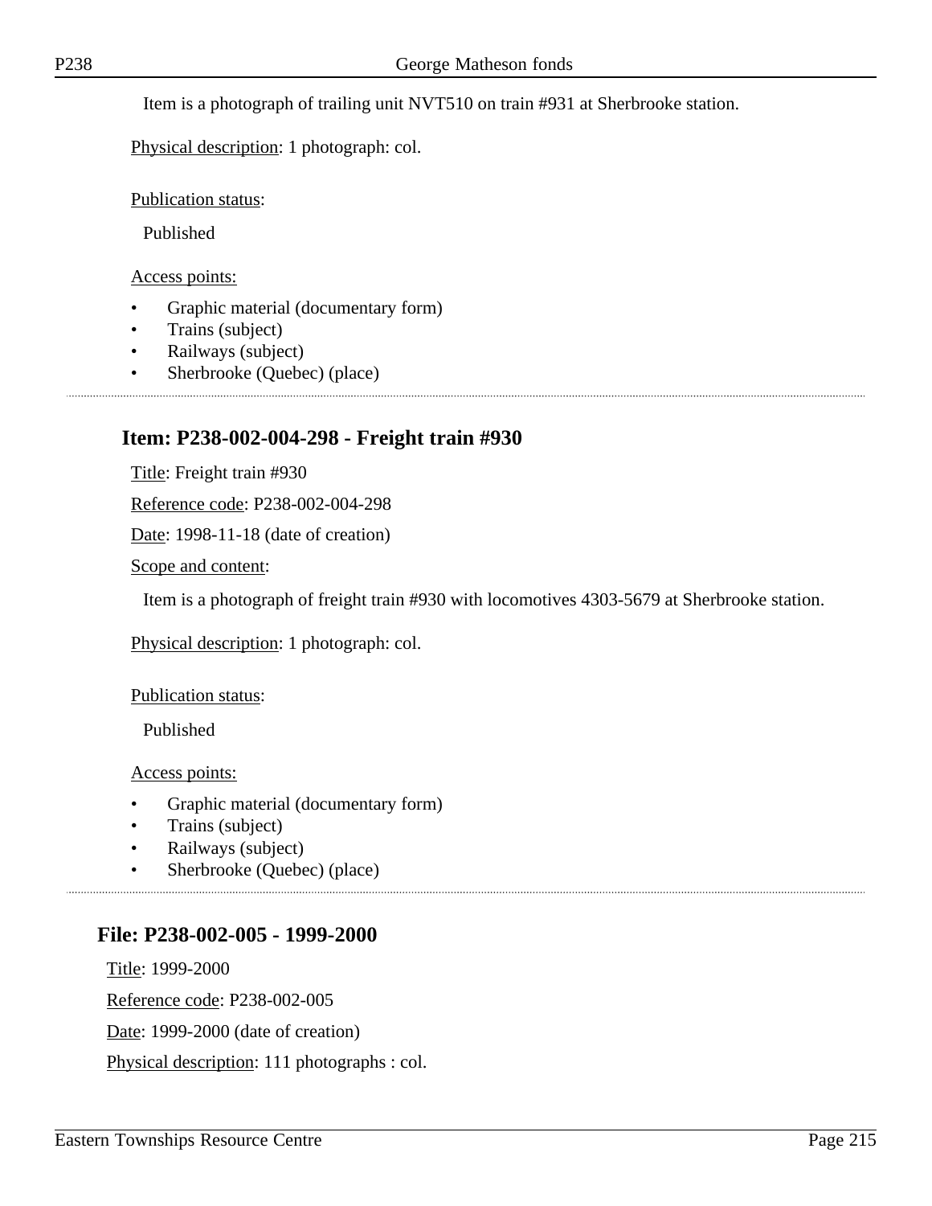Item is a photograph of trailing unit NVT510 on train #931 at Sherbrooke station.

Physical description: 1 photograph: col.

Publication status:

Published

Access points:

- Graphic material (documentary form)
- Trains (subject)
- Railways (subject)
- Sherbrooke (Quebec) (place)

## Item: P238-002-004-298 - Freight train #930

Title: Freight train #930

Reference code: P238-002-004-298

Date: 1998-11-18 (date of creation)

Scope and content:

Item is a photograph of freight train #930 with locomotives 4303-5679 at Sherbrooke station.

Physical description: 1 photograph: col.

Publication status:

Published

Access points:

- Graphic material (documentary form)
- Trains (subject)
- Railways (subject)
- Sherbrooke (Quebec) (place)

## File: P238-002-005 - 1999-2000

Title: 1999-2000

Reference code: P238-002-005

Date: 1999-2000 (date of creation)

Physical description: 111 photographs : col.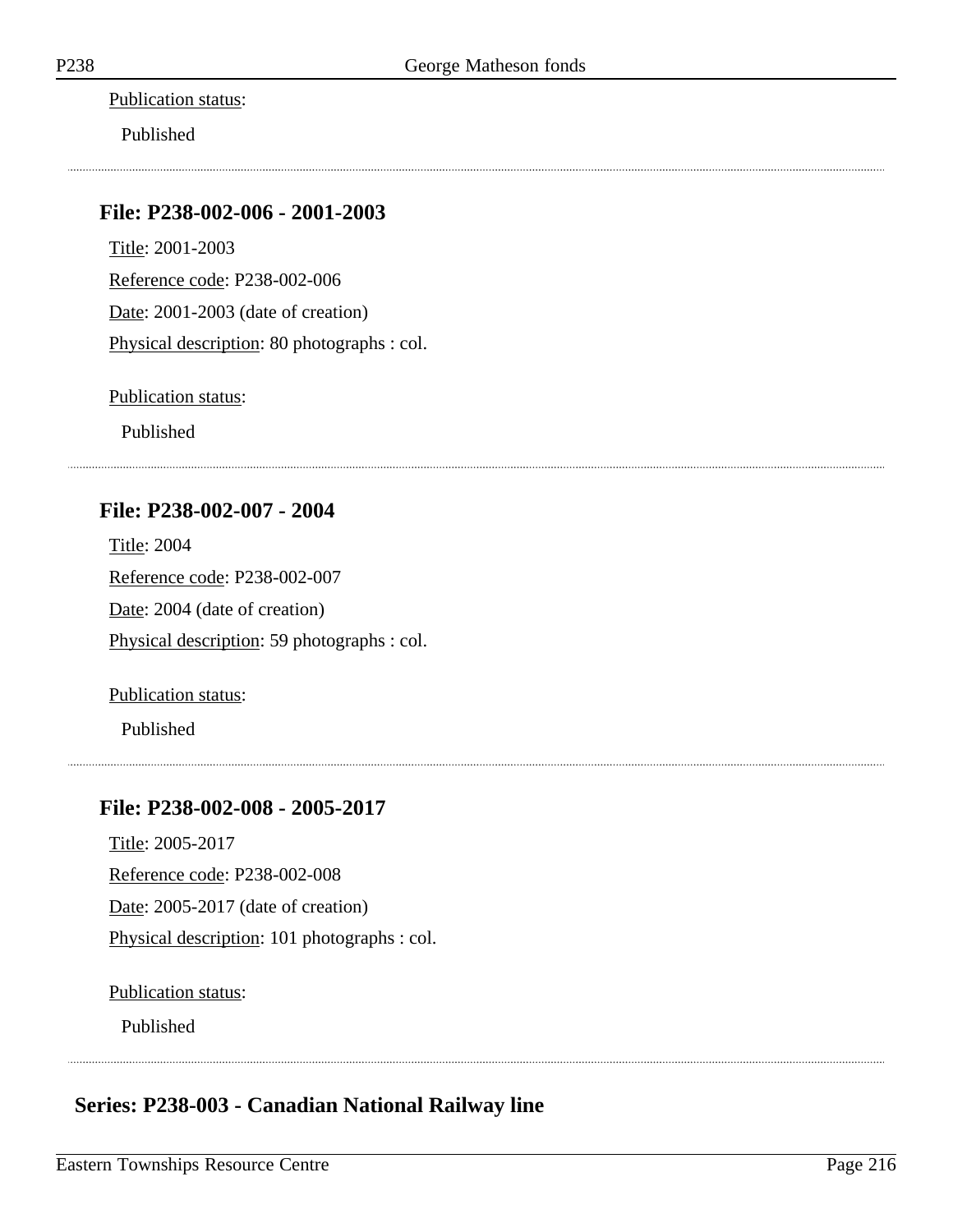Publication status:

Published

---

### File: P238-002-006 - 2001-2003

Title: 2001-2003

Reference code: P238-002-006

Date: 2001-2003 (date of creation)

Physical description: 80 photographs : col.

Publication status:

Published

---

### File: P238-002-007 - 2004

Title: 2004

Reference code: P238-002-007

Date: 2004 (date of creation)

Physical description: 59 photographs : col.

Publication status:

Published

---

### File: P238-002-008 - 2005-2017

Title: 2005-2017

Reference code: P238-002-008

Date: 2005-2017 (date of creation)

Physical description: 101 photographs : col.

Publication status:

Published

---

## Series: P238-003 - Canadian National Railway line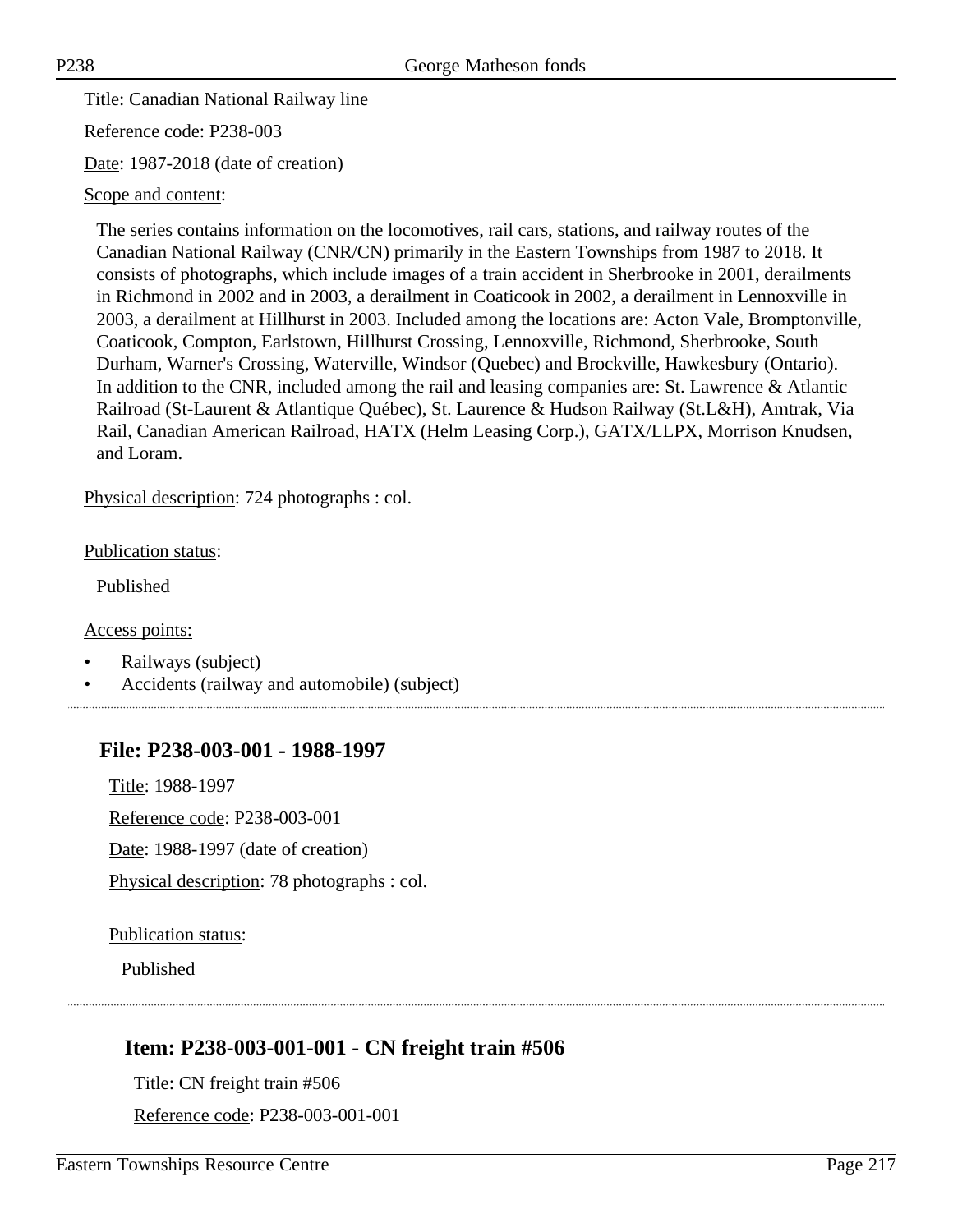Title: Canadian National Railway line

Reference code: P238-003

Date: 1987-2018 (date of creation)

Scope and content:

The series contains information on the locomotives, rail cars, stations, and railway routes of the Canadian National Railway (CNR/CN) primarily in the Eastern Townships from 1987 to 2018. It consists of photographs, which include images of a train accident in Sherbrooke in 2001, derailments in Richmond in 2002 and in 2003, a derailment in Coaticook in 2002, a derailment in Lennoxville in 2003, a derailment at Hillhurst in 2003. Included among the locations are: Acton Vale, Bromptonville, Coaticook, Compton, Earlstown, Hillhurst Crossing, Lennoxville, Richmond, Sherbrooke, South Durham, Warner's Crossing, Waterville, Windsor (Quebec) and Brockville, Hawkesbury (Ontario). In addition to the CNR, included among the rail and leasing companies are: St. Lawrence & Atlantic Railroad (St-Laurent & Atlantique Québec), St. Laurence & Hudson Railway (St.L&H), Amtrak, Via Rail, Canadian American Railroad, HATX (Helm Leasing Corp.), GATX/LLPX, Morrison Knudsen, and Loram.

Physical description: 724 photographs : col.

Publication status:

Published

Access points:

- Railways (subject)
- Accidents (railway and automobile) (subject)

## File: P238-003-001 - 1988-1997

Title: 1988-1997

Reference code: P238-003-001

Date: 1988-1997 (date of creation)

Physical description: 78 photographs : col.

Publication status:

Published

### Item: P238-003-001-001 - CN freight train #506

Title: CN freight train #506

Reference code: P238-003-001-001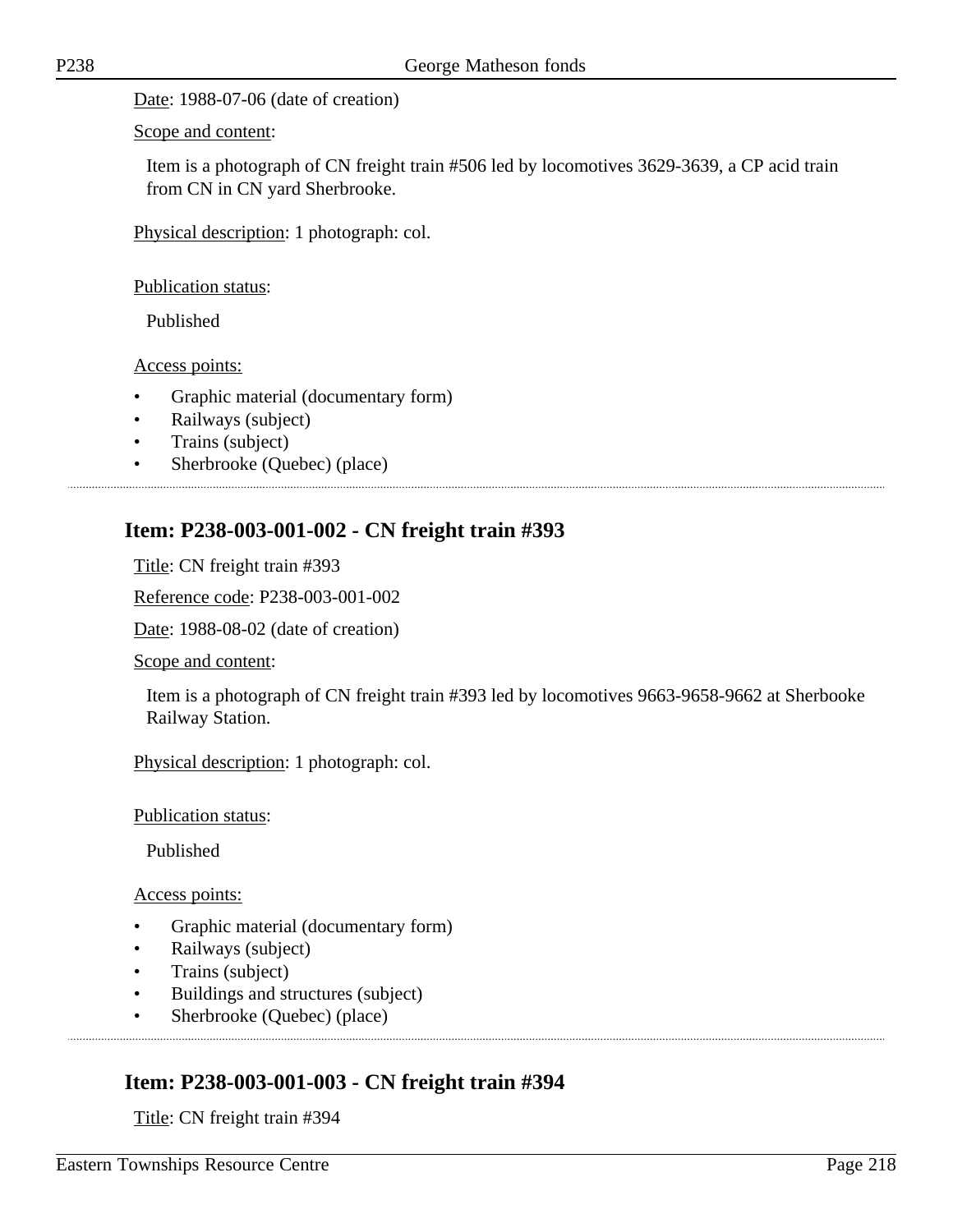Date: 1988-07-06 (date of creation)

Scope and content:

Item is a photograph of CN freight train #506 led by locomotives 3629-3639, a CP acid train from CN in CN yard Sherbrooke.

Physical description: 1 photograph: col.

Publication status:

Published

Access points:

- Graphic material (documentary form)
- Railways (subject)
- Trains (subject)
- Sherbrooke (Quebec) (place)

## Item: P238-003-001-002 - CN freight train #393

Title: CN freight train #393

Reference code: P238-003-001-002

Date: 1988-08-02 (date of creation)

Scope and content:

Item is a photograph of CN freight train #393 led by locomotives 9663-9658-9662 at Sherbooke Railway Station.

Physical description: 1 photograph: col.

Publication status:

Published

Access points:

- Graphic material (documentary form)
- Railways (subject)
- Trains (subject)
- Buildings and structures (subject)
- Sherbrooke (Quebec) (place)

## Item: P238-003-001-003 - CN freight train #394

Title: CN freight train #394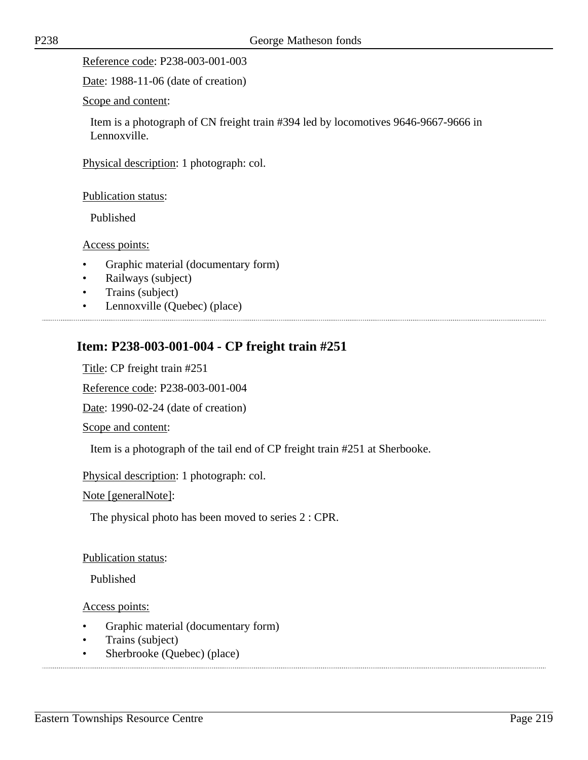Reference code: P238-003-001-003

Date: 1988-11-06 (date of creation)

Scope and content:

Item is a photograph of CN freight train #394 led by locomotives 9646-9667-9666 in Lennoxville.

Physical description: 1 photograph: col.

Publication status:

Published

Access points:

- Graphic material (documentary form)
- Railways (subject)
- Trains (subject)
- Lennoxville (Quebec) (place)

## Item: P238-003-001-004 - CP freight train #251

Title: CP freight train #251

Reference code: P238-003-001-004

Date: 1990-02-24 (date of creation)

Scope and content:

Item is a photograph of the tail end of CP freight train #251 at Sherbooke.

Physical description: 1 photograph: col.

Note [generalNote]:

The physical photo has been moved to series 2 : CPR.

Publication status:

Published

Access points:

- Graphic material (documentary form)
- Trains (subject)
- Sherbrooke (Quebec) (place)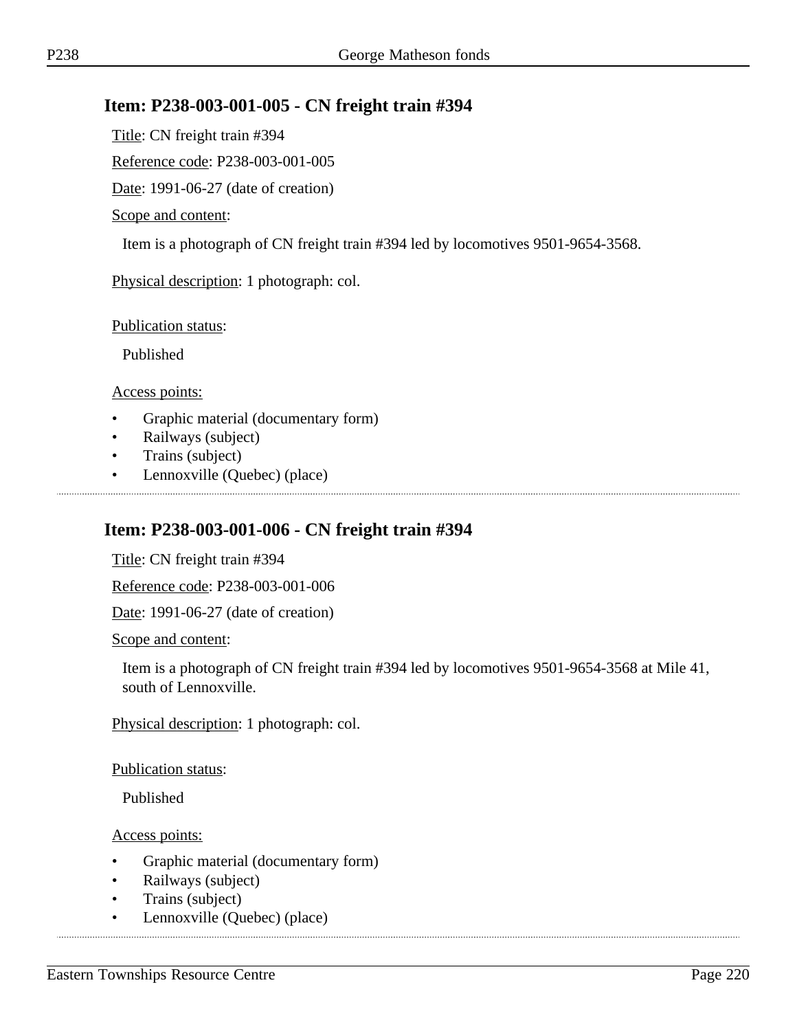## Item: P238-003-001-005 - CN freight train #394

Title: CN freight train #394

Reference code: P238-003-001-005

Date: 1991-06-27 (date of creation)

Scope and content:

Item is a photograph of CN freight train #394 led by locomotives 9501-9654-3568.

Physical description: 1 photograph: col.

Publication status:

Published

Access points:

- Graphic material (documentary form)
- Railways (subject)
- Trains (subject)
- Lennoxville (Quebec) (place)

## Item: P238-003-001-006 - CN freight train #394

Title: CN freight train #394

Reference code: P238-003-001-006

Date: 1991-06-27 (date of creation)

Scope and content:

Item is a photograph of CN freight train #394 led by locomotives 9501-9654-3568 at Mile 41, south of Lennoxville.

Physical description: 1 photograph: col.

Publication status:

Published

Access points:

- Graphic material (documentary form)
- Railways (subject)
- Trains (subject)
- Lennoxville (Quebec) (place)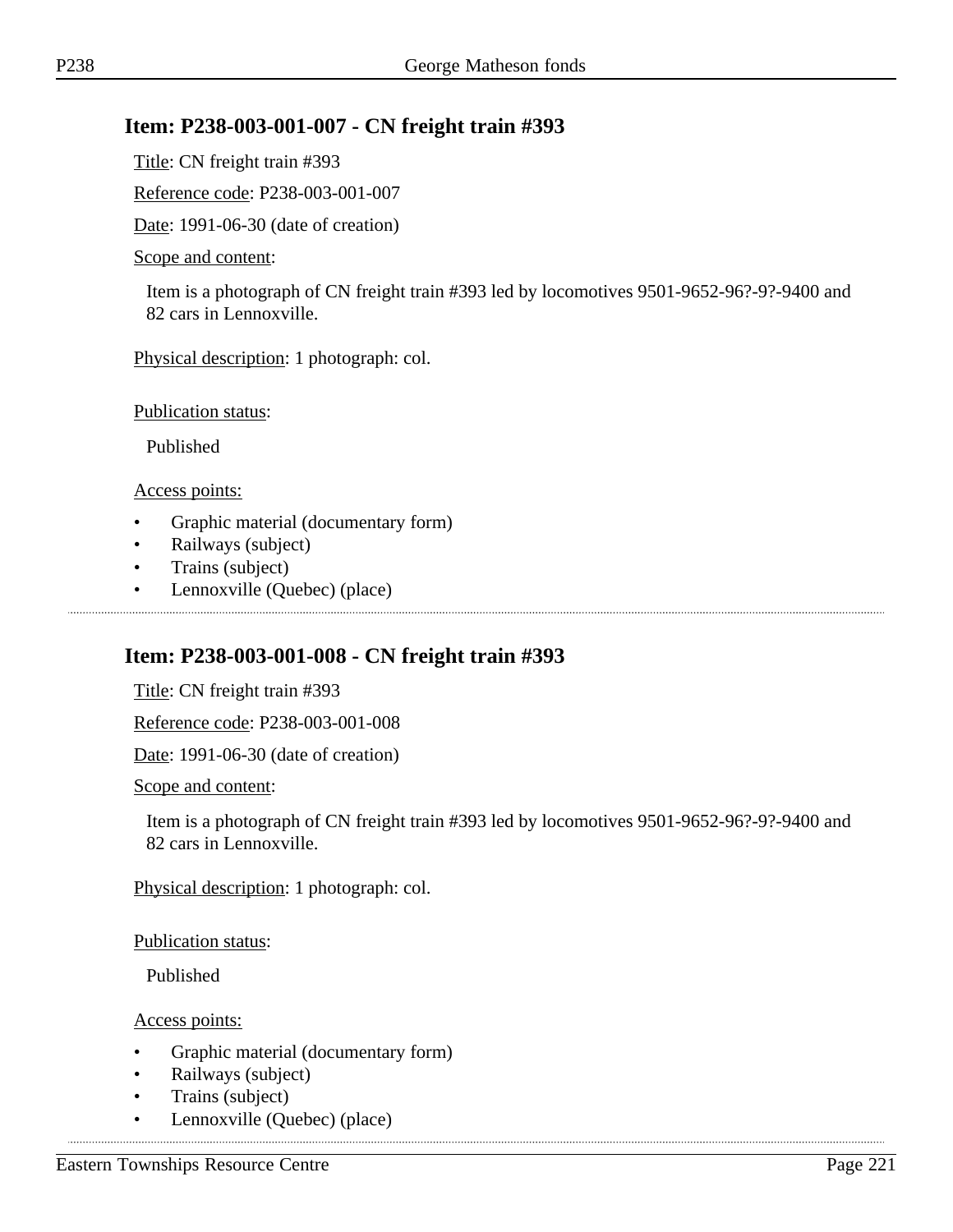## Item: P238-003-001-007 - CN freight train #393

Title: CN freight train #393

Reference code: P238-003-001-007

Date: 1991-06-30 (date of creation)

Scope and content:

Item is a photograph of CN freight train #393 led by locomotives 9501-9652-96?-9?-9400 and 82 cars in Lennoxville.

Physical description: 1 photograph: col.

Publication status:

Published

Access points:

- Graphic material (documentary form)
- Railways (subject)
- Trains (subject)
- Lennoxville (Quebec) (place)

## Item: P238-003-001-008 - CN freight train #393

Title: CN freight train #393

Reference code: P238-003-001-008

Date: 1991-06-30 (date of creation)

Scope and content:

Item is a photograph of CN freight train #393 led by locomotives 9501-9652-96?-9?-9400 and 82 cars in Lennoxville.

Physical description: 1 photograph: col.

Publication status:

Published

Access points:

- Graphic material (documentary form)
- Railways (subject)
- Trains (subject)
- Lennoxville (Quebec) (place)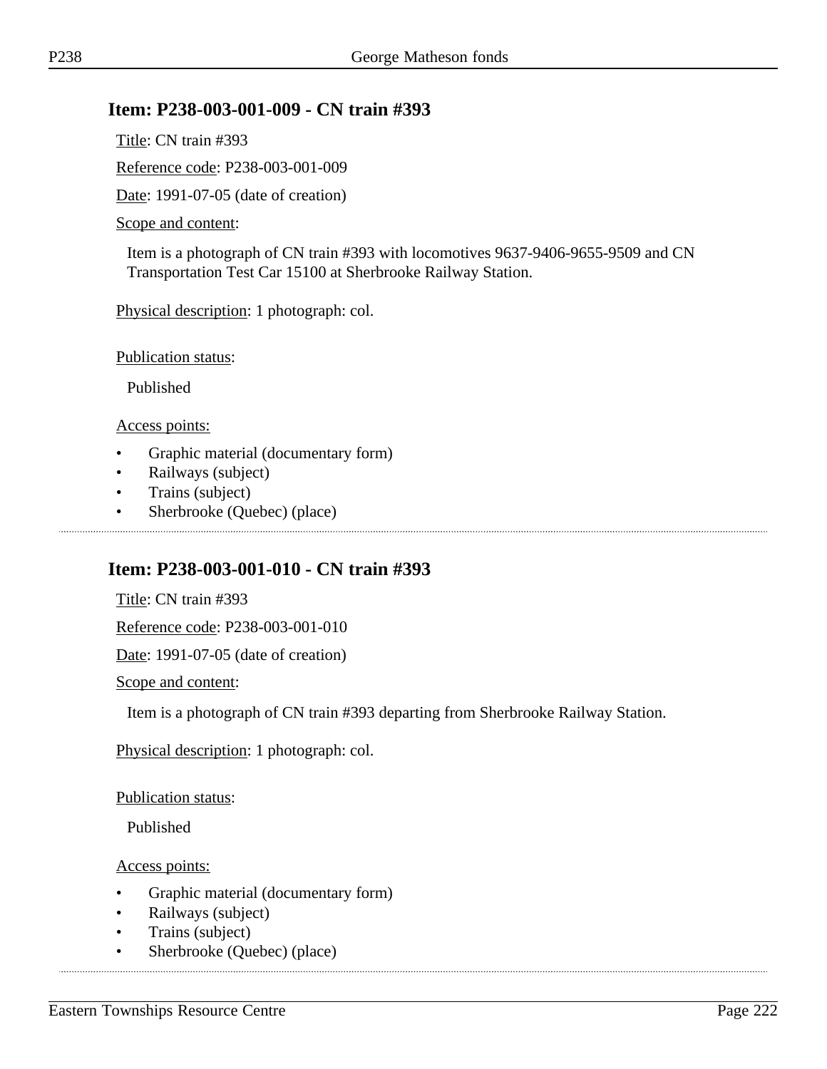## Item: P238-003-001-009 - CN train #393

Title: CN train #393

Reference code: P238-003-001-009

Date: 1991-07-05 (date of creation)

Scope and content:

Item is a photograph of CN train #393 with locomotives 9637-9406-9655-9509 and CN Transportation Test Car 15100 at Sherbrooke Railway Station.

Physical description: 1 photograph: col.

Publication status:

Published

Access points:

- Graphic material (documentary form)
- Railways (subject)
- Trains (subject)
- Sherbrooke (Quebec) (place)

---

## Item: P238-003-001-010 - CN train #393

Title: CN train #393

Reference code: P238-003-001-010

Date: 1991-07-05 (date of creation)

Scope and content:

Item is a photograph of CN train #393 departing from Sherbrooke Railway Station.

Physical description: 1 photograph: col.

Publication status:

Published

Access points:

- Graphic material (documentary form)
- Railways (subject)
- Trains (subject)
- Sherbrooke (Quebec) (place)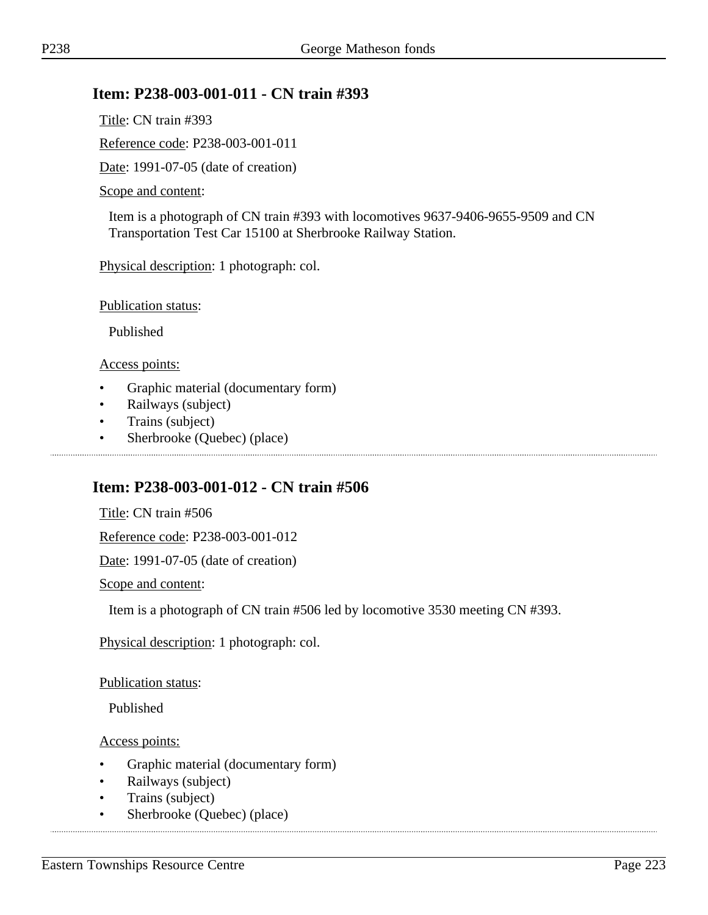## Item: P238-003-001-011 - CN train #393

Title: CN train #393

Reference code: P238-003-001-011

Date: 1991-07-05 (date of creation)

Scope and content:

Item is a photograph of CN train #393 with locomotives 9637-9406-9655-9509 and CN Transportation Test Car 15100 at Sherbrooke Railway Station.

Physical description: 1 photograph: col.

Publication status:

Published

Access points:

- Graphic material (documentary form)
- Railways (subject)
- Trains (subject)
- Sherbrooke (Quebec) (place)

---

## Item: P238-003-001-012 - CN train #506

Title: CN train #506

Reference code: P238-003-001-012

Date: 1991-07-05 (date of creation)

Scope and content:

Item is a photograph of CN train #506 led by locomotive 3530 meeting CN #393.

Physical description: 1 photograph: col.

Publication status:

Published

Access points:

- Graphic material (documentary form)
- Railways (subject)
- Trains (subject)
- Sherbrooke (Quebec) (place)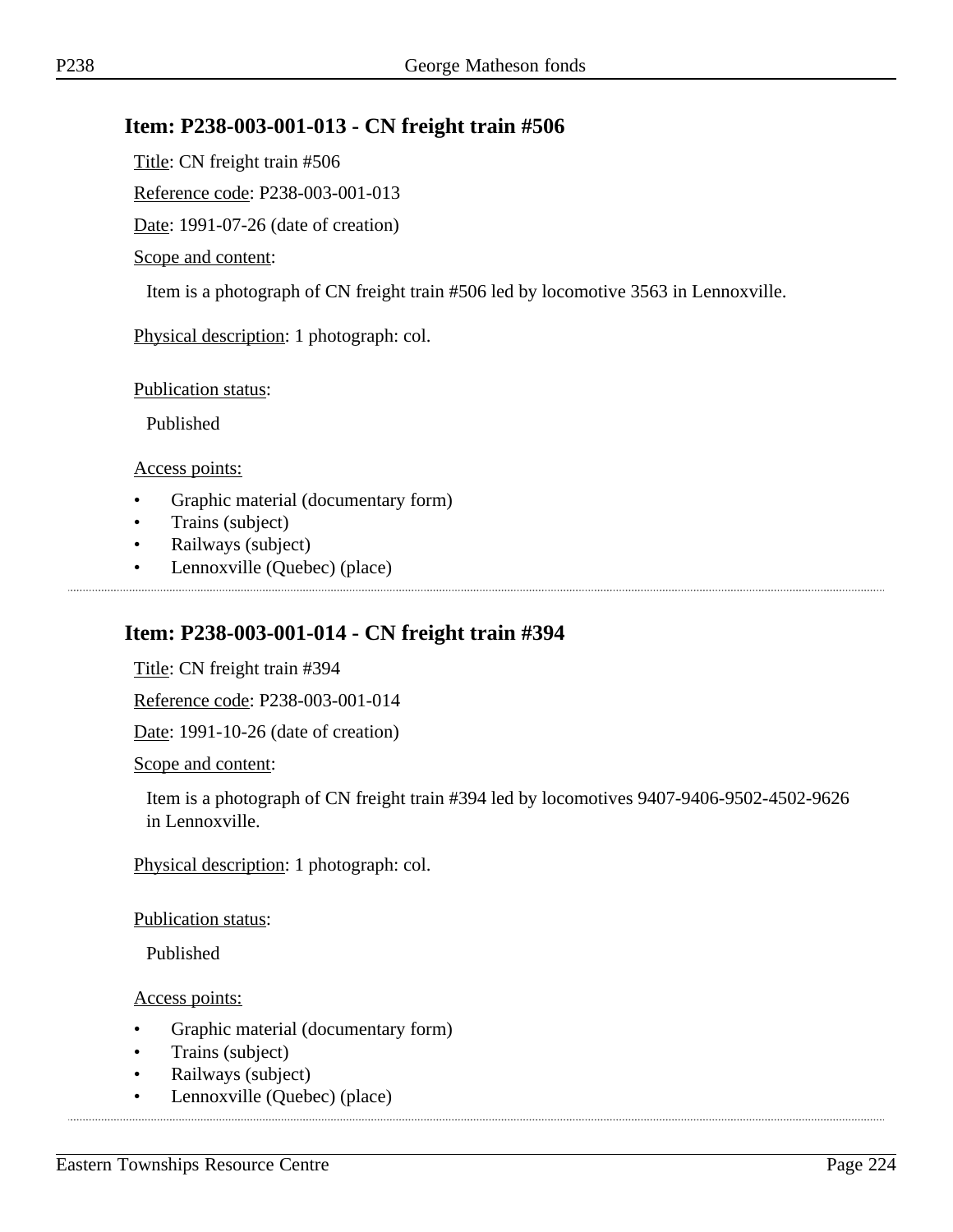## Item: P238-003-001-013 - CN freight train #506

Title: CN freight train #506

Reference code: P238-003-001-013

Date: 1991-07-26 (date of creation)

Scope and content:

Item is a photograph of CN freight train #506 led by locomotive 3563 in Lennoxville.

Physical description: 1 photograph: col.

Publication status:

Published

Access points:

- Graphic material (documentary form)
- Trains (subject)
- Railways (subject)
- Lennoxville (Quebec) (place)

---

## Item: P238-003-001-014 - CN freight train #394

Title: CN freight train #394

Reference code: P238-003-001-014

Date: 1991-10-26 (date of creation)

Scope and content:

Item is a photograph of CN freight train #394 led by locomotives 9407-9406-9502-4502-9626 in Lennoxville.

Physical description: 1 photograph: col.

Publication status:

Published

Access points:

- Graphic material (documentary form)
- Trains (subject)
- Railways (subject)
- Lennoxville (Quebec) (place)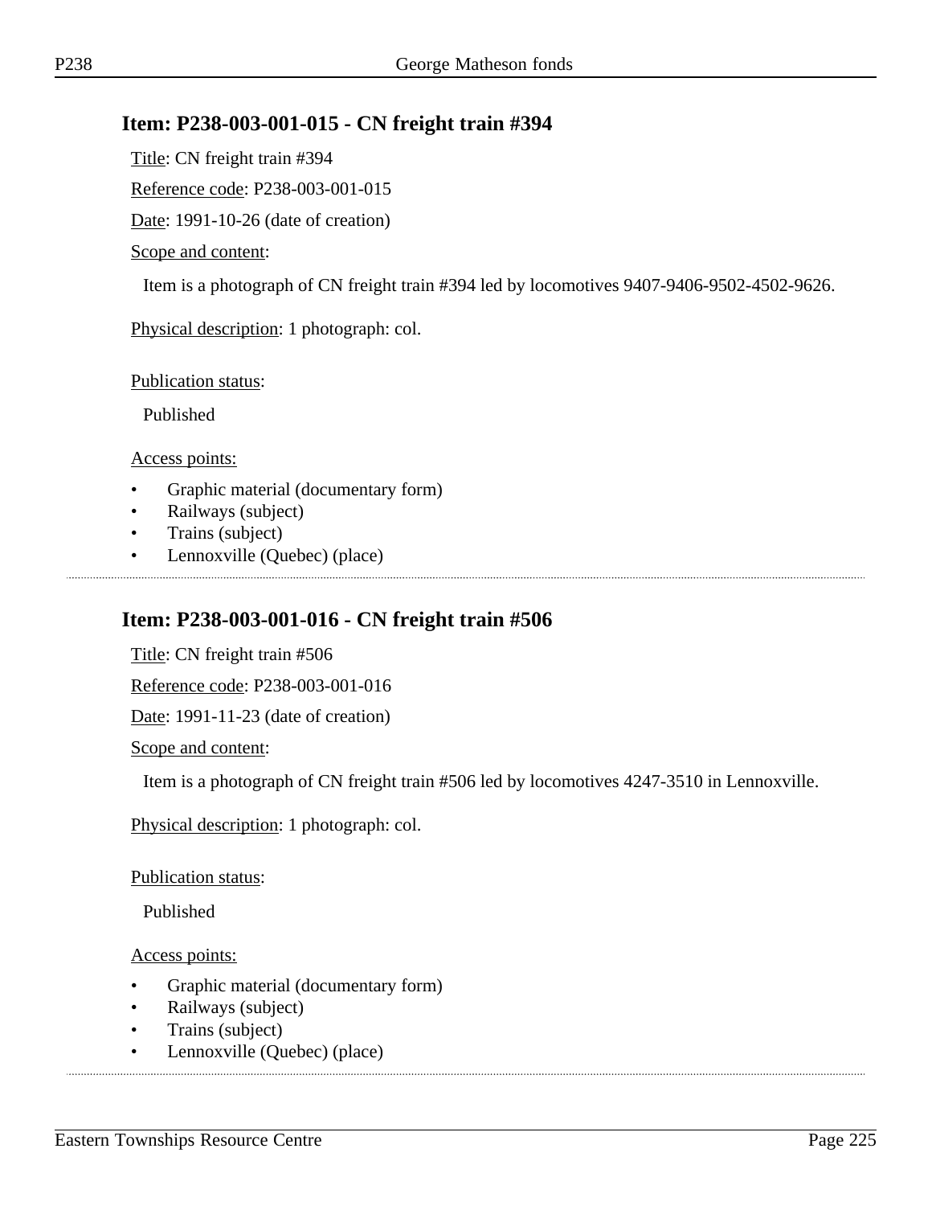## Item: P238-003-001-015 - CN freight train #394

Title: CN freight train #394

Reference code: P238-003-001-015

Date: 1991-10-26 (date of creation)

Scope and content:

Item is a photograph of CN freight train #394 led by locomotives 9407-9406-9502-4502-9626.

Physical description: 1 photograph: col.

Publication status:

Published

Access points:

- Graphic material (documentary form)
- Railways (subject)
- Trains (subject)
- Lennoxville (Quebec) (place)

## Item: P238-003-001-016 - CN freight train #506

Title: CN freight train #506

Reference code: P238-003-001-016

Date: 1991-11-23 (date of creation)

Scope and content:

Item is a photograph of CN freight train #506 led by locomotives 4247-3510 in Lennoxville.

Physical description: 1 photograph: col.

Publication status:

Published

Access points:

- Graphic material (documentary form)
- Railways (subject)
- Trains (subject)
- Lennoxville (Quebec) (place)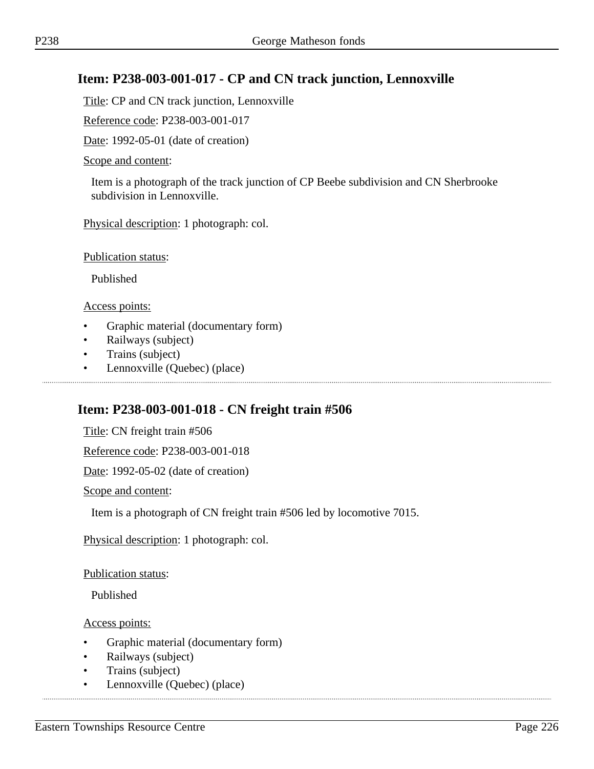## Item: P238-003-001-017 - CP and CN track junction, Lennoxville

Title: CP and CN track junction, Lennoxville

Reference code: P238-003-001-017

Date: 1992-05-01 (date of creation)

Scope and content:

Item is a photograph of the track junction of CP Beebe subdivision and CN Sherbrooke subdivision in Lennoxville.

Physical description: 1 photograph: col.

Publication status:

Published

Access points:

- Graphic material (documentary form)
- Railways (subject)
- Trains (subject)
- Lennoxville (Quebec) (place)

## Item: P238-003-001-018 - CN freight train #506

Title: CN freight train #506

Reference code: P238-003-001-018

Date: 1992-05-02 (date of creation)

Scope and content:

Item is a photograph of CN freight train #506 led by locomotive 7015.

Physical description: 1 photograph: col.

Publication status:

Published

Access points:

- Graphic material (documentary form)
- Railways (subject)
- Trains (subject)
- Lennoxville (Quebec) (place)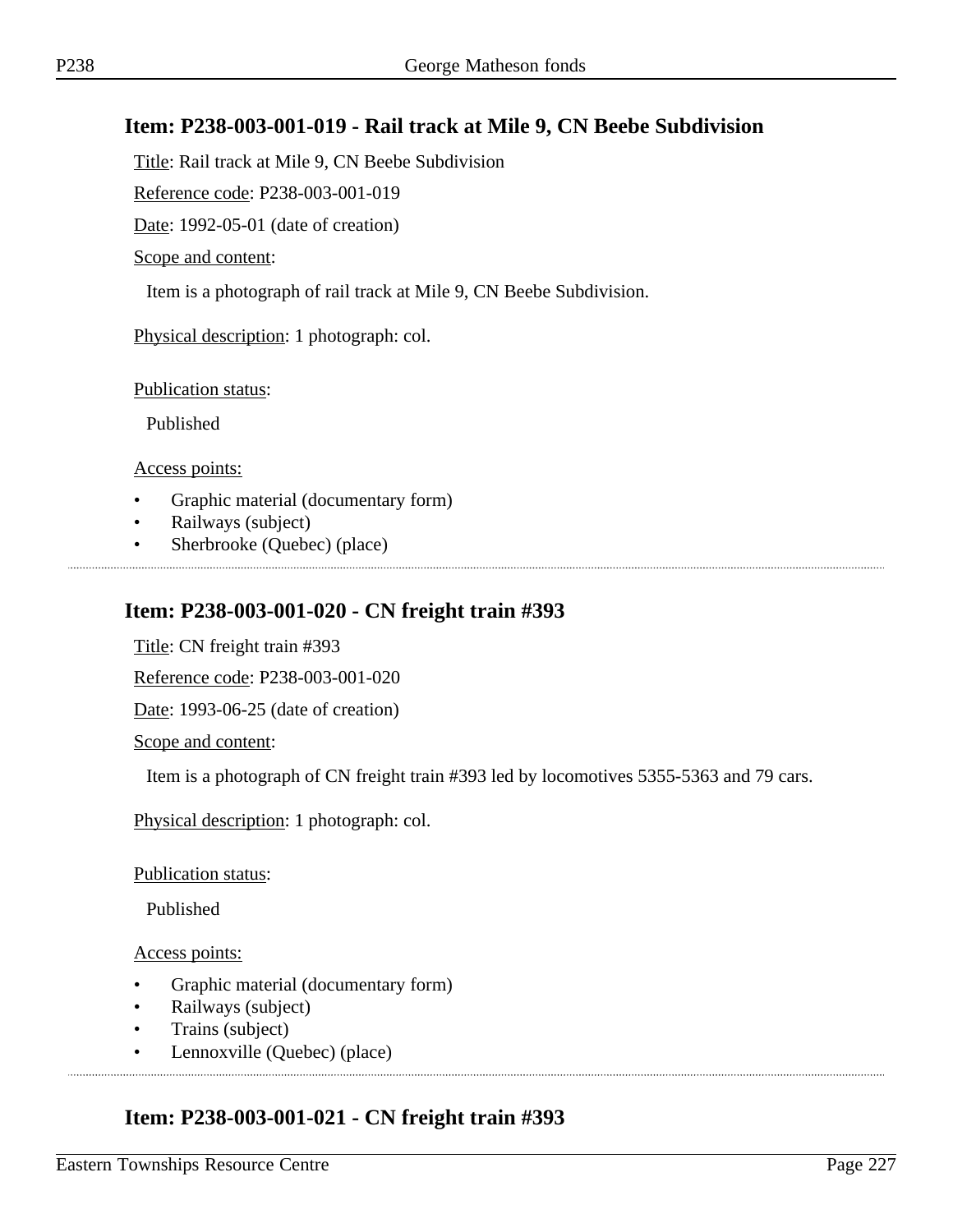## Item: P238-003-001-019 - Rail track at Mile 9, CN Beebe Subdivision

Title: Rail track at Mile 9, CN Beebe Subdivision

Reference code: P238-003-001-019

Date: 1992-05-01 (date of creation)

Scope and content:

Item is a photograph of rail track at Mile 9, CN Beebe Subdivision.

Physical description: 1 photograph: col.

Publication status:

Published

Access points:

- Graphic material (documentary form)
- Railways (subject)
- Sherbrooke (Quebec) (place)

## Item: P238-003-001-020 - CN freight train #393

Title: CN freight train #393

Reference code: P238-003-001-020

Date: 1993-06-25 (date of creation)

Scope and content:

Item is a photograph of CN freight train #393 led by locomotives 5355-5363 and 79 cars.

Physical description: 1 photograph: col.

Publication status:

Published

Access points:

- Graphic material (documentary form)
- Railways (subject)
- Trains (subject)
- Lennoxville (Quebec) (place)

## Item: P238-003-001-021 - CN freight train #393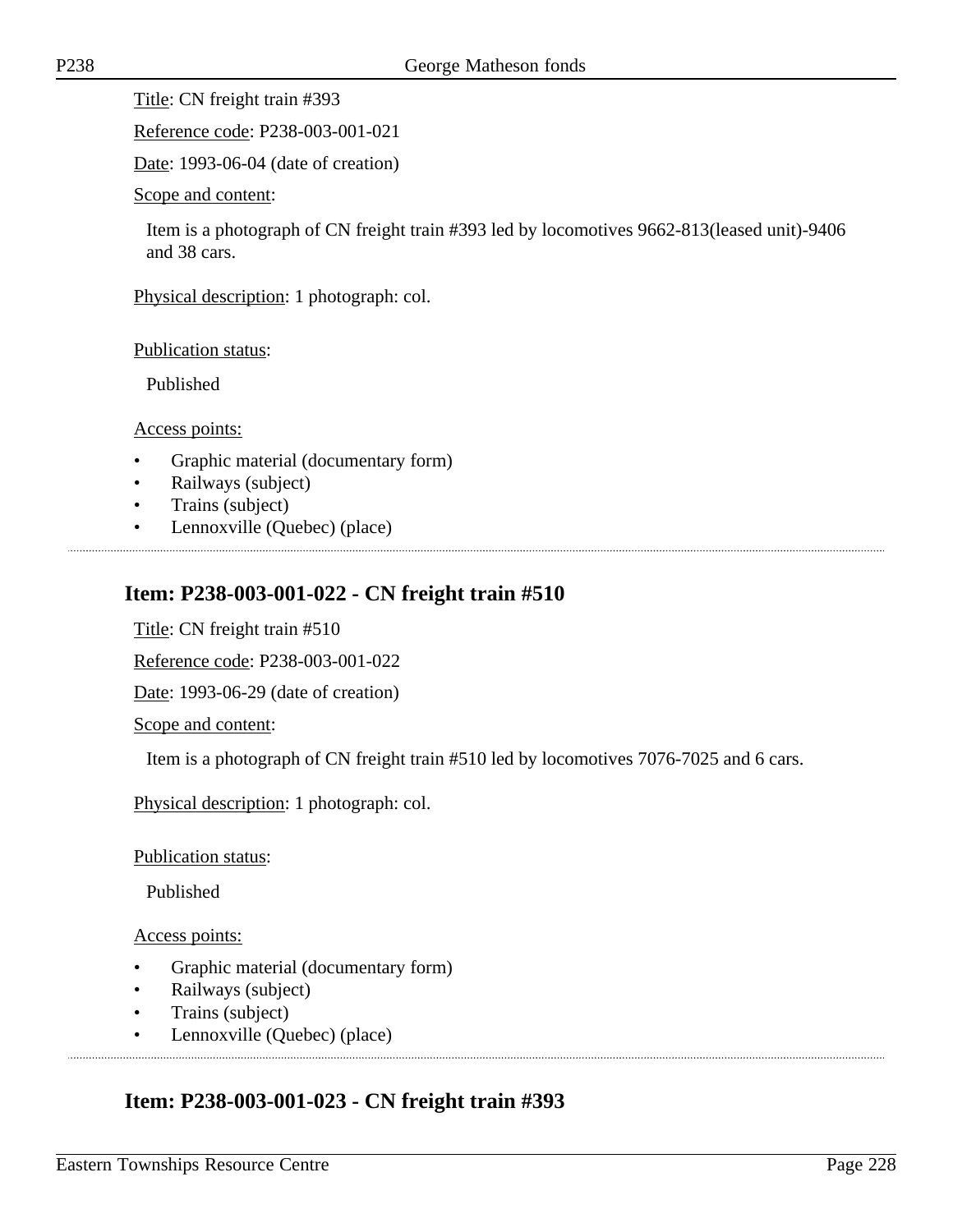Title: CN freight train #393

Reference code: P238-003-001-021

Date: 1993-06-04 (date of creation)

Scope and content:

Item is a photograph of CN freight train #393 led by locomotives 9662-813(leased unit)-9406 and 38 cars.

Physical description: 1 photograph: col.

Publication status:

Published

Access points:

- Graphic material (documentary form)
- Railways (subject)
- Trains (subject)
- Lennoxville (Quebec) (place)

## Item: P238-003-001-022 - CN freight train #510

Title: CN freight train #510

Reference code: P238-003-001-022

Date: 1993-06-29 (date of creation)

Scope and content:

Item is a photograph of CN freight train #510 led by locomotives 7076-7025 and 6 cars.

Physical description: 1 photograph: col.

Publication status:

Published

Access points:

- Graphic material (documentary form)
- Railways (subject)
- Trains (subject)
- Lennoxville (Quebec) (place)

## Item: P238-003-001-023 - CN freight train #393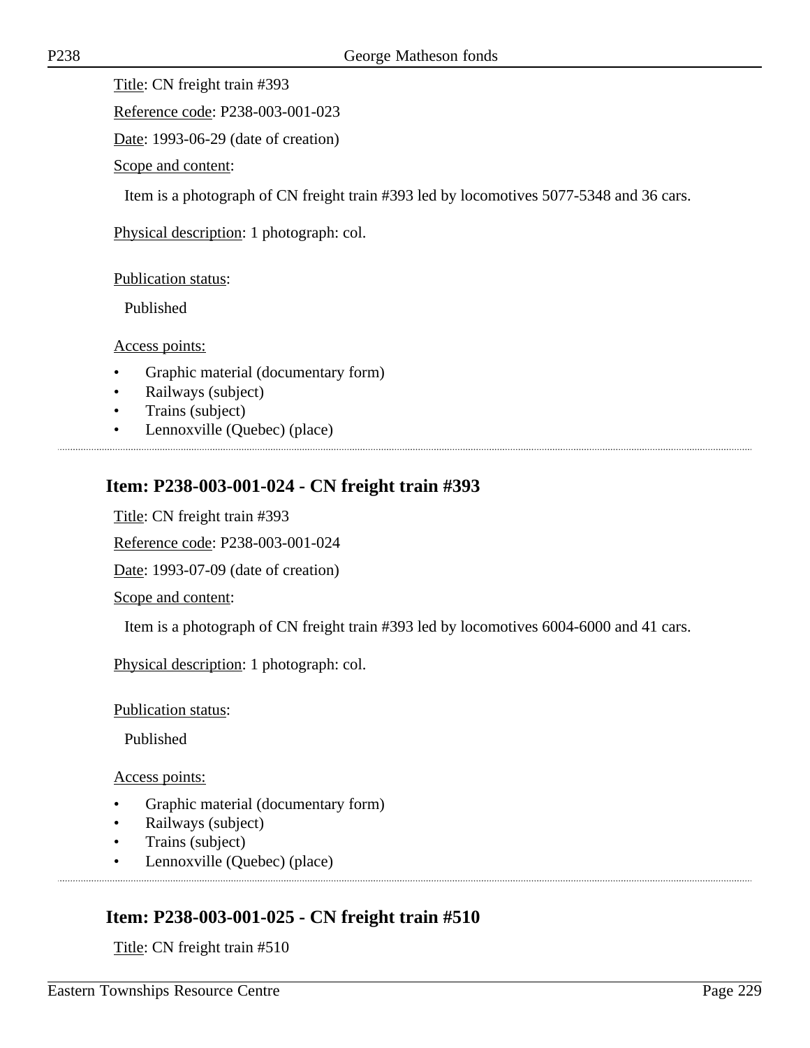Title: CN freight train #393

Reference code: P238-003-001-023

Date: 1993-06-29 (date of creation)

Scope and content:

Item is a photograph of CN freight train #393 led by locomotives 5077-5348 and 36 cars.

Physical description: 1 photograph: col.

Publication status:

Published

Access points:

- Graphic material (documentary form)
- Railways (subject)
- Trains (subject)
- Lennoxville (Quebec) (place)

## Item: P238-003-001-024 - CN freight train #393

Title: CN freight train #393

Reference code: P238-003-001-024

Date: 1993-07-09 (date of creation)

Scope and content:

Item is a photograph of CN freight train #393 led by locomotives 6004-6000 and 41 cars.

Physical description: 1 photograph: col.

Publication status:

Published

Access points:

- Graphic material (documentary form)
- Railways (subject)
- Trains (subject)
- Lennoxville (Quebec) (place)

## Item: P238-003-001-025 - CN freight train #510

Title: CN freight train #510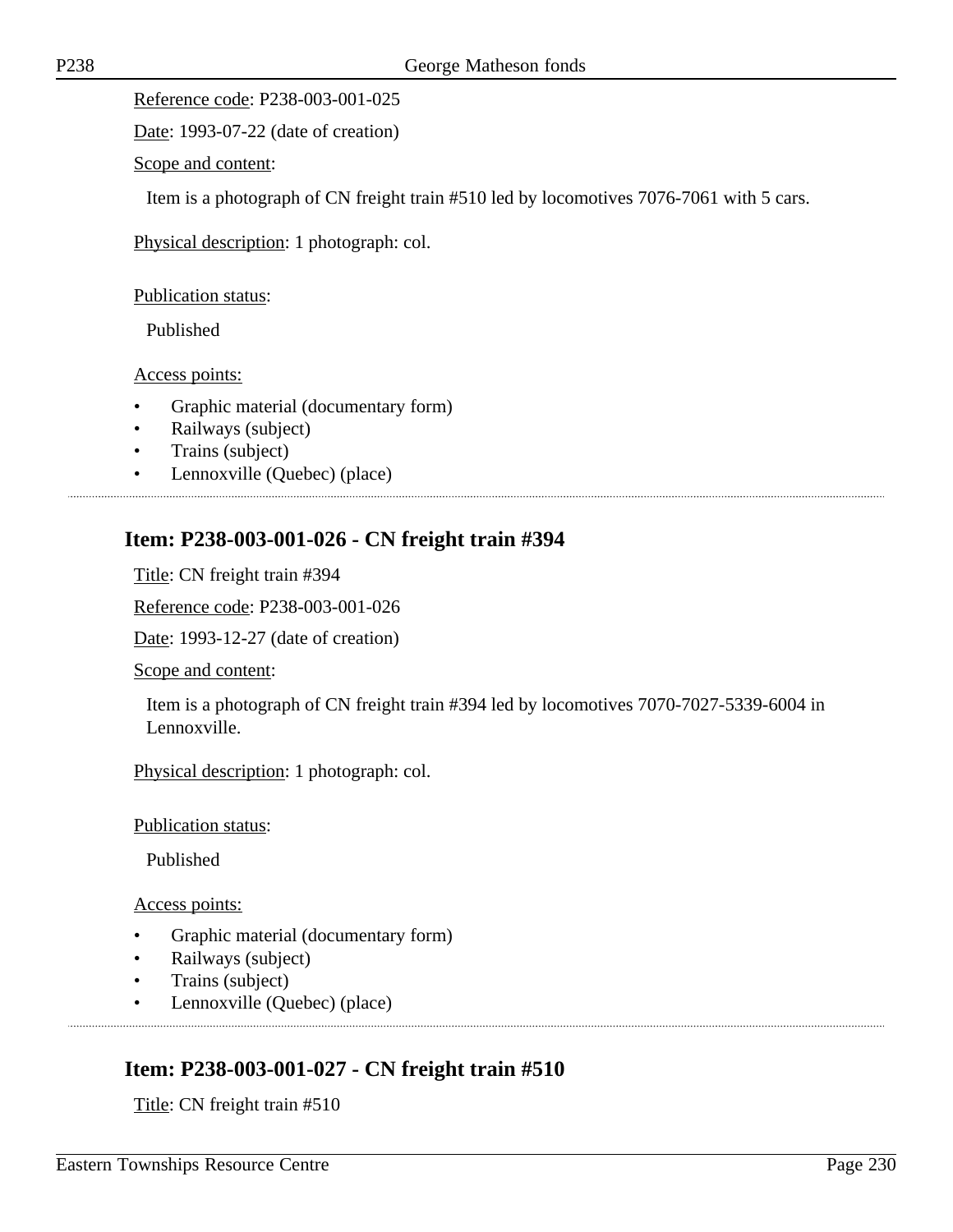Reference code: P238-003-001-025

Date: 1993-07-22 (date of creation)

Scope and content:

Item is a photograph of CN freight train #510 led by locomotives 7076-7061 with 5 cars.

Physical description: 1 photograph: col.

Publication status:

Published

Access points:

- Graphic material (documentary form)
- Railways (subject)
- Trains (subject)
- Lennoxville (Quebec) (place)

## Item: P238-003-001-026 - CN freight train #394

Title: CN freight train #394

Reference code: P238-003-001-026

Date: 1993-12-27 (date of creation)

Scope and content:

Item is a photograph of CN freight train #394 led by locomotives 7070-7027-5339-6004 in Lennoxville.

Physical description: 1 photograph: col.

Publication status:

Published

Access points:

- Graphic material (documentary form)
- Railways (subject)
- Trains (subject)
- Lennoxville (Quebec) (place)

## Item: P238-003-001-027 - CN freight train #510

Title: CN freight train #510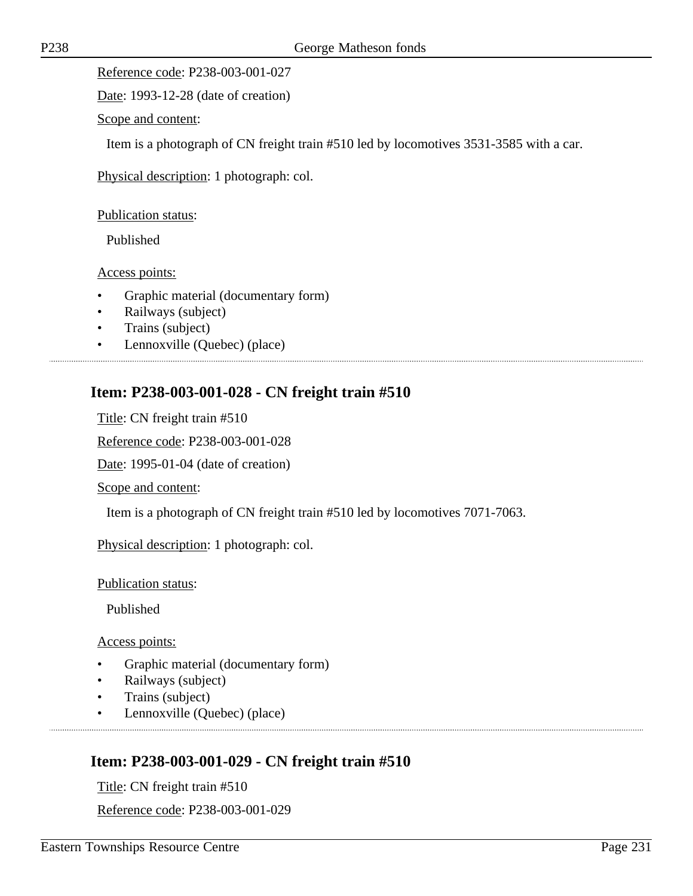Reference code: P238-003-001-027

Date: 1993-12-28 (date of creation)

Scope and content:

Item is a photograph of CN freight train #510 led by locomotives 3531-3585 with a car.

Physical description: 1 photograph: col.

Publication status:

Published

Access points:

- Graphic material (documentary form)
- Railways (subject)
- Trains (subject)
- Lennoxville (Quebec) (place)

---

## Item: P238-003-001-028 - CN freight train #510

Title: CN freight train #510

Reference code: P238-003-001-028

Date: 1995-01-04 (date of creation)

Scope and content:

Item is a photograph of CN freight train #510 led by locomotives 7071-7063.

Physical description: 1 photograph: col.

Publication status:

Published

Access points:

- Graphic material (documentary form)
- Railways (subject)
- Trains (subject)
- Lennoxville (Quebec) (place)

---

## Item: P238-003-001-029 - CN freight train #510

Title: CN freight train #510

Reference code: P238-003-001-029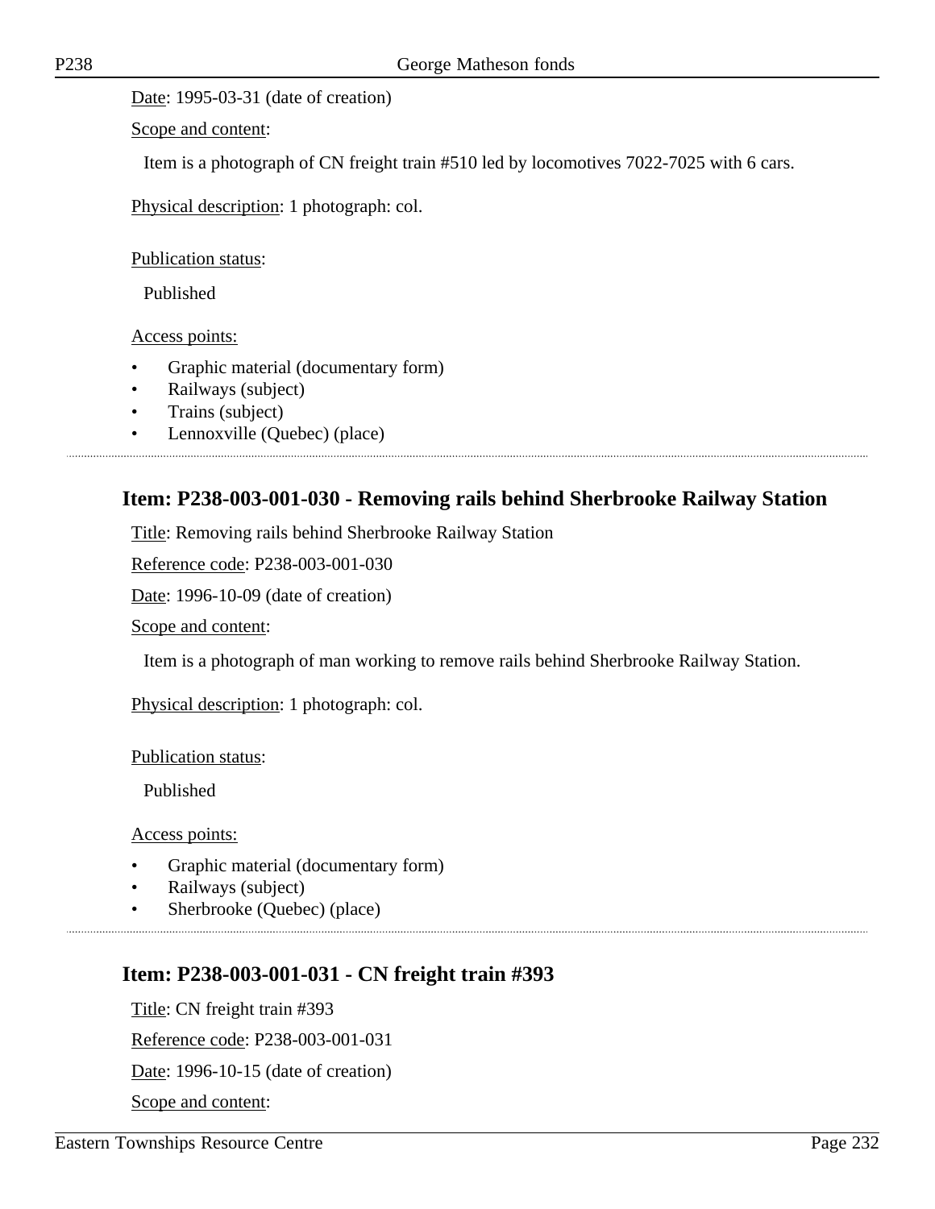Date: 1995-03-31 (date of creation)

Scope and content:

Item is a photograph of CN freight train #510 led by locomotives 7022-7025 with 6 cars.

Physical description: 1 photograph: col.

Publication status:

Published

Access points:

- Graphic material (documentary form)
- Railways (subject)
- Trains (subject)
- Lennoxville (Quebec) (place)

## Item: P238-003-001-030 - Removing rails behind Sherbrooke Railway Station

Title: Removing rails behind Sherbrooke Railway Station

Reference code: P238-003-001-030

Date: 1996-10-09 (date of creation)

Scope and content:

Item is a photograph of man working to remove rails behind Sherbrooke Railway Station.

Physical description: 1 photograph: col.

Publication status:

Published

Access points:

- Graphic material (documentary form)
- Railways (subject)
- Sherbrooke (Quebec) (place)

## Item: P238-003-001-031 - CN freight train #393

Title: CN freight train #393

Reference code: P238-003-001-031

Date: 1996-10-15 (date of creation)

Scope and content: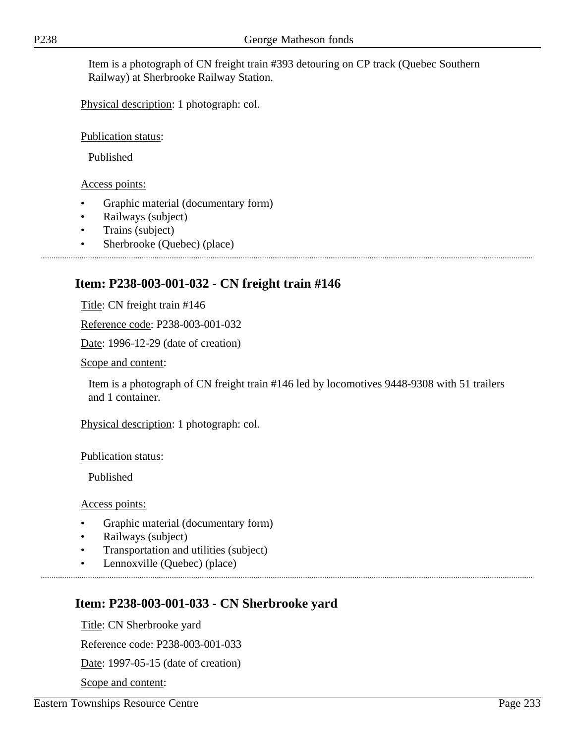Item is a photograph of CN freight train #393 detouring on CP track (Quebec Southern Railway) at Sherbrooke Railway Station.

Physical description: 1 photograph: col.

Publication status:

Published

Access points:

- Graphic material (documentary form)
- Railways (subject)
- Trains (subject)
- Sherbrooke (Quebec) (place)

## Item: P238-003-001-032 - CN freight train #146

Title: CN freight train #146

Reference code: P238-003-001-032

Date: 1996-12-29 (date of creation)

Scope and content:

Item is a photograph of CN freight train #146 led by locomotives 9448-9308 with 51 trailers and 1 container.

Physical description: 1 photograph: col.

Publication status:

Published

Access points:

- Graphic material (documentary form)
- Railways (subject)
- Transportation and utilities (subject)
- Lennoxville (Quebec) (place)

## Item: P238-003-001-033 - CN Sherbrooke yard

Title: CN Sherbrooke yard

Reference code: P238-003-001-033

Date: 1997-05-15 (date of creation)

Scope and content: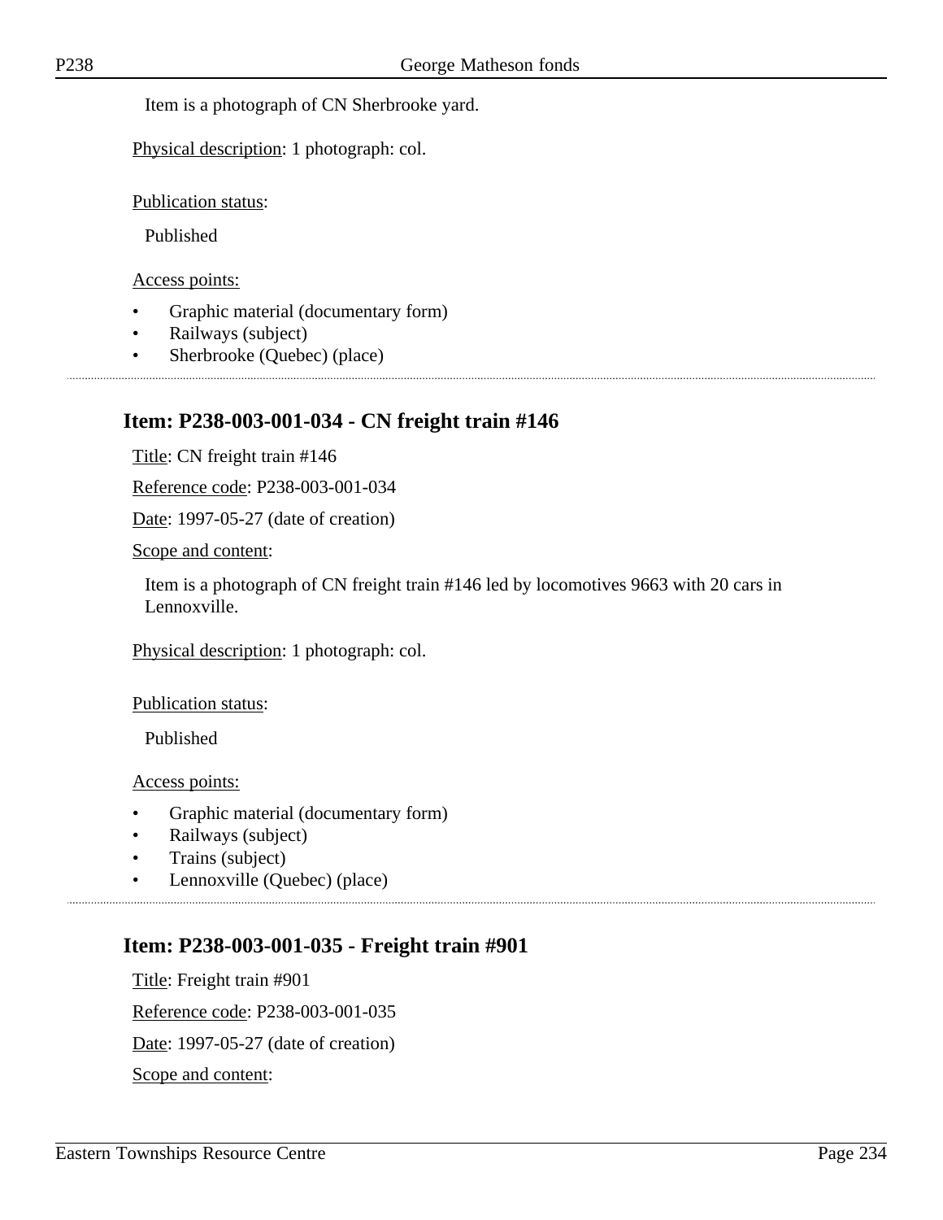Item is a photograph of CN Sherbrooke yard.

Physical description: 1 photograph: col.

Publication status:

Published

Access points:

- Graphic material (documentary form)
- Railways (subject)
- Sherbrooke (Quebec) (place)

## Item: P238-003-001-034 - CN freight train #146

Title: CN freight train #146

Reference code: P238-003-001-034

Date: 1997-05-27 (date of creation)

Scope and content:

Item is a photograph of CN freight train #146 led by locomotives 9663 with 20 cars in Lennoxville.

Physical description: 1 photograph: col.

Publication status:

Published

Access points:

- Graphic material (documentary form)
- Railways (subject)
- Trains (subject)
- Lennoxville (Quebec) (place)

## Item: P238-003-001-035 - Freight train #901

Title: Freight train #901

Reference code: P238-003-001-035

Date: 1997-05-27 (date of creation)

Scope and content: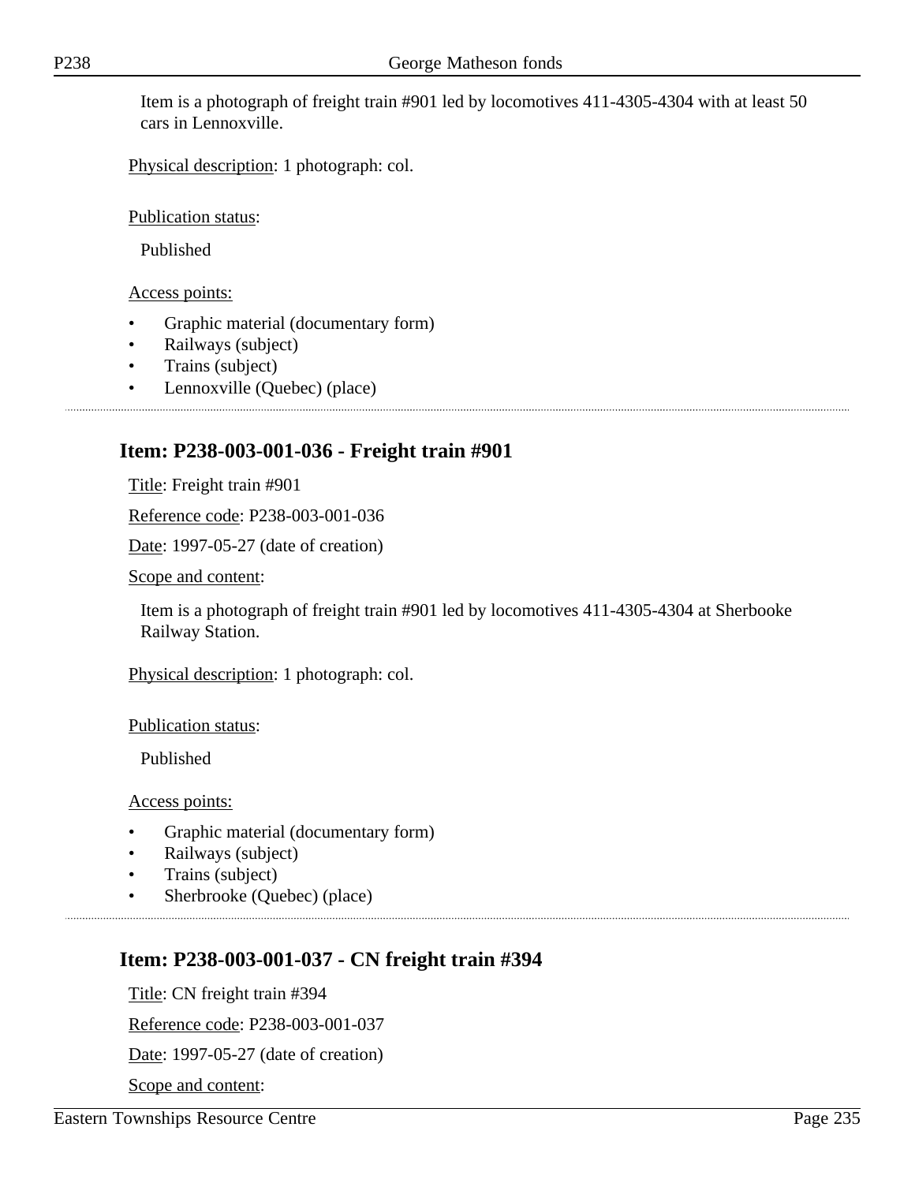Item is a photograph of freight train #901 led by locomotives 411-4305-4304 with at least 50 cars in Lennoxville.

Physical description: 1 photograph: col.

Publication status:

Published

Access points:

- Graphic material (documentary form)
- Railways (subject)
- Trains (subject)
- Lennoxville (Quebec) (place)

## Item: P238-003-001-036 - Freight train #901

Title: Freight train #901

Reference code: P238-003-001-036

Date: 1997-05-27 (date of creation)

Scope and content:

Item is a photograph of freight train #901 led by locomotives 411-4305-4304 at Sherbooke Railway Station.

Physical description: 1 photograph: col.

Publication status:

Published

Access points:

- Graphic material (documentary form)
- Railways (subject)
- Trains (subject)
- Sherbrooke (Quebec) (place)

## Item: P238-003-001-037 - CN freight train #394

Title: CN freight train #394

Reference code: P238-003-001-037

Date: 1997-05-27 (date of creation)

Scope and content: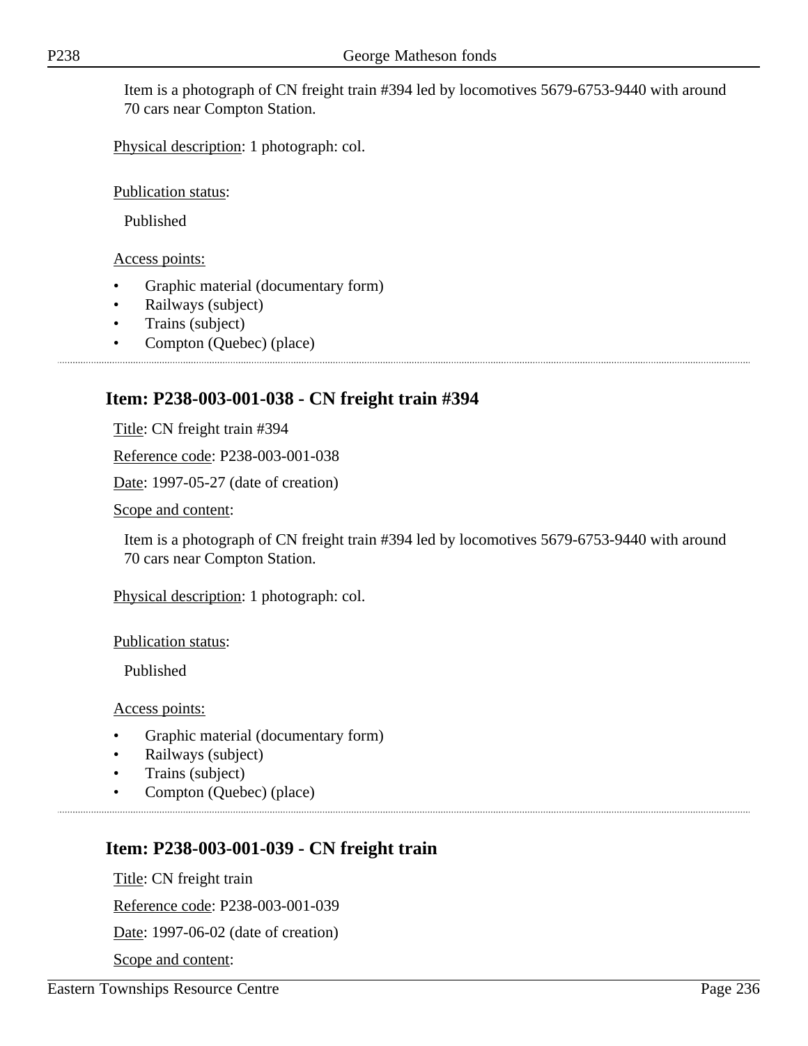Item is a photograph of CN freight train #394 led by locomotives 5679-6753-9440 with around 70 cars near Compton Station.

Physical description: 1 photograph: col.

Publication status:

Published

Access points:

- Graphic material (documentary form)
- Railways (subject)
- Trains (subject)
- Compton (Quebec) (place)

---

## Item: P238-003-001-038 - CN freight train #394

Title: CN freight train #394

Reference code: P238-003-001-038

Date: 1997-05-27 (date of creation)

Scope and content:

Item is a photograph of CN freight train #394 led by locomotives 5679-6753-9440 with around 70 cars near Compton Station.

Physical description: 1 photograph: col.

Publication status:

Published

Access points:

- Graphic material (documentary form)
- Railways (subject)
- Trains (subject)
- Compton (Quebec) (place)

---

## Item: P238-003-001-039 - CN freight train

Title: CN freight train

Reference code: P238-003-001-039

Date: 1997-06-02 (date of creation)

Scope and content: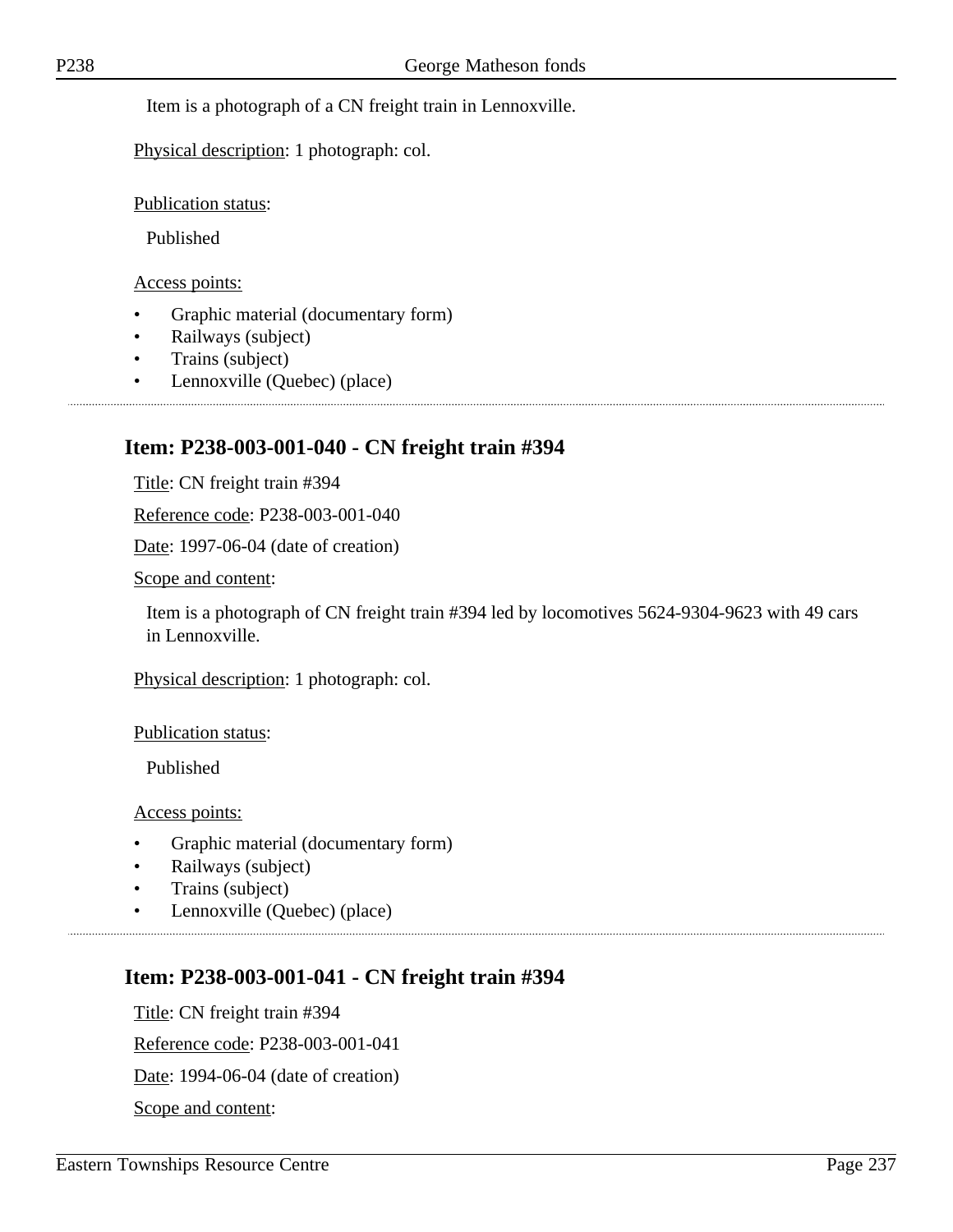Item is a photograph of a CN freight train in Lennoxville.

Physical description: 1 photograph: col.

Publication status:

Published

Access points:

- Graphic material (documentary form)
- Railways (subject)
- Trains (subject)
- Lennoxville (Quebec) (place)

---

## Item: P238-003-001-040 - CN freight train #394

Title: CN freight train #394

Reference code: P238-003-001-040

Date: 1997-06-04 (date of creation)

Scope and content:

Item is a photograph of CN freight train #394 led by locomotives 5624-9304-9623 with 49 cars in Lennoxville.

Physical description: 1 photograph: col.

Publication status:

Published

Access points:

- Graphic material (documentary form)
- Railways (subject)
- Trains (subject)
- Lennoxville (Quebec) (place)

---

## Item: P238-003-001-041 - CN freight train #394

Title: CN freight train #394

Reference code: P238-003-001-041

Date: 1994-06-04 (date of creation)

Scope and content: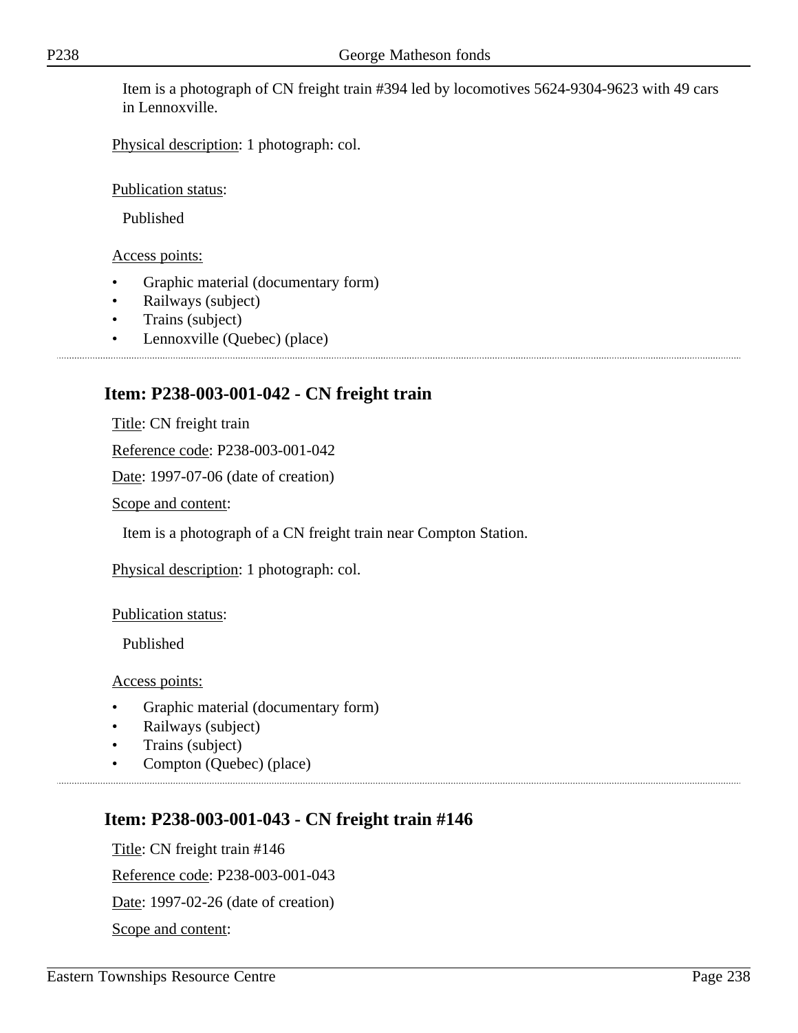Item is a photograph of CN freight train #394 led by locomotives 5624-9304-9623 with 49 cars in Lennoxville.

Physical description: 1 photograph: col.

Publication status:

Published

Access points:

- Graphic material (documentary form)
- Railways (subject)
- Trains (subject)
- Lennoxville (Quebec) (place)

## Item: P238-003-001-042 - CN freight train

Title: CN freight train

Reference code: P238-003-001-042

Date: 1997-07-06 (date of creation)

Scope and content:

Item is a photograph of a CN freight train near Compton Station.

Physical description: 1 photograph: col.

Publication status:

Published

Access points:

- Graphic material (documentary form)
- Railways (subject)
- Trains (subject)
- Compton (Quebec) (place)

## Item: P238-003-001-043 - CN freight train #146

Title: CN freight train #146

Reference code: P238-003-001-043

Date: 1997-02-26 (date of creation)

Scope and content: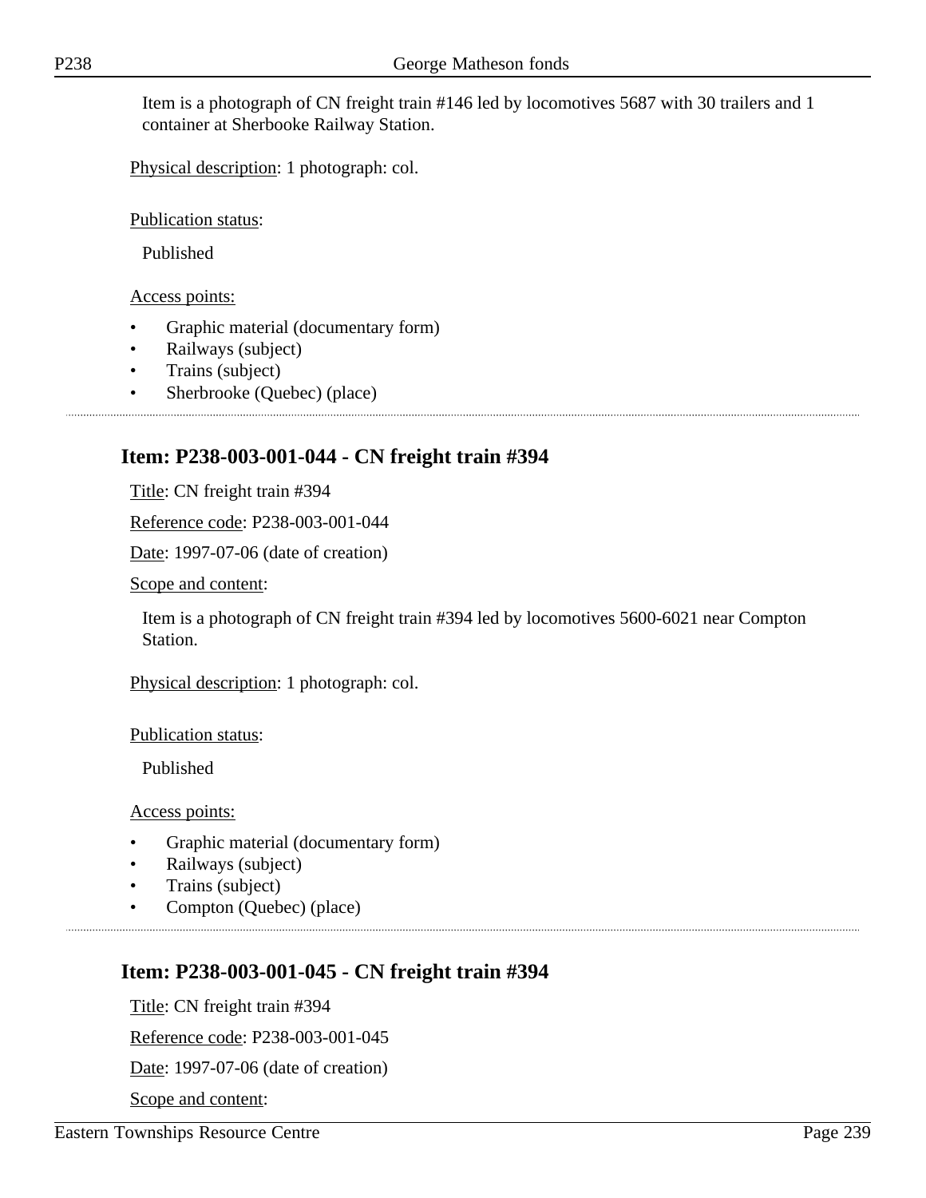Item is a photograph of CN freight train #146 led by locomotives 5687 with 30 trailers and 1 container at Sherbooke Railway Station.

Physical description: 1 photograph: col.

Publication status:

Published

Access points:

- Graphic material (documentary form)
- Railways (subject)
- Trains (subject)
- Sherbrooke (Quebec) (place)

## Item: P238-003-001-044 - CN freight train #394

Title: CN freight train #394

Reference code: P238-003-001-044

Date: 1997-07-06 (date of creation)

Scope and content:

Item is a photograph of CN freight train #394 led by locomotives 5600-6021 near Compton Station.

Physical description: 1 photograph: col.

Publication status:

Published

Access points:

- Graphic material (documentary form)
- Railways (subject)
- Trains (subject)
- Compton (Quebec) (place)

## Item: P238-003-001-045 - CN freight train #394

Title: CN freight train #394

Reference code: P238-003-001-045

Date: 1997-07-06 (date of creation)

Scope and content: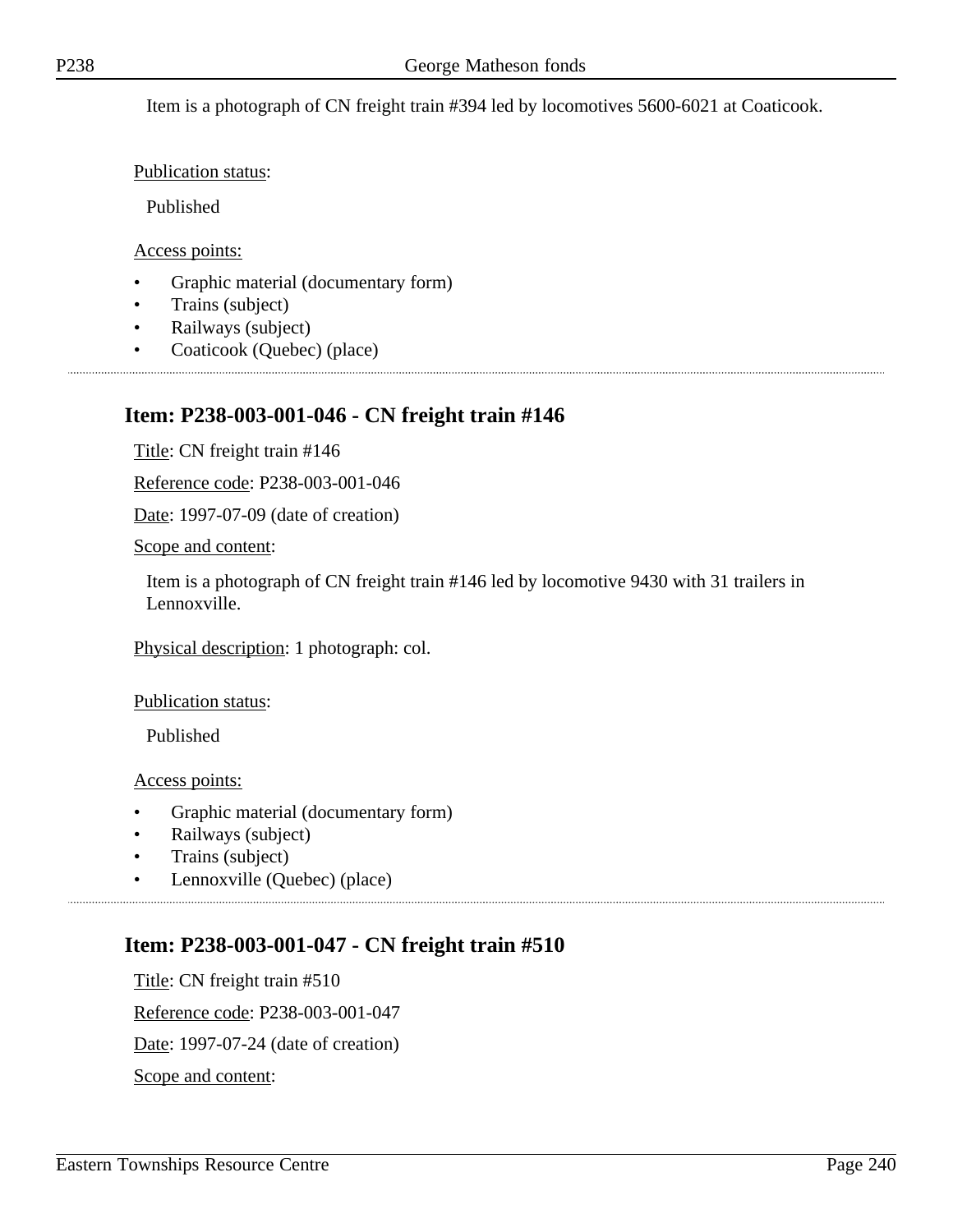Item is a photograph of CN freight train #394 led by locomotives 5600-6021 at Coaticook.

Publication status:

Published

Access points:

- Graphic material (documentary form)
- Trains (subject)
- Railways (subject)
- Coaticook (Quebec) (place)

## Item: P238-003-001-046 - CN freight train #146

Title: CN freight train #146

Reference code: P238-003-001-046

Date: 1997-07-09 (date of creation)

Scope and content:

Item is a photograph of CN freight train #146 led by locomotive 9430 with 31 trailers in Lennoxville.

Physical description: 1 photograph: col.

Publication status:

Published

Access points:

- Graphic material (documentary form)
- Railways (subject)
- Trains (subject)
- Lennoxville (Quebec) (place)

## Item: P238-003-001-047 - CN freight train #510

Title: CN freight train #510

Reference code: P238-003-001-047

Date: 1997-07-24 (date of creation)

Scope and content: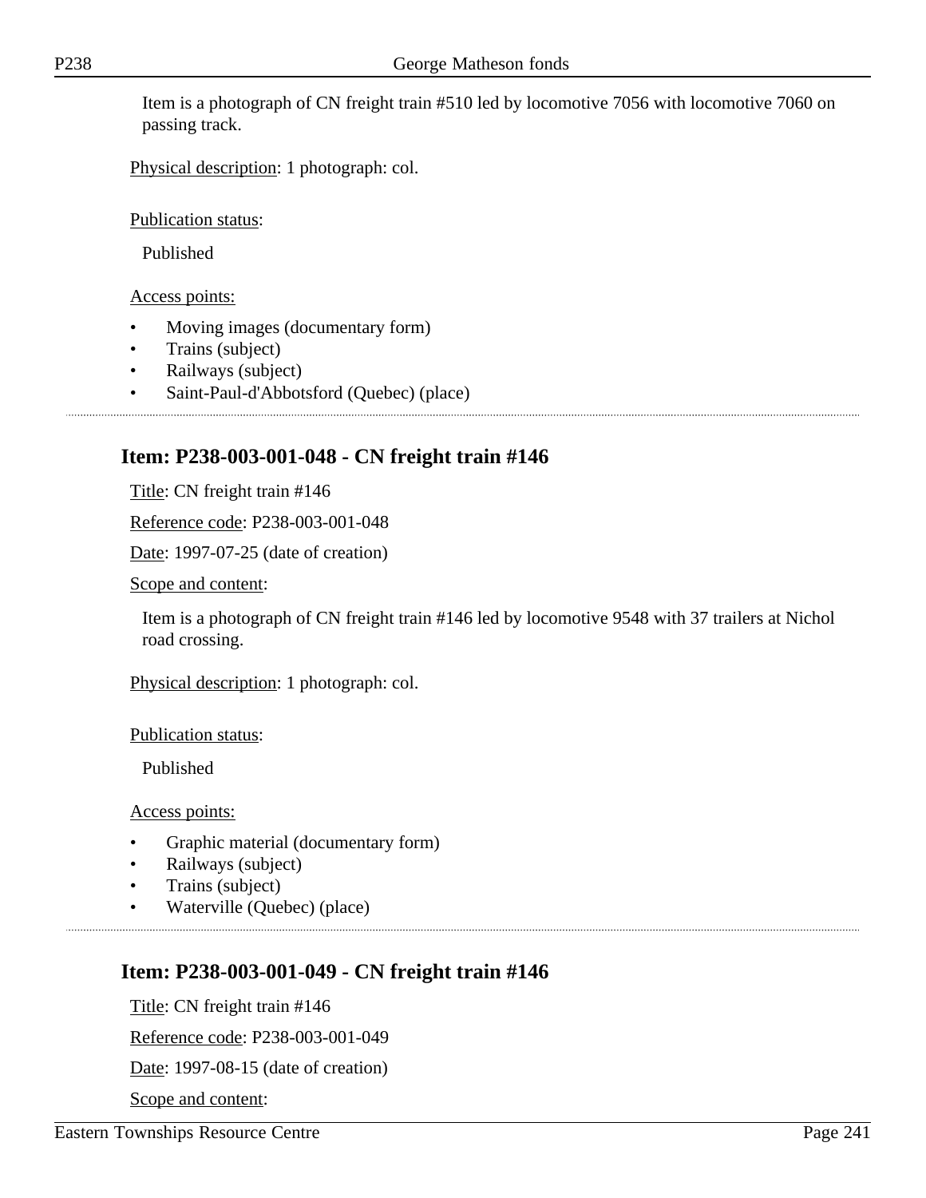Item is a photograph of CN freight train #510 led by locomotive 7056 with locomotive 7060 on passing track.

Physical description: 1 photograph: col.

Publication status:

Published

Access points:

- Moving images (documentary form)
- Trains (subject)
- Railways (subject)
- Saint-Paul-d'Abbotsford (Quebec) (place)

## Item: P238-003-001-048 - CN freight train #146

Title: CN freight train #146

Reference code: P238-003-001-048

Date: 1997-07-25 (date of creation)

Scope and content:

Item is a photograph of CN freight train #146 led by locomotive 9548 with 37 trailers at Nichol road crossing.

Physical description: 1 photograph: col.

Publication status:

Published

Access points:

- Graphic material (documentary form)
- Railways (subject)
- Trains (subject)
- Waterville (Quebec) (place)

## Item: P238-003-001-049 - CN freight train #146

Title: CN freight train #146

Reference code: P238-003-001-049

Date: 1997-08-15 (date of creation)

Scope and content: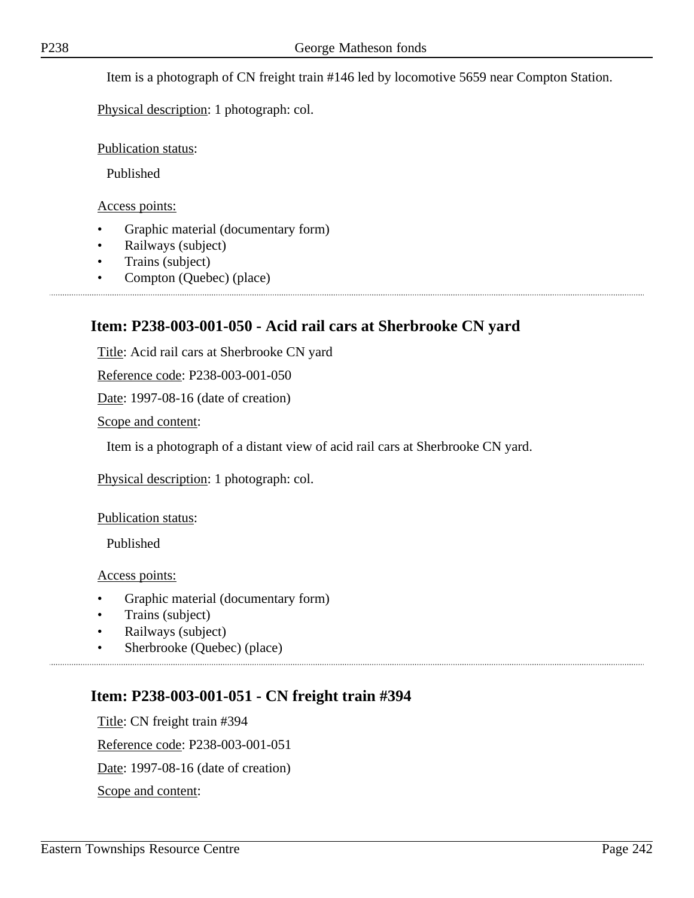Item is a photograph of CN freight train #146 led by locomotive 5659 near Compton Station.

Physical description: 1 photograph: col.

Publication status:

Published

Access points:

- Graphic material (documentary form)
- Railways (subject)
- Trains (subject)
- Compton (Quebec) (place)

---

## Item: P238-003-001-050 - Acid rail cars at Sherbrooke CN yard

Title: Acid rail cars at Sherbrooke CN yard

Reference code: P238-003-001-050

Date: 1997-08-16 (date of creation)

Scope and content:

Item is a photograph of a distant view of acid rail cars at Sherbrooke CN yard.

Physical description: 1 photograph: col.

Publication status:

Published

Access points:

- Graphic material (documentary form)
- Trains (subject)
- Railways (subject)
- Sherbrooke (Quebec) (place)

---

## Item: P238-003-001-051 - CN freight train #394

Title: CN freight train #394

Reference code: P238-003-001-051

Date: 1997-08-16 (date of creation)

Scope and content: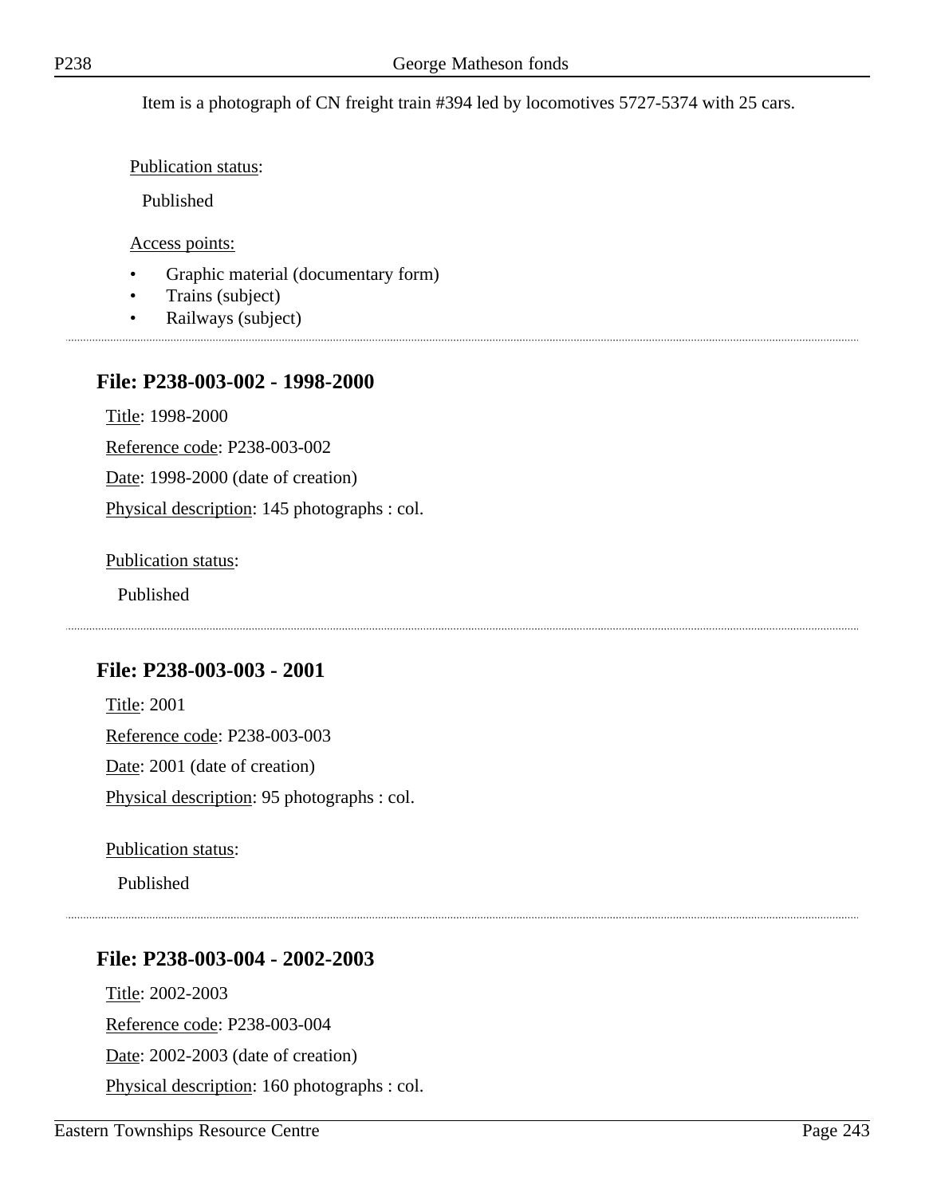Item is a photograph of CN freight train #394 led by locomotives 5727-5374 with 25 cars.

Publication status:

Published

Access points:

- Graphic material (documentary form)
- Trains (subject)
- Railways (subject)

---

### File: P238-003-002 - 1998-2000

Title: 1998-2000

Reference code: P238-003-002

Date: 1998-2000 (date of creation)

Physical description: 145 photographs : col.

Publication status:

Published

---

### File: P238-003-003 - 2001

Title: 2001

Reference code: P238-003-003

Date: 2001 (date of creation)

Physical description: 95 photographs : col.

Publication status:

Published

---

### File: P238-003-004 - 2002-2003

Title: 2002-2003

Reference code: P238-003-004

Date: 2002-2003 (date of creation)

Physical description: 160 photographs : col.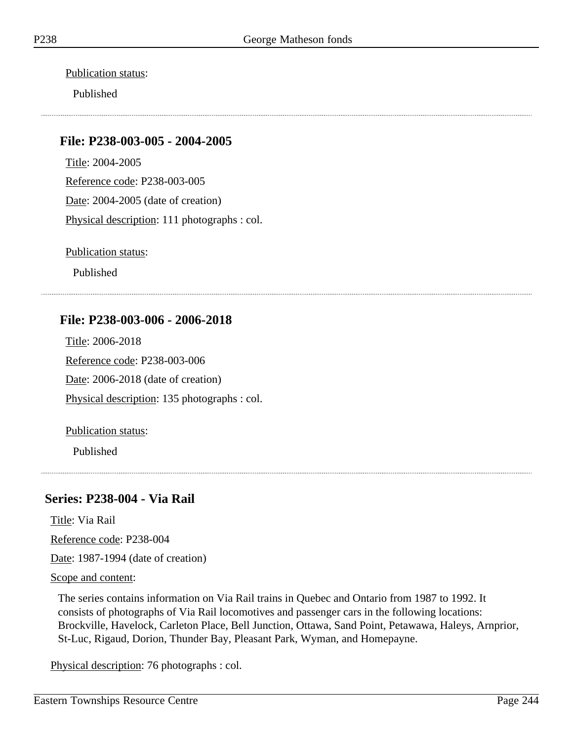Publication status:

Published

---

### File: P238-003-005 - 2004-2005

Title: 2004-2005

Reference code: P238-003-005

Date: 2004-2005 (date of creation)

Physical description: 111 photographs : col.

Publication status:

Published

---

### File: P238-003-006 - 2006-2018

Title: 2006-2018

Reference code: P238-003-006

Date: 2006-2018 (date of creation)

Physical description: 135 photographs : col.

Publication status:

Published

---

## Series: P238-004 - Via Rail

Title: Via Rail

Reference code: P238-004

Date: 1987-1994 (date of creation)

Scope and content:

The series contains information on Via Rail trains in Quebec and Ontario from 1987 to 1992. It consists of photographs of Via Rail locomotives and passenger cars in the following locations: Brockville, Havelock, Carleton Place, Bell Junction, Ottawa, Sand Point, Petawawa, Haleys, Arnprior, St-Luc, Rigaud, Dorion, Thunder Bay, Pleasant Park, Wyman, and Homepayne.

Physical description: 76 photographs : col.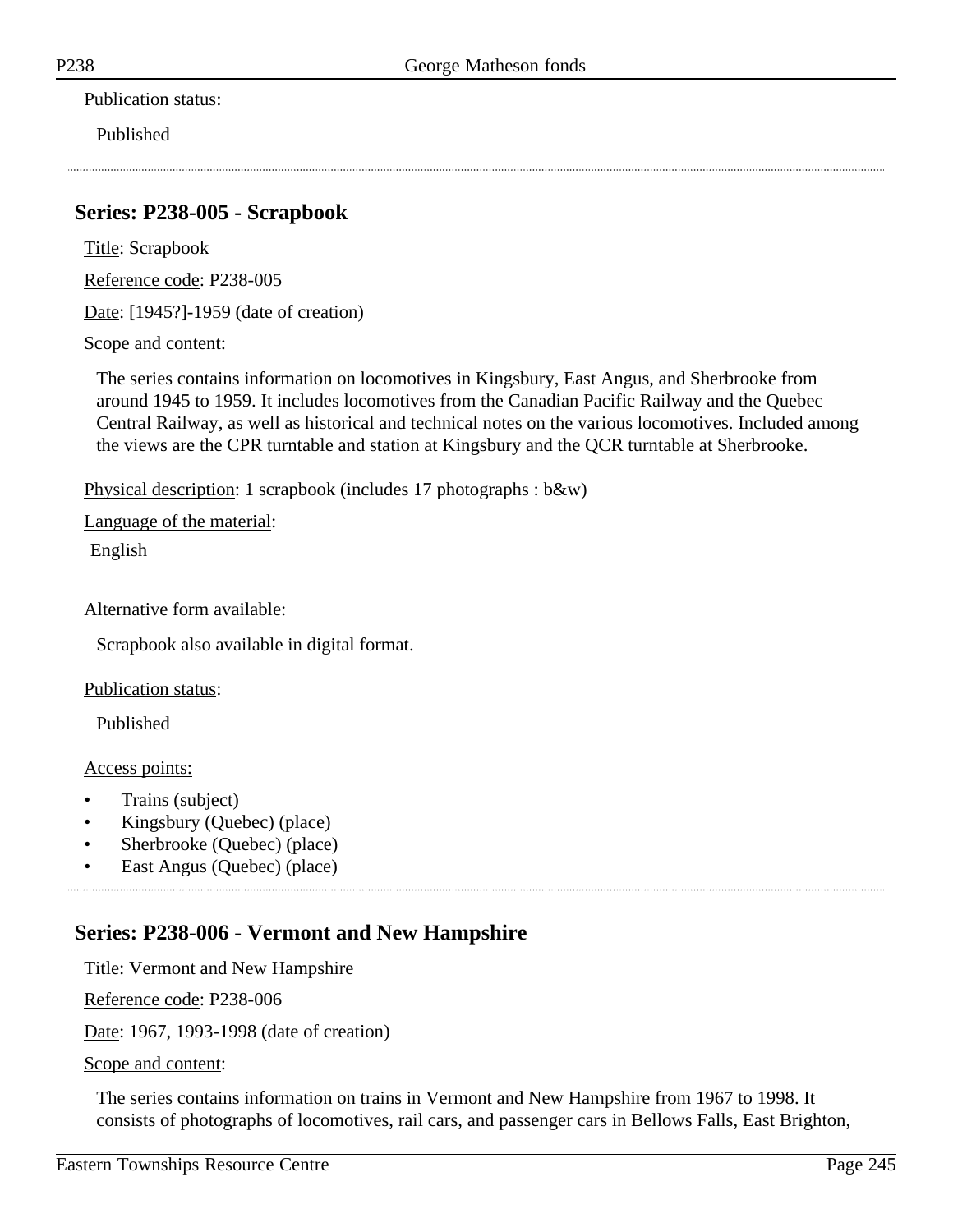Publication status:

Published

---

## Series: P238-005 - Scrapbook

Title: Scrapbook

Reference code: P238-005

Date: [1945?]-1959 (date of creation)

Scope and content:

The series contains information on locomotives in Kingsbury, East Angus, and Sherbrooke from around 1945 to 1959. It includes locomotives from the Canadian Pacific Railway and the Quebec Central Railway, as well as historical and technical notes on the various locomotives. Included among the views are the CPR turntable and station at Kingsbury and the QCR turntable at Sherbrooke.

Physical description: 1 scrapbook (includes 17 photographs : b&w)

Language of the material:

English

Alternative form available:

Scrapbook also available in digital format.

Publication status:

Published

Access points:

- Trains (subject)
- Kingsbury (Quebec) (place)
- Sherbrooke (Quebec) (place)
- East Angus (Quebec) (place)

---

## Series: P238-006 - Vermont and New Hampshire

Title: Vermont and New Hampshire

Reference code: P238-006

Date: 1967, 1993-1998 (date of creation)

Scope and content:

The series contains information on trains in Vermont and New Hampshire from 1967 to 1998. It consists of photographs of locomotives, rail cars, and passenger cars in Bellows Falls, East Brighton,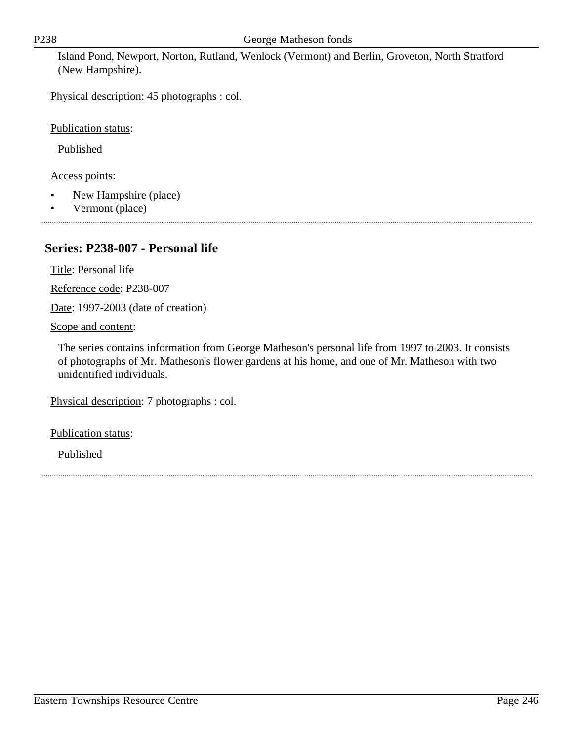Island Pond, Newport, Norton, Rutland, Wenlock (Vermont) and Berlin, Groveton, North Stratford (New Hampshire).

Physical description: 45 photographs : col.

Publication status:

Published

Access points:

- New Hampshire (place)
- Vermont (place)

## Series: P238-007 - Personal life

Title: Personal life

Reference code: P238-007

Date: 1997-2003 (date of creation)

Scope and content:

The series contains information from George Matheson's personal life from 1997 to 2003. It consists of photographs of Mr. Matheson's flower gardens at his home, and one of Mr. Matheson with two unidentified individuals.

Physical description: 7 photographs : col.

Publication status:

Published